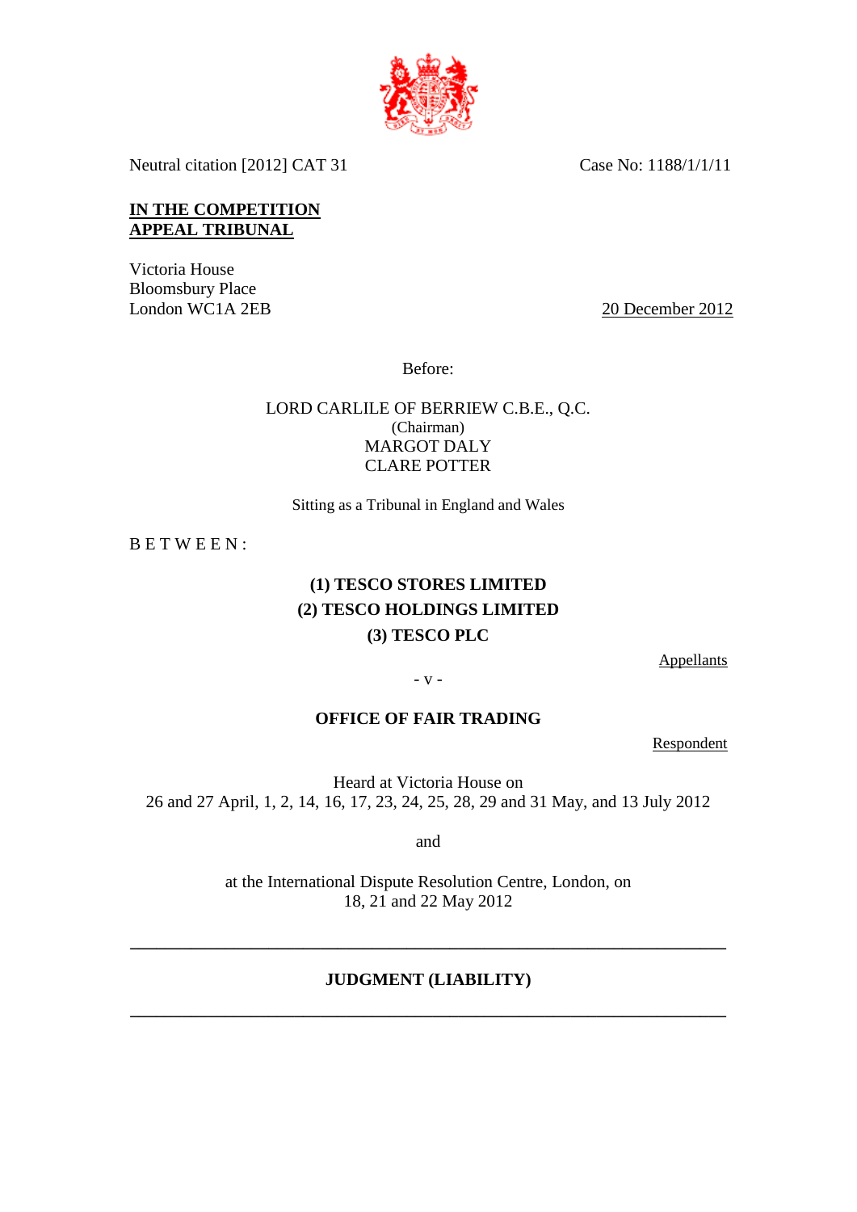Neutral citation [2012] CAT 31

Case No: 1188/1/1/11

**IN THE COMPETITION APPEAL TRIBUNAL**

Victoria House
Bloomsbury Place
London WC1A 2EB

20 December 2012

Before:

LORD CARLILE OF BERRIEW C.B.E., Q.C.
(Chairman)
MARGOT DALY
CLARE POTTER

Sitting as a Tribunal in England and Wales

B E T W E E N :

**(1) TESCO STORES LIMITED**
**(2) TESCO HOLDINGS LIMITED**
**(3) TESCO PLC**

Appellants

\- v -

**OFFICE OF FAIR TRADING**

Respondent

Heard at Victoria House on
26 and 27 April, 1, 2, 14, 16, 17, 23, 24, 25, 28, 29 and 31 May, and 13 July 2012

and

at the International Dispute Resolution Centre, London, on
18, 21 and 22 May 2012

---

**JUDGMENT (LIABILITY)**

---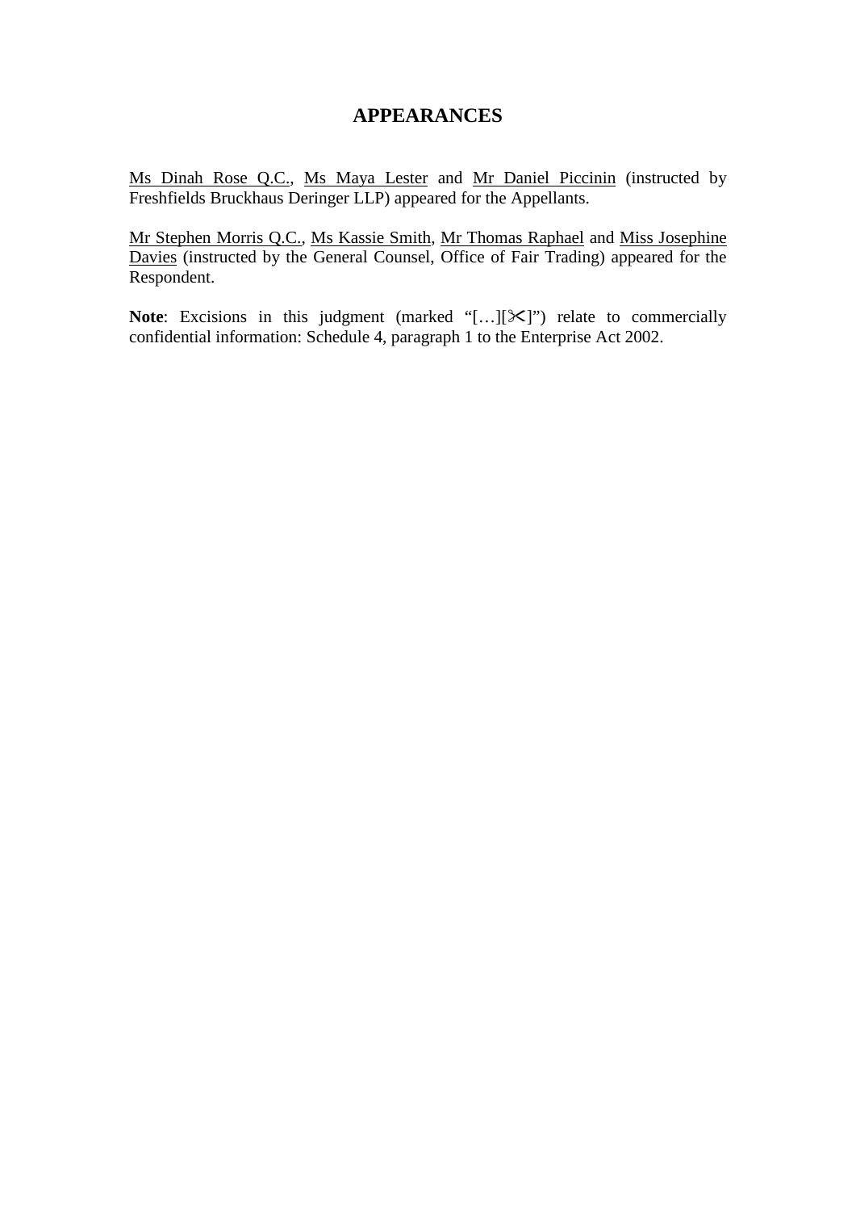# APPEARANCES

Ms Dinah Rose Q.C., Ms Maya Lester and Mr Daniel Piccinin (instructed by Freshfields Bruckhaus Deringer LLP) appeared for the Appellants.

Mr Stephen Morris Q.C., Ms Kassie Smith, Mr Thomas Raphael and Miss Josephine Davies (instructed by the General Counsel, Office of Fair Trading) appeared for the Respondent.

**Note**: Excisions in this judgment (marked "[…][✂]") relate to commercially confidential information: Schedule 4, paragraph 1 to the Enterprise Act 2002.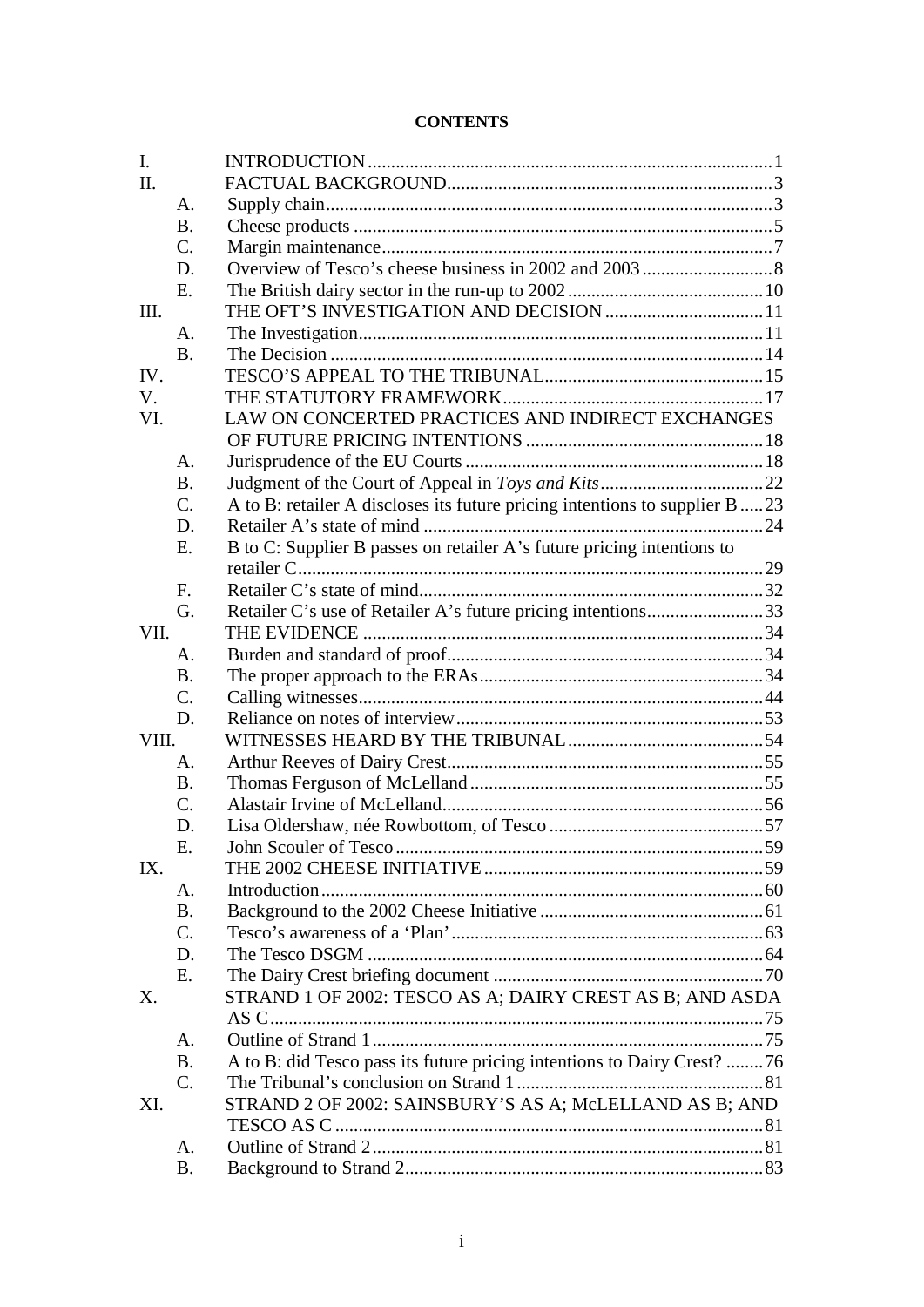**CONTENTS**

| | | | |
|---|---|---|---|
| I. | | INTRODUCTION | 1 |
| II. | | FACTUAL BACKGROUND | 3 |
| | A. | Supply chain | 3 |
| | B. | Cheese products | 5 |
| | C. | Margin maintenance | 7 |
| | D. | Overview of Tesco's cheese business in 2002 and 2003 | 8 |
| | E. | The British dairy sector in the run-up to 2002 | 10 |
| III. | | THE OFT'S INVESTIGATION AND DECISION | 11 |
| | A. | The Investigation | 11 |
| | B. | The Decision | 14 |
| IV. | | TESCO'S APPEAL TO THE TRIBUNAL | 15 |
| V. | | THE STATUTORY FRAMEWORK | 17 |
| VI. | | LAW ON CONCERTED PRACTICES AND INDIRECT EXCHANGES OF FUTURE PRICING INTENTIONS | 18 |
| | A. | Jurisprudence of the EU Courts | 18 |
| | B. | Judgment of the Court of Appeal in *Toys and Kits* | 22 |
| | C. | A to B: retailer A discloses its future pricing intentions to supplier B | 23 |
| | D. | Retailer A's state of mind | 24 |
| | E. | B to C: Supplier B passes on retailer A's future pricing intentions to retailer C | 29 |
| | F. | Retailer C's state of mind | 32 |
| | G. | Retailer C's use of Retailer A's future pricing intentions | 33 |
| VII. | | THE EVIDENCE | 34 |
| | A. | Burden and standard of proof | 34 |
| | B. | The proper approach to the ERAs | 34 |
| | C. | Calling witnesses | 44 |
| | D. | Reliance on notes of interview | 53 |
| VIII. | | WITNESSES HEARD BY THE TRIBUNAL | 54 |
| | A. | Arthur Reeves of Dairy Crest | 55 |
| | B. | Thomas Ferguson of McLelland | 55 |
| | C. | Alastair Irvine of McLelland | 56 |
| | D. | Lisa Oldershaw, née Rowbottom, of Tesco | 57 |
| | E. | John Scouler of Tesco | 59 |
| IX. | | THE 2002 CHEESE INITIATIVE | 59 |
| | A. | Introduction | 60 |
| | B. | Background to the 2002 Cheese Initiative | 61 |
| | C. | Tesco's awareness of a 'Plan' | 63 |
| | D. | The Tesco DSGM | 64 |
| | E. | The Dairy Crest briefing document | 70 |
| X. | | STRAND 1 OF 2002: TESCO AS A; DAIRY CREST AS B; AND ASDA AS C | 75 |
| | A. | Outline of Strand 1 | 75 |
| | B. | A to B: did Tesco pass its future pricing intentions to Dairy Crest? | 76 |
| | C. | The Tribunal's conclusion on Strand 1 | 81 |
| XI. | | STRAND 2 OF 2002: SAINSBURY'S AS A; McLELLAND AS B; AND TESCO AS C | 81 |
| | A. | Outline of Strand 2 | 81 |
| | B. | Background to Strand 2 | 83 |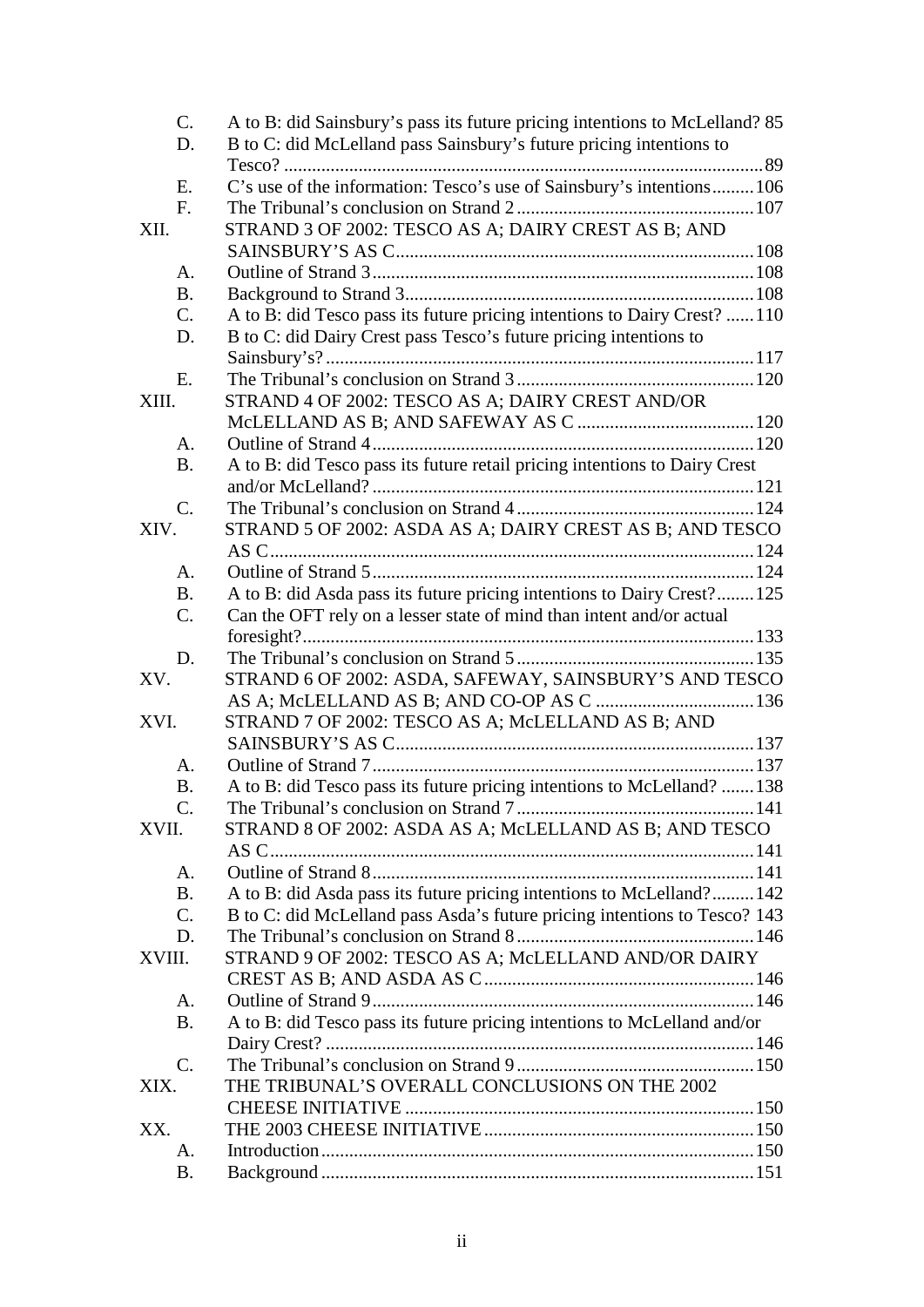C. A to B: did Sainsbury's pass its future pricing intentions to McLelland? 85

D. B to C: did McLelland pass Sainsbury's future pricing intentions to Tesco? ... 89

E. C's use of the information: Tesco's use of Sainsbury's intentions ... 106

F. The Tribunal's conclusion on Strand 2 ... 107

XII. STRAND 3 OF 2002: TESCO AS A; DAIRY CREST AS B; AND SAINSBURY'S AS C ... 108

A. Outline of Strand 3 ... 108

B. Background to Strand 3 ... 108

C. A to B: did Tesco pass its future pricing intentions to Dairy Crest? ... 110

D. B to C: did Dairy Crest pass Tesco's future pricing intentions to Sainsbury's? ... 117

E. The Tribunal's conclusion on Strand 3 ... 120

XIII. STRAND 4 OF 2002: TESCO AS A; DAIRY CREST AND/OR McLELLAND AS B; AND SAFEWAY AS C ... 120

A. Outline of Strand 4 ... 120

B. A to B: did Tesco pass its future retail pricing intentions to Dairy Crest and/or McLelland? ... 121

C. The Tribunal's conclusion on Strand 4 ... 124

XIV. STRAND 5 OF 2002: ASDA AS A; DAIRY CREST AS B; AND TESCO AS C ... 124

A. Outline of Strand 5 ... 124

B. A to B: did Asda pass its future pricing intentions to Dairy Crest? ... 125

C. Can the OFT rely on a lesser state of mind than intent and/or actual foresight? ... 133

D. The Tribunal's conclusion on Strand 5 ... 135

XV. STRAND 6 OF 2002: ASDA, SAFEWAY, SAINSBURY'S AND TESCO AS A; McLELLAND AS B; AND CO-OP AS C ... 136

XVI. STRAND 7 OF 2002: TESCO AS A; McLELLAND AS B; AND SAINSBURY'S AS C ... 137

A. Outline of Strand 7 ... 137

B. A to B: did Tesco pass its future pricing intentions to McLelland? ... 138

C. The Tribunal's conclusion on Strand 7 ... 141

XVII. STRAND 8 OF 2002: ASDA AS A; McLELLAND AS B; AND TESCO AS C ... 141

A. Outline of Strand 8 ... 141

B. A to B: did Asda pass its future pricing intentions to McLelland? ... 142

C. B to C: did McLelland pass Asda's future pricing intentions to Tesco? 143

D. The Tribunal's conclusion on Strand 8 ... 146

XVIII. STRAND 9 OF 2002: TESCO AS A; McLELLAND AND/OR DAIRY CREST AS B; AND ASDA AS C ... 146

A. Outline of Strand 9 ... 146

B. A to B: did Tesco pass its future pricing intentions to McLelland and/or Dairy Crest? ... 146

C. The Tribunal's conclusion on Strand 9 ... 150

XIX. THE TRIBUNAL'S OVERALL CONCLUSIONS ON THE 2002 CHEESE INITIATIVE ... 150

XX. THE 2003 CHEESE INITIATIVE ... 150

A. Introduction ... 150

B. Background ... 151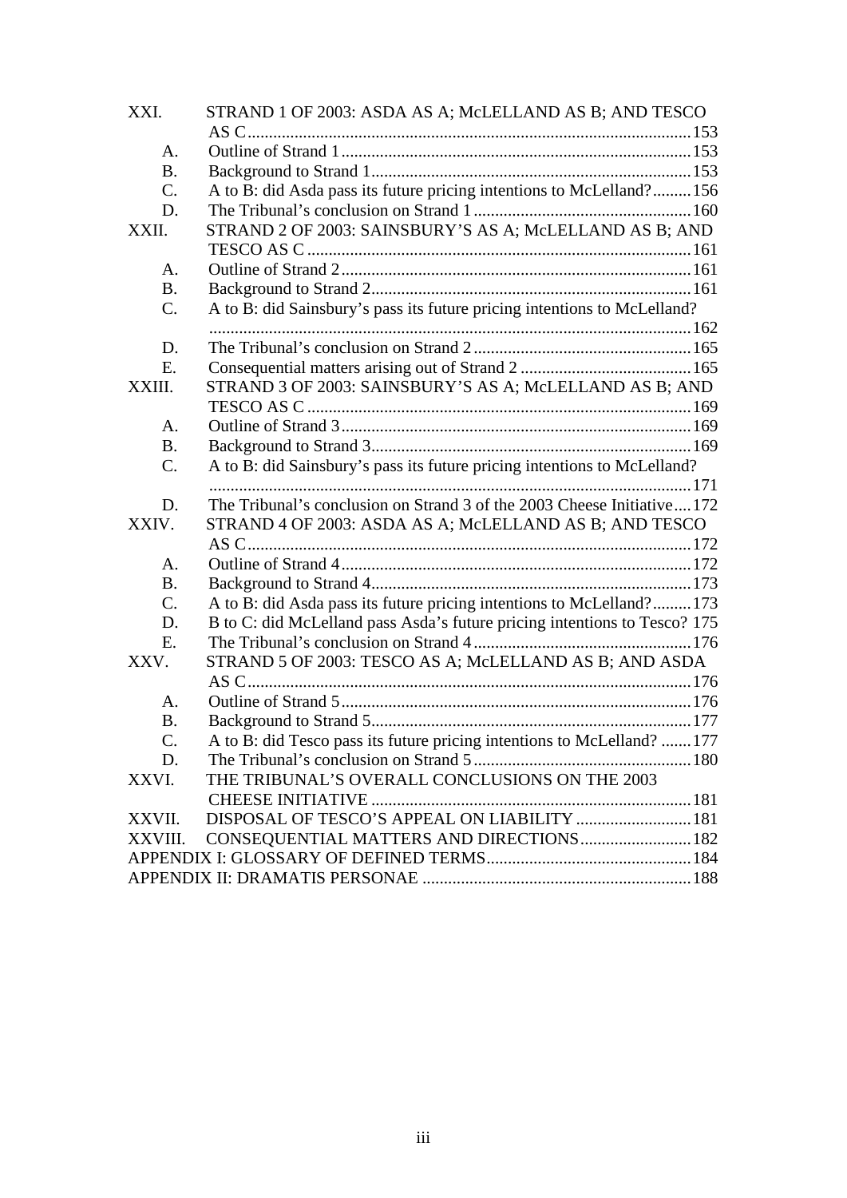| | | |
|---|---|---|
| XXI. | STRAND 1 OF 2003: ASDA AS A; McLELLAND AS B; AND TESCO AS C | 153 |
| A. | Outline of Strand 1 | 153 |
| B. | Background to Strand 1 | 153 |
| C. | A to B: did Asda pass its future pricing intentions to McLelland? | 156 |
| D. | The Tribunal's conclusion on Strand 1 | 160 |
| XXII. | STRAND 2 OF 2003: SAINSBURY'S AS A; McLELLAND AS B; AND TESCO AS C | 161 |
| A. | Outline of Strand 2 | 161 |
| B. | Background to Strand 2 | 161 |
| C. | A to B: did Sainsbury's pass its future pricing intentions to McLelland? | 162 |
| D. | The Tribunal's conclusion on Strand 2 | 165 |
| E. | Consequential matters arising out of Strand 2 | 165 |
| XXIII. | STRAND 3 OF 2003: SAINSBURY'S AS A; McLELLAND AS B; AND TESCO AS C | 169 |
| A. | Outline of Strand 3 | 169 |
| B. | Background to Strand 3 | 169 |
| C. | A to B: did Sainsbury's pass its future pricing intentions to McLelland? | 171 |
| D. | The Tribunal's conclusion on Strand 3 of the 2003 Cheese Initiative | 172 |
| XXIV. | STRAND 4 OF 2003: ASDA AS A; McLELLAND AS B; AND TESCO AS C | 172 |
| A. | Outline of Strand 4 | 172 |
| B. | Background to Strand 4 | 173 |
| C. | A to B: did Asda pass its future pricing intentions to McLelland? | 173 |
| D. | B to C: did McLelland pass Asda's future pricing intentions to Tesco? | 175 |
| E. | The Tribunal's conclusion on Strand 4 | 176 |
| XXV. | STRAND 5 OF 2003: TESCO AS A; McLELLAND AS B; AND ASDA AS C | 176 |
| A. | Outline of Strand 5 | 176 |
| B. | Background to Strand 5 | 177 |
| C. | A to B: did Tesco pass its future pricing intentions to McLelland? | 177 |
| D. | The Tribunal's conclusion on Strand 5 | 180 |
| XXVI. | THE TRIBUNAL'S OVERALL CONCLUSIONS ON THE 2003 CHEESE INITIATIVE | 181 |
| XXVII. | DISPOSAL OF TESCO'S APPEAL ON LIABILITY | 181 |
| XXVIII. | CONSEQUENTIAL MATTERS AND DIRECTIONS | 182 |
| APPENDIX I: GLOSSARY OF DEFINED TERMS | | 184 |
| APPENDIX II: DRAMATIS PERSONAE | | 188 |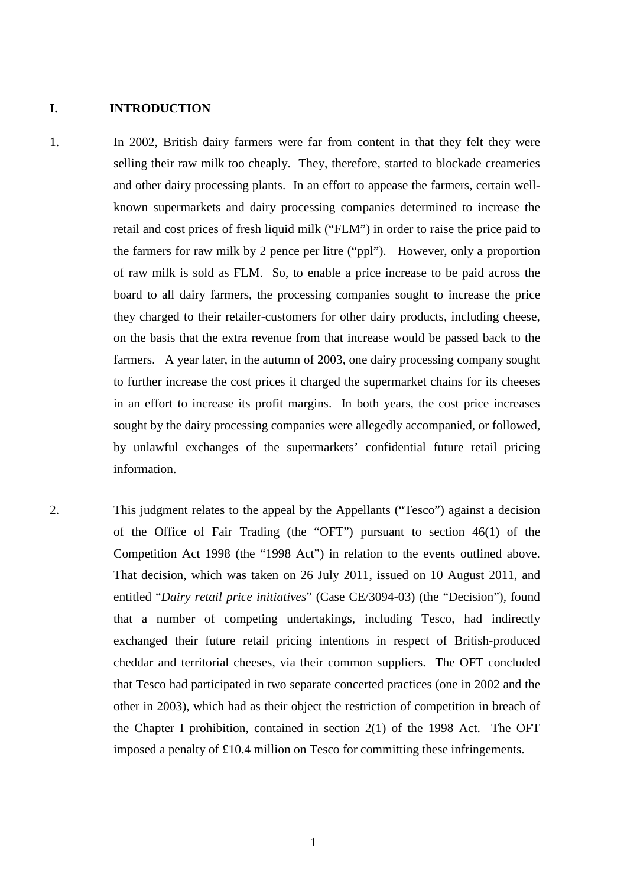# I. INTRODUCTION

1. In 2002, British dairy farmers were far from content in that they felt they were selling their raw milk too cheaply. They, therefore, started to blockade creameries and other dairy processing plants. In an effort to appease the farmers, certain well-known supermarkets and dairy processing companies determined to increase the retail and cost prices of fresh liquid milk ("FLM") in order to raise the price paid to the farmers for raw milk by 2 pence per litre ("ppl"). However, only a proportion of raw milk is sold as FLM. So, to enable a price increase to be paid across the board to all dairy farmers, the processing companies sought to increase the price they charged to their retailer-customers for other dairy products, including cheese, on the basis that the extra revenue from that increase would be passed back to the farmers. A year later, in the autumn of 2003, one dairy processing company sought to further increase the cost prices it charged the supermarket chains for its cheeses in an effort to increase its profit margins. In both years, the cost price increases sought by the dairy processing companies were allegedly accompanied, or followed, by unlawful exchanges of the supermarkets' confidential future retail pricing information.

2. This judgment relates to the appeal by the Appellants ("Tesco") against a decision of the Office of Fair Trading (the "OFT") pursuant to section 46(1) of the Competition Act 1998 (the "1998 Act") in relation to the events outlined above. That decision, which was taken on 26 July 2011, issued on 10 August 2011, and entitled "*Dairy retail price initiatives*" (Case CE/3094-03) (the "Decision"), found that a number of competing undertakings, including Tesco, had indirectly exchanged their future retail pricing intentions in respect of British-produced cheddar and territorial cheeses, via their common suppliers. The OFT concluded that Tesco had participated in two separate concerted practices (one in 2002 and the other in 2003), which had as their object the restriction of competition in breach of the Chapter I prohibition, contained in section 2(1) of the 1998 Act. The OFT imposed a penalty of £10.4 million on Tesco for committing these infringements.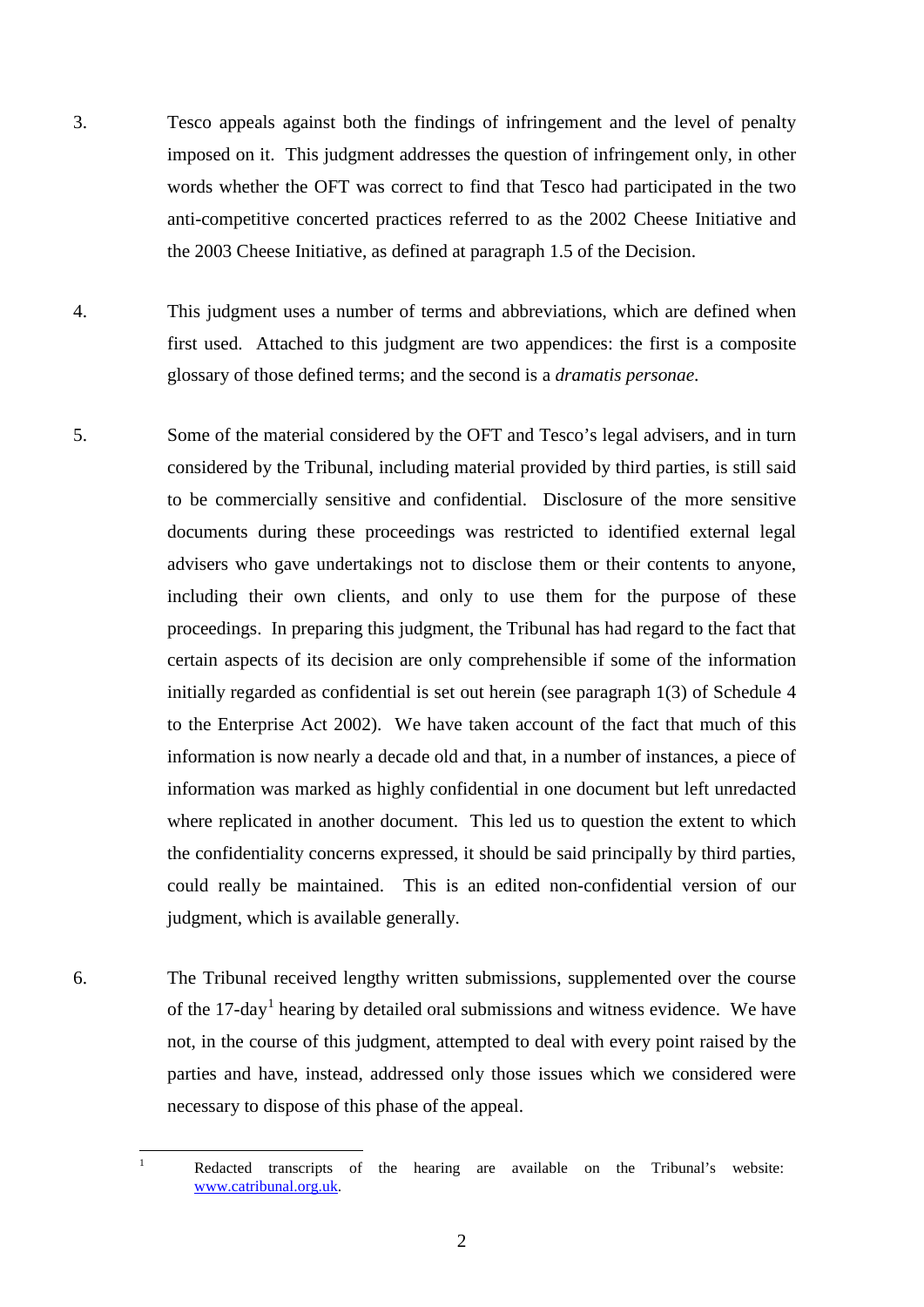3. Tesco appeals against both the findings of infringement and the level of penalty imposed on it. This judgment addresses the question of infringement only, in other words whether the OFT was correct to find that Tesco had participated in the two anti-competitive concerted practices referred to as the 2002 Cheese Initiative and the 2003 Cheese Initiative, as defined at paragraph 1.5 of the Decision.

4. This judgment uses a number of terms and abbreviations, which are defined when first used. Attached to this judgment are two appendices: the first is a composite glossary of those defined terms; and the second is a *dramatis personae*.

5. Some of the material considered by the OFT and Tesco's legal advisers, and in turn considered by the Tribunal, including material provided by third parties, is still said to be commercially sensitive and confidential. Disclosure of the more sensitive documents during these proceedings was restricted to identified external legal advisers who gave undertakings not to disclose them or their contents to anyone, including their own clients, and only to use them for the purpose of these proceedings. In preparing this judgment, the Tribunal has had regard to the fact that certain aspects of its decision are only comprehensible if some of the information initially regarded as confidential is set out herein (see paragraph 1(3) of Schedule 4 to the Enterprise Act 2002). We have taken account of the fact that much of this information is now nearly a decade old and that, in a number of instances, a piece of information was marked as highly confidential in one document but left unredacted where replicated in another document. This led us to question the extent to which the confidentiality concerns expressed, it should be said principally by third parties, could really be maintained. This is an edited non-confidential version of our judgment, which is available generally.

6. The Tribunal received lengthy written submissions, supplemented over the course of the 17-day[1] hearing by detailed oral submissions and witness evidence. We have not, in the course of this judgment, attempted to deal with every point raised by the parties and have, instead, addressed only those issues which we considered were necessary to dispose of this phase of the appeal.

[1] Redacted transcripts of the hearing are available on the Tribunal's website: www.catribunal.org.uk.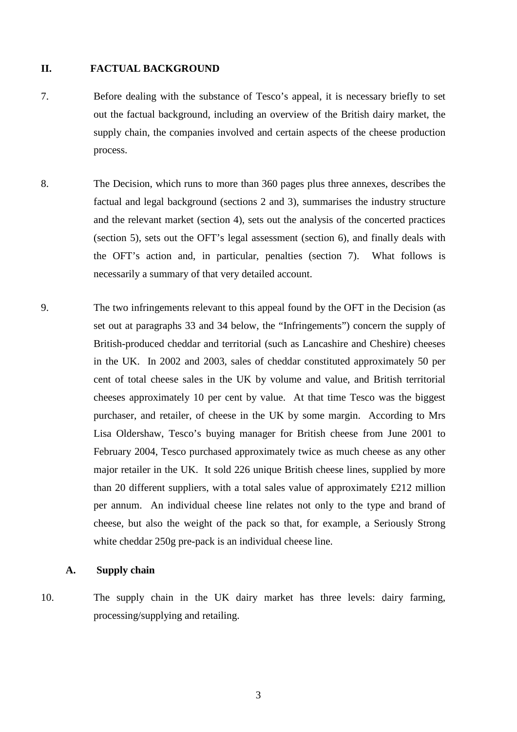## II. FACTUAL BACKGROUND

7. Before dealing with the substance of Tesco's appeal, it is necessary briefly to set out the factual background, including an overview of the British dairy market, the supply chain, the companies involved and certain aspects of the cheese production process.

8. The Decision, which runs to more than 360 pages plus three annexes, describes the factual and legal background (sections 2 and 3), summarises the industry structure and the relevant market (section 4), sets out the analysis of the concerted practices (section 5), sets out the OFT's legal assessment (section 6), and finally deals with the OFT's action and, in particular, penalties (section 7). What follows is necessarily a summary of that very detailed account.

9. The two infringements relevant to this appeal found by the OFT in the Decision (as set out at paragraphs 33 and 34 below, the "Infringements") concern the supply of British-produced cheddar and territorial (such as Lancashire and Cheshire) cheeses in the UK. In 2002 and 2003, sales of cheddar constituted approximately 50 per cent of total cheese sales in the UK by volume and value, and British territorial cheeses approximately 10 per cent by value. At that time Tesco was the biggest purchaser, and retailer, of cheese in the UK by some margin. According to Mrs Lisa Oldershaw, Tesco's buying manager for British cheese from June 2001 to February 2004, Tesco purchased approximately twice as much cheese as any other major retailer in the UK. It sold 226 unique British cheese lines, supplied by more than 20 different suppliers, with a total sales value of approximately £212 million per annum. An individual cheese line relates not only to the type and brand of cheese, but also the weight of the pack so that, for example, a Seriously Strong white cheddar 250g pre-pack is an individual cheese line.

### A. Supply chain

10. The supply chain in the UK dairy market has three levels: dairy farming, processing/supplying and retailing.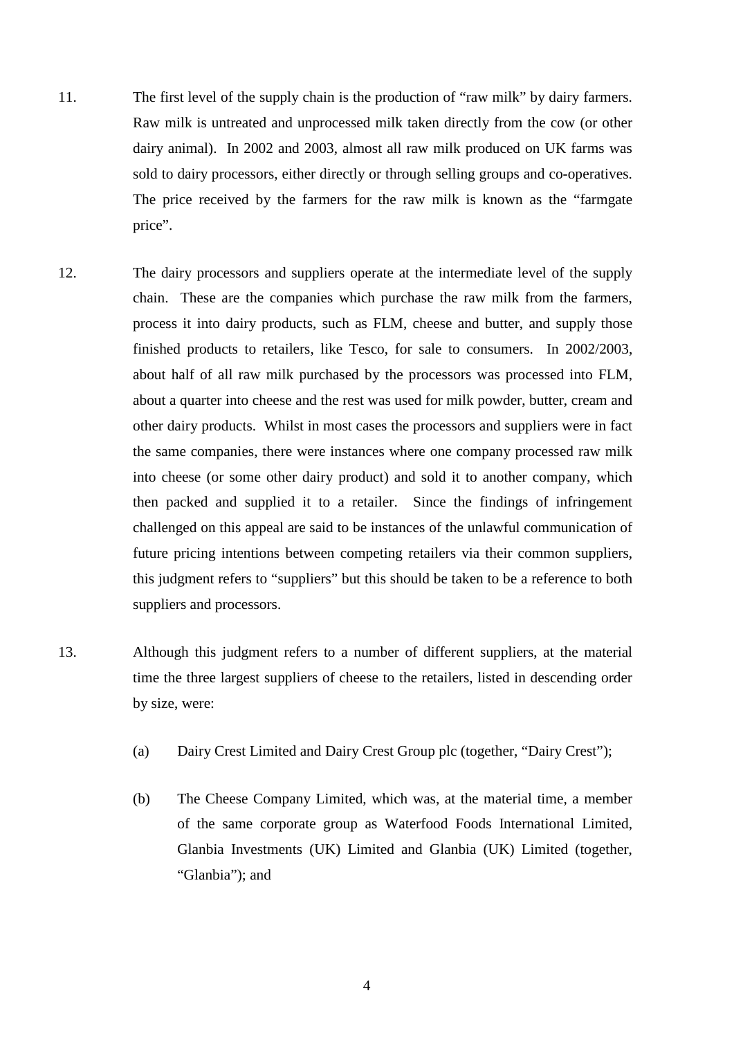11. The first level of the supply chain is the production of "raw milk" by dairy farmers. Raw milk is untreated and unprocessed milk taken directly from the cow (or other dairy animal). In 2002 and 2003, almost all raw milk produced on UK farms was sold to dairy processors, either directly or through selling groups and co-operatives. The price received by the farmers for the raw milk is known as the "farmgate price".

12. The dairy processors and suppliers operate at the intermediate level of the supply chain. These are the companies which purchase the raw milk from the farmers, process it into dairy products, such as FLM, cheese and butter, and supply those finished products to retailers, like Tesco, for sale to consumers. In 2002/2003, about half of all raw milk purchased by the processors was processed into FLM, about a quarter into cheese and the rest was used for milk powder, butter, cream and other dairy products. Whilst in most cases the processors and suppliers were in fact the same companies, there were instances where one company processed raw milk into cheese (or some other dairy product) and sold it to another company, which then packed and supplied it to a retailer. Since the findings of infringement challenged on this appeal are said to be instances of the unlawful communication of future pricing intentions between competing retailers via their common suppliers, this judgment refers to "suppliers" but this should be taken to be a reference to both suppliers and processors.

13. Although this judgment refers to a number of different suppliers, at the material time the three largest suppliers of cheese to the retailers, listed in descending order by size, were:

    (a) Dairy Crest Limited and Dairy Crest Group plc (together, "Dairy Crest");

    (b) The Cheese Company Limited, which was, at the material time, a member of the same corporate group as Waterfood Foods International Limited, Glanbia Investments (UK) Limited and Glanbia (UK) Limited (together, "Glanbia"); and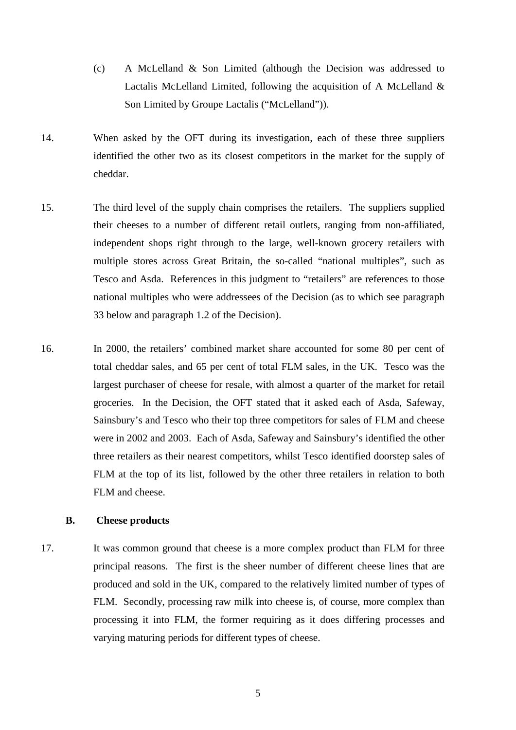(c) A McLelland & Son Limited (although the Decision was addressed to Lactalis McLelland Limited, following the acquisition of A McLelland & Son Limited by Groupe Lactalis ("McLelland")).

14. When asked by the OFT during its investigation, each of these three suppliers identified the other two as its closest competitors in the market for the supply of cheddar.

15. The third level of the supply chain comprises the retailers. The suppliers supplied their cheeses to a number of different retail outlets, ranging from non-affiliated, independent shops right through to the large, well-known grocery retailers with multiple stores across Great Britain, the so-called "national multiples", such as Tesco and Asda. References in this judgment to "retailers" are references to those national multiples who were addressees of the Decision (as to which see paragraph 33 below and paragraph 1.2 of the Decision).

16. In 2000, the retailers' combined market share accounted for some 80 per cent of total cheddar sales, and 65 per cent of total FLM sales, in the UK. Tesco was the largest purchaser of cheese for resale, with almost a quarter of the market for retail groceries. In the Decision, the OFT stated that it asked each of Asda, Safeway, Sainsbury's and Tesco who their top three competitors for sales of FLM and cheese were in 2002 and 2003. Each of Asda, Safeway and Sainsbury's identified the other three retailers as their nearest competitors, whilst Tesco identified doorstep sales of FLM at the top of its list, followed by the other three retailers in relation to both FLM and cheese.

### B. Cheese products

17. It was common ground that cheese is a more complex product than FLM for three principal reasons. The first is the sheer number of different cheese lines that are produced and sold in the UK, compared to the relatively limited number of types of FLM. Secondly, processing raw milk into cheese is, of course, more complex than processing it into FLM, the former requiring as it does differing processes and varying maturing periods for different types of cheese.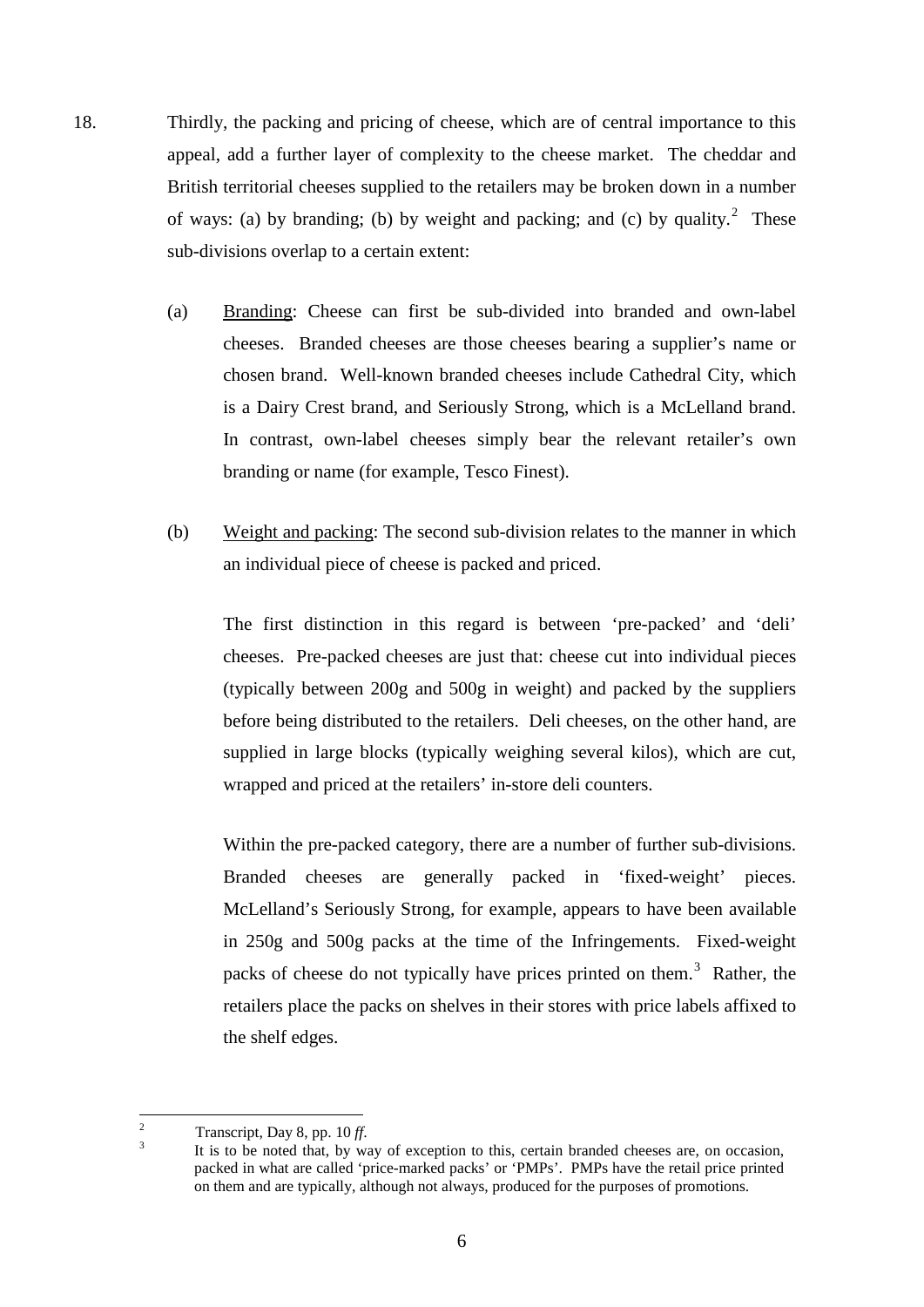18. Thirdly, the packing and pricing of cheese, which are of central importance to this appeal, add a further layer of complexity to the cheese market. The cheddar and British territorial cheeses supplied to the retailers may be broken down in a number of ways: (a) by branding; (b) by weight and packing; and (c) by quality.[2] These sub-divisions overlap to a certain extent:

    (a) Branding: Cheese can first be sub-divided into branded and own-label cheeses. Branded cheeses are those cheeses bearing a supplier's name or chosen brand. Well-known branded cheeses include Cathedral City, which is a Dairy Crest brand, and Seriously Strong, which is a McLelland brand. In contrast, own-label cheeses simply bear the relevant retailer's own branding or name (for example, Tesco Finest).

    (b) Weight and packing: The second sub-division relates to the manner in which an individual piece of cheese is packed and priced.

        The first distinction in this regard is between 'pre-packed' and 'deli' cheeses. Pre-packed cheeses are just that: cheese cut into individual pieces (typically between 200g and 500g in weight) and packed by the suppliers before being distributed to the retailers. Deli cheeses, on the other hand, are supplied in large blocks (typically weighing several kilos), which are cut, wrapped and priced at the retailers' in-store deli counters.

        Within the pre-packed category, there are a number of further sub-divisions. Branded cheeses are generally packed in 'fixed-weight' pieces. McLelland's Seriously Strong, for example, appears to have been available in 250g and 500g packs at the time of the Infringements. Fixed-weight packs of cheese do not typically have prices printed on them.[3] Rather, the retailers place the packs on shelves in their stores with price labels affixed to the shelf edges.

---

[2] Transcript, Day 8, pp. 10 *ff*.

[3] It is to be noted that, by way of exception to this, certain branded cheeses are, on occasion, packed in what are called 'price-marked packs' or 'PMPs'. PMPs have the retail price printed on them and are typically, although not always, produced for the purposes of promotions.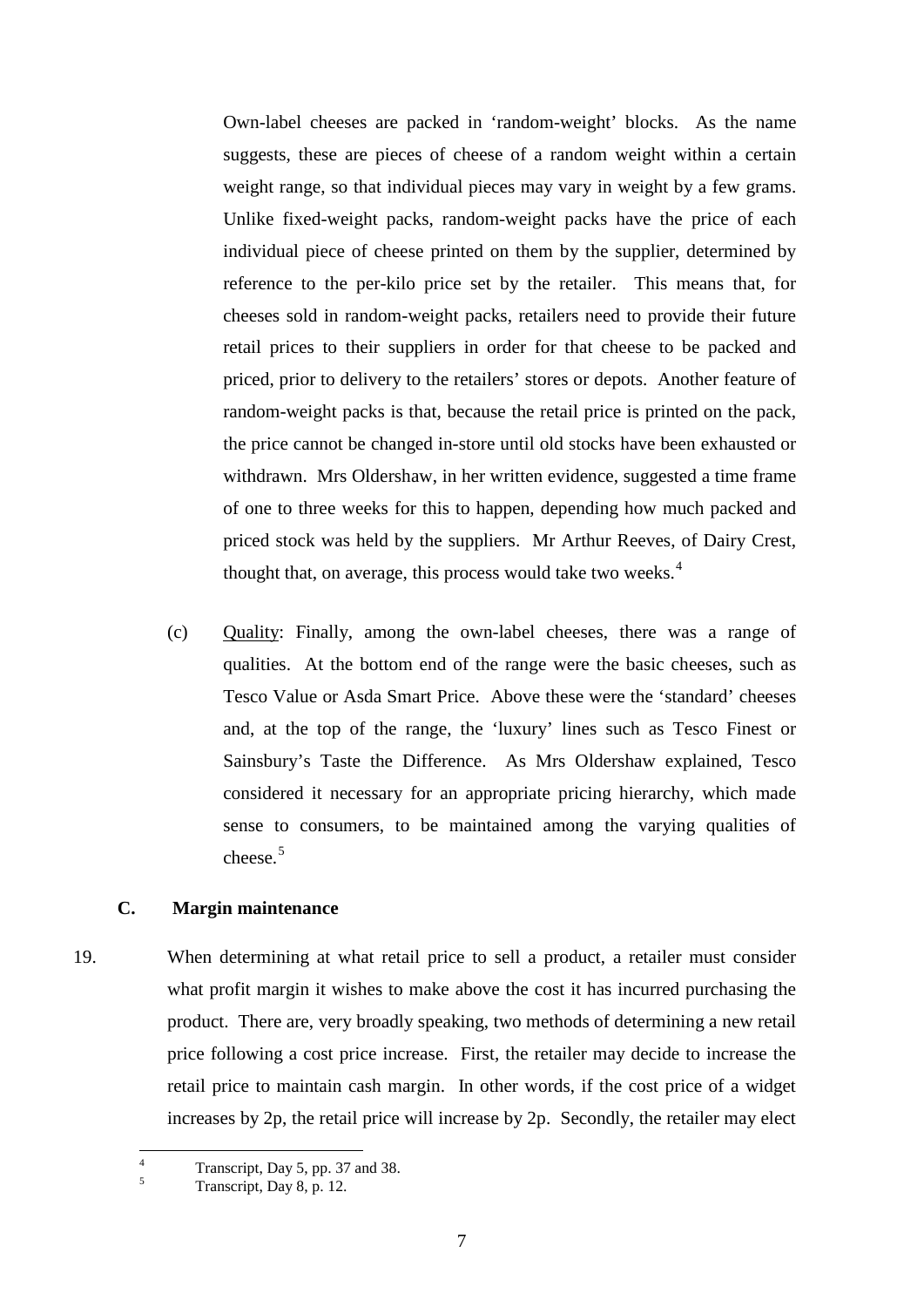Own-label cheeses are packed in 'random-weight' blocks. As the name suggests, these are pieces of cheese of a random weight within a certain weight range, so that individual pieces may vary in weight by a few grams. Unlike fixed-weight packs, random-weight packs have the price of each individual piece of cheese printed on them by the supplier, determined by reference to the per-kilo price set by the retailer. This means that, for cheeses sold in random-weight packs, retailers need to provide their future retail prices to their suppliers in order for that cheese to be packed and priced, prior to delivery to the retailers' stores or depots. Another feature of random-weight packs is that, because the retail price is printed on the pack, the price cannot be changed in-store until old stocks have been exhausted or withdrawn. Mrs Oldershaw, in her written evidence, suggested a time frame of one to three weeks for this to happen, depending how much packed and priced stock was held by the suppliers. Mr Arthur Reeves, of Dairy Crest, thought that, on average, this process would take two weeks.[4]

(c) Quality: Finally, among the own-label cheeses, there was a range of qualities. At the bottom end of the range were the basic cheeses, such as Tesco Value or Asda Smart Price. Above these were the 'standard' cheeses and, at the top of the range, the 'luxury' lines such as Tesco Finest or Sainsbury's Taste the Difference. As Mrs Oldershaw explained, Tesco considered it necessary for an appropriate pricing hierarchy, which made sense to consumers, to be maintained among the varying qualities of cheese.[5]

### C. Margin maintenance

19. When determining at what retail price to sell a product, a retailer must consider what profit margin it wishes to make above the cost it has incurred purchasing the product. There are, very broadly speaking, two methods of determining a new retail price following a cost price increase. First, the retailer may decide to increase the retail price to maintain cash margin. In other words, if the cost price of a widget increases by 2p, the retail price will increase by 2p. Secondly, the retailer may elect

[4] Transcript, Day 5, pp. 37 and 38.

[5] Transcript, Day 8, p. 12.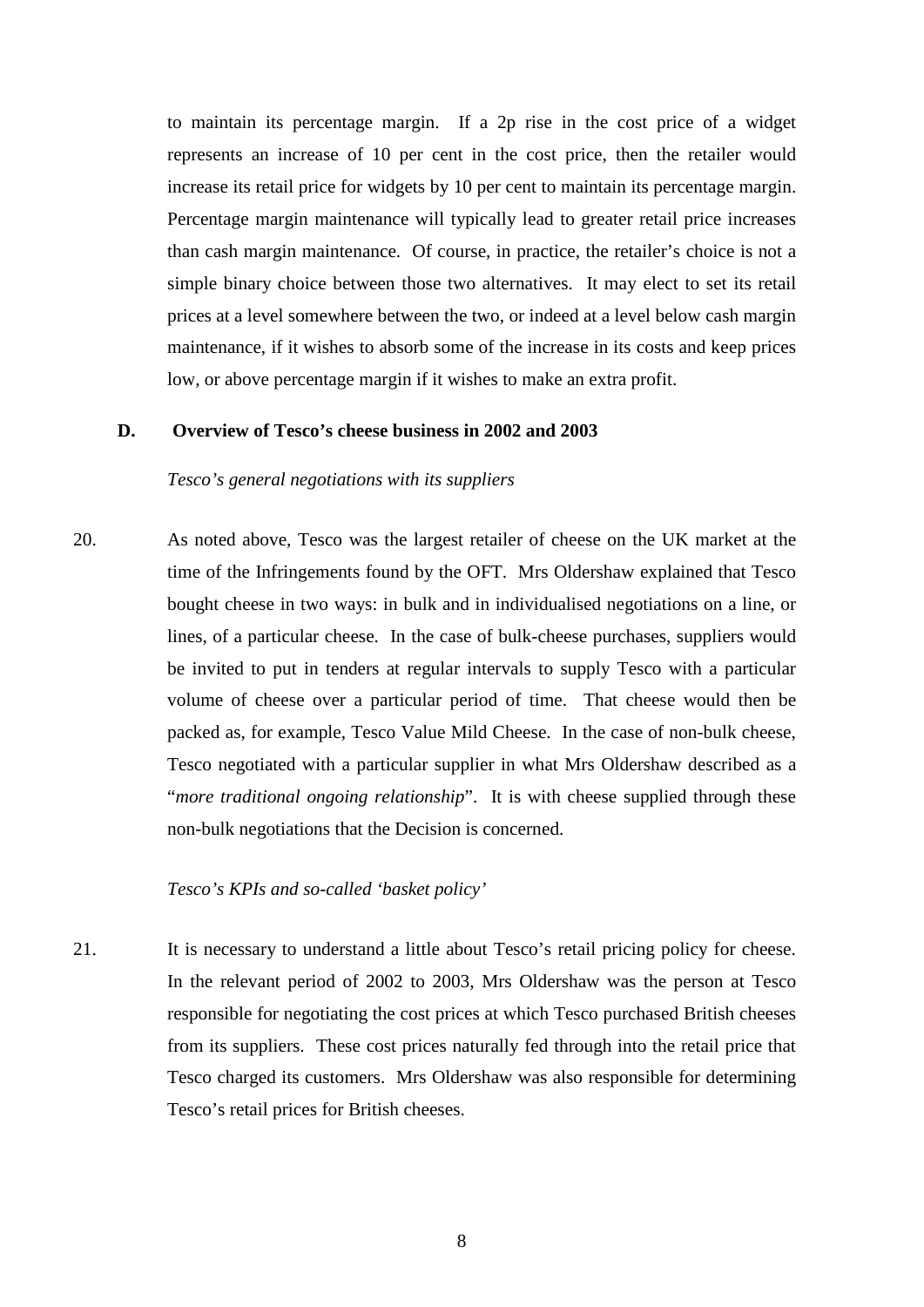to maintain its percentage margin. If a 2p rise in the cost price of a widget represents an increase of 10 per cent in the cost price, then the retailer would increase its retail price for widgets by 10 per cent to maintain its percentage margin. Percentage margin maintenance will typically lead to greater retail price increases than cash margin maintenance. Of course, in practice, the retailer's choice is not a simple binary choice between those two alternatives. It may elect to set its retail prices at a level somewhere between the two, or indeed at a level below cash margin maintenance, if it wishes to absorb some of the increase in its costs and keep prices low, or above percentage margin if it wishes to make an extra profit.

## D. Overview of Tesco's cheese business in 2002 and 2003

*Tesco's general negotiations with its suppliers*

20. As noted above, Tesco was the largest retailer of cheese on the UK market at the time of the Infringements found by the OFT. Mrs Oldershaw explained that Tesco bought cheese in two ways: in bulk and in individualised negotiations on a line, or lines, of a particular cheese. In the case of bulk-cheese purchases, suppliers would be invited to put in tenders at regular intervals to supply Tesco with a particular volume of cheese over a particular period of time. That cheese would then be packed as, for example, Tesco Value Mild Cheese. In the case of non-bulk cheese, Tesco negotiated with a particular supplier in what Mrs Oldershaw described as a "*more traditional ongoing relationship*". It is with cheese supplied through these non-bulk negotiations that the Decision is concerned.

*Tesco's KPIs and so-called 'basket policy'*

21. It is necessary to understand a little about Tesco's retail pricing policy for cheese. In the relevant period of 2002 to 2003, Mrs Oldershaw was the person at Tesco responsible for negotiating the cost prices at which Tesco purchased British cheeses from its suppliers. These cost prices naturally fed through into the retail price that Tesco charged its customers. Mrs Oldershaw was also responsible for determining Tesco's retail prices for British cheeses.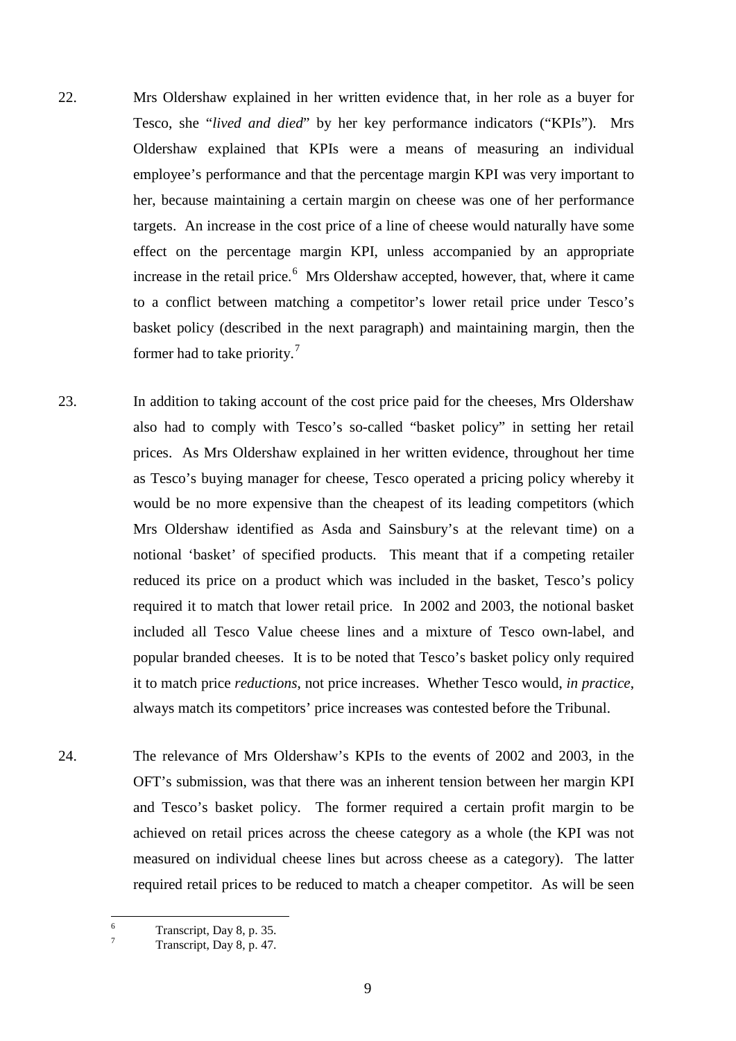22. Mrs Oldershaw explained in her written evidence that, in her role as a buyer for Tesco, she "*lived and died*" by her key performance indicators ("KPIs"). Mrs Oldershaw explained that KPIs were a means of measuring an individual employee's performance and that the percentage margin KPI was very important to her, because maintaining a certain margin on cheese was one of her performance targets. An increase in the cost price of a line of cheese would naturally have some effect on the percentage margin KPI, unless accompanied by an appropriate increase in the retail price.[6] Mrs Oldershaw accepted, however, that, where it came to a conflict between matching a competitor's lower retail price under Tesco's basket policy (described in the next paragraph) and maintaining margin, then the former had to take priority.[7]

23. In addition to taking account of the cost price paid for the cheeses, Mrs Oldershaw also had to comply with Tesco's so-called "basket policy" in setting her retail prices. As Mrs Oldershaw explained in her written evidence, throughout her time as Tesco's buying manager for cheese, Tesco operated a pricing policy whereby it would be no more expensive than the cheapest of its leading competitors (which Mrs Oldershaw identified as Asda and Sainsbury's at the relevant time) on a notional 'basket' of specified products. This meant that if a competing retailer reduced its price on a product which was included in the basket, Tesco's policy required it to match that lower retail price. In 2002 and 2003, the notional basket included all Tesco Value cheese lines and a mixture of Tesco own-label, and popular branded cheeses. It is to be noted that Tesco's basket policy only required it to match price *reductions*, not price increases. Whether Tesco would, *in practice*, always match its competitors' price increases was contested before the Tribunal.

24. The relevance of Mrs Oldershaw's KPIs to the events of 2002 and 2003, in the OFT's submission, was that there was an inherent tension between her margin KPI and Tesco's basket policy. The former required a certain profit margin to be achieved on retail prices across the cheese category as a whole (the KPI was not measured on individual cheese lines but across cheese as a category). The latter required retail prices to be reduced to match a cheaper competitor. As will be seen

[6] Transcript, Day 8, p. 35.

[7] Transcript, Day 8, p. 47.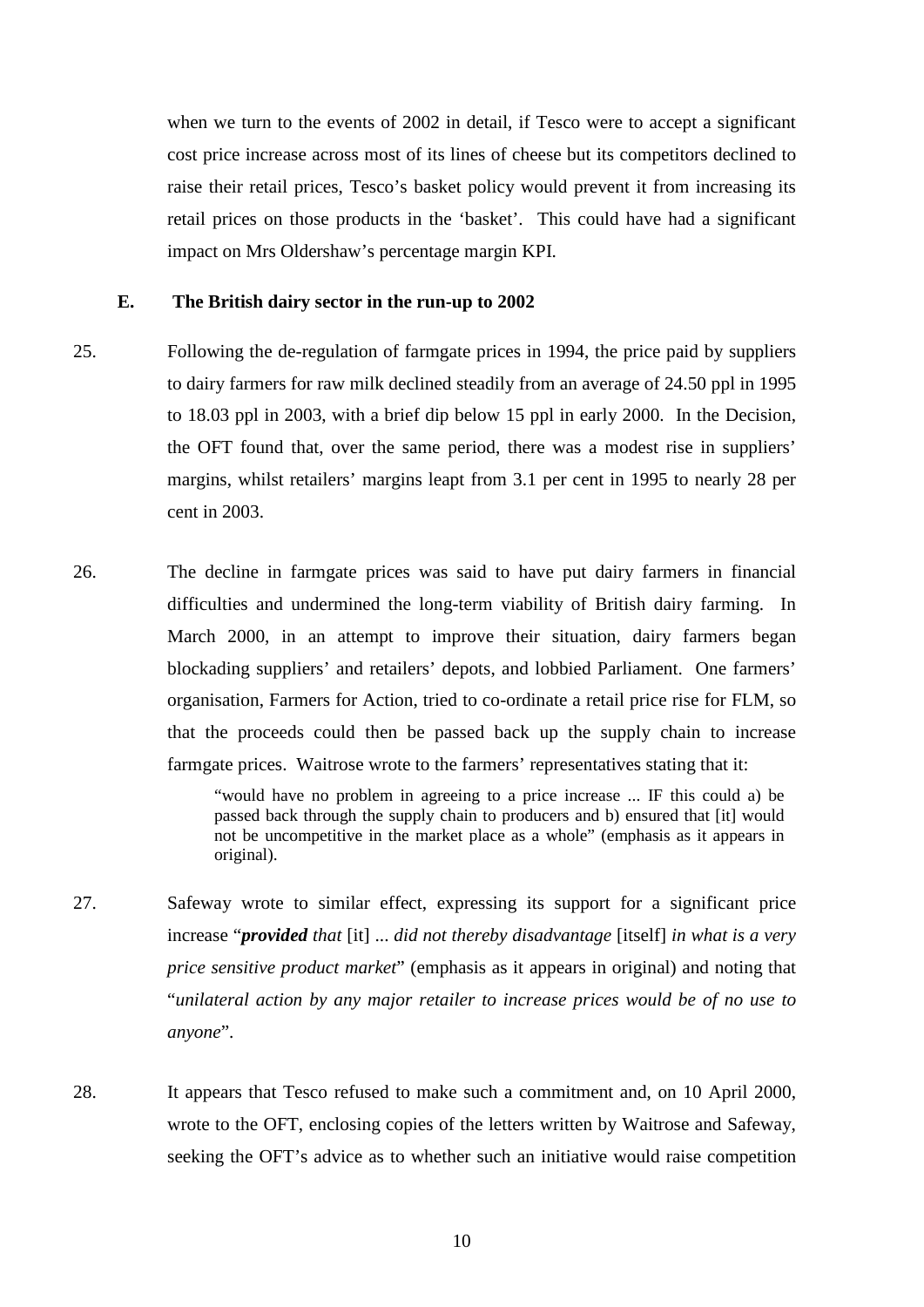when we turn to the events of 2002 in detail, if Tesco were to accept a significant cost price increase across most of its lines of cheese but its competitors declined to raise their retail prices, Tesco's basket policy would prevent it from increasing its retail prices on those products in the 'basket'. This could have had a significant impact on Mrs Oldershaw's percentage margin KPI.

### E. The British dairy sector in the run-up to 2002

25. Following the de-regulation of farmgate prices in 1994, the price paid by suppliers to dairy farmers for raw milk declined steadily from an average of 24.50 ppl in 1995 to 18.03 ppl in 2003, with a brief dip below 15 ppl in early 2000. In the Decision, the OFT found that, over the same period, there was a modest rise in suppliers' margins, whilst retailers' margins leapt from 3.1 per cent in 1995 to nearly 28 per cent in 2003.

26. The decline in farmgate prices was said to have put dairy farmers in financial difficulties and undermined the long-term viability of British dairy farming. In March 2000, in an attempt to improve their situation, dairy farmers began blockading suppliers' and retailers' depots, and lobbied Parliament. One farmers' organisation, Farmers for Action, tried to co-ordinate a retail price rise for FLM, so that the proceeds could then be passed back up the supply chain to increase farmgate prices. Waitrose wrote to the farmers' representatives stating that it:

> "would have no problem in agreeing to a price increase ... IF this could a) be passed back through the supply chain to producers and b) ensured that [it] would not be uncompetitive in the market place as a whole" (emphasis as it appears in original).

27. Safeway wrote to similar effect, expressing its support for a significant price increase "***provided*** *that* [it] *... did not thereby disadvantage* [itself] *in what is a very price sensitive product market*" (emphasis as it appears in original) and noting that "*unilateral action by any major retailer to increase prices would be of no use to anyone*".

28. It appears that Tesco refused to make such a commitment and, on 10 April 2000, wrote to the OFT, enclosing copies of the letters written by Waitrose and Safeway, seeking the OFT's advice as to whether such an initiative would raise competition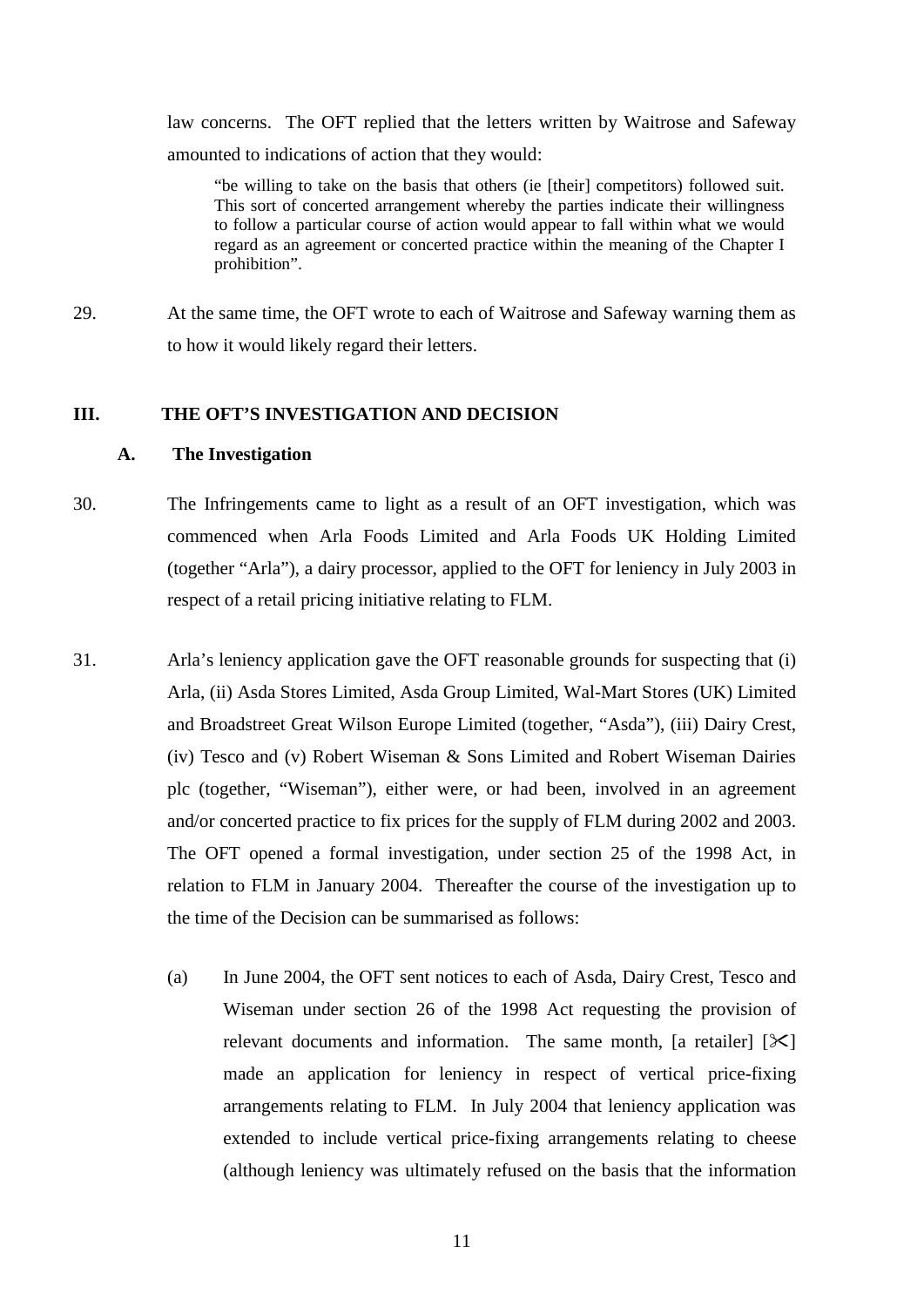law concerns. The OFT replied that the letters written by Waitrose and Safeway amounted to indications of action that they would:

> "be willing to take on the basis that others (ie [their] competitors) followed suit. This sort of concerted arrangement whereby the parties indicate their willingness to follow a particular course of action would appear to fall within what we would regard as an agreement or concerted practice within the meaning of the Chapter I prohibition".

29. At the same time, the OFT wrote to each of Waitrose and Safeway warning them as to how it would likely regard their letters.

## III. THE OFT'S INVESTIGATION AND DECISION

### A. The Investigation

30. The Infringements came to light as a result of an OFT investigation, which was commenced when Arla Foods Limited and Arla Foods UK Holding Limited (together "Arla"), a dairy processor, applied to the OFT for leniency in July 2003 in respect of a retail pricing initiative relating to FLM.

31. Arla's leniency application gave the OFT reasonable grounds for suspecting that (i) Arla, (ii) Asda Stores Limited, Asda Group Limited, Wal-Mart Stores (UK) Limited and Broadstreet Great Wilson Europe Limited (together, "Asda"), (iii) Dairy Crest, (iv) Tesco and (v) Robert Wiseman & Sons Limited and Robert Wiseman Dairies plc (together, "Wiseman"), either were, or had been, involved in an agreement and/or concerted practice to fix prices for the supply of FLM during 2002 and 2003. The OFT opened a formal investigation, under section 25 of the 1998 Act, in relation to FLM in January 2004. Thereafter the course of the investigation up to the time of the Decision can be summarised as follows:

    (a) In June 2004, the OFT sent notices to each of Asda, Dairy Crest, Tesco and Wiseman under section 26 of the 1998 Act requesting the provision of relevant documents and information. The same month, [a retailer] [✂] made an application for leniency in respect of vertical price-fixing arrangements relating to FLM. In July 2004 that leniency application was extended to include vertical price-fixing arrangements relating to cheese (although leniency was ultimately refused on the basis that the information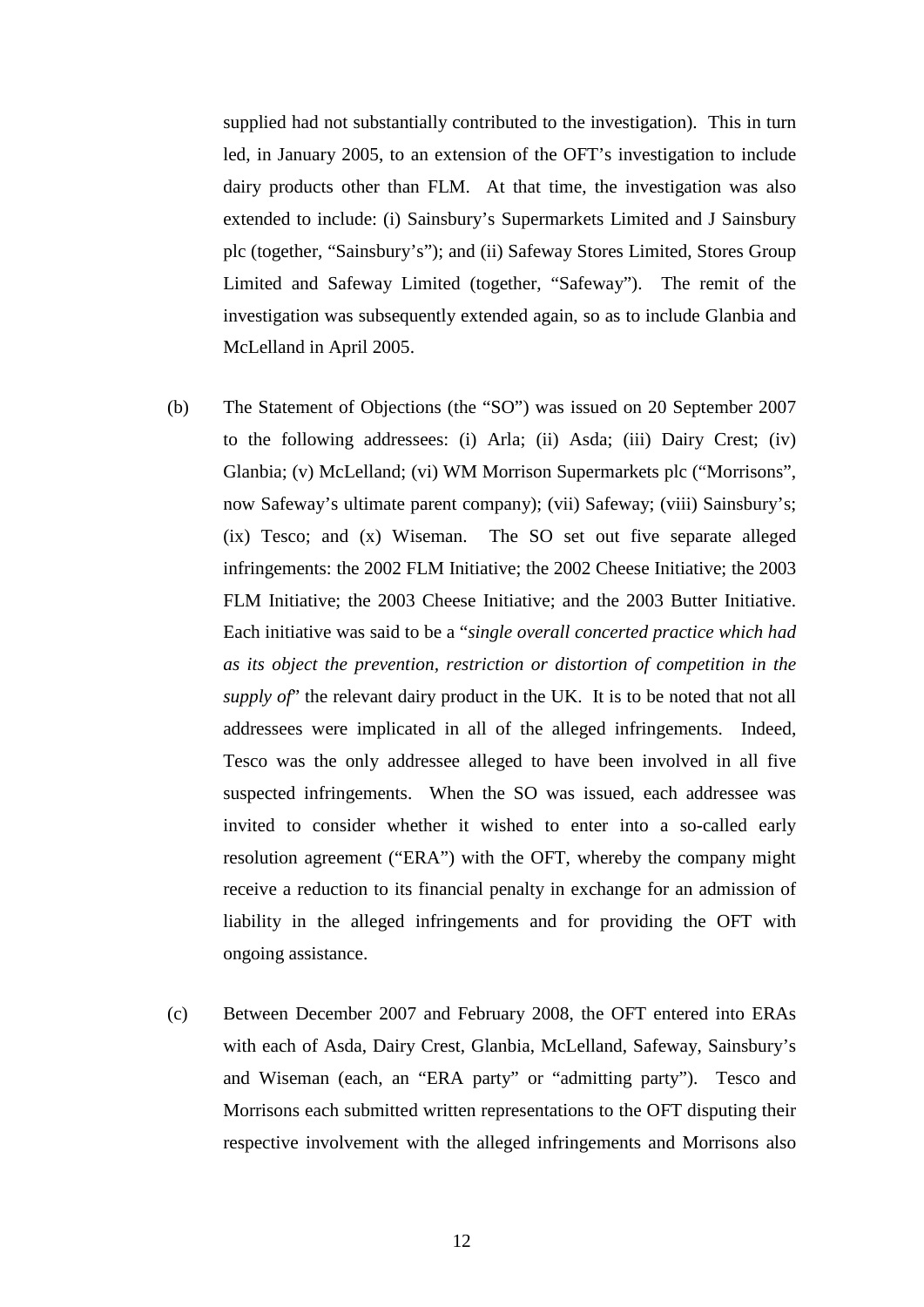supplied had not substantially contributed to the investigation). This in turn led, in January 2005, to an extension of the OFT's investigation to include dairy products other than FLM. At that time, the investigation was also extended to include: (i) Sainsbury's Supermarkets Limited and J Sainsbury plc (together, "Sainsbury's"); and (ii) Safeway Stores Limited, Stores Group Limited and Safeway Limited (together, "Safeway"). The remit of the investigation was subsequently extended again, so as to include Glanbia and McLelland in April 2005.

(b) The Statement of Objections (the "SO") was issued on 20 September 2007 to the following addressees: (i) Arla; (ii) Asda; (iii) Dairy Crest; (iv) Glanbia; (v) McLelland; (vi) WM Morrison Supermarkets plc ("Morrisons", now Safeway's ultimate parent company); (vii) Safeway; (viii) Sainsbury's; (ix) Tesco; and (x) Wiseman. The SO set out five separate alleged infringements: the 2002 FLM Initiative; the 2002 Cheese Initiative; the 2003 FLM Initiative; the 2003 Cheese Initiative; and the 2003 Butter Initiative. Each initiative was said to be a "*single overall concerted practice which had as its object the prevention, restriction or distortion of competition in the supply of*" the relevant dairy product in the UK. It is to be noted that not all addressees were implicated in all of the alleged infringements. Indeed, Tesco was the only addressee alleged to have been involved in all five suspected infringements. When the SO was issued, each addressee was invited to consider whether it wished to enter into a so-called early resolution agreement ("ERA") with the OFT, whereby the company might receive a reduction to its financial penalty in exchange for an admission of liability in the alleged infringements and for providing the OFT with ongoing assistance.

(c) Between December 2007 and February 2008, the OFT entered into ERAs with each of Asda, Dairy Crest, Glanbia, McLelland, Safeway, Sainsbury's and Wiseman (each, an "ERA party" or "admitting party"). Tesco and Morrisons each submitted written representations to the OFT disputing their respective involvement with the alleged infringements and Morrisons also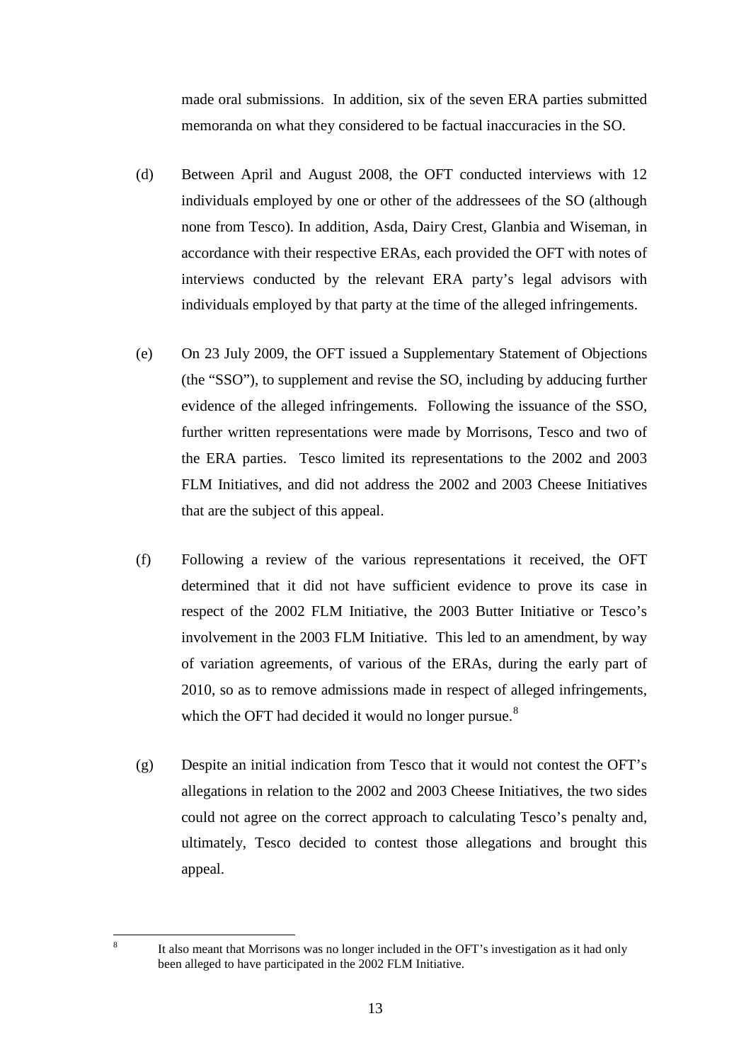made oral submissions. In addition, six of the seven ERA parties submitted memoranda on what they considered to be factual inaccuracies in the SO.

(d) Between April and August 2008, the OFT conducted interviews with 12 individuals employed by one or other of the addressees of the SO (although none from Tesco). In addition, Asda, Dairy Crest, Glanbia and Wiseman, in accordance with their respective ERAs, each provided the OFT with notes of interviews conducted by the relevant ERA party's legal advisors with individuals employed by that party at the time of the alleged infringements.

(e) On 23 July 2009, the OFT issued a Supplementary Statement of Objections (the "SSO"), to supplement and revise the SO, including by adducing further evidence of the alleged infringements. Following the issuance of the SSO, further written representations were made by Morrisons, Tesco and two of the ERA parties. Tesco limited its representations to the 2002 and 2003 FLM Initiatives, and did not address the 2002 and 2003 Cheese Initiatives that are the subject of this appeal.

(f) Following a review of the various representations it received, the OFT determined that it did not have sufficient evidence to prove its case in respect of the 2002 FLM Initiative, the 2003 Butter Initiative or Tesco's involvement in the 2003 FLM Initiative. This led to an amendment, by way of variation agreements, of various of the ERAs, during the early part of 2010, so as to remove admissions made in respect of alleged infringements, which the OFT had decided it would no longer pursue.[8]

(g) Despite an initial indication from Tesco that it would not contest the OFT's allegations in relation to the 2002 and 2003 Cheese Initiatives, the two sides could not agree on the correct approach to calculating Tesco's penalty and, ultimately, Tesco decided to contest those allegations and brought this appeal.

[8] It also meant that Morrisons was no longer included in the OFT's investigation as it had only been alleged to have participated in the 2002 FLM Initiative.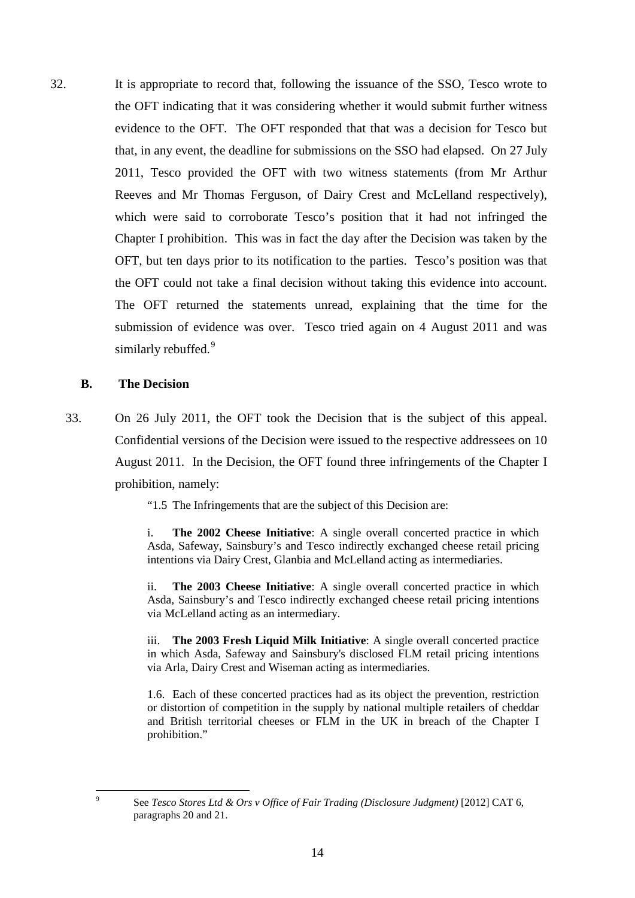32. It is appropriate to record that, following the issuance of the SSO, Tesco wrote to the OFT indicating that it was considering whether it would submit further witness evidence to the OFT. The OFT responded that that was a decision for Tesco but that, in any event, the deadline for submissions on the SSO had elapsed. On 27 July 2011, Tesco provided the OFT with two witness statements (from Mr Arthur Reeves and Mr Thomas Ferguson, of Dairy Crest and McLelland respectively), which were said to corroborate Tesco's position that it had not infringed the Chapter I prohibition. This was in fact the day after the Decision was taken by the OFT, but ten days prior to its notification to the parties. Tesco's position was that the OFT could not take a final decision without taking this evidence into account. The OFT returned the statements unread, explaining that the time for the submission of evidence was over. Tesco tried again on 4 August 2011 and was similarly rebuffed.[9]

### B. The Decision

33. On 26 July 2011, the OFT took the Decision that is the subject of this appeal. Confidential versions of the Decision were issued to the respective addressees on 10 August 2011. In the Decision, the OFT found three infringements of the Chapter I prohibition, namely:

> "1.5 The Infringements that are the subject of this Decision are:
>
> i. **The 2002 Cheese Initiative**: A single overall concerted practice in which Asda, Safeway, Sainsbury's and Tesco indirectly exchanged cheese retail pricing intentions via Dairy Crest, Glanbia and McLelland acting as intermediaries.
>
> ii. **The 2003 Cheese Initiative**: A single overall concerted practice in which Asda, Sainsbury's and Tesco indirectly exchanged cheese retail pricing intentions via McLelland acting as an intermediary.
>
> iii. **The 2003 Fresh Liquid Milk Initiative**: A single overall concerted practice in which Asda, Safeway and Sainsbury's disclosed FLM retail pricing intentions via Arla, Dairy Crest and Wiseman acting as intermediaries.
>
> 1.6. Each of these concerted practices had as its object the prevention, restriction or distortion of competition in the supply by national multiple retailers of cheddar and British territorial cheeses or FLM in the UK in breach of the Chapter I prohibition."

---

[9] See *Tesco Stores Ltd & Ors v Office of Fair Trading (Disclosure Judgment)* [2012] CAT 6, paragraphs 20 and 21.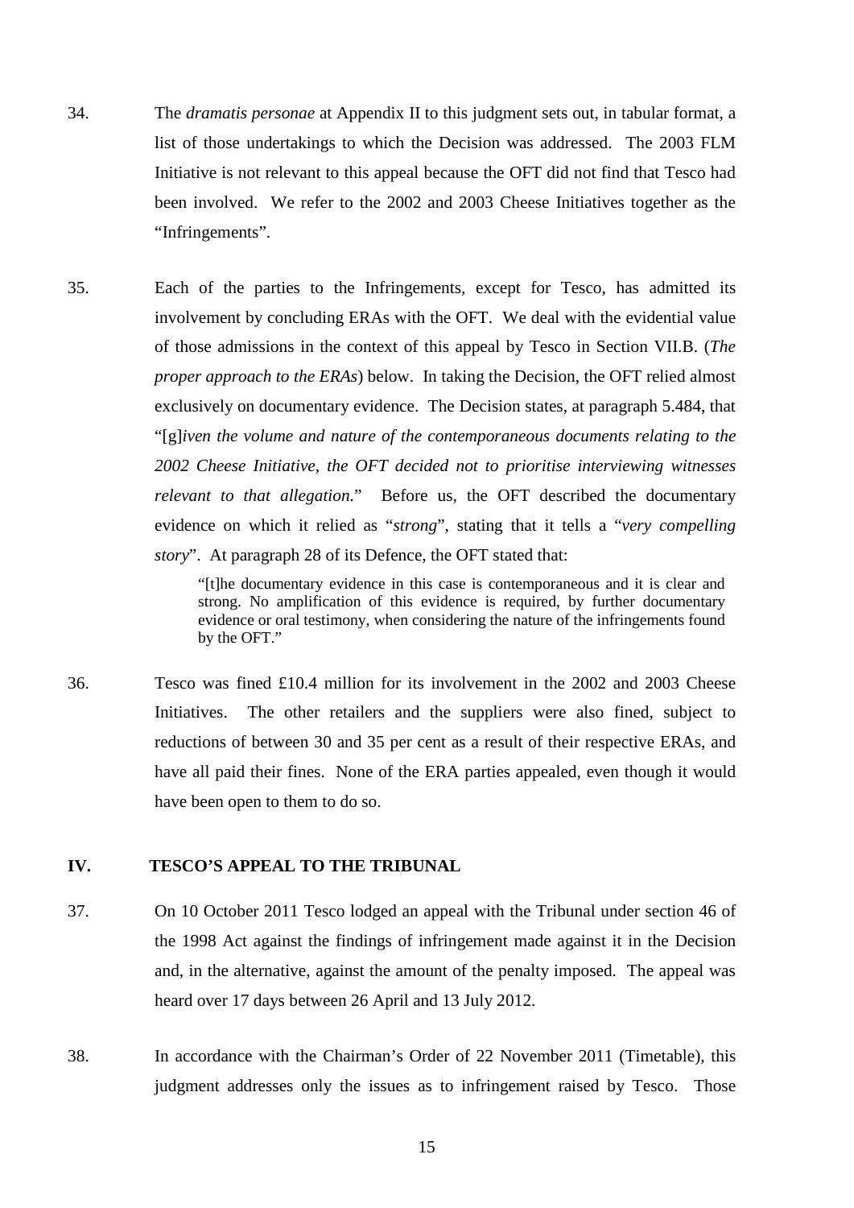34. The *dramatis personae* at Appendix II to this judgment sets out, in tabular format, a list of those undertakings to which the Decision was addressed. The 2003 FLM Initiative is not relevant to this appeal because the OFT did not find that Tesco had been involved. We refer to the 2002 and 2003 Cheese Initiatives together as the "Infringements".

35. Each of the parties to the Infringements, except for Tesco, has admitted its involvement by concluding ERAs with the OFT. We deal with the evidential value of those admissions in the context of this appeal by Tesco in Section VII.B. (*The proper approach to the ERAs*) below. In taking the Decision, the OFT relied almost exclusively on documentary evidence. The Decision states, at paragraph 5.484, that "[g]*iven the volume and nature of the contemporaneous documents relating to the 2002 Cheese Initiative, the OFT decided not to prioritise interviewing witnesses relevant to that allegation.*" Before us, the OFT described the documentary evidence on which it relied as "*strong*", stating that it tells a "*very compelling story*". At paragraph 28 of its Defence, the OFT stated that:

> "[t]he documentary evidence in this case is contemporaneous and it is clear and strong. No amplification of this evidence is required, by further documentary evidence or oral testimony, when considering the nature of the infringements found by the OFT."

36. Tesco was fined £10.4 million for its involvement in the 2002 and 2003 Cheese Initiatives. The other retailers and the suppliers were also fined, subject to reductions of between 30 and 35 per cent as a result of their respective ERAs, and have all paid their fines. None of the ERA parties appealed, even though it would have been open to them to do so.

## IV. TESCO'S APPEAL TO THE TRIBUNAL

37. On 10 October 2011 Tesco lodged an appeal with the Tribunal under section 46 of the 1998 Act against the findings of infringement made against it in the Decision and, in the alternative, against the amount of the penalty imposed. The appeal was heard over 17 days between 26 April and 13 July 2012.

38. In accordance with the Chairman's Order of 22 November 2011 (Timetable), this judgment addresses only the issues as to infringement raised by Tesco. Those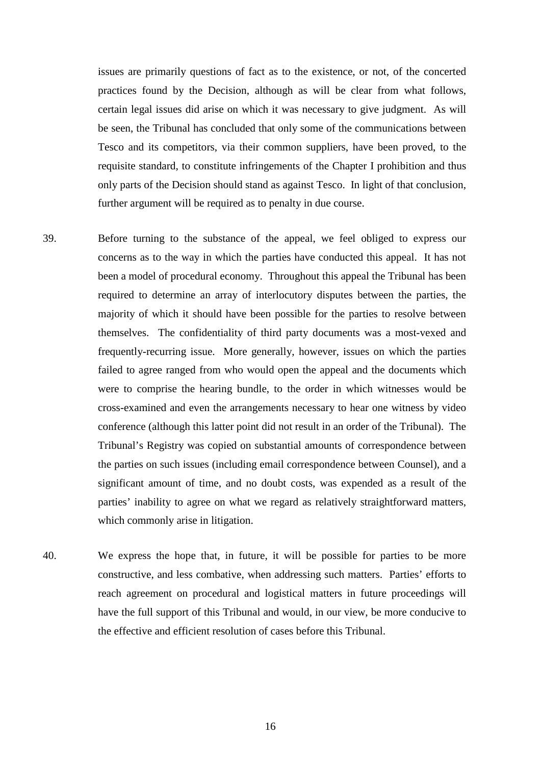issues are primarily questions of fact as to the existence, or not, of the concerted practices found by the Decision, although as will be clear from what follows, certain legal issues did arise on which it was necessary to give judgment. As will be seen, the Tribunal has concluded that only some of the communications between Tesco and its competitors, via their common suppliers, have been proved, to the requisite standard, to constitute infringements of the Chapter I prohibition and thus only parts of the Decision should stand as against Tesco. In light of that conclusion, further argument will be required as to penalty in due course.

39. Before turning to the substance of the appeal, we feel obliged to express our concerns as to the way in which the parties have conducted this appeal. It has not been a model of procedural economy. Throughout this appeal the Tribunal has been required to determine an array of interlocutory disputes between the parties, the majority of which it should have been possible for the parties to resolve between themselves. The confidentiality of third party documents was a most-vexed and frequently-recurring issue. More generally, however, issues on which the parties failed to agree ranged from who would open the appeal and the documents which were to comprise the hearing bundle, to the order in which witnesses would be cross-examined and even the arrangements necessary to hear one witness by video conference (although this latter point did not result in an order of the Tribunal). The Tribunal's Registry was copied on substantial amounts of correspondence between the parties on such issues (including email correspondence between Counsel), and a significant amount of time, and no doubt costs, was expended as a result of the parties' inability to agree on what we regard as relatively straightforward matters, which commonly arise in litigation.

40. We express the hope that, in future, it will be possible for parties to be more constructive, and less combative, when addressing such matters. Parties' efforts to reach agreement on procedural and logistical matters in future proceedings will have the full support of this Tribunal and would, in our view, be more conducive to the effective and efficient resolution of cases before this Tribunal.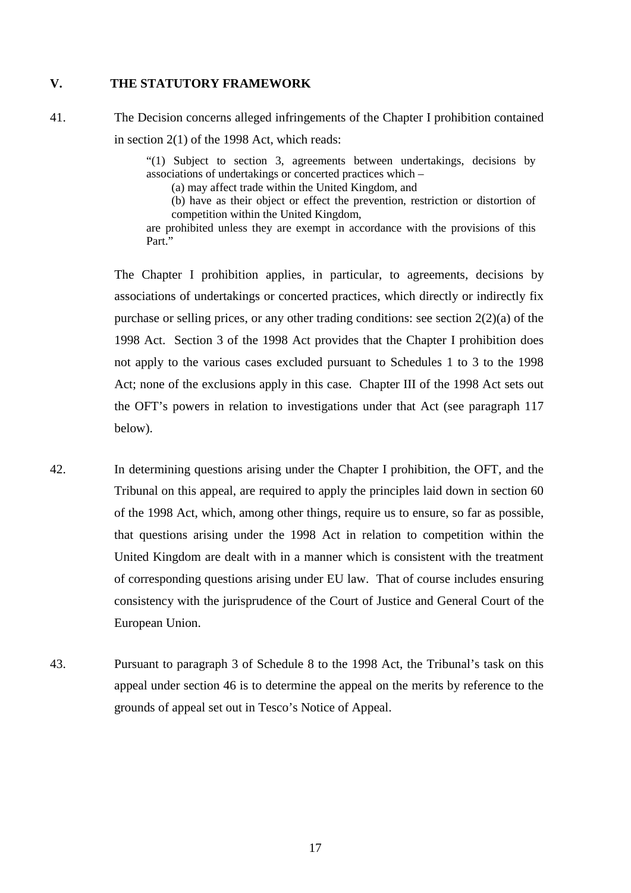## V. THE STATUTORY FRAMEWORK

41. The Decision concerns alleged infringements of the Chapter I prohibition contained in section 2(1) of the 1998 Act, which reads:

> "(1) Subject to section 3, agreements between undertakings, decisions by associations of undertakings or concerted practices which –
>
> (a) may affect trade within the United Kingdom, and
>
> (b) have as their object or effect the prevention, restriction or distortion of competition within the United Kingdom,
>
> are prohibited unless they are exempt in accordance with the provisions of this Part."

The Chapter I prohibition applies, in particular, to agreements, decisions by associations of undertakings or concerted practices, which directly or indirectly fix purchase or selling prices, or any other trading conditions: see section 2(2)(a) of the 1998 Act. Section 3 of the 1998 Act provides that the Chapter I prohibition does not apply to the various cases excluded pursuant to Schedules 1 to 3 to the 1998 Act; none of the exclusions apply in this case. Chapter III of the 1998 Act sets out the OFT's powers in relation to investigations under that Act (see paragraph 117 below).

42. In determining questions arising under the Chapter I prohibition, the OFT, and the Tribunal on this appeal, are required to apply the principles laid down in section 60 of the 1998 Act, which, among other things, require us to ensure, so far as possible, that questions arising under the 1998 Act in relation to competition within the United Kingdom are dealt with in a manner which is consistent with the treatment of corresponding questions arising under EU law. That of course includes ensuring consistency with the jurisprudence of the Court of Justice and General Court of the European Union.

43. Pursuant to paragraph 3 of Schedule 8 to the 1998 Act, the Tribunal's task on this appeal under section 46 is to determine the appeal on the merits by reference to the grounds of appeal set out in Tesco's Notice of Appeal.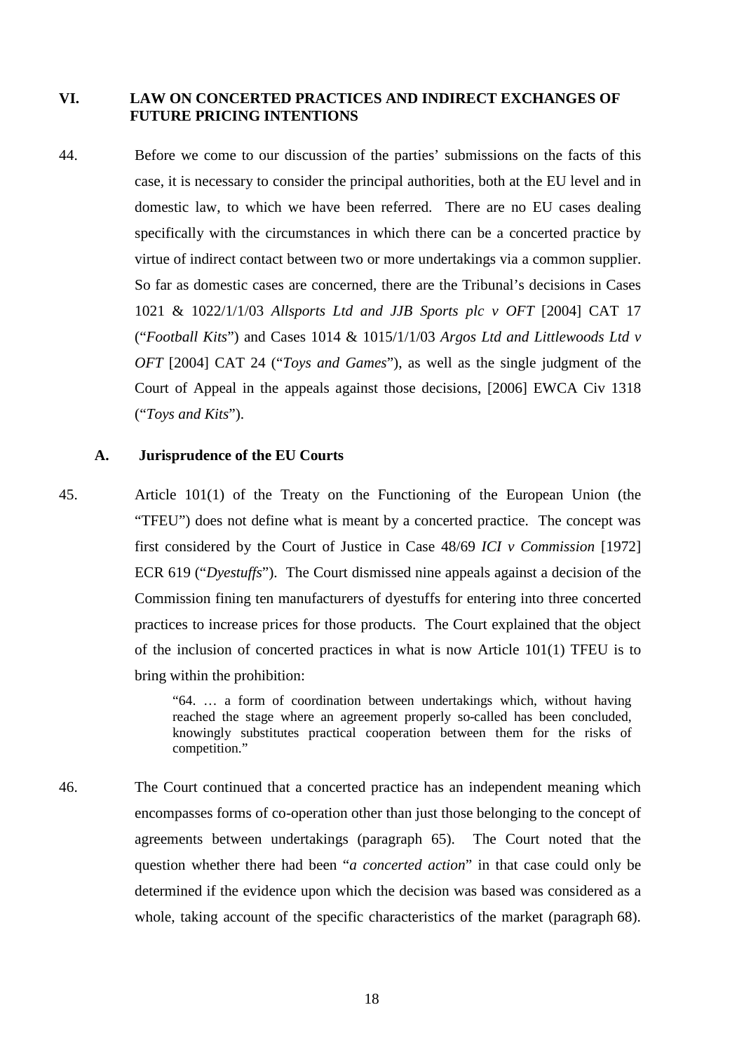## VI. LAW ON CONCERTED PRACTICES AND INDIRECT EXCHANGES OF FUTURE PRICING INTENTIONS

44. Before we come to our discussion of the parties' submissions on the facts of this case, it is necessary to consider the principal authorities, both at the EU level and in domestic law, to which we have been referred. There are no EU cases dealing specifically with the circumstances in which there can be a concerted practice by virtue of indirect contact between two or more undertakings via a common supplier. So far as domestic cases are concerned, there are the Tribunal's decisions in Cases 1021 & 1022/1/1/03 *Allsports Ltd and JJB Sports plc v OFT* [2004] CAT 17 ("*Football Kits*") and Cases 1014 & 1015/1/1/03 *Argos Ltd and Littlewoods Ltd v OFT* [2004] CAT 24 ("*Toys and Games*"), as well as the single judgment of the Court of Appeal in the appeals against those decisions, [2006] EWCA Civ 1318 ("*Toys and Kits*").

### A. Jurisprudence of the EU Courts

45. Article 101(1) of the Treaty on the Functioning of the European Union (the "TFEU") does not define what is meant by a concerted practice. The concept was first considered by the Court of Justice in Case 48/69 *ICI v Commission* [1972] ECR 619 ("*Dyestuffs*"). The Court dismissed nine appeals against a decision of the Commission fining ten manufacturers of dyestuffs for entering into three concerted practices to increase prices for those products. The Court explained that the object of the inclusion of concerted practices in what is now Article 101(1) TFEU is to bring within the prohibition:

> "64. … a form of coordination between undertakings which, without having reached the stage where an agreement properly so-called has been concluded, knowingly substitutes practical cooperation between them for the risks of competition."

46. The Court continued that a concerted practice has an independent meaning which encompasses forms of co-operation other than just those belonging to the concept of agreements between undertakings (paragraph 65). The Court noted that the question whether there had been "*a concerted action*" in that case could only be determined if the evidence upon which the decision was based was considered as a whole, taking account of the specific characteristics of the market (paragraph 68).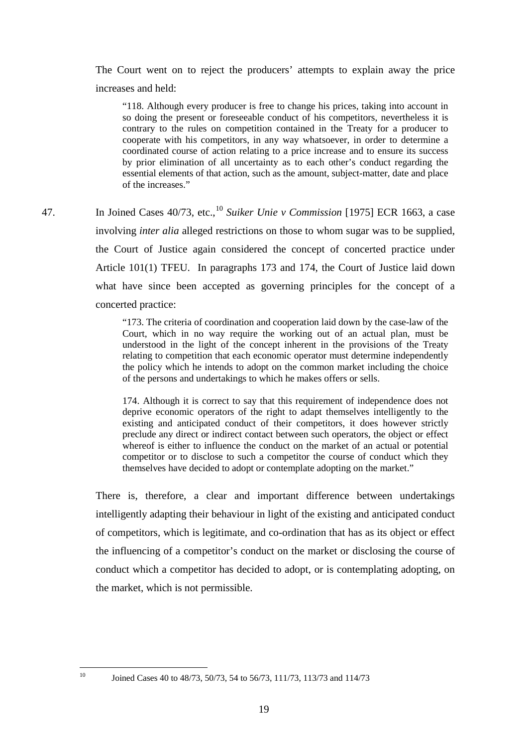The Court went on to reject the producers' attempts to explain away the price increases and held:

> "118. Although every producer is free to change his prices, taking into account in so doing the present or foreseeable conduct of his competitors, nevertheless it is contrary to the rules on competition contained in the Treaty for a producer to cooperate with his competitors, in any way whatsoever, in order to determine a coordinated course of action relating to a price increase and to ensure its success by prior elimination of all uncertainty as to each other's conduct regarding the essential elements of that action, such as the amount, subject-matter, date and place of the increases."

47. In Joined Cases 40/73, etc.,[10] *Suiker Unie v Commission* [1975] ECR 1663, a case involving *inter alia* alleged restrictions on those to whom sugar was to be supplied, the Court of Justice again considered the concept of concerted practice under Article 101(1) TFEU. In paragraphs 173 and 174, the Court of Justice laid down what have since been accepted as governing principles for the concept of a concerted practice:

> "173. The criteria of coordination and cooperation laid down by the case-law of the Court, which in no way require the working out of an actual plan, must be understood in the light of the concept inherent in the provisions of the Treaty relating to competition that each economic operator must determine independently the policy which he intends to adopt on the common market including the choice of the persons and undertakings to which he makes offers or sells.
>
> 174. Although it is correct to say that this requirement of independence does not deprive economic operators of the right to adapt themselves intelligently to the existing and anticipated conduct of their competitors, it does however strictly preclude any direct or indirect contact between such operators, the object or effect whereof is either to influence the conduct on the market of an actual or potential competitor or to disclose to such a competitor the course of conduct which they themselves have decided to adopt or contemplate adopting on the market."

There is, therefore, a clear and important difference between undertakings intelligently adapting their behaviour in light of the existing and anticipated conduct of competitors, which is legitimate, and co-ordination that has as its object or effect the influencing of a competitor's conduct on the market or disclosing the course of conduct which a competitor has decided to adopt, or is contemplating adopting, on the market, which is not permissible.

---

[10] Joined Cases 40 to 48/73, 50/73, 54 to 56/73, 111/73, 113/73 and 114/73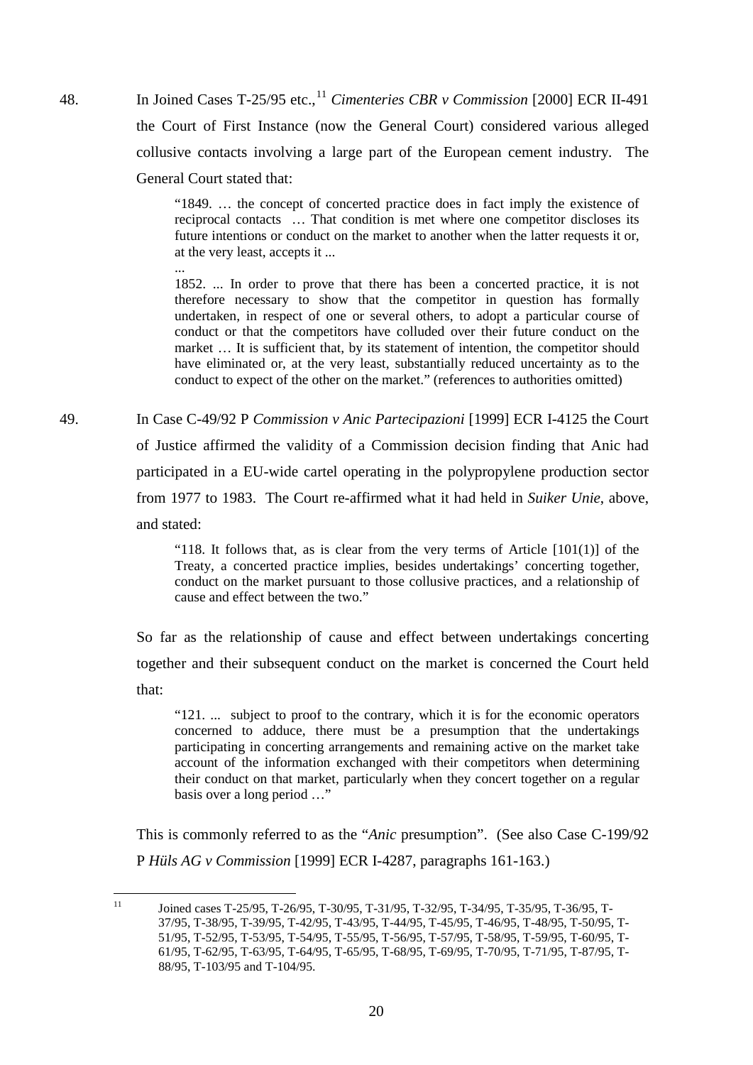48. In Joined Cases T-25/95 etc.,[11] *Cimenteries CBR v Commission* [2000] ECR II-491 the Court of First Instance (now the General Court) considered various alleged collusive contacts involving a large part of the European cement industry. The General Court stated that:

> "1849. … the concept of concerted practice does in fact imply the existence of reciprocal contacts … That condition is met where one competitor discloses its future intentions or conduct on the market to another when the latter requests it or, at the very least, accepts it ...
>
> ...
>
> 1852. ... In order to prove that there has been a concerted practice, it is not therefore necessary to show that the competitor in question has formally undertaken, in respect of one or several others, to adopt a particular course of conduct or that the competitors have colluded over their future conduct on the market … It is sufficient that, by its statement of intention, the competitor should have eliminated or, at the very least, substantially reduced uncertainty as to the conduct to expect of the other on the market." (references to authorities omitted)

49. In Case C-49/92 P *Commission v Anic Partecipazioni* [1999] ECR I-4125 the Court of Justice affirmed the validity of a Commission decision finding that Anic had participated in a EU-wide cartel operating in the polypropylene production sector from 1977 to 1983. The Court re-affirmed what it had held in *Suiker Unie*, above, and stated:

> "118. It follows that, as is clear from the very terms of Article [101(1)] of the Treaty, a concerted practice implies, besides undertakings' concerting together, conduct on the market pursuant to those collusive practices, and a relationship of cause and effect between the two."

So far as the relationship of cause and effect between undertakings concerting together and their subsequent conduct on the market is concerned the Court held that:

> "121. ... subject to proof to the contrary, which it is for the economic operators concerned to adduce, there must be a presumption that the undertakings participating in concerting arrangements and remaining active on the market take account of the information exchanged with their competitors when determining their conduct on that market, particularly when they concert together on a regular basis over a long period …"

This is commonly referred to as the "*Anic* presumption". (See also Case C-199/92 P *Hüls AG v Commission* [1999] ECR I-4287, paragraphs 161-163.)

---

[11] Joined cases T-25/95, T-26/95, T-30/95, T-31/95, T-32/95, T-34/95, T-35/95, T-36/95, T-37/95, T-38/95, T-39/95, T-42/95, T-43/95, T-44/95, T-45/95, T-46/95, T-48/95, T-50/95, T-51/95, T-52/95, T-53/95, T-54/95, T-55/95, T-56/95, T-57/95, T-58/95, T-59/95, T-60/95, T-61/95, T-62/95, T-63/95, T-64/95, T-65/95, T-68/95, T-69/95, T-70/95, T-71/95, T-87/95, T-88/95, T-103/95 and T-104/95.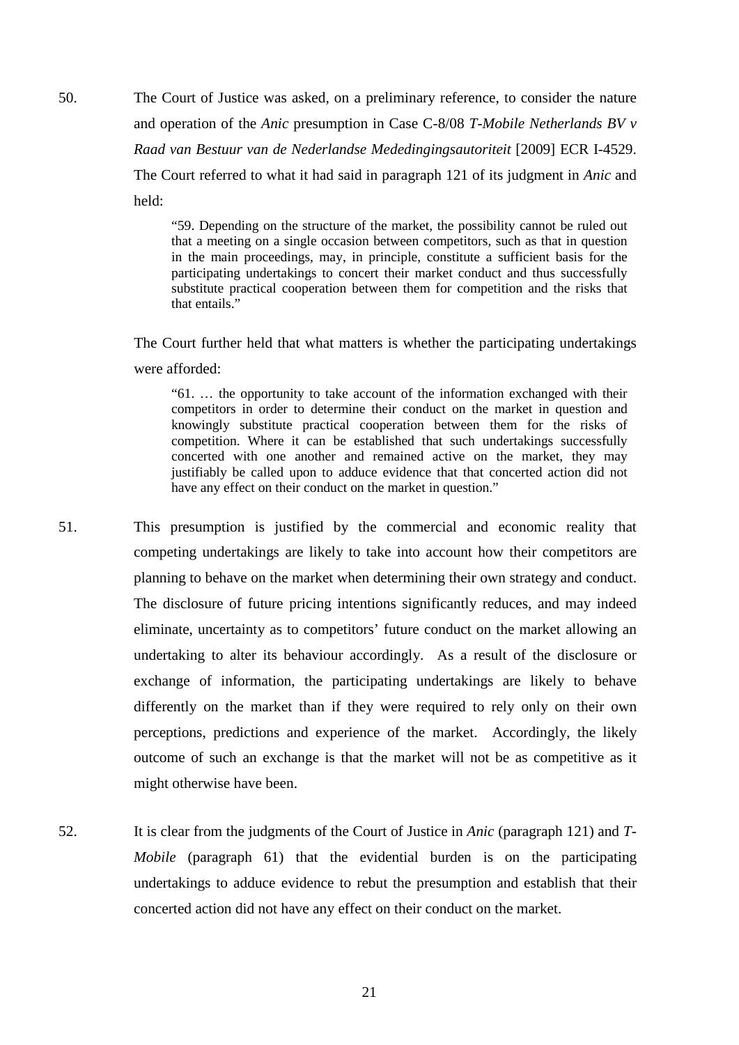50. The Court of Justice was asked, on a preliminary reference, to consider the nature and operation of the *Anic* presumption in Case C-8/08 *T-Mobile Netherlands BV v Raad van Bestuur van de Nederlandse Mededingingsautoriteit* [2009] ECR I-4529. The Court referred to what it had said in paragraph 121 of its judgment in *Anic* and held:

> "59. Depending on the structure of the market, the possibility cannot be ruled out that a meeting on a single occasion between competitors, such as that in question in the main proceedings, may, in principle, constitute a sufficient basis for the participating undertakings to concert their market conduct and thus successfully substitute practical cooperation between them for competition and the risks that that entails."

The Court further held that what matters is whether the participating undertakings were afforded:

> "61. … the opportunity to take account of the information exchanged with their competitors in order to determine their conduct on the market in question and knowingly substitute practical cooperation between them for the risks of competition. Where it can be established that such undertakings successfully concerted with one another and remained active on the market, they may justifiably be called upon to adduce evidence that that concerted action did not have any effect on their conduct on the market in question."

51. This presumption is justified by the commercial and economic reality that competing undertakings are likely to take into account how their competitors are planning to behave on the market when determining their own strategy and conduct. The disclosure of future pricing intentions significantly reduces, and may indeed eliminate, uncertainty as to competitors' future conduct on the market allowing an undertaking to alter its behaviour accordingly. As a result of the disclosure or exchange of information, the participating undertakings are likely to behave differently on the market than if they were required to rely only on their own perceptions, predictions and experience of the market. Accordingly, the likely outcome of such an exchange is that the market will not be as competitive as it might otherwise have been.

52. It is clear from the judgments of the Court of Justice in *Anic* (paragraph 121) and *T-Mobile* (paragraph 61) that the evidential burden is on the participating undertakings to adduce evidence to rebut the presumption and establish that their concerted action did not have any effect on their conduct on the market.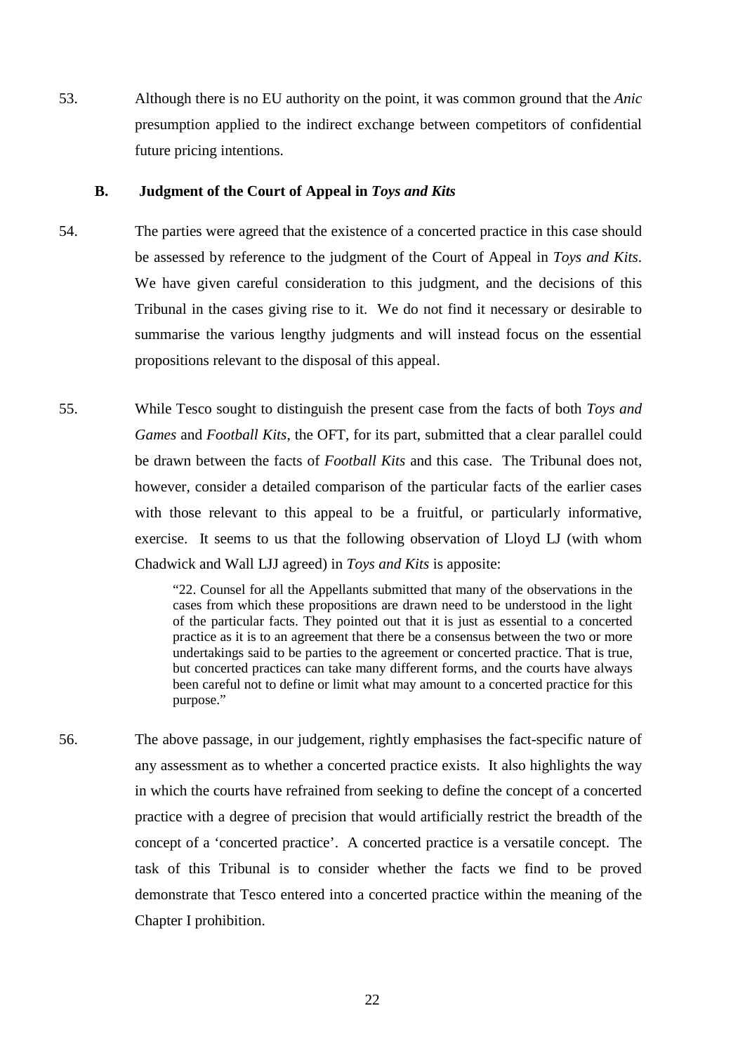53. Although there is no EU authority on the point, it was common ground that the *Anic* presumption applied to the indirect exchange between competitors of confidential future pricing intentions.

### B. Judgment of the Court of Appeal in *Toys and Kits*

54. The parties were agreed that the existence of a concerted practice in this case should be assessed by reference to the judgment of the Court of Appeal in *Toys and Kits*. We have given careful consideration to this judgment, and the decisions of this Tribunal in the cases giving rise to it. We do not find it necessary or desirable to summarise the various lengthy judgments and will instead focus on the essential propositions relevant to the disposal of this appeal.

55. While Tesco sought to distinguish the present case from the facts of both *Toys and Games* and *Football Kits*, the OFT, for its part, submitted that a clear parallel could be drawn between the facts of *Football Kits* and this case. The Tribunal does not, however, consider a detailed comparison of the particular facts of the earlier cases with those relevant to this appeal to be a fruitful, or particularly informative, exercise. It seems to us that the following observation of Lloyd LJ (with whom Chadwick and Wall LJJ agreed) in *Toys and Kits* is apposite:

> "22. Counsel for all the Appellants submitted that many of the observations in the cases from which these propositions are drawn need to be understood in the light of the particular facts. They pointed out that it is just as essential to a concerted practice as it is to an agreement that there be a consensus between the two or more undertakings said to be parties to the agreement or concerted practice. That is true, but concerted practices can take many different forms, and the courts have always been careful not to define or limit what may amount to a concerted practice for this purpose."

56. The above passage, in our judgement, rightly emphasises the fact-specific nature of any assessment as to whether a concerted practice exists. It also highlights the way in which the courts have refrained from seeking to define the concept of a concerted practice with a degree of precision that would artificially restrict the breadth of the concept of a 'concerted practice'. A concerted practice is a versatile concept. The task of this Tribunal is to consider whether the facts we find to be proved demonstrate that Tesco entered into a concerted practice within the meaning of the Chapter I prohibition.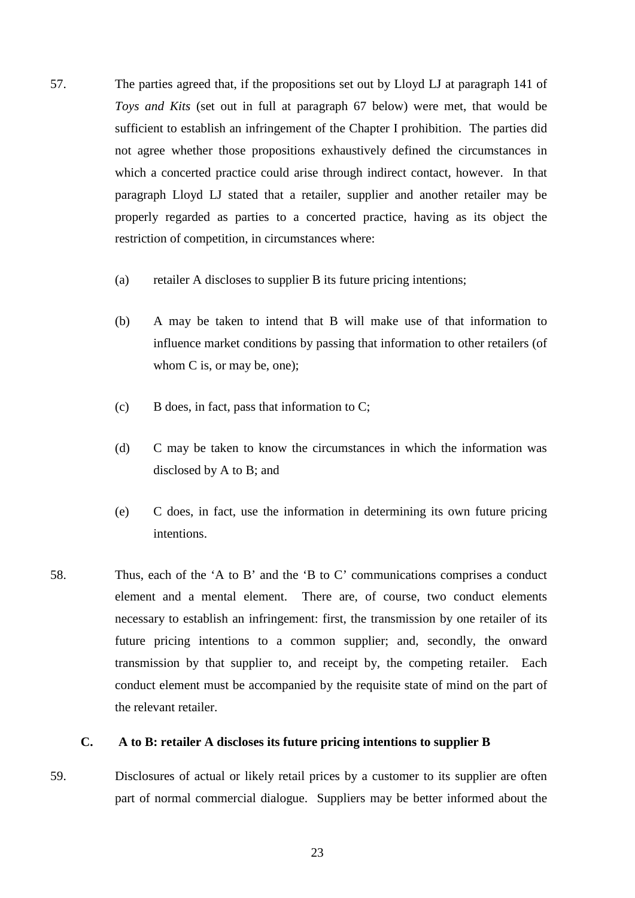57. The parties agreed that, if the propositions set out by Lloyd LJ at paragraph 141 of *Toys and Kits* (set out in full at paragraph 67 below) were met, that would be sufficient to establish an infringement of the Chapter I prohibition. The parties did not agree whether those propositions exhaustively defined the circumstances in which a concerted practice could arise through indirect contact, however. In that paragraph Lloyd LJ stated that a retailer, supplier and another retailer may be properly regarded as parties to a concerted practice, having as its object the restriction of competition, in circumstances where:

    (a) retailer A discloses to supplier B its future pricing intentions;

    (b) A may be taken to intend that B will make use of that information to influence market conditions by passing that information to other retailers (of whom C is, or may be, one);

    (c) B does, in fact, pass that information to C;

    (d) C may be taken to know the circumstances in which the information was disclosed by A to B; and

    (e) C does, in fact, use the information in determining its own future pricing intentions.

58. Thus, each of the 'A to B' and the 'B to C' communications comprises a conduct element and a mental element. There are, of course, two conduct elements necessary to establish an infringement: first, the transmission by one retailer of its future pricing intentions to a common supplier; and, secondly, the onward transmission by that supplier to, and receipt by, the competing retailer. Each conduct element must be accompanied by the requisite state of mind on the part of the relevant retailer.

### C. A to B: retailer A discloses its future pricing intentions to supplier B

59. Disclosures of actual or likely retail prices by a customer to its supplier are often part of normal commercial dialogue. Suppliers may be better informed about the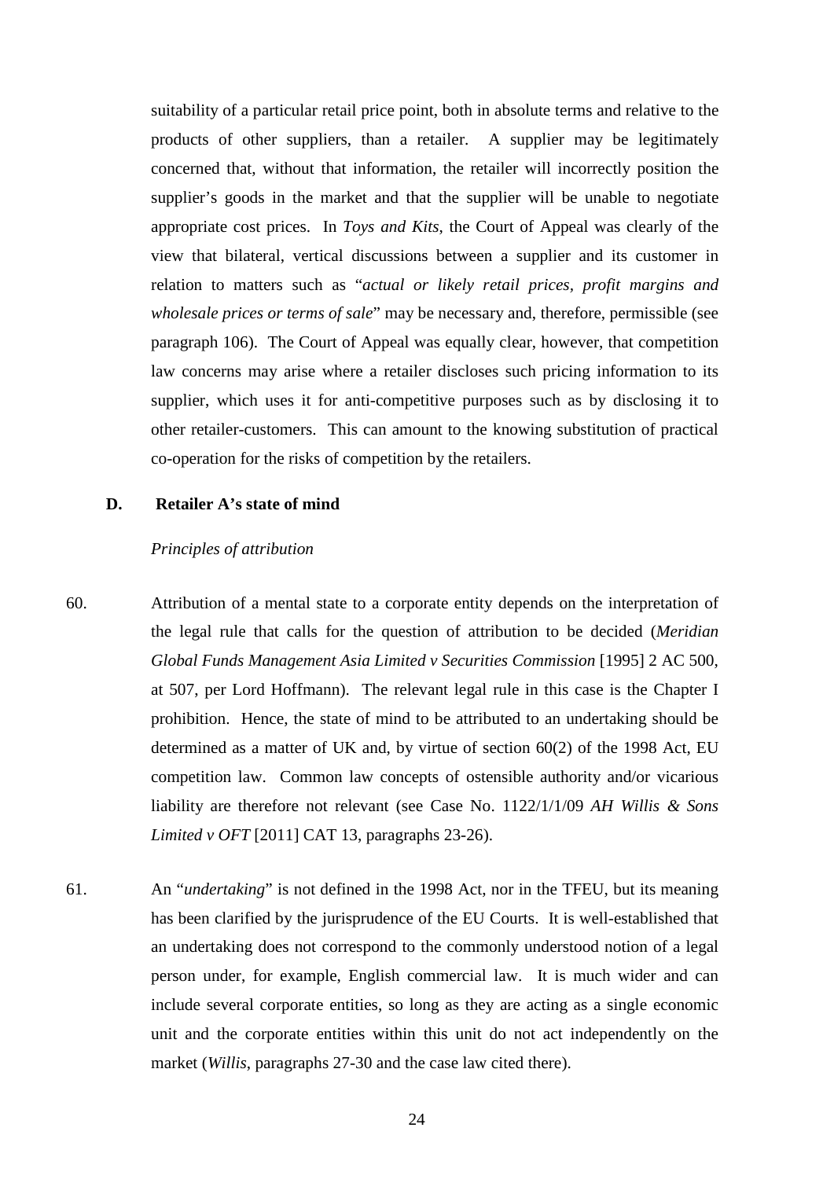suitability of a particular retail price point, both in absolute terms and relative to the products of other suppliers, than a retailer. A supplier may be legitimately concerned that, without that information, the retailer will incorrectly position the supplier's goods in the market and that the supplier will be unable to negotiate appropriate cost prices. In *Toys and Kits*, the Court of Appeal was clearly of the view that bilateral, vertical discussions between a supplier and its customer in relation to matters such as "*actual or likely retail prices, profit margins and wholesale prices or terms of sale*" may be necessary and, therefore, permissible (see paragraph 106). The Court of Appeal was equally clear, however, that competition law concerns may arise where a retailer discloses such pricing information to its supplier, which uses it for anti-competitive purposes such as by disclosing it to other retailer-customers. This can amount to the knowing substitution of practical co-operation for the risks of competition by the retailers.

## D. Retailer A's state of mind

*Principles of attribution*

60. Attribution of a mental state to a corporate entity depends on the interpretation of the legal rule that calls for the question of attribution to be decided (*Meridian Global Funds Management Asia Limited v Securities Commission* [1995] 2 AC 500, at 507, per Lord Hoffmann). The relevant legal rule in this case is the Chapter I prohibition. Hence, the state of mind to be attributed to an undertaking should be determined as a matter of UK and, by virtue of section 60(2) of the 1998 Act, EU competition law. Common law concepts of ostensible authority and/or vicarious liability are therefore not relevant (see Case No. 1122/1/1/09 *AH Willis & Sons Limited v OFT* [2011] CAT 13, paragraphs 23-26).

61. An "*undertaking*" is not defined in the 1998 Act, nor in the TFEU, but its meaning has been clarified by the jurisprudence of the EU Courts. It is well-established that an undertaking does not correspond to the commonly understood notion of a legal person under, for example, English commercial law. It is much wider and can include several corporate entities, so long as they are acting as a single economic unit and the corporate entities within this unit do not act independently on the market (*Willis*, paragraphs 27-30 and the case law cited there).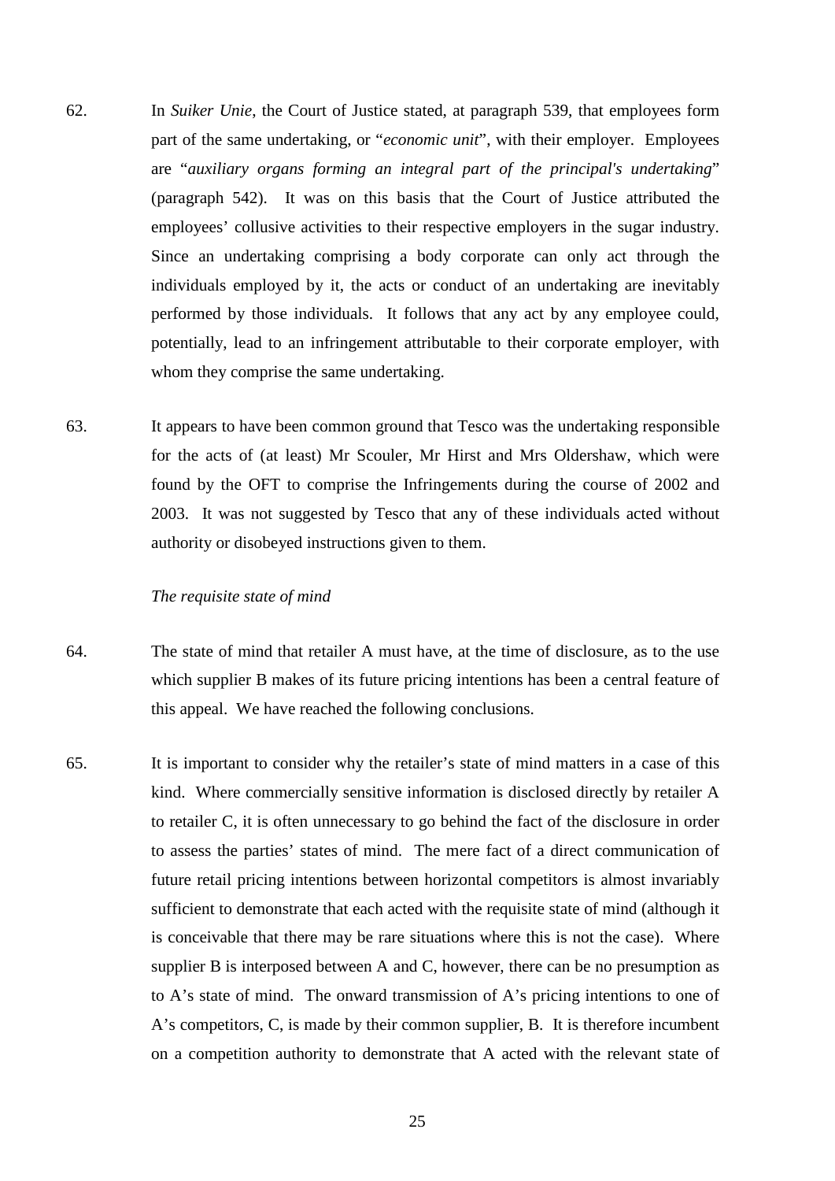62. In *Suiker Unie*, the Court of Justice stated, at paragraph 539, that employees form part of the same undertaking, or "*economic unit*", with their employer. Employees are "*auxiliary organs forming an integral part of the principal's undertaking*" (paragraph 542). It was on this basis that the Court of Justice attributed the employees' collusive activities to their respective employers in the sugar industry. Since an undertaking comprising a body corporate can only act through the individuals employed by it, the acts or conduct of an undertaking are inevitably performed by those individuals. It follows that any act by any employee could, potentially, lead to an infringement attributable to their corporate employer, with whom they comprise the same undertaking.

63. It appears to have been common ground that Tesco was the undertaking responsible for the acts of (at least) Mr Scouler, Mr Hirst and Mrs Oldershaw, which were found by the OFT to comprise the Infringements during the course of 2002 and 2003. It was not suggested by Tesco that any of these individuals acted without authority or disobeyed instructions given to them.

*The requisite state of mind*

64. The state of mind that retailer A must have, at the time of disclosure, as to the use which supplier B makes of its future pricing intentions has been a central feature of this appeal. We have reached the following conclusions.

65. It is important to consider why the retailer's state of mind matters in a case of this kind. Where commercially sensitive information is disclosed directly by retailer A to retailer C, it is often unnecessary to go behind the fact of the disclosure in order to assess the parties' states of mind. The mere fact of a direct communication of future retail pricing intentions between horizontal competitors is almost invariably sufficient to demonstrate that each acted with the requisite state of mind (although it is conceivable that there may be rare situations where this is not the case). Where supplier B is interposed between A and C, however, there can be no presumption as to A's state of mind. The onward transmission of A's pricing intentions to one of A's competitors, C, is made by their common supplier, B. It is therefore incumbent on a competition authority to demonstrate that A acted with the relevant state of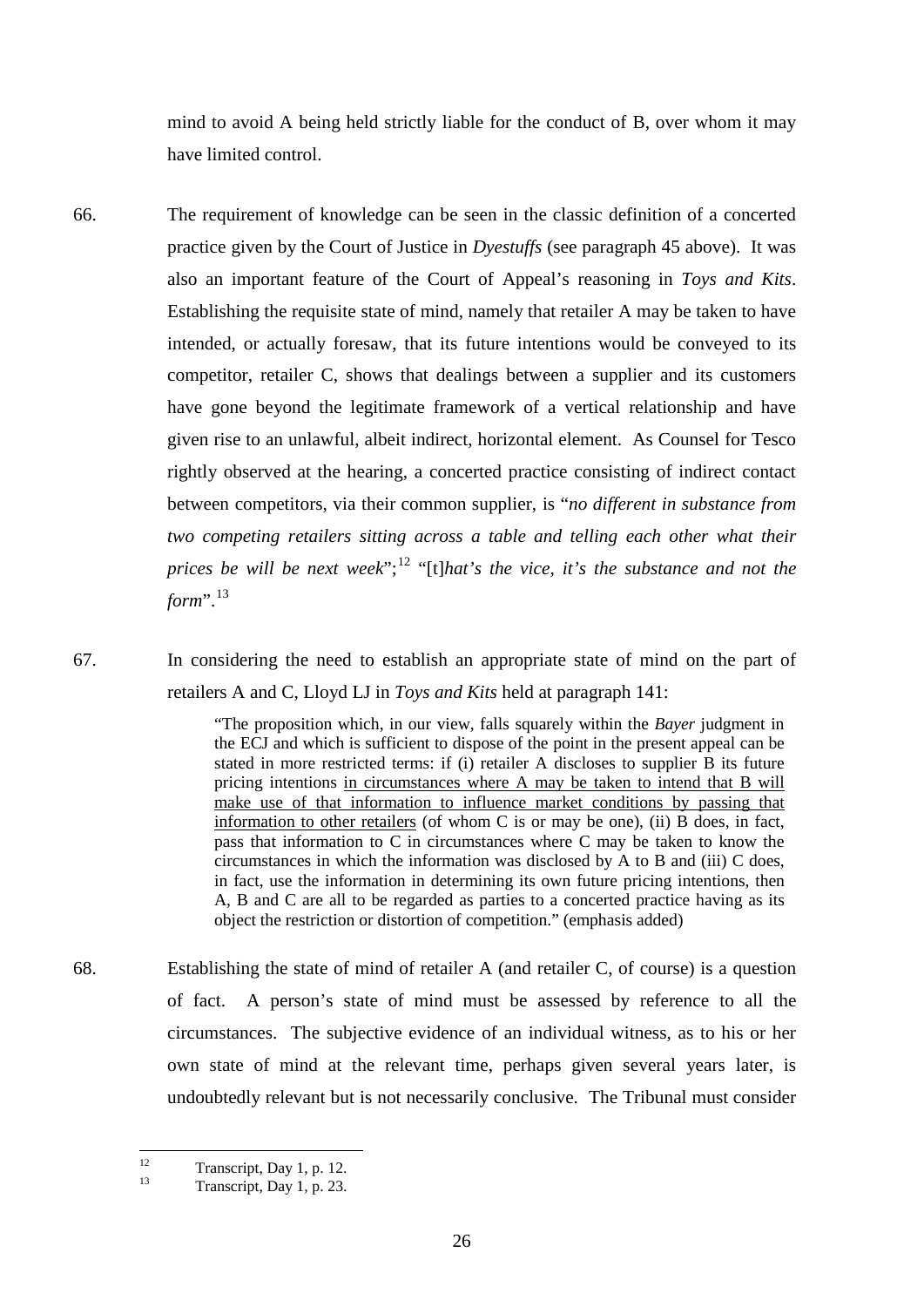mind to avoid A being held strictly liable for the conduct of B, over whom it may have limited control.

66. The requirement of knowledge can be seen in the classic definition of a concerted practice given by the Court of Justice in *Dyestuffs* (see paragraph 45 above). It was also an important feature of the Court of Appeal's reasoning in *Toys and Kits*. Establishing the requisite state of mind, namely that retailer A may be taken to have intended, or actually foresaw, that its future intentions would be conveyed to its competitor, retailer C, shows that dealings between a supplier and its customers have gone beyond the legitimate framework of a vertical relationship and have given rise to an unlawful, albeit indirect, horizontal element. As Counsel for Tesco rightly observed at the hearing, a concerted practice consisting of indirect contact between competitors, via their common supplier, is "*no different in substance from two competing retailers sitting across a table and telling each other what their prices be will be next week*";[12] "[t]*hat's the vice, it's the substance and not the form*".[13]

67. In considering the need to establish an appropriate state of mind on the part of retailers A and C, Lloyd LJ in *Toys and Kits* held at paragraph 141:

> "The proposition which, in our view, falls squarely within the *Bayer* judgment in the ECJ and which is sufficient to dispose of the point in the present appeal can be stated in more restricted terms: if (i) retailer A discloses to supplier B its future pricing intentions <u>in circumstances where A may be taken to intend that B will make use of that information to influence market conditions by passing that information to other retailers</u> (of whom C is or may be one), (ii) B does, in fact, pass that information to C in circumstances where C may be taken to know the circumstances in which the information was disclosed by A to B and (iii) C does, in fact, use the information in determining its own future pricing intentions, then A, B and C are all to be regarded as parties to a concerted practice having as its object the restriction or distortion of competition." (emphasis added)

68. Establishing the state of mind of retailer A (and retailer C, of course) is a question of fact. A person's state of mind must be assessed by reference to all the circumstances. The subjective evidence of an individual witness, as to his or her own state of mind at the relevant time, perhaps given several years later, is undoubtedly relevant but is not necessarily conclusive. The Tribunal must consider

---

[12] Transcript, Day 1, p. 12.

[13] Transcript, Day 1, p. 23.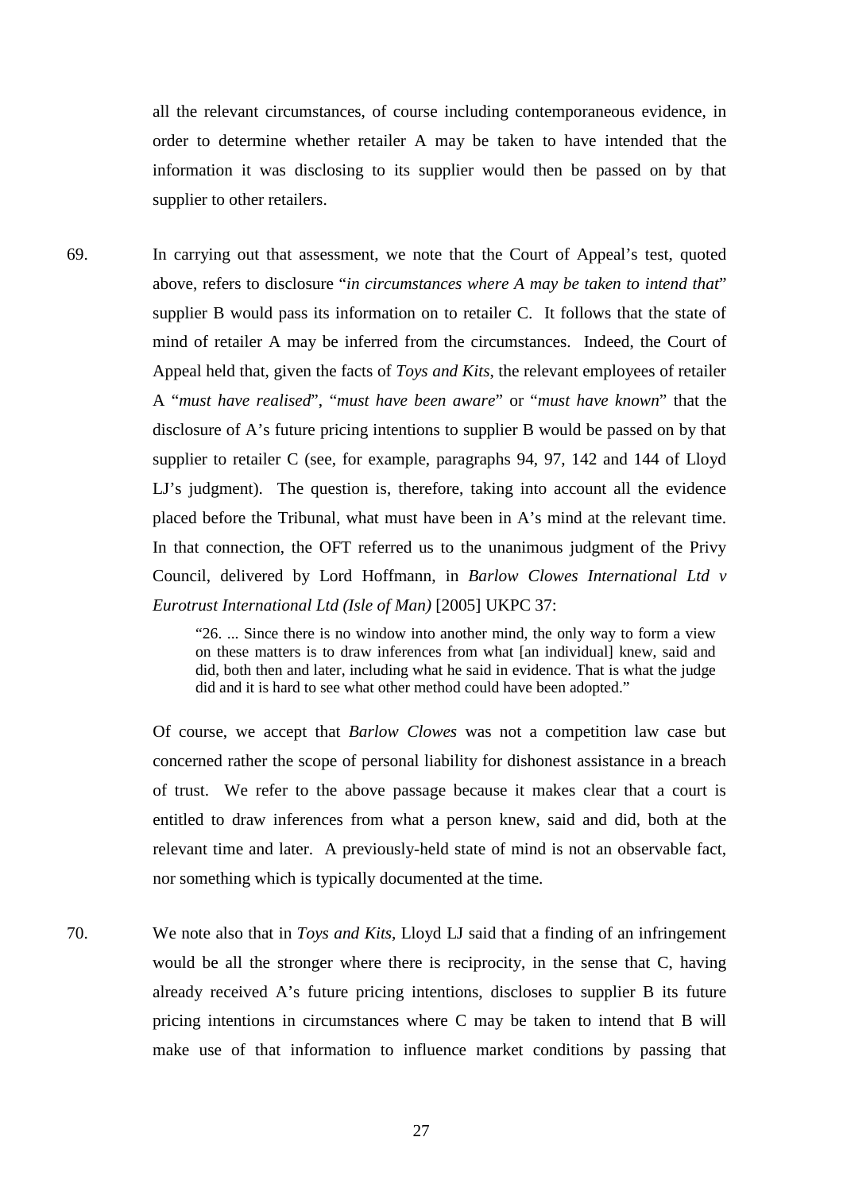all the relevant circumstances, of course including contemporaneous evidence, in order to determine whether retailer A may be taken to have intended that the information it was disclosing to its supplier would then be passed on by that supplier to other retailers.

69. In carrying out that assessment, we note that the Court of Appeal's test, quoted above, refers to disclosure "*in circumstances where A may be taken to intend that*" supplier B would pass its information on to retailer C. It follows that the state of mind of retailer A may be inferred from the circumstances. Indeed, the Court of Appeal held that, given the facts of *Toys and Kits*, the relevant employees of retailer A "*must have realised*", "*must have been aware*" or "*must have known*" that the disclosure of A's future pricing intentions to supplier B would be passed on by that supplier to retailer C (see, for example, paragraphs 94, 97, 142 and 144 of Lloyd LJ's judgment). The question is, therefore, taking into account all the evidence placed before the Tribunal, what must have been in A's mind at the relevant time. In that connection, the OFT referred us to the unanimous judgment of the Privy Council, delivered by Lord Hoffmann, in *Barlow Clowes International Ltd v Eurotrust International Ltd (Isle of Man)* [2005] UKPC 37:

> "26. ... Since there is no window into another mind, the only way to form a view on these matters is to draw inferences from what [an individual] knew, said and did, both then and later, including what he said in evidence. That is what the judge did and it is hard to see what other method could have been adopted."

Of course, we accept that *Barlow Clowes* was not a competition law case but concerned rather the scope of personal liability for dishonest assistance in a breach of trust. We refer to the above passage because it makes clear that a court is entitled to draw inferences from what a person knew, said and did, both at the relevant time and later. A previously-held state of mind is not an observable fact, nor something which is typically documented at the time.

70. We note also that in *Toys and Kits*, Lloyd LJ said that a finding of an infringement would be all the stronger where there is reciprocity, in the sense that C, having already received A's future pricing intentions, discloses to supplier B its future pricing intentions in circumstances where C may be taken to intend that B will make use of that information to influence market conditions by passing that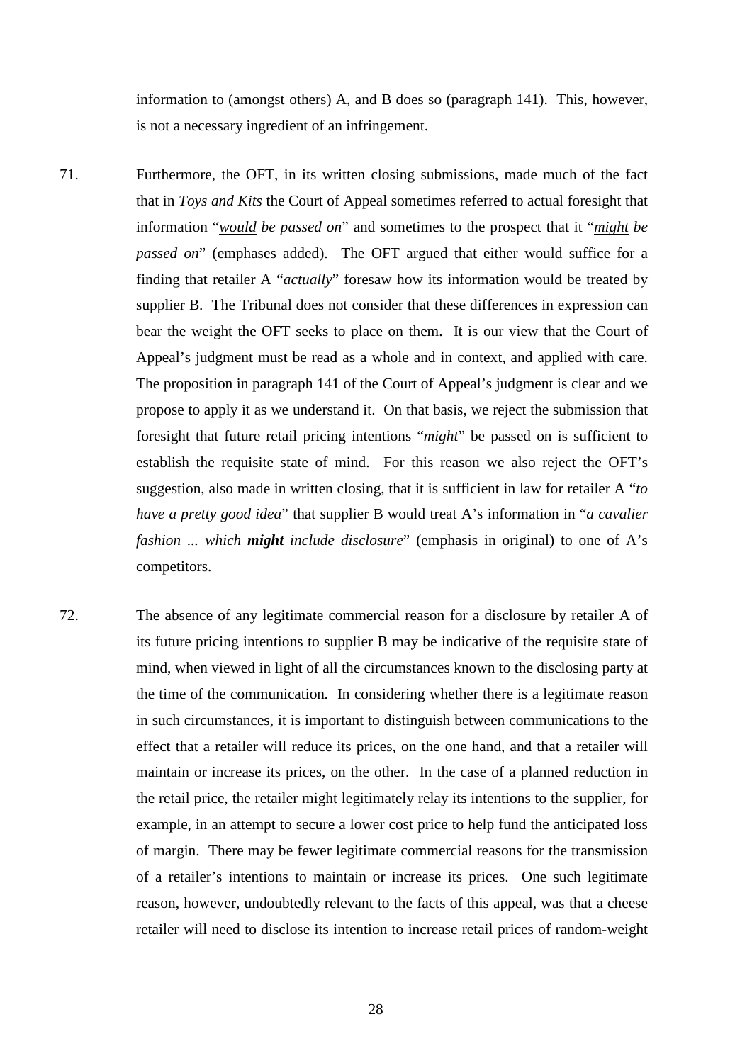information to (amongst others) A, and B does so (paragraph 141). This, however, is not a necessary ingredient of an infringement.

71. Furthermore, the OFT, in its written closing submissions, made much of the fact that in *Toys and Kits* the Court of Appeal sometimes referred to actual foresight that information "*<u>would</u> be passed on*" and sometimes to the prospect that it "*<u>might</u> be passed on*" (emphases added). The OFT argued that either would suffice for a finding that retailer A "*actually*" foresaw how its information would be treated by supplier B. The Tribunal does not consider that these differences in expression can bear the weight the OFT seeks to place on them. It is our view that the Court of Appeal's judgment must be read as a whole and in context, and applied with care. The proposition in paragraph 141 of the Court of Appeal's judgment is clear and we propose to apply it as we understand it. On that basis, we reject the submission that foresight that future retail pricing intentions "*might*" be passed on is sufficient to establish the requisite state of mind. For this reason we also reject the OFT's suggestion, also made in written closing, that it is sufficient in law for retailer A "*to have a pretty good idea*" that supplier B would treat A's information in "*a cavalier fashion ... which **might** include disclosure*" (emphasis in original) to one of A's competitors.

72. The absence of any legitimate commercial reason for a disclosure by retailer A of its future pricing intentions to supplier B may be indicative of the requisite state of mind, when viewed in light of all the circumstances known to the disclosing party at the time of the communication. In considering whether there is a legitimate reason in such circumstances, it is important to distinguish between communications to the effect that a retailer will reduce its prices, on the one hand, and that a retailer will maintain or increase its prices, on the other. In the case of a planned reduction in the retail price, the retailer might legitimately relay its intentions to the supplier, for example, in an attempt to secure a lower cost price to help fund the anticipated loss of margin. There may be fewer legitimate commercial reasons for the transmission of a retailer's intentions to maintain or increase its prices. One such legitimate reason, however, undoubtedly relevant to the facts of this appeal, was that a cheese retailer will need to disclose its intention to increase retail prices of random-weight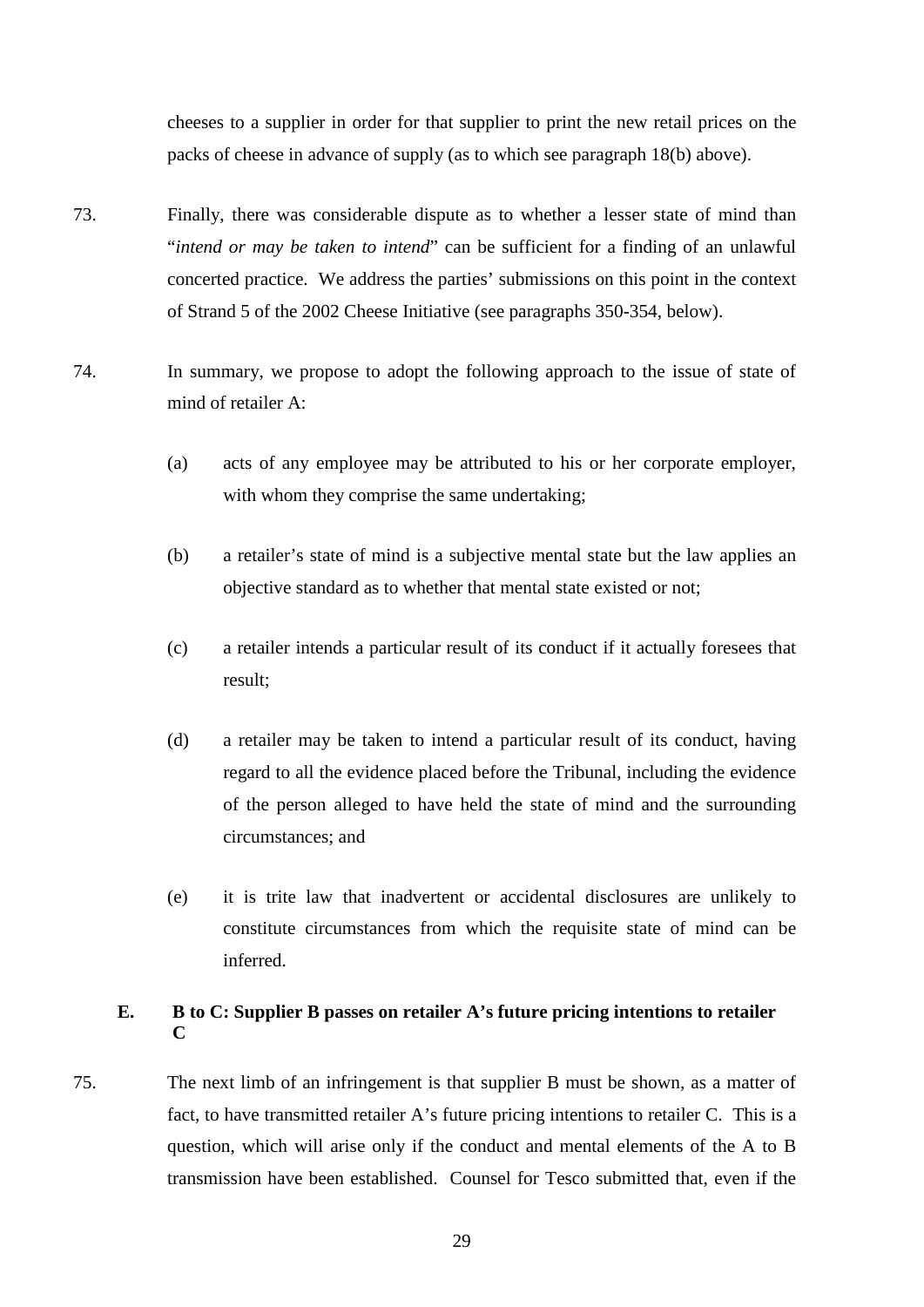cheeses to a supplier in order for that supplier to print the new retail prices on the packs of cheese in advance of supply (as to which see paragraph 18(b) above).

73. Finally, there was considerable dispute as to whether a lesser state of mind than "*intend or may be taken to intend*" can be sufficient for a finding of an unlawful concerted practice. We address the parties' submissions on this point in the context of Strand 5 of the 2002 Cheese Initiative (see paragraphs 350-354, below).

74. In summary, we propose to adopt the following approach to the issue of state of mind of retailer A:

   (a) acts of any employee may be attributed to his or her corporate employer, with whom they comprise the same undertaking;

   (b) a retailer's state of mind is a subjective mental state but the law applies an objective standard as to whether that mental state existed or not;

   (c) a retailer intends a particular result of its conduct if it actually foresees that result;

   (d) a retailer may be taken to intend a particular result of its conduct, having regard to all the evidence placed before the Tribunal, including the evidence of the person alleged to have held the state of mind and the surrounding circumstances; and

   (e) it is trite law that inadvertent or accidental disclosures are unlikely to constitute circumstances from which the requisite state of mind can be inferred.

### E. B to C: Supplier B passes on retailer A's future pricing intentions to retailer C

75. The next limb of an infringement is that supplier B must be shown, as a matter of fact, to have transmitted retailer A's future pricing intentions to retailer C. This is a question, which will arise only if the conduct and mental elements of the A to B transmission have been established. Counsel for Tesco submitted that, even if the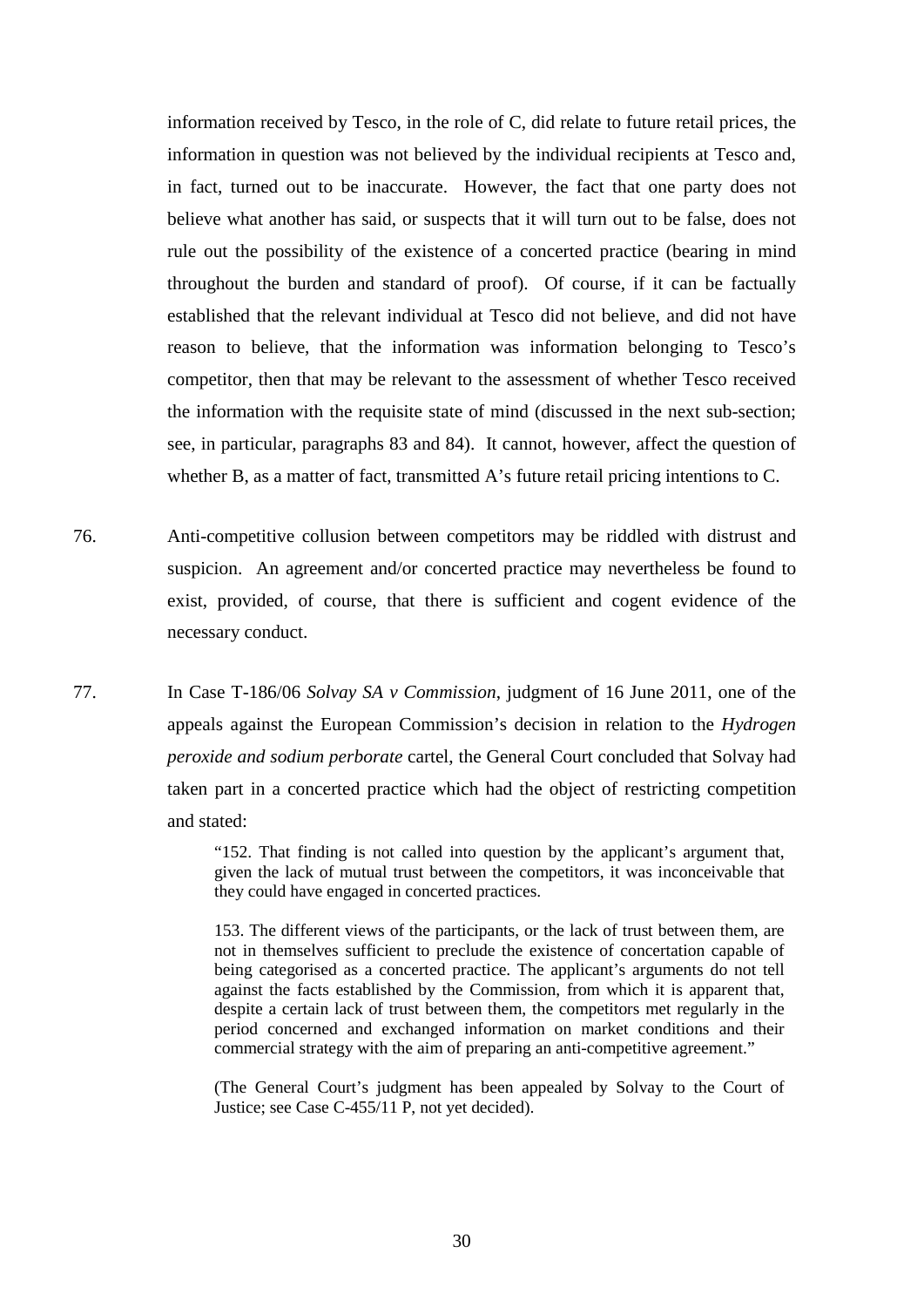information received by Tesco, in the role of C, did relate to future retail prices, the information in question was not believed by the individual recipients at Tesco and, in fact, turned out to be inaccurate. However, the fact that one party does not believe what another has said, or suspects that it will turn out to be false, does not rule out the possibility of the existence of a concerted practice (bearing in mind throughout the burden and standard of proof). Of course, if it can be factually established that the relevant individual at Tesco did not believe, and did not have reason to believe, that the information was information belonging to Tesco's competitor, then that may be relevant to the assessment of whether Tesco received the information with the requisite state of mind (discussed in the next sub-section; see, in particular, paragraphs 83 and 84). It cannot, however, affect the question of whether B, as a matter of fact, transmitted A's future retail pricing intentions to C.

76. Anti-competitive collusion between competitors may be riddled with distrust and suspicion. An agreement and/or concerted practice may nevertheless be found to exist, provided, of course, that there is sufficient and cogent evidence of the necessary conduct.

77. In Case T-186/06 *Solvay SA v Commission*, judgment of 16 June 2011, one of the appeals against the European Commission's decision in relation to the *Hydrogen peroxide and sodium perborate* cartel, the General Court concluded that Solvay had taken part in a concerted practice which had the object of restricting competition and stated:

> "152. That finding is not called into question by the applicant's argument that, given the lack of mutual trust between the competitors, it was inconceivable that they could have engaged in concerted practices.
>
> 153. The different views of the participants, or the lack of trust between them, are not in themselves sufficient to preclude the existence of concertation capable of being categorised as a concerted practice. The applicant's arguments do not tell against the facts established by the Commission, from which it is apparent that, despite a certain lack of trust between them, the competitors met regularly in the period concerned and exchanged information on market conditions and their commercial strategy with the aim of preparing an anti-competitive agreement."
>
> (The General Court's judgment has been appealed by Solvay to the Court of Justice; see Case C-455/11 P, not yet decided).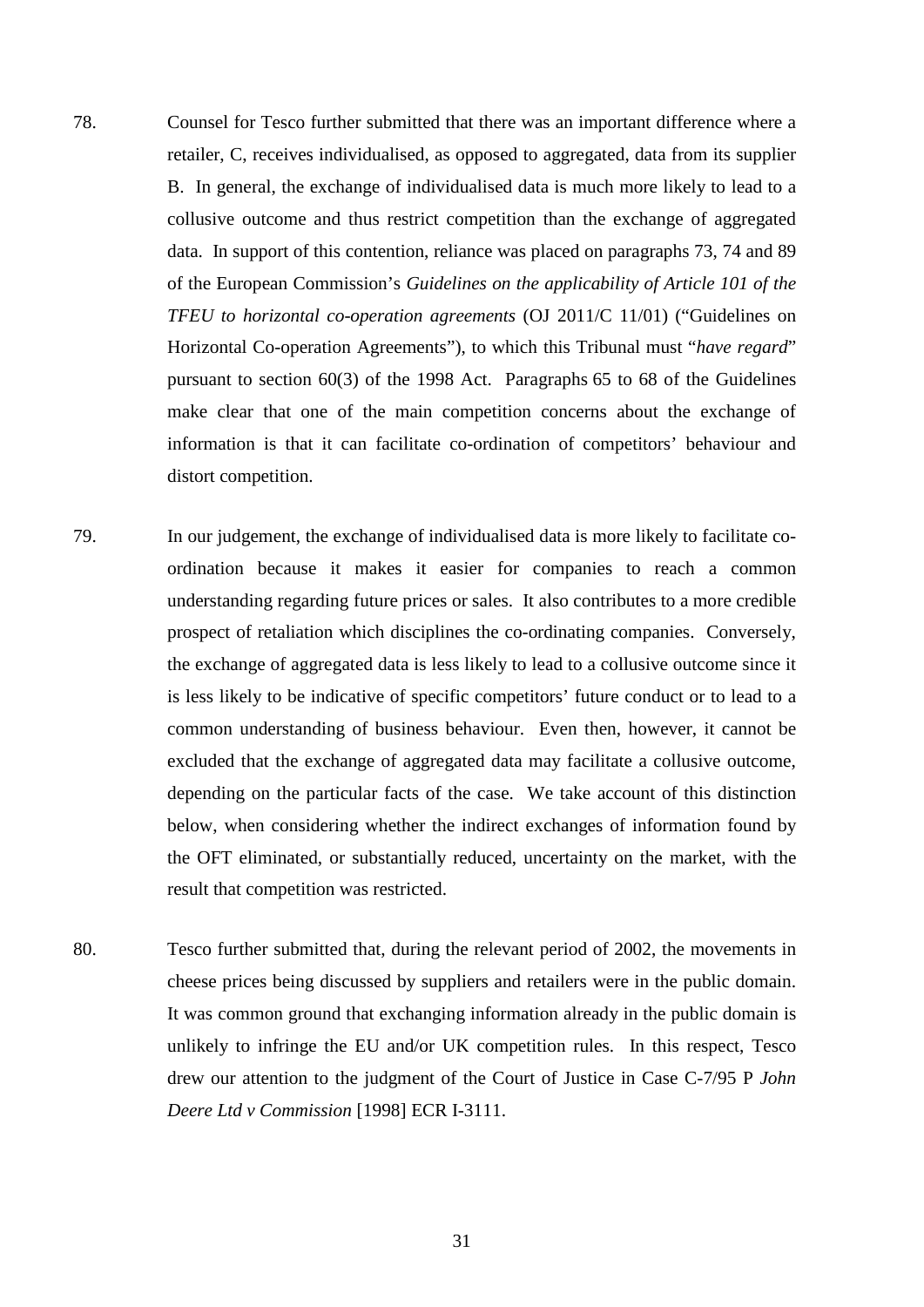78. Counsel for Tesco further submitted that there was an important difference where a retailer, C, receives individualised, as opposed to aggregated, data from its supplier B. In general, the exchange of individualised data is much more likely to lead to a collusive outcome and thus restrict competition than the exchange of aggregated data. In support of this contention, reliance was placed on paragraphs 73, 74 and 89 of the European Commission's *Guidelines on the applicability of Article 101 of the TFEU to horizontal co-operation agreements* (OJ 2011/C 11/01) ("Guidelines on Horizontal Co-operation Agreements"), to which this Tribunal must "*have regard*" pursuant to section 60(3) of the 1998 Act. Paragraphs 65 to 68 of the Guidelines make clear that one of the main competition concerns about the exchange of information is that it can facilitate co-ordination of competitors' behaviour and distort competition.

79. In our judgement, the exchange of individualised data is more likely to facilitate co-ordination because it makes it easier for companies to reach a common understanding regarding future prices or sales. It also contributes to a more credible prospect of retaliation which disciplines the co-ordinating companies. Conversely, the exchange of aggregated data is less likely to lead to a collusive outcome since it is less likely to be indicative of specific competitors' future conduct or to lead to a common understanding of business behaviour. Even then, however, it cannot be excluded that the exchange of aggregated data may facilitate a collusive outcome, depending on the particular facts of the case. We take account of this distinction below, when considering whether the indirect exchanges of information found by the OFT eliminated, or substantially reduced, uncertainty on the market, with the result that competition was restricted.

80. Tesco further submitted that, during the relevant period of 2002, the movements in cheese prices being discussed by suppliers and retailers were in the public domain. It was common ground that exchanging information already in the public domain is unlikely to infringe the EU and/or UK competition rules. In this respect, Tesco drew our attention to the judgment of the Court of Justice in Case C-7/95 P *John Deere Ltd v Commission* [1998] ECR I-3111.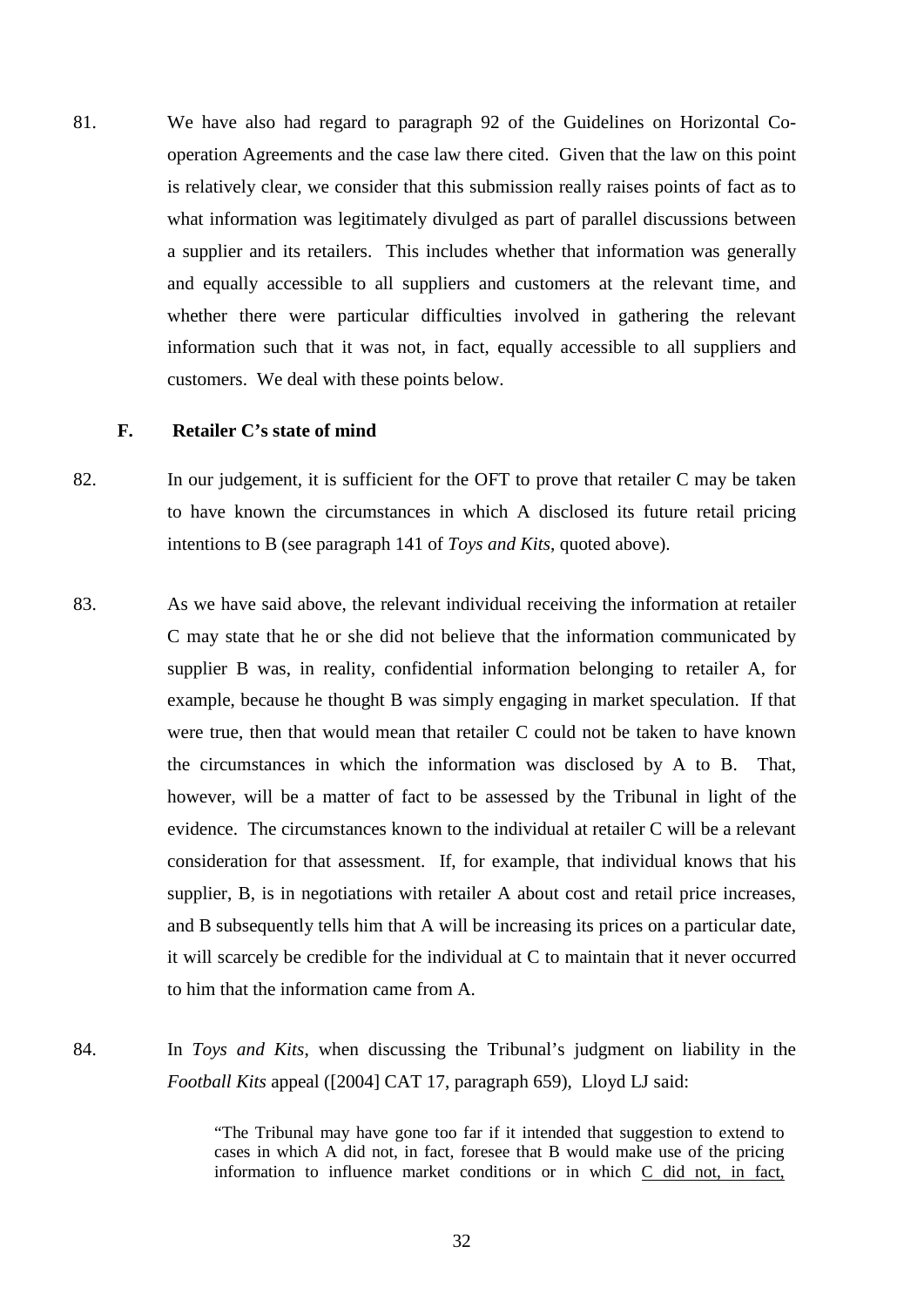81. We have also had regard to paragraph 92 of the Guidelines on Horizontal Co-operation Agreements and the case law there cited. Given that the law on this point is relatively clear, we consider that this submission really raises points of fact as to what information was legitimately divulged as part of parallel discussions between a supplier and its retailers. This includes whether that information was generally and equally accessible to all suppliers and customers at the relevant time, and whether there were particular difficulties involved in gathering the relevant information such that it was not, in fact, equally accessible to all suppliers and customers. We deal with these points below.

### F. Retailer C's state of mind

82. In our judgement, it is sufficient for the OFT to prove that retailer C may be taken to have known the circumstances in which A disclosed its future retail pricing intentions to B (see paragraph 141 of *Toys and Kits*, quoted above).

83. As we have said above, the relevant individual receiving the information at retailer C may state that he or she did not believe that the information communicated by supplier B was, in reality, confidential information belonging to retailer A, for example, because he thought B was simply engaging in market speculation. If that were true, then that would mean that retailer C could not be taken to have known the circumstances in which the information was disclosed by A to B. That, however, will be a matter of fact to be assessed by the Tribunal in light of the evidence. The circumstances known to the individual at retailer C will be a relevant consideration for that assessment. If, for example, that individual knows that his supplier, B, is in negotiations with retailer A about cost and retail price increases, and B subsequently tells him that A will be increasing its prices on a particular date, it will scarcely be credible for the individual at C to maintain that it never occurred to him that the information came from A.

84. In *Toys and Kits*, when discussing the Tribunal's judgment on liability in the *Football Kits* appeal ([2004] CAT 17, paragraph 659), Lloyd LJ said:

> "The Tribunal may have gone too far if it intended that suggestion to extend to cases in which A did not, in fact, foresee that B would make use of the pricing information to influence market conditions or in which <u>C did not, in fact,</u>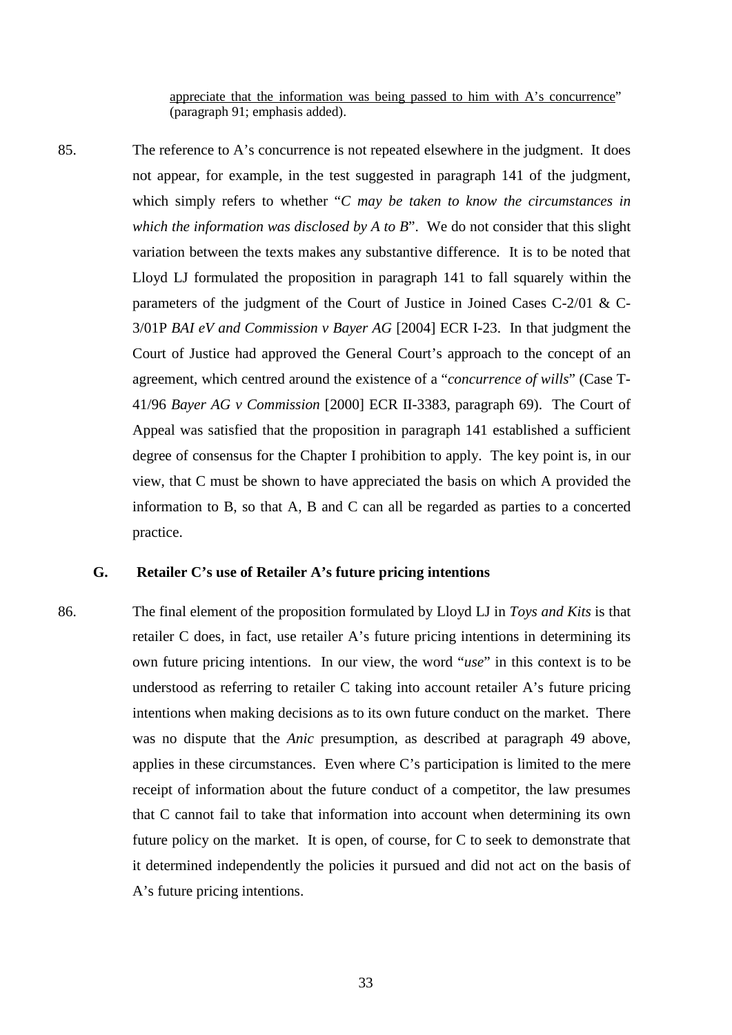appreciate that the information was being passed to him with A's concurrence" (paragraph 91; emphasis added).

85. The reference to A's concurrence is not repeated elsewhere in the judgment. It does not appear, for example, in the test suggested in paragraph 141 of the judgment, which simply refers to whether "*C may be taken to know the circumstances in which the information was disclosed by A to B*". We do not consider that this slight variation between the texts makes any substantive difference. It is to be noted that Lloyd LJ formulated the proposition in paragraph 141 to fall squarely within the parameters of the judgment of the Court of Justice in Joined Cases C-2/01 & C-3/01P *BAI eV and Commission v Bayer AG* [2004] ECR I-23. In that judgment the Court of Justice had approved the General Court's approach to the concept of an agreement, which centred around the existence of a "*concurrence of wills*" (Case T-41/96 *Bayer AG v Commission* [2000] ECR II-3383, paragraph 69). The Court of Appeal was satisfied that the proposition in paragraph 141 established a sufficient degree of consensus for the Chapter I prohibition to apply. The key point is, in our view, that C must be shown to have appreciated the basis on which A provided the information to B, so that A, B and C can all be regarded as parties to a concerted practice.

### G. Retailer C's use of Retailer A's future pricing intentions

86. The final element of the proposition formulated by Lloyd LJ in *Toys and Kits* is that retailer C does, in fact, use retailer A's future pricing intentions in determining its own future pricing intentions. In our view, the word "*use*" in this context is to be understood as referring to retailer C taking into account retailer A's future pricing intentions when making decisions as to its own future conduct on the market. There was no dispute that the *Anic* presumption, as described at paragraph 49 above, applies in these circumstances. Even where C's participation is limited to the mere receipt of information about the future conduct of a competitor, the law presumes that C cannot fail to take that information into account when determining its own future policy on the market. It is open, of course, for C to seek to demonstrate that it determined independently the policies it pursued and did not act on the basis of A's future pricing intentions.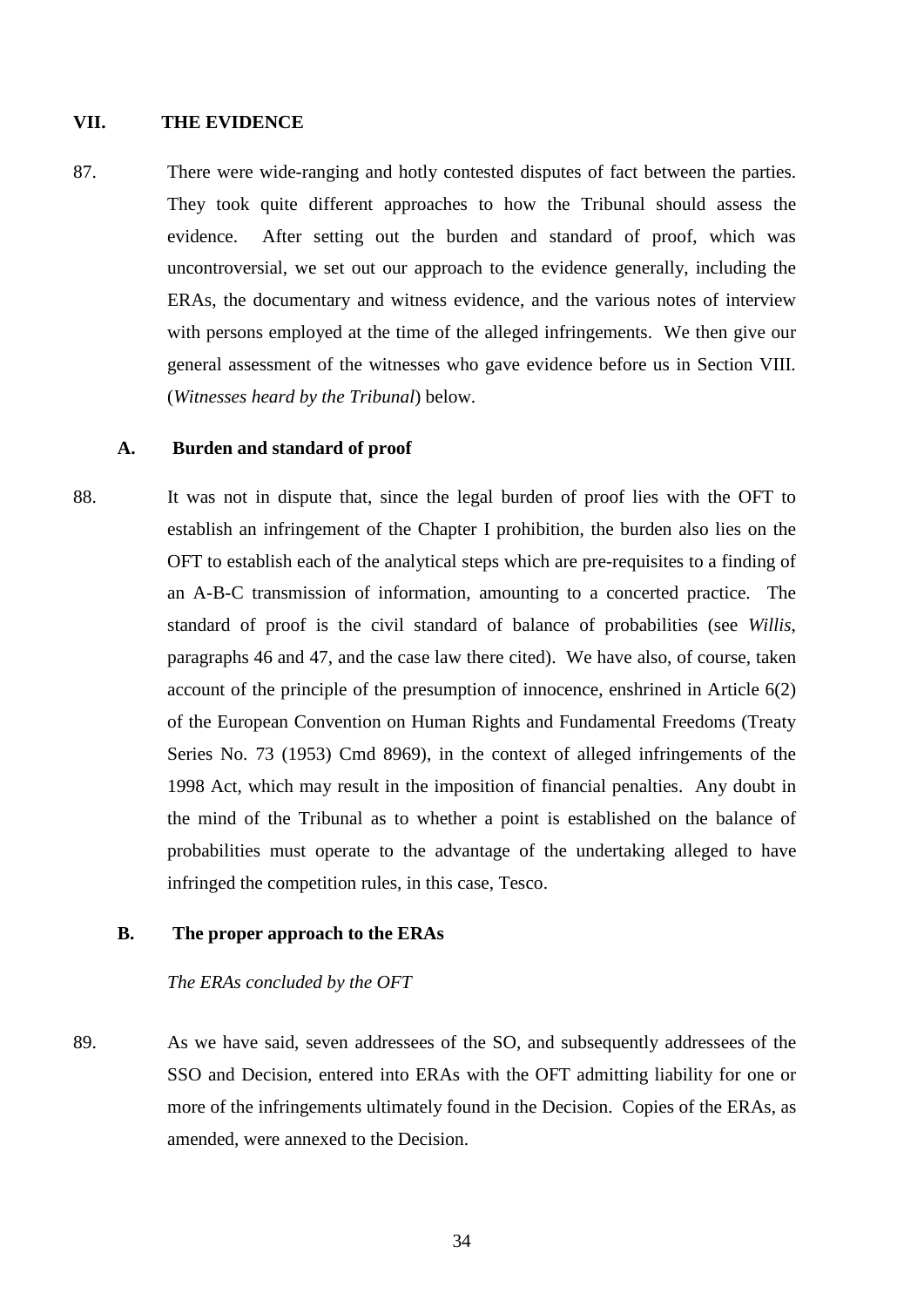## VII. THE EVIDENCE

87. There were wide-ranging and hotly contested disputes of fact between the parties. They took quite different approaches to how the Tribunal should assess the evidence. After setting out the burden and standard of proof, which was uncontroversial, we set out our approach to the evidence generally, including the ERAs, the documentary and witness evidence, and the various notes of interview with persons employed at the time of the alleged infringements. We then give our general assessment of the witnesses who gave evidence before us in Section VIII. (*Witnesses heard by the Tribunal*) below.

### A. Burden and standard of proof

88. It was not in dispute that, since the legal burden of proof lies with the OFT to establish an infringement of the Chapter I prohibition, the burden also lies on the OFT to establish each of the analytical steps which are pre-requisites to a finding of an A-B-C transmission of information, amounting to a concerted practice. The standard of proof is the civil standard of balance of probabilities (see *Willis*, paragraphs 46 and 47, and the case law there cited). We have also, of course, taken account of the principle of the presumption of innocence, enshrined in Article 6(2) of the European Convention on Human Rights and Fundamental Freedoms (Treaty Series No. 73 (1953) Cmd 8969), in the context of alleged infringements of the 1998 Act, which may result in the imposition of financial penalties. Any doubt in the mind of the Tribunal as to whether a point is established on the balance of probabilities must operate to the advantage of the undertaking alleged to have infringed the competition rules, in this case, Tesco.

### B. The proper approach to the ERAs

*The ERAs concluded by the OFT*

89. As we have said, seven addressees of the SO, and subsequently addressees of the SSO and Decision, entered into ERAs with the OFT admitting liability for one or more of the infringements ultimately found in the Decision. Copies of the ERAs, as amended, were annexed to the Decision.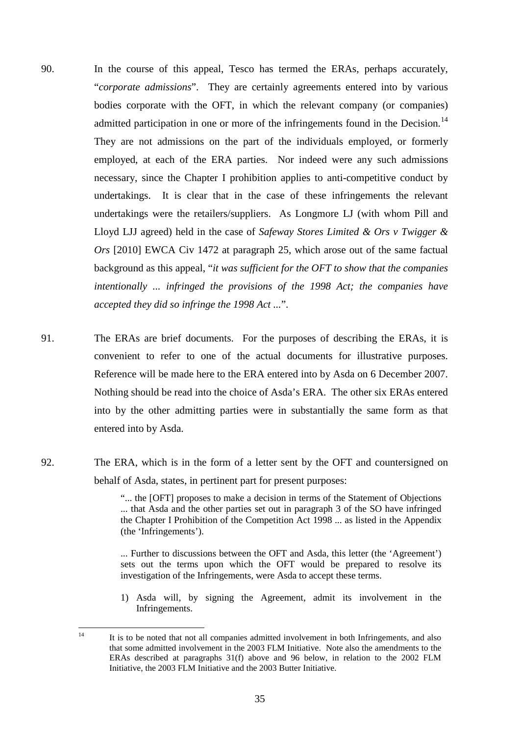90. In the course of this appeal, Tesco has termed the ERAs, perhaps accurately, "*corporate admissions*". They are certainly agreements entered into by various bodies corporate with the OFT, in which the relevant company (or companies) admitted participation in one or more of the infringements found in the Decision.[14] They are not admissions on the part of the individuals employed, or formerly employed, at each of the ERA parties. Nor indeed were any such admissions necessary, since the Chapter I prohibition applies to anti-competitive conduct by undertakings. It is clear that in the case of these infringements the relevant undertakings were the retailers/suppliers. As Longmore LJ (with whom Pill and Lloyd LJJ agreed) held in the case of *Safeway Stores Limited & Ors v Twigger & Ors* [2010] EWCA Civ 1472 at paragraph 25, which arose out of the same factual background as this appeal, "*it was sufficient for the OFT to show that the companies intentionally ... infringed the provisions of the 1998 Act; the companies have accepted they did so infringe the 1998 Act ...*".

91. The ERAs are brief documents. For the purposes of describing the ERAs, it is convenient to refer to one of the actual documents for illustrative purposes. Reference will be made here to the ERA entered into by Asda on 6 December 2007. Nothing should be read into the choice of Asda's ERA. The other six ERAs entered into by the other admitting parties were in substantially the same form as that entered into by Asda.

92. The ERA, which is in the form of a letter sent by the OFT and countersigned on behalf of Asda, states, in pertinent part for present purposes:

> "... the [OFT] proposes to make a decision in terms of the Statement of Objections ... that Asda and the other parties set out in paragraph 3 of the SO have infringed the Chapter I Prohibition of the Competition Act 1998 ... as listed in the Appendix (the 'Infringements').
>
> ... Further to discussions between the OFT and Asda, this letter (the 'Agreement') sets out the terms upon which the OFT would be prepared to resolve its investigation of the Infringements, were Asda to accept these terms.
>
> 1) Asda will, by signing the Agreement, admit its involvement in the Infringements.

[14] It is to be noted that not all companies admitted involvement in both Infringements, and also that some admitted involvement in the 2003 FLM Initiative. Note also the amendments to the ERAs described at paragraphs 31(f) above and 96 below, in relation to the 2002 FLM Initiative, the 2003 FLM Initiative and the 2003 Butter Initiative.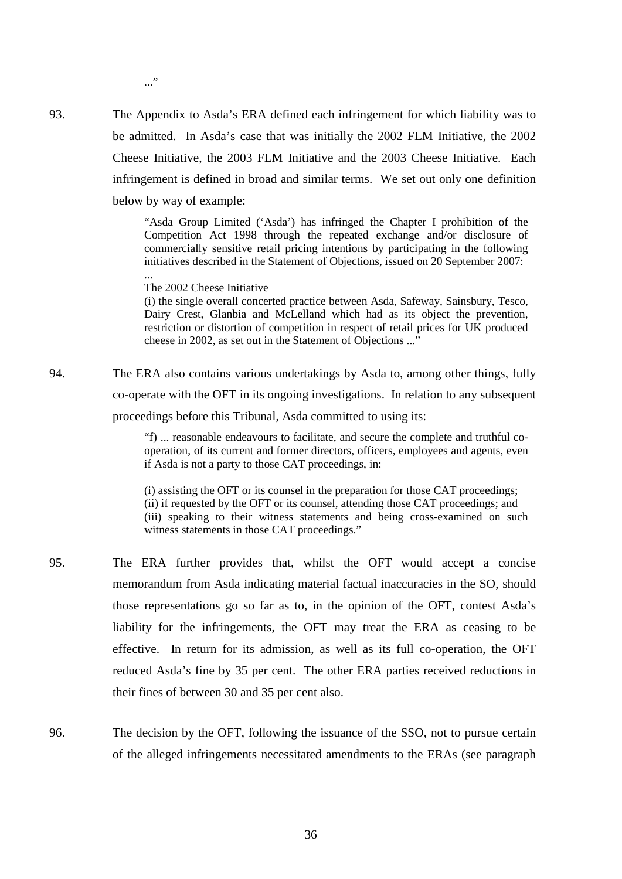..."

93. The Appendix to Asda's ERA defined each infringement for which liability was to be admitted. In Asda's case that was initially the 2002 FLM Initiative, the 2002 Cheese Initiative, the 2003 FLM Initiative and the 2003 Cheese Initiative. Each infringement is defined in broad and similar terms. We set out only one definition below by way of example:

> "Asda Group Limited ('Asda') has infringed the Chapter I prohibition of the Competition Act 1998 through the repeated exchange and/or disclosure of commercially sensitive retail pricing intentions by participating in the following initiatives described in the Statement of Objections, issued on 20 September 2007:
>
> ...
>
> The 2002 Cheese Initiative
>
> (i) the single overall concerted practice between Asda, Safeway, Sainsbury, Tesco, Dairy Crest, Glanbia and McLelland which had as its object the prevention, restriction or distortion of competition in respect of retail prices for UK produced cheese in 2002, as set out in the Statement of Objections ..."

94. The ERA also contains various undertakings by Asda to, among other things, fully co-operate with the OFT in its ongoing investigations. In relation to any subsequent proceedings before this Tribunal, Asda committed to using its:

> "f) ... reasonable endeavours to facilitate, and secure the complete and truthful co-operation, of its current and former directors, officers, employees and agents, even if Asda is not a party to those CAT proceedings, in:
>
> (i) assisting the OFT or its counsel in the preparation for those CAT proceedings;
> (ii) if requested by the OFT or its counsel, attending those CAT proceedings; and
> (iii) speaking to their witness statements and being cross-examined on such witness statements in those CAT proceedings."

95. The ERA further provides that, whilst the OFT would accept a concise memorandum from Asda indicating material factual inaccuracies in the SO, should those representations go so far as to, in the opinion of the OFT, contest Asda's liability for the infringements, the OFT may treat the ERA as ceasing to be effective. In return for its admission, as well as its full co-operation, the OFT reduced Asda's fine by 35 per cent. The other ERA parties received reductions in their fines of between 30 and 35 per cent also.

96. The decision by the OFT, following the issuance of the SSO, not to pursue certain of the alleged infringements necessitated amendments to the ERAs (see paragraph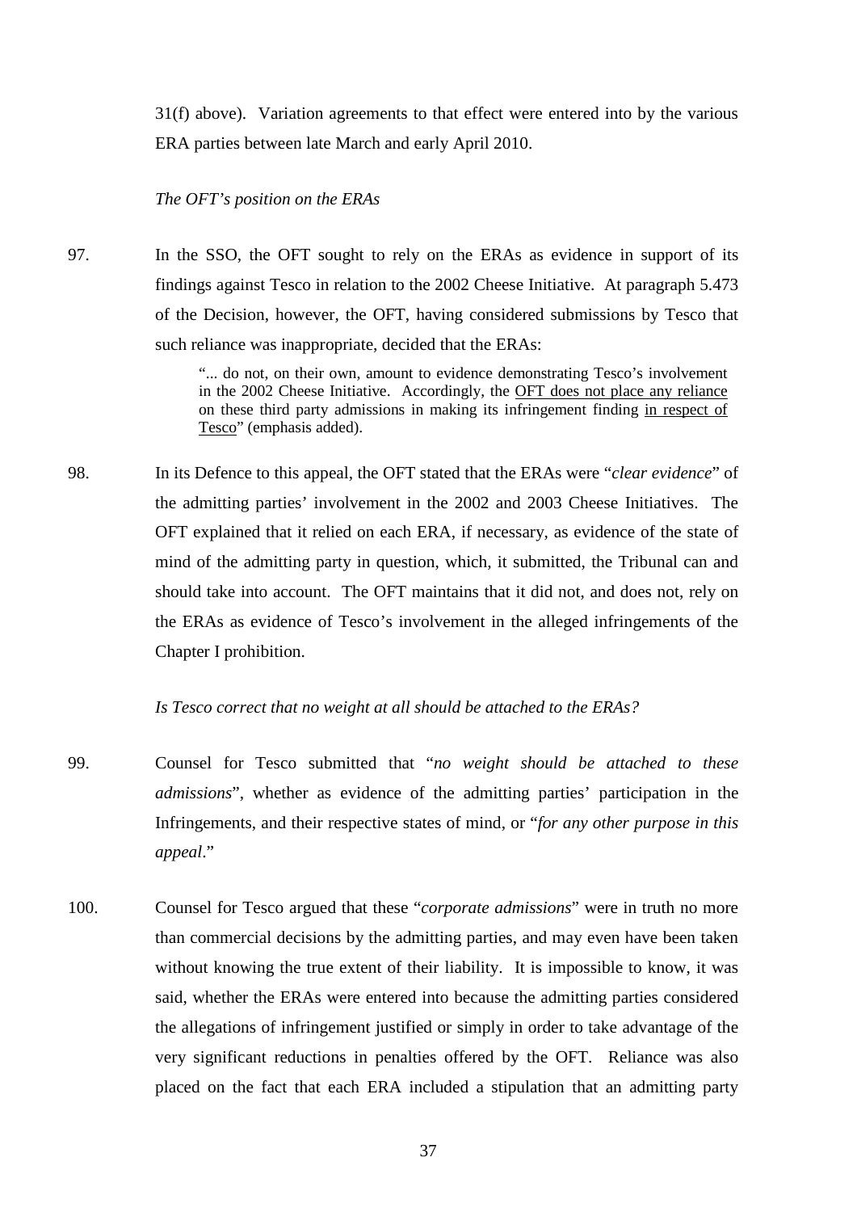31(f) above). Variation agreements to that effect were entered into by the various ERA parties between late March and early April 2010.

*The OFT's position on the ERAs*

97. In the SSO, the OFT sought to rely on the ERAs as evidence in support of its findings against Tesco in relation to the 2002 Cheese Initiative. At paragraph 5.473 of the Decision, however, the OFT, having considered submissions by Tesco that such reliance was inappropriate, decided that the ERAs:

> "... do not, on their own, amount to evidence demonstrating Tesco's involvement in the 2002 Cheese Initiative. Accordingly, the <u>OFT does not place any reliance</u> on these third party admissions in making its infringement finding <u>in respect of Tesco</u>" (emphasis added).

98. In its Defence to this appeal, the OFT stated that the ERAs were "*clear evidence*" of the admitting parties' involvement in the 2002 and 2003 Cheese Initiatives. The OFT explained that it relied on each ERA, if necessary, as evidence of the state of mind of the admitting party in question, which, it submitted, the Tribunal can and should take into account. The OFT maintains that it did not, and does not, rely on the ERAs as evidence of Tesco's involvement in the alleged infringements of the Chapter I prohibition.

*Is Tesco correct that no weight at all should be attached to the ERAs?*

99. Counsel for Tesco submitted that "*no weight should be attached to these admissions*", whether as evidence of the admitting parties' participation in the Infringements, and their respective states of mind, or "*for any other purpose in this appeal*."

100. Counsel for Tesco argued that these "*corporate admissions*" were in truth no more than commercial decisions by the admitting parties, and may even have been taken without knowing the true extent of their liability. It is impossible to know, it was said, whether the ERAs were entered into because the admitting parties considered the allegations of infringement justified or simply in order to take advantage of the very significant reductions in penalties offered by the OFT. Reliance was also placed on the fact that each ERA included a stipulation that an admitting party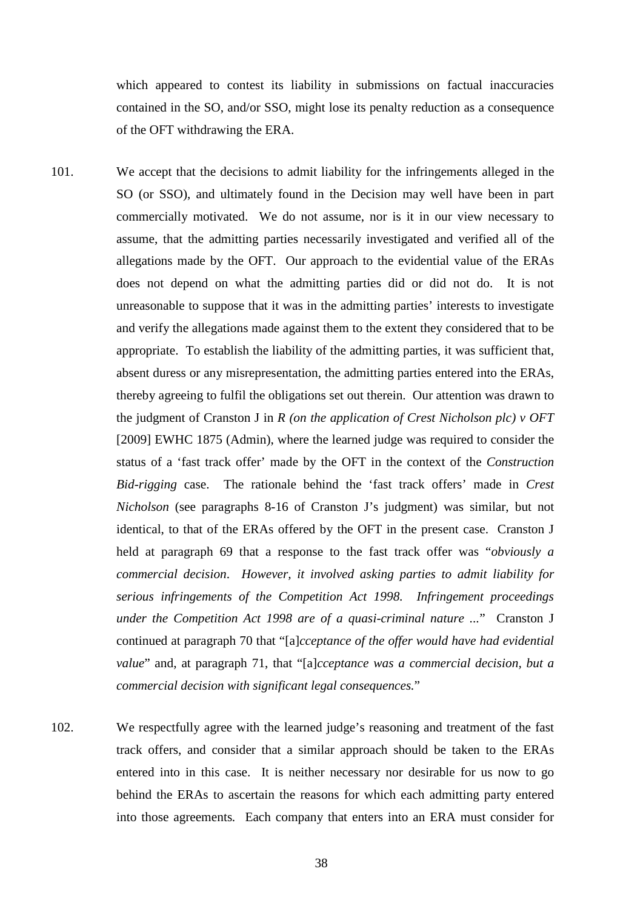which appeared to contest its liability in submissions on factual inaccuracies contained in the SO, and/or SSO, might lose its penalty reduction as a consequence of the OFT withdrawing the ERA.

101. We accept that the decisions to admit liability for the infringements alleged in the SO (or SSO), and ultimately found in the Decision may well have been in part commercially motivated. We do not assume, nor is it in our view necessary to assume, that the admitting parties necessarily investigated and verified all of the allegations made by the OFT. Our approach to the evidential value of the ERAs does not depend on what the admitting parties did or did not do. It is not unreasonable to suppose that it was in the admitting parties' interests to investigate and verify the allegations made against them to the extent they considered that to be appropriate. To establish the liability of the admitting parties, it was sufficient that, absent duress or any misrepresentation, the admitting parties entered into the ERAs, thereby agreeing to fulfil the obligations set out therein. Our attention was drawn to the judgment of Cranston J in *R (on the application of Crest Nicholson plc) v OFT* [2009] EWHC 1875 (Admin), where the learned judge was required to consider the status of a 'fast track offer' made by the OFT in the context of the *Construction Bid-rigging* case. The rationale behind the 'fast track offers' made in *Crest Nicholson* (see paragraphs 8-16 of Cranston J's judgment) was similar, but not identical, to that of the ERAs offered by the OFT in the present case. Cranston J held at paragraph 69 that a response to the fast track offer was "*obviously a commercial decision. However, it involved asking parties to admit liability for serious infringements of the Competition Act 1998. Infringement proceedings under the Competition Act 1998 are of a quasi-criminal nature ...*" Cranston J continued at paragraph 70 that "[a]*cceptance of the offer would have had evidential value*" and, at paragraph 71, that "[a]*cceptance was a commercial decision, but a commercial decision with significant legal consequences.*"

102. We respectfully agree with the learned judge's reasoning and treatment of the fast track offers, and consider that a similar approach should be taken to the ERAs entered into in this case. It is neither necessary nor desirable for us now to go behind the ERAs to ascertain the reasons for which each admitting party entered into those agreements. Each company that enters into an ERA must consider for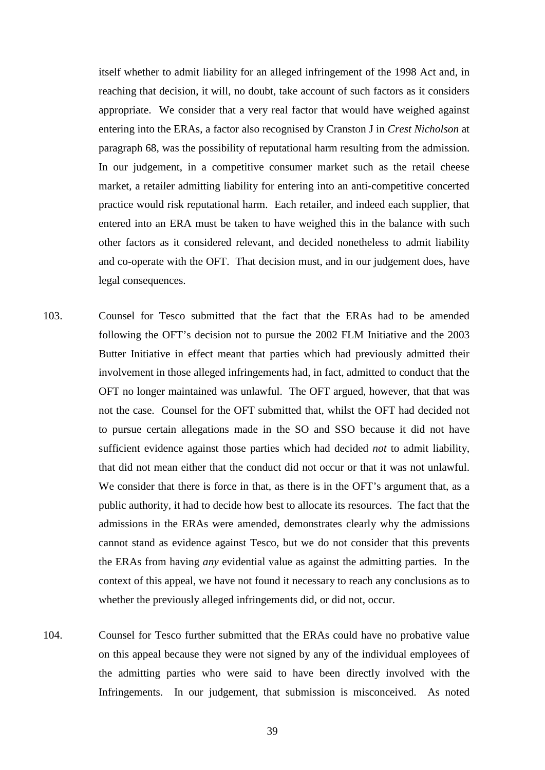itself whether to admit liability for an alleged infringement of the 1998 Act and, in reaching that decision, it will, no doubt, take account of such factors as it considers appropriate. We consider that a very real factor that would have weighed against entering into the ERAs, a factor also recognised by Cranston J in *Crest Nicholson* at paragraph 68, was the possibility of reputational harm resulting from the admission. In our judgement, in a competitive consumer market such as the retail cheese market, a retailer admitting liability for entering into an anti-competitive concerted practice would risk reputational harm. Each retailer, and indeed each supplier, that entered into an ERA must be taken to have weighed this in the balance with such other factors as it considered relevant, and decided nonetheless to admit liability and co-operate with the OFT. That decision must, and in our judgement does, have legal consequences.

103. Counsel for Tesco submitted that the fact that the ERAs had to be amended following the OFT's decision not to pursue the 2002 FLM Initiative and the 2003 Butter Initiative in effect meant that parties which had previously admitted their involvement in those alleged infringements had, in fact, admitted to conduct that the OFT no longer maintained was unlawful. The OFT argued, however, that that was not the case. Counsel for the OFT submitted that, whilst the OFT had decided not to pursue certain allegations made in the SO and SSO because it did not have sufficient evidence against those parties which had decided *not* to admit liability, that did not mean either that the conduct did not occur or that it was not unlawful. We consider that there is force in that, as there is in the OFT's argument that, as a public authority, it had to decide how best to allocate its resources. The fact that the admissions in the ERAs were amended, demonstrates clearly why the admissions cannot stand as evidence against Tesco, but we do not consider that this prevents the ERAs from having *any* evidential value as against the admitting parties. In the context of this appeal, we have not found it necessary to reach any conclusions as to whether the previously alleged infringements did, or did not, occur.

104. Counsel for Tesco further submitted that the ERAs could have no probative value on this appeal because they were not signed by any of the individual employees of the admitting parties who were said to have been directly involved with the Infringements. In our judgement, that submission is misconceived. As noted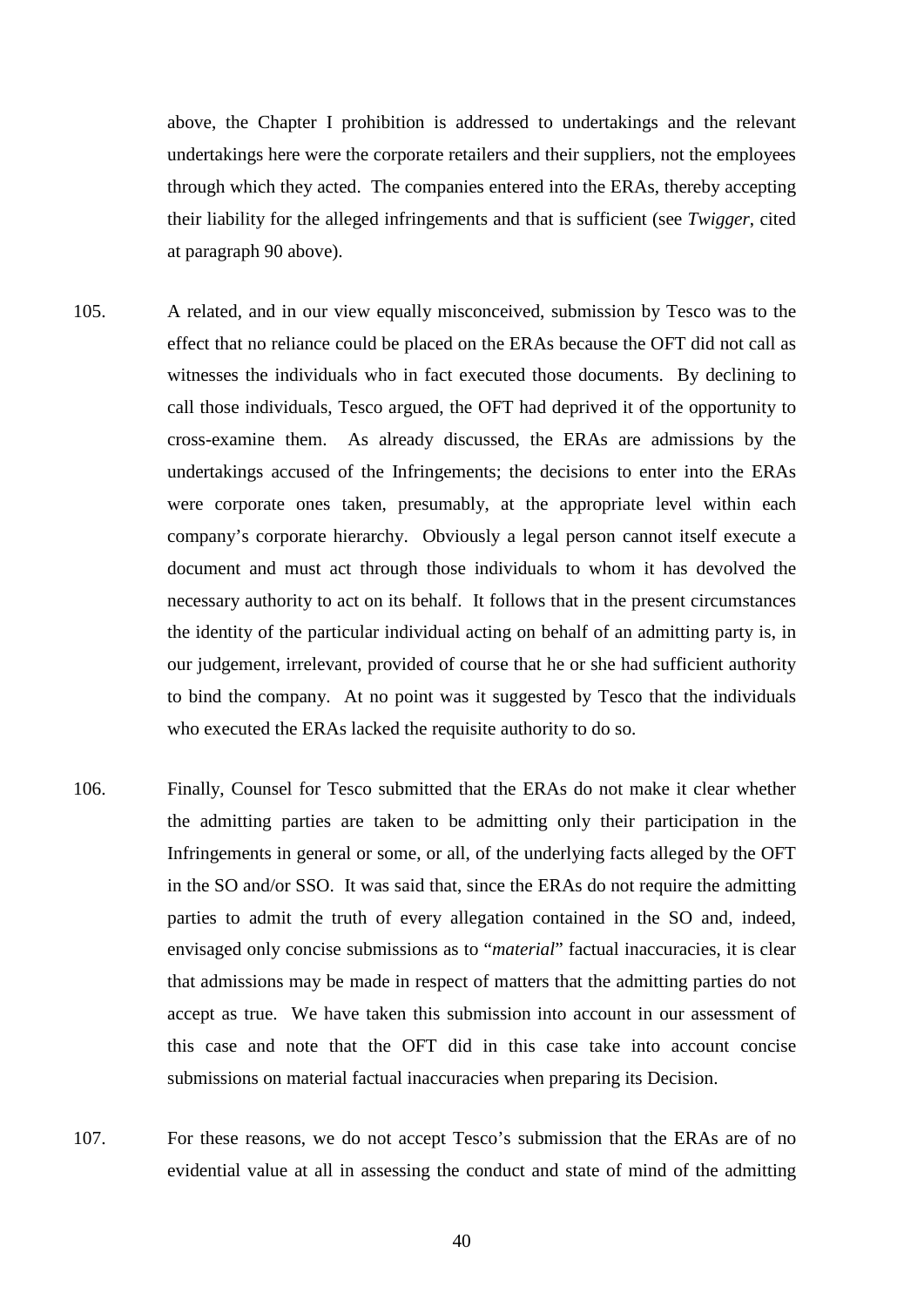above, the Chapter I prohibition is addressed to undertakings and the relevant undertakings here were the corporate retailers and their suppliers, not the employees through which they acted. The companies entered into the ERAs, thereby accepting their liability for the alleged infringements and that is sufficient (see *Twigger*, cited at paragraph 90 above).

105. A related, and in our view equally misconceived, submission by Tesco was to the effect that no reliance could be placed on the ERAs because the OFT did not call as witnesses the individuals who in fact executed those documents. By declining to call those individuals, Tesco argued, the OFT had deprived it of the opportunity to cross-examine them. As already discussed, the ERAs are admissions by the undertakings accused of the Infringements; the decisions to enter into the ERAs were corporate ones taken, presumably, at the appropriate level within each company's corporate hierarchy. Obviously a legal person cannot itself execute a document and must act through those individuals to whom it has devolved the necessary authority to act on its behalf. It follows that in the present circumstances the identity of the particular individual acting on behalf of an admitting party is, in our judgement, irrelevant, provided of course that he or she had sufficient authority to bind the company. At no point was it suggested by Tesco that the individuals who executed the ERAs lacked the requisite authority to do so.

106. Finally, Counsel for Tesco submitted that the ERAs do not make it clear whether the admitting parties are taken to be admitting only their participation in the Infringements in general or some, or all, of the underlying facts alleged by the OFT in the SO and/or SSO. It was said that, since the ERAs do not require the admitting parties to admit the truth of every allegation contained in the SO and, indeed, envisaged only concise submissions as to "*material*" factual inaccuracies, it is clear that admissions may be made in respect of matters that the admitting parties do not accept as true. We have taken this submission into account in our assessment of this case and note that the OFT did in this case take into account concise submissions on material factual inaccuracies when preparing its Decision.

107. For these reasons, we do not accept Tesco's submission that the ERAs are of no evidential value at all in assessing the conduct and state of mind of the admitting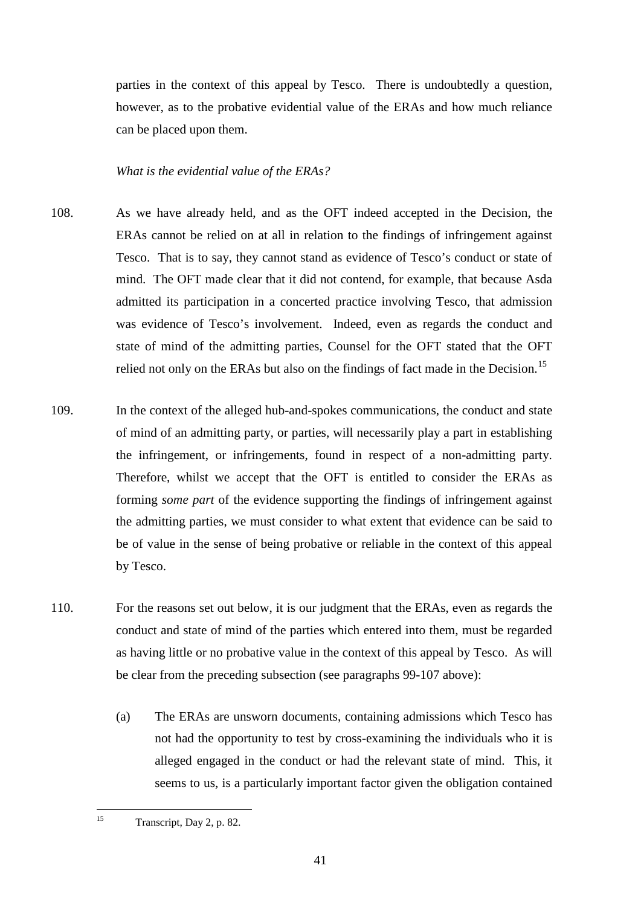parties in the context of this appeal by Tesco. There is undoubtedly a question, however, as to the probative evidential value of the ERAs and how much reliance can be placed upon them.

*What is the evidential value of the ERAs?*

108. As we have already held, and as the OFT indeed accepted in the Decision, the ERAs cannot be relied on at all in relation to the findings of infringement against Tesco. That is to say, they cannot stand as evidence of Tesco's conduct or state of mind. The OFT made clear that it did not contend, for example, that because Asda admitted its participation in a concerted practice involving Tesco, that admission was evidence of Tesco's involvement. Indeed, even as regards the conduct and state of mind of the admitting parties, Counsel for the OFT stated that the OFT relied not only on the ERAs but also on the findings of fact made in the Decision.[15]

109. In the context of the alleged hub-and-spokes communications, the conduct and state of mind of an admitting party, or parties, will necessarily play a part in establishing the infringement, or infringements, found in respect of a non-admitting party. Therefore, whilst we accept that the OFT is entitled to consider the ERAs as forming *some part* of the evidence supporting the findings of infringement against the admitting parties, we must consider to what extent that evidence can be said to be of value in the sense of being probative or reliable in the context of this appeal by Tesco.

110. For the reasons set out below, it is our judgment that the ERAs, even as regards the conduct and state of mind of the parties which entered into them, must be regarded as having little or no probative value in the context of this appeal by Tesco. As will be clear from the preceding subsection (see paragraphs 99-107 above):

   (a) The ERAs are unsworn documents, containing admissions which Tesco has not had the opportunity to test by cross-examining the individuals who it is alleged engaged in the conduct or had the relevant state of mind. This, it seems to us, is a particularly important factor given the obligation contained

[15] Transcript, Day 2, p. 82.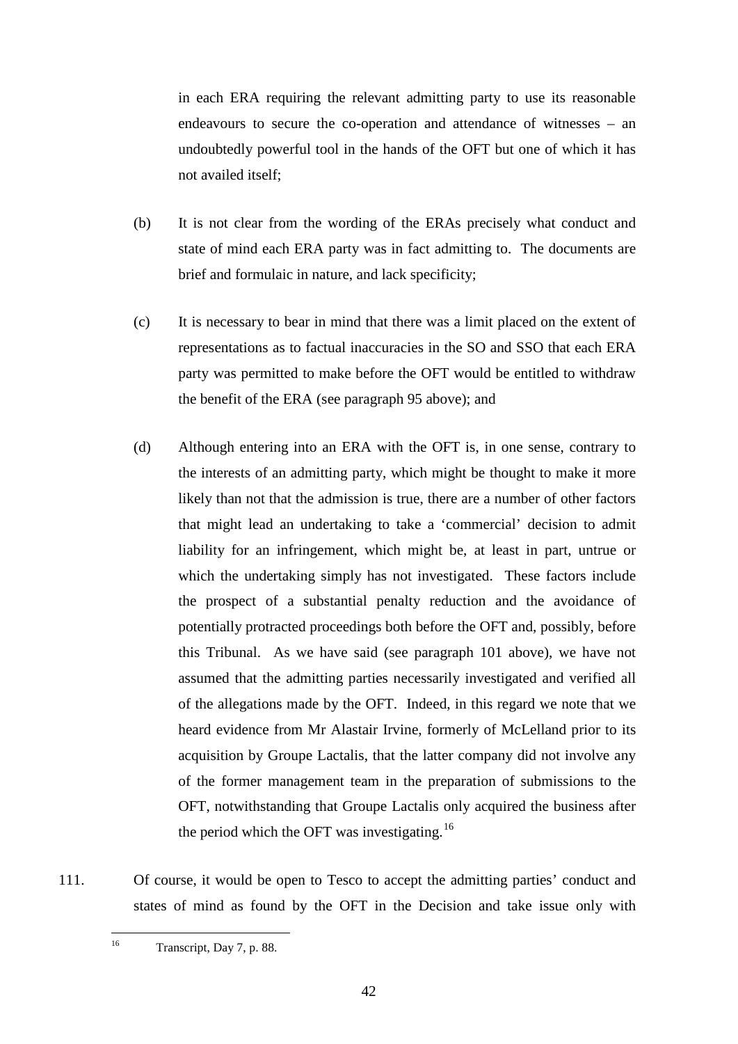in each ERA requiring the relevant admitting party to use its reasonable endeavours to secure the co-operation and attendance of witnesses – an undoubtedly powerful tool in the hands of the OFT but one of which it has not availed itself;

(b) It is not clear from the wording of the ERAs precisely what conduct and state of mind each ERA party was in fact admitting to. The documents are brief and formulaic in nature, and lack specificity;

(c) It is necessary to bear in mind that there was a limit placed on the extent of representations as to factual inaccuracies in the SO and SSO that each ERA party was permitted to make before the OFT would be entitled to withdraw the benefit of the ERA (see paragraph 95 above); and

(d) Although entering into an ERA with the OFT is, in one sense, contrary to the interests of an admitting party, which might be thought to make it more likely than not that the admission is true, there are a number of other factors that might lead an undertaking to take a 'commercial' decision to admit liability for an infringement, which might be, at least in part, untrue or which the undertaking simply has not investigated. These factors include the prospect of a substantial penalty reduction and the avoidance of potentially protracted proceedings both before the OFT and, possibly, before this Tribunal. As we have said (see paragraph 101 above), we have not assumed that the admitting parties necessarily investigated and verified all of the allegations made by the OFT. Indeed, in this regard we note that we heard evidence from Mr Alastair Irvine, formerly of McLelland prior to its acquisition by Groupe Lactalis, that the latter company did not involve any of the former management team in the preparation of submissions to the OFT, notwithstanding that Groupe Lactalis only acquired the business after the period which the OFT was investigating.[16]

111. Of course, it would be open to Tesco to accept the admitting parties' conduct and states of mind as found by the OFT in the Decision and take issue only with

[16] Transcript, Day 7, p. 88.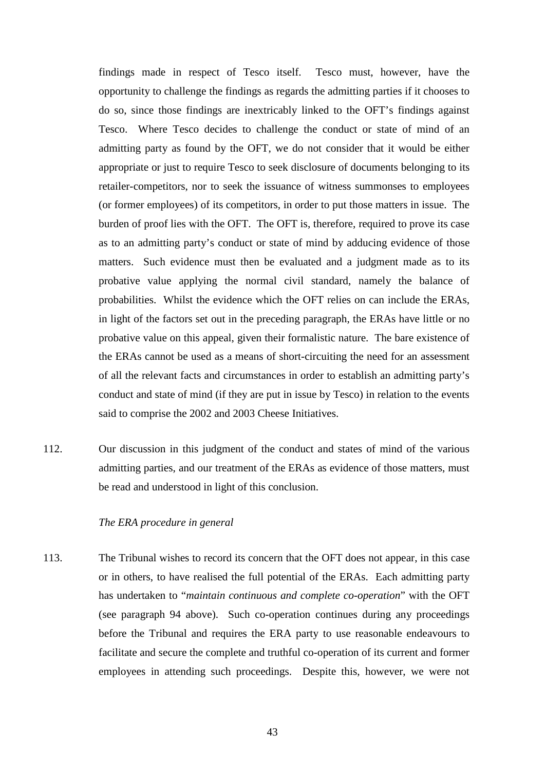findings made in respect of Tesco itself. Tesco must, however, have the opportunity to challenge the findings as regards the admitting parties if it chooses to do so, since those findings are inextricably linked to the OFT's findings against Tesco. Where Tesco decides to challenge the conduct or state of mind of an admitting party as found by the OFT, we do not consider that it would be either appropriate or just to require Tesco to seek disclosure of documents belonging to its retailer-competitors, nor to seek the issuance of witness summonses to employees (or former employees) of its competitors, in order to put those matters in issue. The burden of proof lies with the OFT. The OFT is, therefore, required to prove its case as to an admitting party's conduct or state of mind by adducing evidence of those matters. Such evidence must then be evaluated and a judgment made as to its probative value applying the normal civil standard, namely the balance of probabilities. Whilst the evidence which the OFT relies on can include the ERAs, in light of the factors set out in the preceding paragraph, the ERAs have little or no probative value on this appeal, given their formalistic nature. The bare existence of the ERAs cannot be used as a means of short-circuiting the need for an assessment of all the relevant facts and circumstances in order to establish an admitting party's conduct and state of mind (if they are put in issue by Tesco) in relation to the events said to comprise the 2002 and 2003 Cheese Initiatives.

112. Our discussion in this judgment of the conduct and states of mind of the various admitting parties, and our treatment of the ERAs as evidence of those matters, must be read and understood in light of this conclusion.

*The ERA procedure in general*

113. The Tribunal wishes to record its concern that the OFT does not appear, in this case or in others, to have realised the full potential of the ERAs. Each admitting party has undertaken to "*maintain continuous and complete co-operation*" with the OFT (see paragraph 94 above). Such co-operation continues during any proceedings before the Tribunal and requires the ERA party to use reasonable endeavours to facilitate and secure the complete and truthful co-operation of its current and former employees in attending such proceedings. Despite this, however, we were not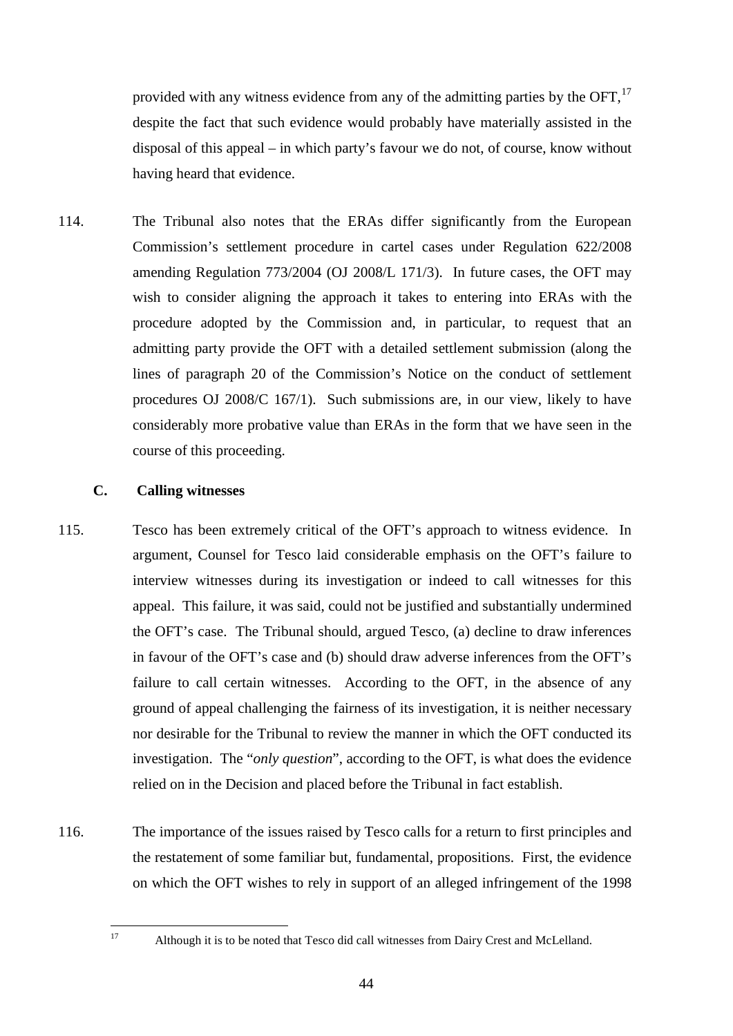provided with any witness evidence from any of the admitting parties by the OFT,[17] despite the fact that such evidence would probably have materially assisted in the disposal of this appeal – in which party's favour we do not, of course, know without having heard that evidence.

114. The Tribunal also notes that the ERAs differ significantly from the European Commission's settlement procedure in cartel cases under Regulation 622/2008 amending Regulation 773/2004 (OJ 2008/L 171/3). In future cases, the OFT may wish to consider aligning the approach it takes to entering into ERAs with the procedure adopted by the Commission and, in particular, to request that an admitting party provide the OFT with a detailed settlement submission (along the lines of paragraph 20 of the Commission's Notice on the conduct of settlement procedures OJ 2008/C 167/1). Such submissions are, in our view, likely to have considerably more probative value than ERAs in the form that we have seen in the course of this proceeding.

### C. Calling witnesses

115. Tesco has been extremely critical of the OFT's approach to witness evidence. In argument, Counsel for Tesco laid considerable emphasis on the OFT's failure to interview witnesses during its investigation or indeed to call witnesses for this appeal. This failure, it was said, could not be justified and substantially undermined the OFT's case. The Tribunal should, argued Tesco, (a) decline to draw inferences in favour of the OFT's case and (b) should draw adverse inferences from the OFT's failure to call certain witnesses. According to the OFT, in the absence of any ground of appeal challenging the fairness of its investigation, it is neither necessary nor desirable for the Tribunal to review the manner in which the OFT conducted its investigation. The "*only question*", according to the OFT, is what does the evidence relied on in the Decision and placed before the Tribunal in fact establish.

116. The importance of the issues raised by Tesco calls for a return to first principles and the restatement of some familiar but, fundamental, propositions. First, the evidence on which the OFT wishes to rely in support of an alleged infringement of the 1998

[17] Although it is to be noted that Tesco did call witnesses from Dairy Crest and McLelland.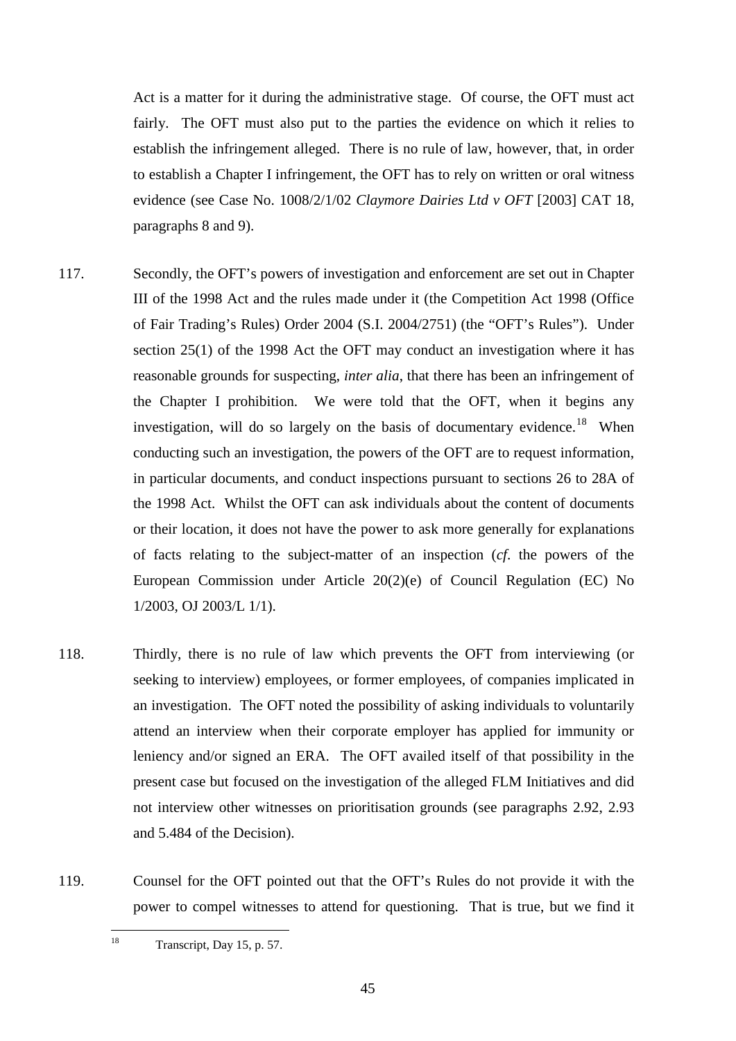Act is a matter for it during the administrative stage. Of course, the OFT must act fairly. The OFT must also put to the parties the evidence on which it relies to establish the infringement alleged. There is no rule of law, however, that, in order to establish a Chapter I infringement, the OFT has to rely on written or oral witness evidence (see Case No. 1008/2/1/02 *Claymore Dairies Ltd v OFT* [2003] CAT 18, paragraphs 8 and 9).

117. Secondly, the OFT's powers of investigation and enforcement are set out in Chapter III of the 1998 Act and the rules made under it (the Competition Act 1998 (Office of Fair Trading's Rules) Order 2004 (S.I. 2004/2751) (the "OFT's Rules"). Under section 25(1) of the 1998 Act the OFT may conduct an investigation where it has reasonable grounds for suspecting, *inter alia*, that there has been an infringement of the Chapter I prohibition. We were told that the OFT, when it begins any investigation, will do so largely on the basis of documentary evidence.[18] When conducting such an investigation, the powers of the OFT are to request information, in particular documents, and conduct inspections pursuant to sections 26 to 28A of the 1998 Act. Whilst the OFT can ask individuals about the content of documents or their location, it does not have the power to ask more generally for explanations of facts relating to the subject-matter of an inspection (*cf.* the powers of the European Commission under Article 20(2)(e) of Council Regulation (EC) No 1/2003, OJ 2003/L 1/1).

118. Thirdly, there is no rule of law which prevents the OFT from interviewing (or seeking to interview) employees, or former employees, of companies implicated in an investigation. The OFT noted the possibility of asking individuals to voluntarily attend an interview when their corporate employer has applied for immunity or leniency and/or signed an ERA. The OFT availed itself of that possibility in the present case but focused on the investigation of the alleged FLM Initiatives and did not interview other witnesses on prioritisation grounds (see paragraphs 2.92, 2.93 and 5.484 of the Decision).

119. Counsel for the OFT pointed out that the OFT's Rules do not provide it with the power to compel witnesses to attend for questioning. That is true, but we find it

[18] Transcript, Day 15, p. 57.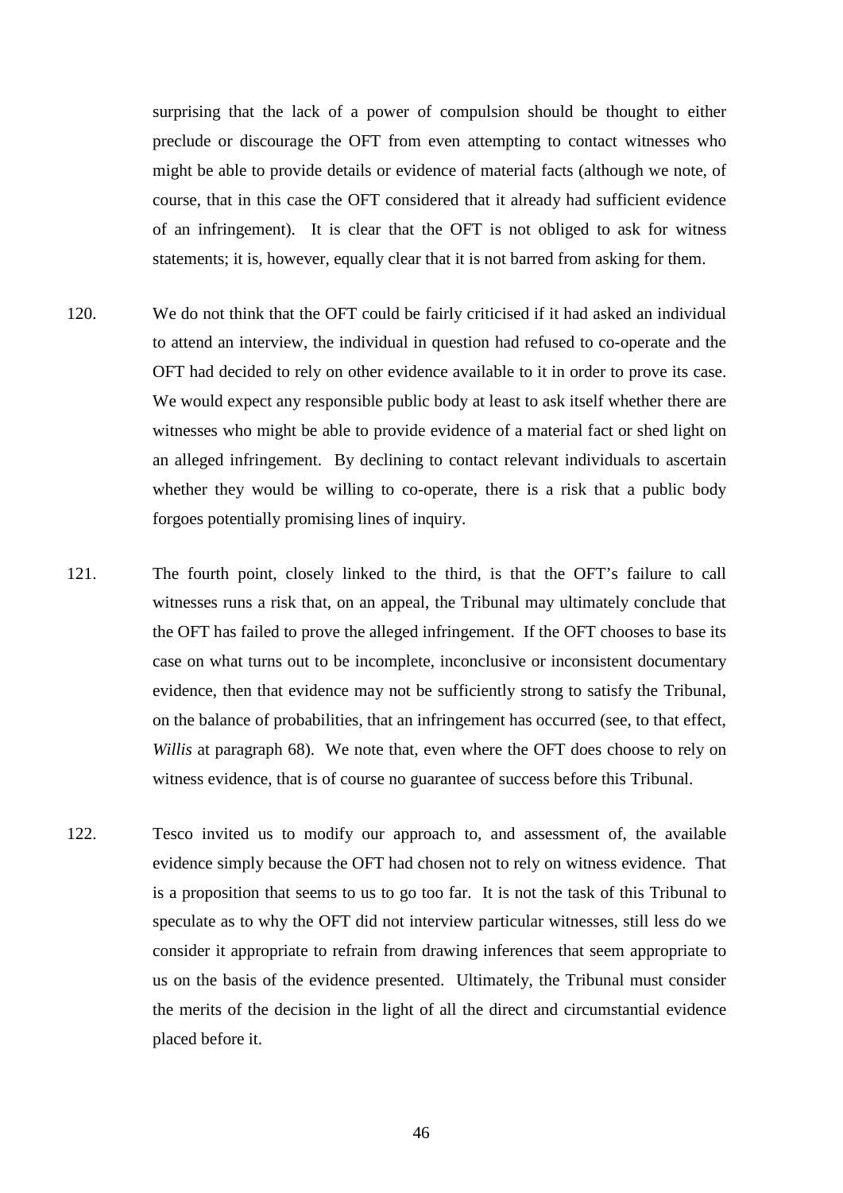surprising that the lack of a power of compulsion should be thought to either preclude or discourage the OFT from even attempting to contact witnesses who might be able to provide details or evidence of material facts (although we note, of course, that in this case the OFT considered that it already had sufficient evidence of an infringement). It is clear that the OFT is not obliged to ask for witness statements; it is, however, equally clear that it is not barred from asking for them.

120. We do not think that the OFT could be fairly criticised if it had asked an individual to attend an interview, the individual in question had refused to co-operate and the OFT had decided to rely on other evidence available to it in order to prove its case. We would expect any responsible public body at least to ask itself whether there are witnesses who might be able to provide evidence of a material fact or shed light on an alleged infringement. By declining to contact relevant individuals to ascertain whether they would be willing to co-operate, there is a risk that a public body forgoes potentially promising lines of inquiry.

121. The fourth point, closely linked to the third, is that the OFT's failure to call witnesses runs a risk that, on an appeal, the Tribunal may ultimately conclude that the OFT has failed to prove the alleged infringement. If the OFT chooses to base its case on what turns out to be incomplete, inconclusive or inconsistent documentary evidence, then that evidence may not be sufficiently strong to satisfy the Tribunal, on the balance of probabilities, that an infringement has occurred (see, to that effect, *Willis* at paragraph 68). We note that, even where the OFT does choose to rely on witness evidence, that is of course no guarantee of success before this Tribunal.

122. Tesco invited us to modify our approach to, and assessment of, the available evidence simply because the OFT had chosen not to rely on witness evidence. That is a proposition that seems to us to go too far. It is not the task of this Tribunal to speculate as to why the OFT did not interview particular witnesses, still less do we consider it appropriate to refrain from drawing inferences that seem appropriate to us on the basis of the evidence presented. Ultimately, the Tribunal must consider the merits of the decision in the light of all the direct and circumstantial evidence placed before it.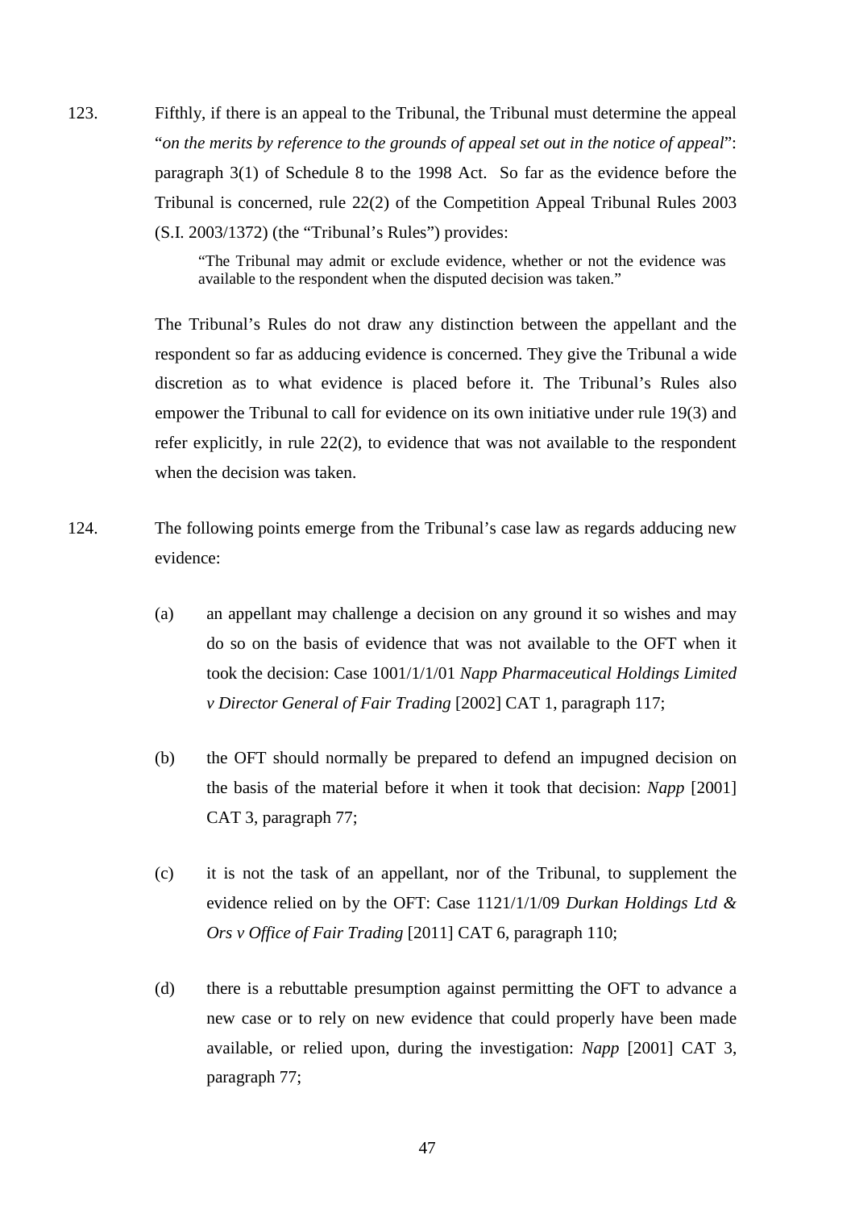123. Fifthly, if there is an appeal to the Tribunal, the Tribunal must determine the appeal "*on the merits by reference to the grounds of appeal set out in the notice of appeal*": paragraph 3(1) of Schedule 8 to the 1998 Act. So far as the evidence before the Tribunal is concerned, rule 22(2) of the Competition Appeal Tribunal Rules 2003 (S.I. 2003/1372) (the "Tribunal's Rules") provides:

> "The Tribunal may admit or exclude evidence, whether or not the evidence was available to the respondent when the disputed decision was taken."

The Tribunal's Rules do not draw any distinction between the appellant and the respondent so far as adducing evidence is concerned. They give the Tribunal a wide discretion as to what evidence is placed before it. The Tribunal's Rules also empower the Tribunal to call for evidence on its own initiative under rule 19(3) and refer explicitly, in rule 22(2), to evidence that was not available to the respondent when the decision was taken.

124. The following points emerge from the Tribunal's case law as regards adducing new evidence:

(a) an appellant may challenge a decision on any ground it so wishes and may do so on the basis of evidence that was not available to the OFT when it took the decision: Case 1001/1/1/01 *Napp Pharmaceutical Holdings Limited v Director General of Fair Trading* [2002] CAT 1, paragraph 117;

(b) the OFT should normally be prepared to defend an impugned decision on the basis of the material before it when it took that decision: *Napp* [2001] CAT 3, paragraph 77;

(c) it is not the task of an appellant, nor of the Tribunal, to supplement the evidence relied on by the OFT: Case 1121/1/1/09 *Durkan Holdings Ltd & Ors v Office of Fair Trading* [2011] CAT 6, paragraph 110;

(d) there is a rebuttable presumption against permitting the OFT to advance a new case or to rely on new evidence that could properly have been made available, or relied upon, during the investigation: *Napp* [2001] CAT 3, paragraph 77;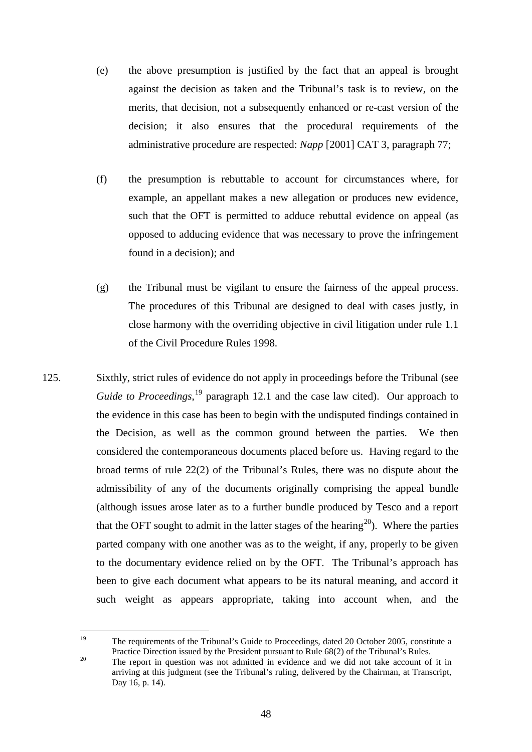(e) the above presumption is justified by the fact that an appeal is brought against the decision as taken and the Tribunal's task is to review, on the merits, that decision, not a subsequently enhanced or re-cast version of the decision; it also ensures that the procedural requirements of the administrative procedure are respected: *Napp* [2001] CAT 3, paragraph 77;

(f) the presumption is rebuttable to account for circumstances where, for example, an appellant makes a new allegation or produces new evidence, such that the OFT is permitted to adduce rebuttal evidence on appeal (as opposed to adducing evidence that was necessary to prove the infringement found in a decision); and

(g) the Tribunal must be vigilant to ensure the fairness of the appeal process. The procedures of this Tribunal are designed to deal with cases justly, in close harmony with the overriding objective in civil litigation under rule 1.1 of the Civil Procedure Rules 1998.

125. Sixthly, strict rules of evidence do not apply in proceedings before the Tribunal (see *Guide to Proceedings*,[19] paragraph 12.1 and the case law cited). Our approach to the evidence in this case has been to begin with the undisputed findings contained in the Decision, as well as the common ground between the parties. We then considered the contemporaneous documents placed before us. Having regard to the broad terms of rule 22(2) of the Tribunal's Rules, there was no dispute about the admissibility of any of the documents originally comprising the appeal bundle (although issues arose later as to a further bundle produced by Tesco and a report that the OFT sought to admit in the latter stages of the hearing[20]). Where the parties parted company with one another was as to the weight, if any, properly to be given to the documentary evidence relied on by the OFT. The Tribunal's approach has been to give each document what appears to be its natural meaning, and accord it such weight as appears appropriate, taking into account when, and the

---

[19] The requirements of the Tribunal's Guide to Proceedings, dated 20 October 2005, constitute a Practice Direction issued by the President pursuant to Rule 68(2) of the Tribunal's Rules.

[20] The report in question was not admitted in evidence and we did not take account of it in arriving at this judgment (see the Tribunal's ruling, delivered by the Chairman, at Transcript, Day 16, p. 14).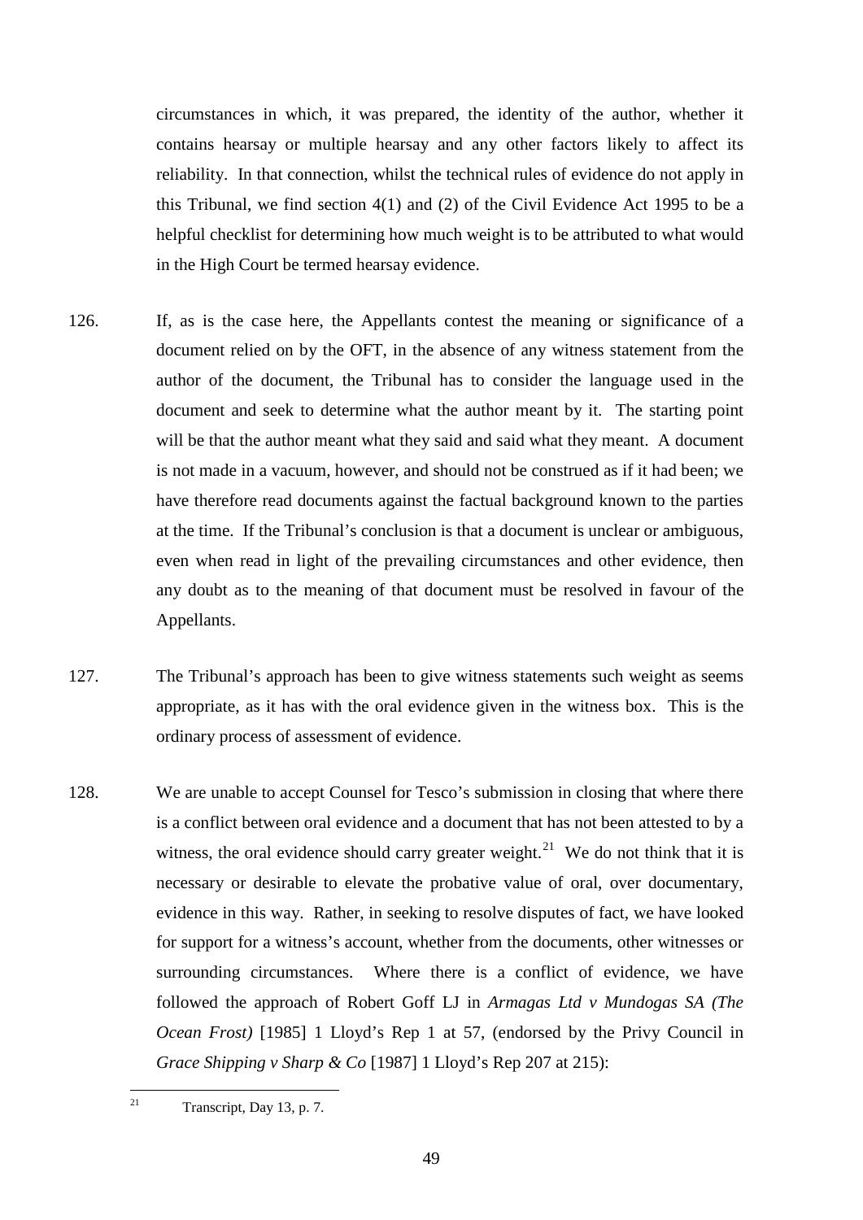circumstances in which, it was prepared, the identity of the author, whether it contains hearsay or multiple hearsay and any other factors likely to affect its reliability. In that connection, whilst the technical rules of evidence do not apply in this Tribunal, we find section 4(1) and (2) of the Civil Evidence Act 1995 to be a helpful checklist for determining how much weight is to be attributed to what would in the High Court be termed hearsay evidence.

126. If, as is the case here, the Appellants contest the meaning or significance of a document relied on by the OFT, in the absence of any witness statement from the author of the document, the Tribunal has to consider the language used in the document and seek to determine what the author meant by it. The starting point will be that the author meant what they said and said what they meant. A document is not made in a vacuum, however, and should not be construed as if it had been; we have therefore read documents against the factual background known to the parties at the time. If the Tribunal's conclusion is that a document is unclear or ambiguous, even when read in light of the prevailing circumstances and other evidence, then any doubt as to the meaning of that document must be resolved in favour of the Appellants.

127. The Tribunal's approach has been to give witness statements such weight as seems appropriate, as it has with the oral evidence given in the witness box. This is the ordinary process of assessment of evidence.

128. We are unable to accept Counsel for Tesco's submission in closing that where there is a conflict between oral evidence and a document that has not been attested to by a witness, the oral evidence should carry greater weight.[21] We do not think that it is necessary or desirable to elevate the probative value of oral, over documentary, evidence in this way. Rather, in seeking to resolve disputes of fact, we have looked for support for a witness's account, whether from the documents, other witnesses or surrounding circumstances. Where there is a conflict of evidence, we have followed the approach of Robert Goff LJ in *Armagas Ltd v Mundogas SA (The Ocean Frost)* [1985] 1 Lloyd's Rep 1 at 57, (endorsed by the Privy Council in *Grace Shipping v Sharp & Co* [1987] 1 Lloyd's Rep 207 at 215):

[21] Transcript, Day 13, p. 7.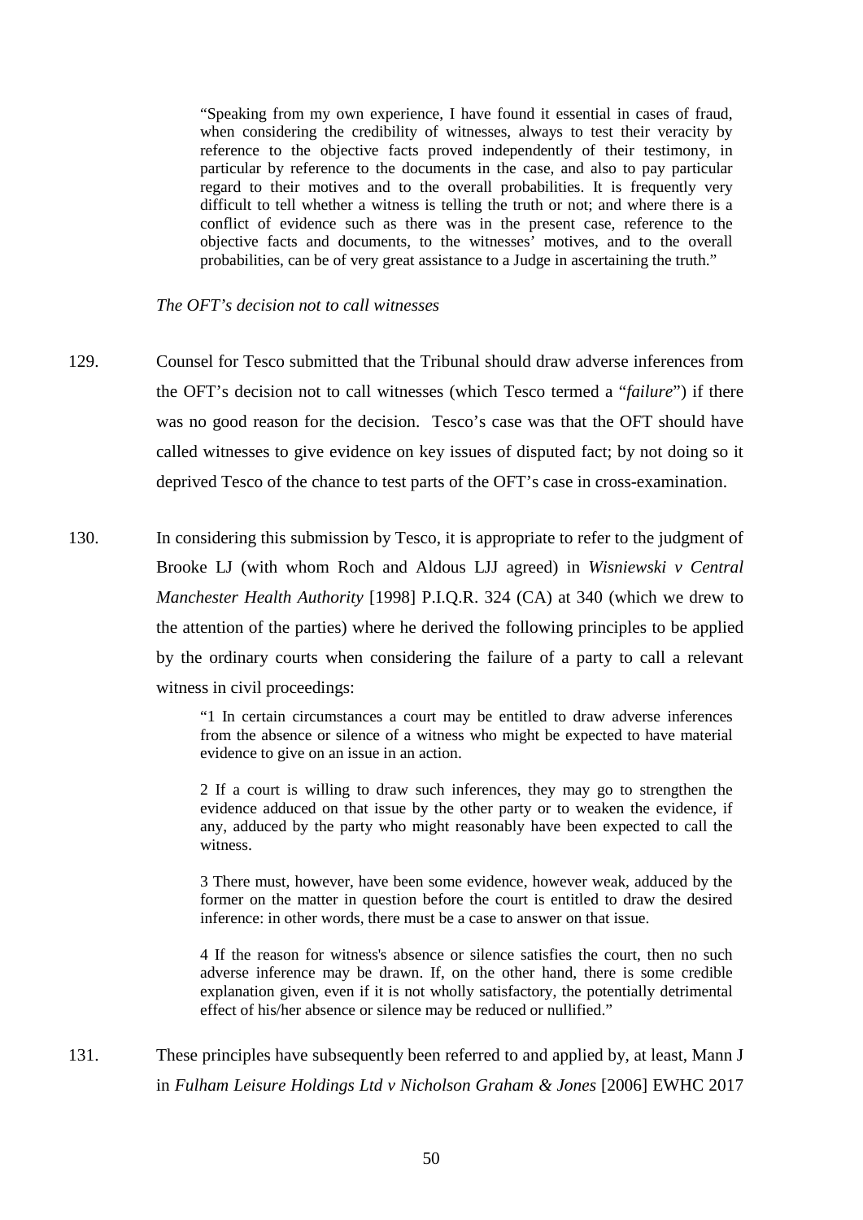> "Speaking from my own experience, I have found it essential in cases of fraud, when considering the credibility of witnesses, always to test their veracity by reference to the objective facts proved independently of their testimony, in particular by reference to the documents in the case, and also to pay particular regard to their motives and to the overall probabilities. It is frequently very difficult to tell whether a witness is telling the truth or not; and where there is a conflict of evidence such as there was in the present case, reference to the objective facts and documents, to the witnesses' motives, and to the overall probabilities, can be of very great assistance to a Judge in ascertaining the truth."

*The OFT's decision not to call witnesses*

129. Counsel for Tesco submitted that the Tribunal should draw adverse inferences from the OFT's decision not to call witnesses (which Tesco termed a "*failure*") if there was no good reason for the decision. Tesco's case was that the OFT should have called witnesses to give evidence on key issues of disputed fact; by not doing so it deprived Tesco of the chance to test parts of the OFT's case in cross-examination.

130. In considering this submission by Tesco, it is appropriate to refer to the judgment of Brooke LJ (with whom Roch and Aldous LJJ agreed) in *Wisniewski v Central Manchester Health Authority* [1998] P.I.Q.R. 324 (CA) at 340 (which we drew to the attention of the parties) where he derived the following principles to be applied by the ordinary courts when considering the failure of a party to call a relevant witness in civil proceedings:

> "1 In certain circumstances a court may be entitled to draw adverse inferences from the absence or silence of a witness who might be expected to have material evidence to give on an issue in an action.
>
> 2 If a court is willing to draw such inferences, they may go to strengthen the evidence adduced on that issue by the other party or to weaken the evidence, if any, adduced by the party who might reasonably have been expected to call the witness.
>
> 3 There must, however, have been some evidence, however weak, adduced by the former on the matter in question before the court is entitled to draw the desired inference: in other words, there must be a case to answer on that issue.
>
> 4 If the reason for witness's absence or silence satisfies the court, then no such adverse inference may be drawn. If, on the other hand, there is some credible explanation given, even if it is not wholly satisfactory, the potentially detrimental effect of his/her absence or silence may be reduced or nullified."

131. These principles have subsequently been referred to and applied by, at least, Mann J in *Fulham Leisure Holdings Ltd v Nicholson Graham & Jones* [2006] EWHC 2017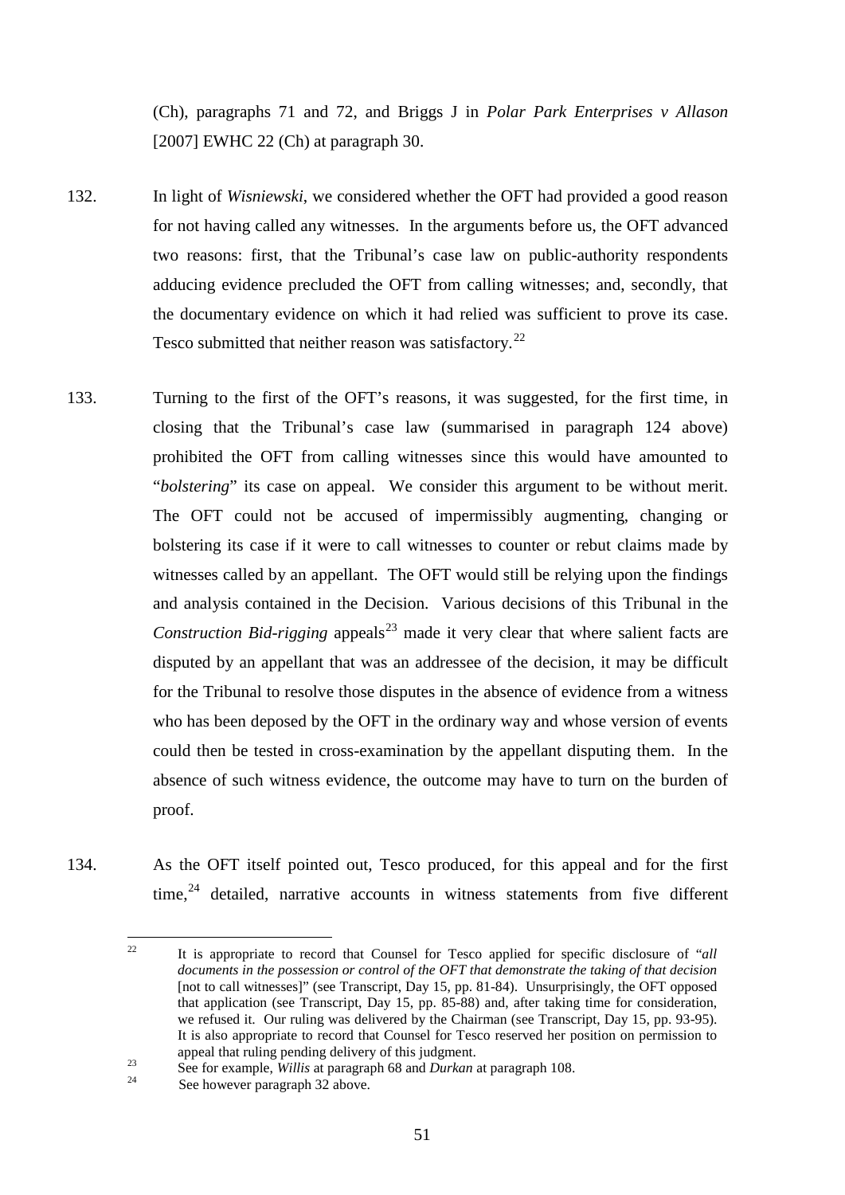(Ch), paragraphs 71 and 72, and Briggs J in *Polar Park Enterprises v Allason* [2007] EWHC 22 (Ch) at paragraph 30.

132. In light of *Wisniewski*, we considered whether the OFT had provided a good reason for not having called any witnesses. In the arguments before us, the OFT advanced two reasons: first, that the Tribunal's case law on public-authority respondents adducing evidence precluded the OFT from calling witnesses; and, secondly, that the documentary evidence on which it had relied was sufficient to prove its case. Tesco submitted that neither reason was satisfactory.[22]

133. Turning to the first of the OFT's reasons, it was suggested, for the first time, in closing that the Tribunal's case law (summarised in paragraph 124 above) prohibited the OFT from calling witnesses since this would have amounted to "*bolstering*" its case on appeal. We consider this argument to be without merit. The OFT could not be accused of impermissibly augmenting, changing or bolstering its case if it were to call witnesses to counter or rebut claims made by witnesses called by an appellant. The OFT would still be relying upon the findings and analysis contained in the Decision. Various decisions of this Tribunal in the *Construction Bid-rigging* appeals[23] made it very clear that where salient facts are disputed by an appellant that was an addressee of the decision, it may be difficult for the Tribunal to resolve those disputes in the absence of evidence from a witness who has been deposed by the OFT in the ordinary way and whose version of events could then be tested in cross-examination by the appellant disputing them. In the absence of such witness evidence, the outcome may have to turn on the burden of proof.

134. As the OFT itself pointed out, Tesco produced, for this appeal and for the first time,[24] detailed, narrative accounts in witness statements from five different

---

[22] It is appropriate to record that Counsel for Tesco applied for specific disclosure of "*all documents in the possession or control of the OFT that demonstrate the taking of that decision* [not to call witnesses]" (see Transcript, Day 15, pp. 81-84). Unsurprisingly, the OFT opposed that application (see Transcript, Day 15, pp. 85-88) and, after taking time for consideration, we refused it. Our ruling was delivered by the Chairman (see Transcript, Day 15, pp. 93-95). It is also appropriate to record that Counsel for Tesco reserved her position on permission to appeal that ruling pending delivery of this judgment.

[23] See for example, *Willis* at paragraph 68 and *Durkan* at paragraph 108.

[24] See however paragraph 32 above.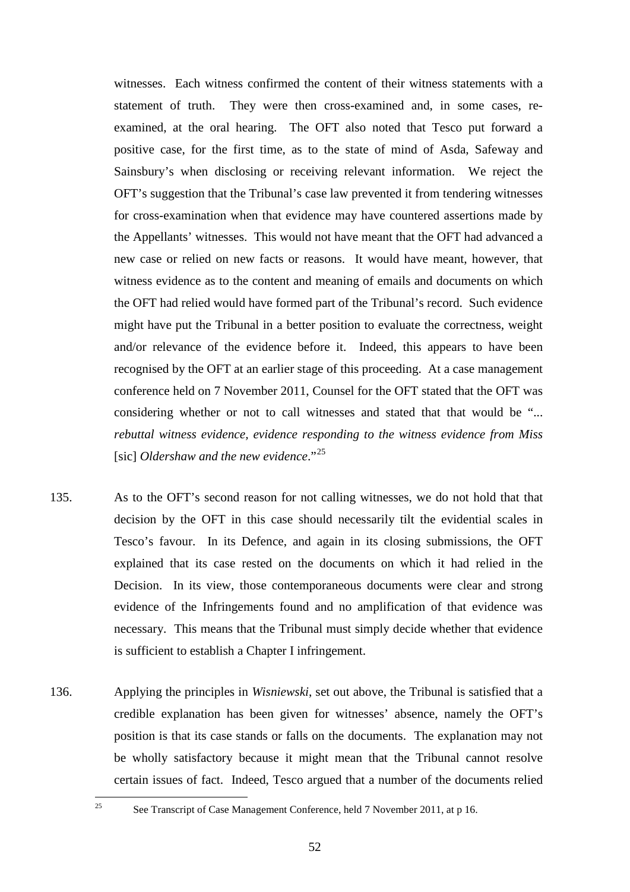witnesses. Each witness confirmed the content of their witness statements with a statement of truth. They were then cross-examined and, in some cases, re-examined, at the oral hearing. The OFT also noted that Tesco put forward a positive case, for the first time, as to the state of mind of Asda, Safeway and Sainsbury's when disclosing or receiving relevant information. We reject the OFT's suggestion that the Tribunal's case law prevented it from tendering witnesses for cross-examination when that evidence may have countered assertions made by the Appellants' witnesses. This would not have meant that the OFT had advanced a new case or relied on new facts or reasons. It would have meant, however, that witness evidence as to the content and meaning of emails and documents on which the OFT had relied would have formed part of the Tribunal's record. Such evidence might have put the Tribunal in a better position to evaluate the correctness, weight and/or relevance of the evidence before it. Indeed, this appears to have been recognised by the OFT at an earlier stage of this proceeding. At a case management conference held on 7 November 2011, Counsel for the OFT stated that the OFT was considering whether or not to call witnesses and stated that that would be "*... rebuttal witness evidence, evidence responding to the witness evidence from Miss* [sic] *Oldershaw and the new evidence*."[25]

135. As to the OFT's second reason for not calling witnesses, we do not hold that that decision by the OFT in this case should necessarily tilt the evidential scales in Tesco's favour. In its Defence, and again in its closing submissions, the OFT explained that its case rested on the documents on which it had relied in the Decision. In its view, those contemporaneous documents were clear and strong evidence of the Infringements found and no amplification of that evidence was necessary. This means that the Tribunal must simply decide whether that evidence is sufficient to establish a Chapter I infringement.

136. Applying the principles in *Wisniewski*, set out above, the Tribunal is satisfied that a credible explanation has been given for witnesses' absence, namely the OFT's position is that its case stands or falls on the documents. The explanation may not be wholly satisfactory because it might mean that the Tribunal cannot resolve certain issues of fact. Indeed, Tesco argued that a number of the documents relied

---

[25] See Transcript of Case Management Conference, held 7 November 2011, at p 16.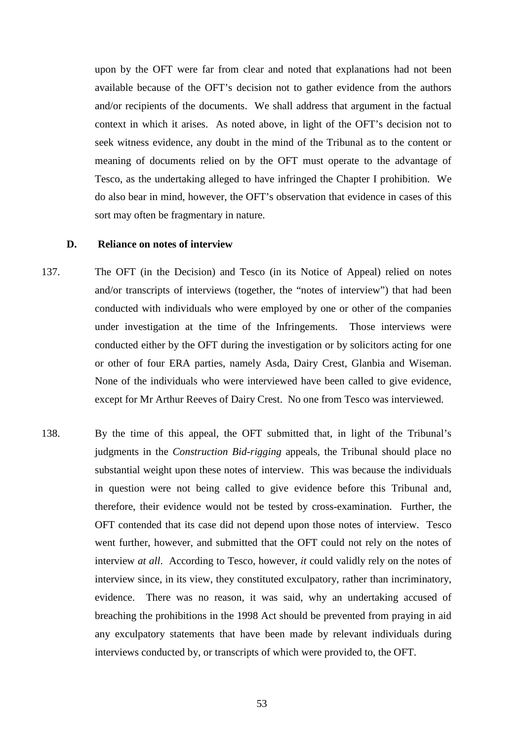upon by the OFT were far from clear and noted that explanations had not been available because of the OFT's decision not to gather evidence from the authors and/or recipients of the documents. We shall address that argument in the factual context in which it arises. As noted above, in light of the OFT's decision not to seek witness evidence, any doubt in the mind of the Tribunal as to the content or meaning of documents relied on by the OFT must operate to the advantage of Tesco, as the undertaking alleged to have infringed the Chapter I prohibition. We do also bear in mind, however, the OFT's observation that evidence in cases of this sort may often be fragmentary in nature.

### D. Reliance on notes of interview

137. The OFT (in the Decision) and Tesco (in its Notice of Appeal) relied on notes and/or transcripts of interviews (together, the "notes of interview") that had been conducted with individuals who were employed by one or other of the companies under investigation at the time of the Infringements. Those interviews were conducted either by the OFT during the investigation or by solicitors acting for one or other of four ERA parties, namely Asda, Dairy Crest, Glanbia and Wiseman. None of the individuals who were interviewed have been called to give evidence, except for Mr Arthur Reeves of Dairy Crest. No one from Tesco was interviewed.

138. By the time of this appeal, the OFT submitted that, in light of the Tribunal's judgments in the *Construction Bid-rigging* appeals, the Tribunal should place no substantial weight upon these notes of interview. This was because the individuals in question were not being called to give evidence before this Tribunal and, therefore, their evidence would not be tested by cross-examination. Further, the OFT contended that its case did not depend upon those notes of interview. Tesco went further, however, and submitted that the OFT could not rely on the notes of interview *at all*. According to Tesco, however, *it* could validly rely on the notes of interview since, in its view, they constituted exculpatory, rather than incriminatory, evidence. There was no reason, it was said, why an undertaking accused of breaching the prohibitions in the 1998 Act should be prevented from praying in aid any exculpatory statements that have been made by relevant individuals during interviews conducted by, or transcripts of which were provided to, the OFT.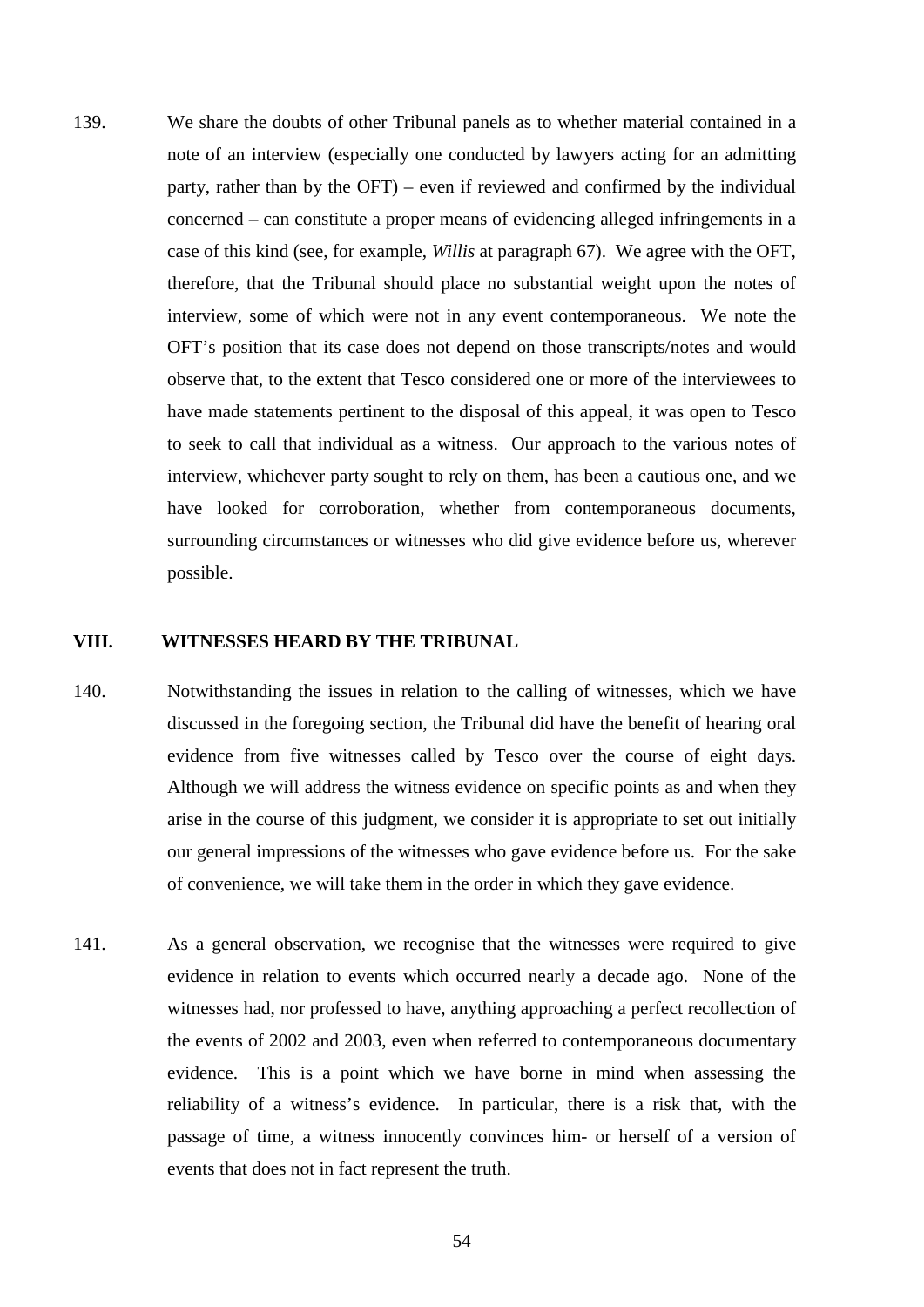139. We share the doubts of other Tribunal panels as to whether material contained in a note of an interview (especially one conducted by lawyers acting for an admitting party, rather than by the OFT) – even if reviewed and confirmed by the individual concerned – can constitute a proper means of evidencing alleged infringements in a case of this kind (see, for example, *Willis* at paragraph 67). We agree with the OFT, therefore, that the Tribunal should place no substantial weight upon the notes of interview, some of which were not in any event contemporaneous. We note the OFT's position that its case does not depend on those transcripts/notes and would observe that, to the extent that Tesco considered one or more of the interviewees to have made statements pertinent to the disposal of this appeal, it was open to Tesco to seek to call that individual as a witness. Our approach to the various notes of interview, whichever party sought to rely on them, has been a cautious one, and we have looked for corroboration, whether from contemporaneous documents, surrounding circumstances or witnesses who did give evidence before us, wherever possible.

## VIII. WITNESSES HEARD BY THE TRIBUNAL

140. Notwithstanding the issues in relation to the calling of witnesses, which we have discussed in the foregoing section, the Tribunal did have the benefit of hearing oral evidence from five witnesses called by Tesco over the course of eight days. Although we will address the witness evidence on specific points as and when they arise in the course of this judgment, we consider it is appropriate to set out initially our general impressions of the witnesses who gave evidence before us. For the sake of convenience, we will take them in the order in which they gave evidence.

141. As a general observation, we recognise that the witnesses were required to give evidence in relation to events which occurred nearly a decade ago. None of the witnesses had, nor professed to have, anything approaching a perfect recollection of the events of 2002 and 2003, even when referred to contemporaneous documentary evidence. This is a point which we have borne in mind when assessing the reliability of a witness's evidence. In particular, there is a risk that, with the passage of time, a witness innocently convinces him- or herself of a version of events that does not in fact represent the truth.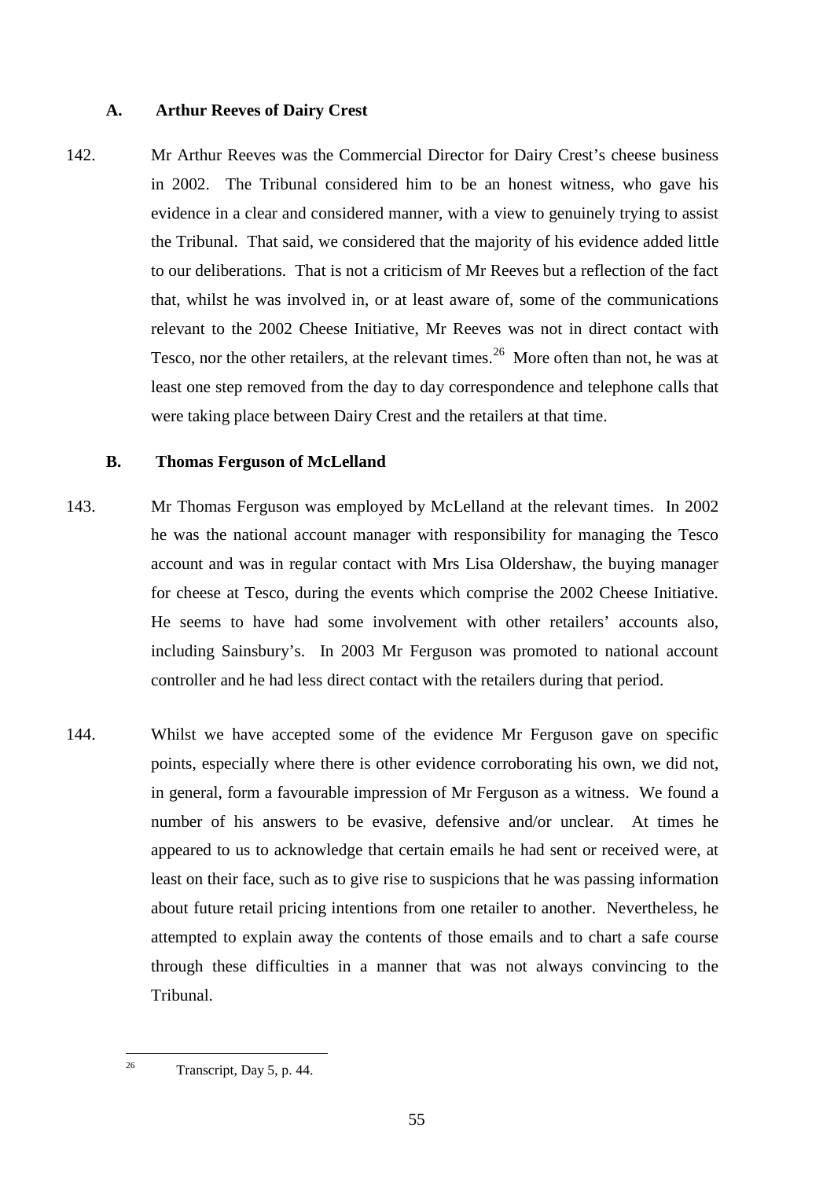### A. Arthur Reeves of Dairy Crest

142. Mr Arthur Reeves was the Commercial Director for Dairy Crest's cheese business in 2002. The Tribunal considered him to be an honest witness, who gave his evidence in a clear and considered manner, with a view to genuinely trying to assist the Tribunal. That said, we considered that the majority of his evidence added little to our deliberations. That is not a criticism of Mr Reeves but a reflection of the fact that, whilst he was involved in, or at least aware of, some of the communications relevant to the 2002 Cheese Initiative, Mr Reeves was not in direct contact with Tesco, nor the other retailers, at the relevant times.[26] More often than not, he was at least one step removed from the day to day correspondence and telephone calls that were taking place between Dairy Crest and the retailers at that time.

### B. Thomas Ferguson of McLelland

143. Mr Thomas Ferguson was employed by McLelland at the relevant times. In 2002 he was the national account manager with responsibility for managing the Tesco account and was in regular contact with Mrs Lisa Oldershaw, the buying manager for cheese at Tesco, during the events which comprise the 2002 Cheese Initiative. He seems to have had some involvement with other retailers' accounts also, including Sainsbury's. In 2003 Mr Ferguson was promoted to national account controller and he had less direct contact with the retailers during that period.

144. Whilst we have accepted some of the evidence Mr Ferguson gave on specific points, especially where there is other evidence corroborating his own, we did not, in general, form a favourable impression of Mr Ferguson as a witness. We found a number of his answers to be evasive, defensive and/or unclear. At times he appeared to us to acknowledge that certain emails he had sent or received were, at least on their face, such as to give rise to suspicions that he was passing information about future retail pricing intentions from one retailer to another. Nevertheless, he attempted to explain away the contents of those emails and to chart a safe course through these difficulties in a manner that was not always convincing to the Tribunal.

---

[26] Transcript, Day 5, p. 44.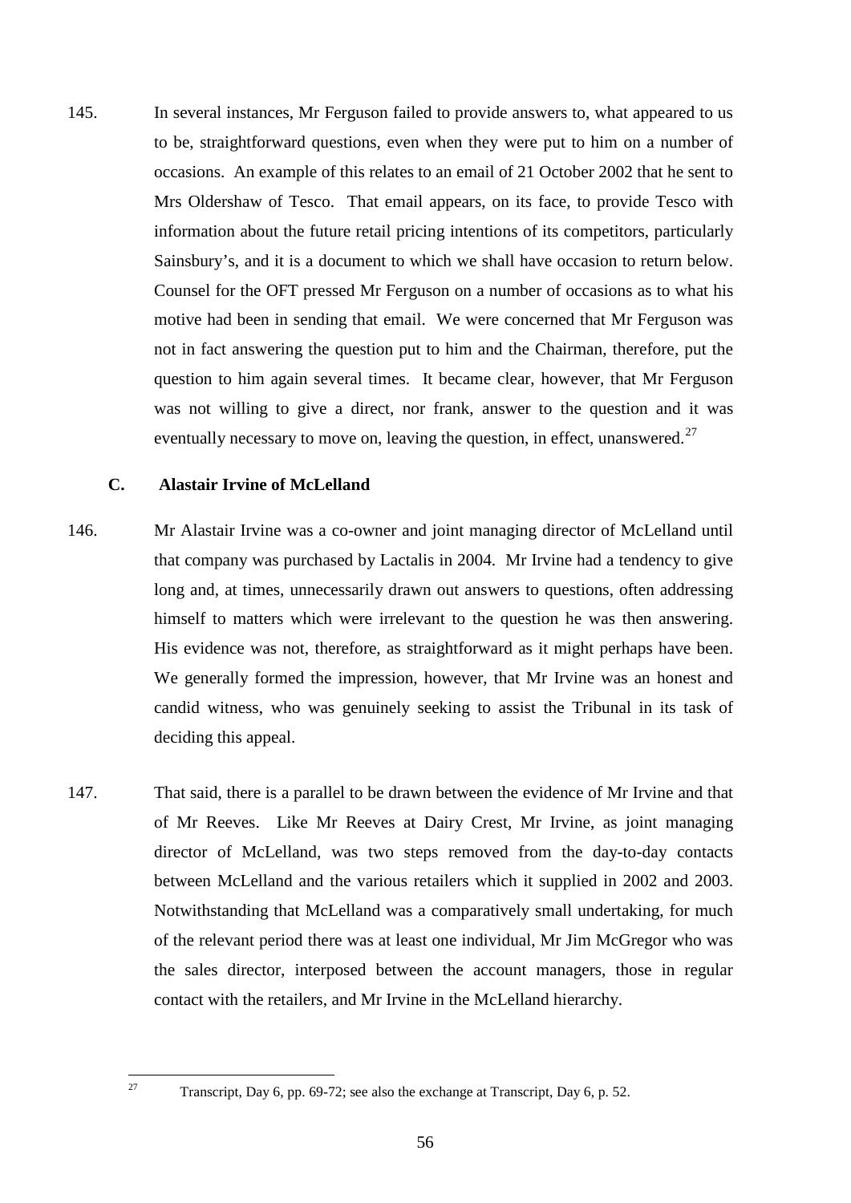145. In several instances, Mr Ferguson failed to provide answers to, what appeared to us to be, straightforward questions, even when they were put to him on a number of occasions. An example of this relates to an email of 21 October 2002 that he sent to Mrs Oldershaw of Tesco. That email appears, on its face, to provide Tesco with information about the future retail pricing intentions of its competitors, particularly Sainsbury's, and it is a document to which we shall have occasion to return below. Counsel for the OFT pressed Mr Ferguson on a number of occasions as to what his motive had been in sending that email. We were concerned that Mr Ferguson was not in fact answering the question put to him and the Chairman, therefore, put the question to him again several times. It became clear, however, that Mr Ferguson was not willing to give a direct, nor frank, answer to the question and it was eventually necessary to move on, leaving the question, in effect, unanswered.[27]

### C. Alastair Irvine of McLelland

146. Mr Alastair Irvine was a co-owner and joint managing director of McLelland until that company was purchased by Lactalis in 2004. Mr Irvine had a tendency to give long and, at times, unnecessarily drawn out answers to questions, often addressing himself to matters which were irrelevant to the question he was then answering. His evidence was not, therefore, as straightforward as it might perhaps have been. We generally formed the impression, however, that Mr Irvine was an honest and candid witness, who was genuinely seeking to assist the Tribunal in its task of deciding this appeal.

147. That said, there is a parallel to be drawn between the evidence of Mr Irvine and that of Mr Reeves. Like Mr Reeves at Dairy Crest, Mr Irvine, as joint managing director of McLelland, was two steps removed from the day-to-day contacts between McLelland and the various retailers which it supplied in 2002 and 2003. Notwithstanding that McLelland was a comparatively small undertaking, for much of the relevant period there was at least one individual, Mr Jim McGregor who was the sales director, interposed between the account managers, those in regular contact with the retailers, and Mr Irvine in the McLelland hierarchy.

[27] Transcript, Day 6, pp. 69-72; see also the exchange at Transcript, Day 6, p. 52.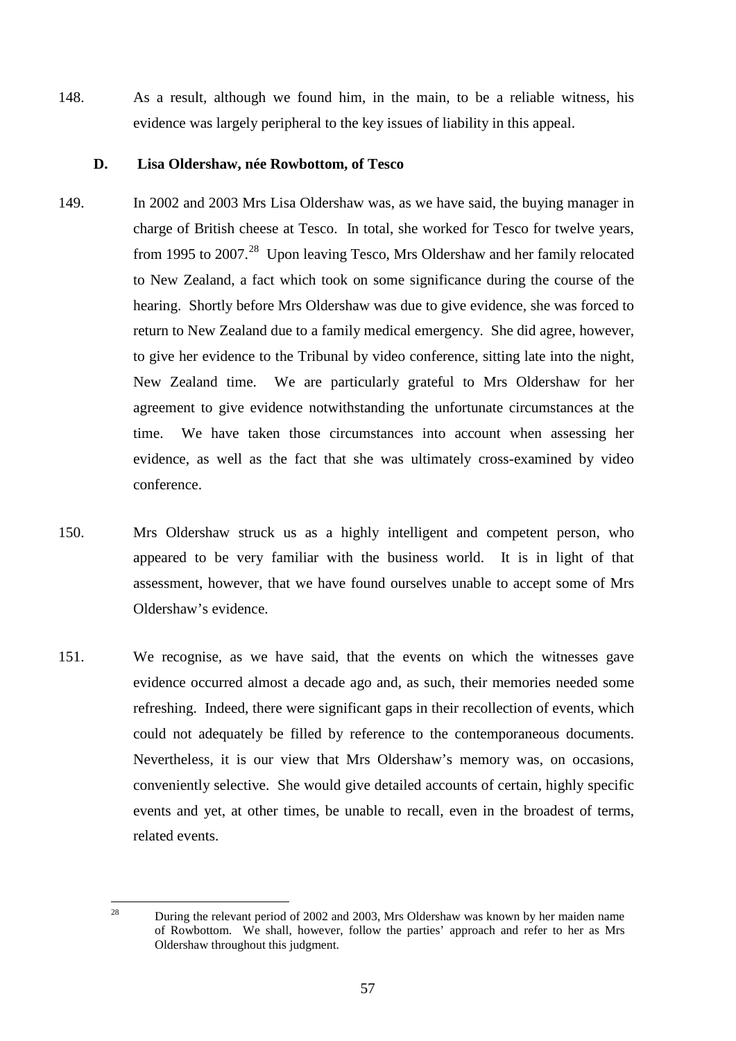148. As a result, although we found him, in the main, to be a reliable witness, his evidence was largely peripheral to the key issues of liability in this appeal.

### D. Lisa Oldershaw, née Rowbottom, of Tesco

149. In 2002 and 2003 Mrs Lisa Oldershaw was, as we have said, the buying manager in charge of British cheese at Tesco. In total, she worked for Tesco for twelve years, from 1995 to 2007.[28] Upon leaving Tesco, Mrs Oldershaw and her family relocated to New Zealand, a fact which took on some significance during the course of the hearing. Shortly before Mrs Oldershaw was due to give evidence, she was forced to return to New Zealand due to a family medical emergency. She did agree, however, to give her evidence to the Tribunal by video conference, sitting late into the night, New Zealand time. We are particularly grateful to Mrs Oldershaw for her agreement to give evidence notwithstanding the unfortunate circumstances at the time. We have taken those circumstances into account when assessing her evidence, as well as the fact that she was ultimately cross-examined by video conference.

150. Mrs Oldershaw struck us as a highly intelligent and competent person, who appeared to be very familiar with the business world. It is in light of that assessment, however, that we have found ourselves unable to accept some of Mrs Oldershaw's evidence.

151. We recognise, as we have said, that the events on which the witnesses gave evidence occurred almost a decade ago and, as such, their memories needed some refreshing. Indeed, there were significant gaps in their recollection of events, which could not adequately be filled by reference to the contemporaneous documents. Nevertheless, it is our view that Mrs Oldershaw's memory was, on occasions, conveniently selective. She would give detailed accounts of certain, highly specific events and yet, at other times, be unable to recall, even in the broadest of terms, related events.

[28] During the relevant period of 2002 and 2003, Mrs Oldershaw was known by her maiden name of Rowbottom. We shall, however, follow the parties' approach and refer to her as Mrs Oldershaw throughout this judgment.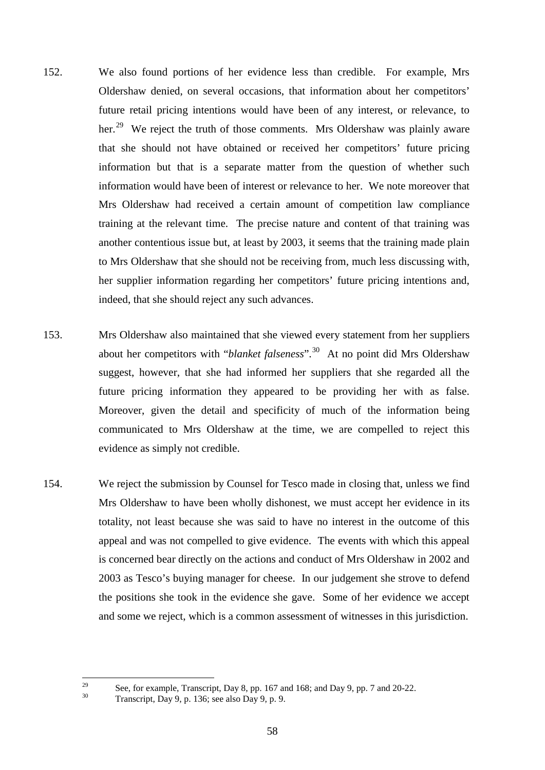152. We also found portions of her evidence less than credible. For example, Mrs Oldershaw denied, on several occasions, that information about her competitors' future retail pricing intentions would have been of any interest, or relevance, to her.[29] We reject the truth of those comments. Mrs Oldershaw was plainly aware that she should not have obtained or received her competitors' future pricing information but that is a separate matter from the question of whether such information would have been of interest or relevance to her. We note moreover that Mrs Oldershaw had received a certain amount of competition law compliance training at the relevant time. The precise nature and content of that training was another contentious issue but, at least by 2003, it seems that the training made plain to Mrs Oldershaw that she should not be receiving from, much less discussing with, her supplier information regarding her competitors' future pricing intentions and, indeed, that she should reject any such advances.

153. Mrs Oldershaw also maintained that she viewed every statement from her suppliers about her competitors with "*blanket falseness*".[30] At no point did Mrs Oldershaw suggest, however, that she had informed her suppliers that she regarded all the future pricing information they appeared to be providing her with as false. Moreover, given the detail and specificity of much of the information being communicated to Mrs Oldershaw at the time, we are compelled to reject this evidence as simply not credible.

154. We reject the submission by Counsel for Tesco made in closing that, unless we find Mrs Oldershaw to have been wholly dishonest, we must accept her evidence in its totality, not least because she was said to have no interest in the outcome of this appeal and was not compelled to give evidence. The events with which this appeal is concerned bear directly on the actions and conduct of Mrs Oldershaw in 2002 and 2003 as Tesco's buying manager for cheese. In our judgement she strove to defend the positions she took in the evidence she gave. Some of her evidence we accept and some we reject, which is a common assessment of witnesses in this jurisdiction.

---

[29] See, for example, Transcript, Day 8, pp. 167 and 168; and Day 9, pp. 7 and 20-22.

[30] Transcript, Day 9, p. 136; see also Day 9, p. 9.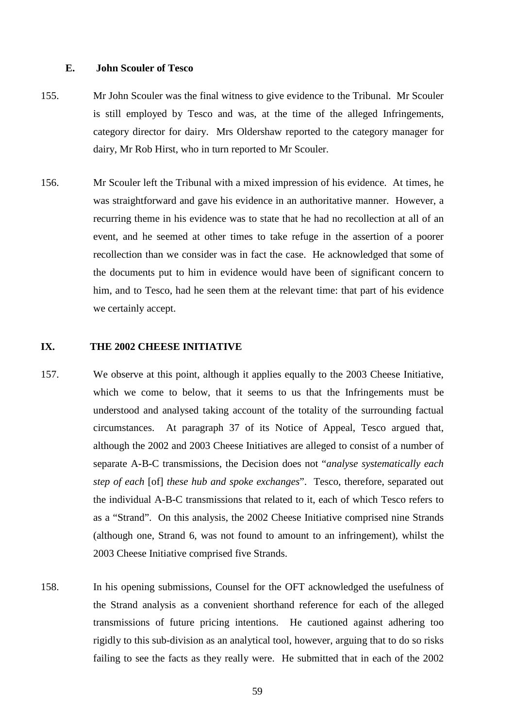### E. John Scouler of Tesco

155. Mr John Scouler was the final witness to give evidence to the Tribunal. Mr Scouler is still employed by Tesco and was, at the time of the alleged Infringements, category director for dairy. Mrs Oldershaw reported to the category manager for dairy, Mr Rob Hirst, who in turn reported to Mr Scouler.

156. Mr Scouler left the Tribunal with a mixed impression of his evidence. At times, he was straightforward and gave his evidence in an authoritative manner. However, a recurring theme in his evidence was to state that he had no recollection at all of an event, and he seemed at other times to take refuge in the assertion of a poorer recollection than we consider was in fact the case. He acknowledged that some of the documents put to him in evidence would have been of significant concern to him, and to Tesco, had he seen them at the relevant time: that part of his evidence we certainly accept.

## IX. THE 2002 CHEESE INITIATIVE

157. We observe at this point, although it applies equally to the 2003 Cheese Initiative, which we come to below, that it seems to us that the Infringements must be understood and analysed taking account of the totality of the surrounding factual circumstances. At paragraph 37 of its Notice of Appeal, Tesco argued that, although the 2002 and 2003 Cheese Initiatives are alleged to consist of a number of separate A-B-C transmissions, the Decision does not "*analyse systematically each step of each* [of] *these hub and spoke exchanges*". Tesco, therefore, separated out the individual A-B-C transmissions that related to it, each of which Tesco refers to as a "Strand". On this analysis, the 2002 Cheese Initiative comprised nine Strands (although one, Strand 6, was not found to amount to an infringement), whilst the 2003 Cheese Initiative comprised five Strands.

158. In his opening submissions, Counsel for the OFT acknowledged the usefulness of the Strand analysis as a convenient shorthand reference for each of the alleged transmissions of future pricing intentions. He cautioned against adhering too rigidly to this sub-division as an analytical tool, however, arguing that to do so risks failing to see the facts as they really were. He submitted that in each of the 2002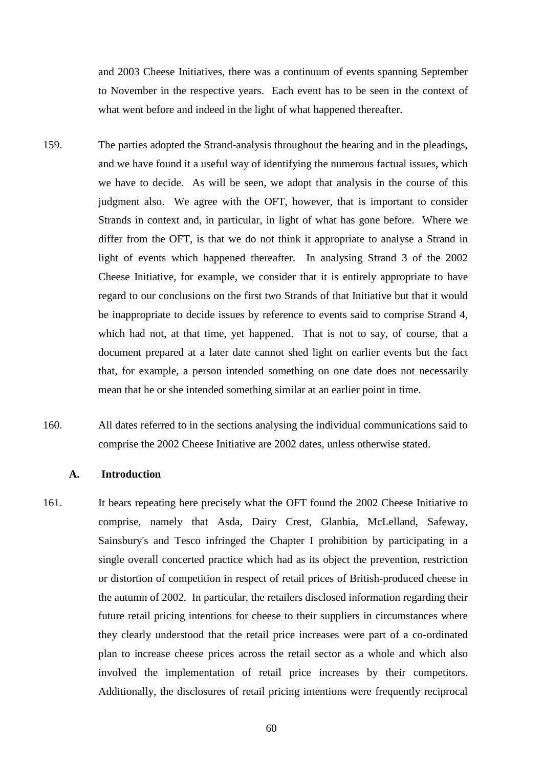and 2003 Cheese Initiatives, there was a continuum of events spanning September to November in the respective years. Each event has to be seen in the context of what went before and indeed in the light of what happened thereafter.

159. The parties adopted the Strand-analysis throughout the hearing and in the pleadings, and we have found it a useful way of identifying the numerous factual issues, which we have to decide. As will be seen, we adopt that analysis in the course of this judgment also. We agree with the OFT, however, that is important to consider Strands in context and, in particular, in light of what has gone before. Where we differ from the OFT, is that we do not think it appropriate to analyse a Strand in light of events which happened thereafter. In analysing Strand 3 of the 2002 Cheese Initiative, for example, we consider that it is entirely appropriate to have regard to our conclusions on the first two Strands of that Initiative but that it would be inappropriate to decide issues by reference to events said to comprise Strand 4, which had not, at that time, yet happened. That is not to say, of course, that a document prepared at a later date cannot shed light on earlier events but the fact that, for example, a person intended something on one date does not necessarily mean that he or she intended something similar at an earlier point in time.

160. All dates referred to in the sections analysing the individual communications said to comprise the 2002 Cheese Initiative are 2002 dates, unless otherwise stated.

### A. Introduction

161. It bears repeating here precisely what the OFT found the 2002 Cheese Initiative to comprise, namely that Asda, Dairy Crest, Glanbia, McLelland, Safeway, Sainsbury's and Tesco infringed the Chapter I prohibition by participating in a single overall concerted practice which had as its object the prevention, restriction or distortion of competition in respect of retail prices of British-produced cheese in the autumn of 2002. In particular, the retailers disclosed information regarding their future retail pricing intentions for cheese to their suppliers in circumstances where they clearly understood that the retail price increases were part of a co-ordinated plan to increase cheese prices across the retail sector as a whole and which also involved the implementation of retail price increases by their competitors. Additionally, the disclosures of retail pricing intentions were frequently reciprocal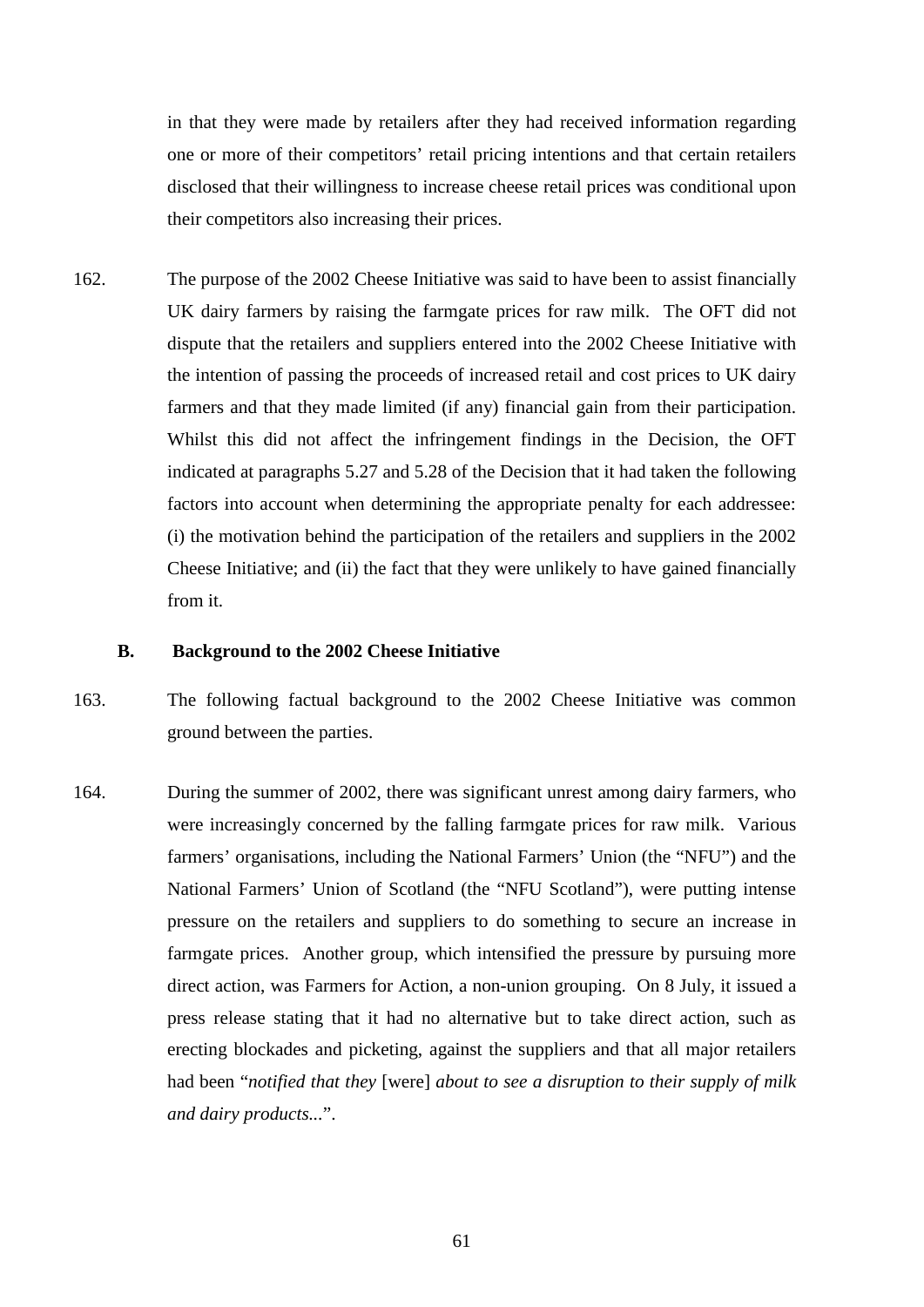in that they were made by retailers after they had received information regarding one or more of their competitors' retail pricing intentions and that certain retailers disclosed that their willingness to increase cheese retail prices was conditional upon their competitors also increasing their prices.

162. The purpose of the 2002 Cheese Initiative was said to have been to assist financially UK dairy farmers by raising the farmgate prices for raw milk. The OFT did not dispute that the retailers and suppliers entered into the 2002 Cheese Initiative with the intention of passing the proceeds of increased retail and cost prices to UK dairy farmers and that they made limited (if any) financial gain from their participation. Whilst this did not affect the infringement findings in the Decision, the OFT indicated at paragraphs 5.27 and 5.28 of the Decision that it had taken the following factors into account when determining the appropriate penalty for each addressee: (i) the motivation behind the participation of the retailers and suppliers in the 2002 Cheese Initiative; and (ii) the fact that they were unlikely to have gained financially from it.

### B. Background to the 2002 Cheese Initiative

163. The following factual background to the 2002 Cheese Initiative was common ground between the parties.

164. During the summer of 2002, there was significant unrest among dairy farmers, who were increasingly concerned by the falling farmgate prices for raw milk. Various farmers' organisations, including the National Farmers' Union (the "NFU") and the National Farmers' Union of Scotland (the "NFU Scotland"), were putting intense pressure on the retailers and suppliers to do something to secure an increase in farmgate prices. Another group, which intensified the pressure by pursuing more direct action, was Farmers for Action, a non-union grouping. On 8 July, it issued a press release stating that it had no alternative but to take direct action, such as erecting blockades and picketing, against the suppliers and that all major retailers had been "*notified that they* [were] *about to see a disruption to their supply of milk and dairy products...*".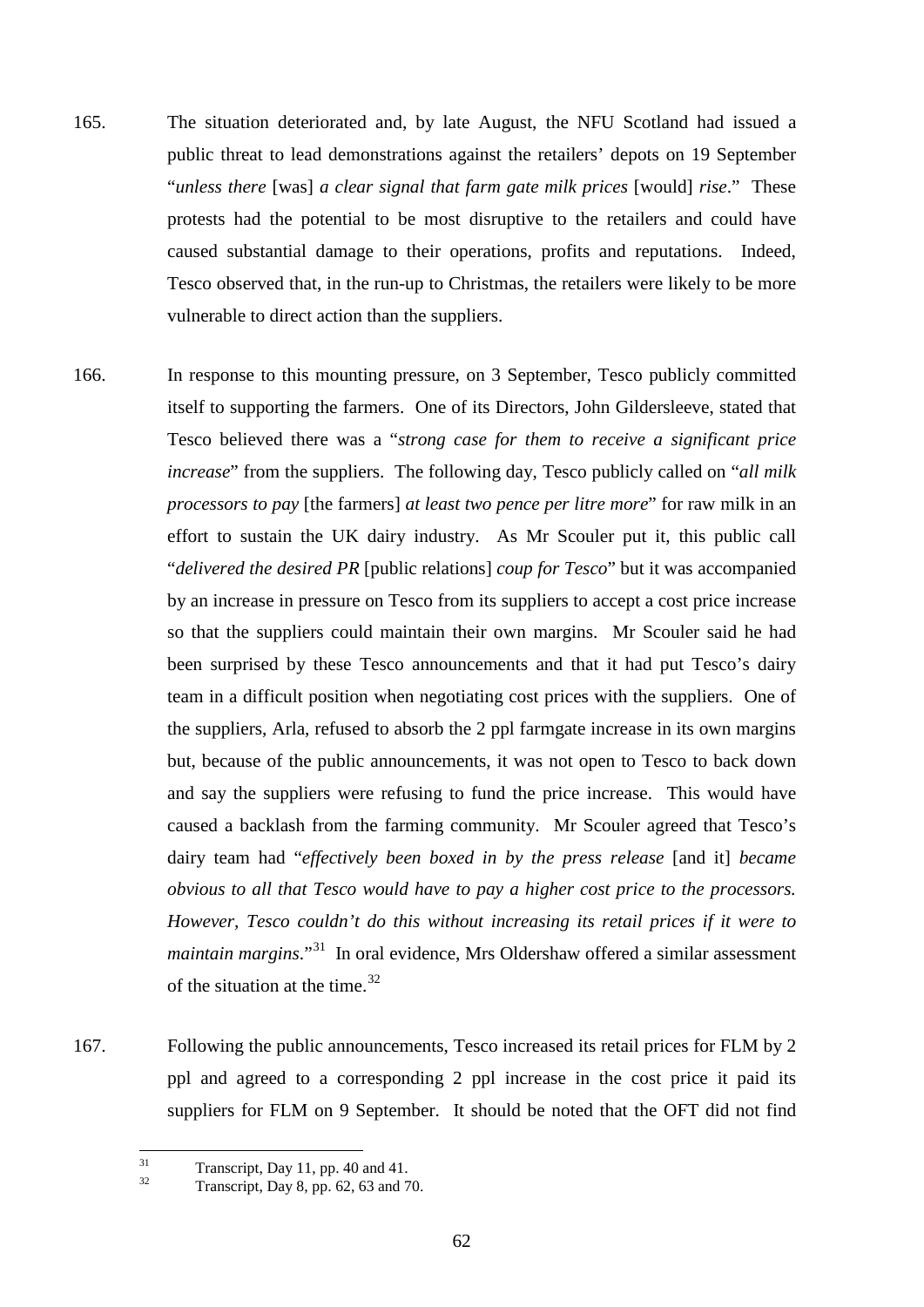165. The situation deteriorated and, by late August, the NFU Scotland had issued a public threat to lead demonstrations against the retailers' depots on 19 September "*unless there* [was] *a clear signal that farm gate milk prices* [would] *rise*." These protests had the potential to be most disruptive to the retailers and could have caused substantial damage to their operations, profits and reputations. Indeed, Tesco observed that, in the run-up to Christmas, the retailers were likely to be more vulnerable to direct action than the suppliers.

166. In response to this mounting pressure, on 3 September, Tesco publicly committed itself to supporting the farmers. One of its Directors, John Gildersleeve, stated that Tesco believed there was a "*strong case for them to receive a significant price increase*" from the suppliers. The following day, Tesco publicly called on "*all milk processors to pay* [the farmers] *at least two pence per litre more*" for raw milk in an effort to sustain the UK dairy industry. As Mr Scouler put it, this public call "*delivered the desired PR* [public relations] *coup for Tesco*" but it was accompanied by an increase in pressure on Tesco from its suppliers to accept a cost price increase so that the suppliers could maintain their own margins. Mr Scouler said he had been surprised by these Tesco announcements and that it had put Tesco's dairy team in a difficult position when negotiating cost prices with the suppliers. One of the suppliers, Arla, refused to absorb the 2 ppl farmgate increase in its own margins but, because of the public announcements, it was not open to Tesco to back down and say the suppliers were refusing to fund the price increase. This would have caused a backlash from the farming community. Mr Scouler agreed that Tesco's dairy team had "*effectively been boxed in by the press release* [and it] *became obvious to all that Tesco would have to pay a higher cost price to the processors. However, Tesco couldn't do this without increasing its retail prices if it were to maintain margins*."[31] In oral evidence, Mrs Oldershaw offered a similar assessment of the situation at the time.[32]

167. Following the public announcements, Tesco increased its retail prices for FLM by 2 ppl and agreed to a corresponding 2 ppl increase in the cost price it paid its suppliers for FLM on 9 September. It should be noted that the OFT did not find

[31] Transcript, Day 11, pp. 40 and 41.

[32] Transcript, Day 8, pp. 62, 63 and 70.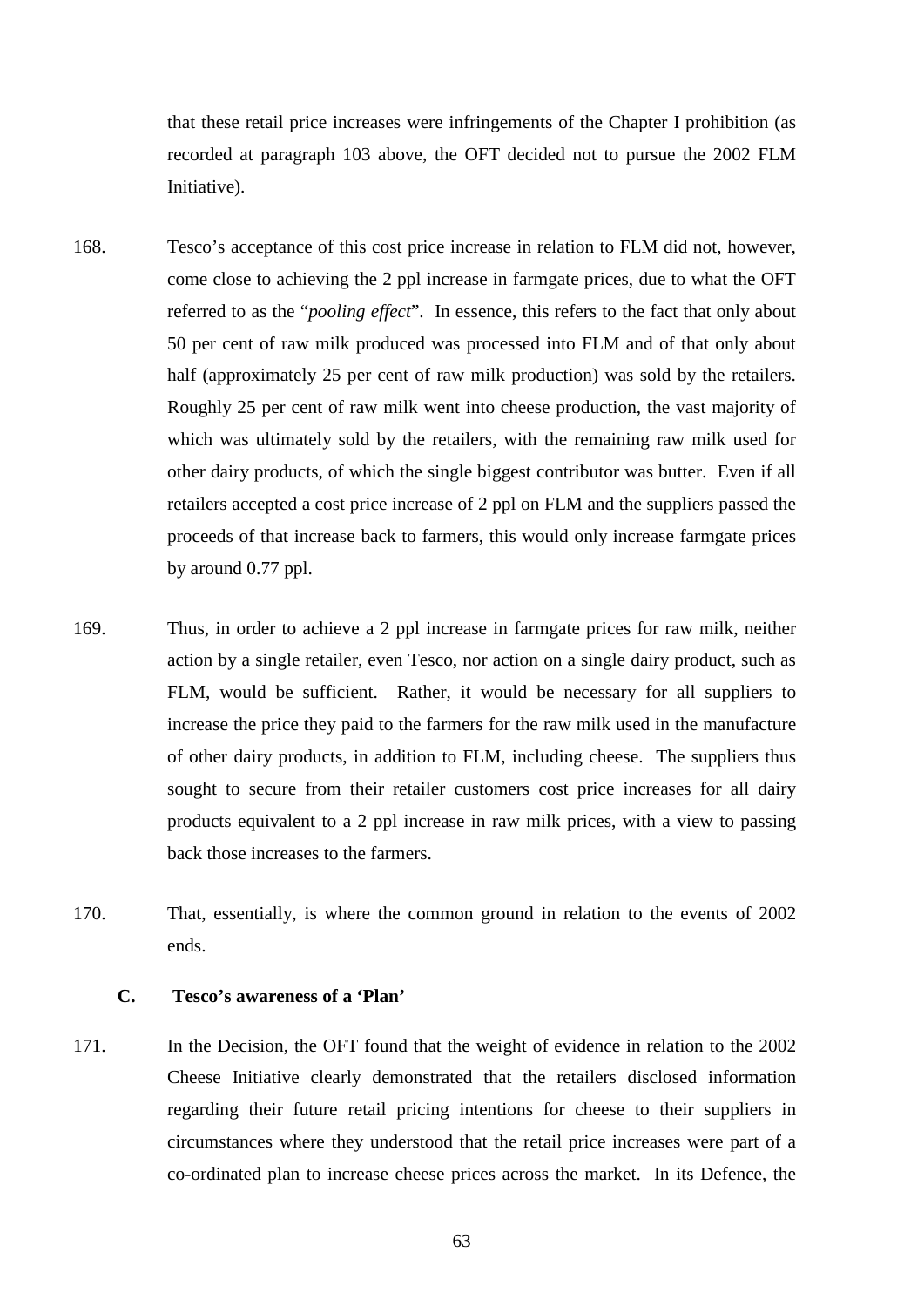that these retail price increases were infringements of the Chapter I prohibition (as recorded at paragraph 103 above, the OFT decided not to pursue the 2002 FLM Initiative).

168. Tesco's acceptance of this cost price increase in relation to FLM did not, however, come close to achieving the 2 ppl increase in farmgate prices, due to what the OFT referred to as the "*pooling effect*". In essence, this refers to the fact that only about 50 per cent of raw milk produced was processed into FLM and of that only about half (approximately 25 per cent of raw milk production) was sold by the retailers. Roughly 25 per cent of raw milk went into cheese production, the vast majority of which was ultimately sold by the retailers, with the remaining raw milk used for other dairy products, of which the single biggest contributor was butter. Even if all retailers accepted a cost price increase of 2 ppl on FLM and the suppliers passed the proceeds of that increase back to farmers, this would only increase farmgate prices by around 0.77 ppl.

169. Thus, in order to achieve a 2 ppl increase in farmgate prices for raw milk, neither action by a single retailer, even Tesco, nor action on a single dairy product, such as FLM, would be sufficient. Rather, it would be necessary for all suppliers to increase the price they paid to the farmers for the raw milk used in the manufacture of other dairy products, in addition to FLM, including cheese. The suppliers thus sought to secure from their retailer customers cost price increases for all dairy products equivalent to a 2 ppl increase in raw milk prices, with a view to passing back those increases to the farmers.

170. That, essentially, is where the common ground in relation to the events of 2002 ends.

### C. Tesco's awareness of a 'Plan'

171. In the Decision, the OFT found that the weight of evidence in relation to the 2002 Cheese Initiative clearly demonstrated that the retailers disclosed information regarding their future retail pricing intentions for cheese to their suppliers in circumstances where they understood that the retail price increases were part of a co-ordinated plan to increase cheese prices across the market. In its Defence, the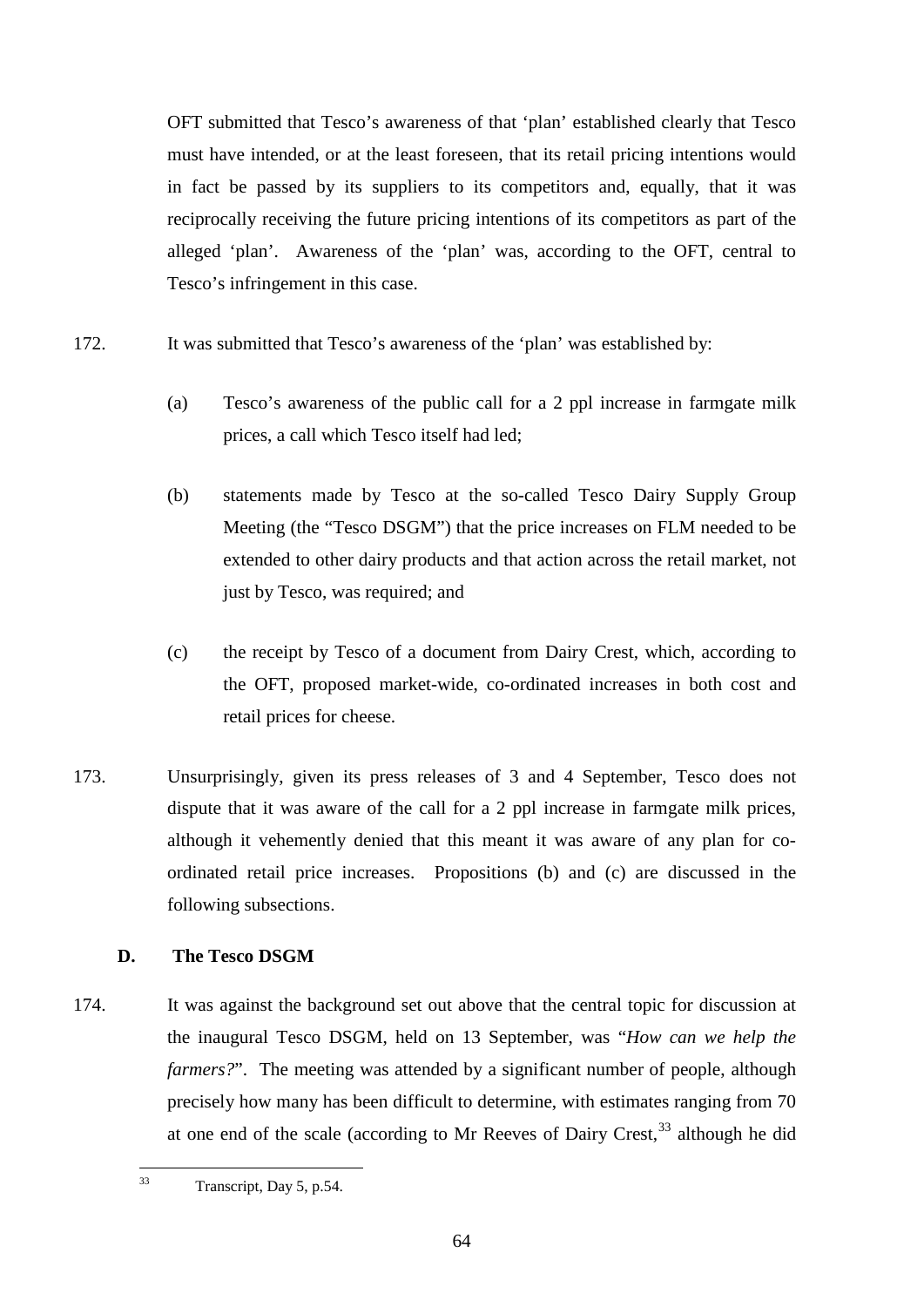OFT submitted that Tesco's awareness of that 'plan' established clearly that Tesco must have intended, or at the least foreseen, that its retail pricing intentions would in fact be passed by its suppliers to its competitors and, equally, that it was reciprocally receiving the future pricing intentions of its competitors as part of the alleged 'plan'. Awareness of the 'plan' was, according to the OFT, central to Tesco's infringement in this case.

172. It was submitted that Tesco's awareness of the 'plan' was established by:

(a) Tesco's awareness of the public call for a 2 ppl increase in farmgate milk prices, a call which Tesco itself had led;

(b) statements made by Tesco at the so-called Tesco Dairy Supply Group Meeting (the "Tesco DSGM") that the price increases on FLM needed to be extended to other dairy products and that action across the retail market, not just by Tesco, was required; and

(c) the receipt by Tesco of a document from Dairy Crest, which, according to the OFT, proposed market-wide, co-ordinated increases in both cost and retail prices for cheese.

173. Unsurprisingly, given its press releases of 3 and 4 September, Tesco does not dispute that it was aware of the call for a 2 ppl increase in farmgate milk prices, although it vehemently denied that this meant it was aware of any plan for co-ordinated retail price increases. Propositions (b) and (c) are discussed in the following subsections.

**D. The Tesco DSGM**

174. It was against the background set out above that the central topic for discussion at the inaugural Tesco DSGM, held on 13 September, was "*How can we help the farmers?*". The meeting was attended by a significant number of people, although precisely how many has been difficult to determine, with estimates ranging from 70 at one end of the scale (according to Mr Reeves of Dairy Crest,[33] although he did

[33] Transcript, Day 5, p.54.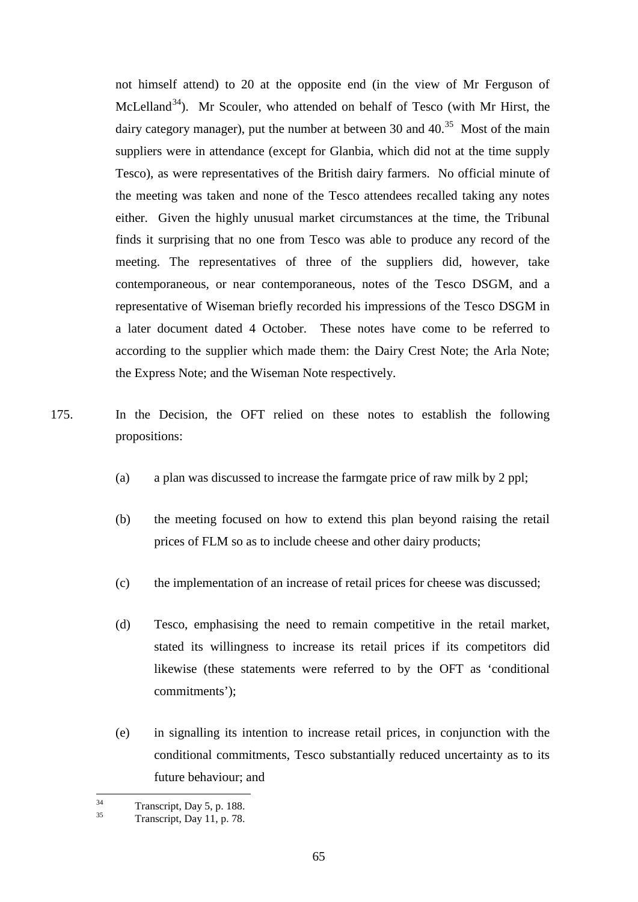not himself attend) to 20 at the opposite end (in the view of Mr Ferguson of McLelland[34]). Mr Scouler, who attended on behalf of Tesco (with Mr Hirst, the dairy category manager), put the number at between 30 and 40.[35] Most of the main suppliers were in attendance (except for Glanbia, which did not at the time supply Tesco), as were representatives of the British dairy farmers. No official minute of the meeting was taken and none of the Tesco attendees recalled taking any notes either. Given the highly unusual market circumstances at the time, the Tribunal finds it surprising that no one from Tesco was able to produce any record of the meeting. The representatives of three of the suppliers did, however, take contemporaneous, or near contemporaneous, notes of the Tesco DSGM, and a representative of Wiseman briefly recorded his impressions of the Tesco DSGM in a later document dated 4 October. These notes have come to be referred to according to the supplier which made them: the Dairy Crest Note; the Arla Note; the Express Note; and the Wiseman Note respectively.

175. In the Decision, the OFT relied on these notes to establish the following propositions:

   (a) a plan was discussed to increase the farmgate price of raw milk by 2 ppl;

   (b) the meeting focused on how to extend this plan beyond raising the retail prices of FLM so as to include cheese and other dairy products;

   (c) the implementation of an increase of retail prices for cheese was discussed;

   (d) Tesco, emphasising the need to remain competitive in the retail market, stated its willingness to increase its retail prices if its competitors did likewise (these statements were referred to by the OFT as 'conditional commitments');

   (e) in signalling its intention to increase retail prices, in conjunction with the conditional commitments, Tesco substantially reduced uncertainty as to its future behaviour; and

---

[34] Transcript, Day 5, p. 188.

[35] Transcript, Day 11, p. 78.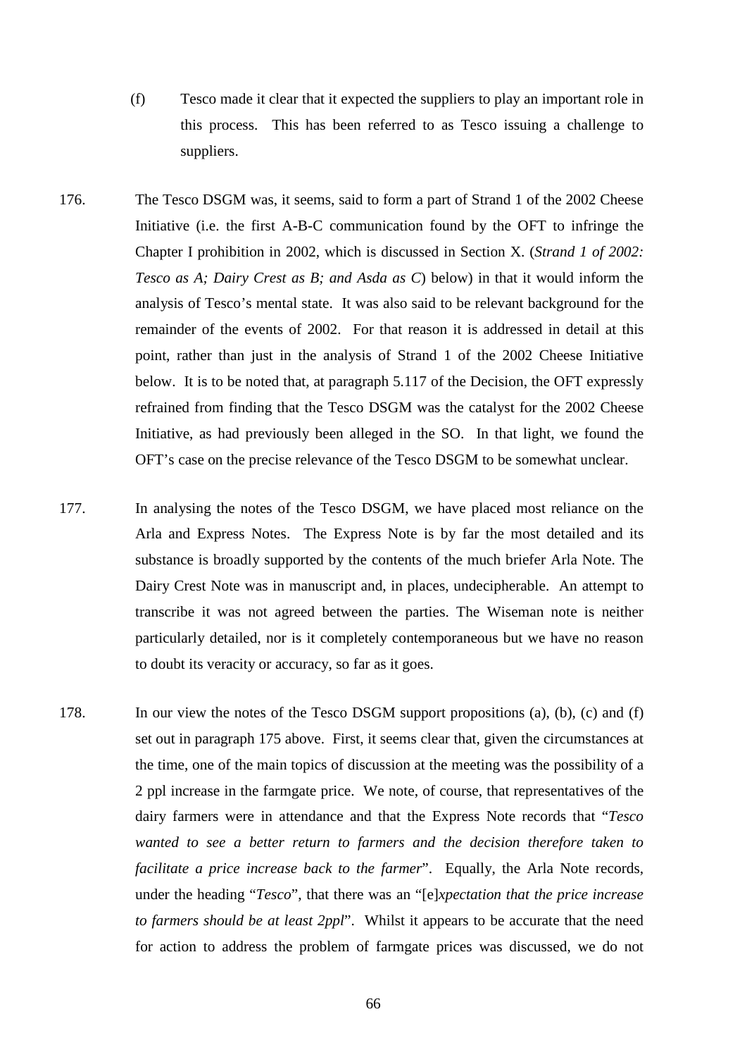(f) Tesco made it clear that it expected the suppliers to play an important role in this process. This has been referred to as Tesco issuing a challenge to suppliers.

176. The Tesco DSGM was, it seems, said to form a part of Strand 1 of the 2002 Cheese Initiative (i.e. the first A-B-C communication found by the OFT to infringe the Chapter I prohibition in 2002, which is discussed in Section X. (*Strand 1 of 2002: Tesco as A; Dairy Crest as B; and Asda as C*) below) in that it would inform the analysis of Tesco's mental state. It was also said to be relevant background for the remainder of the events of 2002. For that reason it is addressed in detail at this point, rather than just in the analysis of Strand 1 of the 2002 Cheese Initiative below. It is to be noted that, at paragraph 5.117 of the Decision, the OFT expressly refrained from finding that the Tesco DSGM was the catalyst for the 2002 Cheese Initiative, as had previously been alleged in the SO. In that light, we found the OFT's case on the precise relevance of the Tesco DSGM to be somewhat unclear.

177. In analysing the notes of the Tesco DSGM, we have placed most reliance on the Arla and Express Notes. The Express Note is by far the most detailed and its substance is broadly supported by the contents of the much briefer Arla Note. The Dairy Crest Note was in manuscript and, in places, undecipherable. An attempt to transcribe it was not agreed between the parties. The Wiseman note is neither particularly detailed, nor is it completely contemporaneous but we have no reason to doubt its veracity or accuracy, so far as it goes.

178. In our view the notes of the Tesco DSGM support propositions (a), (b), (c) and (f) set out in paragraph 175 above. First, it seems clear that, given the circumstances at the time, one of the main topics of discussion at the meeting was the possibility of a 2 ppl increase in the farmgate price. We note, of course, that representatives of the dairy farmers were in attendance and that the Express Note records that "*Tesco wanted to see a better return to farmers and the decision therefore taken to facilitate a price increase back to the farmer*". Equally, the Arla Note records, under the heading "*Tesco*", that there was an "[e]*xpectation that the price increase to farmers should be at least 2ppl*". Whilst it appears to be accurate that the need for action to address the problem of farmgate prices was discussed, we do not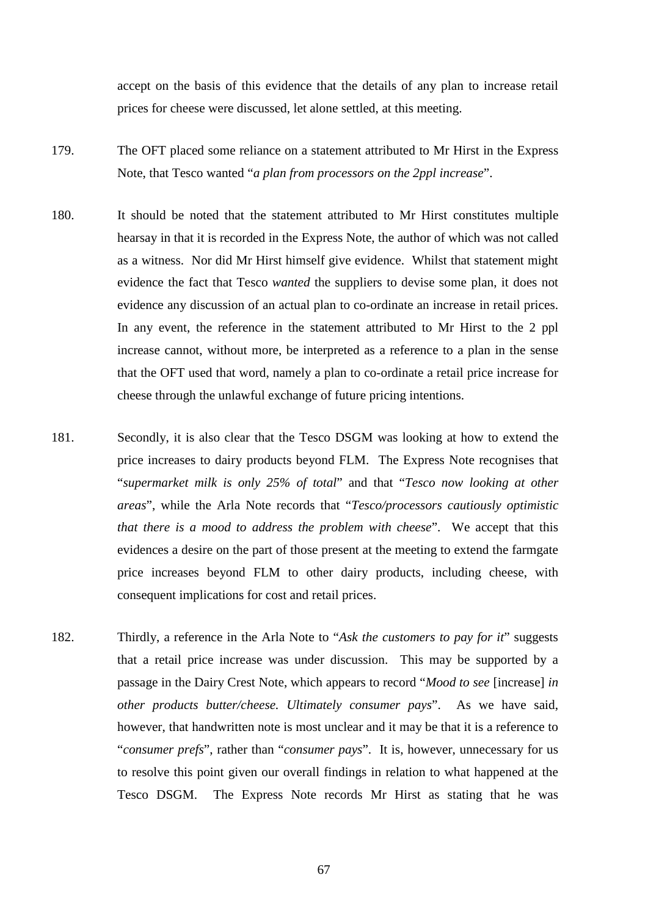accept on the basis of this evidence that the details of any plan to increase retail prices for cheese were discussed, let alone settled, at this meeting.

179. The OFT placed some reliance on a statement attributed to Mr Hirst in the Express Note, that Tesco wanted "*a plan from processors on the 2ppl increase*".

180. It should be noted that the statement attributed to Mr Hirst constitutes multiple hearsay in that it is recorded in the Express Note, the author of which was not called as a witness. Nor did Mr Hirst himself give evidence. Whilst that statement might evidence the fact that Tesco *wanted* the suppliers to devise some plan, it does not evidence any discussion of an actual plan to co-ordinate an increase in retail prices. In any event, the reference in the statement attributed to Mr Hirst to the 2 ppl increase cannot, without more, be interpreted as a reference to a plan in the sense that the OFT used that word, namely a plan to co-ordinate a retail price increase for cheese through the unlawful exchange of future pricing intentions.

181. Secondly, it is also clear that the Tesco DSGM was looking at how to extend the price increases to dairy products beyond FLM. The Express Note recognises that "*supermarket milk is only 25% of total*" and that "*Tesco now looking at other areas*", while the Arla Note records that "*Tesco/processors cautiously optimistic that there is a mood to address the problem with cheese*". We accept that this evidences a desire on the part of those present at the meeting to extend the farmgate price increases beyond FLM to other dairy products, including cheese, with consequent implications for cost and retail prices.

182. Thirdly, a reference in the Arla Note to "*Ask the customers to pay for it*" suggests that a retail price increase was under discussion. This may be supported by a passage in the Dairy Crest Note, which appears to record "*Mood to see* [increase] *in other products butter/cheese. Ultimately consumer pays*". As we have said, however, that handwritten note is most unclear and it may be that it is a reference to "*consumer prefs*", rather than "*consumer pays*". It is, however, unnecessary for us to resolve this point given our overall findings in relation to what happened at the Tesco DSGM. The Express Note records Mr Hirst as stating that he was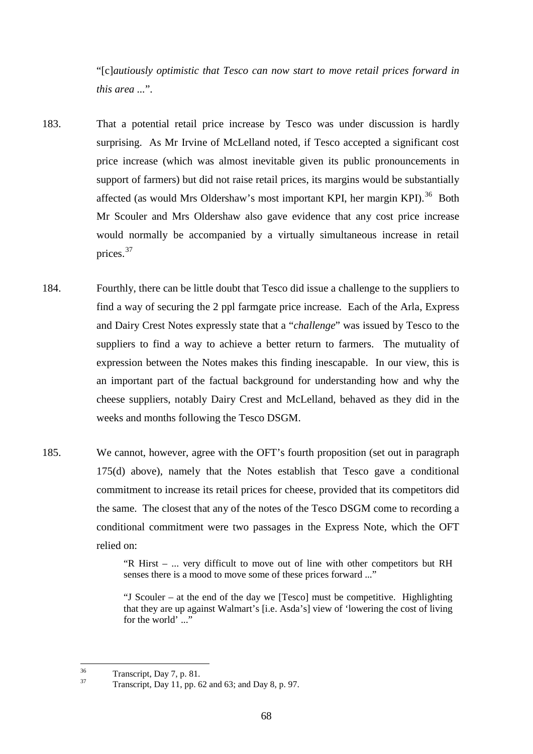"[c]*autiously optimistic that Tesco can now start to move retail prices forward in this area ...*".

183. That a potential retail price increase by Tesco was under discussion is hardly surprising. As Mr Irvine of McLelland noted, if Tesco accepted a significant cost price increase (which was almost inevitable given its public pronouncements in support of farmers) but did not raise retail prices, its margins would be substantially affected (as would Mrs Oldershaw's most important KPI, her margin KPI).[36] Both Mr Scouler and Mrs Oldershaw also gave evidence that any cost price increase would normally be accompanied by a virtually simultaneous increase in retail prices.[37]

184. Fourthly, there can be little doubt that Tesco did issue a challenge to the suppliers to find a way of securing the 2 ppl farmgate price increase. Each of the Arla, Express and Dairy Crest Notes expressly state that a "*challenge*" was issued by Tesco to the suppliers to find a way to achieve a better return to farmers. The mutuality of expression between the Notes makes this finding inescapable. In our view, this is an important part of the factual background for understanding how and why the cheese suppliers, notably Dairy Crest and McLelland, behaved as they did in the weeks and months following the Tesco DSGM.

185. We cannot, however, agree with the OFT's fourth proposition (set out in paragraph 175(d) above), namely that the Notes establish that Tesco gave a conditional commitment to increase its retail prices for cheese, provided that its competitors did the same. The closest that any of the notes of the Tesco DSGM come to recording a conditional commitment were two passages in the Express Note, which the OFT relied on:

> "R Hirst – ... very difficult to move out of line with other competitors but RH senses there is a mood to move some of these prices forward ..."
>
> "J Scouler – at the end of the day we [Tesco] must be competitive. Highlighting that they are up against Walmart's [i.e. Asda's] view of 'lowering the cost of living for the world' ..."

---

[36] Transcript, Day 7, p. 81.

[37] Transcript, Day 11, pp. 62 and 63; and Day 8, p. 97.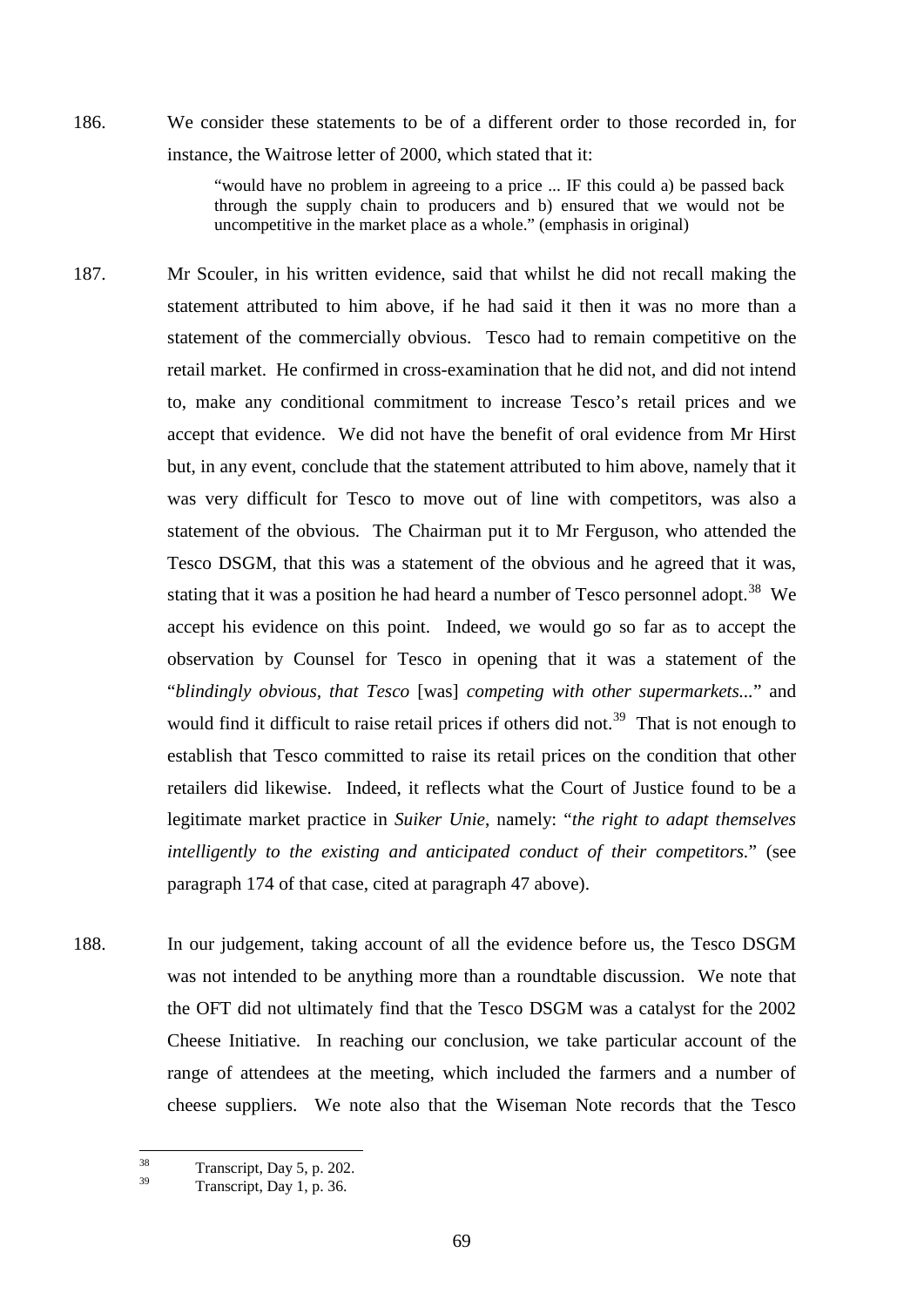186. We consider these statements to be of a different order to those recorded in, for instance, the Waitrose letter of 2000, which stated that it:

> "would have no problem in agreeing to a price ... IF this could a) be passed back through the supply chain to producers and b) ensured that we would not be uncompetitive in the market place as a whole." (emphasis in original)

187. Mr Scouler, in his written evidence, said that whilst he did not recall making the statement attributed to him above, if he had said it then it was no more than a statement of the commercially obvious. Tesco had to remain competitive on the retail market. He confirmed in cross-examination that he did not, and did not intend to, make any conditional commitment to increase Tesco's retail prices and we accept that evidence. We did not have the benefit of oral evidence from Mr Hirst but, in any event, conclude that the statement attributed to him above, namely that it was very difficult for Tesco to move out of line with competitors, was also a statement of the obvious. The Chairman put it to Mr Ferguson, who attended the Tesco DSGM, that this was a statement of the obvious and he agreed that it was, stating that it was a position he had heard a number of Tesco personnel adopt.[38] We accept his evidence on this point. Indeed, we would go so far as to accept the observation by Counsel for Tesco in opening that it was a statement of the "*blindingly obvious, that Tesco* [was] *competing with other supermarkets...*" and would find it difficult to raise retail prices if others did not.[39] That is not enough to establish that Tesco committed to raise its retail prices on the condition that other retailers did likewise. Indeed, it reflects what the Court of Justice found to be a legitimate market practice in *Suiker Unie*, namely: "*the right to adapt themselves intelligently to the existing and anticipated conduct of their competitors.*" (see paragraph 174 of that case, cited at paragraph 47 above).

188. In our judgement, taking account of all the evidence before us, the Tesco DSGM was not intended to be anything more than a roundtable discussion. We note that the OFT did not ultimately find that the Tesco DSGM was a catalyst for the 2002 Cheese Initiative. In reaching our conclusion, we take particular account of the range of attendees at the meeting, which included the farmers and a number of cheese suppliers. We note also that the Wiseman Note records that the Tesco

---

[38] Transcript, Day 5, p. 202.

[39] Transcript, Day 1, p. 36.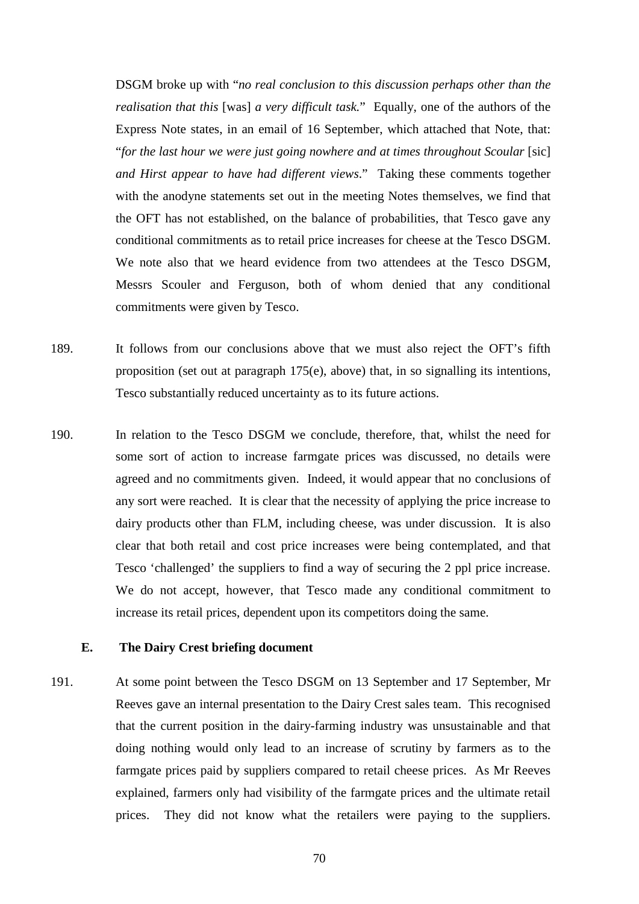DSGM broke up with "*no real conclusion to this discussion perhaps other than the realisation that this* [was] *a very difficult task.*" Equally, one of the authors of the Express Note states, in an email of 16 September, which attached that Note, that: "*for the last hour we were just going nowhere and at times throughout Scoular* [sic] *and Hirst appear to have had different views*." Taking these comments together with the anodyne statements set out in the meeting Notes themselves, we find that the OFT has not established, on the balance of probabilities, that Tesco gave any conditional commitments as to retail price increases for cheese at the Tesco DSGM. We note also that we heard evidence from two attendees at the Tesco DSGM, Messrs Scouler and Ferguson, both of whom denied that any conditional commitments were given by Tesco.

189. It follows from our conclusions above that we must also reject the OFT's fifth proposition (set out at paragraph 175(e), above) that, in so signalling its intentions, Tesco substantially reduced uncertainty as to its future actions.

190. In relation to the Tesco DSGM we conclude, therefore, that, whilst the need for some sort of action to increase farmgate prices was discussed, no details were agreed and no commitments given. Indeed, it would appear that no conclusions of any sort were reached. It is clear that the necessity of applying the price increase to dairy products other than FLM, including cheese, was under discussion. It is also clear that both retail and cost price increases were being contemplated, and that Tesco 'challenged' the suppliers to find a way of securing the 2 ppl price increase. We do not accept, however, that Tesco made any conditional commitment to increase its retail prices, dependent upon its competitors doing the same.

### E. The Dairy Crest briefing document

191. At some point between the Tesco DSGM on 13 September and 17 September, Mr Reeves gave an internal presentation to the Dairy Crest sales team. This recognised that the current position in the dairy-farming industry was unsustainable and that doing nothing would only lead to an increase of scrutiny by farmers as to the farmgate prices paid by suppliers compared to retail cheese prices. As Mr Reeves explained, farmers only had visibility of the farmgate prices and the ultimate retail prices. They did not know what the retailers were paying to the suppliers.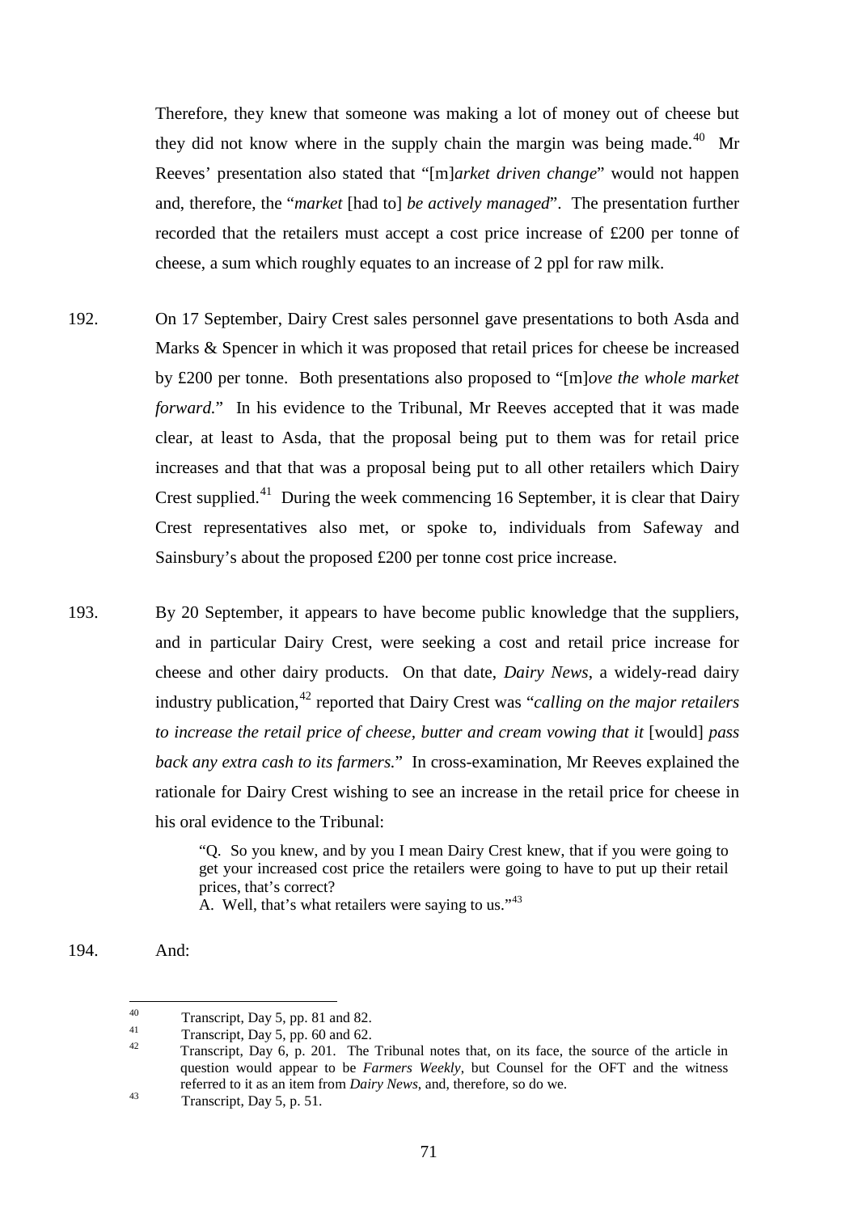Therefore, they knew that someone was making a lot of money out of cheese but they did not know where in the supply chain the margin was being made.[40] Mr Reeves' presentation also stated that "[m]*arket driven change*" would not happen and, therefore, the "*market* [had to] *be actively managed*". The presentation further recorded that the retailers must accept a cost price increase of £200 per tonne of cheese, a sum which roughly equates to an increase of 2 ppl for raw milk.

192. On 17 September, Dairy Crest sales personnel gave presentations to both Asda and Marks & Spencer in which it was proposed that retail prices for cheese be increased by £200 per tonne. Both presentations also proposed to "[m]*ove the whole market forward.*" In his evidence to the Tribunal, Mr Reeves accepted that it was made clear, at least to Asda, that the proposal being put to them was for retail price increases and that that was a proposal being put to all other retailers which Dairy Crest supplied.[41] During the week commencing 16 September, it is clear that Dairy Crest representatives also met, or spoke to, individuals from Safeway and Sainsbury's about the proposed £200 per tonne cost price increase.

193. By 20 September, it appears to have become public knowledge that the suppliers, and in particular Dairy Crest, were seeking a cost and retail price increase for cheese and other dairy products. On that date, *Dairy News*, a widely-read dairy industry publication,[42] reported that Dairy Crest was "*calling on the major retailers to increase the retail price of cheese, butter and cream vowing that it* [would] *pass back any extra cash to its farmers.*" In cross-examination, Mr Reeves explained the rationale for Dairy Crest wishing to see an increase in the retail price for cheese in his oral evidence to the Tribunal:

> "Q. So you knew, and by you I mean Dairy Crest knew, that if you were going to get your increased cost price the retailers were going to have to put up their retail prices, that's correct?
> A. Well, that's what retailers were saying to us."[43]

194. And:

---

[40] Transcript, Day 5, pp. 81 and 82.

[41] Transcript, Day 5, pp. 60 and 62.

[42] Transcript, Day 6, p. 201. The Tribunal notes that, on its face, the source of the article in question would appear to be *Farmers Weekly*, but Counsel for the OFT and the witness referred to it as an item from *Dairy News*, and, therefore, so do we.

[43] Transcript, Day 5, p. 51.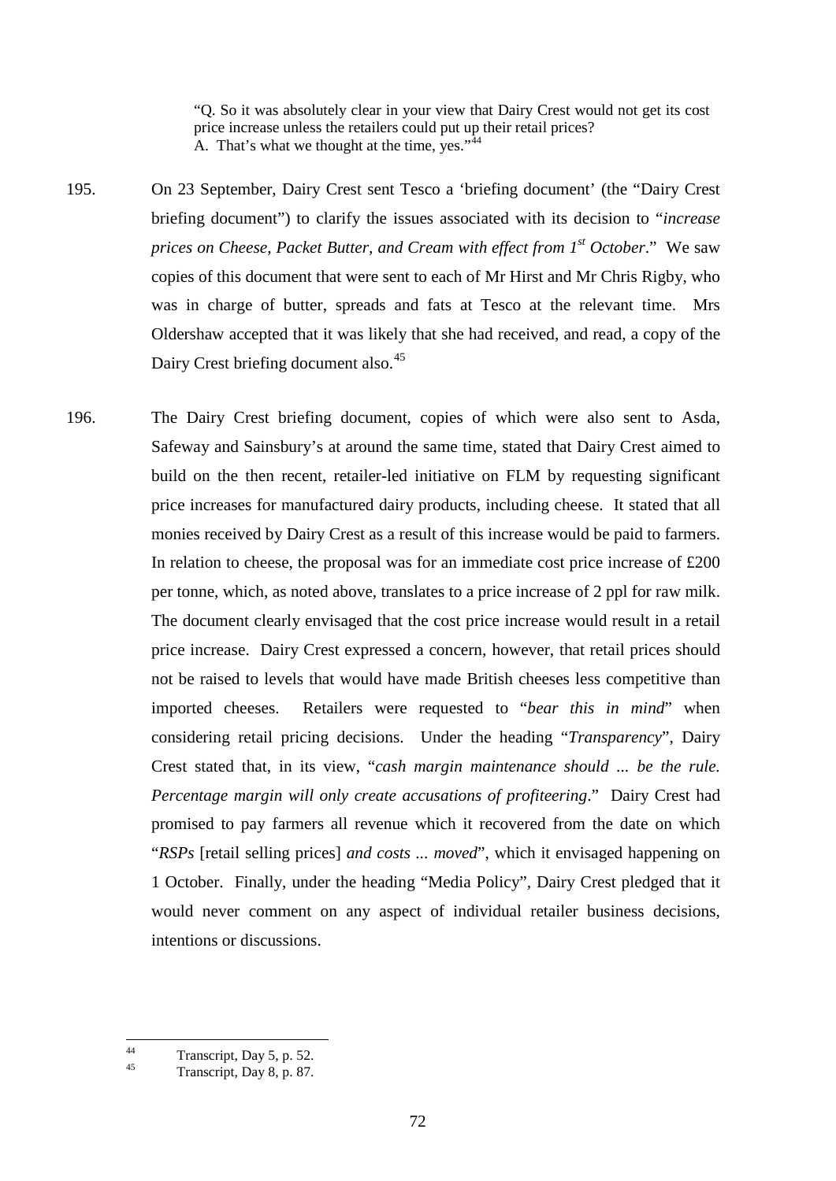> "Q. So it was absolutely clear in your view that Dairy Crest would not get its cost price increase unless the retailers could put up their retail prices?
> A. That's what we thought at the time, yes."[44]

195. On 23 September, Dairy Crest sent Tesco a 'briefing document' (the "Dairy Crest briefing document") to clarify the issues associated with its decision to "*increase prices on Cheese, Packet Butter, and Cream with effect from 1st October*." We saw copies of this document that were sent to each of Mr Hirst and Mr Chris Rigby, who was in charge of butter, spreads and fats at Tesco at the relevant time. Mrs Oldershaw accepted that it was likely that she had received, and read, a copy of the Dairy Crest briefing document also.[45]

196. The Dairy Crest briefing document, copies of which were also sent to Asda, Safeway and Sainsbury's at around the same time, stated that Dairy Crest aimed to build on the then recent, retailer-led initiative on FLM by requesting significant price increases for manufactured dairy products, including cheese. It stated that all monies received by Dairy Crest as a result of this increase would be paid to farmers. In relation to cheese, the proposal was for an immediate cost price increase of £200 per tonne, which, as noted above, translates to a price increase of 2 ppl for raw milk. The document clearly envisaged that the cost price increase would result in a retail price increase. Dairy Crest expressed a concern, however, that retail prices should not be raised to levels that would have made British cheeses less competitive than imported cheeses. Retailers were requested to "*bear this in mind*" when considering retail pricing decisions. Under the heading "*Transparency*", Dairy Crest stated that, in its view, "*cash margin maintenance should ... be the rule. Percentage margin will only create accusations of profiteering*." Dairy Crest had promised to pay farmers all revenue which it recovered from the date on which "*RSPs* [retail selling prices] *and costs ... moved*", which it envisaged happening on 1 October. Finally, under the heading "Media Policy", Dairy Crest pledged that it would never comment on any aspect of individual retailer business decisions, intentions or discussions.

[44] Transcript, Day 5, p. 52.

[45] Transcript, Day 8, p. 87.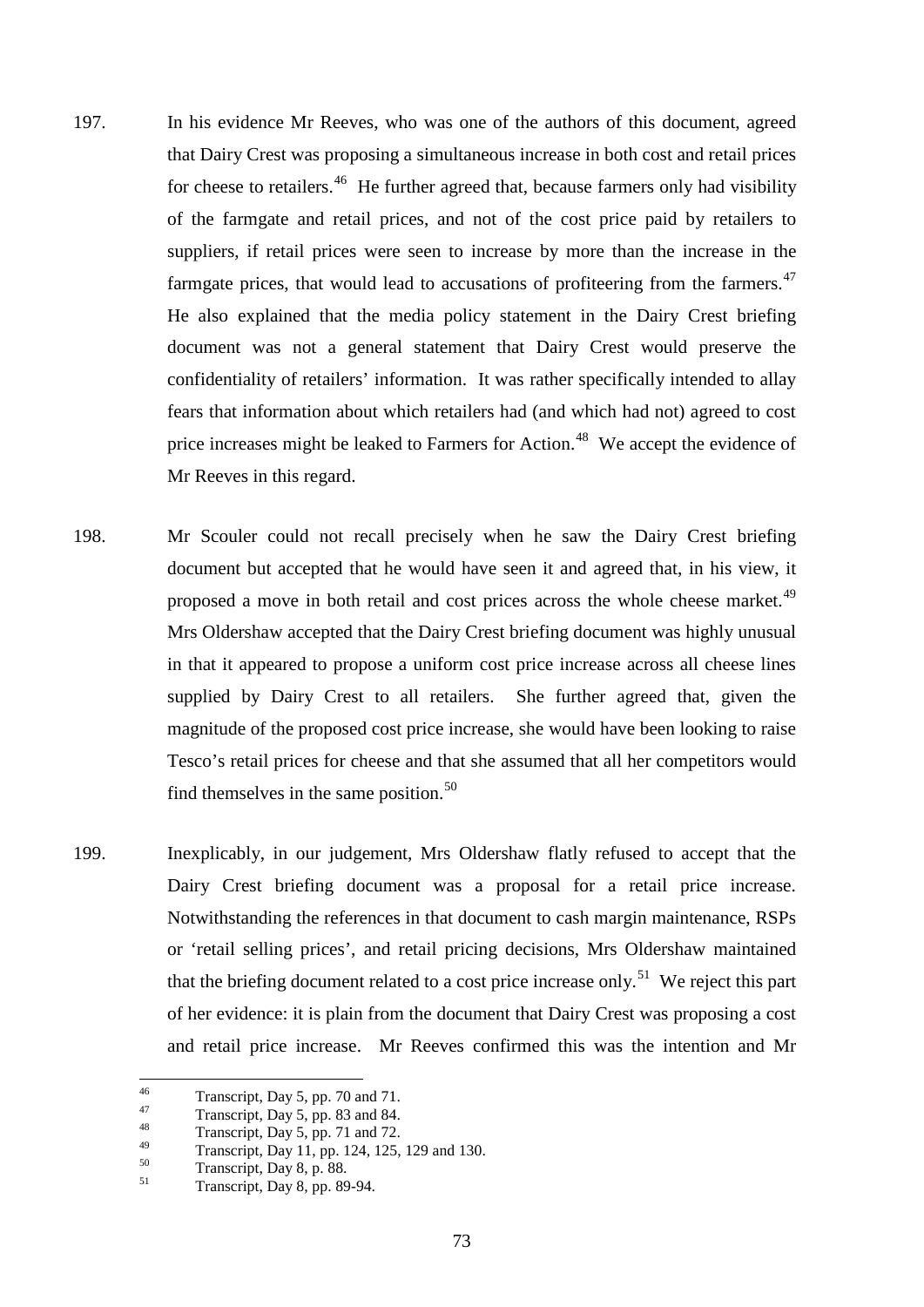197. In his evidence Mr Reeves, who was one of the authors of this document, agreed that Dairy Crest was proposing a simultaneous increase in both cost and retail prices for cheese to retailers.[46] He further agreed that, because farmers only had visibility of the farmgate and retail prices, and not of the cost price paid by retailers to suppliers, if retail prices were seen to increase by more than the increase in the farmgate prices, that would lead to accusations of profiteering from the farmers.[47] He also explained that the media policy statement in the Dairy Crest briefing document was not a general statement that Dairy Crest would preserve the confidentiality of retailers' information. It was rather specifically intended to allay fears that information about which retailers had (and which had not) agreed to cost price increases might be leaked to Farmers for Action.[48] We accept the evidence of Mr Reeves in this regard.

198. Mr Scouler could not recall precisely when he saw the Dairy Crest briefing document but accepted that he would have seen it and agreed that, in his view, it proposed a move in both retail and cost prices across the whole cheese market.[49] Mrs Oldershaw accepted that the Dairy Crest briefing document was highly unusual in that it appeared to propose a uniform cost price increase across all cheese lines supplied by Dairy Crest to all retailers. She further agreed that, given the magnitude of the proposed cost price increase, she would have been looking to raise Tesco's retail prices for cheese and that she assumed that all her competitors would find themselves in the same position.[50]

199. Inexplicably, in our judgement, Mrs Oldershaw flatly refused to accept that the Dairy Crest briefing document was a proposal for a retail price increase. Notwithstanding the references in that document to cash margin maintenance, RSPs or 'retail selling prices', and retail pricing decisions, Mrs Oldershaw maintained that the briefing document related to a cost price increase only.[51] We reject this part of her evidence: it is plain from the document that Dairy Crest was proposing a cost and retail price increase. Mr Reeves confirmed this was the intention and Mr

---

[46] Transcript, Day 5, pp. 70 and 71.

[47] Transcript, Day 5, pp. 83 and 84.

[48] Transcript, Day 5, pp. 71 and 72.

[49] Transcript, Day 11, pp. 124, 125, 129 and 130.

[50] Transcript, Day 8, p. 88.

[51] Transcript, Day 8, pp. 89-94.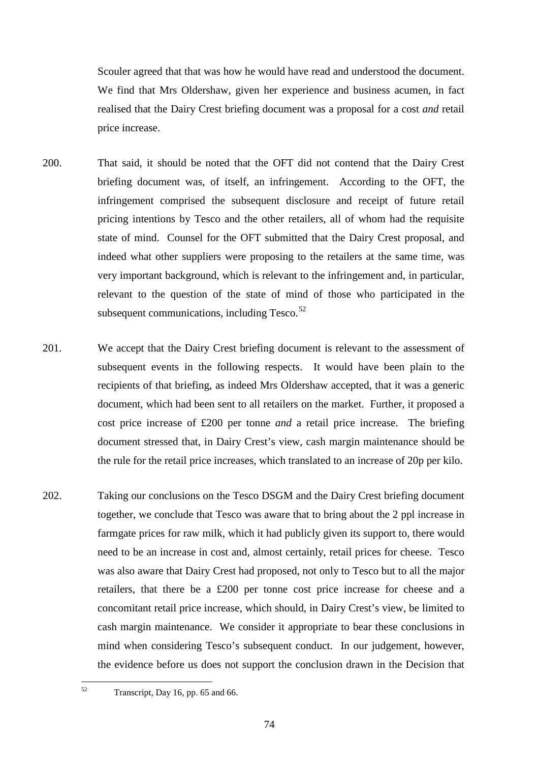Scouler agreed that that was how he would have read and understood the document. We find that Mrs Oldershaw, given her experience and business acumen, in fact realised that the Dairy Crest briefing document was a proposal for a cost *and* retail price increase.

200. That said, it should be noted that the OFT did not contend that the Dairy Crest briefing document was, of itself, an infringement. According to the OFT, the infringement comprised the subsequent disclosure and receipt of future retail pricing intentions by Tesco and the other retailers, all of whom had the requisite state of mind. Counsel for the OFT submitted that the Dairy Crest proposal, and indeed what other suppliers were proposing to the retailers at the same time, was very important background, which is relevant to the infringement and, in particular, relevant to the question of the state of mind of those who participated in the subsequent communications, including Tesco.[52]

201. We accept that the Dairy Crest briefing document is relevant to the assessment of subsequent events in the following respects. It would have been plain to the recipients of that briefing, as indeed Mrs Oldershaw accepted, that it was a generic document, which had been sent to all retailers on the market. Further, it proposed a cost price increase of £200 per tonne *and* a retail price increase. The briefing document stressed that, in Dairy Crest's view, cash margin maintenance should be the rule for the retail price increases, which translated to an increase of 20p per kilo.

202. Taking our conclusions on the Tesco DSGM and the Dairy Crest briefing document together, we conclude that Tesco was aware that to bring about the 2 ppl increase in farmgate prices for raw milk, which it had publicly given its support to, there would need to be an increase in cost and, almost certainly, retail prices for cheese. Tesco was also aware that Dairy Crest had proposed, not only to Tesco but to all the major retailers, that there be a £200 per tonne cost price increase for cheese and a concomitant retail price increase, which should, in Dairy Crest's view, be limited to cash margin maintenance. We consider it appropriate to bear these conclusions in mind when considering Tesco's subsequent conduct. In our judgement, however, the evidence before us does not support the conclusion drawn in the Decision that

[52] Transcript, Day 16, pp. 65 and 66.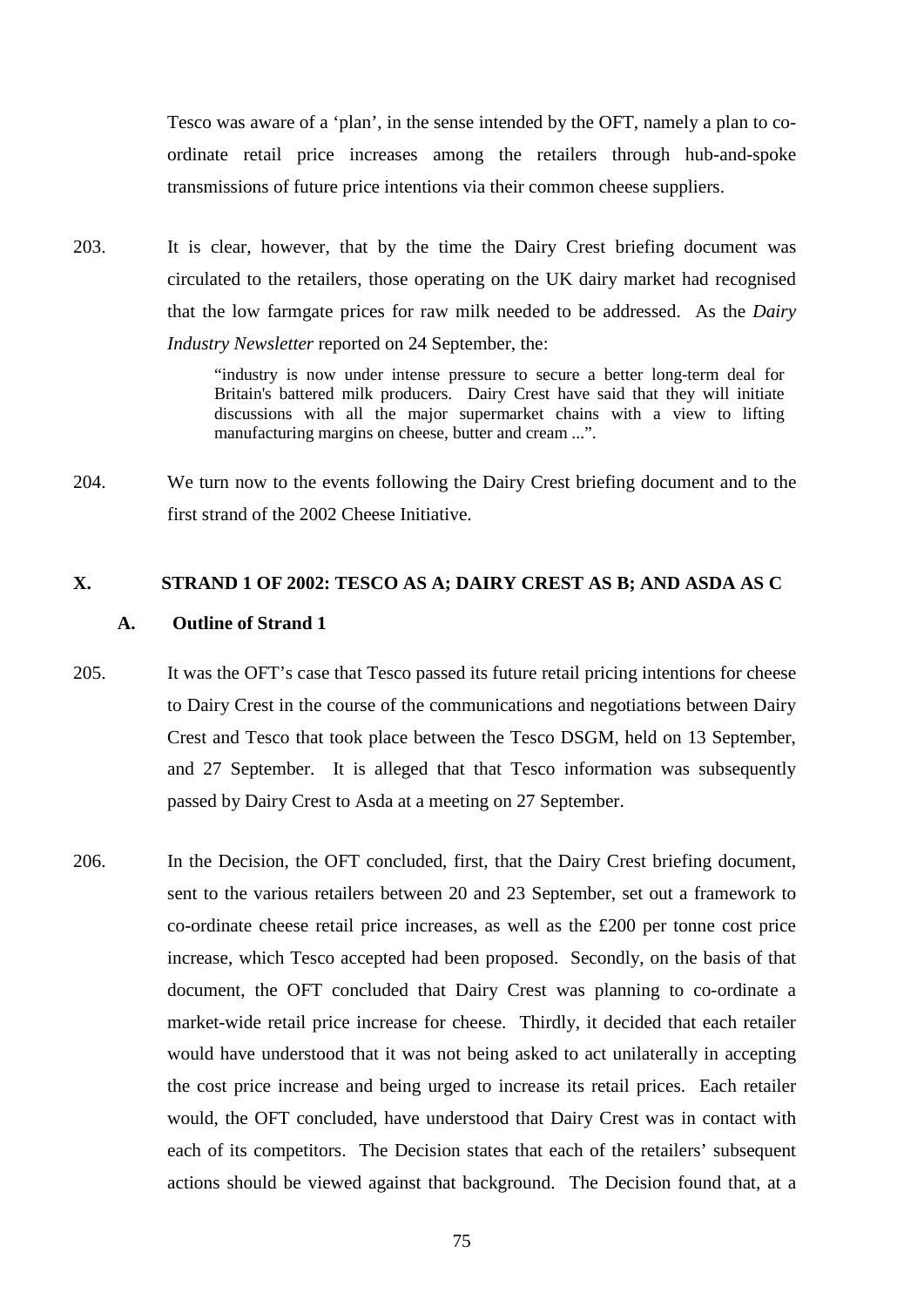Tesco was aware of a 'plan', in the sense intended by the OFT, namely a plan to co-ordinate retail price increases among the retailers through hub-and-spoke transmissions of future price intentions via their common cheese suppliers.

203. It is clear, however, that by the time the Dairy Crest briefing document was circulated to the retailers, those operating on the UK dairy market had recognised that the low farmgate prices for raw milk needed to be addressed. As the *Dairy Industry Newsletter* reported on 24 September, the:

> "industry is now under intense pressure to secure a better long-term deal for Britain's battered milk producers. Dairy Crest have said that they will initiate discussions with all the major supermarket chains with a view to lifting manufacturing margins on cheese, butter and cream ...".

204. We turn now to the events following the Dairy Crest briefing document and to the first strand of the 2002 Cheese Initiative.

## X. STRAND 1 OF 2002: TESCO AS A; DAIRY CREST AS B; AND ASDA AS C

### A. Outline of Strand 1

205. It was the OFT's case that Tesco passed its future retail pricing intentions for cheese to Dairy Crest in the course of the communications and negotiations between Dairy Crest and Tesco that took place between the Tesco DSGM, held on 13 September, and 27 September. It is alleged that that Tesco information was subsequently passed by Dairy Crest to Asda at a meeting on 27 September.

206. In the Decision, the OFT concluded, first, that the Dairy Crest briefing document, sent to the various retailers between 20 and 23 September, set out a framework to co-ordinate cheese retail price increases, as well as the £200 per tonne cost price increase, which Tesco accepted had been proposed. Secondly, on the basis of that document, the OFT concluded that Dairy Crest was planning to co-ordinate a market-wide retail price increase for cheese. Thirdly, it decided that each retailer would have understood that it was not being asked to act unilaterally in accepting the cost price increase and being urged to increase its retail prices. Each retailer would, the OFT concluded, have understood that Dairy Crest was in contact with each of its competitors. The Decision states that each of the retailers' subsequent actions should be viewed against that background. The Decision found that, at a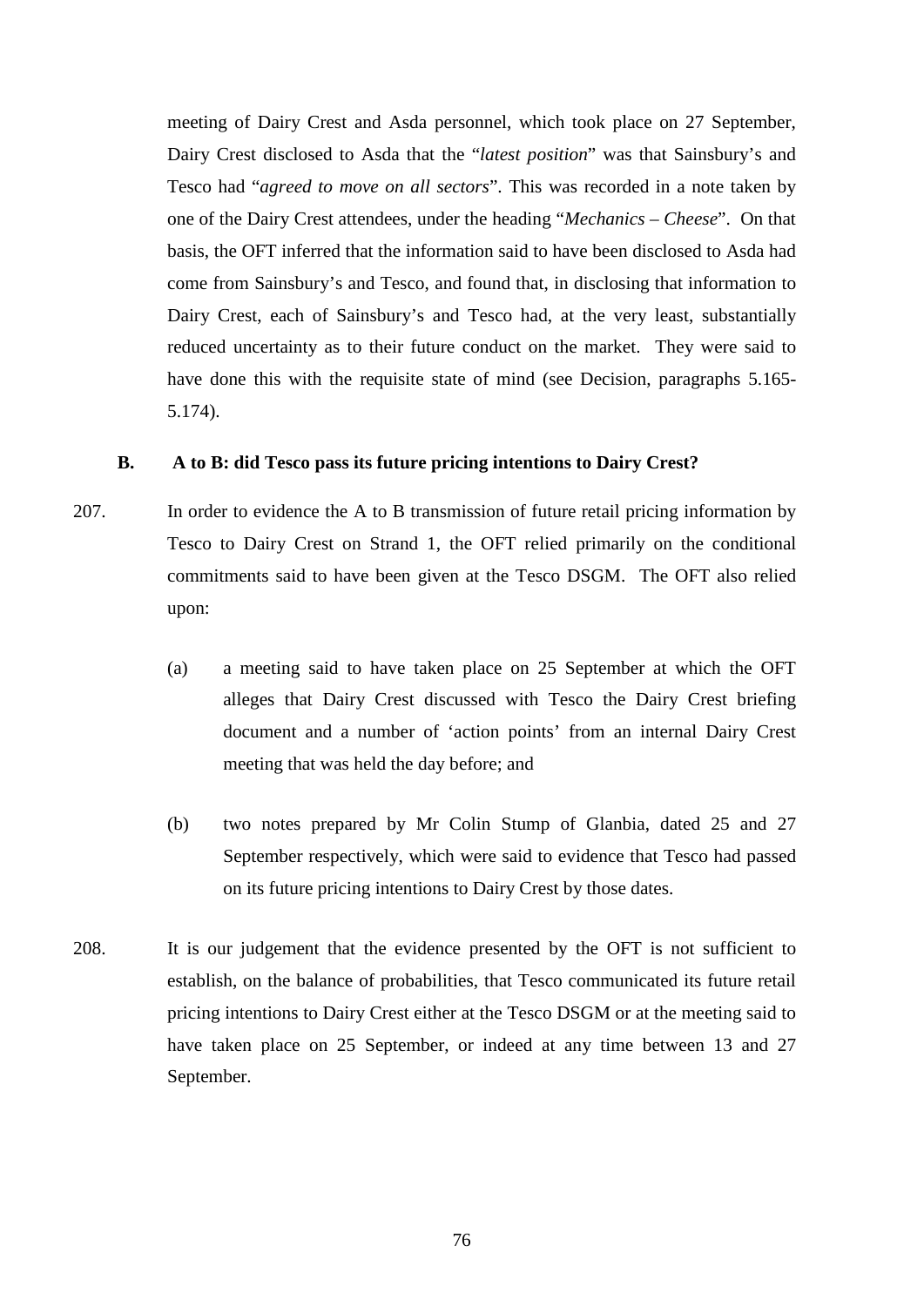meeting of Dairy Crest and Asda personnel, which took place on 27 September, Dairy Crest disclosed to Asda that the "*latest position*" was that Sainsbury's and Tesco had "*agreed to move on all sectors*". This was recorded in a note taken by one of the Dairy Crest attendees, under the heading "*Mechanics – Cheese*". On that basis, the OFT inferred that the information said to have been disclosed to Asda had come from Sainsbury's and Tesco, and found that, in disclosing that information to Dairy Crest, each of Sainsbury's and Tesco had, at the very least, substantially reduced uncertainty as to their future conduct on the market. They were said to have done this with the requisite state of mind (see Decision, paragraphs 5.165-5.174).

### B. A to B: did Tesco pass its future pricing intentions to Dairy Crest?

207. In order to evidence the A to B transmission of future retail pricing information by Tesco to Dairy Crest on Strand 1, the OFT relied primarily on the conditional commitments said to have been given at the Tesco DSGM. The OFT also relied upon:

(a) a meeting said to have taken place on 25 September at which the OFT alleges that Dairy Crest discussed with Tesco the Dairy Crest briefing document and a number of 'action points' from an internal Dairy Crest meeting that was held the day before; and

(b) two notes prepared by Mr Colin Stump of Glanbia, dated 25 and 27 September respectively, which were said to evidence that Tesco had passed on its future pricing intentions to Dairy Crest by those dates.

208. It is our judgement that the evidence presented by the OFT is not sufficient to establish, on the balance of probabilities, that Tesco communicated its future retail pricing intentions to Dairy Crest either at the Tesco DSGM or at the meeting said to have taken place on 25 September, or indeed at any time between 13 and 27 September.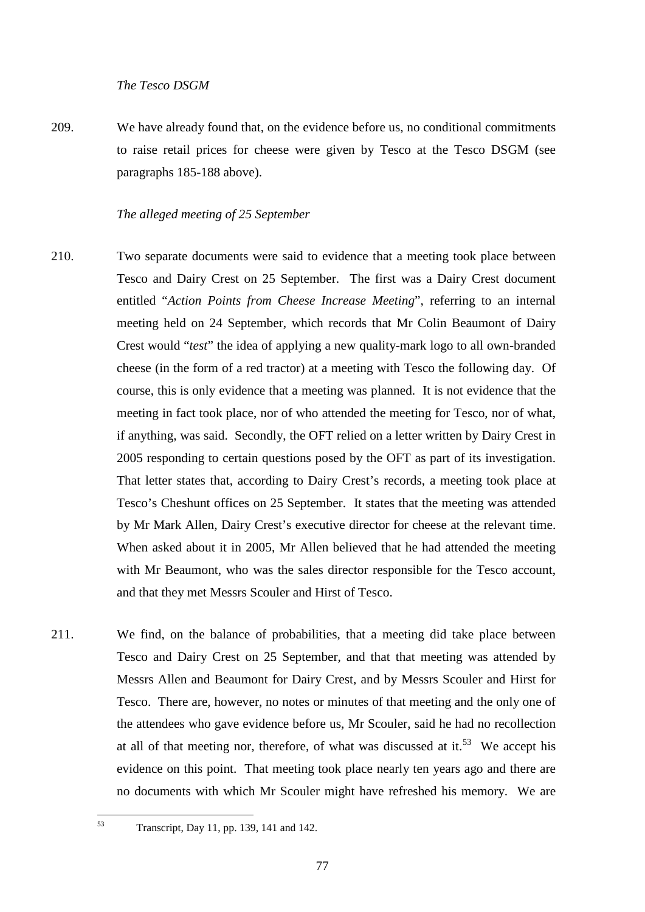*The Tesco DSGM*

209. We have already found that, on the evidence before us, no conditional commitments to raise retail prices for cheese were given by Tesco at the Tesco DSGM (see paragraphs 185-188 above).

*The alleged meeting of 25 September*

210. Two separate documents were said to evidence that a meeting took place between Tesco and Dairy Crest on 25 September. The first was a Dairy Crest document entitled "*Action Points from Cheese Increase Meeting*", referring to an internal meeting held on 24 September, which records that Mr Colin Beaumont of Dairy Crest would "*test*" the idea of applying a new quality-mark logo to all own-branded cheese (in the form of a red tractor) at a meeting with Tesco the following day. Of course, this is only evidence that a meeting was planned. It is not evidence that the meeting in fact took place, nor of who attended the meeting for Tesco, nor of what, if anything, was said. Secondly, the OFT relied on a letter written by Dairy Crest in 2005 responding to certain questions posed by the OFT as part of its investigation. That letter states that, according to Dairy Crest's records, a meeting took place at Tesco's Cheshunt offices on 25 September. It states that the meeting was attended by Mr Mark Allen, Dairy Crest's executive director for cheese at the relevant time. When asked about it in 2005, Mr Allen believed that he had attended the meeting with Mr Beaumont, who was the sales director responsible for the Tesco account, and that they met Messrs Scouler and Hirst of Tesco.

211. We find, on the balance of probabilities, that a meeting did take place between Tesco and Dairy Crest on 25 September, and that that meeting was attended by Messrs Allen and Beaumont for Dairy Crest, and by Messrs Scouler and Hirst for Tesco. There are, however, no notes or minutes of that meeting and the only one of the attendees who gave evidence before us, Mr Scouler, said he had no recollection at all of that meeting nor, therefore, of what was discussed at it.[53] We accept his evidence on this point. That meeting took place nearly ten years ago and there are no documents with which Mr Scouler might have refreshed his memory. We are

[53] Transcript, Day 11, pp. 139, 141 and 142.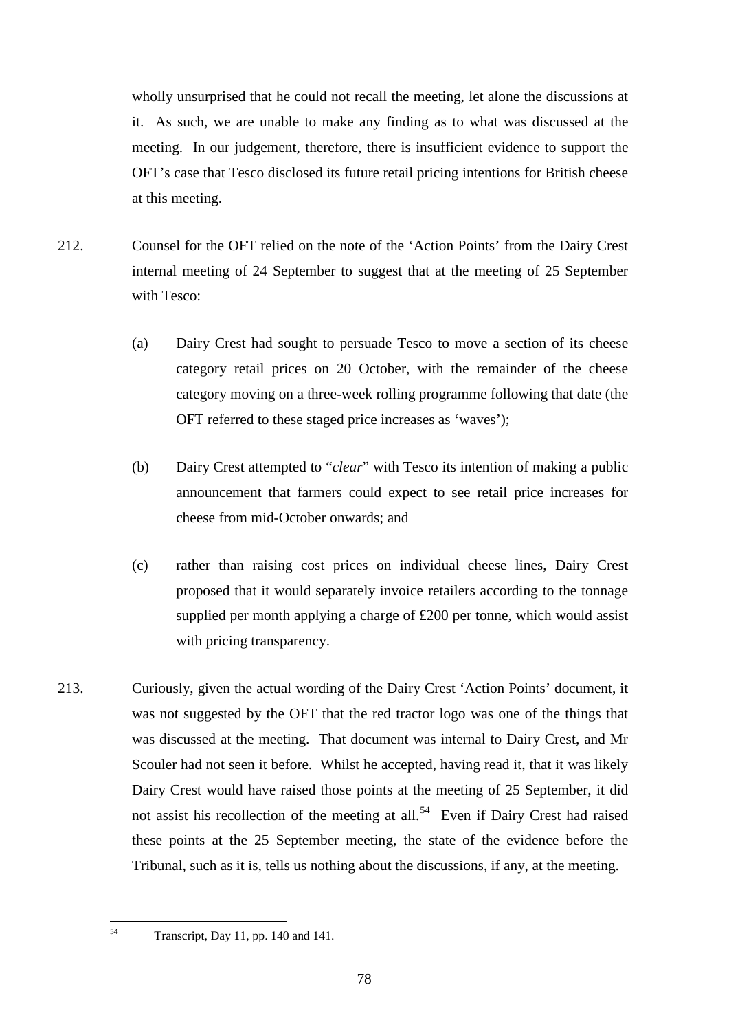wholly unsurprised that he could not recall the meeting, let alone the discussions at it. As such, we are unable to make any finding as to what was discussed at the meeting. In our judgement, therefore, there is insufficient evidence to support the OFT's case that Tesco disclosed its future retail pricing intentions for British cheese at this meeting.

212. Counsel for the OFT relied on the note of the 'Action Points' from the Dairy Crest internal meeting of 24 September to suggest that at the meeting of 25 September with Tesco:

(a) Dairy Crest had sought to persuade Tesco to move a section of its cheese category retail prices on 20 October, with the remainder of the cheese category moving on a three-week rolling programme following that date (the OFT referred to these staged price increases as 'waves');

(b) Dairy Crest attempted to "*clear*" with Tesco its intention of making a public announcement that farmers could expect to see retail price increases for cheese from mid-October onwards; and

(c) rather than raising cost prices on individual cheese lines, Dairy Crest proposed that it would separately invoice retailers according to the tonnage supplied per month applying a charge of £200 per tonne, which would assist with pricing transparency.

213. Curiously, given the actual wording of the Dairy Crest 'Action Points' document, it was not suggested by the OFT that the red tractor logo was one of the things that was discussed at the meeting. That document was internal to Dairy Crest, and Mr Scouler had not seen it before. Whilst he accepted, having read it, that it was likely Dairy Crest would have raised those points at the meeting of 25 September, it did not assist his recollection of the meeting at all.[54] Even if Dairy Crest had raised these points at the 25 September meeting, the state of the evidence before the Tribunal, such as it is, tells us nothing about the discussions, if any, at the meeting.

[54] Transcript, Day 11, pp. 140 and 141.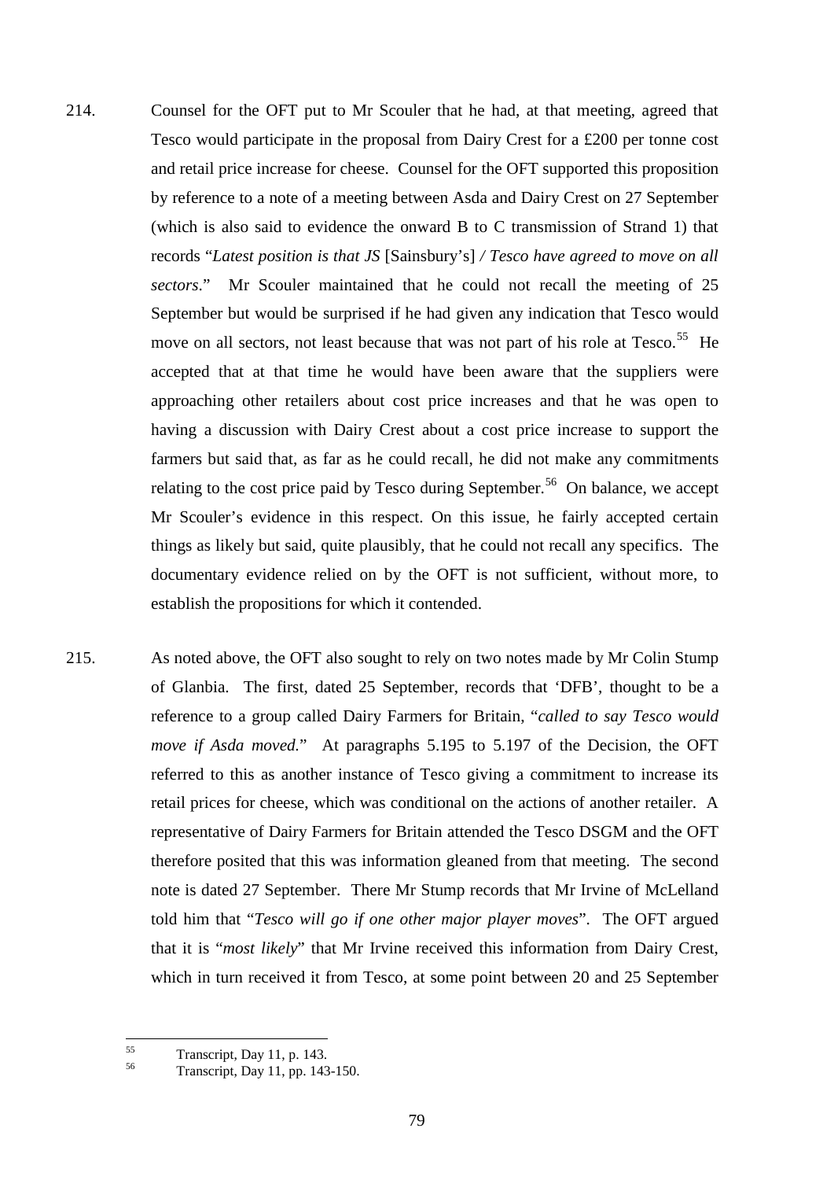214. Counsel for the OFT put to Mr Scouler that he had, at that meeting, agreed that Tesco would participate in the proposal from Dairy Crest for a £200 per tonne cost and retail price increase for cheese. Counsel for the OFT supported this proposition by reference to a note of a meeting between Asda and Dairy Crest on 27 September (which is also said to evidence the onward B to C transmission of Strand 1) that records "*Latest position is that JS* [Sainsbury's] */ Tesco have agreed to move on all sectors*." Mr Scouler maintained that he could not recall the meeting of 25 September but would be surprised if he had given any indication that Tesco would move on all sectors, not least because that was not part of his role at Tesco.[55] He accepted that at that time he would have been aware that the suppliers were approaching other retailers about cost price increases and that he was open to having a discussion with Dairy Crest about a cost price increase to support the farmers but said that, as far as he could recall, he did not make any commitments relating to the cost price paid by Tesco during September.[56] On balance, we accept Mr Scouler's evidence in this respect. On this issue, he fairly accepted certain things as likely but said, quite plausibly, that he could not recall any specifics. The documentary evidence relied on by the OFT is not sufficient, without more, to establish the propositions for which it contended.

215. As noted above, the OFT also sought to rely on two notes made by Mr Colin Stump of Glanbia. The first, dated 25 September, records that 'DFB', thought to be a reference to a group called Dairy Farmers for Britain, "*called to say Tesco would move if Asda moved.*" At paragraphs 5.195 to 5.197 of the Decision, the OFT referred to this as another instance of Tesco giving a commitment to increase its retail prices for cheese, which was conditional on the actions of another retailer. A representative of Dairy Farmers for Britain attended the Tesco DSGM and the OFT therefore posited that this was information gleaned from that meeting. The second note is dated 27 September. There Mr Stump records that Mr Irvine of McLelland told him that "*Tesco will go if one other major player moves*". The OFT argued that it is "*most likely*" that Mr Irvine received this information from Dairy Crest, which in turn received it from Tesco, at some point between 20 and 25 September

[55] Transcript, Day 11, p. 143.

[56] Transcript, Day 11, pp. 143-150.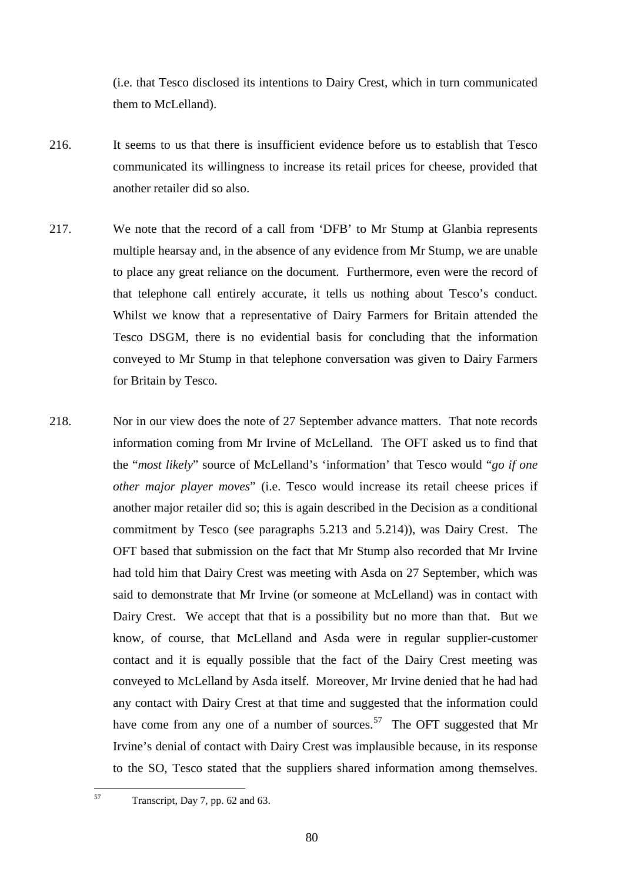(i.e. that Tesco disclosed its intentions to Dairy Crest, which in turn communicated them to McLelland).

216. It seems to us that there is insufficient evidence before us to establish that Tesco communicated its willingness to increase its retail prices for cheese, provided that another retailer did so also.

217. We note that the record of a call from 'DFB' to Mr Stump at Glanbia represents multiple hearsay and, in the absence of any evidence from Mr Stump, we are unable to place any great reliance on the document. Furthermore, even were the record of that telephone call entirely accurate, it tells us nothing about Tesco's conduct. Whilst we know that a representative of Dairy Farmers for Britain attended the Tesco DSGM, there is no evidential basis for concluding that the information conveyed to Mr Stump in that telephone conversation was given to Dairy Farmers for Britain by Tesco.

218. Nor in our view does the note of 27 September advance matters. That note records information coming from Mr Irvine of McLelland. The OFT asked us to find that the "*most likely*" source of McLelland's 'information' that Tesco would "*go if one other major player moves*" (i.e. Tesco would increase its retail cheese prices if another major retailer did so; this is again described in the Decision as a conditional commitment by Tesco (see paragraphs 5.213 and 5.214)), was Dairy Crest. The OFT based that submission on the fact that Mr Stump also recorded that Mr Irvine had told him that Dairy Crest was meeting with Asda on 27 September, which was said to demonstrate that Mr Irvine (or someone at McLelland) was in contact with Dairy Crest. We accept that that is a possibility but no more than that. But we know, of course, that McLelland and Asda were in regular supplier-customer contact and it is equally possible that the fact of the Dairy Crest meeting was conveyed to McLelland by Asda itself. Moreover, Mr Irvine denied that he had had any contact with Dairy Crest at that time and suggested that the information could have come from any one of a number of sources.[57] The OFT suggested that Mr Irvine's denial of contact with Dairy Crest was implausible because, in its response to the SO, Tesco stated that the suppliers shared information among themselves.

[57] Transcript, Day 7, pp. 62 and 63.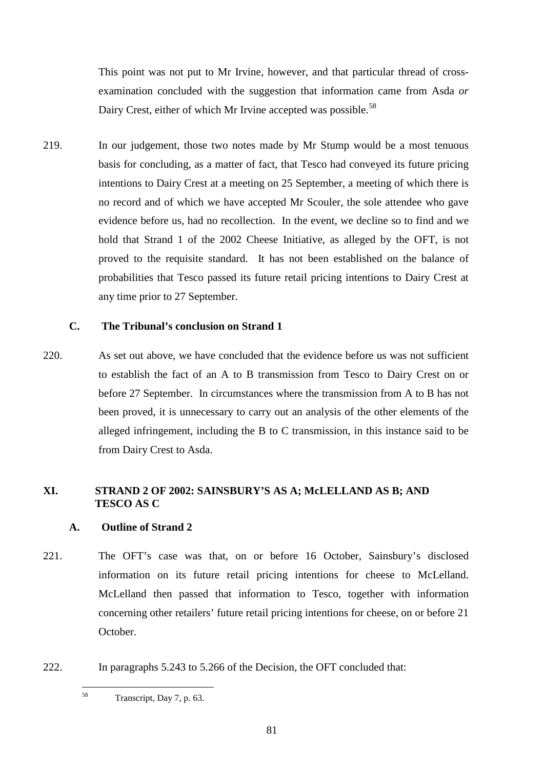This point was not put to Mr Irvine, however, and that particular thread of cross-examination concluded with the suggestion that information came from Asda *or* Dairy Crest, either of which Mr Irvine accepted was possible.[58]

219. In our judgement, those two notes made by Mr Stump would be a most tenuous basis for concluding, as a matter of fact, that Tesco had conveyed its future pricing intentions to Dairy Crest at a meeting on 25 September, a meeting of which there is no record and of which we have accepted Mr Scouler, the sole attendee who gave evidence before us, had no recollection. In the event, we decline so to find and we hold that Strand 1 of the 2002 Cheese Initiative, as alleged by the OFT, is not proved to the requisite standard. It has not been established on the balance of probabilities that Tesco passed its future retail pricing intentions to Dairy Crest at any time prior to 27 September.

### C. The Tribunal's conclusion on Strand 1

220. As set out above, we have concluded that the evidence before us was not sufficient to establish the fact of an A to B transmission from Tesco to Dairy Crest on or before 27 September. In circumstances where the transmission from A to B has not been proved, it is unnecessary to carry out an analysis of the other elements of the alleged infringement, including the B to C transmission, in this instance said to be from Dairy Crest to Asda.

## XI. STRAND 2 OF 2002: SAINSBURY'S AS A; McLELLAND AS B; AND TESCO AS C

### A. Outline of Strand 2

221. The OFT's case was that, on or before 16 October, Sainsbury's disclosed information on its future retail pricing intentions for cheese to McLelland. McLelland then passed that information to Tesco, together with information concerning other retailers' future retail pricing intentions for cheese, on or before 21 October.

222. In paragraphs 5.243 to 5.266 of the Decision, the OFT concluded that:

---

[58] Transcript, Day 7, p. 63.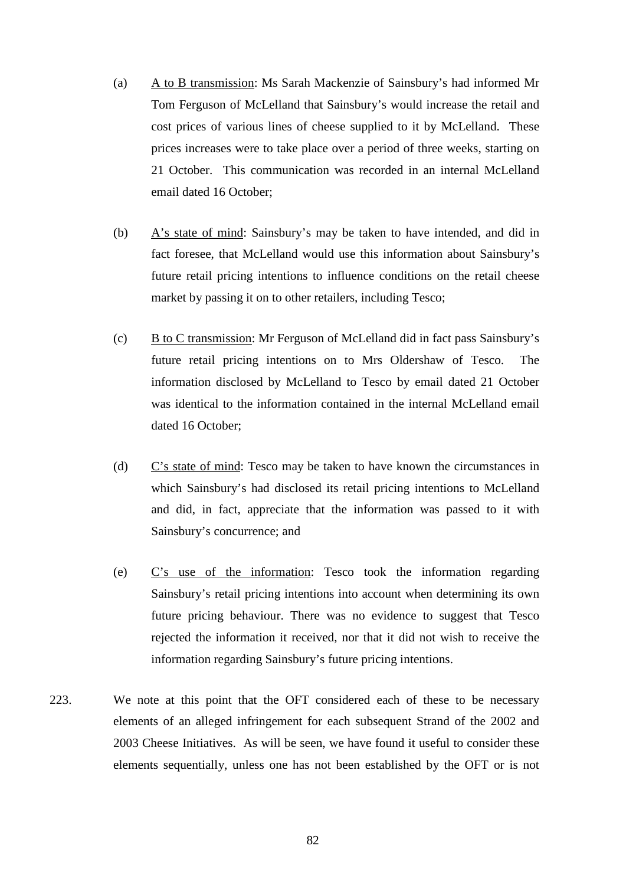(a) A to B transmission: Ms Sarah Mackenzie of Sainsbury's had informed Mr Tom Ferguson of McLelland that Sainsbury's would increase the retail and cost prices of various lines of cheese supplied to it by McLelland. These prices increases were to take place over a period of three weeks, starting on 21 October. This communication was recorded in an internal McLelland email dated 16 October;

(b) A's state of mind: Sainsbury's may be taken to have intended, and did in fact foresee, that McLelland would use this information about Sainsbury's future retail pricing intentions to influence conditions on the retail cheese market by passing it on to other retailers, including Tesco;

(c) B to C transmission: Mr Ferguson of McLelland did in fact pass Sainsbury's future retail pricing intentions on to Mrs Oldershaw of Tesco. The information disclosed by McLelland to Tesco by email dated 21 October was identical to the information contained in the internal McLelland email dated 16 October;

(d) C's state of mind: Tesco may be taken to have known the circumstances in which Sainsbury's had disclosed its retail pricing intentions to McLelland and did, in fact, appreciate that the information was passed to it with Sainsbury's concurrence; and

(e) C's use of the information: Tesco took the information regarding Sainsbury's retail pricing intentions into account when determining its own future pricing behaviour. There was no evidence to suggest that Tesco rejected the information it received, nor that it did not wish to receive the information regarding Sainsbury's future pricing intentions.

223. We note at this point that the OFT considered each of these to be necessary elements of an alleged infringement for each subsequent Strand of the 2002 and 2003 Cheese Initiatives. As will be seen, we have found it useful to consider these elements sequentially, unless one has not been established by the OFT or is not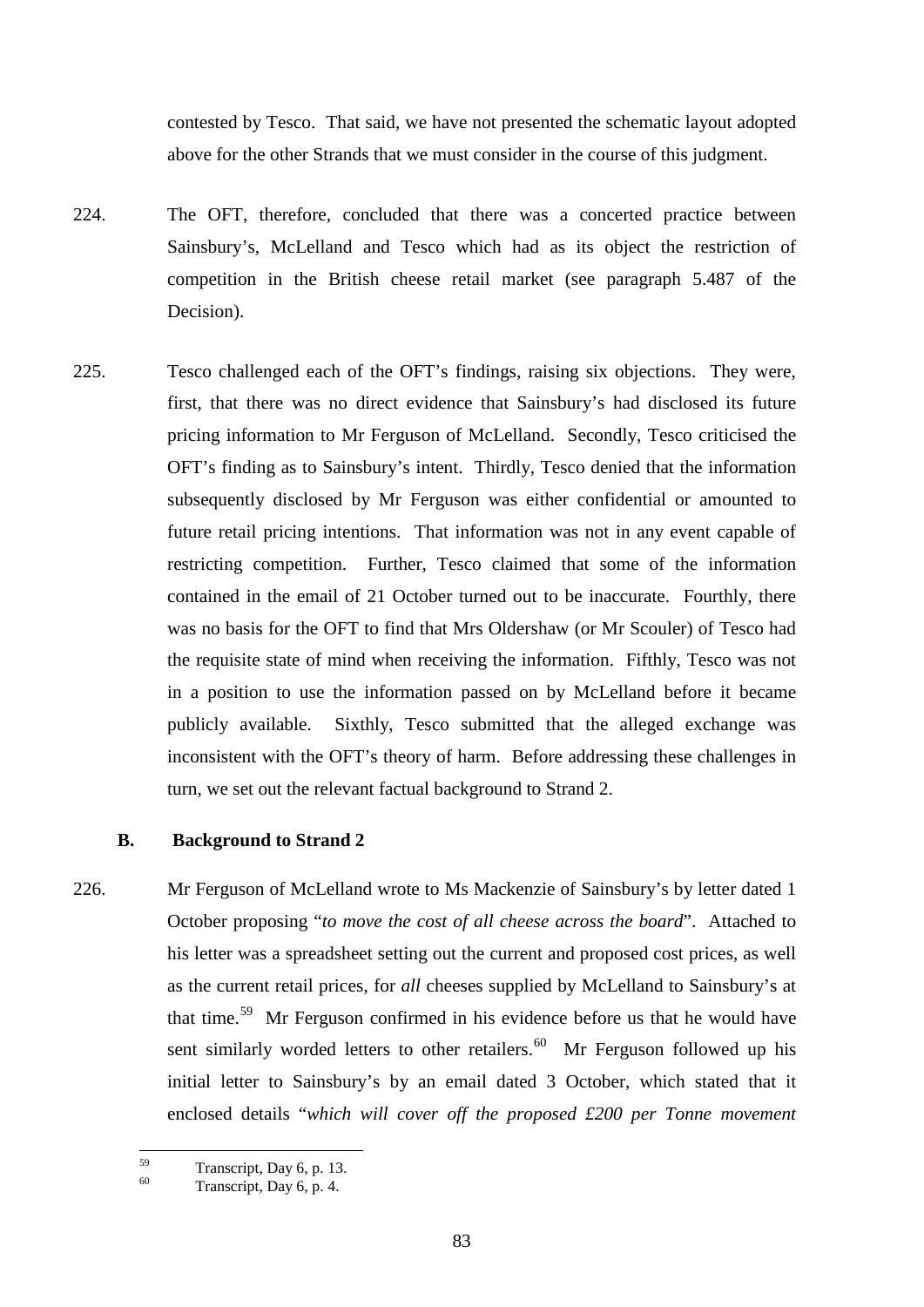contested by Tesco. That said, we have not presented the schematic layout adopted above for the other Strands that we must consider in the course of this judgment.

224. The OFT, therefore, concluded that there was a concerted practice between Sainsbury's, McLelland and Tesco which had as its object the restriction of competition in the British cheese retail market (see paragraph 5.487 of the Decision).

225. Tesco challenged each of the OFT's findings, raising six objections. They were, first, that there was no direct evidence that Sainsbury's had disclosed its future pricing information to Mr Ferguson of McLelland. Secondly, Tesco criticised the OFT's finding as to Sainsbury's intent. Thirdly, Tesco denied that the information subsequently disclosed by Mr Ferguson was either confidential or amounted to future retail pricing intentions. That information was not in any event capable of restricting competition. Further, Tesco claimed that some of the information contained in the email of 21 October turned out to be inaccurate. Fourthly, there was no basis for the OFT to find that Mrs Oldershaw (or Mr Scouler) of Tesco had the requisite state of mind when receiving the information. Fifthly, Tesco was not in a position to use the information passed on by McLelland before it became publicly available. Sixthly, Tesco submitted that the alleged exchange was inconsistent with the OFT's theory of harm. Before addressing these challenges in turn, we set out the relevant factual background to Strand 2.

### B. Background to Strand 2

226. Mr Ferguson of McLelland wrote to Ms Mackenzie of Sainsbury's by letter dated 1 October proposing "*to move the cost of all cheese across the board*". Attached to his letter was a spreadsheet setting out the current and proposed cost prices, as well as the current retail prices, for *all* cheeses supplied by McLelland to Sainsbury's at that time.[59] Mr Ferguson confirmed in his evidence before us that he would have sent similarly worded letters to other retailers.[60] Mr Ferguson followed up his initial letter to Sainsbury's by an email dated 3 October, which stated that it enclosed details "*which will cover off the proposed £200 per Tonne movement*

[59] Transcript, Day 6, p. 13.

[60] Transcript, Day 6, p. 4.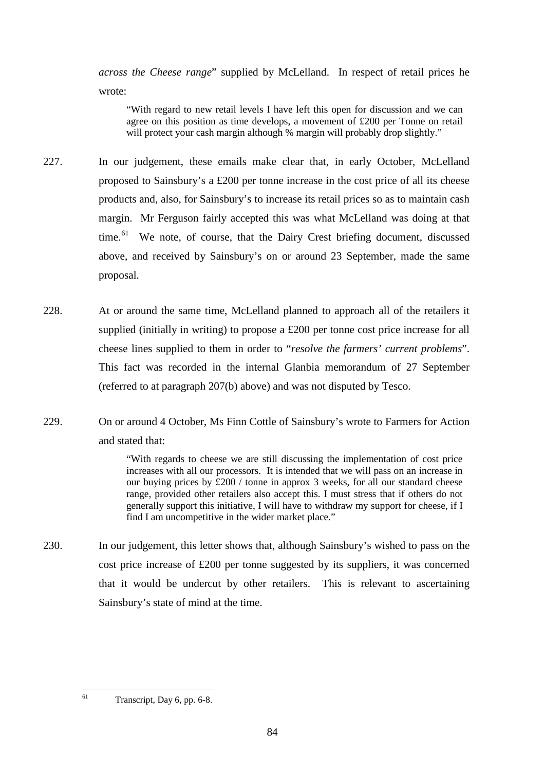*across the Cheese range*" supplied by McLelland. In respect of retail prices he wrote:

> "With regard to new retail levels I have left this open for discussion and we can agree on this position as time develops, a movement of £200 per Tonne on retail will protect your cash margin although % margin will probably drop slightly."

227. In our judgement, these emails make clear that, in early October, McLelland proposed to Sainsbury's a £200 per tonne increase in the cost price of all its cheese products and, also, for Sainsbury's to increase its retail prices so as to maintain cash margin. Mr Ferguson fairly accepted this was what McLelland was doing at that time.[61] We note, of course, that the Dairy Crest briefing document, discussed above, and received by Sainsbury's on or around 23 September, made the same proposal.

228. At or around the same time, McLelland planned to approach all of the retailers it supplied (initially in writing) to propose a £200 per tonne cost price increase for all cheese lines supplied to them in order to "*resolve the farmers' current problems*". This fact was recorded in the internal Glanbia memorandum of 27 September (referred to at paragraph 207(b) above) and was not disputed by Tesco.

229. On or around 4 October, Ms Finn Cottle of Sainsbury's wrote to Farmers for Action and stated that:

> "With regards to cheese we are still discussing the implementation of cost price increases with all our processors. It is intended that we will pass on an increase in our buying prices by £200 / tonne in approx 3 weeks, for all our standard cheese range, provided other retailers also accept this. I must stress that if others do not generally support this initiative, I will have to withdraw my support for cheese, if I find I am uncompetitive in the wider market place."

230. In our judgement, this letter shows that, although Sainsbury's wished to pass on the cost price increase of £200 per tonne suggested by its suppliers, it was concerned that it would be undercut by other retailers. This is relevant to ascertaining Sainsbury's state of mind at the time.

---

[61] Transcript, Day 6, pp. 6-8.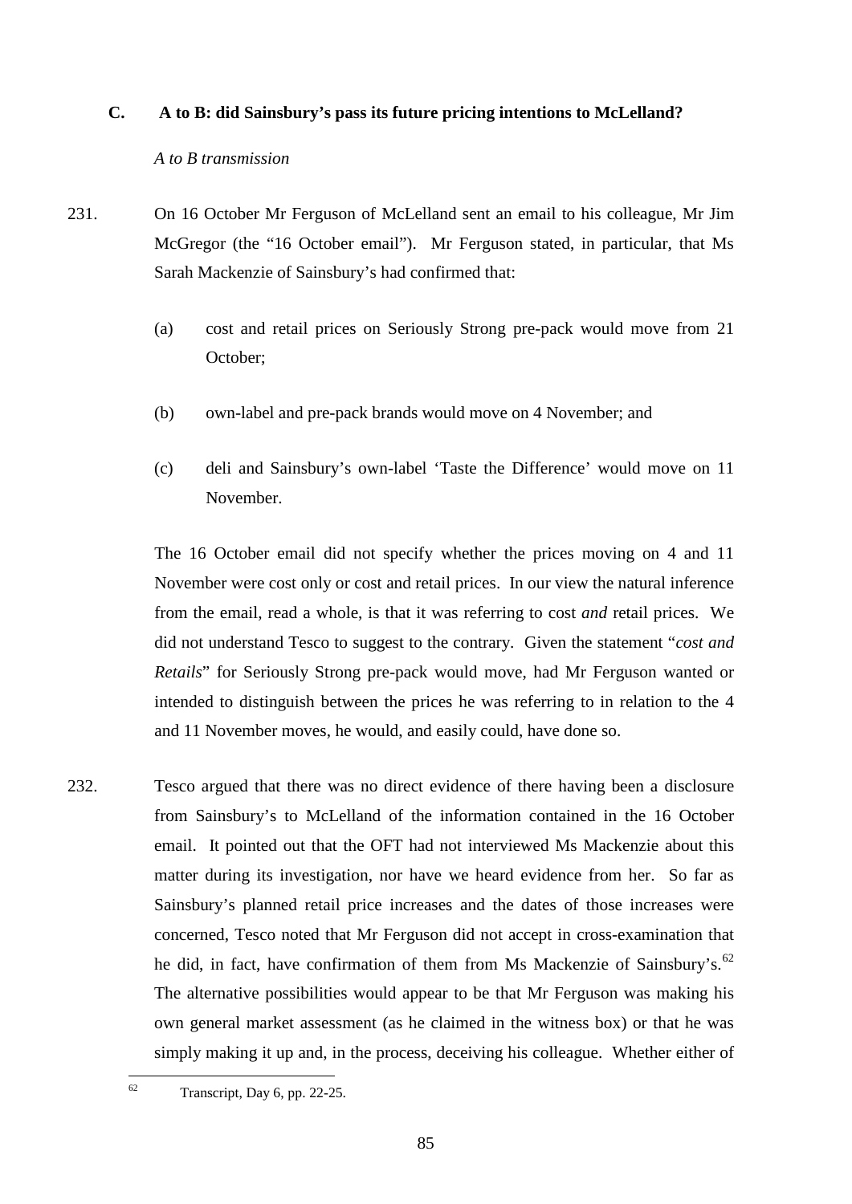## C. A to B: did Sainsbury's pass its future pricing intentions to McLelland?

*A to B transmission*

231. On 16 October Mr Ferguson of McLelland sent an email to his colleague, Mr Jim McGregor (the "16 October email"). Mr Ferguson stated, in particular, that Ms Sarah Mackenzie of Sainsbury's had confirmed that:

   (a) cost and retail prices on Seriously Strong pre-pack would move from 21 October;

   (b) own-label and pre-pack brands would move on 4 November; and

   (c) deli and Sainsbury's own-label 'Taste the Difference' would move on 11 November.

   The 16 October email did not specify whether the prices moving on 4 and 11 November were cost only or cost and retail prices. In our view the natural inference from the email, read a whole, is that it was referring to cost *and* retail prices. We did not understand Tesco to suggest to the contrary. Given the statement "*cost and Retails*" for Seriously Strong pre-pack would move, had Mr Ferguson wanted or intended to distinguish between the prices he was referring to in relation to the 4 and 11 November moves, he would, and easily could, have done so.

232. Tesco argued that there was no direct evidence of there having been a disclosure from Sainsbury's to McLelland of the information contained in the 16 October email. It pointed out that the OFT had not interviewed Ms Mackenzie about this matter during its investigation, nor have we heard evidence from her. So far as Sainsbury's planned retail price increases and the dates of those increases were concerned, Tesco noted that Mr Ferguson did not accept in cross-examination that he did, in fact, have confirmation of them from Ms Mackenzie of Sainsbury's.[62] The alternative possibilities would appear to be that Mr Ferguson was making his own general market assessment (as he claimed in the witness box) or that he was simply making it up and, in the process, deceiving his colleague. Whether either of

[62] Transcript, Day 6, pp. 22-25.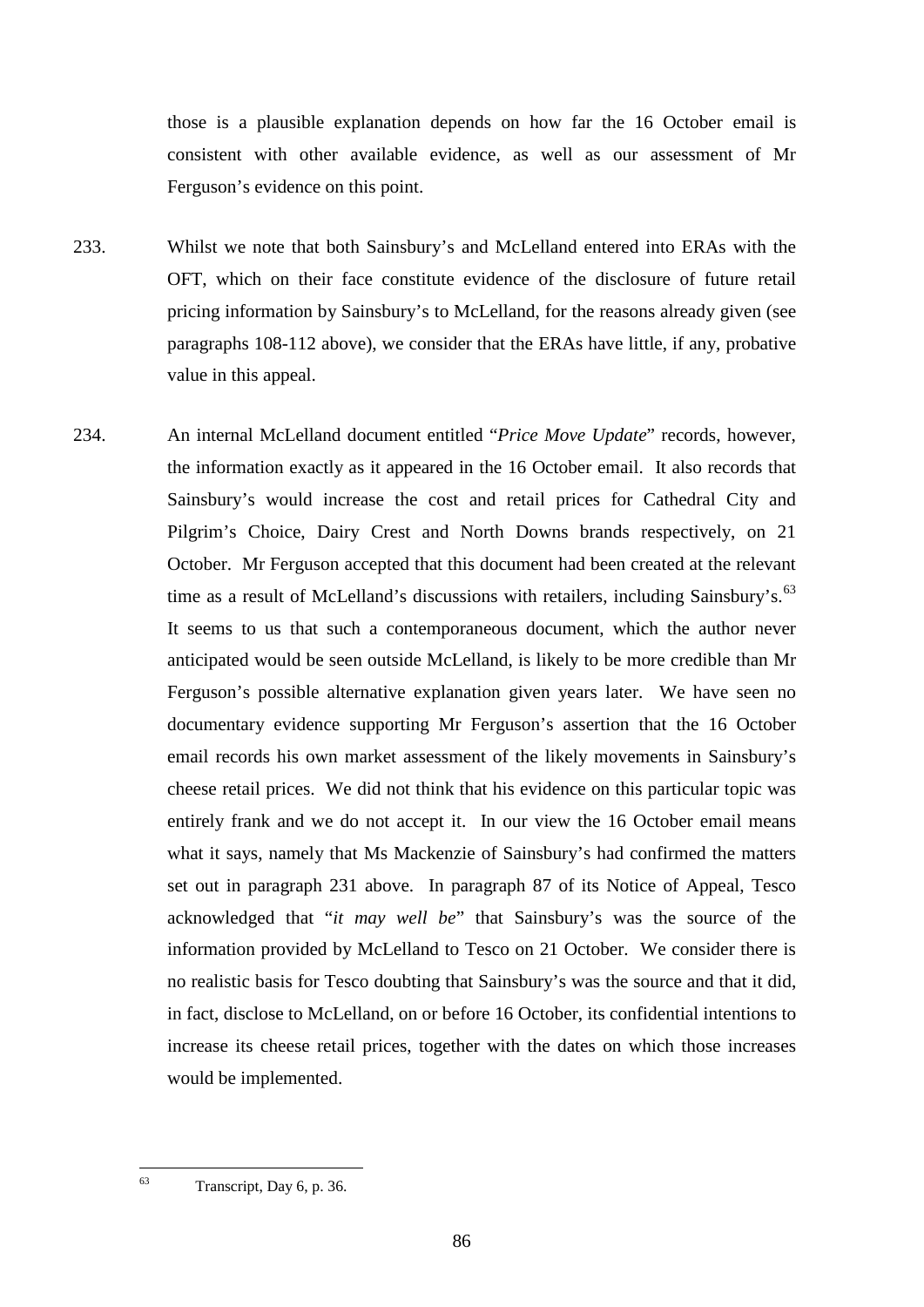those is a plausible explanation depends on how far the 16 October email is consistent with other available evidence, as well as our assessment of Mr Ferguson's evidence on this point.

233. Whilst we note that both Sainsbury's and McLelland entered into ERAs with the OFT, which on their face constitute evidence of the disclosure of future retail pricing information by Sainsbury's to McLelland, for the reasons already given (see paragraphs 108-112 above), we consider that the ERAs have little, if any, probative value in this appeal.

234. An internal McLelland document entitled "*Price Move Update*" records, however, the information exactly as it appeared in the 16 October email. It also records that Sainsbury's would increase the cost and retail prices for Cathedral City and Pilgrim's Choice, Dairy Crest and North Downs brands respectively, on 21 October. Mr Ferguson accepted that this document had been created at the relevant time as a result of McLelland's discussions with retailers, including Sainsbury's.[63] It seems to us that such a contemporaneous document, which the author never anticipated would be seen outside McLelland, is likely to be more credible than Mr Ferguson's possible alternative explanation given years later. We have seen no documentary evidence supporting Mr Ferguson's assertion that the 16 October email records his own market assessment of the likely movements in Sainsbury's cheese retail prices. We did not think that his evidence on this particular topic was entirely frank and we do not accept it. In our view the 16 October email means what it says, namely that Ms Mackenzie of Sainsbury's had confirmed the matters set out in paragraph 231 above. In paragraph 87 of its Notice of Appeal, Tesco acknowledged that "*it may well be*" that Sainsbury's was the source of the information provided by McLelland to Tesco on 21 October. We consider there is no realistic basis for Tesco doubting that Sainsbury's was the source and that it did, in fact, disclose to McLelland, on or before 16 October, its confidential intentions to increase its cheese retail prices, together with the dates on which those increases would be implemented.

[63] Transcript, Day 6, p. 36.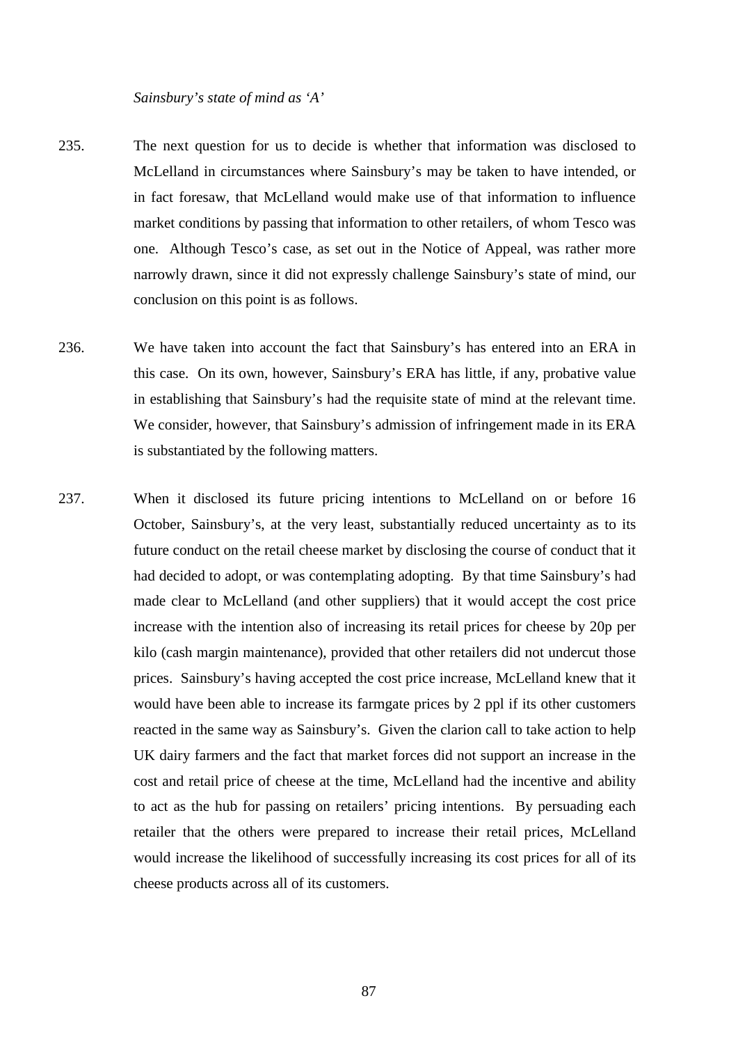*Sainsbury's state of mind as 'A'*

235. The next question for us to decide is whether that information was disclosed to McLelland in circumstances where Sainsbury's may be taken to have intended, or in fact foresaw, that McLelland would make use of that information to influence market conditions by passing that information to other retailers, of whom Tesco was one. Although Tesco's case, as set out in the Notice of Appeal, was rather more narrowly drawn, since it did not expressly challenge Sainsbury's state of mind, our conclusion on this point is as follows.

236. We have taken into account the fact that Sainsbury's has entered into an ERA in this case. On its own, however, Sainsbury's ERA has little, if any, probative value in establishing that Sainsbury's had the requisite state of mind at the relevant time. We consider, however, that Sainsbury's admission of infringement made in its ERA is substantiated by the following matters.

237. When it disclosed its future pricing intentions to McLelland on or before 16 October, Sainsbury's, at the very least, substantially reduced uncertainty as to its future conduct on the retail cheese market by disclosing the course of conduct that it had decided to adopt, or was contemplating adopting. By that time Sainsbury's had made clear to McLelland (and other suppliers) that it would accept the cost price increase with the intention also of increasing its retail prices for cheese by 20p per kilo (cash margin maintenance), provided that other retailers did not undercut those prices. Sainsbury's having accepted the cost price increase, McLelland knew that it would have been able to increase its farmgate prices by 2 ppl if its other customers reacted in the same way as Sainsbury's. Given the clarion call to take action to help UK dairy farmers and the fact that market forces did not support an increase in the cost and retail price of cheese at the time, McLelland had the incentive and ability to act as the hub for passing on retailers' pricing intentions. By persuading each retailer that the others were prepared to increase their retail prices, McLelland would increase the likelihood of successfully increasing its cost prices for all of its cheese products across all of its customers.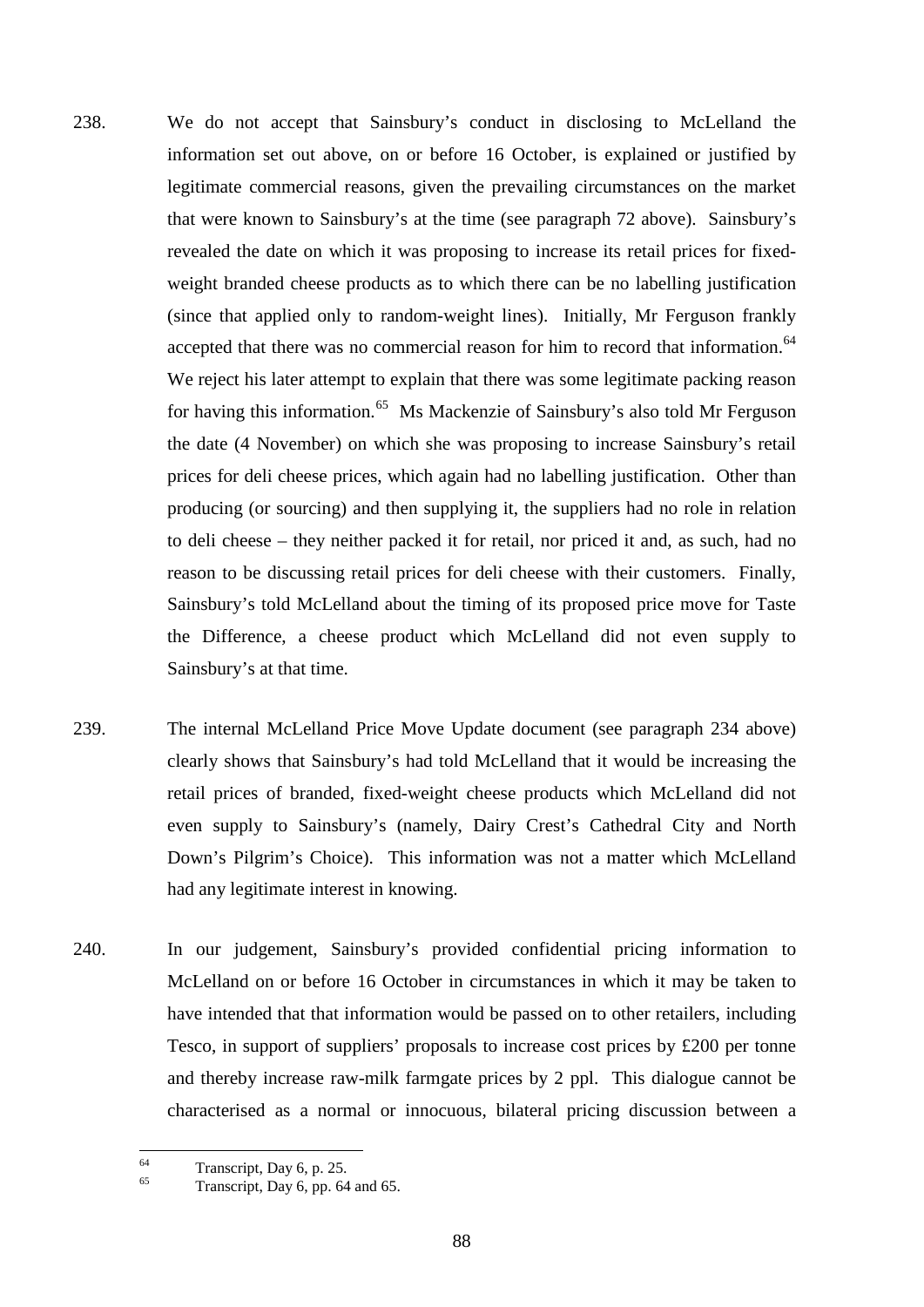238. We do not accept that Sainsbury's conduct in disclosing to McLelland the information set out above, on or before 16 October, is explained or justified by legitimate commercial reasons, given the prevailing circumstances on the market that were known to Sainsbury's at the time (see paragraph 72 above). Sainsbury's revealed the date on which it was proposing to increase its retail prices for fixed-weight branded cheese products as to which there can be no labelling justification (since that applied only to random-weight lines). Initially, Mr Ferguson frankly accepted that there was no commercial reason for him to record that information.[64] We reject his later attempt to explain that there was some legitimate packing reason for having this information.[65] Ms Mackenzie of Sainsbury's also told Mr Ferguson the date (4 November) on which she was proposing to increase Sainsbury's retail prices for deli cheese prices, which again had no labelling justification. Other than producing (or sourcing) and then supplying it, the suppliers had no role in relation to deli cheese – they neither packed it for retail, nor priced it and, as such, had no reason to be discussing retail prices for deli cheese with their customers. Finally, Sainsbury's told McLelland about the timing of its proposed price move for Taste the Difference, a cheese product which McLelland did not even supply to Sainsbury's at that time.

239. The internal McLelland Price Move Update document (see paragraph 234 above) clearly shows that Sainsbury's had told McLelland that it would be increasing the retail prices of branded, fixed-weight cheese products which McLelland did not even supply to Sainsbury's (namely, Dairy Crest's Cathedral City and North Down's Pilgrim's Choice). This information was not a matter which McLelland had any legitimate interest in knowing.

240. In our judgement, Sainsbury's provided confidential pricing information to McLelland on or before 16 October in circumstances in which it may be taken to have intended that that information would be passed on to other retailers, including Tesco, in support of suppliers' proposals to increase cost prices by £200 per tonne and thereby increase raw-milk farmgate prices by 2 ppl. This dialogue cannot be characterised as a normal or innocuous, bilateral pricing discussion between a

[64] Transcript, Day 6, p. 25.

[65] Transcript, Day 6, pp. 64 and 65.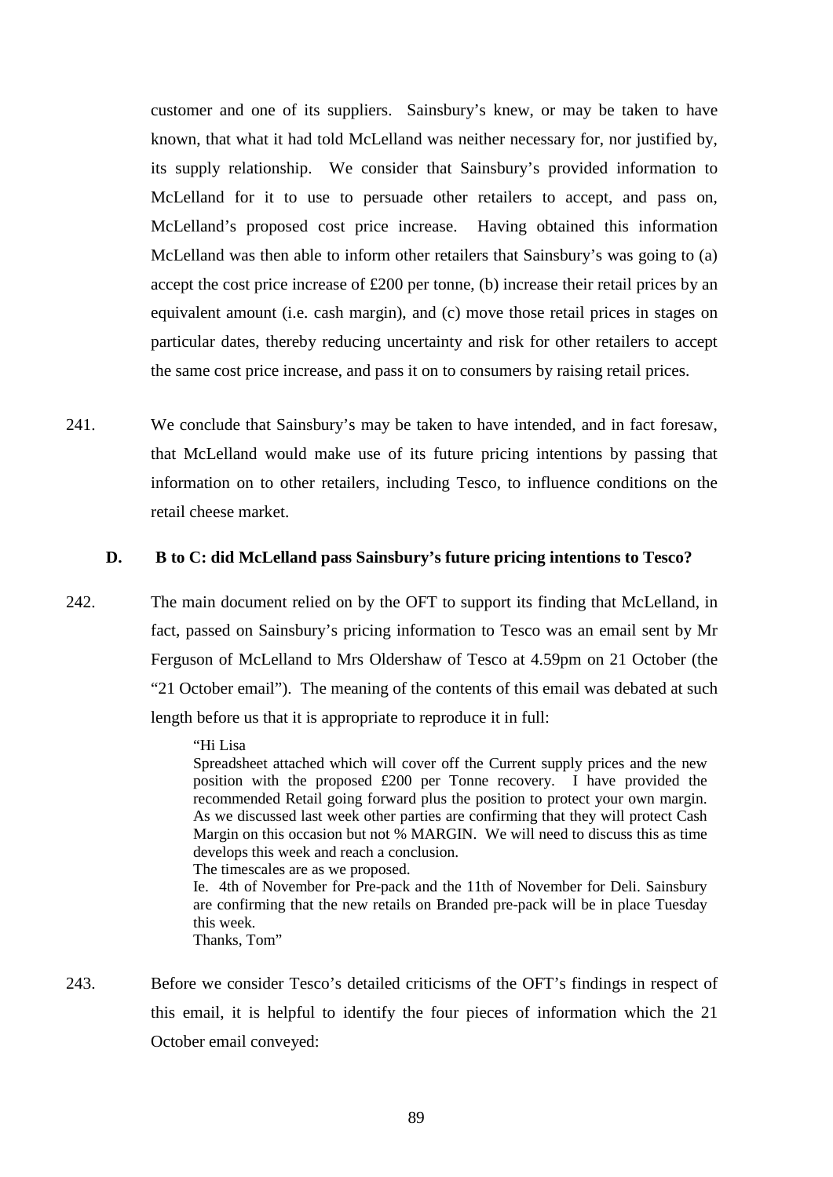customer and one of its suppliers. Sainsbury's knew, or may be taken to have known, that what it had told McLelland was neither necessary for, nor justified by, its supply relationship. We consider that Sainsbury's provided information to McLelland for it to use to persuade other retailers to accept, and pass on, McLelland's proposed cost price increase. Having obtained this information McLelland was then able to inform other retailers that Sainsbury's was going to (a) accept the cost price increase of £200 per tonne, (b) increase their retail prices by an equivalent amount (i.e. cash margin), and (c) move those retail prices in stages on particular dates, thereby reducing uncertainty and risk for other retailers to accept the same cost price increase, and pass it on to consumers by raising retail prices.

241. We conclude that Sainsbury's may be taken to have intended, and in fact foresaw, that McLelland would make use of its future pricing intentions by passing that information on to other retailers, including Tesco, to influence conditions on the retail cheese market.

### D. B to C: did McLelland pass Sainsbury's future pricing intentions to Tesco?

242. The main document relied on by the OFT to support its finding that McLelland, in fact, passed on Sainsbury's pricing information to Tesco was an email sent by Mr Ferguson of McLelland to Mrs Oldershaw of Tesco at 4.59pm on 21 October (the "21 October email"). The meaning of the contents of this email was debated at such length before us that it is appropriate to reproduce it in full:

> "Hi Lisa
> Spreadsheet attached which will cover off the Current supply prices and the new position with the proposed £200 per Tonne recovery. I have provided the recommended Retail going forward plus the position to protect your own margin. As we discussed last week other parties are confirming that they will protect Cash Margin on this occasion but not % MARGIN. We will need to discuss this as time develops this week and reach a conclusion.
> The timescales are as we proposed.
> Ie. 4th of November for Pre-pack and the 11th of November for Deli. Sainsbury are confirming that the new retails on Branded pre-pack will be in place Tuesday this week.
> Thanks, Tom"

243. Before we consider Tesco's detailed criticisms of the OFT's findings in respect of this email, it is helpful to identify the four pieces of information which the 21 October email conveyed: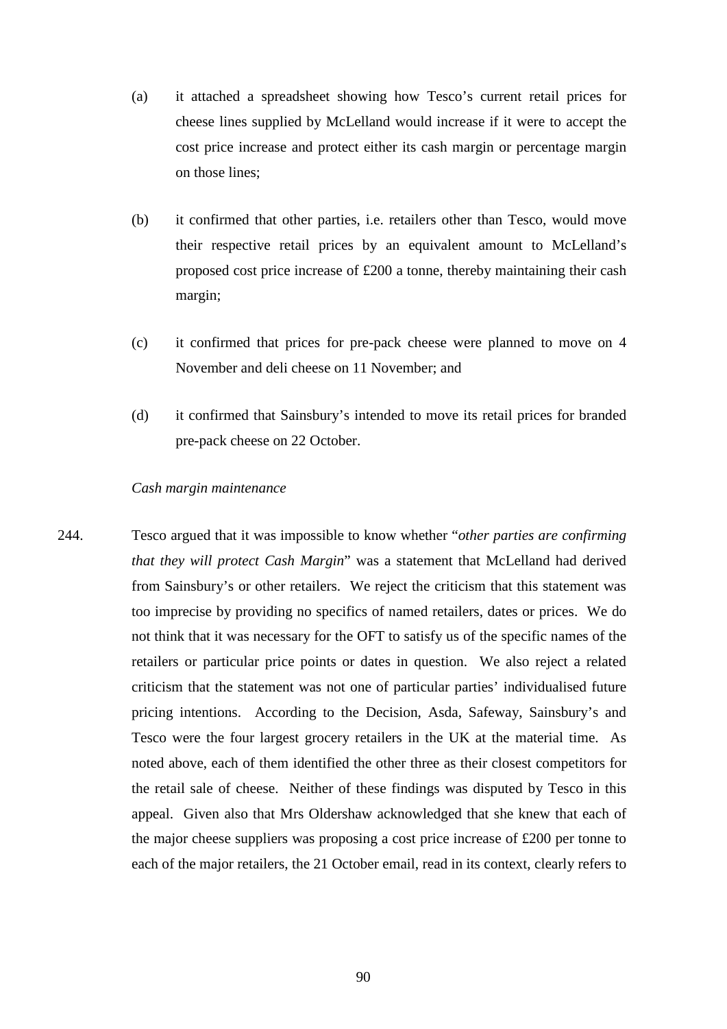(a) it attached a spreadsheet showing how Tesco's current retail prices for cheese lines supplied by McLelland would increase if it were to accept the cost price increase and protect either its cash margin or percentage margin on those lines;

(b) it confirmed that other parties, i.e. retailers other than Tesco, would move their respective retail prices by an equivalent amount to McLelland's proposed cost price increase of £200 a tonne, thereby maintaining their cash margin;

(c) it confirmed that prices for pre-pack cheese were planned to move on 4 November and deli cheese on 11 November; and

(d) it confirmed that Sainsbury's intended to move its retail prices for branded pre-pack cheese on 22 October.

*Cash margin maintenance*

244. Tesco argued that it was impossible to know whether "*other parties are confirming that they will protect Cash Margin*" was a statement that McLelland had derived from Sainsbury's or other retailers. We reject the criticism that this statement was too imprecise by providing no specifics of named retailers, dates or prices. We do not think that it was necessary for the OFT to satisfy us of the specific names of the retailers or particular price points or dates in question. We also reject a related criticism that the statement was not one of particular parties' individualised future pricing intentions. According to the Decision, Asda, Safeway, Sainsbury's and Tesco were the four largest grocery retailers in the UK at the material time. As noted above, each of them identified the other three as their closest competitors for the retail sale of cheese. Neither of these findings was disputed by Tesco in this appeal. Given also that Mrs Oldershaw acknowledged that she knew that each of the major cheese suppliers was proposing a cost price increase of £200 per tonne to each of the major retailers, the 21 October email, read in its context, clearly refers to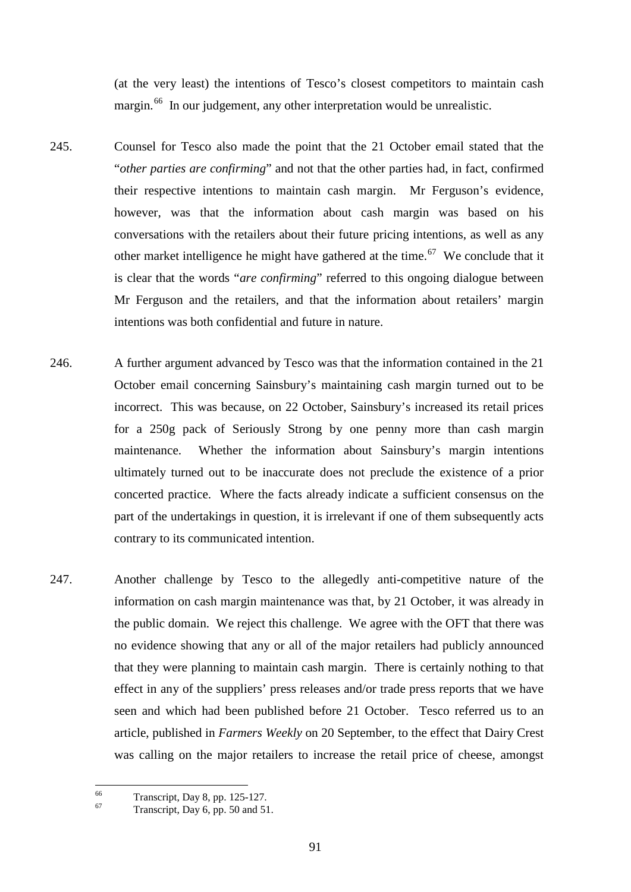(at the very least) the intentions of Tesco's closest competitors to maintain cash margin.[66] In our judgement, any other interpretation would be unrealistic.

245. Counsel for Tesco also made the point that the 21 October email stated that the "*other parties are confirming*" and not that the other parties had, in fact, confirmed their respective intentions to maintain cash margin. Mr Ferguson's evidence, however, was that the information about cash margin was based on his conversations with the retailers about their future pricing intentions, as well as any other market intelligence he might have gathered at the time.[67] We conclude that it is clear that the words "*are confirming*" referred to this ongoing dialogue between Mr Ferguson and the retailers, and that the information about retailers' margin intentions was both confidential and future in nature.

246. A further argument advanced by Tesco was that the information contained in the 21 October email concerning Sainsbury's maintaining cash margin turned out to be incorrect. This was because, on 22 October, Sainsbury's increased its retail prices for a 250g pack of Seriously Strong by one penny more than cash margin maintenance. Whether the information about Sainsbury's margin intentions ultimately turned out to be inaccurate does not preclude the existence of a prior concerted practice. Where the facts already indicate a sufficient consensus on the part of the undertakings in question, it is irrelevant if one of them subsequently acts contrary to its communicated intention.

247. Another challenge by Tesco to the allegedly anti-competitive nature of the information on cash margin maintenance was that, by 21 October, it was already in the public domain. We reject this challenge. We agree with the OFT that there was no evidence showing that any or all of the major retailers had publicly announced that they were planning to maintain cash margin. There is certainly nothing to that effect in any of the suppliers' press releases and/or trade press reports that we have seen and which had been published before 21 October. Tesco referred us to an article, published in *Farmers Weekly* on 20 September, to the effect that Dairy Crest was calling on the major retailers to increase the retail price of cheese, amongst

---

[66] Transcript, Day 8, pp. 125-127.

[67] Transcript, Day 6, pp. 50 and 51.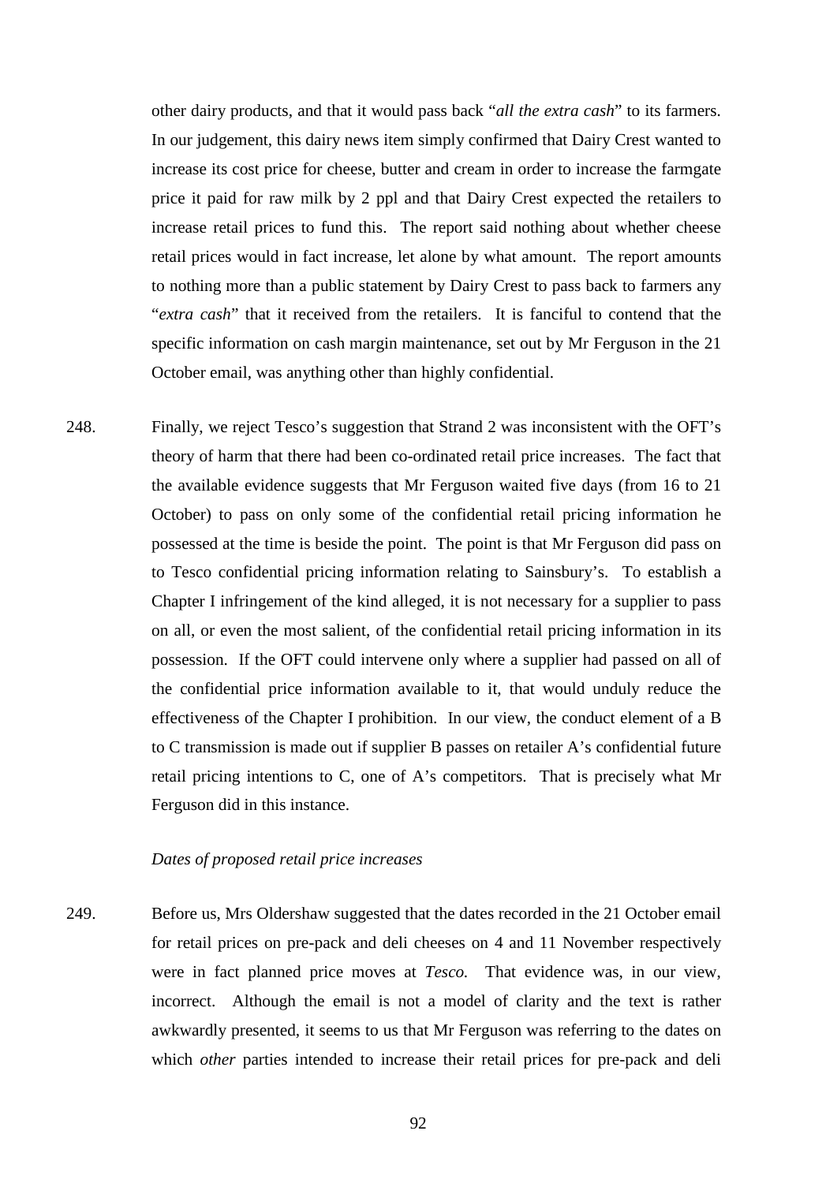other dairy products, and that it would pass back "*all the extra cash*" to its farmers. In our judgement, this dairy news item simply confirmed that Dairy Crest wanted to increase its cost price for cheese, butter and cream in order to increase the farmgate price it paid for raw milk by 2 ppl and that Dairy Crest expected the retailers to increase retail prices to fund this. The report said nothing about whether cheese retail prices would in fact increase, let alone by what amount. The report amounts to nothing more than a public statement by Dairy Crest to pass back to farmers any "*extra cash*" that it received from the retailers. It is fanciful to contend that the specific information on cash margin maintenance, set out by Mr Ferguson in the 21 October email, was anything other than highly confidential.

248. Finally, we reject Tesco's suggestion that Strand 2 was inconsistent with the OFT's theory of harm that there had been co-ordinated retail price increases. The fact that the available evidence suggests that Mr Ferguson waited five days (from 16 to 21 October) to pass on only some of the confidential retail pricing information he possessed at the time is beside the point. The point is that Mr Ferguson did pass on to Tesco confidential pricing information relating to Sainsbury's. To establish a Chapter I infringement of the kind alleged, it is not necessary for a supplier to pass on all, or even the most salient, of the confidential retail pricing information in its possession. If the OFT could intervene only where a supplier had passed on all of the confidential price information available to it, that would unduly reduce the effectiveness of the Chapter I prohibition. In our view, the conduct element of a B to C transmission is made out if supplier B passes on retailer A's confidential future retail pricing intentions to C, one of A's competitors. That is precisely what Mr Ferguson did in this instance.

*Dates of proposed retail price increases*

249. Before us, Mrs Oldershaw suggested that the dates recorded in the 21 October email for retail prices on pre-pack and deli cheeses on 4 and 11 November respectively were in fact planned price moves at *Tesco.* That evidence was, in our view, incorrect. Although the email is not a model of clarity and the text is rather awkwardly presented, it seems to us that Mr Ferguson was referring to the dates on which *other* parties intended to increase their retail prices for pre-pack and deli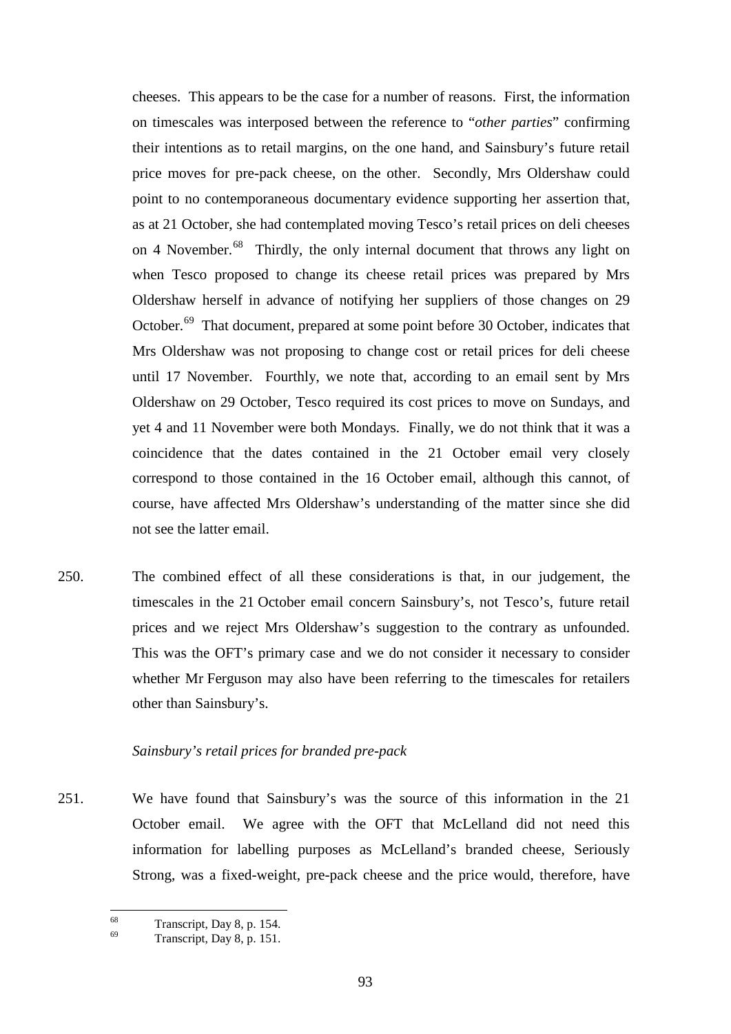cheeses. This appears to be the case for a number of reasons. First, the information on timescales was interposed between the reference to "*other parties*" confirming their intentions as to retail margins, on the one hand, and Sainsbury's future retail price moves for pre-pack cheese, on the other. Secondly, Mrs Oldershaw could point to no contemporaneous documentary evidence supporting her assertion that, as at 21 October, she had contemplated moving Tesco's retail prices on deli cheeses on 4 November.[68] Thirdly, the only internal document that throws any light on when Tesco proposed to change its cheese retail prices was prepared by Mrs Oldershaw herself in advance of notifying her suppliers of those changes on 29 October.[69] That document, prepared at some point before 30 October, indicates that Mrs Oldershaw was not proposing to change cost or retail prices for deli cheese until 17 November. Fourthly, we note that, according to an email sent by Mrs Oldershaw on 29 October, Tesco required its cost prices to move on Sundays, and yet 4 and 11 November were both Mondays. Finally, we do not think that it was a coincidence that the dates contained in the 21 October email very closely correspond to those contained in the 16 October email, although this cannot, of course, have affected Mrs Oldershaw's understanding of the matter since she did not see the latter email.

250. The combined effect of all these considerations is that, in our judgement, the timescales in the 21 October email concern Sainsbury's, not Tesco's, future retail prices and we reject Mrs Oldershaw's suggestion to the contrary as unfounded. This was the OFT's primary case and we do not consider it necessary to consider whether Mr Ferguson may also have been referring to the timescales for retailers other than Sainsbury's.

*Sainsbury's retail prices for branded pre-pack*

251. We have found that Sainsbury's was the source of this information in the 21 October email. We agree with the OFT that McLelland did not need this information for labelling purposes as McLelland's branded cheese, Seriously Strong, was a fixed-weight, pre-pack cheese and the price would, therefore, have

[68] Transcript, Day 8, p. 154.

[69] Transcript, Day 8, p. 151.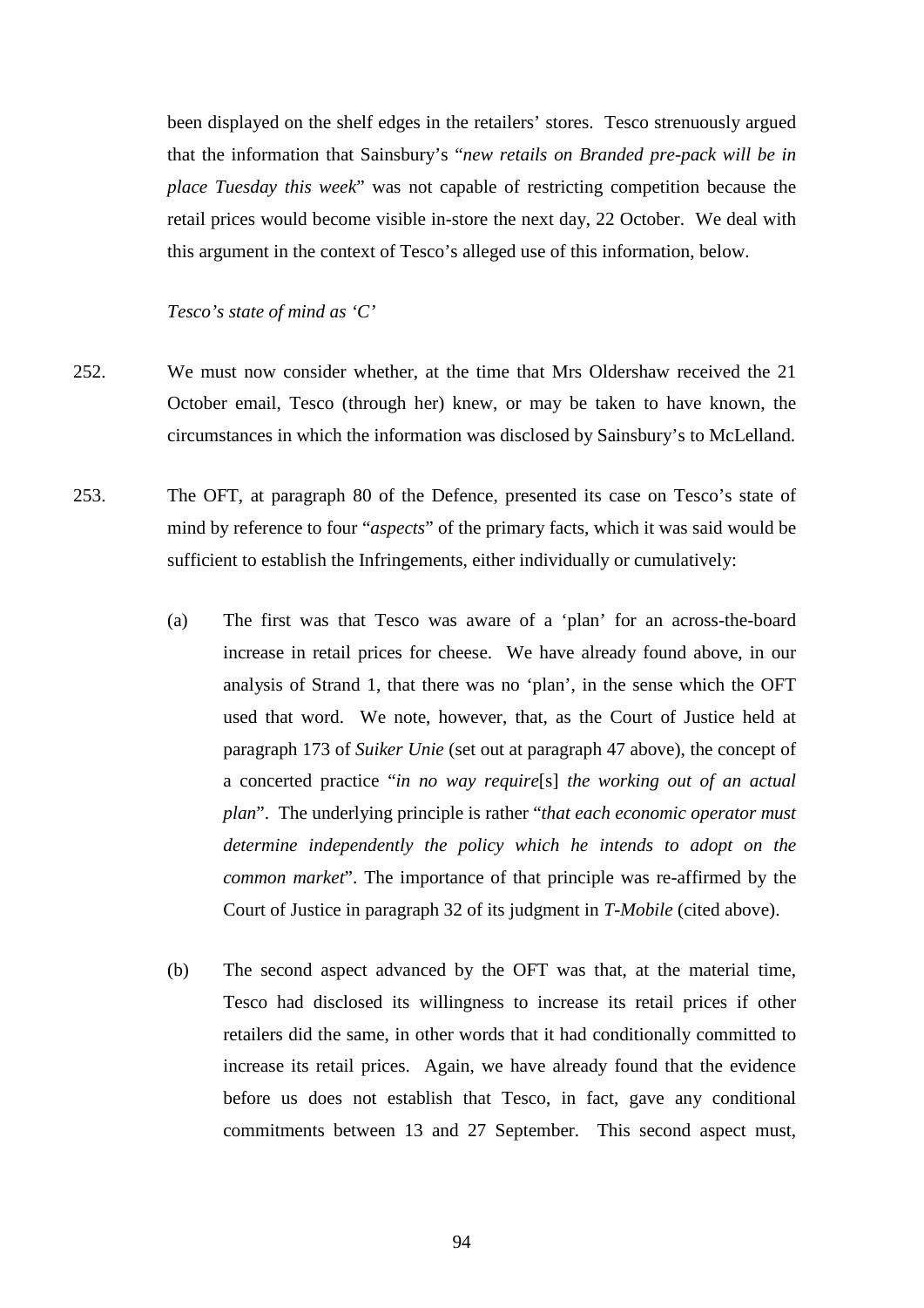been displayed on the shelf edges in the retailers' stores. Tesco strenuously argued that the information that Sainsbury's "*new retails on Branded pre-pack will be in place Tuesday this week*" was not capable of restricting competition because the retail prices would become visible in-store the next day, 22 October. We deal with this argument in the context of Tesco's alleged use of this information, below.

*Tesco's state of mind as 'C'*

252. We must now consider whether, at the time that Mrs Oldershaw received the 21 October email, Tesco (through her) knew, or may be taken to have known, the circumstances in which the information was disclosed by Sainsbury's to McLelland.

253. The OFT, at paragraph 80 of the Defence, presented its case on Tesco's state of mind by reference to four "*aspects*" of the primary facts, which it was said would be sufficient to establish the Infringements, either individually or cumulatively:

   (a) The first was that Tesco was aware of a 'plan' for an across-the-board increase in retail prices for cheese. We have already found above, in our analysis of Strand 1, that there was no 'plan', in the sense which the OFT used that word. We note, however, that, as the Court of Justice held at paragraph 173 of *Suiker Unie* (set out at paragraph 47 above), the concept of a concerted practice "*in no way require*[s] *the working out of an actual plan*". The underlying principle is rather "*that each economic operator must determine independently the policy which he intends to adopt on the common market*". The importance of that principle was re-affirmed by the Court of Justice in paragraph 32 of its judgment in *T-Mobile* (cited above).

   (b) The second aspect advanced by the OFT was that, at the material time, Tesco had disclosed its willingness to increase its retail prices if other retailers did the same, in other words that it had conditionally committed to increase its retail prices. Again, we have already found that the evidence before us does not establish that Tesco, in fact, gave any conditional commitments between 13 and 27 September. This second aspect must,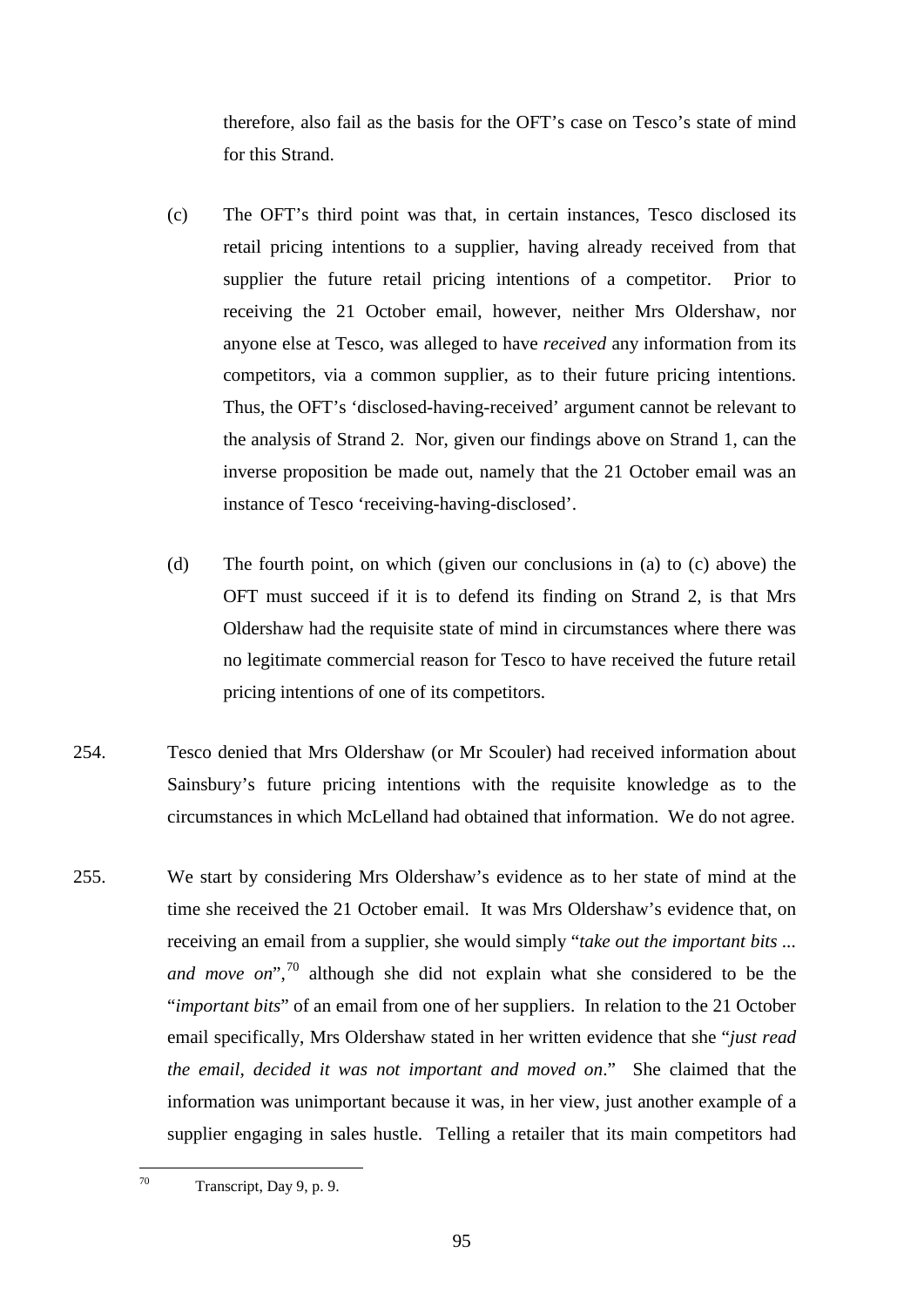therefore, also fail as the basis for the OFT's case on Tesco's state of mind for this Strand.

(c) The OFT's third point was that, in certain instances, Tesco disclosed its retail pricing intentions to a supplier, having already received from that supplier the future retail pricing intentions of a competitor. Prior to receiving the 21 October email, however, neither Mrs Oldershaw, nor anyone else at Tesco, was alleged to have *received* any information from its competitors, via a common supplier, as to their future pricing intentions. Thus, the OFT's 'disclosed-having-received' argument cannot be relevant to the analysis of Strand 2. Nor, given our findings above on Strand 1, can the inverse proposition be made out, namely that the 21 October email was an instance of Tesco 'receiving-having-disclosed'.

(d) The fourth point, on which (given our conclusions in (a) to (c) above) the OFT must succeed if it is to defend its finding on Strand 2, is that Mrs Oldershaw had the requisite state of mind in circumstances where there was no legitimate commercial reason for Tesco to have received the future retail pricing intentions of one of its competitors.

254. Tesco denied that Mrs Oldershaw (or Mr Scouler) had received information about Sainsbury's future pricing intentions with the requisite knowledge as to the circumstances in which McLelland had obtained that information. We do not agree.

255. We start by considering Mrs Oldershaw's evidence as to her state of mind at the time she received the 21 October email. It was Mrs Oldershaw's evidence that, on receiving an email from a supplier, she would simply "*take out the important bits ... and move on*",[70] although she did not explain what she considered to be the "*important bits*" of an email from one of her suppliers. In relation to the 21 October email specifically, Mrs Oldershaw stated in her written evidence that she "*just read the email, decided it was not important and moved on*." She claimed that the information was unimportant because it was, in her view, just another example of a supplier engaging in sales hustle. Telling a retailer that its main competitors had

[70] Transcript, Day 9, p. 9.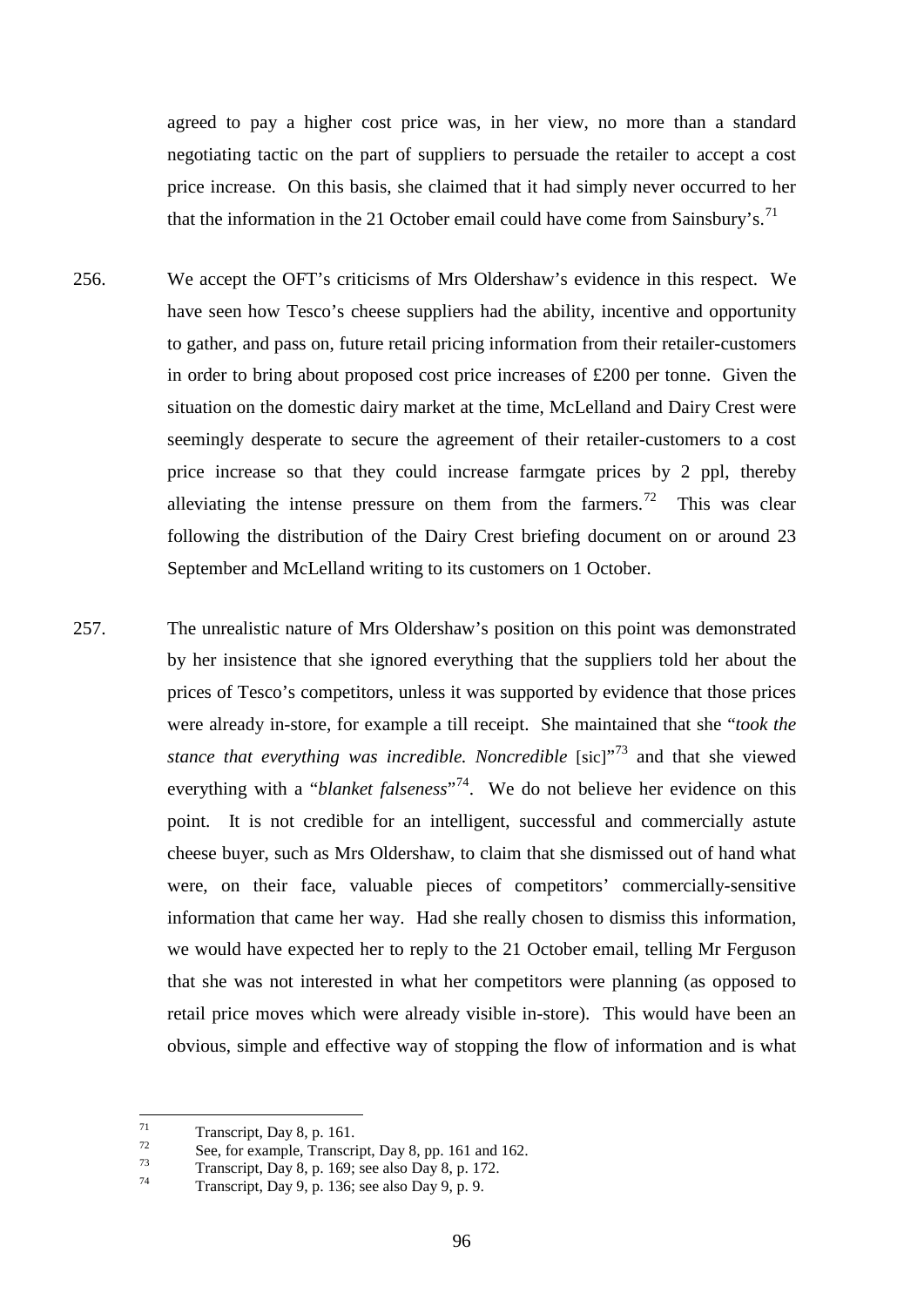agreed to pay a higher cost price was, in her view, no more than a standard negotiating tactic on the part of suppliers to persuade the retailer to accept a cost price increase. On this basis, she claimed that it had simply never occurred to her that the information in the 21 October email could have come from Sainsbury's.[71]

256. We accept the OFT's criticisms of Mrs Oldershaw's evidence in this respect. We have seen how Tesco's cheese suppliers had the ability, incentive and opportunity to gather, and pass on, future retail pricing information from their retailer-customers in order to bring about proposed cost price increases of £200 per tonne. Given the situation on the domestic dairy market at the time, McLelland and Dairy Crest were seemingly desperate to secure the agreement of their retailer-customers to a cost price increase so that they could increase farmgate prices by 2 ppl, thereby alleviating the intense pressure on them from the farmers.[72] This was clear following the distribution of the Dairy Crest briefing document on or around 23 September and McLelland writing to its customers on 1 October.

257. The unrealistic nature of Mrs Oldershaw's position on this point was demonstrated by her insistence that she ignored everything that the suppliers told her about the prices of Tesco's competitors, unless it was supported by evidence that those prices were already in-store, for example a till receipt. She maintained that she "*took the stance that everything was incredible. Noncredible* [sic]"[73] and that she viewed everything with a "*blanket falseness*"[74]. We do not believe her evidence on this point. It is not credible for an intelligent, successful and commercially astute cheese buyer, such as Mrs Oldershaw, to claim that she dismissed out of hand what were, on their face, valuable pieces of competitors' commercially-sensitive information that came her way. Had she really chosen to dismiss this information, we would have expected her to reply to the 21 October email, telling Mr Ferguson that she was not interested in what her competitors were planning (as opposed to retail price moves which were already visible in-store). This would have been an obvious, simple and effective way of stopping the flow of information and is what

---

[71] Transcript, Day 8, p. 161.

[72] See, for example, Transcript, Day 8, pp. 161 and 162.

[73] Transcript, Day 8, p. 169; see also Day 8, p. 172.

[74] Transcript, Day 9, p. 136; see also Day 9, p. 9.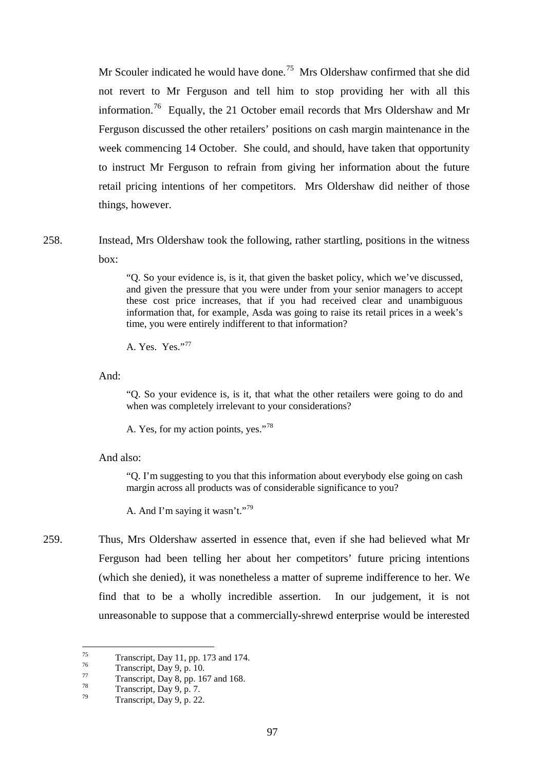Mr Scouler indicated he would have done.[75] Mrs Oldershaw confirmed that she did not revert to Mr Ferguson and tell him to stop providing her with all this information.[76] Equally, the 21 October email records that Mrs Oldershaw and Mr Ferguson discussed the other retailers' positions on cash margin maintenance in the week commencing 14 October. She could, and should, have taken that opportunity to instruct Mr Ferguson to refrain from giving her information about the future retail pricing intentions of her competitors. Mrs Oldershaw did neither of those things, however.

258. Instead, Mrs Oldershaw took the following, rather startling, positions in the witness box:

> "Q. So your evidence is, is it, that given the basket policy, which we've discussed, and given the pressure that you were under from your senior managers to accept these cost price increases, that if you had received clear and unambiguous information that, for example, Asda was going to raise its retail prices in a week's time, you were entirely indifferent to that information?
>
> A. Yes. Yes."[77]

And:

> "Q. So your evidence is, is it, that what the other retailers were going to do and when was completely irrelevant to your considerations?
>
> A. Yes, for my action points, yes."[78]

And also:

> "Q. I'm suggesting to you that this information about everybody else going on cash margin across all products was of considerable significance to you?
>
> A. And I'm saying it wasn't."[79]

259. Thus, Mrs Oldershaw asserted in essence that, even if she had believed what Mr Ferguson had been telling her about her competitors' future pricing intentions (which she denied), it was nonetheless a matter of supreme indifference to her. We find that to be a wholly incredible assertion. In our judgement, it is not unreasonable to suppose that a commercially-shrewd enterprise would be interested

---

[75] Transcript, Day 11, pp. 173 and 174.

[76] Transcript, Day 9, p. 10.

[77] Transcript, Day 8, pp. 167 and 168.

[78] Transcript, Day 9, p. 7.

[79] Transcript, Day 9, p. 22.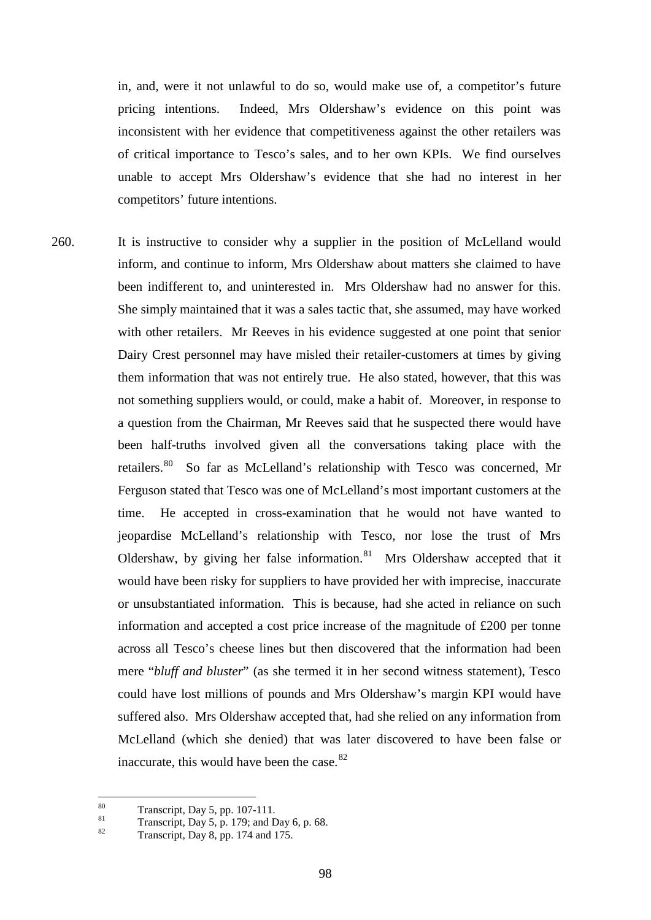in, and, were it not unlawful to do so, would make use of, a competitor's future pricing intentions. Indeed, Mrs Oldershaw's evidence on this point was inconsistent with her evidence that competitiveness against the other retailers was of critical importance to Tesco's sales, and to her own KPIs. We find ourselves unable to accept Mrs Oldershaw's evidence that she had no interest in her competitors' future intentions.

260. It is instructive to consider why a supplier in the position of McLelland would inform, and continue to inform, Mrs Oldershaw about matters she claimed to have been indifferent to, and uninterested in. Mrs Oldershaw had no answer for this. She simply maintained that it was a sales tactic that, she assumed, may have worked with other retailers. Mr Reeves in his evidence suggested at one point that senior Dairy Crest personnel may have misled their retailer-customers at times by giving them information that was not entirely true. He also stated, however, that this was not something suppliers would, or could, make a habit of. Moreover, in response to a question from the Chairman, Mr Reeves said that he suspected there would have been half-truths involved given all the conversations taking place with the retailers.[80] So far as McLelland's relationship with Tesco was concerned, Mr Ferguson stated that Tesco was one of McLelland's most important customers at the time. He accepted in cross-examination that he would not have wanted to jeopardise McLelland's relationship with Tesco, nor lose the trust of Mrs Oldershaw, by giving her false information.[81] Mrs Oldershaw accepted that it would have been risky for suppliers to have provided her with imprecise, inaccurate or unsubstantiated information. This is because, had she acted in reliance on such information and accepted a cost price increase of the magnitude of £200 per tonne across all Tesco's cheese lines but then discovered that the information had been mere "*bluff and bluster*" (as she termed it in her second witness statement), Tesco could have lost millions of pounds and Mrs Oldershaw's margin KPI would have suffered also. Mrs Oldershaw accepted that, had she relied on any information from McLelland (which she denied) that was later discovered to have been false or inaccurate, this would have been the case.[82]

---

[80] Transcript, Day 5, pp. 107-111.

[81] Transcript, Day 5, p. 179; and Day 6, p. 68.

[82] Transcript, Day 8, pp. 174 and 175.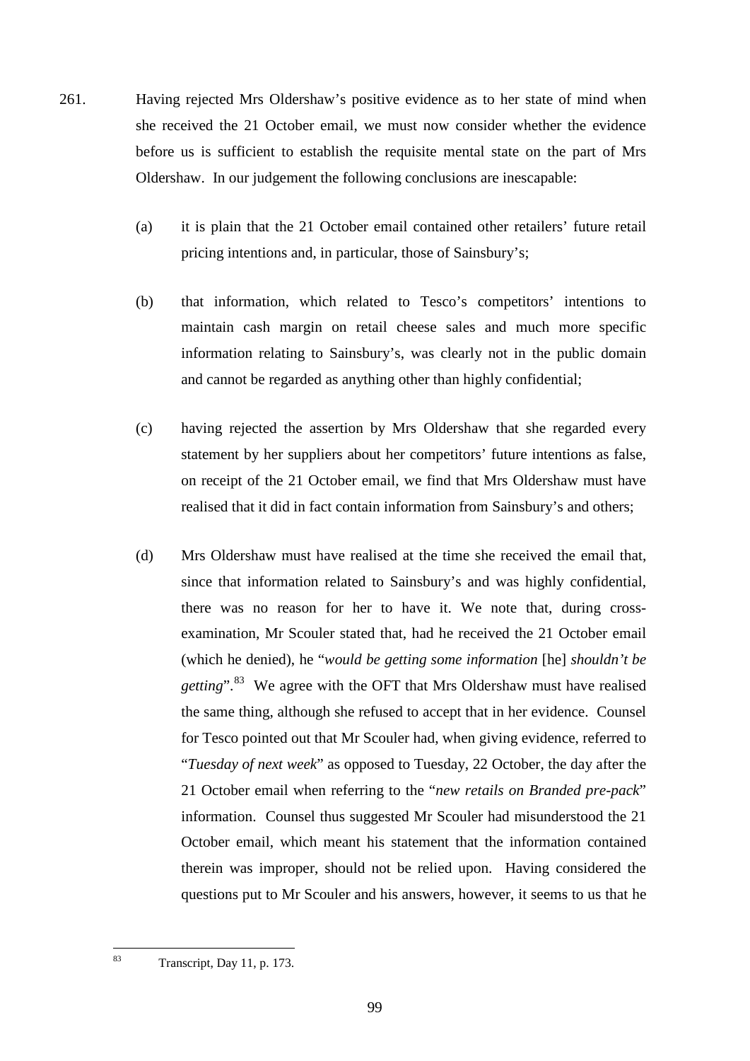261. Having rejected Mrs Oldershaw's positive evidence as to her state of mind when she received the 21 October email, we must now consider whether the evidence before us is sufficient to establish the requisite mental state on the part of Mrs Oldershaw. In our judgement the following conclusions are inescapable:

(a) it is plain that the 21 October email contained other retailers' future retail pricing intentions and, in particular, those of Sainsbury's;

(b) that information, which related to Tesco's competitors' intentions to maintain cash margin on retail cheese sales and much more specific information relating to Sainsbury's, was clearly not in the public domain and cannot be regarded as anything other than highly confidential;

(c) having rejected the assertion by Mrs Oldershaw that she regarded every statement by her suppliers about her competitors' future intentions as false, on receipt of the 21 October email, we find that Mrs Oldershaw must have realised that it did in fact contain information from Sainsbury's and others;

(d) Mrs Oldershaw must have realised at the time she received the email that, since that information related to Sainsbury's and was highly confidential, there was no reason for her to have it. We note that, during cross-examination, Mr Scouler stated that, had he received the 21 October email (which he denied), he "*would be getting some information* [he] *shouldn't be getting*".[83] We agree with the OFT that Mrs Oldershaw must have realised the same thing, although she refused to accept that in her evidence. Counsel for Tesco pointed out that Mr Scouler had, when giving evidence, referred to "*Tuesday of next week*" as opposed to Tuesday, 22 October, the day after the 21 October email when referring to the "*new retails on Branded pre-pack*" information. Counsel thus suggested Mr Scouler had misunderstood the 21 October email, which meant his statement that the information contained therein was improper, should not be relied upon. Having considered the questions put to Mr Scouler and his answers, however, it seems to us that he

---

[83] Transcript, Day 11, p. 173.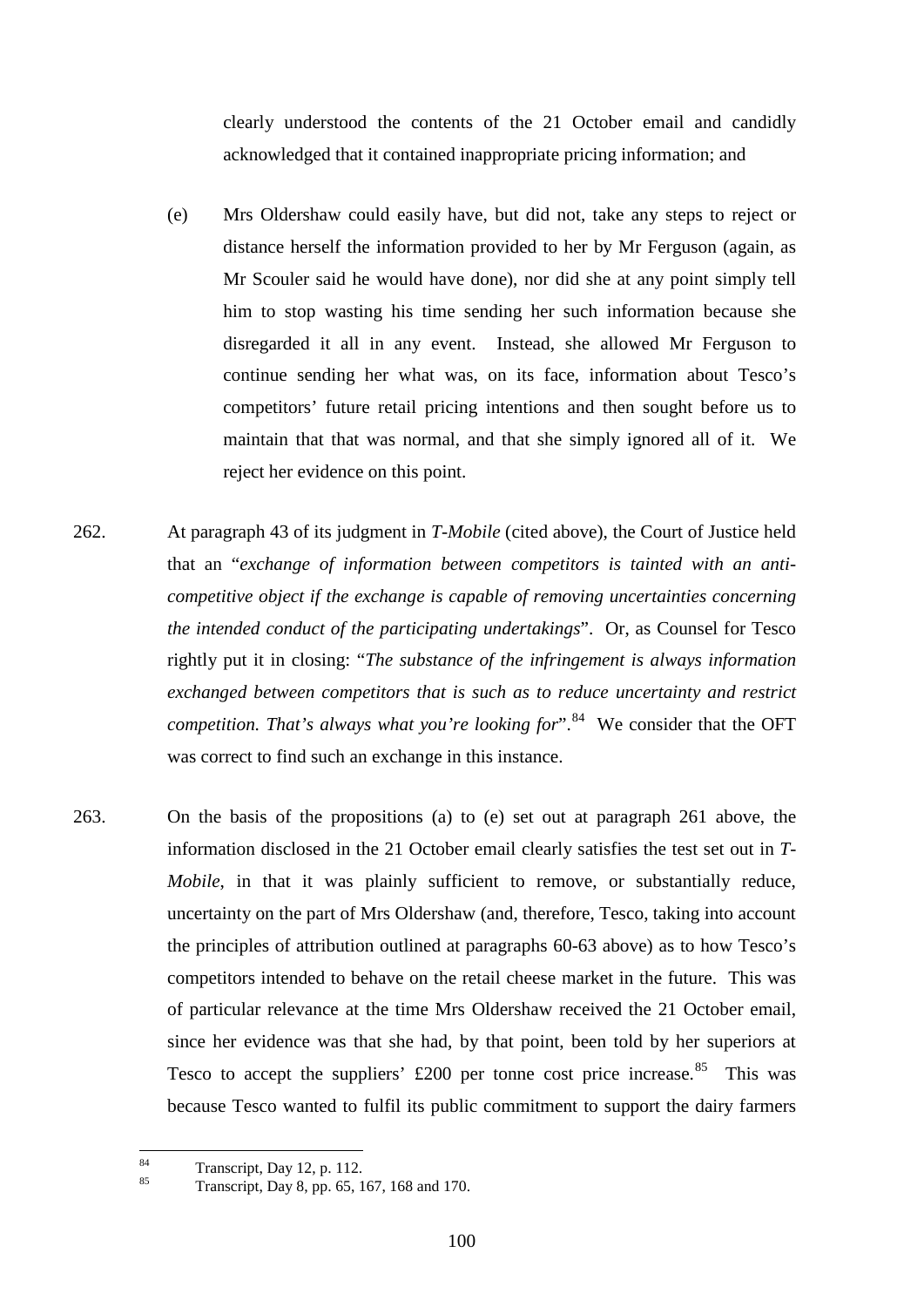clearly understood the contents of the 21 October email and candidly acknowledged that it contained inappropriate pricing information; and

(e) Mrs Oldershaw could easily have, but did not, take any steps to reject or distance herself the information provided to her by Mr Ferguson (again, as Mr Scouler said he would have done), nor did she at any point simply tell him to stop wasting his time sending her such information because she disregarded it all in any event. Instead, she allowed Mr Ferguson to continue sending her what was, on its face, information about Tesco's competitors' future retail pricing intentions and then sought before us to maintain that that was normal, and that she simply ignored all of it. We reject her evidence on this point.

262. At paragraph 43 of its judgment in *T-Mobile* (cited above), the Court of Justice held that an "*exchange of information between competitors is tainted with an anti-competitive object if the exchange is capable of removing uncertainties concerning the intended conduct of the participating undertakings*". Or, as Counsel for Tesco rightly put it in closing: "*The substance of the infringement is always information exchanged between competitors that is such as to reduce uncertainty and restrict competition. That's always what you're looking for*".[84] We consider that the OFT was correct to find such an exchange in this instance.

263. On the basis of the propositions (a) to (e) set out at paragraph 261 above, the information disclosed in the 21 October email clearly satisfies the test set out in *T-Mobile*, in that it was plainly sufficient to remove, or substantially reduce, uncertainty on the part of Mrs Oldershaw (and, therefore, Tesco, taking into account the principles of attribution outlined at paragraphs 60-63 above) as to how Tesco's competitors intended to behave on the retail cheese market in the future. This was of particular relevance at the time Mrs Oldershaw received the 21 October email, since her evidence was that she had, by that point, been told by her superiors at Tesco to accept the suppliers' £200 per tonne cost price increase.[85] This was because Tesco wanted to fulfil its public commitment to support the dairy farmers

[84] Transcript, Day 12, p. 112.

[85] Transcript, Day 8, pp. 65, 167, 168 and 170.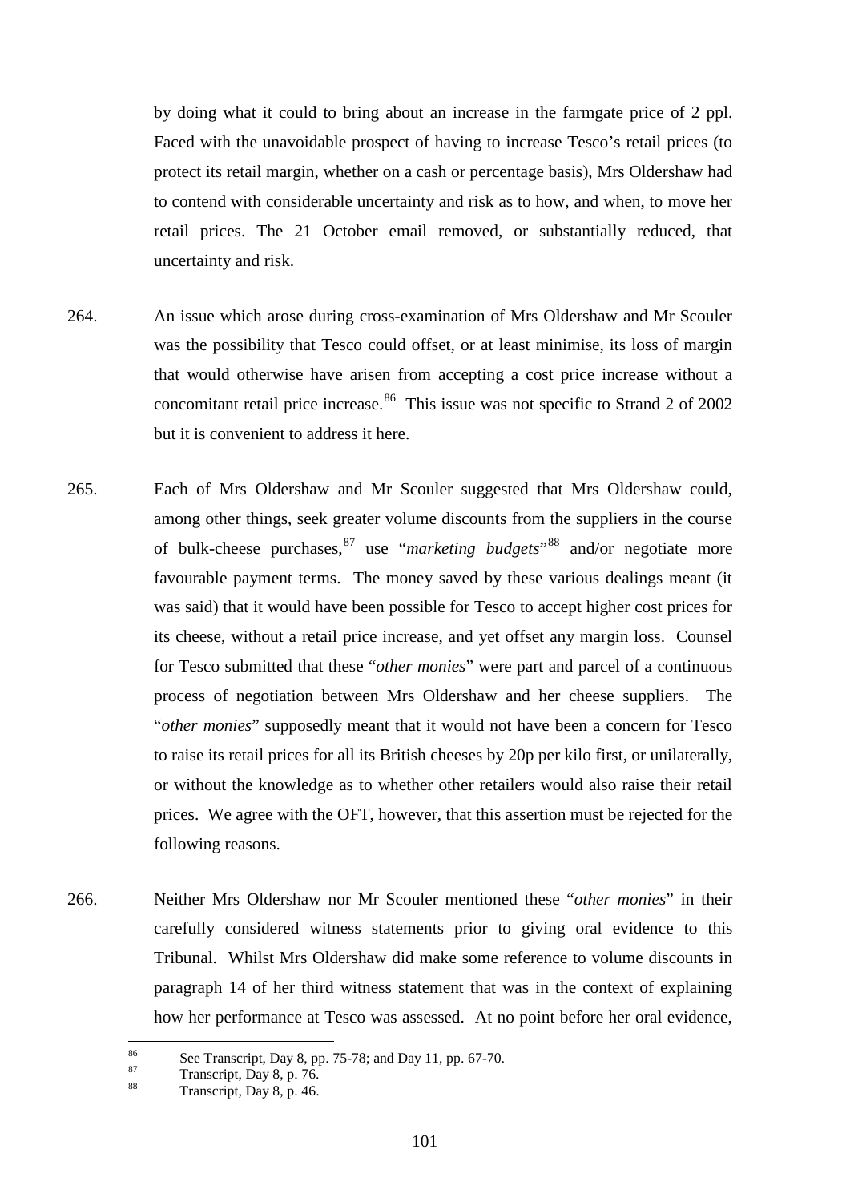by doing what it could to bring about an increase in the farmgate price of 2 ppl. Faced with the unavoidable prospect of having to increase Tesco's retail prices (to protect its retail margin, whether on a cash or percentage basis), Mrs Oldershaw had to contend with considerable uncertainty and risk as to how, and when, to move her retail prices. The 21 October email removed, or substantially reduced, that uncertainty and risk.

264. An issue which arose during cross-examination of Mrs Oldershaw and Mr Scouler was the possibility that Tesco could offset, or at least minimise, its loss of margin that would otherwise have arisen from accepting a cost price increase without a concomitant retail price increase.[86] This issue was not specific to Strand 2 of 2002 but it is convenient to address it here.

265. Each of Mrs Oldershaw and Mr Scouler suggested that Mrs Oldershaw could, among other things, seek greater volume discounts from the suppliers in the course of bulk-cheese purchases,[87] use "*marketing budgets*"[88] and/or negotiate more favourable payment terms. The money saved by these various dealings meant (it was said) that it would have been possible for Tesco to accept higher cost prices for its cheese, without a retail price increase, and yet offset any margin loss. Counsel for Tesco submitted that these "*other monies*" were part and parcel of a continuous process of negotiation between Mrs Oldershaw and her cheese suppliers. The "*other monies*" supposedly meant that it would not have been a concern for Tesco to raise its retail prices for all its British cheeses by 20p per kilo first, or unilaterally, or without the knowledge as to whether other retailers would also raise their retail prices. We agree with the OFT, however, that this assertion must be rejected for the following reasons.

266. Neither Mrs Oldershaw nor Mr Scouler mentioned these "*other monies*" in their carefully considered witness statements prior to giving oral evidence to this Tribunal. Whilst Mrs Oldershaw did make some reference to volume discounts in paragraph 14 of her third witness statement that was in the context of explaining how her performance at Tesco was assessed. At no point before her oral evidence,

---

[86] See Transcript, Day 8, pp. 75-78; and Day 11, pp. 67-70.

[87] Transcript, Day 8, p. 76.

[88] Transcript, Day 8, p. 46.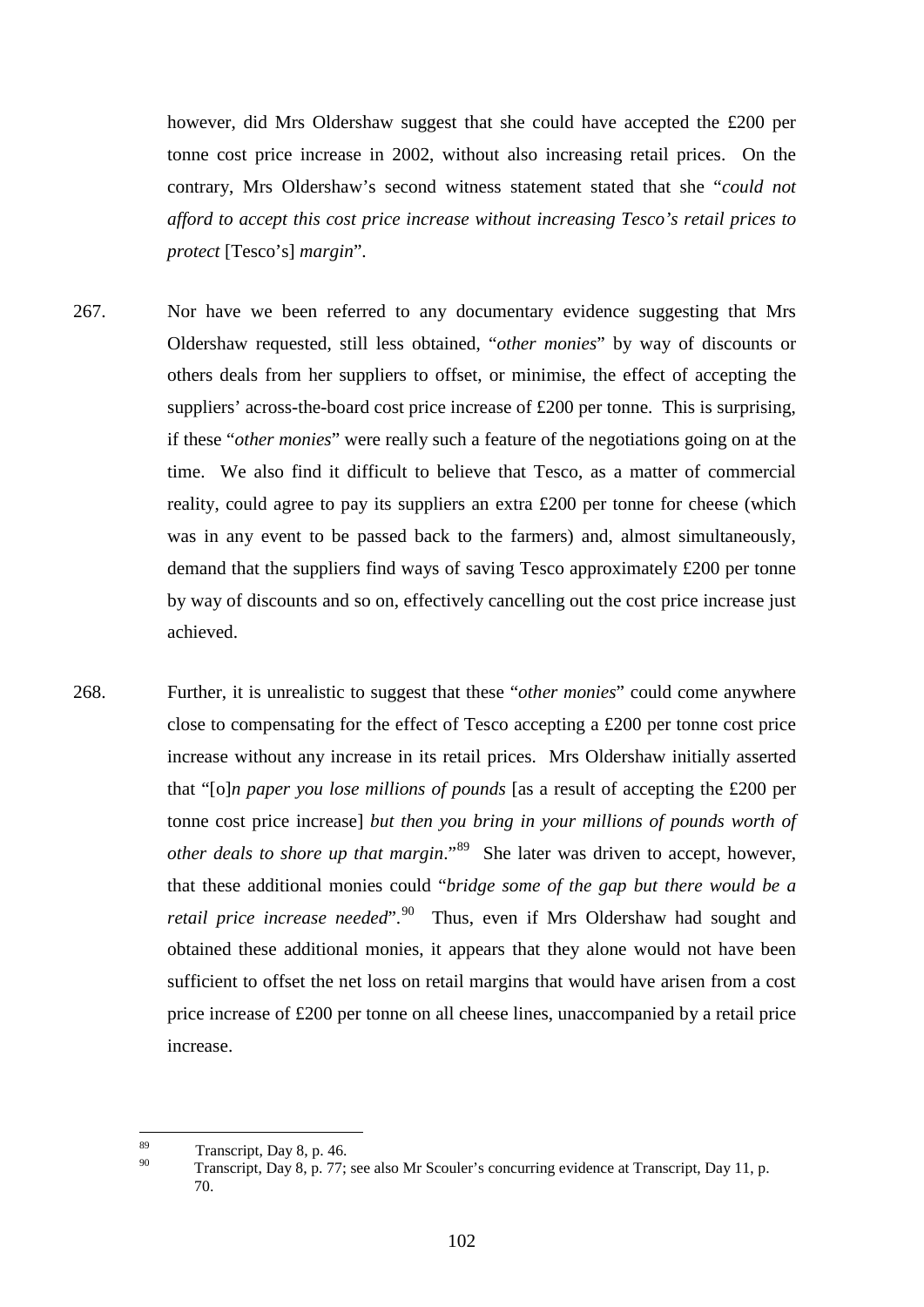however, did Mrs Oldershaw suggest that she could have accepted the £200 per tonne cost price increase in 2002, without also increasing retail prices. On the contrary, Mrs Oldershaw's second witness statement stated that she "*could not afford to accept this cost price increase without increasing Tesco's retail prices to protect* [Tesco's] *margin*".

267. Nor have we been referred to any documentary evidence suggesting that Mrs Oldershaw requested, still less obtained, "*other monies*" by way of discounts or others deals from her suppliers to offset, or minimise, the effect of accepting the suppliers' across-the-board cost price increase of £200 per tonne. This is surprising, if these "*other monies*" were really such a feature of the negotiations going on at the time. We also find it difficult to believe that Tesco, as a matter of commercial reality, could agree to pay its suppliers an extra £200 per tonne for cheese (which was in any event to be passed back to the farmers) and, almost simultaneously, demand that the suppliers find ways of saving Tesco approximately £200 per tonne by way of discounts and so on, effectively cancelling out the cost price increase just achieved.

268. Further, it is unrealistic to suggest that these "*other monies*" could come anywhere close to compensating for the effect of Tesco accepting a £200 per tonne cost price increase without any increase in its retail prices. Mrs Oldershaw initially asserted that "[o]*n paper you lose millions of pounds* [as a result of accepting the £200 per tonne cost price increase] *but then you bring in your millions of pounds worth of other deals to shore up that margin*."[89] She later was driven to accept, however, that these additional monies could "*bridge some of the gap but there would be a retail price increase needed*".[90] Thus, even if Mrs Oldershaw had sought and obtained these additional monies, it appears that they alone would not have been sufficient to offset the net loss on retail margins that would have arisen from a cost price increase of £200 per tonne on all cheese lines, unaccompanied by a retail price increase.

---

[89] Transcript, Day 8, p. 46.

[90] Transcript, Day 8, p. 77; see also Mr Scouler's concurring evidence at Transcript, Day 11, p. 70.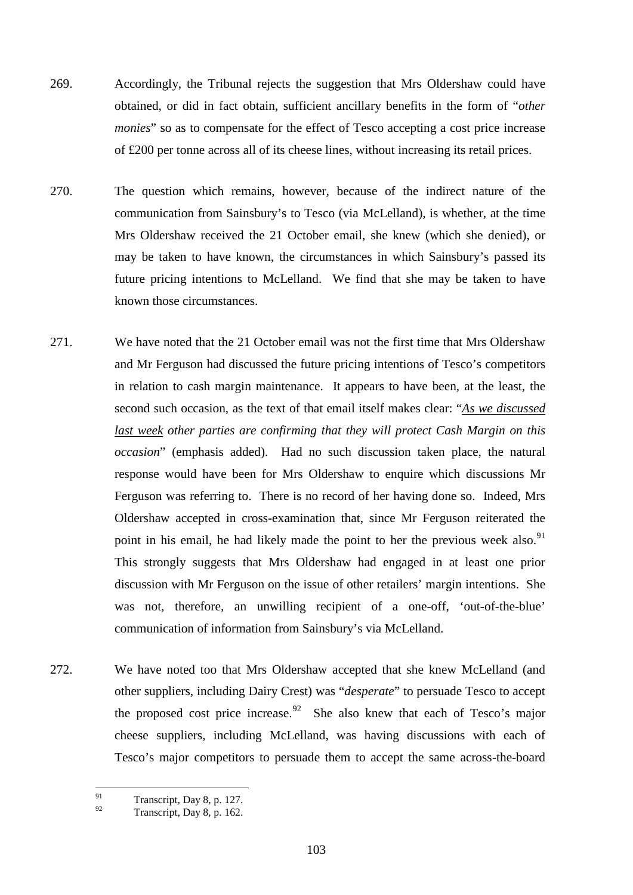269. Accordingly, the Tribunal rejects the suggestion that Mrs Oldershaw could have obtained, or did in fact obtain, sufficient ancillary benefits in the form of "*other monies*" so as to compensate for the effect of Tesco accepting a cost price increase of £200 per tonne across all of its cheese lines, without increasing its retail prices.

270. The question which remains, however, because of the indirect nature of the communication from Sainsbury's to Tesco (via McLelland), is whether, at the time Mrs Oldershaw received the 21 October email, she knew (which she denied), or may be taken to have known, the circumstances in which Sainsbury's passed its future pricing intentions to McLelland. We find that she may be taken to have known those circumstances.

271. We have noted that the 21 October email was not the first time that Mrs Oldershaw and Mr Ferguson had discussed the future pricing intentions of Tesco's competitors in relation to cash margin maintenance. It appears to have been, at the least, the second such occasion, as the text of that email itself makes clear: "*As we discussed last week other parties are confirming that they will protect Cash Margin on this occasion*" (emphasis added). Had no such discussion taken place, the natural response would have been for Mrs Oldershaw to enquire which discussions Mr Ferguson was referring to. There is no record of her having done so. Indeed, Mrs Oldershaw accepted in cross-examination that, since Mr Ferguson reiterated the point in his email, he had likely made the point to her the previous week also.[91] This strongly suggests that Mrs Oldershaw had engaged in at least one prior discussion with Mr Ferguson on the issue of other retailers' margin intentions. She was not, therefore, an unwilling recipient of a one-off, 'out-of-the-blue' communication of information from Sainsbury's via McLelland.

272. We have noted too that Mrs Oldershaw accepted that she knew McLelland (and other suppliers, including Dairy Crest) was "*desperate*" to persuade Tesco to accept the proposed cost price increase.[92] She also knew that each of Tesco's major cheese suppliers, including McLelland, was having discussions with each of Tesco's major competitors to persuade them to accept the same across-the-board

---

[91] Transcript, Day 8, p. 127.

[92] Transcript, Day 8, p. 162.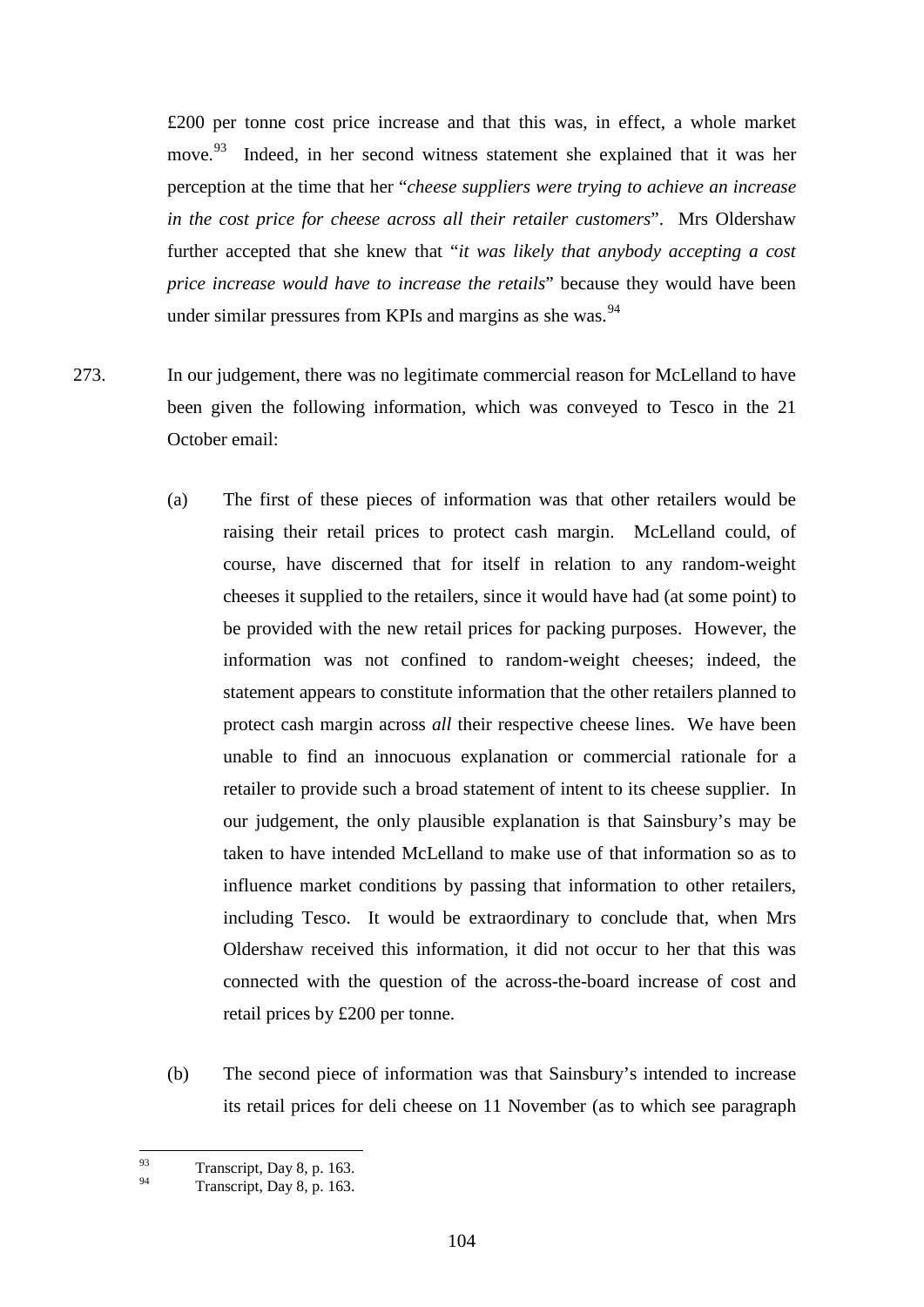£200 per tonne cost price increase and that this was, in effect, a whole market move.[93] Indeed, in her second witness statement she explained that it was her perception at the time that her "*cheese suppliers were trying to achieve an increase in the cost price for cheese across all their retailer customers*". Mrs Oldershaw further accepted that she knew that "*it was likely that anybody accepting a cost price increase would have to increase the retails*" because they would have been under similar pressures from KPIs and margins as she was.[94]

273. In our judgement, there was no legitimate commercial reason for McLelland to have been given the following information, which was conveyed to Tesco in the 21 October email:

(a) The first of these pieces of information was that other retailers would be raising their retail prices to protect cash margin. McLelland could, of course, have discerned that for itself in relation to any random-weight cheeses it supplied to the retailers, since it would have had (at some point) to be provided with the new retail prices for packing purposes. However, the information was not confined to random-weight cheeses; indeed, the statement appears to constitute information that the other retailers planned to protect cash margin across *all* their respective cheese lines. We have been unable to find an innocuous explanation or commercial rationale for a retailer to provide such a broad statement of intent to its cheese supplier. In our judgement, the only plausible explanation is that Sainsbury's may be taken to have intended McLelland to make use of that information so as to influence market conditions by passing that information to other retailers, including Tesco. It would be extraordinary to conclude that, when Mrs Oldershaw received this information, it did not occur to her that this was connected with the question of the across-the-board increase of cost and retail prices by £200 per tonne.

(b) The second piece of information was that Sainsbury's intended to increase its retail prices for deli cheese on 11 November (as to which see paragraph

---

[93] Transcript, Day 8, p. 163.

[94] Transcript, Day 8, p. 163.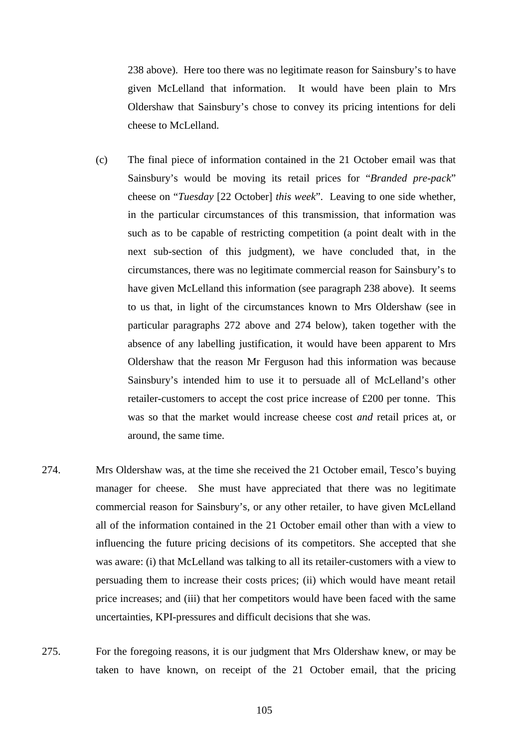238 above). Here too there was no legitimate reason for Sainsbury's to have given McLelland that information. It would have been plain to Mrs Oldershaw that Sainsbury's chose to convey its pricing intentions for deli cheese to McLelland.

(c) The final piece of information contained in the 21 October email was that Sainsbury's would be moving its retail prices for "*Branded pre-pack*" cheese on "*Tuesday* [22 October] *this week*". Leaving to one side whether, in the particular circumstances of this transmission, that information was such as to be capable of restricting competition (a point dealt with in the next sub-section of this judgment), we have concluded that, in the circumstances, there was no legitimate commercial reason for Sainsbury's to have given McLelland this information (see paragraph 238 above). It seems to us that, in light of the circumstances known to Mrs Oldershaw (see in particular paragraphs 272 above and 274 below), taken together with the absence of any labelling justification, it would have been apparent to Mrs Oldershaw that the reason Mr Ferguson had this information was because Sainsbury's intended him to use it to persuade all of McLelland's other retailer-customers to accept the cost price increase of £200 per tonne. This was so that the market would increase cheese cost *and* retail prices at, or around, the same time.

274. Mrs Oldershaw was, at the time she received the 21 October email, Tesco's buying manager for cheese. She must have appreciated that there was no legitimate commercial reason for Sainsbury's, or any other retailer, to have given McLelland all of the information contained in the 21 October email other than with a view to influencing the future pricing decisions of its competitors. She accepted that she was aware: (i) that McLelland was talking to all its retailer-customers with a view to persuading them to increase their costs prices; (ii) which would have meant retail price increases; and (iii) that her competitors would have been faced with the same uncertainties, KPI-pressures and difficult decisions that she was.

275. For the foregoing reasons, it is our judgment that Mrs Oldershaw knew, or may be taken to have known, on receipt of the 21 October email, that the pricing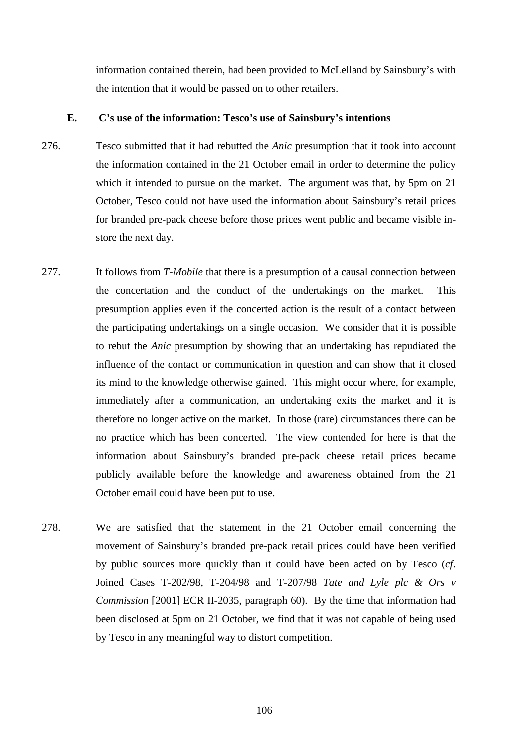information contained therein, had been provided to McLelland by Sainsbury's with the intention that it would be passed on to other retailers.

### E. C's use of the information: Tesco's use of Sainsbury's intentions

276. Tesco submitted that it had rebutted the *Anic* presumption that it took into account the information contained in the 21 October email in order to determine the policy which it intended to pursue on the market. The argument was that, by 5pm on 21 October, Tesco could not have used the information about Sainsbury's retail prices for branded pre-pack cheese before those prices went public and became visible in-store the next day.

277. It follows from *T-Mobile* that there is a presumption of a causal connection between the concertation and the conduct of the undertakings on the market. This presumption applies even if the concerted action is the result of a contact between the participating undertakings on a single occasion. We consider that it is possible to rebut the *Anic* presumption by showing that an undertaking has repudiated the influence of the contact or communication in question and can show that it closed its mind to the knowledge otherwise gained. This might occur where, for example, immediately after a communication, an undertaking exits the market and it is therefore no longer active on the market. In those (rare) circumstances there can be no practice which has been concerted. The view contended for here is that the information about Sainsbury's branded pre-pack cheese retail prices became publicly available before the knowledge and awareness obtained from the 21 October email could have been put to use.

278. We are satisfied that the statement in the 21 October email concerning the movement of Sainsbury's branded pre-pack retail prices could have been verified by public sources more quickly than it could have been acted on by Tesco (*cf*. Joined Cases T-202/98, T-204/98 and T-207/98 *Tate and Lyle plc & Ors v Commission* [2001] ECR II-2035, paragraph 60). By the time that information had been disclosed at 5pm on 21 October, we find that it was not capable of being used by Tesco in any meaningful way to distort competition.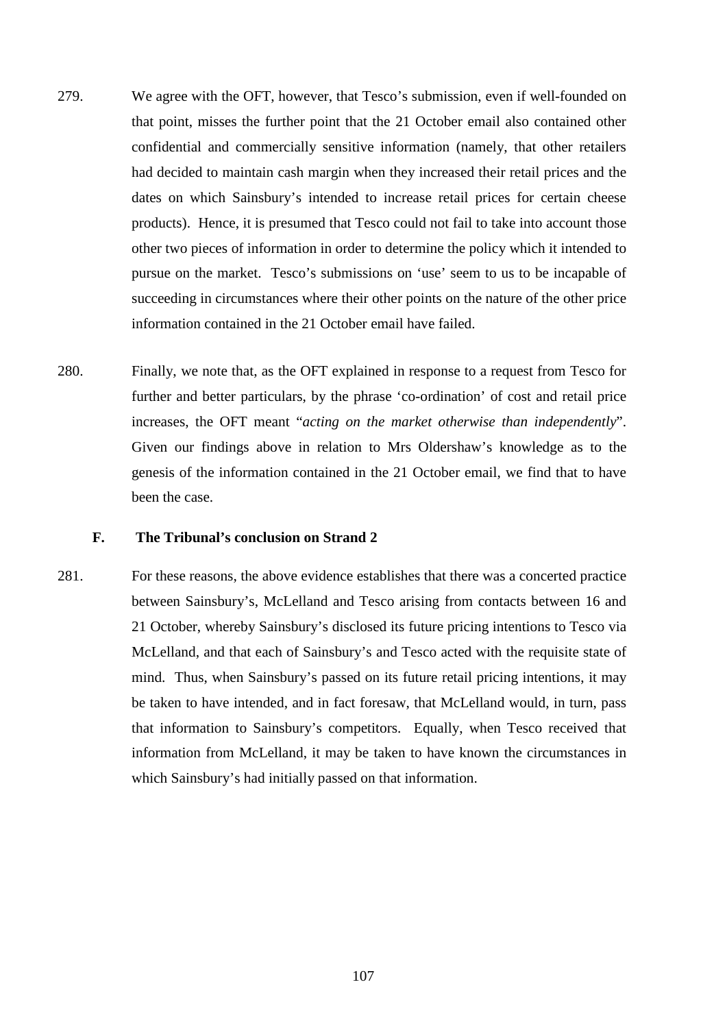279. We agree with the OFT, however, that Tesco's submission, even if well-founded on that point, misses the further point that the 21 October email also contained other confidential and commercially sensitive information (namely, that other retailers had decided to maintain cash margin when they increased their retail prices and the dates on which Sainsbury's intended to increase retail prices for certain cheese products). Hence, it is presumed that Tesco could not fail to take into account those other two pieces of information in order to determine the policy which it intended to pursue on the market. Tesco's submissions on 'use' seem to us to be incapable of succeeding in circumstances where their other points on the nature of the other price information contained in the 21 October email have failed.

280. Finally, we note that, as the OFT explained in response to a request from Tesco for further and better particulars, by the phrase 'co-ordination' of cost and retail price increases, the OFT meant "*acting on the market otherwise than independently*". Given our findings above in relation to Mrs Oldershaw's knowledge as to the genesis of the information contained in the 21 October email, we find that to have been the case.

### F. The Tribunal's conclusion on Strand 2

281. For these reasons, the above evidence establishes that there was a concerted practice between Sainsbury's, McLelland and Tesco arising from contacts between 16 and 21 October, whereby Sainsbury's disclosed its future pricing intentions to Tesco via McLelland, and that each of Sainsbury's and Tesco acted with the requisite state of mind. Thus, when Sainsbury's passed on its future retail pricing intentions, it may be taken to have intended, and in fact foresaw, that McLelland would, in turn, pass that information to Sainsbury's competitors. Equally, when Tesco received that information from McLelland, it may be taken to have known the circumstances in which Sainsbury's had initially passed on that information.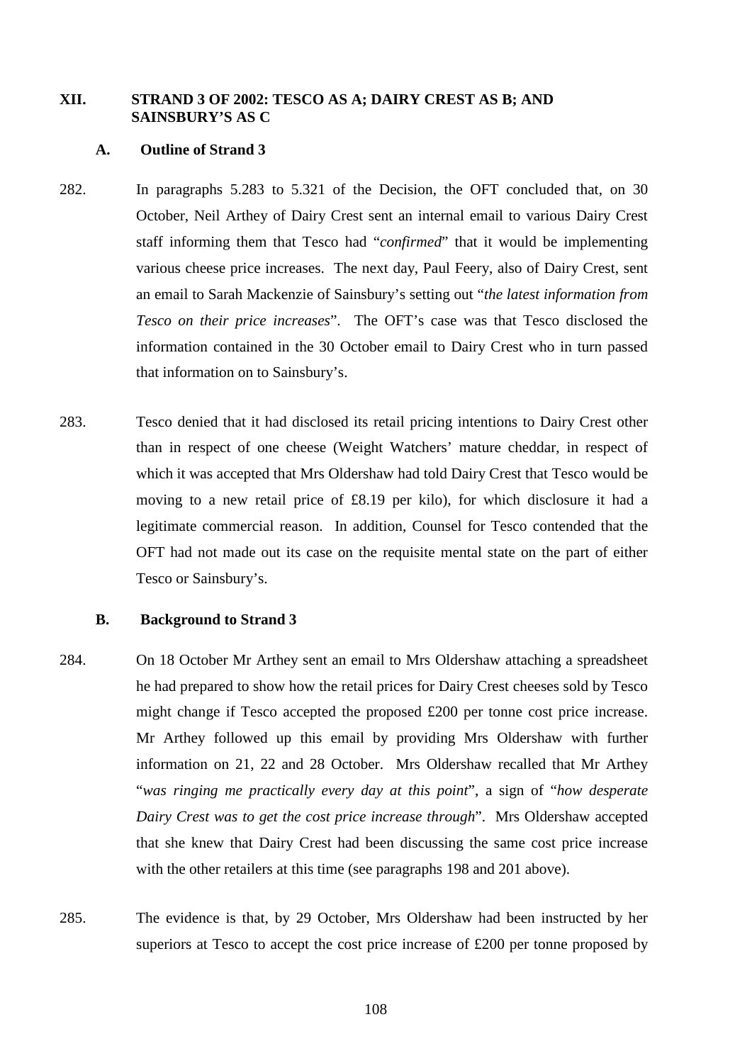## XII. STRAND 3 OF 2002: TESCO AS A; DAIRY CREST AS B; AND SAINSBURY'S AS C

### A. Outline of Strand 3

282. In paragraphs 5.283 to 5.321 of the Decision, the OFT concluded that, on 30 October, Neil Arthey of Dairy Crest sent an internal email to various Dairy Crest staff informing them that Tesco had "*confirmed*" that it would be implementing various cheese price increases. The next day, Paul Feery, also of Dairy Crest, sent an email to Sarah Mackenzie of Sainsbury's setting out "*the latest information from Tesco on their price increases*". The OFT's case was that Tesco disclosed the information contained in the 30 October email to Dairy Crest who in turn passed that information on to Sainsbury's.

283. Tesco denied that it had disclosed its retail pricing intentions to Dairy Crest other than in respect of one cheese (Weight Watchers' mature cheddar, in respect of which it was accepted that Mrs Oldershaw had told Dairy Crest that Tesco would be moving to a new retail price of £8.19 per kilo), for which disclosure it had a legitimate commercial reason. In addition, Counsel for Tesco contended that the OFT had not made out its case on the requisite mental state on the part of either Tesco or Sainsbury's.

### B. Background to Strand 3

284. On 18 October Mr Arthey sent an email to Mrs Oldershaw attaching a spreadsheet he had prepared to show how the retail prices for Dairy Crest cheeses sold by Tesco might change if Tesco accepted the proposed £200 per tonne cost price increase. Mr Arthey followed up this email by providing Mrs Oldershaw with further information on 21, 22 and 28 October. Mrs Oldershaw recalled that Mr Arthey "*was ringing me practically every day at this point*", a sign of "*how desperate Dairy Crest was to get the cost price increase through*". Mrs Oldershaw accepted that she knew that Dairy Crest had been discussing the same cost price increase with the other retailers at this time (see paragraphs 198 and 201 above).

285. The evidence is that, by 29 October, Mrs Oldershaw had been instructed by her superiors at Tesco to accept the cost price increase of £200 per tonne proposed by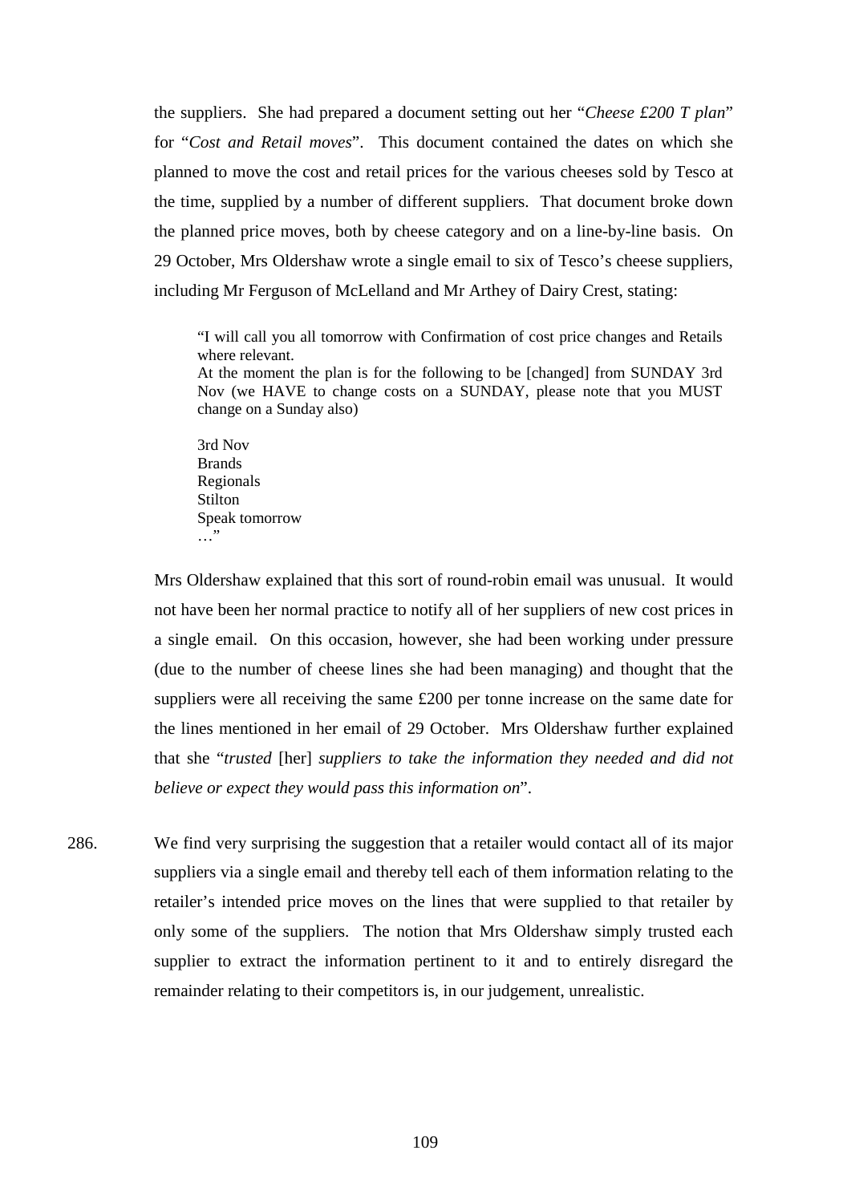the suppliers. She had prepared a document setting out her "*Cheese £200 T plan*" for "*Cost and Retail moves*". This document contained the dates on which she planned to move the cost and retail prices for the various cheeses sold by Tesco at the time, supplied by a number of different suppliers. That document broke down the planned price moves, both by cheese category and on a line-by-line basis. On 29 October, Mrs Oldershaw wrote a single email to six of Tesco's cheese suppliers, including Mr Ferguson of McLelland and Mr Arthey of Dairy Crest, stating:

> "I will call you all tomorrow with Confirmation of cost price changes and Retails where relevant.
> At the moment the plan is for the following to be [changed] from SUNDAY 3rd Nov (we HAVE to change costs on a SUNDAY, please note that you MUST change on a Sunday also)
>
> 3rd Nov
> Brands
> Regionals
> Stilton
> Speak tomorrow
> …"

Mrs Oldershaw explained that this sort of round-robin email was unusual. It would not have been her normal practice to notify all of her suppliers of new cost prices in a single email. On this occasion, however, she had been working under pressure (due to the number of cheese lines she had been managing) and thought that the suppliers were all receiving the same £200 per tonne increase on the same date for the lines mentioned in her email of 29 October. Mrs Oldershaw further explained that she "*trusted* [her] *suppliers to take the information they needed and did not believe or expect they would pass this information on*".

286. We find very surprising the suggestion that a retailer would contact all of its major suppliers via a single email and thereby tell each of them information relating to the retailer's intended price moves on the lines that were supplied to that retailer by only some of the suppliers. The notion that Mrs Oldershaw simply trusted each supplier to extract the information pertinent to it and to entirely disregard the remainder relating to their competitors is, in our judgement, unrealistic.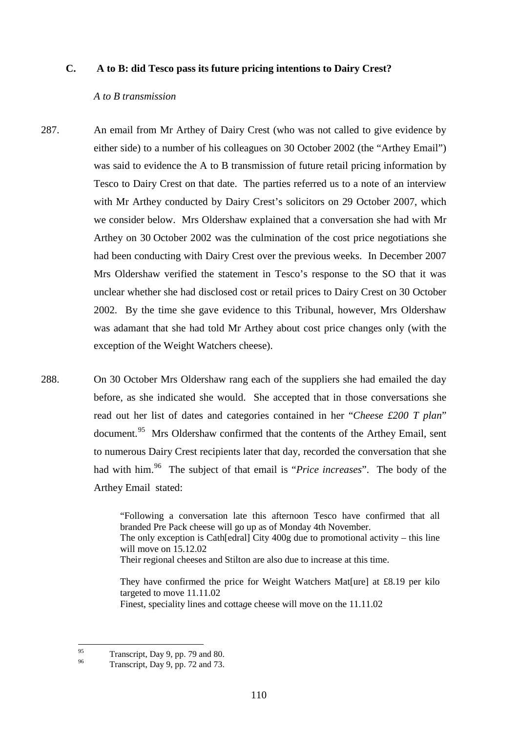### C. A to B: did Tesco pass its future pricing intentions to Dairy Crest?

*A to B transmission*

287. An email from Mr Arthey of Dairy Crest (who was not called to give evidence by either side) to a number of his colleagues on 30 October 2002 (the "Arthey Email") was said to evidence the A to B transmission of future retail pricing information by Tesco to Dairy Crest on that date. The parties referred us to a note of an interview with Mr Arthey conducted by Dairy Crest's solicitors on 29 October 2007, which we consider below. Mrs Oldershaw explained that a conversation she had with Mr Arthey on 30 October 2002 was the culmination of the cost price negotiations she had been conducting with Dairy Crest over the previous weeks. In December 2007 Mrs Oldershaw verified the statement in Tesco's response to the SO that it was unclear whether she had disclosed cost or retail prices to Dairy Crest on 30 October 2002. By the time she gave evidence to this Tribunal, however, Mrs Oldershaw was adamant that she had told Mr Arthey about cost price changes only (with the exception of the Weight Watchers cheese).

288. On 30 October Mrs Oldershaw rang each of the suppliers she had emailed the day before, as she indicated she would. She accepted that in those conversations she read out her list of dates and categories contained in her "*Cheese £200 T plan*" document.[95] Mrs Oldershaw confirmed that the contents of the Arthey Email, sent to numerous Dairy Crest recipients later that day, recorded the conversation that she had with him.[96] The subject of that email is "*Price increases*". The body of the Arthey Email stated:

> "Following a conversation late this afternoon Tesco have confirmed that all branded Pre Pack cheese will go up as of Monday 4th November.
> The only exception is Cath[edral] City 400g due to promotional activity – this line will move on 15.12.02
> Their regional cheeses and Stilton are also due to increase at this time.
>
> They have confirmed the price for Weight Watchers Mat[ure] at £8.19 per kilo targeted to move 11.11.02
> Finest, speciality lines and cottage cheese will move on the 11.11.02

[95] Transcript, Day 9, pp. 79 and 80.

[96] Transcript, Day 9, pp. 72 and 73.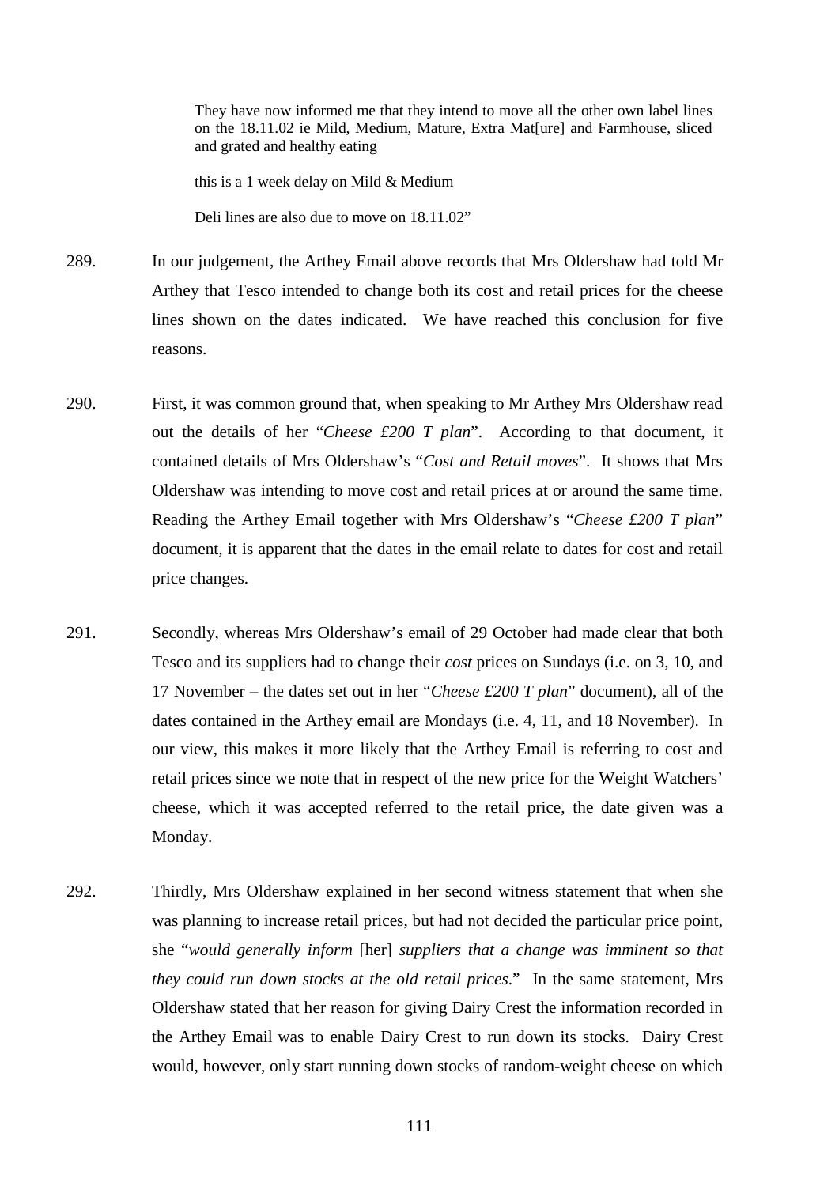> They have now informed me that they intend to move all the other own label lines on the 18.11.02 ie Mild, Medium, Mature, Extra Mat[ure] and Farmhouse, sliced and grated and healthy eating
>
> this is a 1 week delay on Mild & Medium
>
> Deli lines are also due to move on 18.11.02"

289. In our judgement, the Arthey Email above records that Mrs Oldershaw had told Mr Arthey that Tesco intended to change both its cost and retail prices for the cheese lines shown on the dates indicated. We have reached this conclusion for five reasons.

290. First, it was common ground that, when speaking to Mr Arthey Mrs Oldershaw read out the details of her "*Cheese £200 T plan*". According to that document, it contained details of Mrs Oldershaw's "*Cost and Retail moves*". It shows that Mrs Oldershaw was intending to move cost and retail prices at or around the same time. Reading the Arthey Email together with Mrs Oldershaw's "*Cheese £200 T plan*" document, it is apparent that the dates in the email relate to dates for cost and retail price changes.

291. Secondly, whereas Mrs Oldershaw's email of 29 October had made clear that both Tesco and its suppliers <u>had</u> to change their *cost* prices on Sundays (i.e. on 3, 10, and 17 November – the dates set out in her "*Cheese £200 T plan*" document), all of the dates contained in the Arthey email are Mondays (i.e. 4, 11, and 18 November). In our view, this makes it more likely that the Arthey Email is referring to cost <u>and</u> retail prices since we note that in respect of the new price for the Weight Watchers' cheese, which it was accepted referred to the retail price, the date given was a Monday.

292. Thirdly, Mrs Oldershaw explained in her second witness statement that when she was planning to increase retail prices, but had not decided the particular price point, she "*would generally inform* [her] *suppliers that a change was imminent so that they could run down stocks at the old retail prices*." In the same statement, Mrs Oldershaw stated that her reason for giving Dairy Crest the information recorded in the Arthey Email was to enable Dairy Crest to run down its stocks. Dairy Crest would, however, only start running down stocks of random-weight cheese on which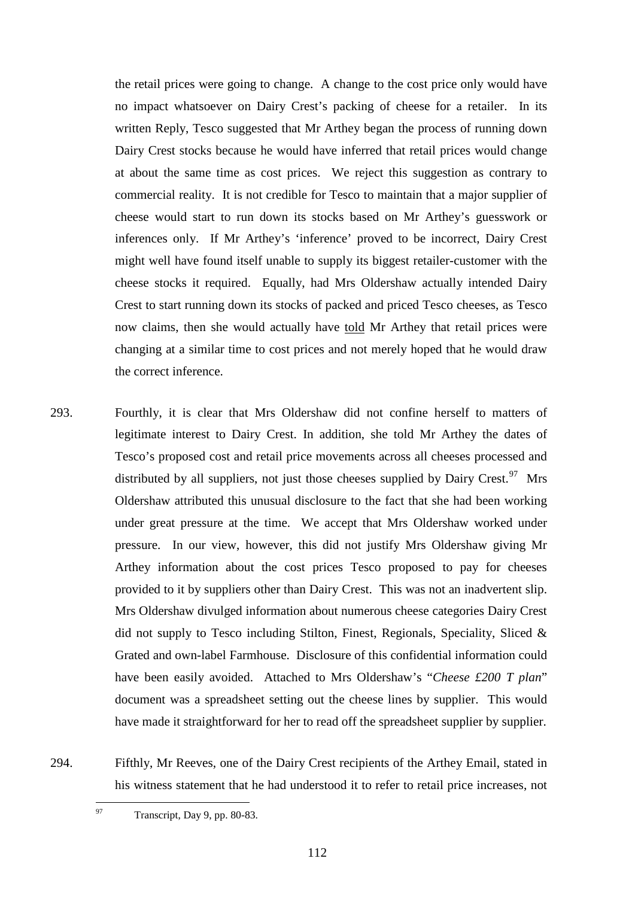the retail prices were going to change. A change to the cost price only would have no impact whatsoever on Dairy Crest's packing of cheese for a retailer. In its written Reply, Tesco suggested that Mr Arthey began the process of running down Dairy Crest stocks because he would have inferred that retail prices would change at about the same time as cost prices. We reject this suggestion as contrary to commercial reality. It is not credible for Tesco to maintain that a major supplier of cheese would start to run down its stocks based on Mr Arthey's guesswork or inferences only. If Mr Arthey's 'inference' proved to be incorrect, Dairy Crest might well have found itself unable to supply its biggest retailer-customer with the cheese stocks it required. Equally, had Mrs Oldershaw actually intended Dairy Crest to start running down its stocks of packed and priced Tesco cheeses, as Tesco now claims, then she would actually have told Mr Arthey that retail prices were changing at a similar time to cost prices and not merely hoped that he would draw the correct inference.

293. Fourthly, it is clear that Mrs Oldershaw did not confine herself to matters of legitimate interest to Dairy Crest. In addition, she told Mr Arthey the dates of Tesco's proposed cost and retail price movements across all cheeses processed and distributed by all suppliers, not just those cheeses supplied by Dairy Crest.[97] Mrs Oldershaw attributed this unusual disclosure to the fact that she had been working under great pressure at the time. We accept that Mrs Oldershaw worked under pressure. In our view, however, this did not justify Mrs Oldershaw giving Mr Arthey information about the cost prices Tesco proposed to pay for cheeses provided to it by suppliers other than Dairy Crest. This was not an inadvertent slip. Mrs Oldershaw divulged information about numerous cheese categories Dairy Crest did not supply to Tesco including Stilton, Finest, Regionals, Speciality, Sliced & Grated and own-label Farmhouse. Disclosure of this confidential information could have been easily avoided. Attached to Mrs Oldershaw's "*Cheese £200 T plan*" document was a spreadsheet setting out the cheese lines by supplier. This would have made it straightforward for her to read off the spreadsheet supplier by supplier.

294. Fifthly, Mr Reeves, one of the Dairy Crest recipients of the Arthey Email, stated in his witness statement that he had understood it to refer to retail price increases, not

[97] Transcript, Day 9, pp. 80-83.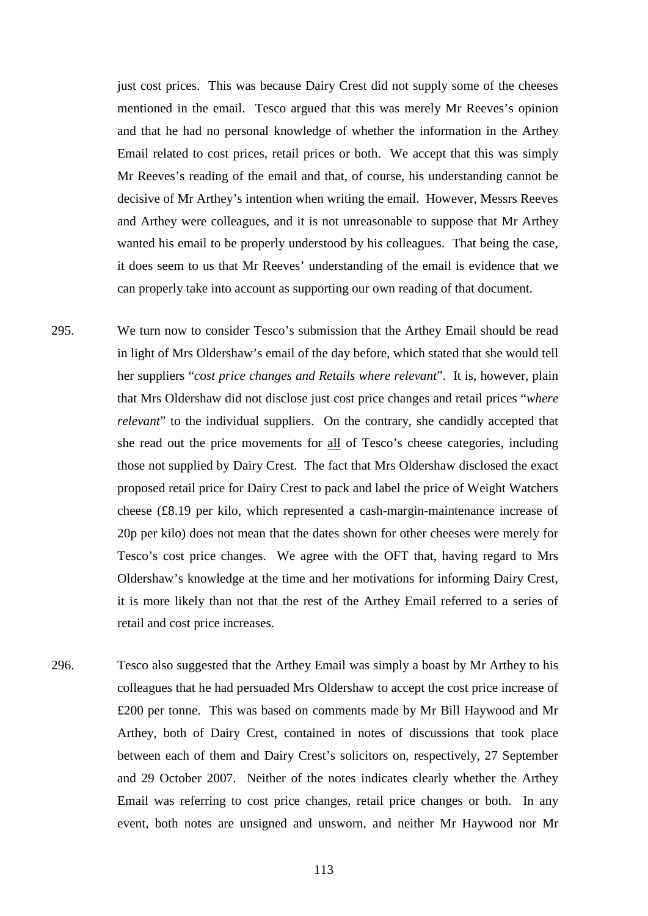just cost prices. This was because Dairy Crest did not supply some of the cheeses mentioned in the email. Tesco argued that this was merely Mr Reeves's opinion and that he had no personal knowledge of whether the information in the Arthey Email related to cost prices, retail prices or both. We accept that this was simply Mr Reeves's reading of the email and that, of course, his understanding cannot be decisive of Mr Arthey's intention when writing the email. However, Messrs Reeves and Arthey were colleagues, and it is not unreasonable to suppose that Mr Arthey wanted his email to be properly understood by his colleagues. That being the case, it does seem to us that Mr Reeves' understanding of the email is evidence that we can properly take into account as supporting our own reading of that document.

295. We turn now to consider Tesco's submission that the Arthey Email should be read in light of Mrs Oldershaw's email of the day before, which stated that she would tell her suppliers "*cost price changes and Retails where relevant*". It is, however, plain that Mrs Oldershaw did not disclose just cost price changes and retail prices "*where relevant*" to the individual suppliers. On the contrary, she candidly accepted that she read out the price movements for <u>all</u> of Tesco's cheese categories, including those not supplied by Dairy Crest. The fact that Mrs Oldershaw disclosed the exact proposed retail price for Dairy Crest to pack and label the price of Weight Watchers cheese (£8.19 per kilo, which represented a cash-margin-maintenance increase of 20p per kilo) does not mean that the dates shown for other cheeses were merely for Tesco's cost price changes. We agree with the OFT that, having regard to Mrs Oldershaw's knowledge at the time and her motivations for informing Dairy Crest, it is more likely than not that the rest of the Arthey Email referred to a series of retail and cost price increases.

296. Tesco also suggested that the Arthey Email was simply a boast by Mr Arthey to his colleagues that he had persuaded Mrs Oldershaw to accept the cost price increase of £200 per tonne. This was based on comments made by Mr Bill Haywood and Mr Arthey, both of Dairy Crest, contained in notes of discussions that took place between each of them and Dairy Crest's solicitors on, respectively, 27 September and 29 October 2007. Neither of the notes indicates clearly whether the Arthey Email was referring to cost price changes, retail price changes or both. In any event, both notes are unsigned and unsworn, and neither Mr Haywood nor Mr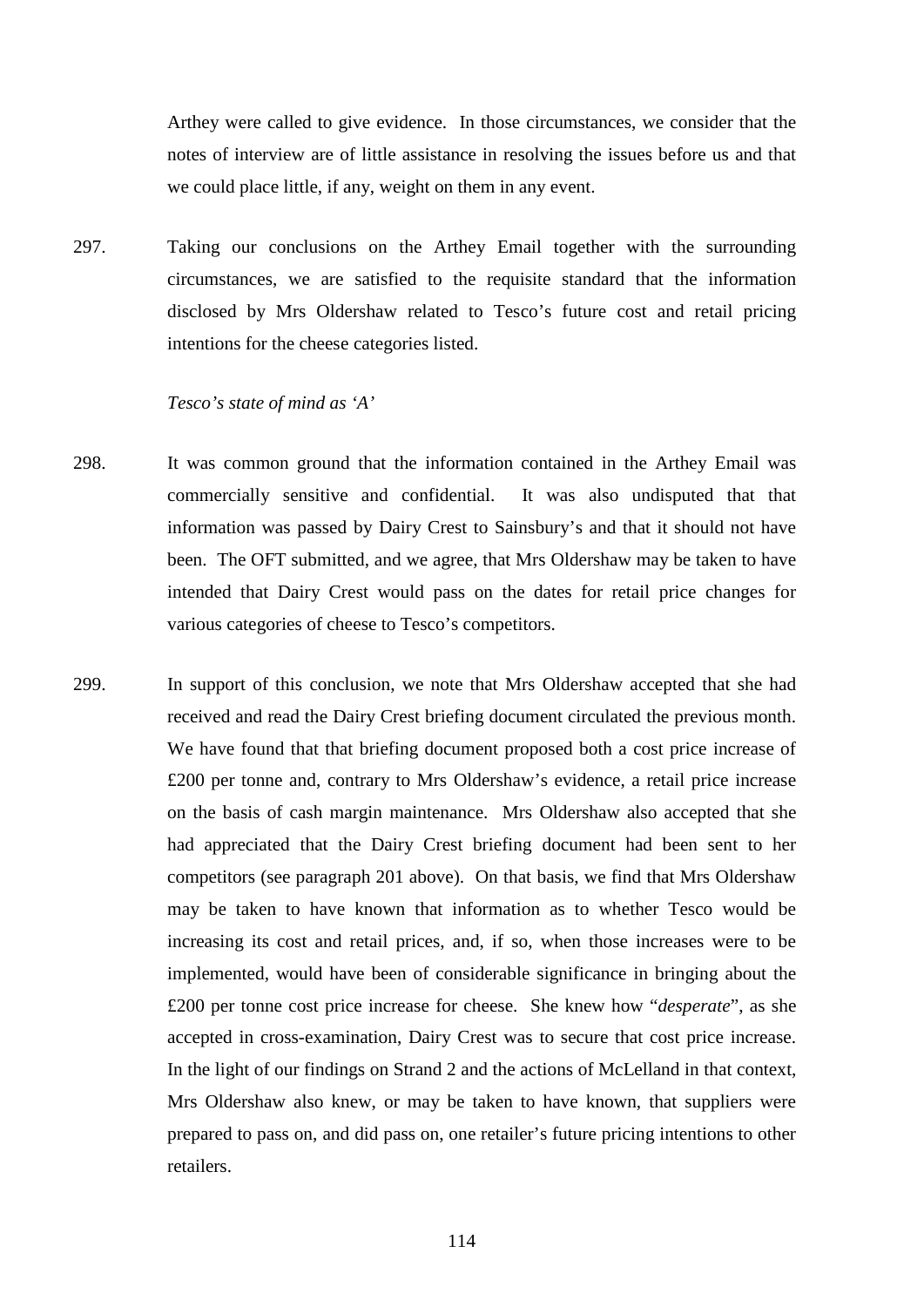Arthey were called to give evidence. In those circumstances, we consider that the notes of interview are of little assistance in resolving the issues before us and that we could place little, if any, weight on them in any event.

297. Taking our conclusions on the Arthey Email together with the surrounding circumstances, we are satisfied to the requisite standard that the information disclosed by Mrs Oldershaw related to Tesco's future cost and retail pricing intentions for the cheese categories listed.

*Tesco's state of mind as 'A'*

298. It was common ground that the information contained in the Arthey Email was commercially sensitive and confidential. It was also undisputed that that information was passed by Dairy Crest to Sainsbury's and that it should not have been. The OFT submitted, and we agree, that Mrs Oldershaw may be taken to have intended that Dairy Crest would pass on the dates for retail price changes for various categories of cheese to Tesco's competitors.

299. In support of this conclusion, we note that Mrs Oldershaw accepted that she had received and read the Dairy Crest briefing document circulated the previous month. We have found that that briefing document proposed both a cost price increase of £200 per tonne and, contrary to Mrs Oldershaw's evidence, a retail price increase on the basis of cash margin maintenance. Mrs Oldershaw also accepted that she had appreciated that the Dairy Crest briefing document had been sent to her competitors (see paragraph 201 above). On that basis, we find that Mrs Oldershaw may be taken to have known that information as to whether Tesco would be increasing its cost and retail prices, and, if so, when those increases were to be implemented, would have been of considerable significance in bringing about the £200 per tonne cost price increase for cheese. She knew how "*desperate*", as she accepted in cross-examination, Dairy Crest was to secure that cost price increase. In the light of our findings on Strand 2 and the actions of McLelland in that context, Mrs Oldershaw also knew, or may be taken to have known, that suppliers were prepared to pass on, and did pass on, one retailer's future pricing intentions to other retailers.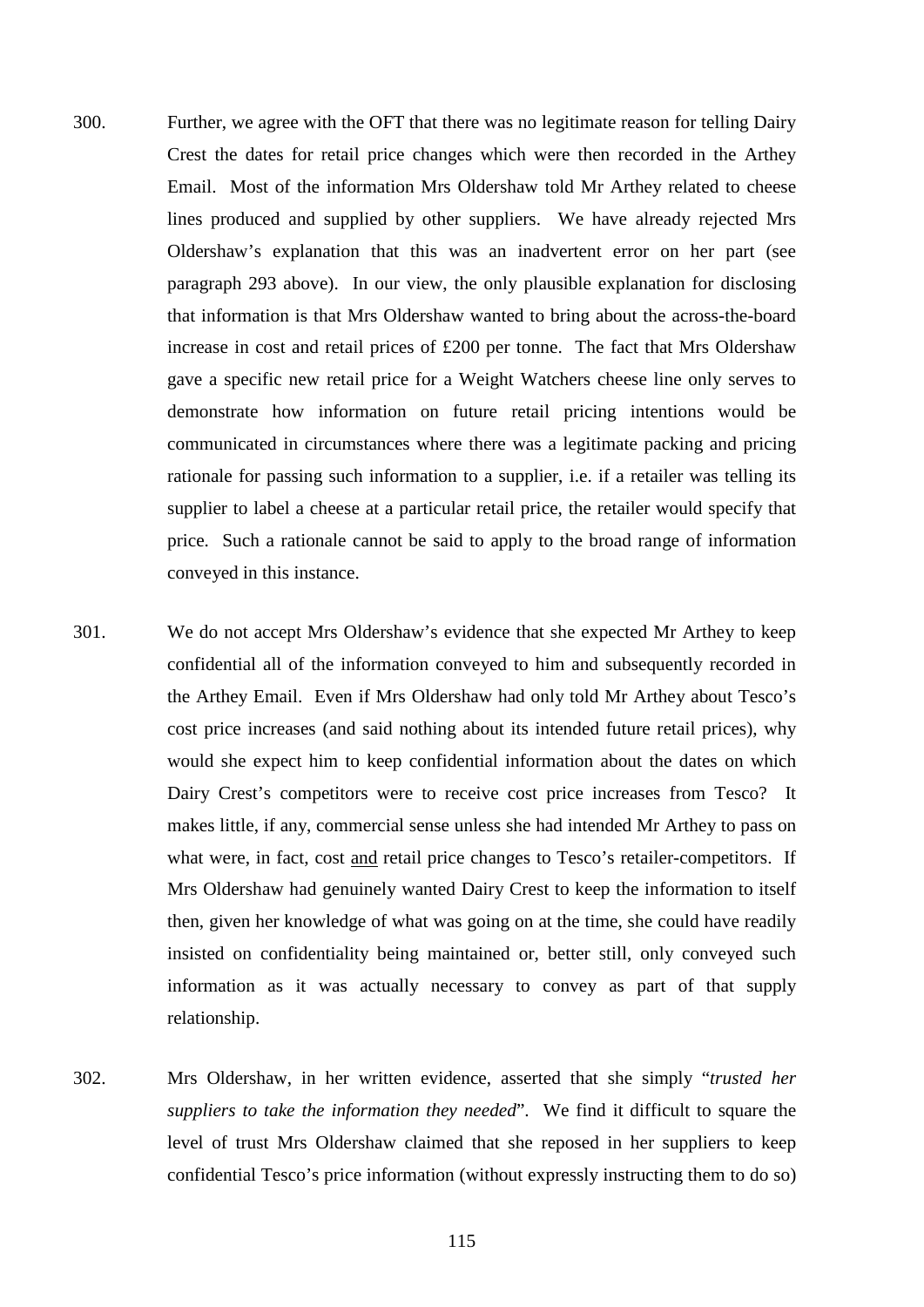300. Further, we agree with the OFT that there was no legitimate reason for telling Dairy Crest the dates for retail price changes which were then recorded in the Arthey Email. Most of the information Mrs Oldershaw told Mr Arthey related to cheese lines produced and supplied by other suppliers. We have already rejected Mrs Oldershaw's explanation that this was an inadvertent error on her part (see paragraph 293 above). In our view, the only plausible explanation for disclosing that information is that Mrs Oldershaw wanted to bring about the across-the-board increase in cost and retail prices of £200 per tonne. The fact that Mrs Oldershaw gave a specific new retail price for a Weight Watchers cheese line only serves to demonstrate how information on future retail pricing intentions would be communicated in circumstances where there was a legitimate packing and pricing rationale for passing such information to a supplier, i.e. if a retailer was telling its supplier to label a cheese at a particular retail price, the retailer would specify that price. Such a rationale cannot be said to apply to the broad range of information conveyed in this instance.

301. We do not accept Mrs Oldershaw's evidence that she expected Mr Arthey to keep confidential all of the information conveyed to him and subsequently recorded in the Arthey Email. Even if Mrs Oldershaw had only told Mr Arthey about Tesco's cost price increases (and said nothing about its intended future retail prices), why would she expect him to keep confidential information about the dates on which Dairy Crest's competitors were to receive cost price increases from Tesco? It makes little, if any, commercial sense unless she had intended Mr Arthey to pass on what were, in fact, cost <u>and</u> retail price changes to Tesco's retailer-competitors. If Mrs Oldershaw had genuinely wanted Dairy Crest to keep the information to itself then, given her knowledge of what was going on at the time, she could have readily insisted on confidentiality being maintained or, better still, only conveyed such information as it was actually necessary to convey as part of that supply relationship.

302. Mrs Oldershaw, in her written evidence, asserted that she simply "*trusted her suppliers to take the information they needed*". We find it difficult to square the level of trust Mrs Oldershaw claimed that she reposed in her suppliers to keep confidential Tesco's price information (without expressly instructing them to do so)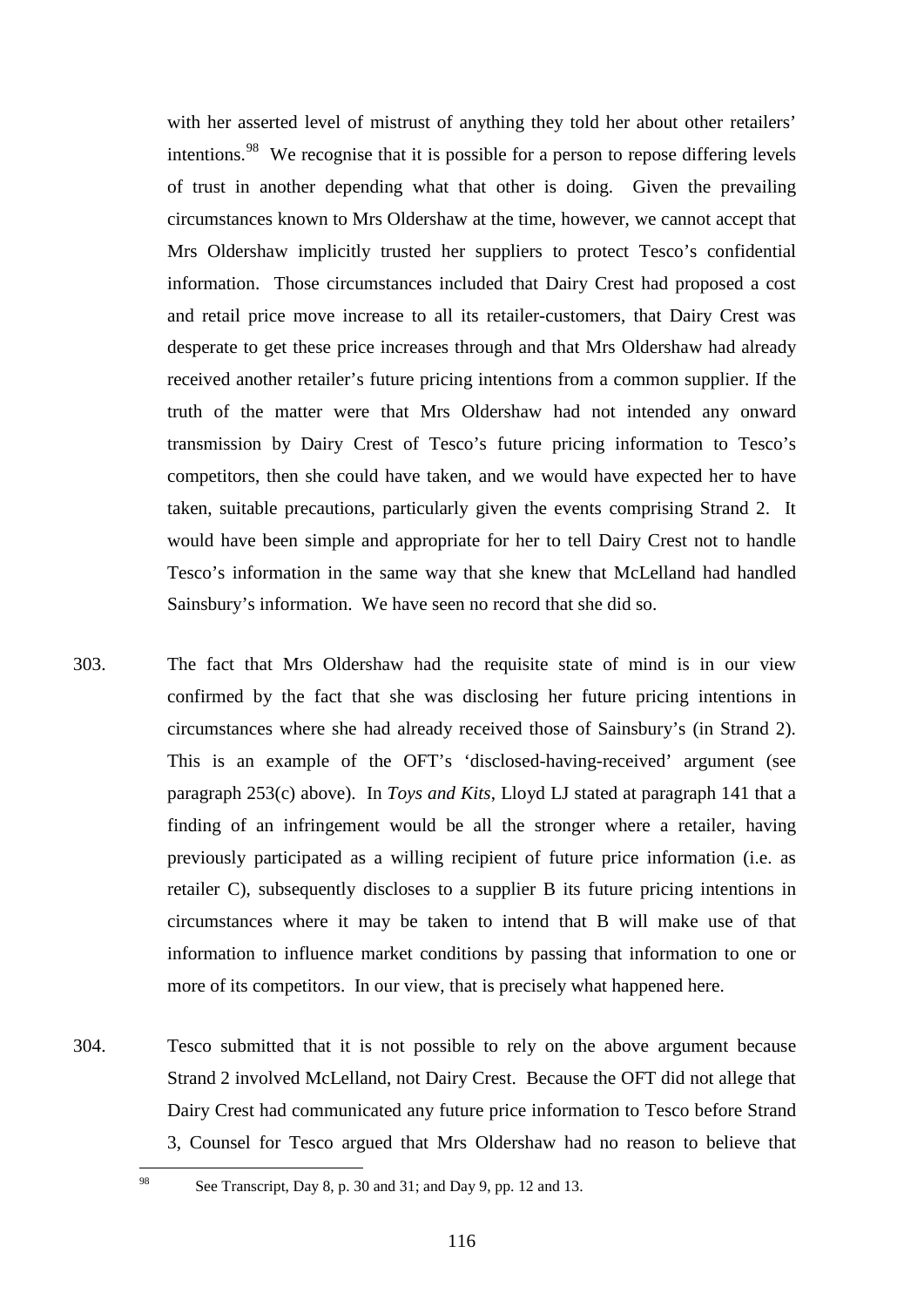with her asserted level of mistrust of anything they told her about other retailers' intentions.[98] We recognise that it is possible for a person to repose differing levels of trust in another depending what that other is doing. Given the prevailing circumstances known to Mrs Oldershaw at the time, however, we cannot accept that Mrs Oldershaw implicitly trusted her suppliers to protect Tesco's confidential information. Those circumstances included that Dairy Crest had proposed a cost and retail price move increase to all its retailer-customers, that Dairy Crest was desperate to get these price increases through and that Mrs Oldershaw had already received another retailer's future pricing intentions from a common supplier. If the truth of the matter were that Mrs Oldershaw had not intended any onward transmission by Dairy Crest of Tesco's future pricing information to Tesco's competitors, then she could have taken, and we would have expected her to have taken, suitable precautions, particularly given the events comprising Strand 2. It would have been simple and appropriate for her to tell Dairy Crest not to handle Tesco's information in the same way that she knew that McLelland had handled Sainsbury's information. We have seen no record that she did so.

303. The fact that Mrs Oldershaw had the requisite state of mind is in our view confirmed by the fact that she was disclosing her future pricing intentions in circumstances where she had already received those of Sainsbury's (in Strand 2). This is an example of the OFT's 'disclosed-having-received' argument (see paragraph 253(c) above). In *Toys and Kits*, Lloyd LJ stated at paragraph 141 that a finding of an infringement would be all the stronger where a retailer, having previously participated as a willing recipient of future price information (i.e. as retailer C), subsequently discloses to a supplier B its future pricing intentions in circumstances where it may be taken to intend that B will make use of that information to influence market conditions by passing that information to one or more of its competitors. In our view, that is precisely what happened here.

304. Tesco submitted that it is not possible to rely on the above argument because Strand 2 involved McLelland, not Dairy Crest. Because the OFT did not allege that Dairy Crest had communicated any future price information to Tesco before Strand 3, Counsel for Tesco argued that Mrs Oldershaw had no reason to believe that

[98] See Transcript, Day 8, p. 30 and 31; and Day 9, pp. 12 and 13.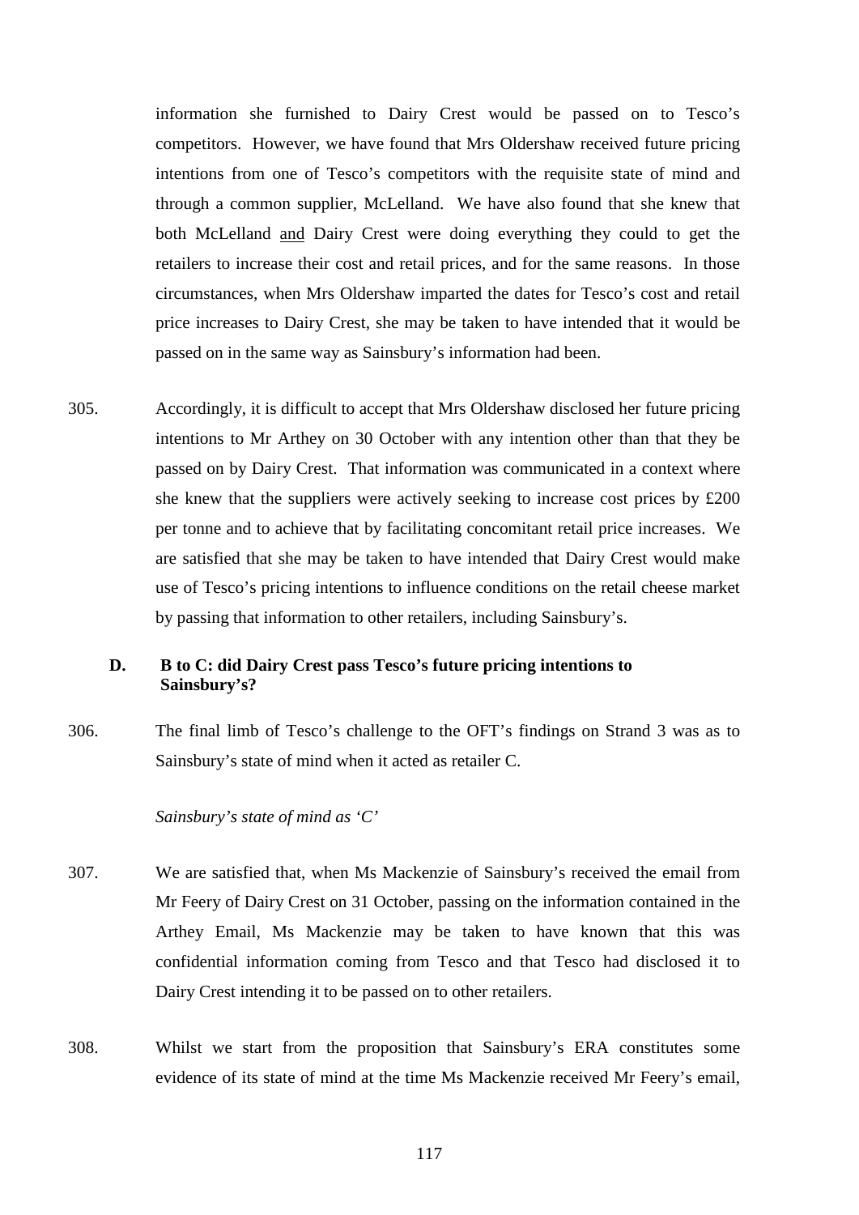information she furnished to Dairy Crest would be passed on to Tesco's competitors. However, we have found that Mrs Oldershaw received future pricing intentions from one of Tesco's competitors with the requisite state of mind and through a common supplier, McLelland. We have also found that she knew that both McLelland and Dairy Crest were doing everything they could to get the retailers to increase their cost and retail prices, and for the same reasons. In those circumstances, when Mrs Oldershaw imparted the dates for Tesco's cost and retail price increases to Dairy Crest, she may be taken to have intended that it would be passed on in the same way as Sainsbury's information had been.

305. Accordingly, it is difficult to accept that Mrs Oldershaw disclosed her future pricing intentions to Mr Arthey on 30 October with any intention other than that they be passed on by Dairy Crest. That information was communicated in a context where she knew that the suppliers were actively seeking to increase cost prices by £200 per tonne and to achieve that by facilitating concomitant retail price increases. We are satisfied that she may be taken to have intended that Dairy Crest would make use of Tesco's pricing intentions to influence conditions on the retail cheese market by passing that information to other retailers, including Sainsbury's.

### D. B to C: did Dairy Crest pass Tesco's future pricing intentions to Sainsbury's?

306. The final limb of Tesco's challenge to the OFT's findings on Strand 3 was as to Sainsbury's state of mind when it acted as retailer C.

*Sainsbury's state of mind as 'C'*

307. We are satisfied that, when Ms Mackenzie of Sainsbury's received the email from Mr Feery of Dairy Crest on 31 October, passing on the information contained in the Arthey Email, Ms Mackenzie may be taken to have known that this was confidential information coming from Tesco and that Tesco had disclosed it to Dairy Crest intending it to be passed on to other retailers.

308. Whilst we start from the proposition that Sainsbury's ERA constitutes some evidence of its state of mind at the time Ms Mackenzie received Mr Feery's email,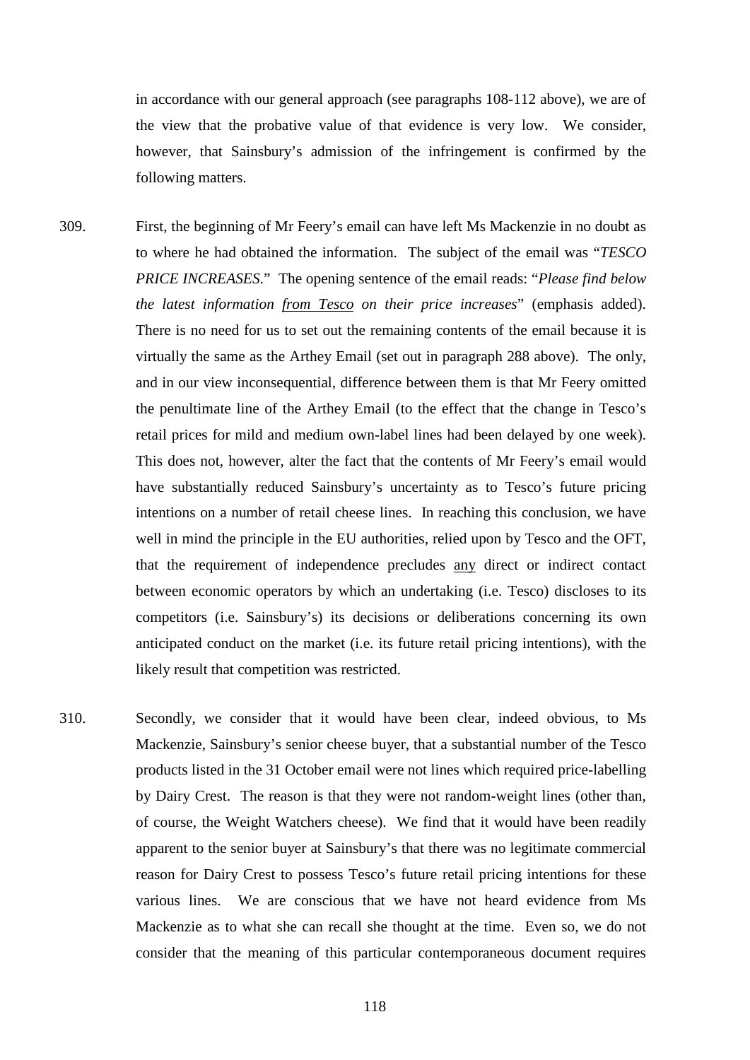in accordance with our general approach (see paragraphs 108-112 above), we are of the view that the probative value of that evidence is very low. We consider, however, that Sainsbury's admission of the infringement is confirmed by the following matters.

309. First, the beginning of Mr Feery's email can have left Ms Mackenzie in no doubt as to where he had obtained the information. The subject of the email was "*TESCO PRICE INCREASES*." The opening sentence of the email reads: "*Please find below the latest information <u>from Tesco</u> on their price increases*" (emphasis added). There is no need for us to set out the remaining contents of the email because it is virtually the same as the Arthey Email (set out in paragraph 288 above). The only, and in our view inconsequential, difference between them is that Mr Feery omitted the penultimate line of the Arthey Email (to the effect that the change in Tesco's retail prices for mild and medium own-label lines had been delayed by one week). This does not, however, alter the fact that the contents of Mr Feery's email would have substantially reduced Sainsbury's uncertainty as to Tesco's future pricing intentions on a number of retail cheese lines. In reaching this conclusion, we have well in mind the principle in the EU authorities, relied upon by Tesco and the OFT, that the requirement of independence precludes <u>any</u> direct or indirect contact between economic operators by which an undertaking (i.e. Tesco) discloses to its competitors (i.e. Sainsbury's) its decisions or deliberations concerning its own anticipated conduct on the market (i.e. its future retail pricing intentions), with the likely result that competition was restricted.

310. Secondly, we consider that it would have been clear, indeed obvious, to Ms Mackenzie, Sainsbury's senior cheese buyer, that a substantial number of the Tesco products listed in the 31 October email were not lines which required price-labelling by Dairy Crest. The reason is that they were not random-weight lines (other than, of course, the Weight Watchers cheese). We find that it would have been readily apparent to the senior buyer at Sainsbury's that there was no legitimate commercial reason for Dairy Crest to possess Tesco's future retail pricing intentions for these various lines. We are conscious that we have not heard evidence from Ms Mackenzie as to what she can recall she thought at the time. Even so, we do not consider that the meaning of this particular contemporaneous document requires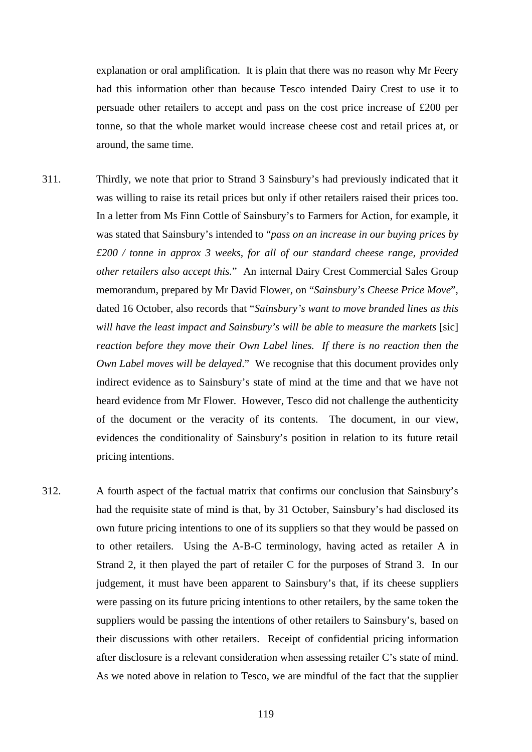explanation or oral amplification. It is plain that there was no reason why Mr Feery had this information other than because Tesco intended Dairy Crest to use it to persuade other retailers to accept and pass on the cost price increase of £200 per tonne, so that the whole market would increase cheese cost and retail prices at, or around, the same time.

311. Thirdly, we note that prior to Strand 3 Sainsbury's had previously indicated that it was willing to raise its retail prices but only if other retailers raised their prices too. In a letter from Ms Finn Cottle of Sainsbury's to Farmers for Action, for example, it was stated that Sainsbury's intended to "*pass on an increase in our buying prices by £200 / tonne in approx 3 weeks, for all of our standard cheese range, provided other retailers also accept this.*" An internal Dairy Crest Commercial Sales Group memorandum, prepared by Mr David Flower, on "*Sainsbury's Cheese Price Move*", dated 16 October, also records that "*Sainsbury's want to move branded lines as this will have the least impact and Sainsbury's will be able to measure the markets* [sic] *reaction before they move their Own Label lines. If there is no reaction then the Own Label moves will be delayed*." We recognise that this document provides only indirect evidence as to Sainsbury's state of mind at the time and that we have not heard evidence from Mr Flower. However, Tesco did not challenge the authenticity of the document or the veracity of its contents. The document, in our view, evidences the conditionality of Sainsbury's position in relation to its future retail pricing intentions.

312. A fourth aspect of the factual matrix that confirms our conclusion that Sainsbury's had the requisite state of mind is that, by 31 October, Sainsbury's had disclosed its own future pricing intentions to one of its suppliers so that they would be passed on to other retailers. Using the A-B-C terminology, having acted as retailer A in Strand 2, it then played the part of retailer C for the purposes of Strand 3. In our judgement, it must have been apparent to Sainsbury's that, if its cheese suppliers were passing on its future pricing intentions to other retailers, by the same token the suppliers would be passing the intentions of other retailers to Sainsbury's, based on their discussions with other retailers. Receipt of confidential pricing information after disclosure is a relevant consideration when assessing retailer C's state of mind. As we noted above in relation to Tesco, we are mindful of the fact that the supplier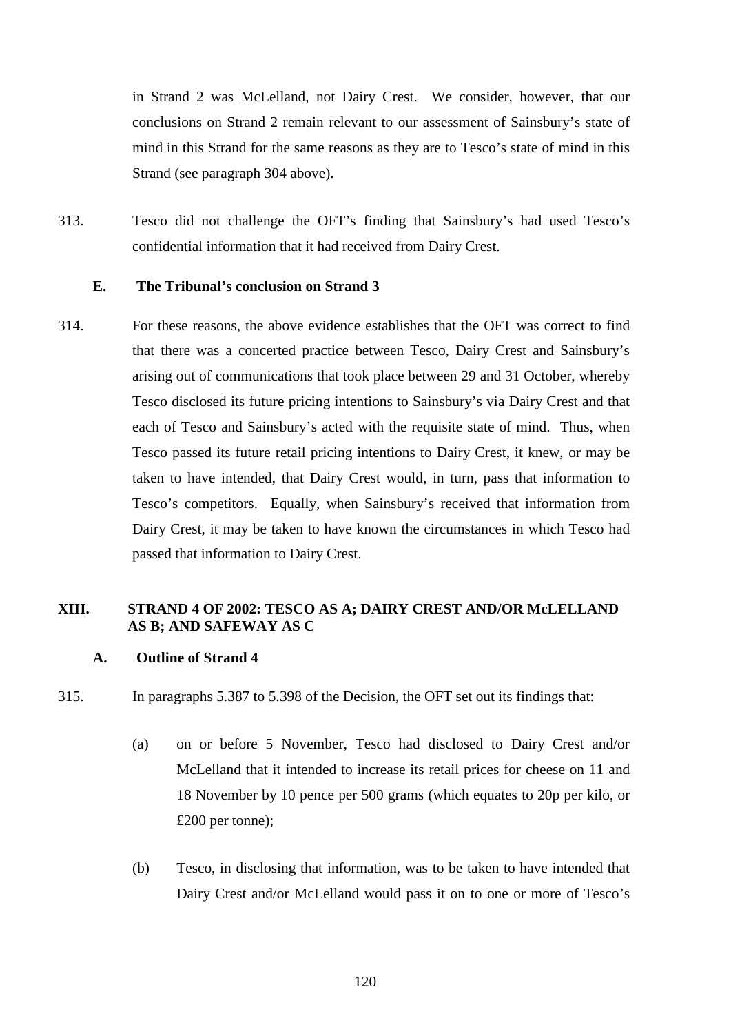in Strand 2 was McLelland, not Dairy Crest. We consider, however, that our conclusions on Strand 2 remain relevant to our assessment of Sainsbury's state of mind in this Strand for the same reasons as they are to Tesco's state of mind in this Strand (see paragraph 304 above).

313. Tesco did not challenge the OFT's finding that Sainsbury's had used Tesco's confidential information that it had received from Dairy Crest.

### E. The Tribunal's conclusion on Strand 3

314. For these reasons, the above evidence establishes that the OFT was correct to find that there was a concerted practice between Tesco, Dairy Crest and Sainsbury's arising out of communications that took place between 29 and 31 October, whereby Tesco disclosed its future pricing intentions to Sainsbury's via Dairy Crest and that each of Tesco and Sainsbury's acted with the requisite state of mind. Thus, when Tesco passed its future retail pricing intentions to Dairy Crest, it knew, or may be taken to have intended, that Dairy Crest would, in turn, pass that information to Tesco's competitors. Equally, when Sainsbury's received that information from Dairy Crest, it may be taken to have known the circumstances in which Tesco had passed that information to Dairy Crest.

## XIII. STRAND 4 OF 2002: TESCO AS A; DAIRY CREST AND/OR McLELLAND AS B; AND SAFEWAY AS C

### A. Outline of Strand 4

315. In paragraphs 5.387 to 5.398 of the Decision, the OFT set out its findings that:

(a) on or before 5 November, Tesco had disclosed to Dairy Crest and/or McLelland that it intended to increase its retail prices for cheese on 11 and 18 November by 10 pence per 500 grams (which equates to 20p per kilo, or £200 per tonne);

(b) Tesco, in disclosing that information, was to be taken to have intended that Dairy Crest and/or McLelland would pass it on to one or more of Tesco's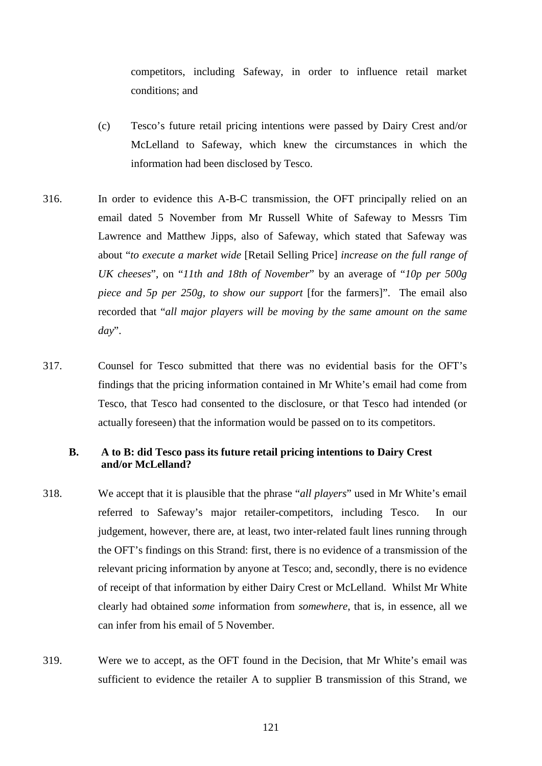competitors, including Safeway, in order to influence retail market conditions; and

(c) Tesco's future retail pricing intentions were passed by Dairy Crest and/or McLelland to Safeway, which knew the circumstances in which the information had been disclosed by Tesco.

316. In order to evidence this A-B-C transmission, the OFT principally relied on an email dated 5 November from Mr Russell White of Safeway to Messrs Tim Lawrence and Matthew Jipps, also of Safeway, which stated that Safeway was about "*to execute a market wide* [Retail Selling Price] *increase on the full range of UK cheeses*", on "*11th and 18th of November*" by an average of "*10p per 500g piece and 5p per 250g, to show our support* [for the farmers]". The email also recorded that "*all major players will be moving by the same amount on the same day*".

317. Counsel for Tesco submitted that there was no evidential basis for the OFT's findings that the pricing information contained in Mr White's email had come from Tesco, that Tesco had consented to the disclosure, or that Tesco had intended (or actually foreseen) that the information would be passed on to its competitors.

### B. A to B: did Tesco pass its future retail pricing intentions to Dairy Crest and/or McLelland?

318. We accept that it is plausible that the phrase "*all players*" used in Mr White's email referred to Safeway's major retailer-competitors, including Tesco. In our judgement, however, there are, at least, two inter-related fault lines running through the OFT's findings on this Strand: first, there is no evidence of a transmission of the relevant pricing information by anyone at Tesco; and, secondly, there is no evidence of receipt of that information by either Dairy Crest or McLelland. Whilst Mr White clearly had obtained *some* information from *somewhere*, that is, in essence, all we can infer from his email of 5 November.

319. Were we to accept, as the OFT found in the Decision, that Mr White's email was sufficient to evidence the retailer A to supplier B transmission of this Strand, we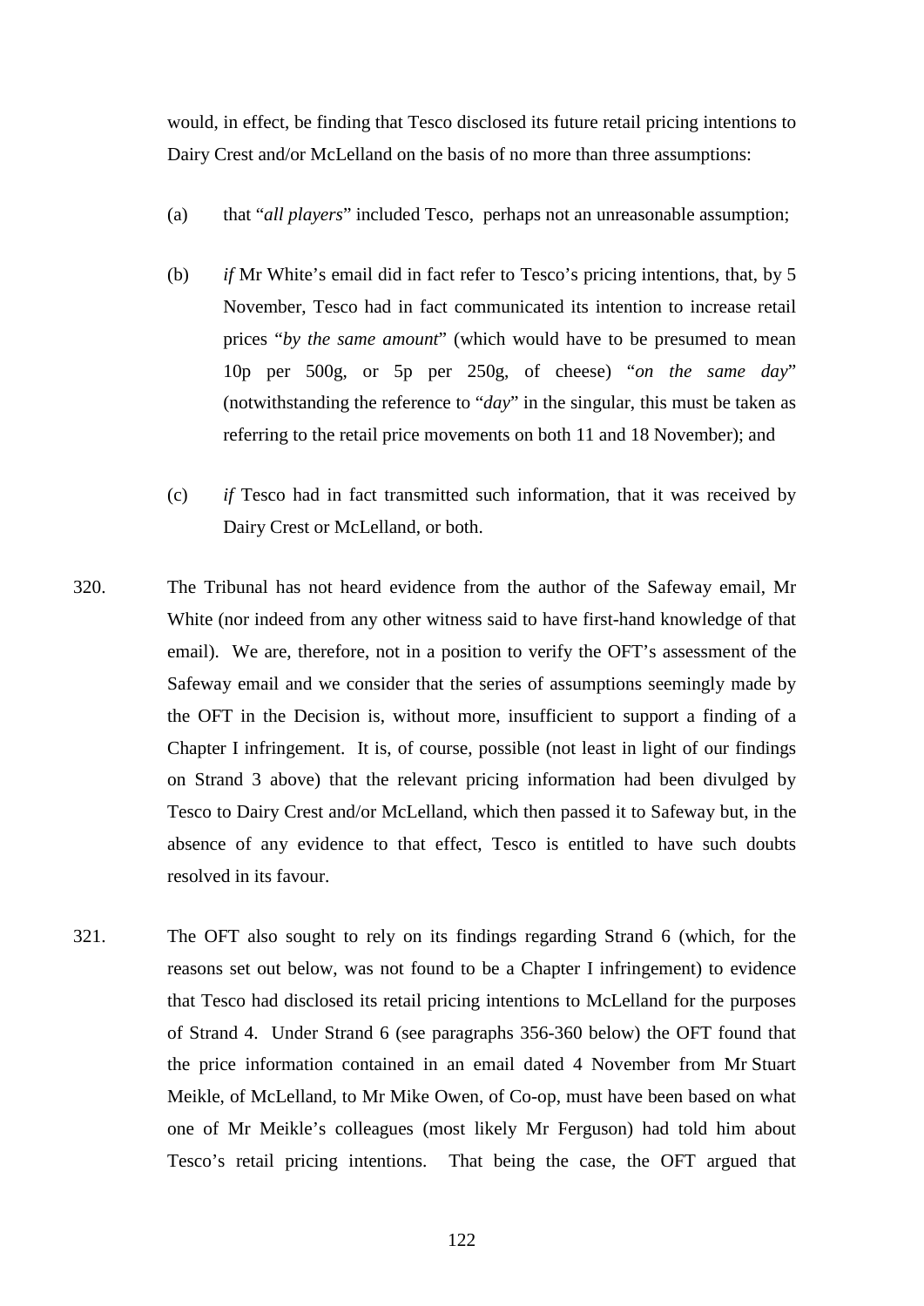would, in effect, be finding that Tesco disclosed its future retail pricing intentions to Dairy Crest and/or McLelland on the basis of no more than three assumptions:

(a) that "*all players*" included Tesco, perhaps not an unreasonable assumption;

(b) *if* Mr White's email did in fact refer to Tesco's pricing intentions, that, by 5 November, Tesco had in fact communicated its intention to increase retail prices "*by the same amount*" (which would have to be presumed to mean 10p per 500g, or 5p per 250g, of cheese) "*on the same day*" (notwithstanding the reference to "*day*" in the singular, this must be taken as referring to the retail price movements on both 11 and 18 November); and

(c) *if* Tesco had in fact transmitted such information, that it was received by Dairy Crest or McLelland, or both.

320. The Tribunal has not heard evidence from the author of the Safeway email, Mr White (nor indeed from any other witness said to have first-hand knowledge of that email). We are, therefore, not in a position to verify the OFT's assessment of the Safeway email and we consider that the series of assumptions seemingly made by the OFT in the Decision is, without more, insufficient to support a finding of a Chapter I infringement. It is, of course, possible (not least in light of our findings on Strand 3 above) that the relevant pricing information had been divulged by Tesco to Dairy Crest and/or McLelland, which then passed it to Safeway but, in the absence of any evidence to that effect, Tesco is entitled to have such doubts resolved in its favour.

321. The OFT also sought to rely on its findings regarding Strand 6 (which, for the reasons set out below, was not found to be a Chapter I infringement) to evidence that Tesco had disclosed its retail pricing intentions to McLelland for the purposes of Strand 4. Under Strand 6 (see paragraphs 356-360 below) the OFT found that the price information contained in an email dated 4 November from Mr Stuart Meikle, of McLelland, to Mr Mike Owen, of Co-op, must have been based on what one of Mr Meikle's colleagues (most likely Mr Ferguson) had told him about Tesco's retail pricing intentions. That being the case, the OFT argued that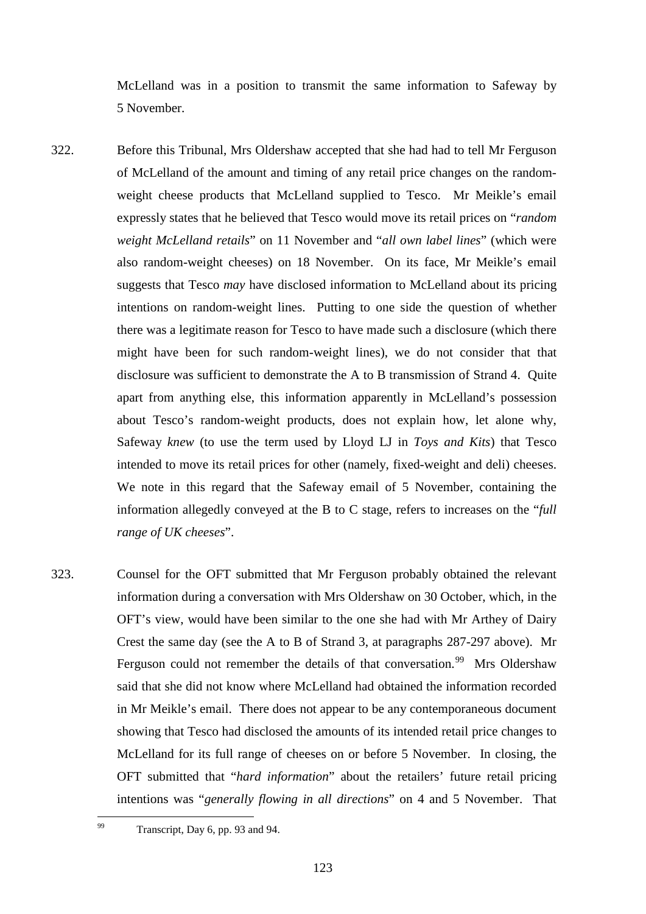McLelland was in a position to transmit the same information to Safeway by 5 November.

322. Before this Tribunal, Mrs Oldershaw accepted that she had had to tell Mr Ferguson of McLelland of the amount and timing of any retail price changes on the random-weight cheese products that McLelland supplied to Tesco. Mr Meikle's email expressly states that he believed that Tesco would move its retail prices on "*random weight McLelland retails*" on 11 November and "*all own label lines*" (which were also random-weight cheeses) on 18 November. On its face, Mr Meikle's email suggests that Tesco *may* have disclosed information to McLelland about its pricing intentions on random-weight lines. Putting to one side the question of whether there was a legitimate reason for Tesco to have made such a disclosure (which there might have been for such random-weight lines), we do not consider that that disclosure was sufficient to demonstrate the A to B transmission of Strand 4. Quite apart from anything else, this information apparently in McLelland's possession about Tesco's random-weight products, does not explain how, let alone why, Safeway *knew* (to use the term used by Lloyd LJ in *Toys and Kits*) that Tesco intended to move its retail prices for other (namely, fixed-weight and deli) cheeses. We note in this regard that the Safeway email of 5 November, containing the information allegedly conveyed at the B to C stage, refers to increases on the "*full range of UK cheeses*".

323. Counsel for the OFT submitted that Mr Ferguson probably obtained the relevant information during a conversation with Mrs Oldershaw on 30 October, which, in the OFT's view, would have been similar to the one she had with Mr Arthey of Dairy Crest the same day (see the A to B of Strand 3, at paragraphs 287-297 above). Mr Ferguson could not remember the details of that conversation.[99] Mrs Oldershaw said that she did not know where McLelland had obtained the information recorded in Mr Meikle's email. There does not appear to be any contemporaneous document showing that Tesco had disclosed the amounts of its intended retail price changes to McLelland for its full range of cheeses on or before 5 November. In closing, the OFT submitted that "*hard information*" about the retailers' future retail pricing intentions was "*generally flowing in all directions*" on 4 and 5 November. That

[99] Transcript, Day 6, pp. 93 and 94.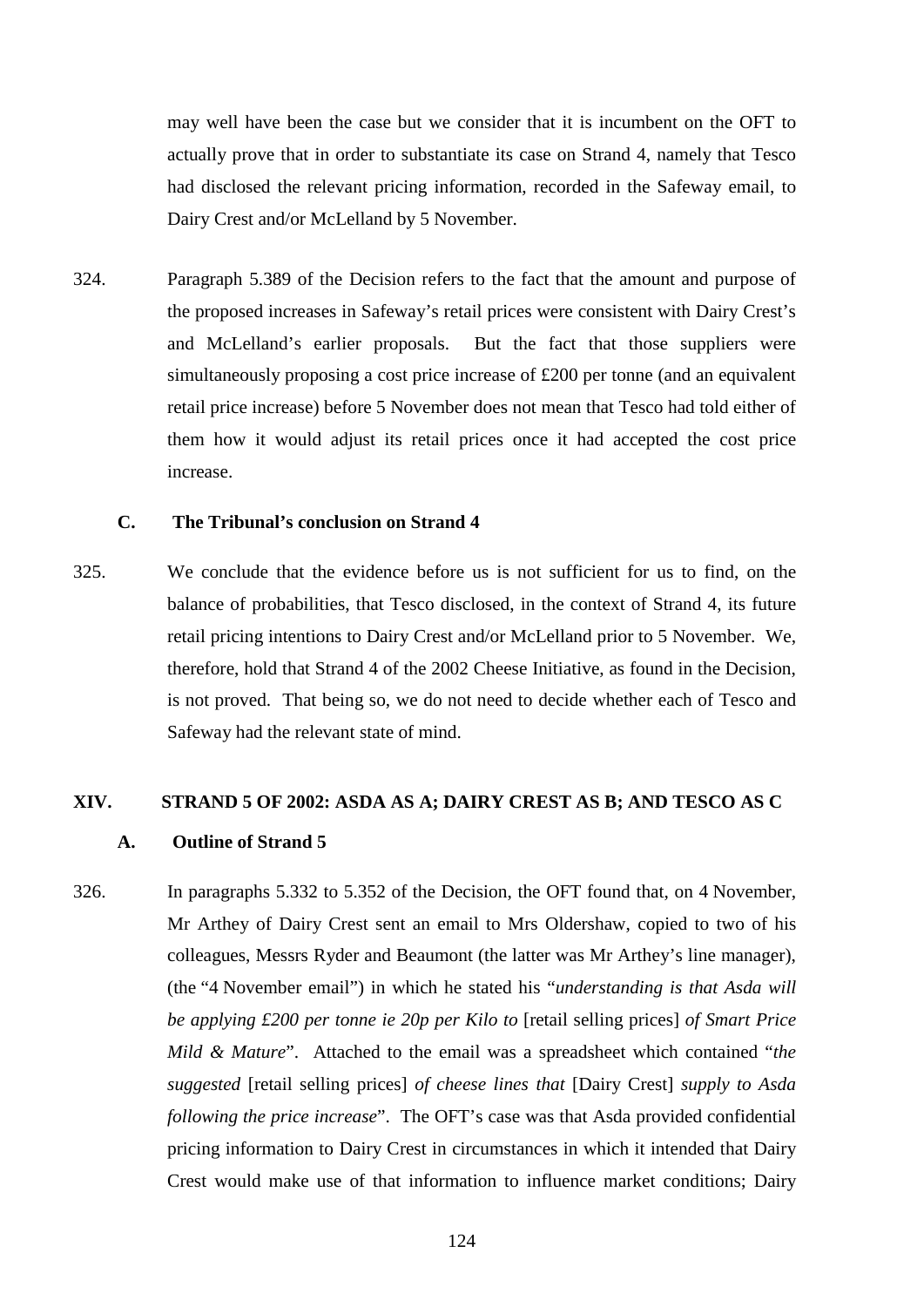may well have been the case but we consider that it is incumbent on the OFT to actually prove that in order to substantiate its case on Strand 4, namely that Tesco had disclosed the relevant pricing information, recorded in the Safeway email, to Dairy Crest and/or McLelland by 5 November.

324. Paragraph 5.389 of the Decision refers to the fact that the amount and purpose of the proposed increases in Safeway's retail prices were consistent with Dairy Crest's and McLelland's earlier proposals. But the fact that those suppliers were simultaneously proposing a cost price increase of £200 per tonne (and an equivalent retail price increase) before 5 November does not mean that Tesco had told either of them how it would adjust its retail prices once it had accepted the cost price increase.

### C. The Tribunal's conclusion on Strand 4

325. We conclude that the evidence before us is not sufficient for us to find, on the balance of probabilities, that Tesco disclosed, in the context of Strand 4, its future retail pricing intentions to Dairy Crest and/or McLelland prior to 5 November. We, therefore, hold that Strand 4 of the 2002 Cheese Initiative, as found in the Decision, is not proved. That being so, we do not need to decide whether each of Tesco and Safeway had the relevant state of mind.

## XIV. STRAND 5 OF 2002: ASDA AS A; DAIRY CREST AS B; AND TESCO AS C

### A. Outline of Strand 5

326. In paragraphs 5.332 to 5.352 of the Decision, the OFT found that, on 4 November, Mr Arthey of Dairy Crest sent an email to Mrs Oldershaw, copied to two of his colleagues, Messrs Ryder and Beaumont (the latter was Mr Arthey's line manager), (the "4 November email") in which he stated his "*understanding is that Asda will be applying £200 per tonne ie 20p per Kilo to* [retail selling prices] *of Smart Price Mild & Mature*". Attached to the email was a spreadsheet which contained "*the suggested* [retail selling prices] *of cheese lines that* [Dairy Crest] *supply to Asda following the price increase*". The OFT's case was that Asda provided confidential pricing information to Dairy Crest in circumstances in which it intended that Dairy Crest would make use of that information to influence market conditions; Dairy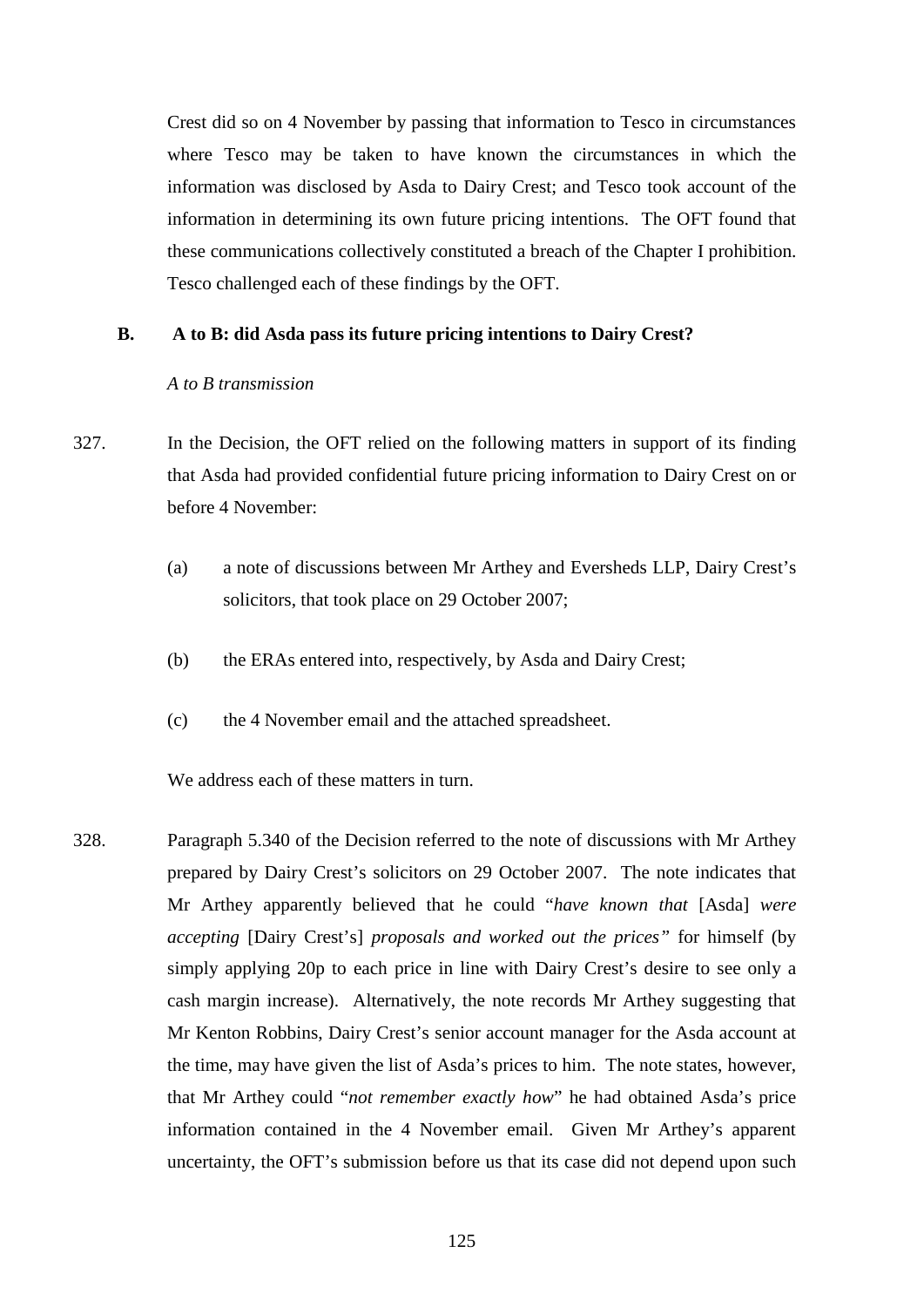Crest did so on 4 November by passing that information to Tesco in circumstances where Tesco may be taken to have known the circumstances in which the information was disclosed by Asda to Dairy Crest; and Tesco took account of the information in determining its own future pricing intentions. The OFT found that these communications collectively constituted a breach of the Chapter I prohibition. Tesco challenged each of these findings by the OFT.

## B. A to B: did Asda pass its future pricing intentions to Dairy Crest?

*A to B transmission*

327. In the Decision, the OFT relied on the following matters in support of its finding that Asda had provided confidential future pricing information to Dairy Crest on or before 4 November:

(a) a note of discussions between Mr Arthey and Eversheds LLP, Dairy Crest's solicitors, that took place on 29 October 2007;

(b) the ERAs entered into, respectively, by Asda and Dairy Crest;

(c) the 4 November email and the attached spreadsheet.

We address each of these matters in turn.

328. Paragraph 5.340 of the Decision referred to the note of discussions with Mr Arthey prepared by Dairy Crest's solicitors on 29 October 2007. The note indicates that Mr Arthey apparently believed that he could "*have known that* [Asda] *were accepting* [Dairy Crest's] *proposals and worked out the prices"* for himself (by simply applying 20p to each price in line with Dairy Crest's desire to see only a cash margin increase). Alternatively, the note records Mr Arthey suggesting that Mr Kenton Robbins, Dairy Crest's senior account manager for the Asda account at the time, may have given the list of Asda's prices to him. The note states, however, that Mr Arthey could "*not remember exactly how*" he had obtained Asda's price information contained in the 4 November email. Given Mr Arthey's apparent uncertainty, the OFT's submission before us that its case did not depend upon such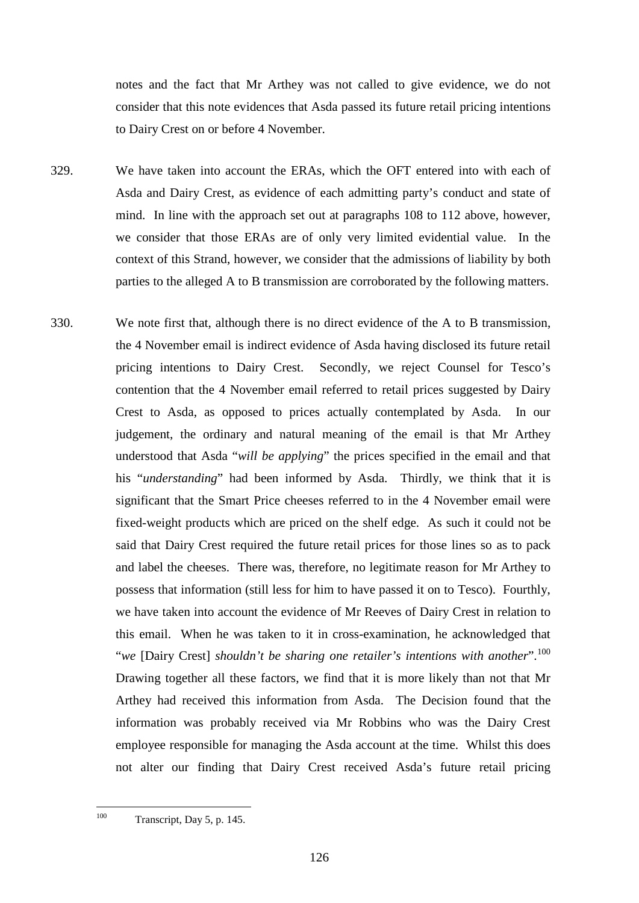notes and the fact that Mr Arthey was not called to give evidence, we do not consider that this note evidences that Asda passed its future retail pricing intentions to Dairy Crest on or before 4 November.

329. We have taken into account the ERAs, which the OFT entered into with each of Asda and Dairy Crest, as evidence of each admitting party's conduct and state of mind. In line with the approach set out at paragraphs 108 to 112 above, however, we consider that those ERAs are of only very limited evidential value. In the context of this Strand, however, we consider that the admissions of liability by both parties to the alleged A to B transmission are corroborated by the following matters.

330. We note first that, although there is no direct evidence of the A to B transmission, the 4 November email is indirect evidence of Asda having disclosed its future retail pricing intentions to Dairy Crest. Secondly, we reject Counsel for Tesco's contention that the 4 November email referred to retail prices suggested by Dairy Crest to Asda, as opposed to prices actually contemplated by Asda. In our judgement, the ordinary and natural meaning of the email is that Mr Arthey understood that Asda "*will be applying*" the prices specified in the email and that his "*understanding*" had been informed by Asda. Thirdly, we think that it is significant that the Smart Price cheeses referred to in the 4 November email were fixed-weight products which are priced on the shelf edge. As such it could not be said that Dairy Crest required the future retail prices for those lines so as to pack and label the cheeses. There was, therefore, no legitimate reason for Mr Arthey to possess that information (still less for him to have passed it on to Tesco). Fourthly, we have taken into account the evidence of Mr Reeves of Dairy Crest in relation to this email. When he was taken to it in cross-examination, he acknowledged that "*we* [Dairy Crest] *shouldn't be sharing one retailer's intentions with another*".[100] Drawing together all these factors, we find that it is more likely than not that Mr Arthey had received this information from Asda. The Decision found that the information was probably received via Mr Robbins who was the Dairy Crest employee responsible for managing the Asda account at the time. Whilst this does not alter our finding that Dairy Crest received Asda's future retail pricing

[100] Transcript, Day 5, p. 145.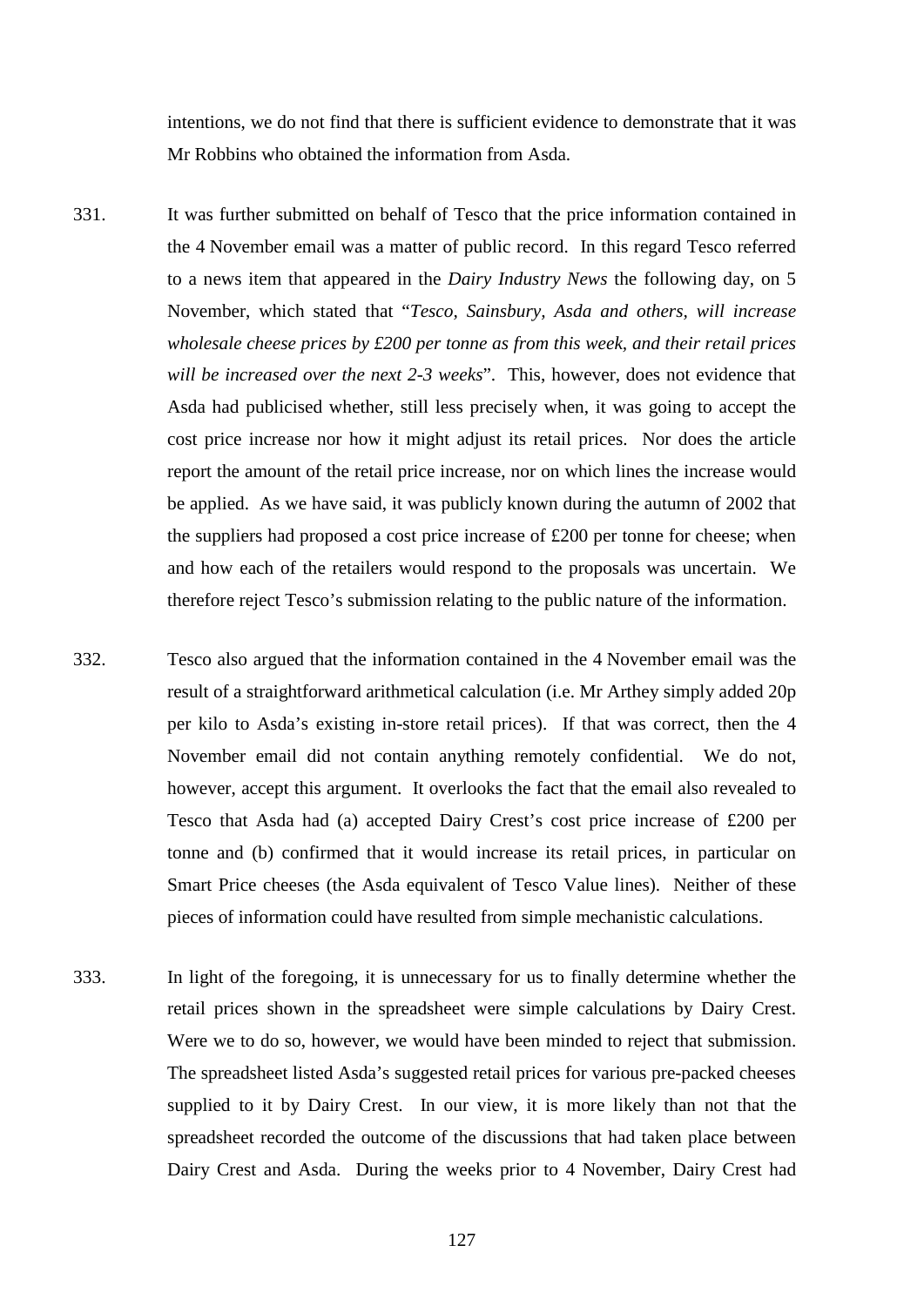intentions, we do not find that there is sufficient evidence to demonstrate that it was Mr Robbins who obtained the information from Asda.

331. It was further submitted on behalf of Tesco that the price information contained in the 4 November email was a matter of public record. In this regard Tesco referred to a news item that appeared in the *Dairy Industry News* the following day, on 5 November, which stated that "*Tesco, Sainsbury, Asda and others, will increase wholesale cheese prices by £200 per tonne as from this week, and their retail prices will be increased over the next 2-3 weeks*". This, however, does not evidence that Asda had publicised whether, still less precisely when, it was going to accept the cost price increase nor how it might adjust its retail prices. Nor does the article report the amount of the retail price increase, nor on which lines the increase would be applied. As we have said, it was publicly known during the autumn of 2002 that the suppliers had proposed a cost price increase of £200 per tonne for cheese; when and how each of the retailers would respond to the proposals was uncertain. We therefore reject Tesco's submission relating to the public nature of the information.

332. Tesco also argued that the information contained in the 4 November email was the result of a straightforward arithmetical calculation (i.e. Mr Arthey simply added 20p per kilo to Asda's existing in-store retail prices). If that was correct, then the 4 November email did not contain anything remotely confidential. We do not, however, accept this argument. It overlooks the fact that the email also revealed to Tesco that Asda had (a) accepted Dairy Crest's cost price increase of £200 per tonne and (b) confirmed that it would increase its retail prices, in particular on Smart Price cheeses (the Asda equivalent of Tesco Value lines). Neither of these pieces of information could have resulted from simple mechanistic calculations.

333. In light of the foregoing, it is unnecessary for us to finally determine whether the retail prices shown in the spreadsheet were simple calculations by Dairy Crest. Were we to do so, however, we would have been minded to reject that submission. The spreadsheet listed Asda's suggested retail prices for various pre-packed cheeses supplied to it by Dairy Crest. In our view, it is more likely than not that the spreadsheet recorded the outcome of the discussions that had taken place between Dairy Crest and Asda. During the weeks prior to 4 November, Dairy Crest had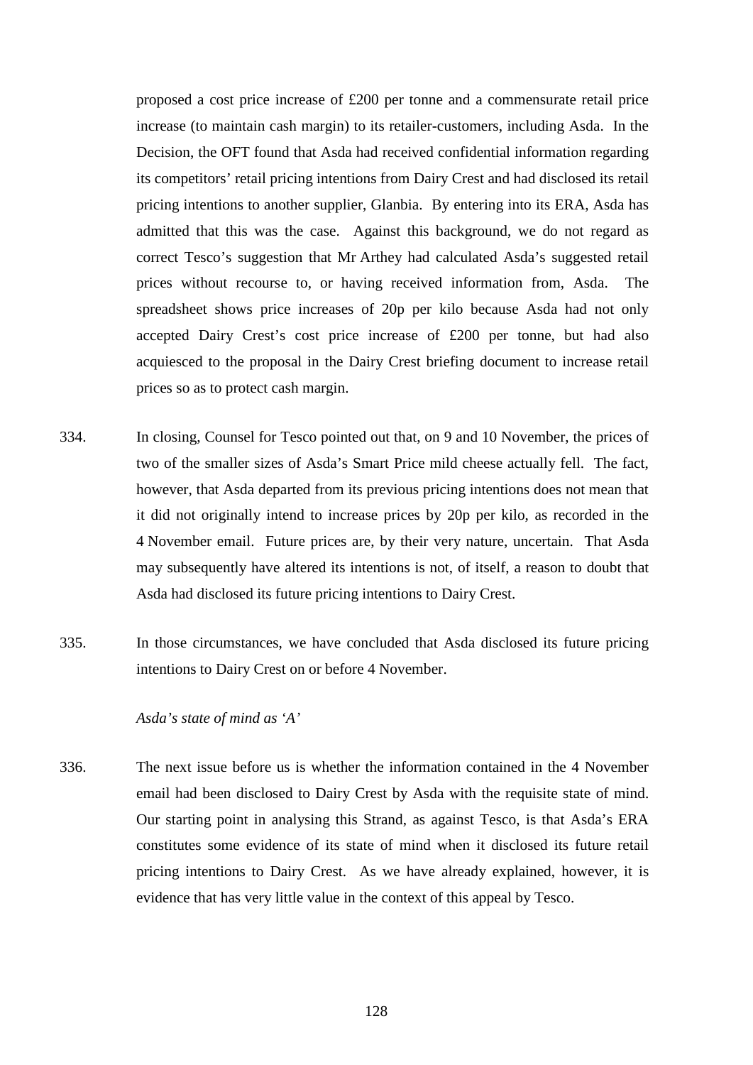proposed a cost price increase of £200 per tonne and a commensurate retail price increase (to maintain cash margin) to its retailer-customers, including Asda. In the Decision, the OFT found that Asda had received confidential information regarding its competitors' retail pricing intentions from Dairy Crest and had disclosed its retail pricing intentions to another supplier, Glanbia. By entering into its ERA, Asda has admitted that this was the case. Against this background, we do not regard as correct Tesco's suggestion that Mr Arthey had calculated Asda's suggested retail prices without recourse to, or having received information from, Asda. The spreadsheet shows price increases of 20p per kilo because Asda had not only accepted Dairy Crest's cost price increase of £200 per tonne, but had also acquiesced to the proposal in the Dairy Crest briefing document to increase retail prices so as to protect cash margin.

334. In closing, Counsel for Tesco pointed out that, on 9 and 10 November, the prices of two of the smaller sizes of Asda's Smart Price mild cheese actually fell. The fact, however, that Asda departed from its previous pricing intentions does not mean that it did not originally intend to increase prices by 20p per kilo, as recorded in the 4 November email. Future prices are, by their very nature, uncertain. That Asda may subsequently have altered its intentions is not, of itself, a reason to doubt that Asda had disclosed its future pricing intentions to Dairy Crest.

335. In those circumstances, we have concluded that Asda disclosed its future pricing intentions to Dairy Crest on or before 4 November.

*Asda's state of mind as 'A'*

336. The next issue before us is whether the information contained in the 4 November email had been disclosed to Dairy Crest by Asda with the requisite state of mind. Our starting point in analysing this Strand, as against Tesco, is that Asda's ERA constitutes some evidence of its state of mind when it disclosed its future retail pricing intentions to Dairy Crest. As we have already explained, however, it is evidence that has very little value in the context of this appeal by Tesco.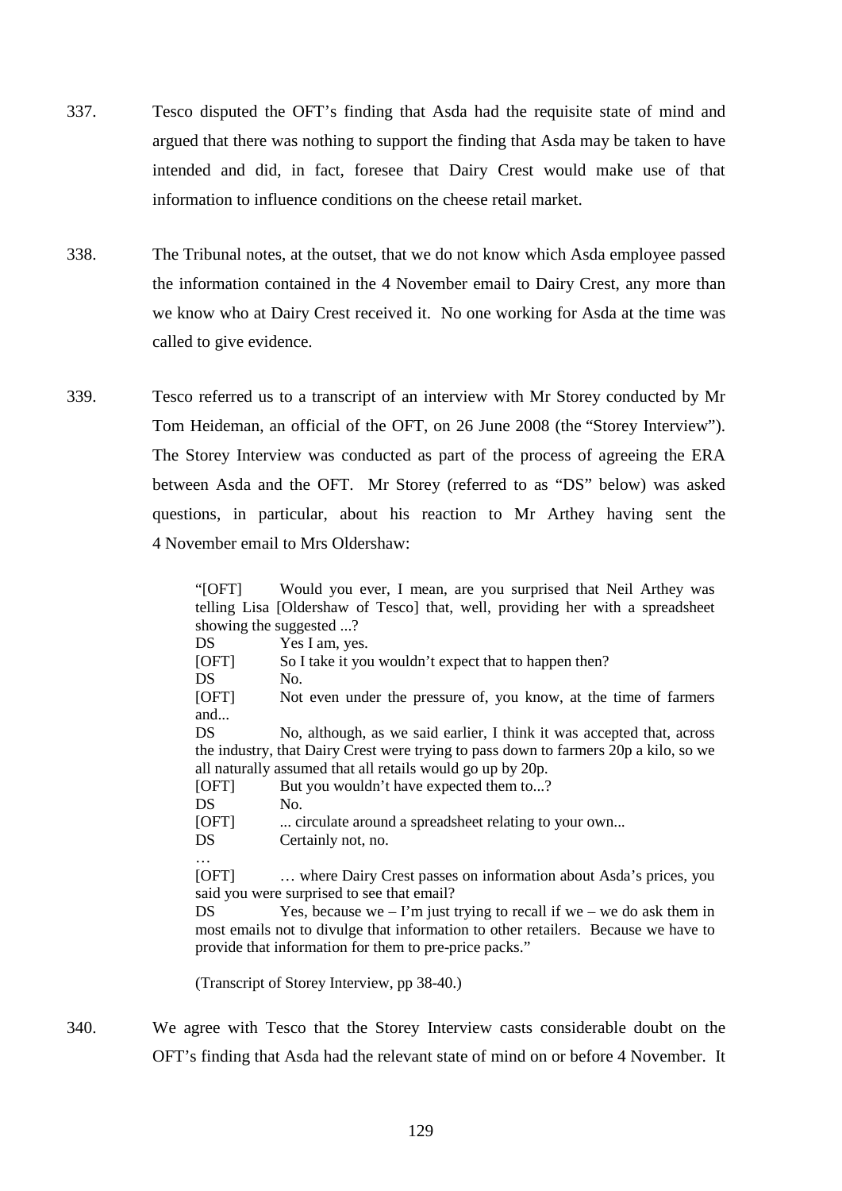337. Tesco disputed the OFT's finding that Asda had the requisite state of mind and argued that there was nothing to support the finding that Asda may be taken to have intended and did, in fact, foresee that Dairy Crest would make use of that information to influence conditions on the cheese retail market.

338. The Tribunal notes, at the outset, that we do not know which Asda employee passed the information contained in the 4 November email to Dairy Crest, any more than we know who at Dairy Crest received it. No one working for Asda at the time was called to give evidence.

339. Tesco referred us to a transcript of an interview with Mr Storey conducted by Mr Tom Heideman, an official of the OFT, on 26 June 2008 (the "Storey Interview"). The Storey Interview was conducted as part of the process of agreeing the ERA between Asda and the OFT. Mr Storey (referred to as "DS" below) was asked questions, in particular, about his reaction to Mr Arthey having sent the 4 November email to Mrs Oldershaw:

> "[OFT] Would you ever, I mean, are you surprised that Neil Arthey was telling Lisa [Oldershaw of Tesco] that, well, providing her with a spreadsheet showing the suggested ...?
> DS Yes I am, yes.
> [OFT] So I take it you wouldn't expect that to happen then?
> DS No.
> [OFT] Not even under the pressure of, you know, at the time of farmers and...
> DS No, although, as we said earlier, I think it was accepted that, across the industry, that Dairy Crest were trying to pass down to farmers 20p a kilo, so we all naturally assumed that all retails would go up by 20p.
> [OFT] But you wouldn't have expected them to...?
> DS No.
> [OFT] ... circulate around a spreadsheet relating to your own...
> DS Certainly not, no.
> …
> [OFT] … where Dairy Crest passes on information about Asda's prices, you said you were surprised to see that email?
> DS Yes, because we – I'm just trying to recall if we – we do ask them in most emails not to divulge that information to other retailers. Because we have to provide that information for them to pre-price packs."
>
> (Transcript of Storey Interview, pp 38-40.)

340. We agree with Tesco that the Storey Interview casts considerable doubt on the OFT's finding that Asda had the relevant state of mind on or before 4 November. It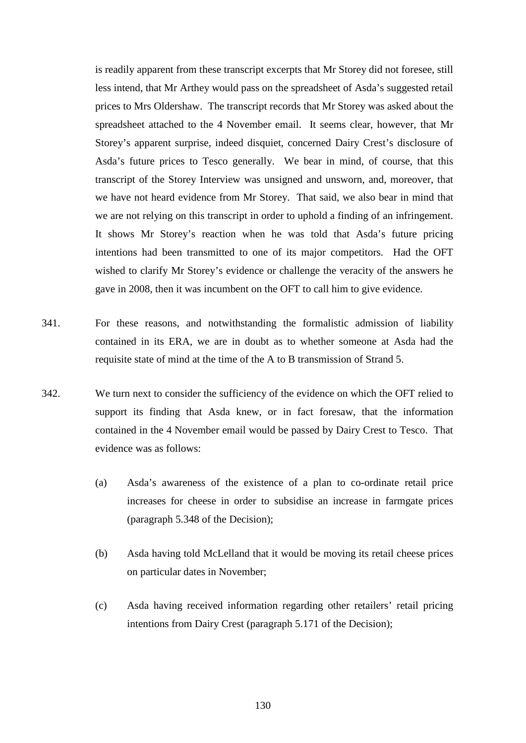is readily apparent from these transcript excerpts that Mr Storey did not foresee, still less intend, that Mr Arthey would pass on the spreadsheet of Asda's suggested retail prices to Mrs Oldershaw. The transcript records that Mr Storey was asked about the spreadsheet attached to the 4 November email. It seems clear, however, that Mr Storey's apparent surprise, indeed disquiet, concerned Dairy Crest's disclosure of Asda's future prices to Tesco generally. We bear in mind, of course, that this transcript of the Storey Interview was unsigned and unsworn, and, moreover, that we have not heard evidence from Mr Storey. That said, we also bear in mind that we are not relying on this transcript in order to uphold a finding of an infringement. It shows Mr Storey's reaction when he was told that Asda's future pricing intentions had been transmitted to one of its major competitors. Had the OFT wished to clarify Mr Storey's evidence or challenge the veracity of the answers he gave in 2008, then it was incumbent on the OFT to call him to give evidence.

341. For these reasons, and notwithstanding the formalistic admission of liability contained in its ERA, we are in doubt as to whether someone at Asda had the requisite state of mind at the time of the A to B transmission of Strand 5.

342. We turn next to consider the sufficiency of the evidence on which the OFT relied to support its finding that Asda knew, or in fact foresaw, that the information contained in the 4 November email would be passed by Dairy Crest to Tesco. That evidence was as follows:

(a) Asda's awareness of the existence of a plan to co-ordinate retail price increases for cheese in order to subsidise an increase in farmgate prices (paragraph 5.348 of the Decision);

(b) Asda having told McLelland that it would be moving its retail cheese prices on particular dates in November;

(c) Asda having received information regarding other retailers' retail pricing intentions from Dairy Crest (paragraph 5.171 of the Decision);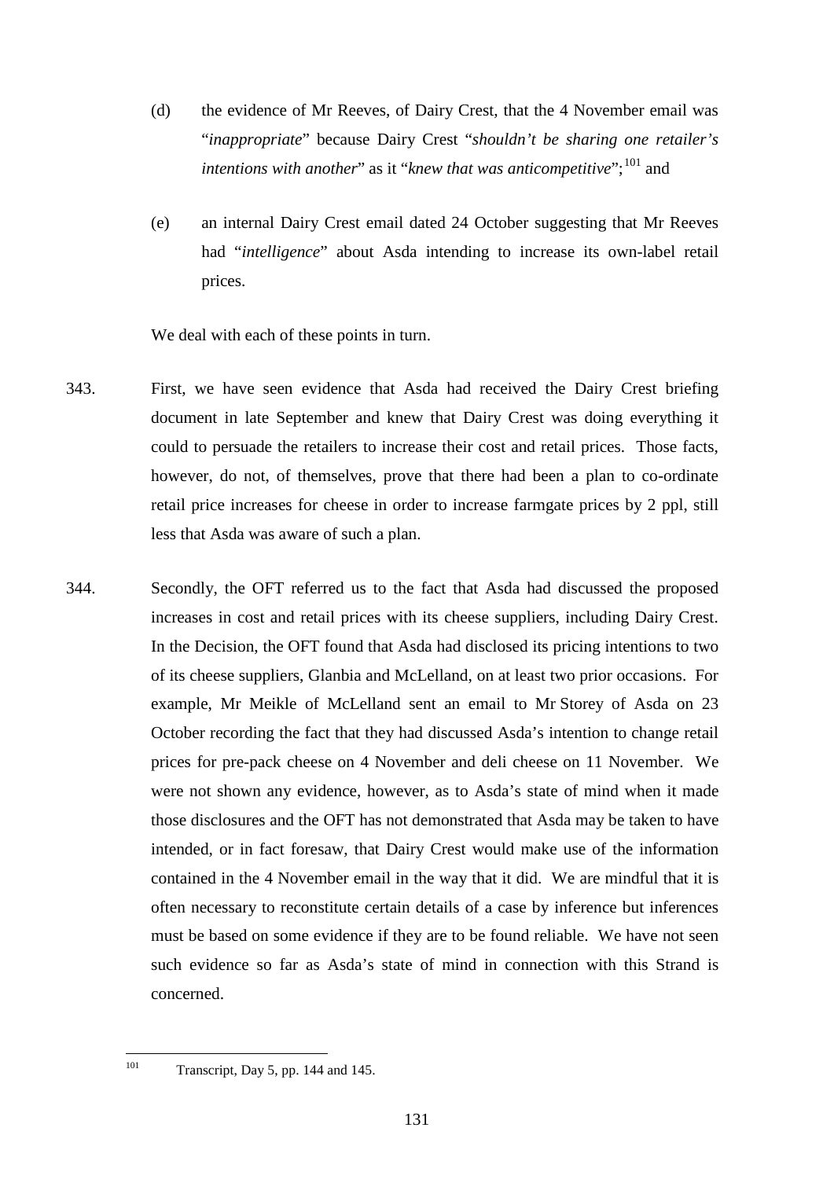(d) the evidence of Mr Reeves, of Dairy Crest, that the 4 November email was "*inappropriate*" because Dairy Crest "*shouldn't be sharing one retailer's intentions with another*" as it "*knew that was anticompetitive*";[101] and

(e) an internal Dairy Crest email dated 24 October suggesting that Mr Reeves had "*intelligence*" about Asda intending to increase its own-label retail prices.

We deal with each of these points in turn.

343. First, we have seen evidence that Asda had received the Dairy Crest briefing document in late September and knew that Dairy Crest was doing everything it could to persuade the retailers to increase their cost and retail prices. Those facts, however, do not, of themselves, prove that there had been a plan to co-ordinate retail price increases for cheese in order to increase farmgate prices by 2 ppl, still less that Asda was aware of such a plan.

344. Secondly, the OFT referred us to the fact that Asda had discussed the proposed increases in cost and retail prices with its cheese suppliers, including Dairy Crest. In the Decision, the OFT found that Asda had disclosed its pricing intentions to two of its cheese suppliers, Glanbia and McLelland, on at least two prior occasions. For example, Mr Meikle of McLelland sent an email to Mr Storey of Asda on 23 October recording the fact that they had discussed Asda's intention to change retail prices for pre-pack cheese on 4 November and deli cheese on 11 November. We were not shown any evidence, however, as to Asda's state of mind when it made those disclosures and the OFT has not demonstrated that Asda may be taken to have intended, or in fact foresaw, that Dairy Crest would make use of the information contained in the 4 November email in the way that it did. We are mindful that it is often necessary to reconstitute certain details of a case by inference but inferences must be based on some evidence if they are to be found reliable. We have not seen such evidence so far as Asda's state of mind in connection with this Strand is concerned.

[101] Transcript, Day 5, pp. 144 and 145.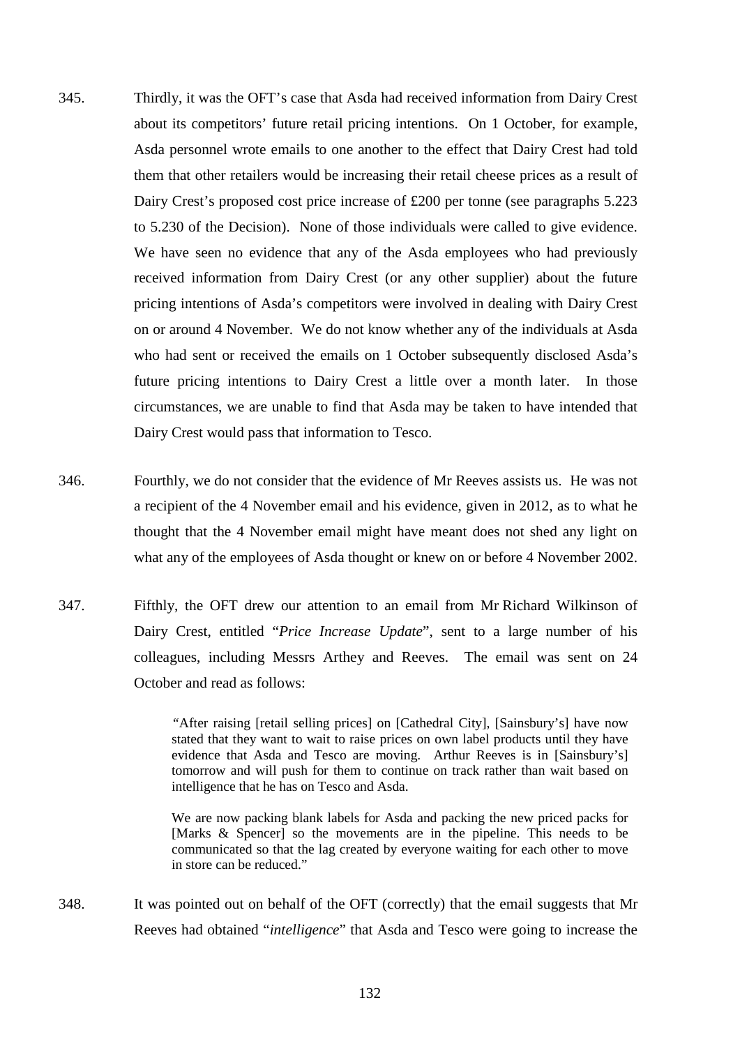345. Thirdly, it was the OFT's case that Asda had received information from Dairy Crest about its competitors' future retail pricing intentions. On 1 October, for example, Asda personnel wrote emails to one another to the effect that Dairy Crest had told them that other retailers would be increasing their retail cheese prices as a result of Dairy Crest's proposed cost price increase of £200 per tonne (see paragraphs 5.223 to 5.230 of the Decision). None of those individuals were called to give evidence. We have seen no evidence that any of the Asda employees who had previously received information from Dairy Crest (or any other supplier) about the future pricing intentions of Asda's competitors were involved in dealing with Dairy Crest on or around 4 November. We do not know whether any of the individuals at Asda who had sent or received the emails on 1 October subsequently disclosed Asda's future pricing intentions to Dairy Crest a little over a month later. In those circumstances, we are unable to find that Asda may be taken to have intended that Dairy Crest would pass that information to Tesco.

346. Fourthly, we do not consider that the evidence of Mr Reeves assists us. He was not a recipient of the 4 November email and his evidence, given in 2012, as to what he thought that the 4 November email might have meant does not shed any light on what any of the employees of Asda thought or knew on or before 4 November 2002.

347. Fifthly, the OFT drew our attention to an email from Mr Richard Wilkinson of Dairy Crest, entitled "*Price Increase Update*", sent to a large number of his colleagues, including Messrs Arthey and Reeves. The email was sent on 24 October and read as follows:

> "After raising [retail selling prices] on [Cathedral City], [Sainsbury's] have now stated that they want to wait to raise prices on own label products until they have evidence that Asda and Tesco are moving. Arthur Reeves is in [Sainsbury's] tomorrow and will push for them to continue on track rather than wait based on intelligence that he has on Tesco and Asda.
>
> We are now packing blank labels for Asda and packing the new priced packs for [Marks & Spencer] so the movements are in the pipeline. This needs to be communicated so that the lag created by everyone waiting for each other to move in store can be reduced."

348. It was pointed out on behalf of the OFT (correctly) that the email suggests that Mr Reeves had obtained "*intelligence*" that Asda and Tesco were going to increase the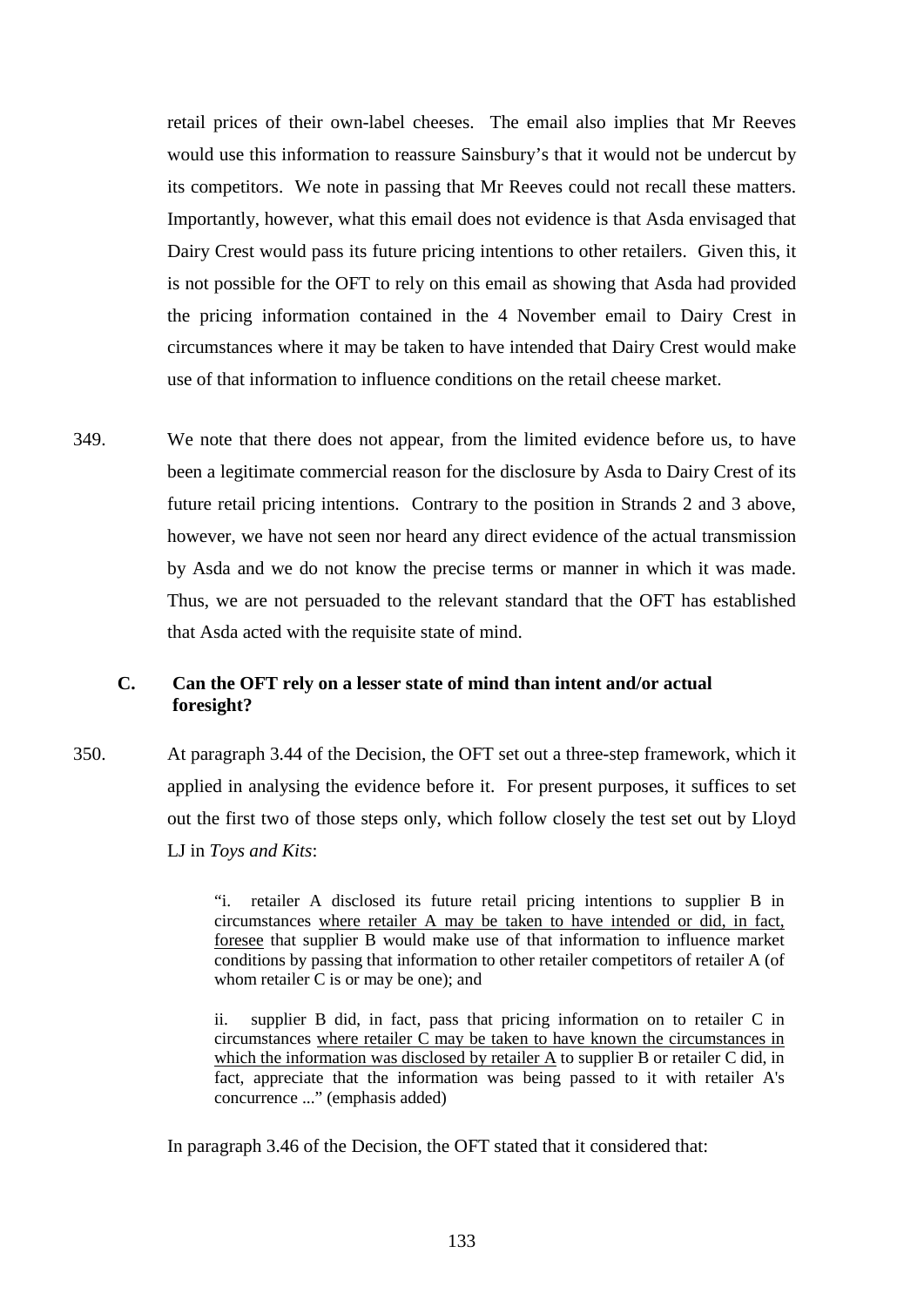retail prices of their own-label cheeses. The email also implies that Mr Reeves would use this information to reassure Sainsbury's that it would not be undercut by its competitors. We note in passing that Mr Reeves could not recall these matters. Importantly, however, what this email does not evidence is that Asda envisaged that Dairy Crest would pass its future pricing intentions to other retailers. Given this, it is not possible for the OFT to rely on this email as showing that Asda had provided the pricing information contained in the 4 November email to Dairy Crest in circumstances where it may be taken to have intended that Dairy Crest would make use of that information to influence conditions on the retail cheese market.

349. We note that there does not appear, from the limited evidence before us, to have been a legitimate commercial reason for the disclosure by Asda to Dairy Crest of its future retail pricing intentions. Contrary to the position in Strands 2 and 3 above, however, we have not seen nor heard any direct evidence of the actual transmission by Asda and we do not know the precise terms or manner in which it was made. Thus, we are not persuaded to the relevant standard that the OFT has established that Asda acted with the requisite state of mind.

### C. Can the OFT rely on a lesser state of mind than intent and/or actual foresight?

350. At paragraph 3.44 of the Decision, the OFT set out a three-step framework, which it applied in analysing the evidence before it. For present purposes, it suffices to set out the first two of those steps only, which follow closely the test set out by Lloyd LJ in *Toys and Kits*:

> "i. retailer A disclosed its future retail pricing intentions to supplier B in circumstances <u>where retailer A may be taken to have intended or did, in fact, foresee</u> that supplier B would make use of that information to influence market conditions by passing that information to other retailer competitors of retailer A (of whom retailer C is or may be one); and
>
> ii. supplier B did, in fact, pass that pricing information on to retailer C in circumstances <u>where retailer C may be taken to have known the circumstances in which the information was disclosed by retailer A</u> to supplier B or retailer C did, in fact, appreciate that the information was being passed to it with retailer A's concurrence ..." (emphasis added)

In paragraph 3.46 of the Decision, the OFT stated that it considered that: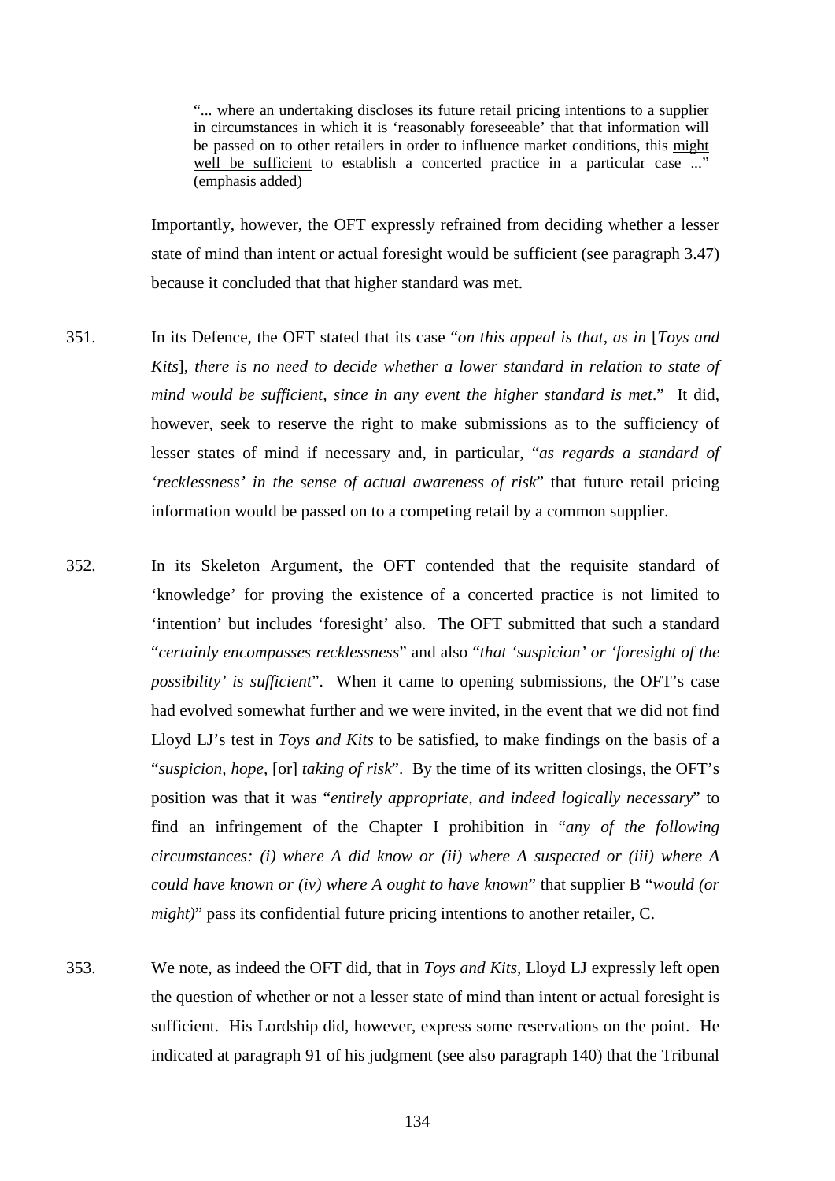> "... where an undertaking discloses its future retail pricing intentions to a supplier in circumstances in which it is 'reasonably foreseeable' that that information will be passed on to other retailers in order to influence market conditions, this <u>might well be sufficient</u> to establish a concerted practice in a particular case ..." (emphasis added)

Importantly, however, the OFT expressly refrained from deciding whether a lesser state of mind than intent or actual foresight would be sufficient (see paragraph 3.47) because it concluded that that higher standard was met.

351. In its Defence, the OFT stated that its case "*on this appeal is that, as in* [*Toys and Kits*], *there is no need to decide whether a lower standard in relation to state of mind would be sufficient, since in any event the higher standard is met*." It did, however, seek to reserve the right to make submissions as to the sufficiency of lesser states of mind if necessary and, in particular, "*as regards a standard of 'recklessness' in the sense of actual awareness of risk*" that future retail pricing information would be passed on to a competing retail by a common supplier.

352. In its Skeleton Argument, the OFT contended that the requisite standard of 'knowledge' for proving the existence of a concerted practice is not limited to 'intention' but includes 'foresight' also. The OFT submitted that such a standard "*certainly encompasses recklessness*" and also "*that 'suspicion' or 'foresight of the possibility' is sufficient*". When it came to opening submissions, the OFT's case had evolved somewhat further and we were invited, in the event that we did not find Lloyd LJ's test in *Toys and Kits* to be satisfied, to make findings on the basis of a "*suspicion, hope,* [or] *taking of risk*". By the time of its written closings, the OFT's position was that it was "*entirely appropriate, and indeed logically necessary*" to find an infringement of the Chapter I prohibition in "*any of the following circumstances: (i) where A did know or (ii) where A suspected or (iii) where A could have known or (iv) where A ought to have known*" that supplier B "*would (or might)*" pass its confidential future pricing intentions to another retailer, C.

353. We note, as indeed the OFT did, that in *Toys and Kits*, Lloyd LJ expressly left open the question of whether or not a lesser state of mind than intent or actual foresight is sufficient. His Lordship did, however, express some reservations on the point. He indicated at paragraph 91 of his judgment (see also paragraph 140) that the Tribunal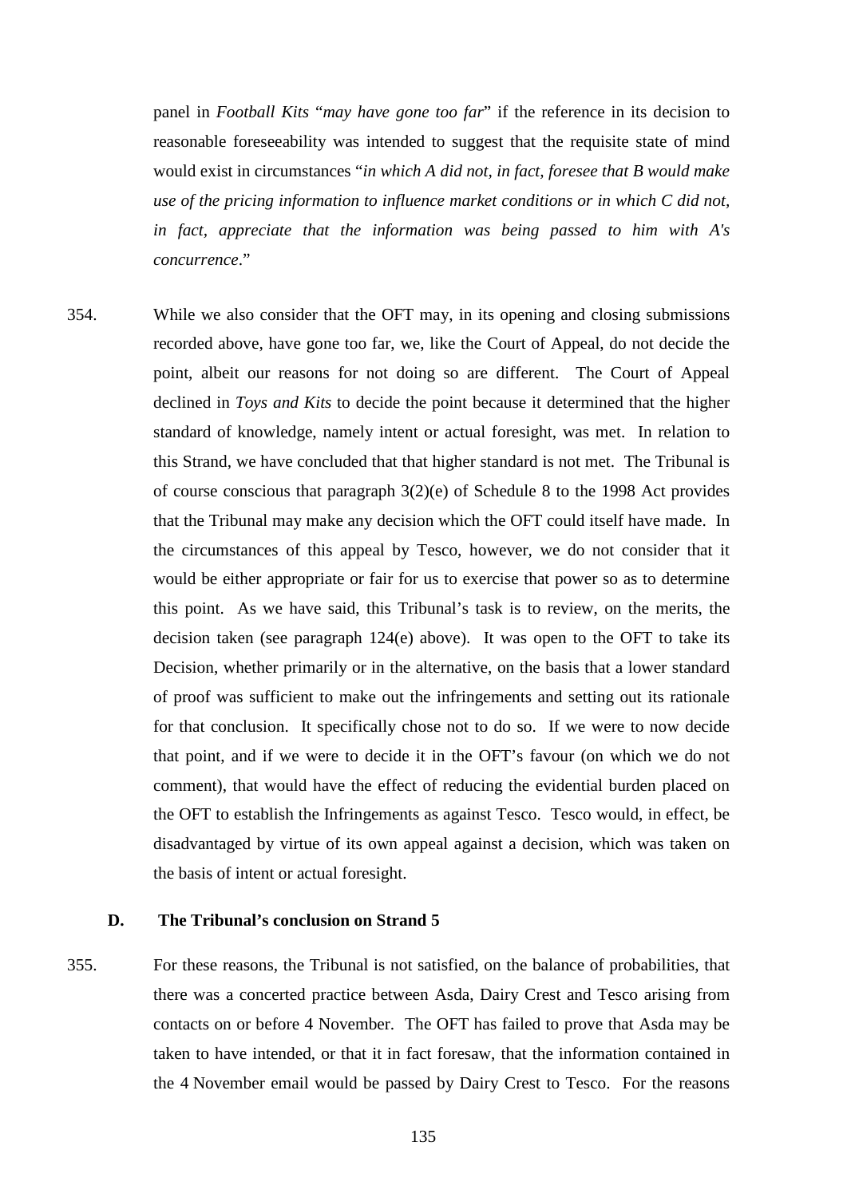panel in *Football Kits* "*may have gone too far*" if the reference in its decision to reasonable foreseeability was intended to suggest that the requisite state of mind would exist in circumstances "*in which A did not, in fact, foresee that B would make use of the pricing information to influence market conditions or in which C did not, in fact, appreciate that the information was being passed to him with A's concurrence*."

354. While we also consider that the OFT may, in its opening and closing submissions recorded above, have gone too far, we, like the Court of Appeal, do not decide the point, albeit our reasons for not doing so are different. The Court of Appeal declined in *Toys and Kits* to decide the point because it determined that the higher standard of knowledge, namely intent or actual foresight, was met. In relation to this Strand, we have concluded that that higher standard is not met. The Tribunal is of course conscious that paragraph 3(2)(e) of Schedule 8 to the 1998 Act provides that the Tribunal may make any decision which the OFT could itself have made. In the circumstances of this appeal by Tesco, however, we do not consider that it would be either appropriate or fair for us to exercise that power so as to determine this point. As we have said, this Tribunal's task is to review, on the merits, the decision taken (see paragraph 124(e) above). It was open to the OFT to take its Decision, whether primarily or in the alternative, on the basis that a lower standard of proof was sufficient to make out the infringements and setting out its rationale for that conclusion. It specifically chose not to do so. If we were to now decide that point, and if we were to decide it in the OFT's favour (on which we do not comment), that would have the effect of reducing the evidential burden placed on the OFT to establish the Infringements as against Tesco. Tesco would, in effect, be disadvantaged by virtue of its own appeal against a decision, which was taken on the basis of intent or actual foresight.

### D. The Tribunal's conclusion on Strand 5

355. For these reasons, the Tribunal is not satisfied, on the balance of probabilities, that there was a concerted practice between Asda, Dairy Crest and Tesco arising from contacts on or before 4 November. The OFT has failed to prove that Asda may be taken to have intended, or that it in fact foresaw, that the information contained in the 4 November email would be passed by Dairy Crest to Tesco. For the reasons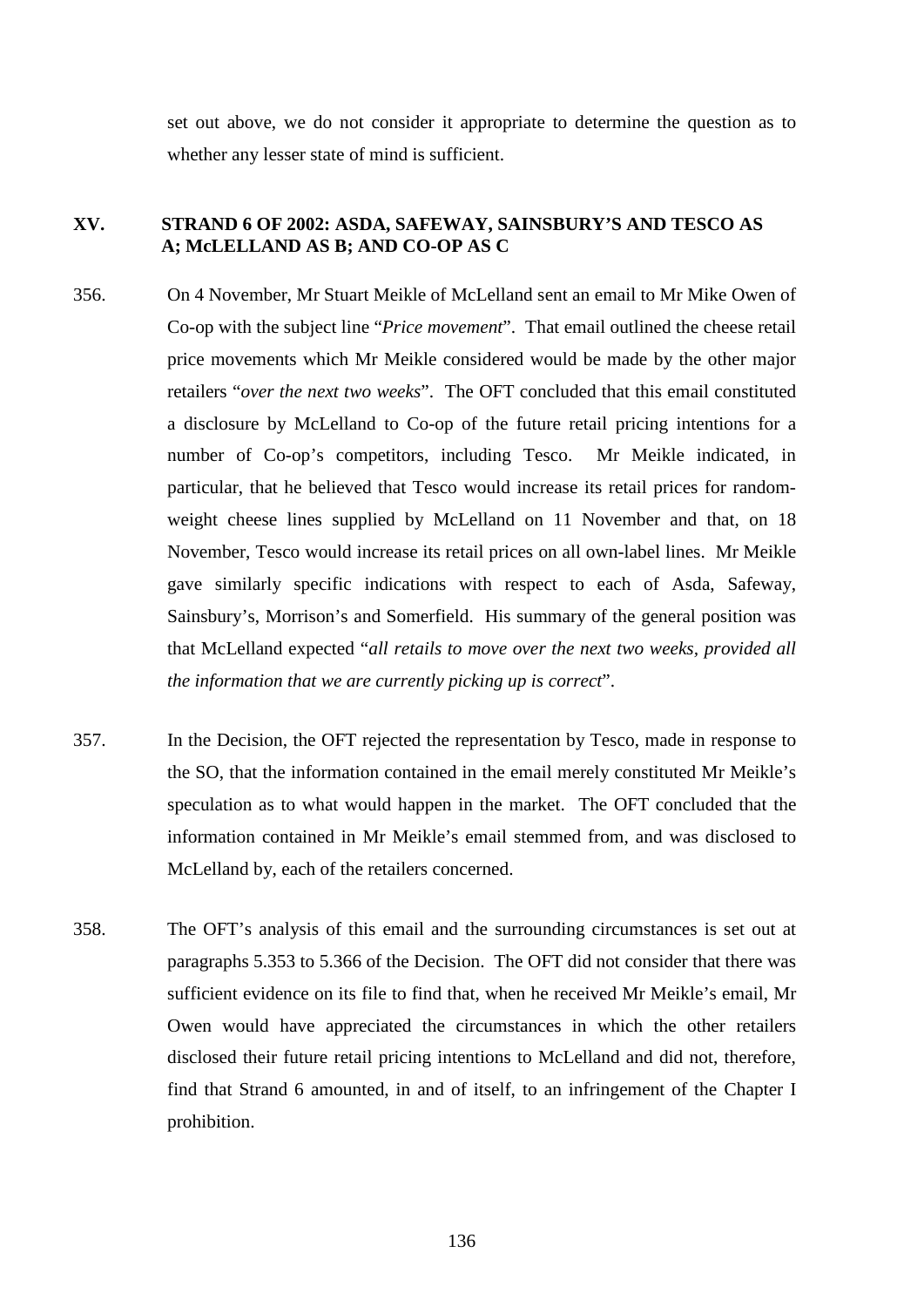set out above, we do not consider it appropriate to determine the question as to whether any lesser state of mind is sufficient.

## XV. STRAND 6 OF 2002: ASDA, SAFEWAY, SAINSBURY'S AND TESCO AS A; McLELLAND AS B; AND CO-OP AS C

356. On 4 November, Mr Stuart Meikle of McLelland sent an email to Mr Mike Owen of Co-op with the subject line "*Price movement*". That email outlined the cheese retail price movements which Mr Meikle considered would be made by the other major retailers "*over the next two weeks*". The OFT concluded that this email constituted a disclosure by McLelland to Co-op of the future retail pricing intentions for a number of Co-op's competitors, including Tesco. Mr Meikle indicated, in particular, that he believed that Tesco would increase its retail prices for random-weight cheese lines supplied by McLelland on 11 November and that, on 18 November, Tesco would increase its retail prices on all own-label lines. Mr Meikle gave similarly specific indications with respect to each of Asda, Safeway, Sainsbury's, Morrison's and Somerfield. His summary of the general position was that McLelland expected "*all retails to move over the next two weeks, provided all the information that we are currently picking up is correct*".

357. In the Decision, the OFT rejected the representation by Tesco, made in response to the SO, that the information contained in the email merely constituted Mr Meikle's speculation as to what would happen in the market. The OFT concluded that the information contained in Mr Meikle's email stemmed from, and was disclosed to McLelland by, each of the retailers concerned.

358. The OFT's analysis of this email and the surrounding circumstances is set out at paragraphs 5.353 to 5.366 of the Decision. The OFT did not consider that there was sufficient evidence on its file to find that, when he received Mr Meikle's email, Mr Owen would have appreciated the circumstances in which the other retailers disclosed their future retail pricing intentions to McLelland and did not, therefore, find that Strand 6 amounted, in and of itself, to an infringement of the Chapter I prohibition.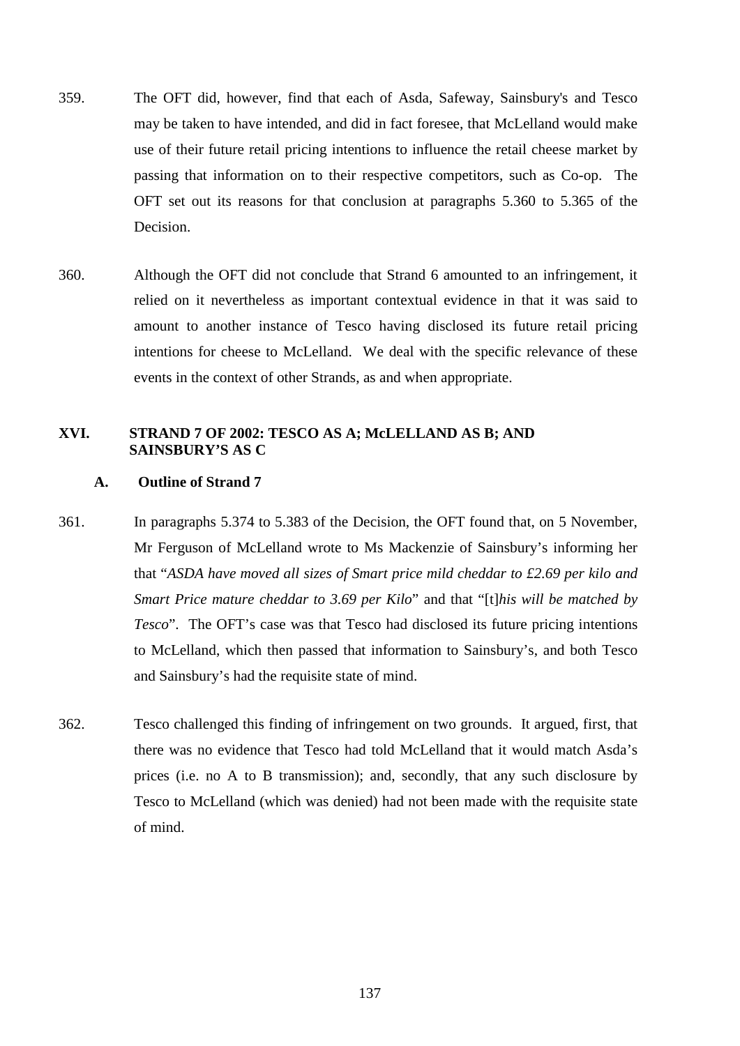359. The OFT did, however, find that each of Asda, Safeway, Sainsbury's and Tesco may be taken to have intended, and did in fact foresee, that McLelland would make use of their future retail pricing intentions to influence the retail cheese market by passing that information on to their respective competitors, such as Co-op. The OFT set out its reasons for that conclusion at paragraphs 5.360 to 5.365 of the Decision.

360. Although the OFT did not conclude that Strand 6 amounted to an infringement, it relied on it nevertheless as important contextual evidence in that it was said to amount to another instance of Tesco having disclosed its future retail pricing intentions for cheese to McLelland. We deal with the specific relevance of these events in the context of other Strands, as and when appropriate.

## XVI. STRAND 7 OF 2002: TESCO AS A; McLELLAND AS B; AND SAINSBURY'S AS C

### A. Outline of Strand 7

361. In paragraphs 5.374 to 5.383 of the Decision, the OFT found that, on 5 November, Mr Ferguson of McLelland wrote to Ms Mackenzie of Sainsbury's informing her that "*ASDA have moved all sizes of Smart price mild cheddar to £2.69 per kilo and Smart Price mature cheddar to 3.69 per Kilo*" and that "[t]*his will be matched by Tesco*". The OFT's case was that Tesco had disclosed its future pricing intentions to McLelland, which then passed that information to Sainsbury's, and both Tesco and Sainsbury's had the requisite state of mind.

362. Tesco challenged this finding of infringement on two grounds. It argued, first, that there was no evidence that Tesco had told McLelland that it would match Asda's prices (i.e. no A to B transmission); and, secondly, that any such disclosure by Tesco to McLelland (which was denied) had not been made with the requisite state of mind.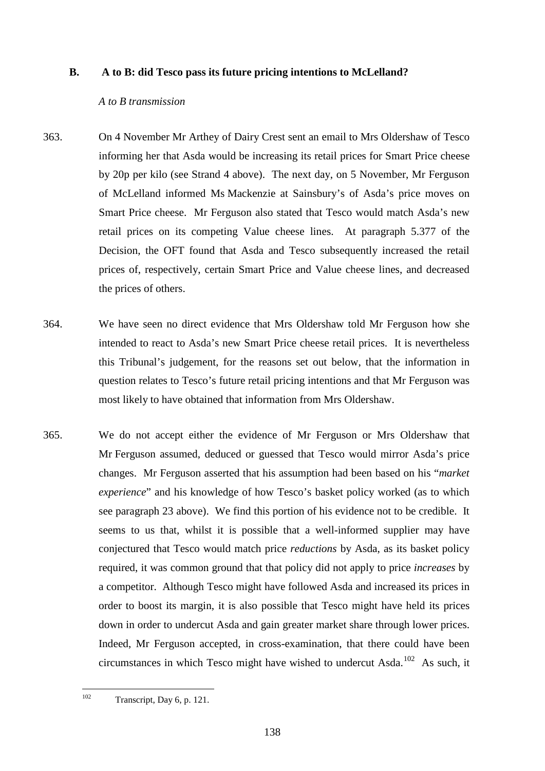## B. A to B: did Tesco pass its future pricing intentions to McLelland?

*A to B transmission*

363. On 4 November Mr Arthey of Dairy Crest sent an email to Mrs Oldershaw of Tesco informing her that Asda would be increasing its retail prices for Smart Price cheese by 20p per kilo (see Strand 4 above). The next day, on 5 November, Mr Ferguson of McLelland informed Ms Mackenzie at Sainsbury's of Asda's price moves on Smart Price cheese. Mr Ferguson also stated that Tesco would match Asda's new retail prices on its competing Value cheese lines. At paragraph 5.377 of the Decision, the OFT found that Asda and Tesco subsequently increased the retail prices of, respectively, certain Smart Price and Value cheese lines, and decreased the prices of others.

364. We have seen no direct evidence that Mrs Oldershaw told Mr Ferguson how she intended to react to Asda's new Smart Price cheese retail prices. It is nevertheless this Tribunal's judgement, for the reasons set out below, that the information in question relates to Tesco's future retail pricing intentions and that Mr Ferguson was most likely to have obtained that information from Mrs Oldershaw.

365. We do not accept either the evidence of Mr Ferguson or Mrs Oldershaw that Mr Ferguson assumed, deduced or guessed that Tesco would mirror Asda's price changes. Mr Ferguson asserted that his assumption had been based on his "*market experience*" and his knowledge of how Tesco's basket policy worked (as to which see paragraph 23 above). We find this portion of his evidence not to be credible. It seems to us that, whilst it is possible that a well-informed supplier may have conjectured that Tesco would match price *reductions* by Asda, as its basket policy required, it was common ground that that policy did not apply to price *increases* by a competitor. Although Tesco might have followed Asda and increased its prices in order to boost its margin, it is also possible that Tesco might have held its prices down in order to undercut Asda and gain greater market share through lower prices. Indeed, Mr Ferguson accepted, in cross-examination, that there could have been circumstances in which Tesco might have wished to undercut Asda.[102] As such, it

[102] Transcript, Day 6, p. 121.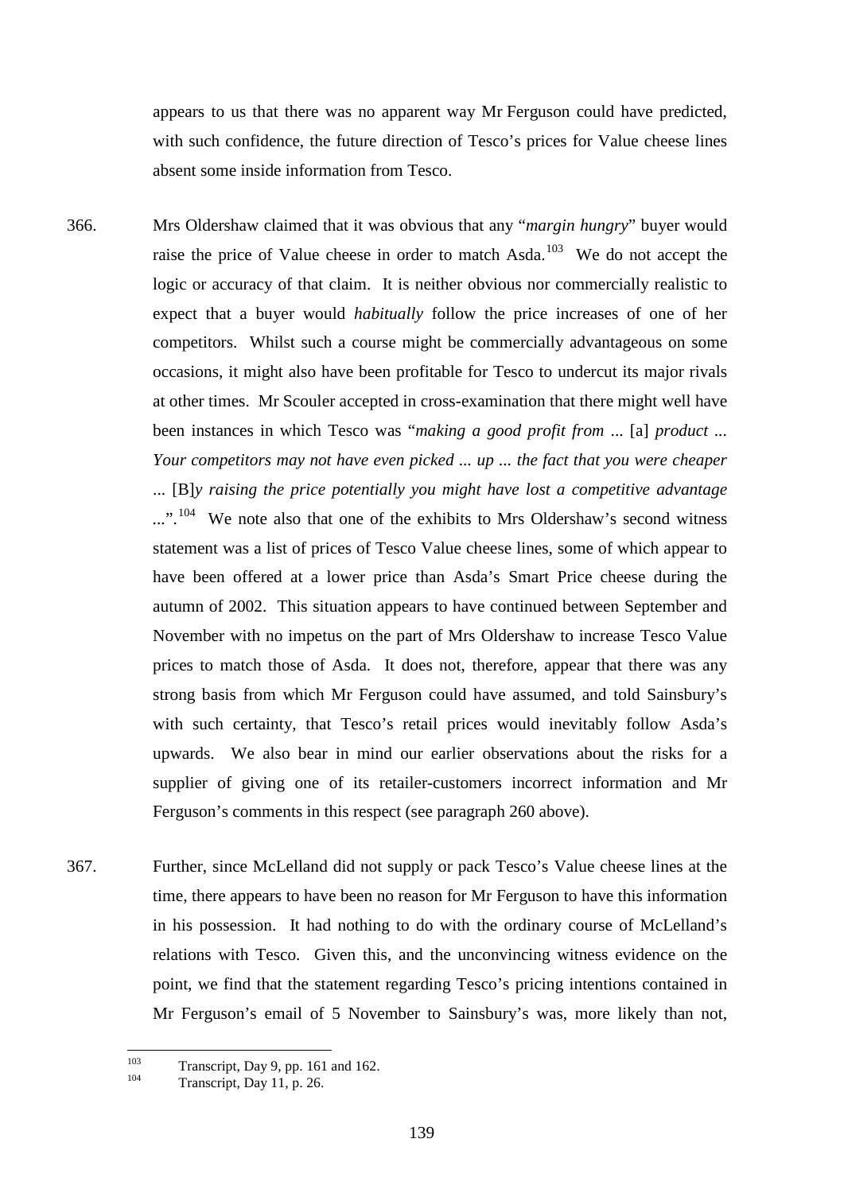appears to us that there was no apparent way Mr Ferguson could have predicted, with such confidence, the future direction of Tesco's prices for Value cheese lines absent some inside information from Tesco.

366. Mrs Oldershaw claimed that it was obvious that any "*margin hungry*" buyer would raise the price of Value cheese in order to match Asda.[103] We do not accept the logic or accuracy of that claim. It is neither obvious nor commercially realistic to expect that a buyer would *habitually* follow the price increases of one of her competitors. Whilst such a course might be commercially advantageous on some occasions, it might also have been profitable for Tesco to undercut its major rivals at other times. Mr Scouler accepted in cross-examination that there might well have been instances in which Tesco was "*making a good profit from* ... [a] *product ... Your competitors may not have even picked ... up ... the fact that you were cheaper ...* [B]*y raising the price potentially you might have lost a competitive advantage ...*".[104] We note also that one of the exhibits to Mrs Oldershaw's second witness statement was a list of prices of Tesco Value cheese lines, some of which appear to have been offered at a lower price than Asda's Smart Price cheese during the autumn of 2002. This situation appears to have continued between September and November with no impetus on the part of Mrs Oldershaw to increase Tesco Value prices to match those of Asda. It does not, therefore, appear that there was any strong basis from which Mr Ferguson could have assumed, and told Sainsbury's with such certainty, that Tesco's retail prices would inevitably follow Asda's upwards. We also bear in mind our earlier observations about the risks for a supplier of giving one of its retailer-customers incorrect information and Mr Ferguson's comments in this respect (see paragraph 260 above).

367. Further, since McLelland did not supply or pack Tesco's Value cheese lines at the time, there appears to have been no reason for Mr Ferguson to have this information in his possession. It had nothing to do with the ordinary course of McLelland's relations with Tesco. Given this, and the unconvincing witness evidence on the point, we find that the statement regarding Tesco's pricing intentions contained in Mr Ferguson's email of 5 November to Sainsbury's was, more likely than not,

---

[103] Transcript, Day 9, pp. 161 and 162.

[104] Transcript, Day 11, p. 26.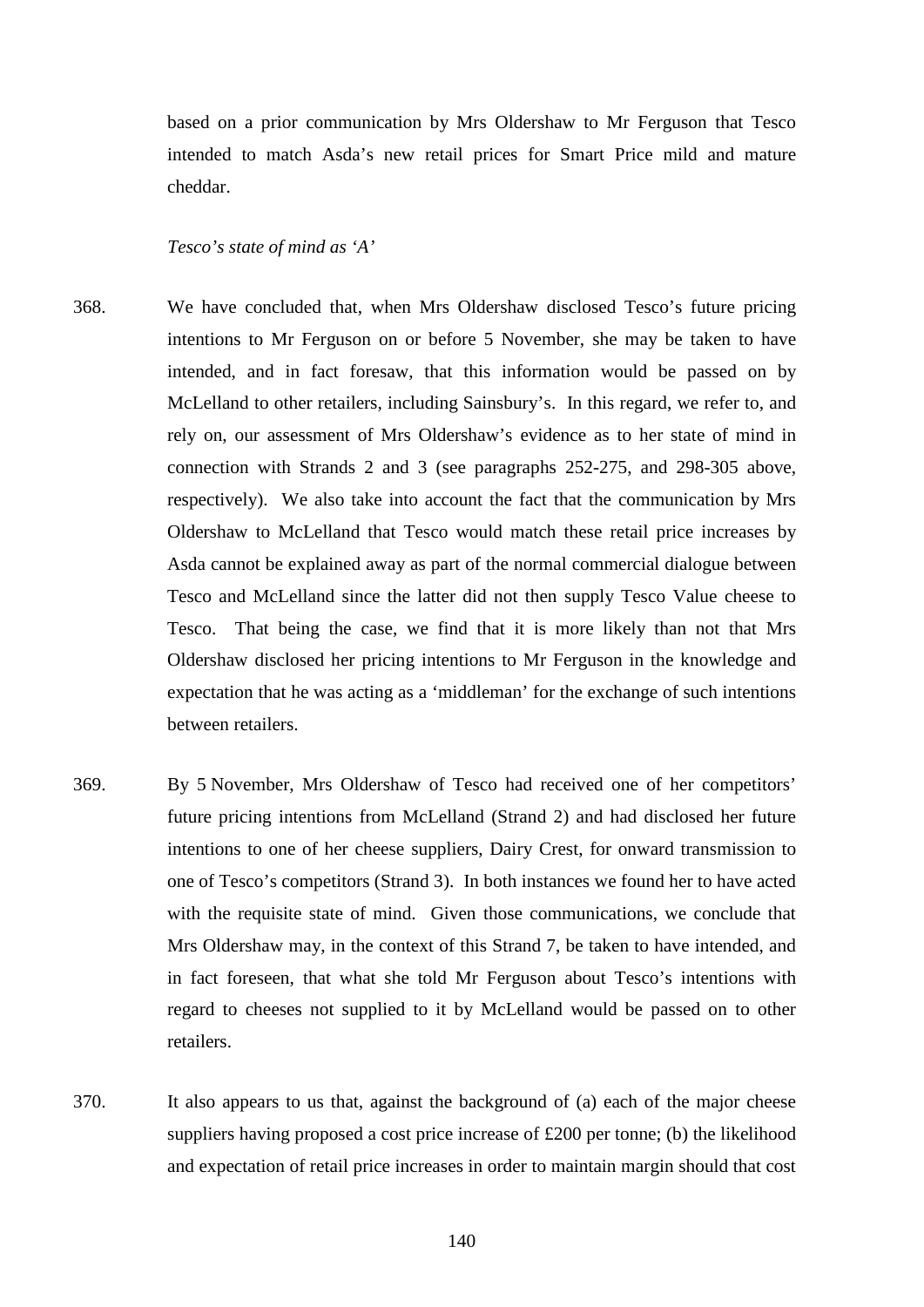based on a prior communication by Mrs Oldershaw to Mr Ferguson that Tesco intended to match Asda's new retail prices for Smart Price mild and mature cheddar.

*Tesco's state of mind as 'A'*

368. We have concluded that, when Mrs Oldershaw disclosed Tesco's future pricing intentions to Mr Ferguson on or before 5 November, she may be taken to have intended, and in fact foresaw, that this information would be passed on by McLelland to other retailers, including Sainsbury's. In this regard, we refer to, and rely on, our assessment of Mrs Oldershaw's evidence as to her state of mind in connection with Strands 2 and 3 (see paragraphs 252-275, and 298-305 above, respectively). We also take into account the fact that the communication by Mrs Oldershaw to McLelland that Tesco would match these retail price increases by Asda cannot be explained away as part of the normal commercial dialogue between Tesco and McLelland since the latter did not then supply Tesco Value cheese to Tesco. That being the case, we find that it is more likely than not that Mrs Oldershaw disclosed her pricing intentions to Mr Ferguson in the knowledge and expectation that he was acting as a 'middleman' for the exchange of such intentions between retailers.

369. By 5 November, Mrs Oldershaw of Tesco had received one of her competitors' future pricing intentions from McLelland (Strand 2) and had disclosed her future intentions to one of her cheese suppliers, Dairy Crest, for onward transmission to one of Tesco's competitors (Strand 3). In both instances we found her to have acted with the requisite state of mind. Given those communications, we conclude that Mrs Oldershaw may, in the context of this Strand 7, be taken to have intended, and in fact foreseen, that what she told Mr Ferguson about Tesco's intentions with regard to cheeses not supplied to it by McLelland would be passed on to other retailers.

370. It also appears to us that, against the background of (a) each of the major cheese suppliers having proposed a cost price increase of £200 per tonne; (b) the likelihood and expectation of retail price increases in order to maintain margin should that cost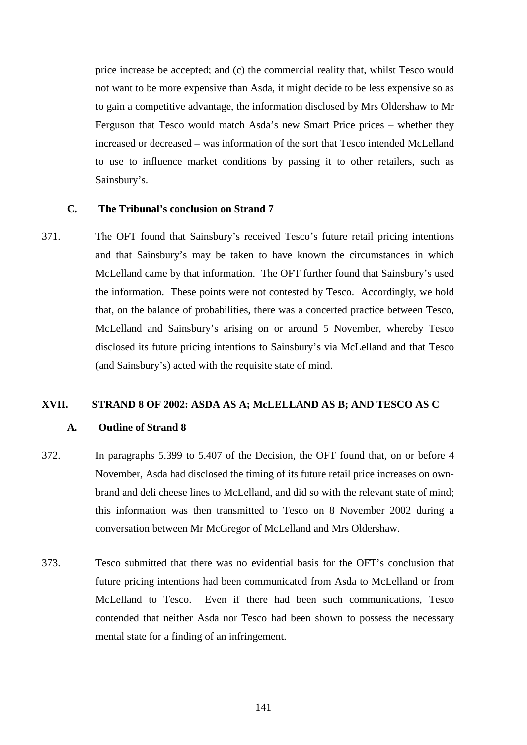price increase be accepted; and (c) the commercial reality that, whilst Tesco would not want to be more expensive than Asda, it might decide to be less expensive so as to gain a competitive advantage, the information disclosed by Mrs Oldershaw to Mr Ferguson that Tesco would match Asda's new Smart Price prices – whether they increased or decreased – was information of the sort that Tesco intended McLelland to use to influence market conditions by passing it to other retailers, such as Sainsbury's.

### C. The Tribunal's conclusion on Strand 7

371. The OFT found that Sainsbury's received Tesco's future retail pricing intentions and that Sainsbury's may be taken to have known the circumstances in which McLelland came by that information. The OFT further found that Sainsbury's used the information. These points were not contested by Tesco. Accordingly, we hold that, on the balance of probabilities, there was a concerted practice between Tesco, McLelland and Sainsbury's arising on or around 5 November, whereby Tesco disclosed its future pricing intentions to Sainsbury's via McLelland and that Tesco (and Sainsbury's) acted with the requisite state of mind.

## XVII. STRAND 8 OF 2002: ASDA AS A; McLELLAND AS B; AND TESCO AS C

### A. Outline of Strand 8

372. In paragraphs 5.399 to 5.407 of the Decision, the OFT found that, on or before 4 November, Asda had disclosed the timing of its future retail price increases on own-brand and deli cheese lines to McLelland, and did so with the relevant state of mind; this information was then transmitted to Tesco on 8 November 2002 during a conversation between Mr McGregor of McLelland and Mrs Oldershaw.

373. Tesco submitted that there was no evidential basis for the OFT's conclusion that future pricing intentions had been communicated from Asda to McLelland or from McLelland to Tesco. Even if there had been such communications, Tesco contended that neither Asda nor Tesco had been shown to possess the necessary mental state for a finding of an infringement.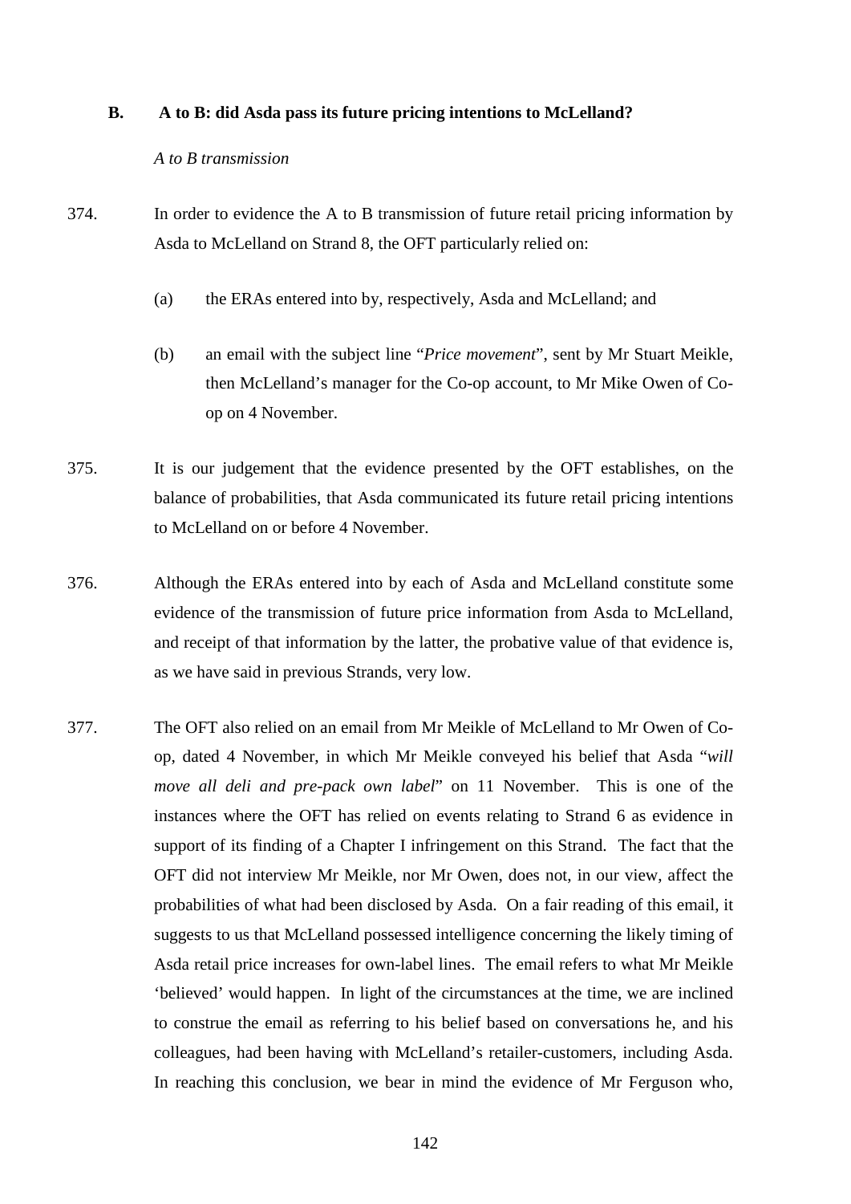### B. A to B: did Asda pass its future pricing intentions to McLelland?

*A to B transmission*

374. In order to evidence the A to B transmission of future retail pricing information by Asda to McLelland on Strand 8, the OFT particularly relied on:

  (a) the ERAs entered into by, respectively, Asda and McLelland; and

  (b) an email with the subject line "*Price movement*", sent by Mr Stuart Meikle, then McLelland's manager for the Co-op account, to Mr Mike Owen of Co-op on 4 November.

375. It is our judgement that the evidence presented by the OFT establishes, on the balance of probabilities, that Asda communicated its future retail pricing intentions to McLelland on or before 4 November.

376. Although the ERAs entered into by each of Asda and McLelland constitute some evidence of the transmission of future price information from Asda to McLelland, and receipt of that information by the latter, the probative value of that evidence is, as we have said in previous Strands, very low.

377. The OFT also relied on an email from Mr Meikle of McLelland to Mr Owen of Co-op, dated 4 November, in which Mr Meikle conveyed his belief that Asda "*will move all deli and pre-pack own label*" on 11 November. This is one of the instances where the OFT has relied on events relating to Strand 6 as evidence in support of its finding of a Chapter I infringement on this Strand. The fact that the OFT did not interview Mr Meikle, nor Mr Owen, does not, in our view, affect the probabilities of what had been disclosed by Asda. On a fair reading of this email, it suggests to us that McLelland possessed intelligence concerning the likely timing of Asda retail price increases for own-label lines. The email refers to what Mr Meikle 'believed' would happen. In light of the circumstances at the time, we are inclined to construe the email as referring to his belief based on conversations he, and his colleagues, had been having with McLelland's retailer-customers, including Asda. In reaching this conclusion, we bear in mind the evidence of Mr Ferguson who,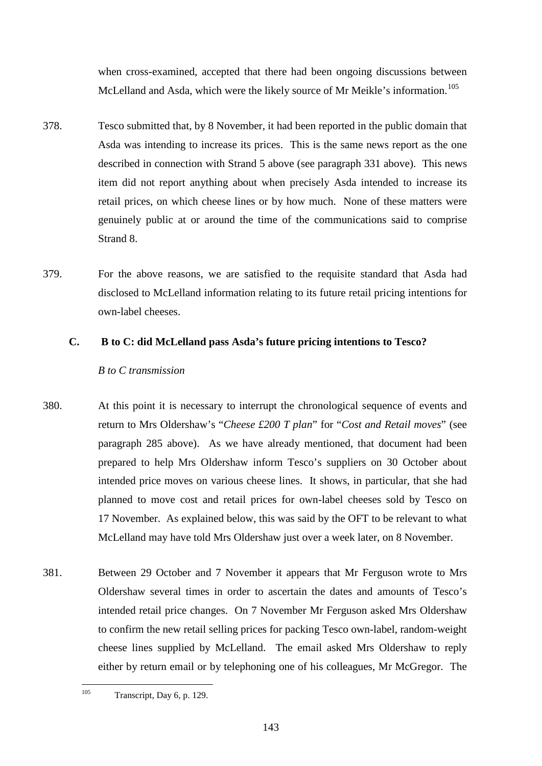when cross-examined, accepted that there had been ongoing discussions between McLelland and Asda, which were the likely source of Mr Meikle's information.[105]

378. Tesco submitted that, by 8 November, it had been reported in the public domain that Asda was intending to increase its prices. This is the same news report as the one described in connection with Strand 5 above (see paragraph 331 above). This news item did not report anything about when precisely Asda intended to increase its retail prices, on which cheese lines or by how much. None of these matters were genuinely public at or around the time of the communications said to comprise Strand 8.

379. For the above reasons, we are satisfied to the requisite standard that Asda had disclosed to McLelland information relating to its future retail pricing intentions for own-label cheeses.

### C. B to C: did McLelland pass Asda's future pricing intentions to Tesco?

*B to C transmission*

380. At this point it is necessary to interrupt the chronological sequence of events and return to Mrs Oldershaw's "*Cheese £200 T plan*" for "*Cost and Retail moves*" (see paragraph 285 above). As we have already mentioned, that document had been prepared to help Mrs Oldershaw inform Tesco's suppliers on 30 October about intended price moves on various cheese lines. It shows, in particular, that she had planned to move cost and retail prices for own-label cheeses sold by Tesco on 17 November. As explained below, this was said by the OFT to be relevant to what McLelland may have told Mrs Oldershaw just over a week later, on 8 November.

381. Between 29 October and 7 November it appears that Mr Ferguson wrote to Mrs Oldershaw several times in order to ascertain the dates and amounts of Tesco's intended retail price changes. On 7 November Mr Ferguson asked Mrs Oldershaw to confirm the new retail selling prices for packing Tesco own-label, random-weight cheese lines supplied by McLelland. The email asked Mrs Oldershaw to reply either by return email or by telephoning one of his colleagues, Mr McGregor. The

---

[105] Transcript, Day 6, p. 129.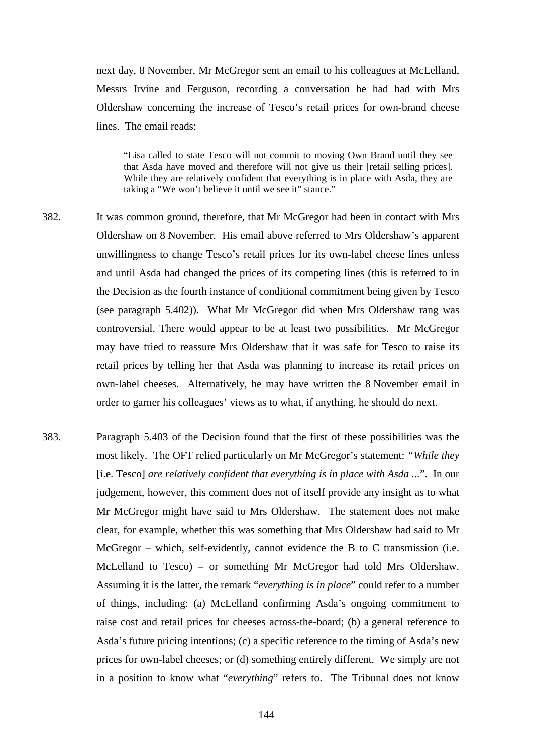next day, 8 November, Mr McGregor sent an email to his colleagues at McLelland, Messrs Irvine and Ferguson, recording a conversation he had had with Mrs Oldershaw concerning the increase of Tesco's retail prices for own-brand cheese lines. The email reads:

> "Lisa called to state Tesco will not commit to moving Own Brand until they see that Asda have moved and therefore will not give us their [retail selling prices]. While they are relatively confident that everything is in place with Asda, they are taking a "We won't believe it until we see it" stance."

382. It was common ground, therefore, that Mr McGregor had been in contact with Mrs Oldershaw on 8 November. His email above referred to Mrs Oldershaw's apparent unwillingness to change Tesco's retail prices for its own-label cheese lines unless and until Asda had changed the prices of its competing lines (this is referred to in the Decision as the fourth instance of conditional commitment being given by Tesco (see paragraph 5.402)). What Mr McGregor did when Mrs Oldershaw rang was controversial. There would appear to be at least two possibilities. Mr McGregor may have tried to reassure Mrs Oldershaw that it was safe for Tesco to raise its retail prices by telling her that Asda was planning to increase its retail prices on own-label cheeses. Alternatively, he may have written the 8 November email in order to garner his colleagues' views as to what, if anything, he should do next.

383. Paragraph 5.403 of the Decision found that the first of these possibilities was the most likely. The OFT relied particularly on Mr McGregor's statement: *"While they* [i.e. Tesco] *are relatively confident that everything is in place with Asda ...*". In our judgement, however, this comment does not of itself provide any insight as to what Mr McGregor might have said to Mrs Oldershaw. The statement does not make clear, for example, whether this was something that Mrs Oldershaw had said to Mr McGregor – which, self-evidently, cannot evidence the B to C transmission (i.e. McLelland to Tesco) – or something Mr McGregor had told Mrs Oldershaw. Assuming it is the latter, the remark "*everything is in place*" could refer to a number of things, including: (a) McLelland confirming Asda's ongoing commitment to raise cost and retail prices for cheeses across-the-board; (b) a general reference to Asda's future pricing intentions; (c) a specific reference to the timing of Asda's new prices for own-label cheeses; or (d) something entirely different. We simply are not in a position to know what "*everything*" refers to. The Tribunal does not know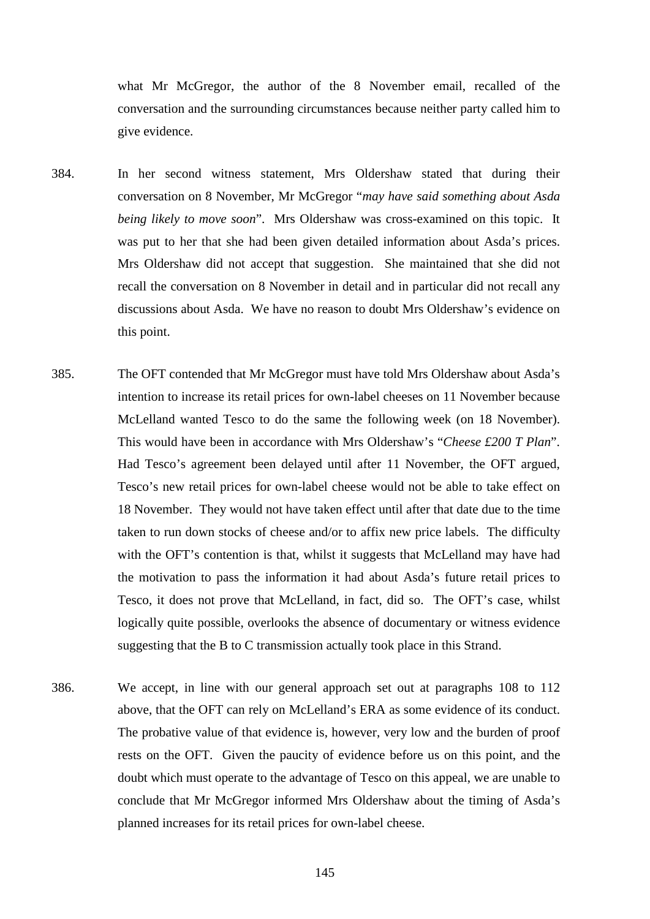what Mr McGregor, the author of the 8 November email, recalled of the conversation and the surrounding circumstances because neither party called him to give evidence.

384. In her second witness statement, Mrs Oldershaw stated that during their conversation on 8 November, Mr McGregor "*may have said something about Asda being likely to move soon*". Mrs Oldershaw was cross-examined on this topic. It was put to her that she had been given detailed information about Asda's prices. Mrs Oldershaw did not accept that suggestion. She maintained that she did not recall the conversation on 8 November in detail and in particular did not recall any discussions about Asda. We have no reason to doubt Mrs Oldershaw's evidence on this point.

385. The OFT contended that Mr McGregor must have told Mrs Oldershaw about Asda's intention to increase its retail prices for own-label cheeses on 11 November because McLelland wanted Tesco to do the same the following week (on 18 November). This would have been in accordance with Mrs Oldershaw's "*Cheese £200 T Plan*". Had Tesco's agreement been delayed until after 11 November, the OFT argued, Tesco's new retail prices for own-label cheese would not be able to take effect on 18 November. They would not have taken effect until after that date due to the time taken to run down stocks of cheese and/or to affix new price labels. The difficulty with the OFT's contention is that, whilst it suggests that McLelland may have had the motivation to pass the information it had about Asda's future retail prices to Tesco, it does not prove that McLelland, in fact, did so. The OFT's case, whilst logically quite possible, overlooks the absence of documentary or witness evidence suggesting that the B to C transmission actually took place in this Strand.

386. We accept, in line with our general approach set out at paragraphs 108 to 112 above, that the OFT can rely on McLelland's ERA as some evidence of its conduct. The probative value of that evidence is, however, very low and the burden of proof rests on the OFT. Given the paucity of evidence before us on this point, and the doubt which must operate to the advantage of Tesco on this appeal, we are unable to conclude that Mr McGregor informed Mrs Oldershaw about the timing of Asda's planned increases for its retail prices for own-label cheese.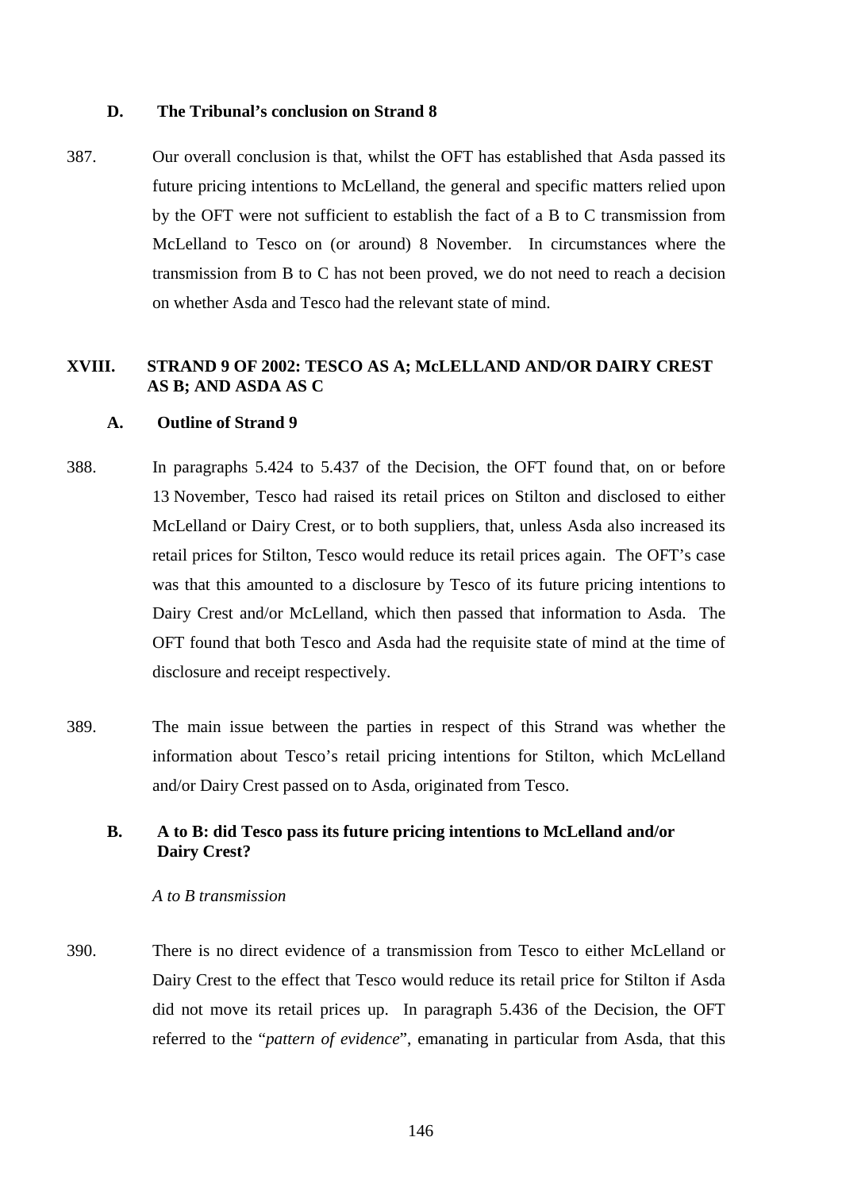### D. The Tribunal's conclusion on Strand 8

387. Our overall conclusion is that, whilst the OFT has established that Asda passed its future pricing intentions to McLelland, the general and specific matters relied upon by the OFT were not sufficient to establish the fact of a B to C transmission from McLelland to Tesco on (or around) 8 November. In circumstances where the transmission from B to C has not been proved, we do not need to reach a decision on whether Asda and Tesco had the relevant state of mind.

## XVIII. STRAND 9 OF 2002: TESCO AS A; McLELLAND AND/OR DAIRY CREST AS B; AND ASDA AS C

### A. Outline of Strand 9

388. In paragraphs 5.424 to 5.437 of the Decision, the OFT found that, on or before 13 November, Tesco had raised its retail prices on Stilton and disclosed to either McLelland or Dairy Crest, or to both suppliers, that, unless Asda also increased its retail prices for Stilton, Tesco would reduce its retail prices again. The OFT's case was that this amounted to a disclosure by Tesco of its future pricing intentions to Dairy Crest and/or McLelland, which then passed that information to Asda. The OFT found that both Tesco and Asda had the requisite state of mind at the time of disclosure and receipt respectively.

389. The main issue between the parties in respect of this Strand was whether the information about Tesco's retail pricing intentions for Stilton, which McLelland and/or Dairy Crest passed on to Asda, originated from Tesco.

### B. A to B: did Tesco pass its future pricing intentions to McLelland and/or Dairy Crest?

*A to B transmission*

390. There is no direct evidence of a transmission from Tesco to either McLelland or Dairy Crest to the effect that Tesco would reduce its retail price for Stilton if Asda did not move its retail prices up. In paragraph 5.436 of the Decision, the OFT referred to the "*pattern of evidence*", emanating in particular from Asda, that this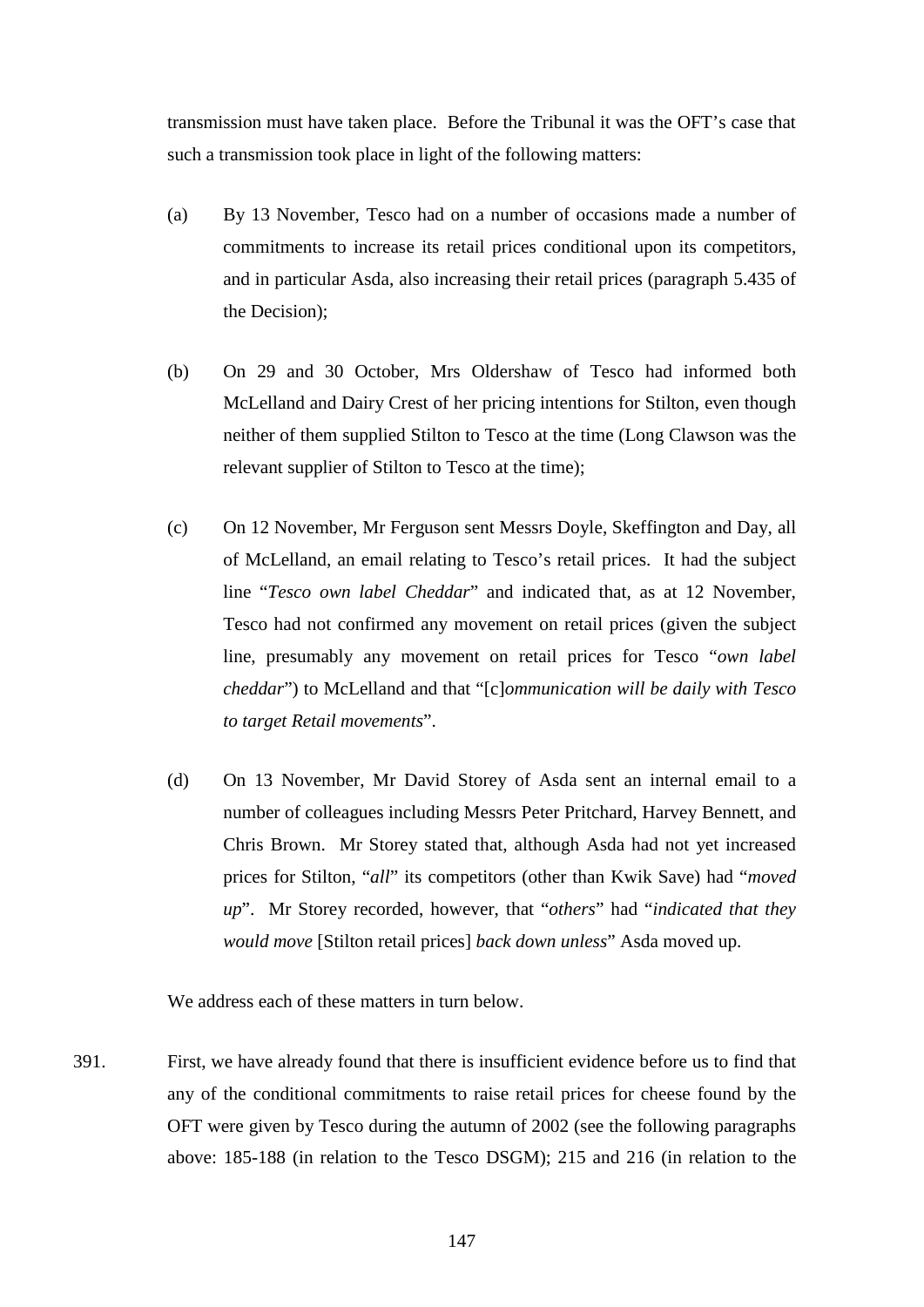transmission must have taken place. Before the Tribunal it was the OFT's case that such a transmission took place in light of the following matters:

(a) By 13 November, Tesco had on a number of occasions made a number of commitments to increase its retail prices conditional upon its competitors, and in particular Asda, also increasing their retail prices (paragraph 5.435 of the Decision);

(b) On 29 and 30 October, Mrs Oldershaw of Tesco had informed both McLelland and Dairy Crest of her pricing intentions for Stilton, even though neither of them supplied Stilton to Tesco at the time (Long Clawson was the relevant supplier of Stilton to Tesco at the time);

(c) On 12 November, Mr Ferguson sent Messrs Doyle, Skeffington and Day, all of McLelland, an email relating to Tesco's retail prices. It had the subject line "*Tesco own label Cheddar*" and indicated that, as at 12 November, Tesco had not confirmed any movement on retail prices (given the subject line, presumably any movement on retail prices for Tesco "*own label cheddar*") to McLelland and that "[c]*ommunication will be daily with Tesco to target Retail movements*".

(d) On 13 November, Mr David Storey of Asda sent an internal email to a number of colleagues including Messrs Peter Pritchard, Harvey Bennett, and Chris Brown. Mr Storey stated that, although Asda had not yet increased prices for Stilton, "*all*" its competitors (other than Kwik Save) had "*moved up*". Mr Storey recorded, however, that "*others*" had "*indicated that they would move* [Stilton retail prices] *back down unless*" Asda moved up.

We address each of these matters in turn below.

391. First, we have already found that there is insufficient evidence before us to find that any of the conditional commitments to raise retail prices for cheese found by the OFT were given by Tesco during the autumn of 2002 (see the following paragraphs above: 185-188 (in relation to the Tesco DSGM); 215 and 216 (in relation to the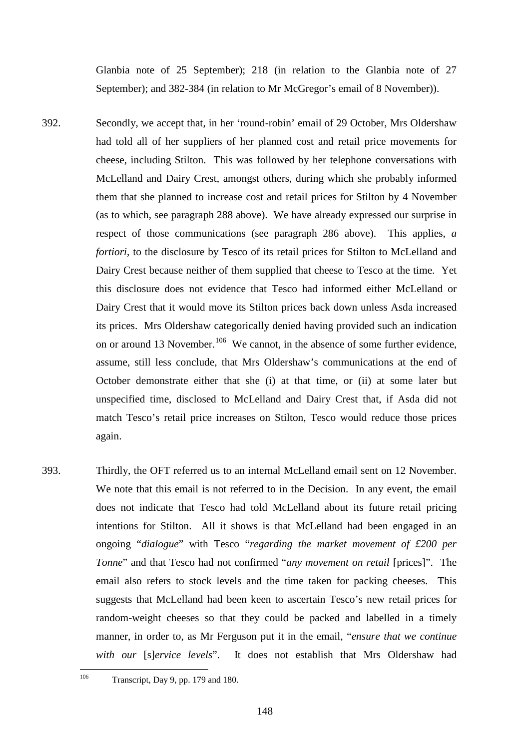Glanbia note of 25 September); 218 (in relation to the Glanbia note of 27 September); and 382-384 (in relation to Mr McGregor's email of 8 November)).

392. Secondly, we accept that, in her 'round-robin' email of 29 October, Mrs Oldershaw had told all of her suppliers of her planned cost and retail price movements for cheese, including Stilton. This was followed by her telephone conversations with McLelland and Dairy Crest, amongst others, during which she probably informed them that she planned to increase cost and retail prices for Stilton by 4 November (as to which, see paragraph 288 above). We have already expressed our surprise in respect of those communications (see paragraph 286 above). This applies, *a fortiori*, to the disclosure by Tesco of its retail prices for Stilton to McLelland and Dairy Crest because neither of them supplied that cheese to Tesco at the time. Yet this disclosure does not evidence that Tesco had informed either McLelland or Dairy Crest that it would move its Stilton prices back down unless Asda increased its prices. Mrs Oldershaw categorically denied having provided such an indication on or around 13 November.[106] We cannot, in the absence of some further evidence, assume, still less conclude, that Mrs Oldershaw's communications at the end of October demonstrate either that she (i) at that time, or (ii) at some later but unspecified time, disclosed to McLelland and Dairy Crest that, if Asda did not match Tesco's retail price increases on Stilton, Tesco would reduce those prices again.

393. Thirdly, the OFT referred us to an internal McLelland email sent on 12 November. We note that this email is not referred to in the Decision. In any event, the email does not indicate that Tesco had told McLelland about its future retail pricing intentions for Stilton. All it shows is that McLelland had been engaged in an ongoing "*dialogue*" with Tesco "*regarding the market movement of £200 per Tonne*" and that Tesco had not confirmed "*any movement on retail* [prices]". The email also refers to stock levels and the time taken for packing cheeses. This suggests that McLelland had been keen to ascertain Tesco's new retail prices for random-weight cheeses so that they could be packed and labelled in a timely manner, in order to, as Mr Ferguson put it in the email, "*ensure that we continue with our* [s]*ervice levels*". It does not establish that Mrs Oldershaw had

---

[106] Transcript, Day 9, pp. 179 and 180.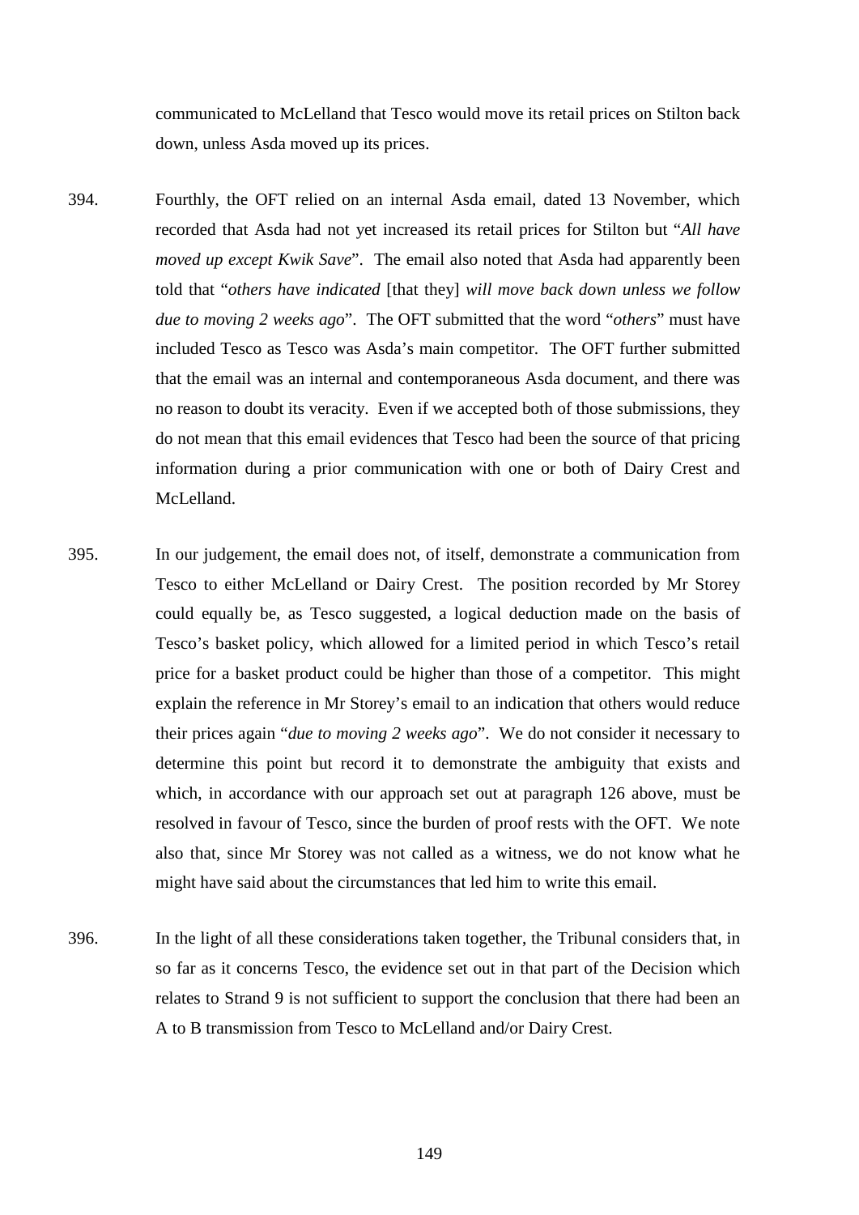communicated to McLelland that Tesco would move its retail prices on Stilton back down, unless Asda moved up its prices.

394. Fourthly, the OFT relied on an internal Asda email, dated 13 November, which recorded that Asda had not yet increased its retail prices for Stilton but "*All have moved up except Kwik Save*". The email also noted that Asda had apparently been told that "*others have indicated* [that they] *will move back down unless we follow due to moving 2 weeks ago*". The OFT submitted that the word "*others*" must have included Tesco as Tesco was Asda's main competitor. The OFT further submitted that the email was an internal and contemporaneous Asda document, and there was no reason to doubt its veracity. Even if we accepted both of those submissions, they do not mean that this email evidences that Tesco had been the source of that pricing information during a prior communication with one or both of Dairy Crest and McLelland.

395. In our judgement, the email does not, of itself, demonstrate a communication from Tesco to either McLelland or Dairy Crest. The position recorded by Mr Storey could equally be, as Tesco suggested, a logical deduction made on the basis of Tesco's basket policy, which allowed for a limited period in which Tesco's retail price for a basket product could be higher than those of a competitor. This might explain the reference in Mr Storey's email to an indication that others would reduce their prices again "*due to moving 2 weeks ago*". We do not consider it necessary to determine this point but record it to demonstrate the ambiguity that exists and which, in accordance with our approach set out at paragraph 126 above, must be resolved in favour of Tesco, since the burden of proof rests with the OFT. We note also that, since Mr Storey was not called as a witness, we do not know what he might have said about the circumstances that led him to write this email.

396. In the light of all these considerations taken together, the Tribunal considers that, in so far as it concerns Tesco, the evidence set out in that part of the Decision which relates to Strand 9 is not sufficient to support the conclusion that there had been an A to B transmission from Tesco to McLelland and/or Dairy Crest.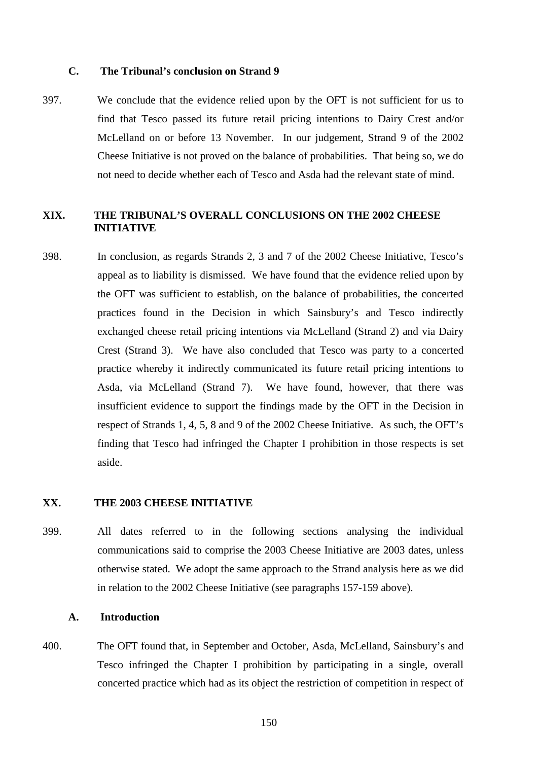### C. The Tribunal's conclusion on Strand 9

397. We conclude that the evidence relied upon by the OFT is not sufficient for us to find that Tesco passed its future retail pricing intentions to Dairy Crest and/or McLelland on or before 13 November. In our judgement, Strand 9 of the 2002 Cheese Initiative is not proved on the balance of probabilities. That being so, we do not need to decide whether each of Tesco and Asda had the relevant state of mind.

## XIX. THE TRIBUNAL'S OVERALL CONCLUSIONS ON THE 2002 CHEESE INITIATIVE

398. In conclusion, as regards Strands 2, 3 and 7 of the 2002 Cheese Initiative, Tesco's appeal as to liability is dismissed. We have found that the evidence relied upon by the OFT was sufficient to establish, on the balance of probabilities, the concerted practices found in the Decision in which Sainsbury's and Tesco indirectly exchanged cheese retail pricing intentions via McLelland (Strand 2) and via Dairy Crest (Strand 3). We have also concluded that Tesco was party to a concerted practice whereby it indirectly communicated its future retail pricing intentions to Asda, via McLelland (Strand 7). We have found, however, that there was insufficient evidence to support the findings made by the OFT in the Decision in respect of Strands 1, 4, 5, 8 and 9 of the 2002 Cheese Initiative. As such, the OFT's finding that Tesco had infringed the Chapter I prohibition in those respects is set aside.

## XX. THE 2003 CHEESE INITIATIVE

399. All dates referred to in the following sections analysing the individual communications said to comprise the 2003 Cheese Initiative are 2003 dates, unless otherwise stated. We adopt the same approach to the Strand analysis here as we did in relation to the 2002 Cheese Initiative (see paragraphs 157-159 above).

### A. Introduction

400. The OFT found that, in September and October, Asda, McLelland, Sainsbury's and Tesco infringed the Chapter I prohibition by participating in a single, overall concerted practice which had as its object the restriction of competition in respect of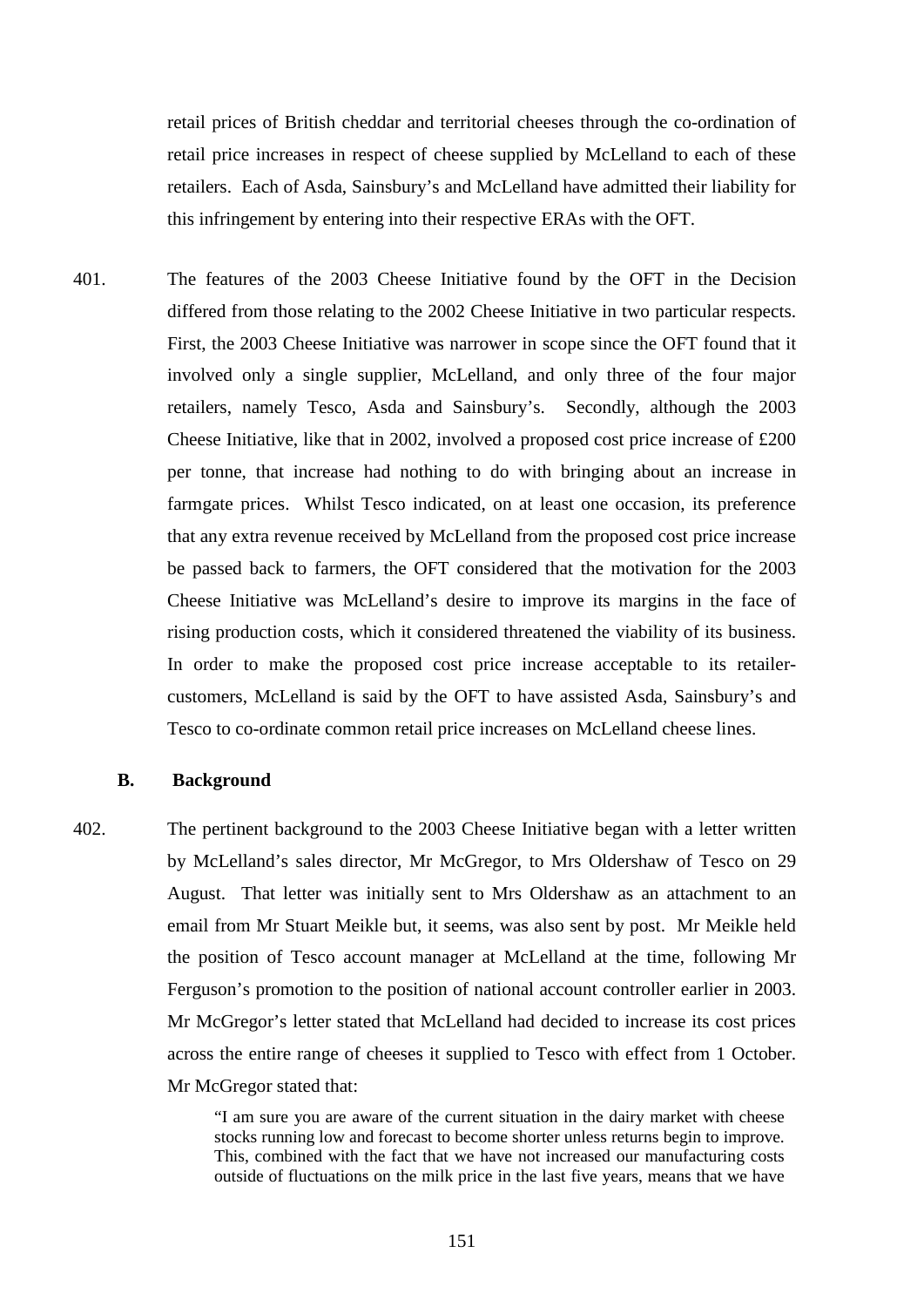retail prices of British cheddar and territorial cheeses through the co-ordination of retail price increases in respect of cheese supplied by McLelland to each of these retailers. Each of Asda, Sainsbury's and McLelland have admitted their liability for this infringement by entering into their respective ERAs with the OFT.

401. The features of the 2003 Cheese Initiative found by the OFT in the Decision differed from those relating to the 2002 Cheese Initiative in two particular respects. First, the 2003 Cheese Initiative was narrower in scope since the OFT found that it involved only a single supplier, McLelland, and only three of the four major retailers, namely Tesco, Asda and Sainsbury's. Secondly, although the 2003 Cheese Initiative, like that in 2002, involved a proposed cost price increase of £200 per tonne, that increase had nothing to do with bringing about an increase in farmgate prices. Whilst Tesco indicated, on at least one occasion, its preference that any extra revenue received by McLelland from the proposed cost price increase be passed back to farmers, the OFT considered that the motivation for the 2003 Cheese Initiative was McLelland's desire to improve its margins in the face of rising production costs, which it considered threatened the viability of its business. In order to make the proposed cost price increase acceptable to its retailer-customers, McLelland is said by the OFT to have assisted Asda, Sainsbury's and Tesco to co-ordinate common retail price increases on McLelland cheese lines.

### B. Background

402. The pertinent background to the 2003 Cheese Initiative began with a letter written by McLelland's sales director, Mr McGregor, to Mrs Oldershaw of Tesco on 29 August. That letter was initially sent to Mrs Oldershaw as an attachment to an email from Mr Stuart Meikle but, it seems, was also sent by post. Mr Meikle held the position of Tesco account manager at McLelland at the time, following Mr Ferguson's promotion to the position of national account controller earlier in 2003. Mr McGregor's letter stated that McLelland had decided to increase its cost prices across the entire range of cheeses it supplied to Tesco with effect from 1 October. Mr McGregor stated that:

> "I am sure you are aware of the current situation in the dairy market with cheese stocks running low and forecast to become shorter unless returns begin to improve. This, combined with the fact that we have not increased our manufacturing costs outside of fluctuations on the milk price in the last five years, means that we have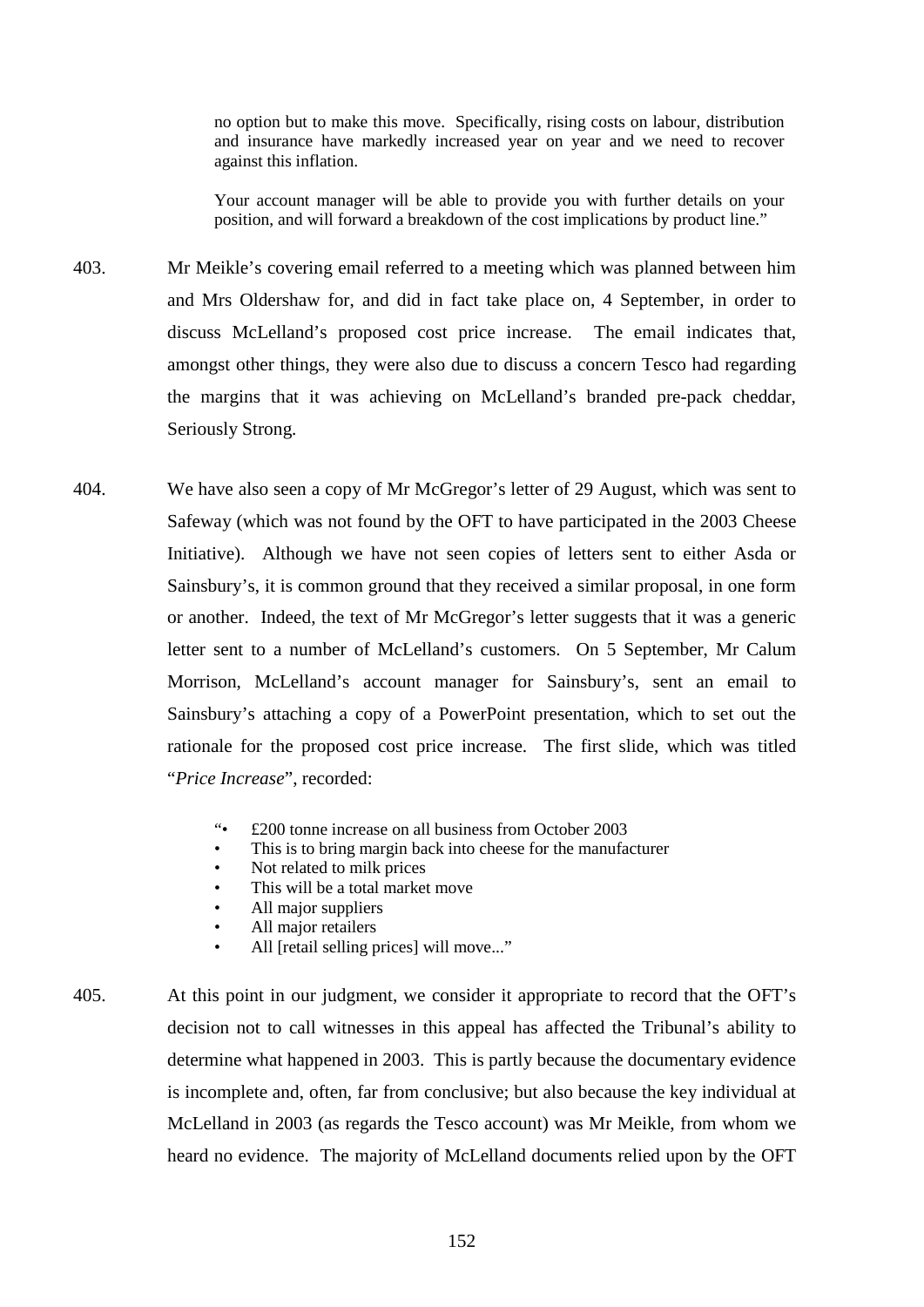> no option but to make this move. Specifically, rising costs on labour, distribution and insurance have markedly increased year on year and we need to recover against this inflation.
>
> Your account manager will be able to provide you with further details on your position, and will forward a breakdown of the cost implications by product line."

403. Mr Meikle's covering email referred to a meeting which was planned between him and Mrs Oldershaw for, and did in fact take place on, 4 September, in order to discuss McLelland's proposed cost price increase. The email indicates that, amongst other things, they were also due to discuss a concern Tesco had regarding the margins that it was achieving on McLelland's branded pre-pack cheddar, Seriously Strong.

404. We have also seen a copy of Mr McGregor's letter of 29 August, which was sent to Safeway (which was not found by the OFT to have participated in the 2003 Cheese Initiative). Although we have not seen copies of letters sent to either Asda or Sainsbury's, it is common ground that they received a similar proposal, in one form or another. Indeed, the text of Mr McGregor's letter suggests that it was a generic letter sent to a number of McLelland's customers. On 5 September, Mr Calum Morrison, McLelland's account manager for Sainsbury's, sent an email to Sainsbury's attaching a copy of a PowerPoint presentation, which to set out the rationale for the proposed cost price increase. The first slide, which was titled "*Price Increase*", recorded:

> "• £200 tonne increase on all business from October 2003
> • This is to bring margin back into cheese for the manufacturer
> • Not related to milk prices
> • This will be a total market move
> • All major suppliers
> • All major retailers
> • All [retail selling prices] will move..."

405. At this point in our judgment, we consider it appropriate to record that the OFT's decision not to call witnesses in this appeal has affected the Tribunal's ability to determine what happened in 2003. This is partly because the documentary evidence is incomplete and, often, far from conclusive; but also because the key individual at McLelland in 2003 (as regards the Tesco account) was Mr Meikle, from whom we heard no evidence. The majority of McLelland documents relied upon by the OFT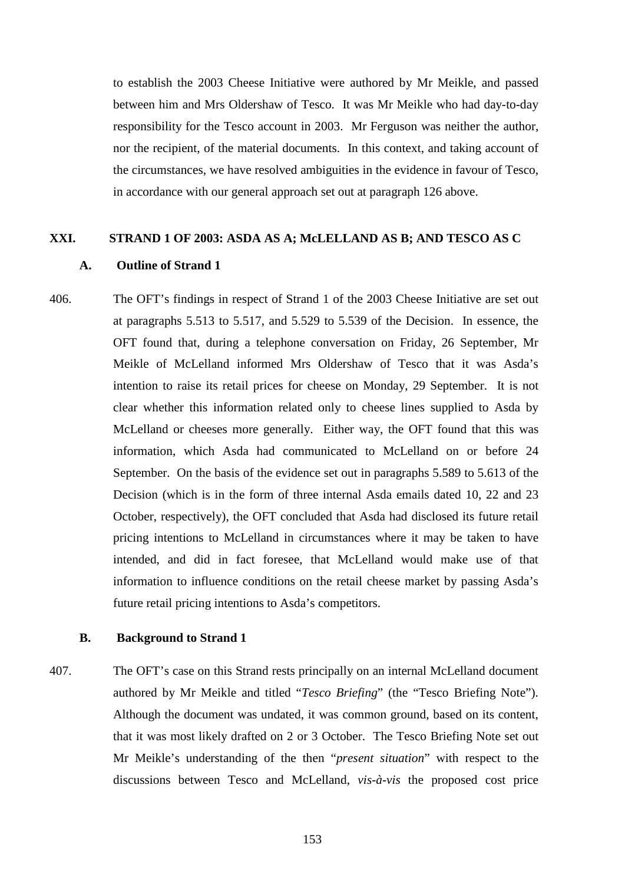to establish the 2003 Cheese Initiative were authored by Mr Meikle, and passed between him and Mrs Oldershaw of Tesco. It was Mr Meikle who had day-to-day responsibility for the Tesco account in 2003. Mr Ferguson was neither the author, nor the recipient, of the material documents. In this context, and taking account of the circumstances, we have resolved ambiguities in the evidence in favour of Tesco, in accordance with our general approach set out at paragraph 126 above.

## XXI. STRAND 1 OF 2003: ASDA AS A; McLELLAND AS B; AND TESCO AS C

### A. Outline of Strand 1

406. The OFT's findings in respect of Strand 1 of the 2003 Cheese Initiative are set out at paragraphs 5.513 to 5.517, and 5.529 to 5.539 of the Decision. In essence, the OFT found that, during a telephone conversation on Friday, 26 September, Mr Meikle of McLelland informed Mrs Oldershaw of Tesco that it was Asda's intention to raise its retail prices for cheese on Monday, 29 September. It is not clear whether this information related only to cheese lines supplied to Asda by McLelland or cheeses more generally. Either way, the OFT found that this was information, which Asda had communicated to McLelland on or before 24 September. On the basis of the evidence set out in paragraphs 5.589 to 5.613 of the Decision (which is in the form of three internal Asda emails dated 10, 22 and 23 October, respectively), the OFT concluded that Asda had disclosed its future retail pricing intentions to McLelland in circumstances where it may be taken to have intended, and did in fact foresee, that McLelland would make use of that information to influence conditions on the retail cheese market by passing Asda's future retail pricing intentions to Asda's competitors.

### B. Background to Strand 1

407. The OFT's case on this Strand rests principally on an internal McLelland document authored by Mr Meikle and titled "*Tesco Briefing*" (the "Tesco Briefing Note"). Although the document was undated, it was common ground, based on its content, that it was most likely drafted on 2 or 3 October. The Tesco Briefing Note set out Mr Meikle's understanding of the then "*present situation*" with respect to the discussions between Tesco and McLelland, *vis-à-vis* the proposed cost price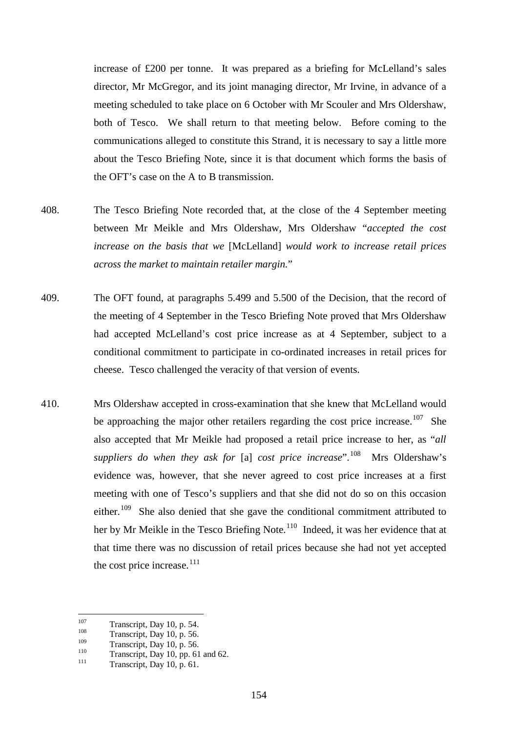increase of £200 per tonne. It was prepared as a briefing for McLelland's sales director, Mr McGregor, and its joint managing director, Mr Irvine, in advance of a meeting scheduled to take place on 6 October with Mr Scouler and Mrs Oldershaw, both of Tesco. We shall return to that meeting below. Before coming to the communications alleged to constitute this Strand, it is necessary to say a little more about the Tesco Briefing Note, since it is that document which forms the basis of the OFT's case on the A to B transmission.

408. The Tesco Briefing Note recorded that, at the close of the 4 September meeting between Mr Meikle and Mrs Oldershaw, Mrs Oldershaw "*accepted the cost increase on the basis that we* [McLelland] *would work to increase retail prices across the market to maintain retailer margin.*"

409. The OFT found, at paragraphs 5.499 and 5.500 of the Decision, that the record of the meeting of 4 September in the Tesco Briefing Note proved that Mrs Oldershaw had accepted McLelland's cost price increase as at 4 September, subject to a conditional commitment to participate in co-ordinated increases in retail prices for cheese. Tesco challenged the veracity of that version of events.

410. Mrs Oldershaw accepted in cross-examination that she knew that McLelland would be approaching the major other retailers regarding the cost price increase.[107] She also accepted that Mr Meikle had proposed a retail price increase to her, as "*all suppliers do when they ask for* [a] *cost price increase*".[108] Mrs Oldershaw's evidence was, however, that she never agreed to cost price increases at a first meeting with one of Tesco's suppliers and that she did not do so on this occasion either.[109] She also denied that she gave the conditional commitment attributed to her by Mr Meikle in the Tesco Briefing Note.[110] Indeed, it was her evidence that at that time there was no discussion of retail prices because she had not yet accepted the cost price increase.[111]

---

[107] Transcript, Day 10, p. 54.
[108] Transcript, Day 10, p. 56.
[109] Transcript, Day 10, p. 56.
[110] Transcript, Day 10, pp. 61 and 62.
[111] Transcript, Day 10, p. 61.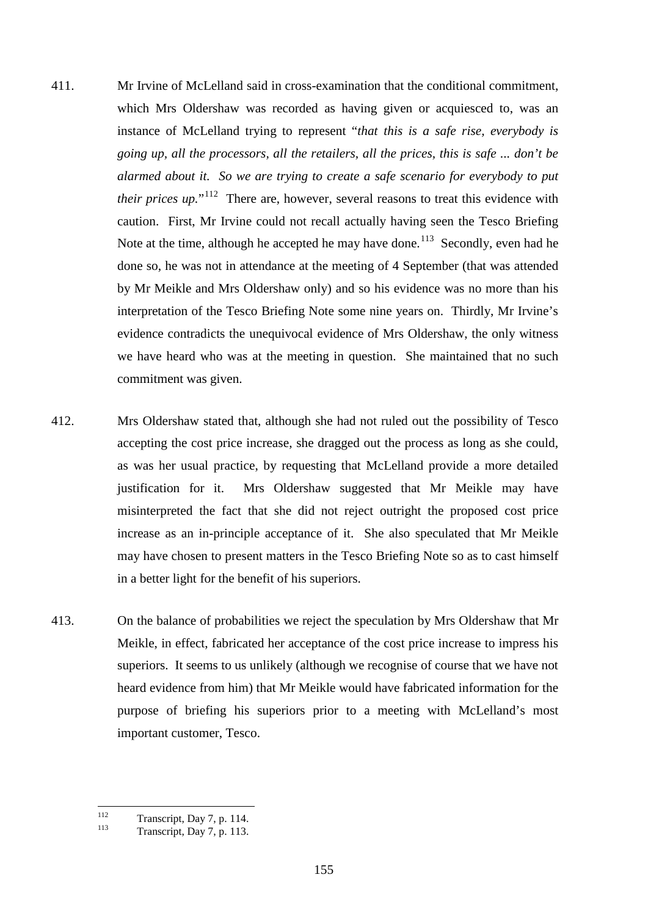411. Mr Irvine of McLelland said in cross-examination that the conditional commitment, which Mrs Oldershaw was recorded as having given or acquiesced to, was an instance of McLelland trying to represent "*that this is a safe rise, everybody is going up, all the processors, all the retailers, all the prices, this is safe ... don't be alarmed about it. So we are trying to create a safe scenario for everybody to put their prices up.*"[112] There are, however, several reasons to treat this evidence with caution. First, Mr Irvine could not recall actually having seen the Tesco Briefing Note at the time, although he accepted he may have done.[113] Secondly, even had he done so, he was not in attendance at the meeting of 4 September (that was attended by Mr Meikle and Mrs Oldershaw only) and so his evidence was no more than his interpretation of the Tesco Briefing Note some nine years on. Thirdly, Mr Irvine's evidence contradicts the unequivocal evidence of Mrs Oldershaw, the only witness we have heard who was at the meeting in question. She maintained that no such commitment was given.

412. Mrs Oldershaw stated that, although she had not ruled out the possibility of Tesco accepting the cost price increase, she dragged out the process as long as she could, as was her usual practice, by requesting that McLelland provide a more detailed justification for it. Mrs Oldershaw suggested that Mr Meikle may have misinterpreted the fact that she did not reject outright the proposed cost price increase as an in-principle acceptance of it. She also speculated that Mr Meikle may have chosen to present matters in the Tesco Briefing Note so as to cast himself in a better light for the benefit of his superiors.

413. On the balance of probabilities we reject the speculation by Mrs Oldershaw that Mr Meikle, in effect, fabricated her acceptance of the cost price increase to impress his superiors. It seems to us unlikely (although we recognise of course that we have not heard evidence from him) that Mr Meikle would have fabricated information for the purpose of briefing his superiors prior to a meeting with McLelland's most important customer, Tesco.

---

[112] Transcript, Day 7, p. 114.

[113] Transcript, Day 7, p. 113.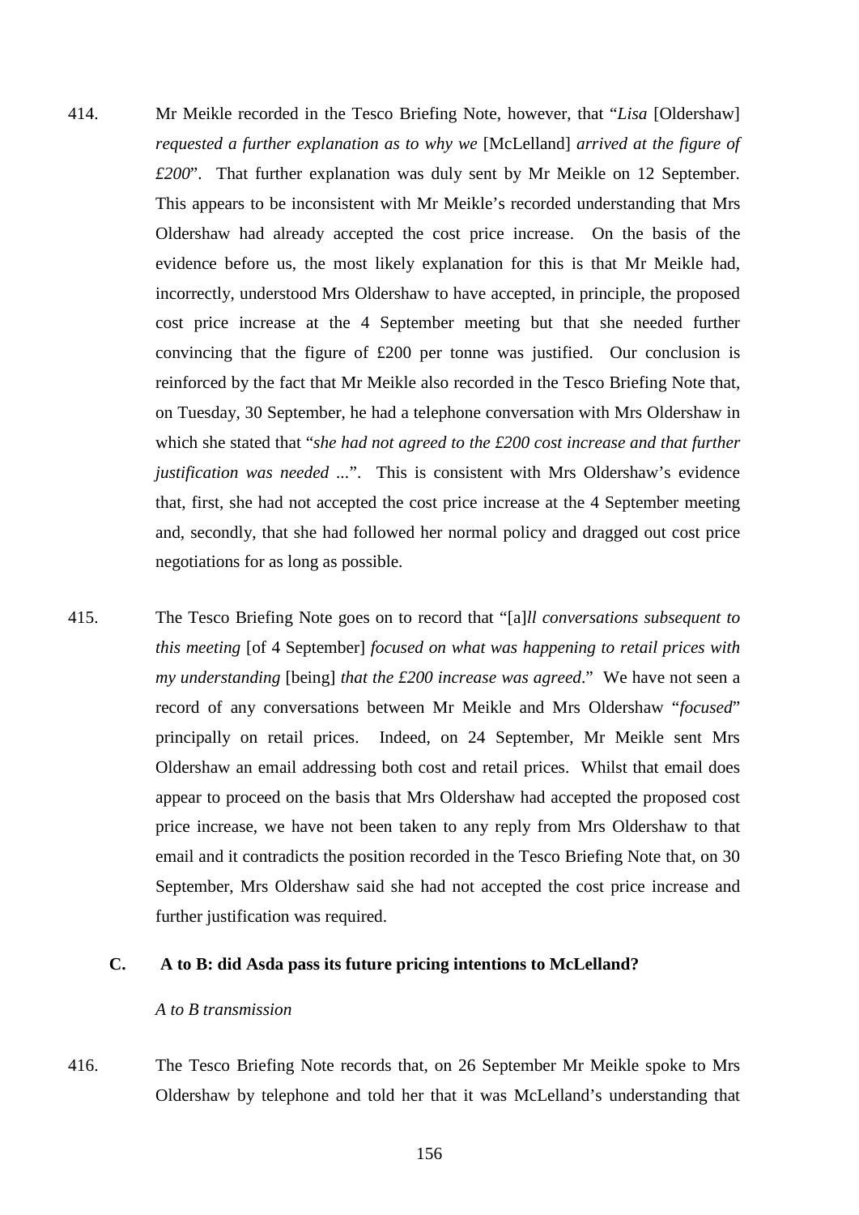414. Mr Meikle recorded in the Tesco Briefing Note, however, that "*Lisa* [Oldershaw] *requested a further explanation as to why we* [McLelland] *arrived at the figure of £200*". That further explanation was duly sent by Mr Meikle on 12 September. This appears to be inconsistent with Mr Meikle's recorded understanding that Mrs Oldershaw had already accepted the cost price increase. On the basis of the evidence before us, the most likely explanation for this is that Mr Meikle had, incorrectly, understood Mrs Oldershaw to have accepted, in principle, the proposed cost price increase at the 4 September meeting but that she needed further convincing that the figure of £200 per tonne was justified. Our conclusion is reinforced by the fact that Mr Meikle also recorded in the Tesco Briefing Note that, on Tuesday, 30 September, he had a telephone conversation with Mrs Oldershaw in which she stated that "*she had not agreed to the £200 cost increase and that further justification was needed* ...". This is consistent with Mrs Oldershaw's evidence that, first, she had not accepted the cost price increase at the 4 September meeting and, secondly, that she had followed her normal policy and dragged out cost price negotiations for as long as possible.

415. The Tesco Briefing Note goes on to record that "[a]*ll conversations subsequent to this meeting* [of 4 September] *focused on what was happening to retail prices with my understanding* [being] *that the £200 increase was agreed*." We have not seen a record of any conversations between Mr Meikle and Mrs Oldershaw "*focused*" principally on retail prices. Indeed, on 24 September, Mr Meikle sent Mrs Oldershaw an email addressing both cost and retail prices. Whilst that email does appear to proceed on the basis that Mrs Oldershaw had accepted the proposed cost price increase, we have not been taken to any reply from Mrs Oldershaw to that email and it contradicts the position recorded in the Tesco Briefing Note that, on 30 September, Mrs Oldershaw said she had not accepted the cost price increase and further justification was required.

### C. A to B: did Asda pass its future pricing intentions to McLelland?

*A to B transmission*

416. The Tesco Briefing Note records that, on 26 September Mr Meikle spoke to Mrs Oldershaw by telephone and told her that it was McLelland's understanding that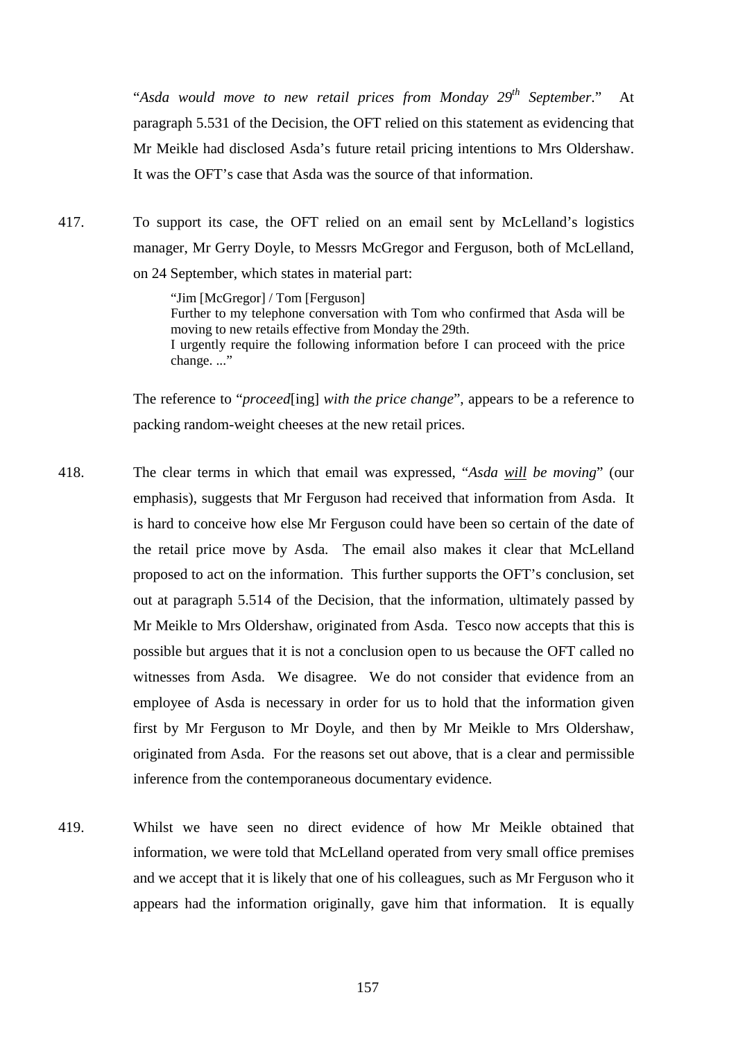"*Asda would move to new retail prices from Monday 29th September*." At paragraph 5.531 of the Decision, the OFT relied on this statement as evidencing that Mr Meikle had disclosed Asda's future retail pricing intentions to Mrs Oldershaw. It was the OFT's case that Asda was the source of that information.

417. To support its case, the OFT relied on an email sent by McLelland's logistics manager, Mr Gerry Doyle, to Messrs McGregor and Ferguson, both of McLelland, on 24 September, which states in material part:

> "Jim [McGregor] / Tom [Ferguson]
> Further to my telephone conversation with Tom who confirmed that Asda will be moving to new retails effective from Monday the 29th.
> I urgently require the following information before I can proceed with the price change. ..."

The reference to "*proceed*[ing] *with the price change*", appears to be a reference to packing random-weight cheeses at the new retail prices.

418. The clear terms in which that email was expressed, "*Asda <u>will</u> be moving*" (our emphasis), suggests that Mr Ferguson had received that information from Asda. It is hard to conceive how else Mr Ferguson could have been so certain of the date of the retail price move by Asda. The email also makes it clear that McLelland proposed to act on the information. This further supports the OFT's conclusion, set out at paragraph 5.514 of the Decision, that the information, ultimately passed by Mr Meikle to Mrs Oldershaw, originated from Asda. Tesco now accepts that this is possible but argues that it is not a conclusion open to us because the OFT called no witnesses from Asda. We disagree. We do not consider that evidence from an employee of Asda is necessary in order for us to hold that the information given first by Mr Ferguson to Mr Doyle, and then by Mr Meikle to Mrs Oldershaw, originated from Asda. For the reasons set out above, that is a clear and permissible inference from the contemporaneous documentary evidence.

419. Whilst we have seen no direct evidence of how Mr Meikle obtained that information, we were told that McLelland operated from very small office premises and we accept that it is likely that one of his colleagues, such as Mr Ferguson who it appears had the information originally, gave him that information. It is equally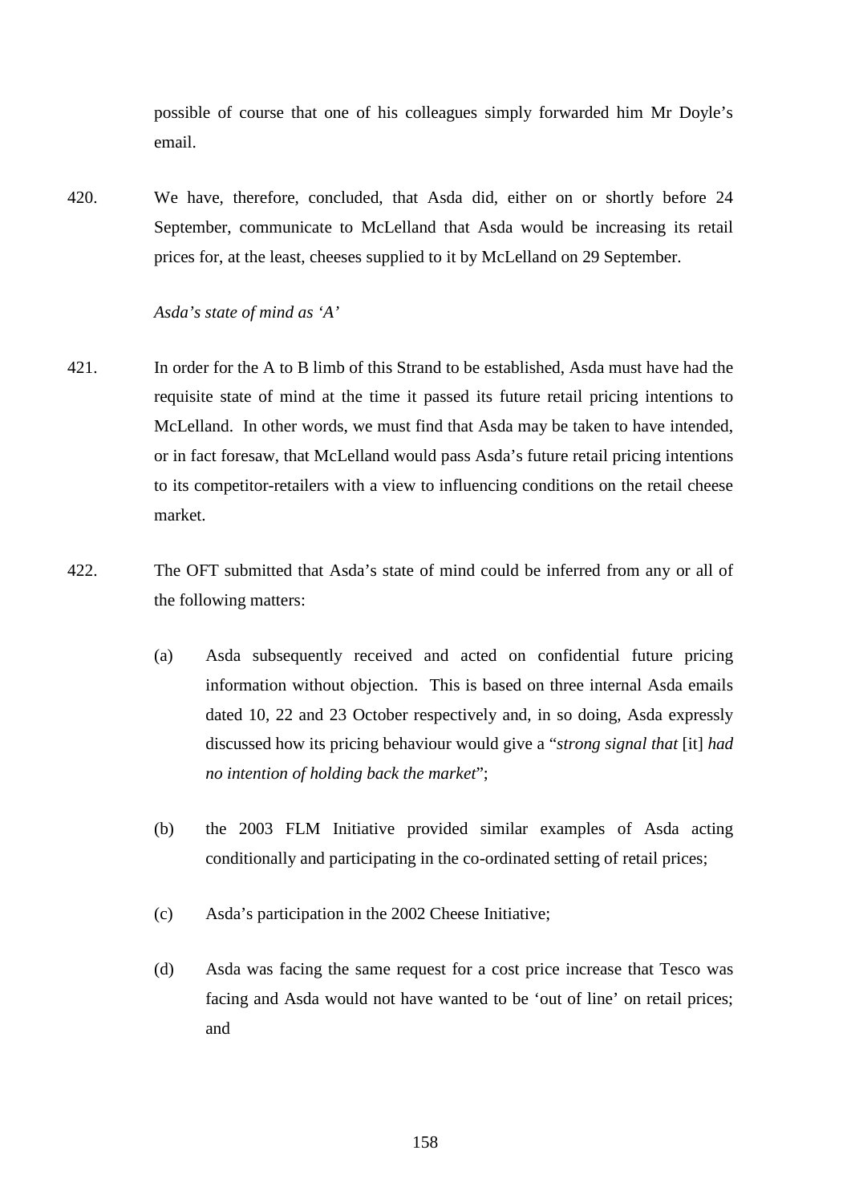possible of course that one of his colleagues simply forwarded him Mr Doyle's email.

420. We have, therefore, concluded, that Asda did, either on or shortly before 24 September, communicate to McLelland that Asda would be increasing its retail prices for, at the least, cheeses supplied to it by McLelland on 29 September.

*Asda's state of mind as 'A'*

421. In order for the A to B limb of this Strand to be established, Asda must have had the requisite state of mind at the time it passed its future retail pricing intentions to McLelland. In other words, we must find that Asda may be taken to have intended, or in fact foresaw, that McLelland would pass Asda's future retail pricing intentions to its competitor-retailers with a view to influencing conditions on the retail cheese market.

422. The OFT submitted that Asda's state of mind could be inferred from any or all of the following matters:

   (a) Asda subsequently received and acted on confidential future pricing information without objection. This is based on three internal Asda emails dated 10, 22 and 23 October respectively and, in so doing, Asda expressly discussed how its pricing behaviour would give a "*strong signal that* [it] *had no intention of holding back the market*";

   (b) the 2003 FLM Initiative provided similar examples of Asda acting conditionally and participating in the co-ordinated setting of retail prices;

   (c) Asda's participation in the 2002 Cheese Initiative;

   (d) Asda was facing the same request for a cost price increase that Tesco was facing and Asda would not have wanted to be 'out of line' on retail prices; and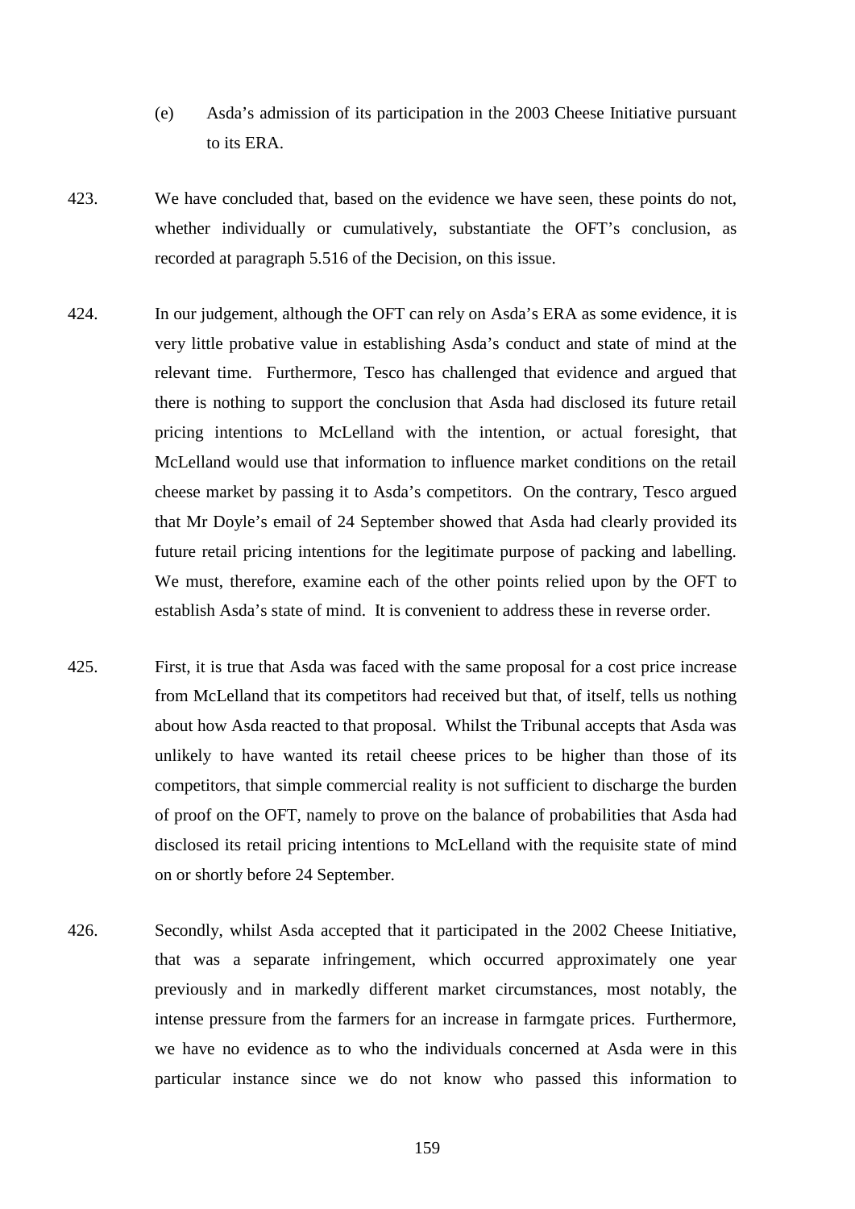(e) Asda's admission of its participation in the 2003 Cheese Initiative pursuant to its ERA.

423. We have concluded that, based on the evidence we have seen, these points do not, whether individually or cumulatively, substantiate the OFT's conclusion, as recorded at paragraph 5.516 of the Decision, on this issue.

424. In our judgement, although the OFT can rely on Asda's ERA as some evidence, it is very little probative value in establishing Asda's conduct and state of mind at the relevant time. Furthermore, Tesco has challenged that evidence and argued that there is nothing to support the conclusion that Asda had disclosed its future retail pricing intentions to McLelland with the intention, or actual foresight, that McLelland would use that information to influence market conditions on the retail cheese market by passing it to Asda's competitors. On the contrary, Tesco argued that Mr Doyle's email of 24 September showed that Asda had clearly provided its future retail pricing intentions for the legitimate purpose of packing and labelling. We must, therefore, examine each of the other points relied upon by the OFT to establish Asda's state of mind. It is convenient to address these in reverse order.

425. First, it is true that Asda was faced with the same proposal for a cost price increase from McLelland that its competitors had received but that, of itself, tells us nothing about how Asda reacted to that proposal. Whilst the Tribunal accepts that Asda was unlikely to have wanted its retail cheese prices to be higher than those of its competitors, that simple commercial reality is not sufficient to discharge the burden of proof on the OFT, namely to prove on the balance of probabilities that Asda had disclosed its retail pricing intentions to McLelland with the requisite state of mind on or shortly before 24 September.

426. Secondly, whilst Asda accepted that it participated in the 2002 Cheese Initiative, that was a separate infringement, which occurred approximately one year previously and in markedly different market circumstances, most notably, the intense pressure from the farmers for an increase in farmgate prices. Furthermore, we have no evidence as to who the individuals concerned at Asda were in this particular instance since we do not know who passed this information to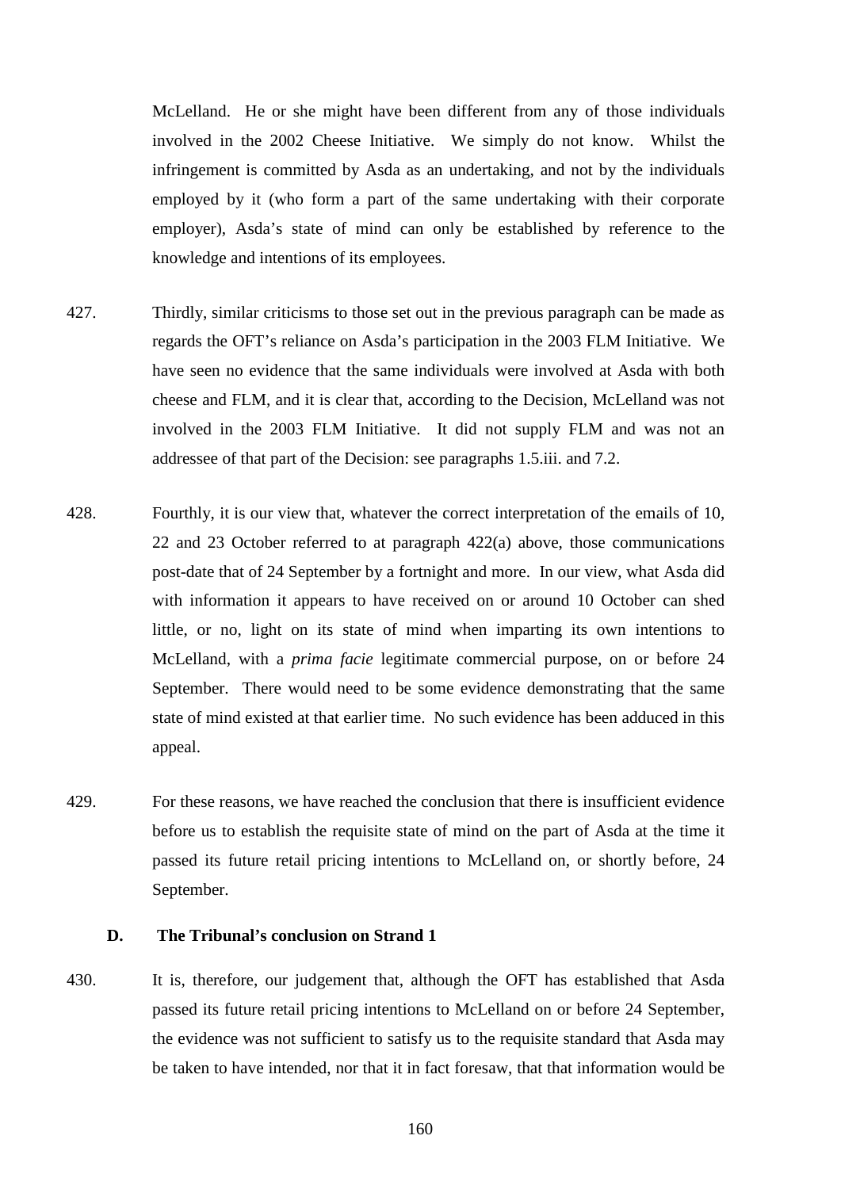McLelland. He or she might have been different from any of those individuals involved in the 2002 Cheese Initiative. We simply do not know. Whilst the infringement is committed by Asda as an undertaking, and not by the individuals employed by it (who form a part of the same undertaking with their corporate employer), Asda's state of mind can only be established by reference to the knowledge and intentions of its employees.

427. Thirdly, similar criticisms to those set out in the previous paragraph can be made as regards the OFT's reliance on Asda's participation in the 2003 FLM Initiative. We have seen no evidence that the same individuals were involved at Asda with both cheese and FLM, and it is clear that, according to the Decision, McLelland was not involved in the 2003 FLM Initiative. It did not supply FLM and was not an addressee of that part of the Decision: see paragraphs 1.5.iii. and 7.2.

428. Fourthly, it is our view that, whatever the correct interpretation of the emails of 10, 22 and 23 October referred to at paragraph 422(a) above, those communications post-date that of 24 September by a fortnight and more. In our view, what Asda did with information it appears to have received on or around 10 October can shed little, or no, light on its state of mind when imparting its own intentions to McLelland, with a *prima facie* legitimate commercial purpose, on or before 24 September. There would need to be some evidence demonstrating that the same state of mind existed at that earlier time. No such evidence has been adduced in this appeal.

429. For these reasons, we have reached the conclusion that there is insufficient evidence before us to establish the requisite state of mind on the part of Asda at the time it passed its future retail pricing intentions to McLelland on, or shortly before, 24 September.

### D. The Tribunal's conclusion on Strand 1

430. It is, therefore, our judgement that, although the OFT has established that Asda passed its future retail pricing intentions to McLelland on or before 24 September, the evidence was not sufficient to satisfy us to the requisite standard that Asda may be taken to have intended, nor that it in fact foresaw, that that information would be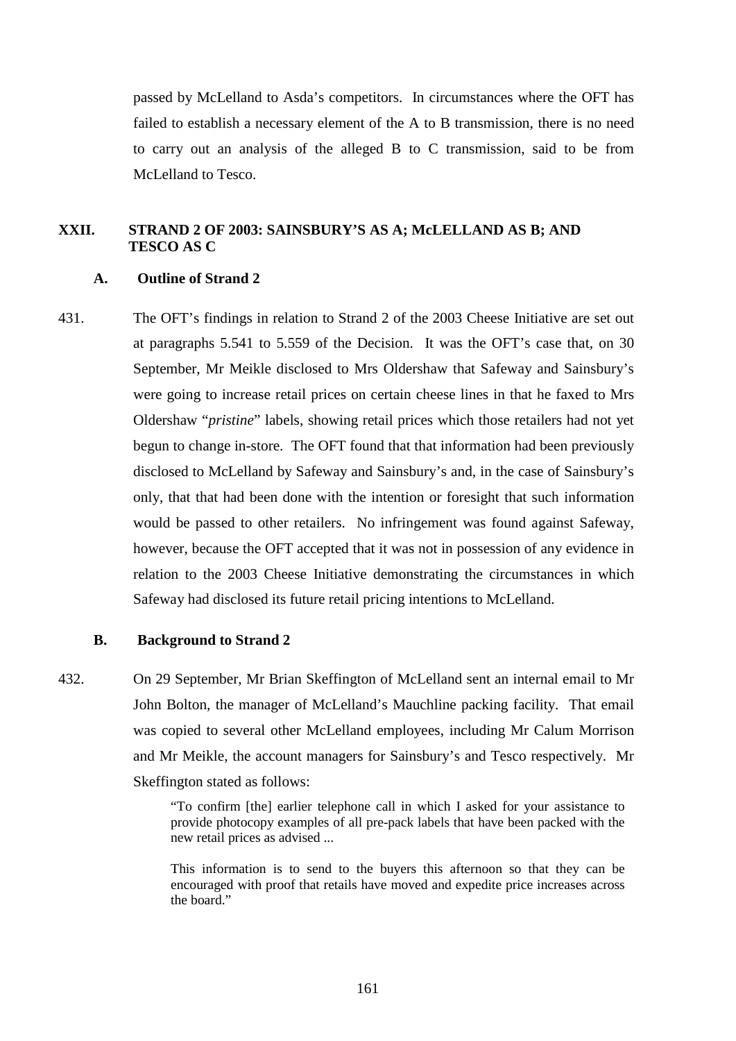passed by McLelland to Asda's competitors. In circumstances where the OFT has failed to establish a necessary element of the A to B transmission, there is no need to carry out an analysis of the alleged B to C transmission, said to be from McLelland to Tesco.

## XXII. STRAND 2 OF 2003: SAINSBURY'S AS A; McLELLAND AS B; AND TESCO AS C

### A. Outline of Strand 2

431. The OFT's findings in relation to Strand 2 of the 2003 Cheese Initiative are set out at paragraphs 5.541 to 5.559 of the Decision. It was the OFT's case that, on 30 September, Mr Meikle disclosed to Mrs Oldershaw that Safeway and Sainsbury's were going to increase retail prices on certain cheese lines in that he faxed to Mrs Oldershaw "*pristine*" labels, showing retail prices which those retailers had not yet begun to change in-store. The OFT found that that information had been previously disclosed to McLelland by Safeway and Sainsbury's and, in the case of Sainsbury's only, that that had been done with the intention or foresight that such information would be passed to other retailers. No infringement was found against Safeway, however, because the OFT accepted that it was not in possession of any evidence in relation to the 2003 Cheese Initiative demonstrating the circumstances in which Safeway had disclosed its future retail pricing intentions to McLelland.

### B. Background to Strand 2

432. On 29 September, Mr Brian Skeffington of McLelland sent an internal email to Mr John Bolton, the manager of McLelland's Mauchline packing facility. That email was copied to several other McLelland employees, including Mr Calum Morrison and Mr Meikle, the account managers for Sainsbury's and Tesco respectively. Mr Skeffington stated as follows:

> "To confirm [the] earlier telephone call in which I asked for your assistance to provide photocopy examples of all pre-pack labels that have been packed with the new retail prices as advised ...
>
> This information is to send to the buyers this afternoon so that they can be encouraged with proof that retails have moved and expedite price increases across the board."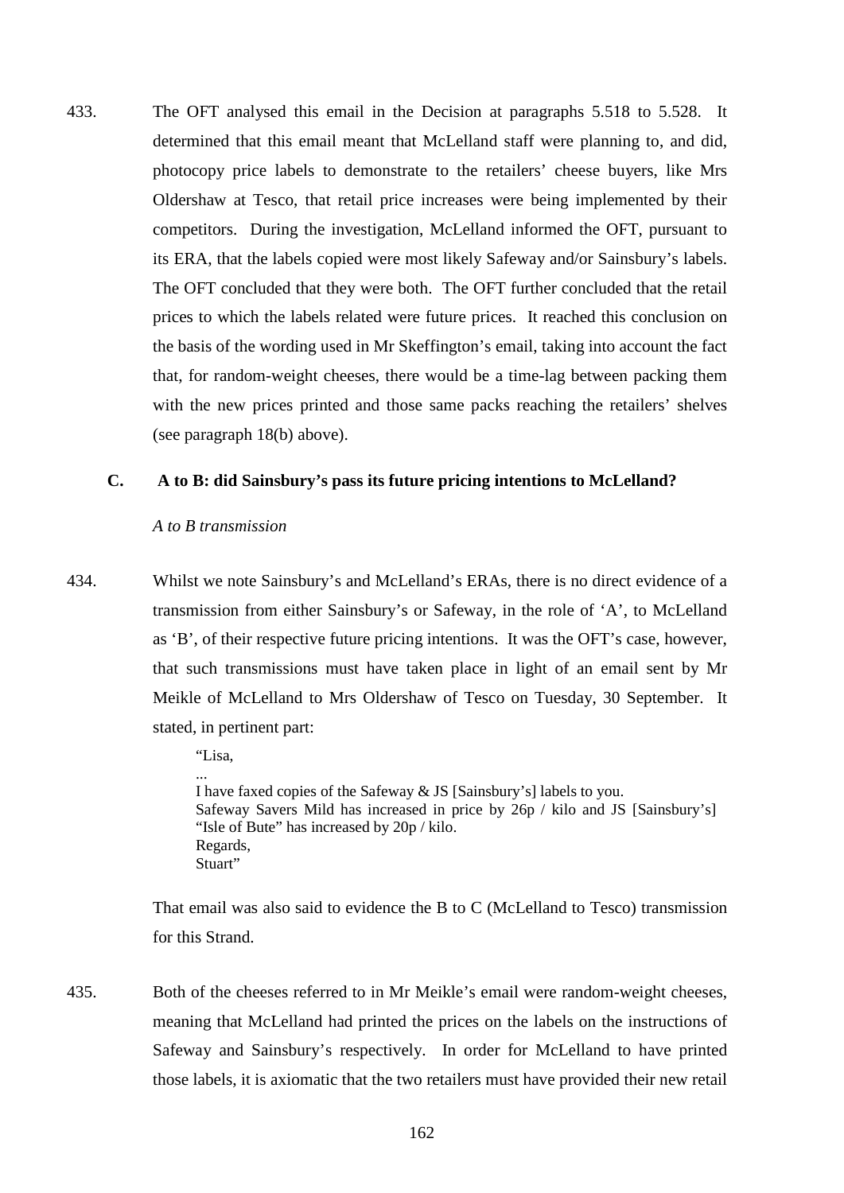433. The OFT analysed this email in the Decision at paragraphs 5.518 to 5.528. It determined that this email meant that McLelland staff were planning to, and did, photocopy price labels to demonstrate to the retailers' cheese buyers, like Mrs Oldershaw at Tesco, that retail price increases were being implemented by their competitors. During the investigation, McLelland informed the OFT, pursuant to its ERA, that the labels copied were most likely Safeway and/or Sainsbury's labels. The OFT concluded that they were both. The OFT further concluded that the retail prices to which the labels related were future prices. It reached this conclusion on the basis of the wording used in Mr Skeffington's email, taking into account the fact that, for random-weight cheeses, there would be a time-lag between packing them with the new prices printed and those same packs reaching the retailers' shelves (see paragraph 18(b) above).

### C. A to B: did Sainsbury's pass its future pricing intentions to McLelland?

*A to B transmission*

434. Whilst we note Sainsbury's and McLelland's ERAs, there is no direct evidence of a transmission from either Sainsbury's or Safeway, in the role of 'A', to McLelland as 'B', of their respective future pricing intentions. It was the OFT's case, however, that such transmissions must have taken place in light of an email sent by Mr Meikle of McLelland to Mrs Oldershaw of Tesco on Tuesday, 30 September. It stated, in pertinent part:

> "Lisa,
> ...
> I have faxed copies of the Safeway & JS [Sainsbury's] labels to you.
> Safeway Savers Mild has increased in price by 26p / kilo and JS [Sainsbury's] "Isle of Bute" has increased by 20p / kilo.
> Regards,
> Stuart"

That email was also said to evidence the B to C (McLelland to Tesco) transmission for this Strand.

435. Both of the cheeses referred to in Mr Meikle's email were random-weight cheeses, meaning that McLelland had printed the prices on the labels on the instructions of Safeway and Sainsbury's respectively. In order for McLelland to have printed those labels, it is axiomatic that the two retailers must have provided their new retail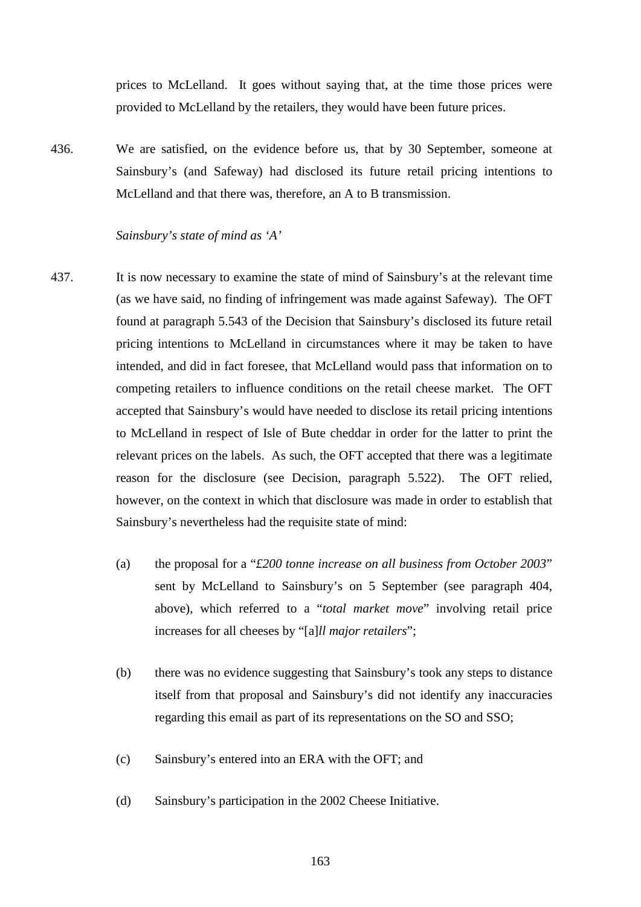prices to McLelland. It goes without saying that, at the time those prices were provided to McLelland by the retailers, they would have been future prices.

436. We are satisfied, on the evidence before us, that by 30 September, someone at Sainsbury's (and Safeway) had disclosed its future retail pricing intentions to McLelland and that there was, therefore, an A to B transmission.

*Sainsbury's state of mind as 'A'*

437. It is now necessary to examine the state of mind of Sainsbury's at the relevant time (as we have said, no finding of infringement was made against Safeway). The OFT found at paragraph 5.543 of the Decision that Sainsbury's disclosed its future retail pricing intentions to McLelland in circumstances where it may be taken to have intended, and did in fact foresee, that McLelland would pass that information on to competing retailers to influence conditions on the retail cheese market. The OFT accepted that Sainsbury's would have needed to disclose its retail pricing intentions to McLelland in respect of Isle of Bute cheddar in order for the latter to print the relevant prices on the labels. As such, the OFT accepted that there was a legitimate reason for the disclosure (see Decision, paragraph 5.522). The OFT relied, however, on the context in which that disclosure was made in order to establish that Sainsbury's nevertheless had the requisite state of mind:

(a) the proposal for a "*£200 tonne increase on all business from October 2003*" sent by McLelland to Sainsbury's on 5 September (see paragraph 404, above), which referred to a "*total market move*" involving retail price increases for all cheeses by "[a]*ll major retailers*";

(b) there was no evidence suggesting that Sainsbury's took any steps to distance itself from that proposal and Sainsbury's did not identify any inaccuracies regarding this email as part of its representations on the SO and SSO;

(c) Sainsbury's entered into an ERA with the OFT; and

(d) Sainsbury's participation in the 2002 Cheese Initiative.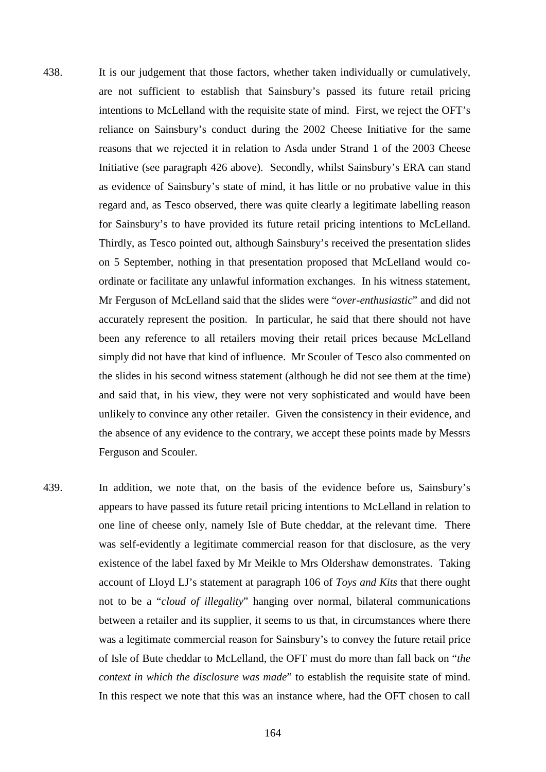438. It is our judgement that those factors, whether taken individually or cumulatively, are not sufficient to establish that Sainsbury's passed its future retail pricing intentions to McLelland with the requisite state of mind. First, we reject the OFT's reliance on Sainsbury's conduct during the 2002 Cheese Initiative for the same reasons that we rejected it in relation to Asda under Strand 1 of the 2003 Cheese Initiative (see paragraph 426 above). Secondly, whilst Sainsbury's ERA can stand as evidence of Sainsbury's state of mind, it has little or no probative value in this regard and, as Tesco observed, there was quite clearly a legitimate labelling reason for Sainsbury's to have provided its future retail pricing intentions to McLelland. Thirdly, as Tesco pointed out, although Sainsbury's received the presentation slides on 5 September, nothing in that presentation proposed that McLelland would co-ordinate or facilitate any unlawful information exchanges. In his witness statement, Mr Ferguson of McLelland said that the slides were "*over-enthusiastic*" and did not accurately represent the position. In particular, he said that there should not have been any reference to all retailers moving their retail prices because McLelland simply did not have that kind of influence. Mr Scouler of Tesco also commented on the slides in his second witness statement (although he did not see them at the time) and said that, in his view, they were not very sophisticated and would have been unlikely to convince any other retailer. Given the consistency in their evidence, and the absence of any evidence to the contrary, we accept these points made by Messrs Ferguson and Scouler.

439. In addition, we note that, on the basis of the evidence before us, Sainsbury's appears to have passed its future retail pricing intentions to McLelland in relation to one line of cheese only, namely Isle of Bute cheddar, at the relevant time. There was self-evidently a legitimate commercial reason for that disclosure, as the very existence of the label faxed by Mr Meikle to Mrs Oldershaw demonstrates. Taking account of Lloyd LJ's statement at paragraph 106 of *Toys and Kits* that there ought not to be a "*cloud of illegality*" hanging over normal, bilateral communications between a retailer and its supplier, it seems to us that, in circumstances where there was a legitimate commercial reason for Sainsbury's to convey the future retail price of Isle of Bute cheddar to McLelland, the OFT must do more than fall back on "*the context in which the disclosure was made*" to establish the requisite state of mind. In this respect we note that this was an instance where, had the OFT chosen to call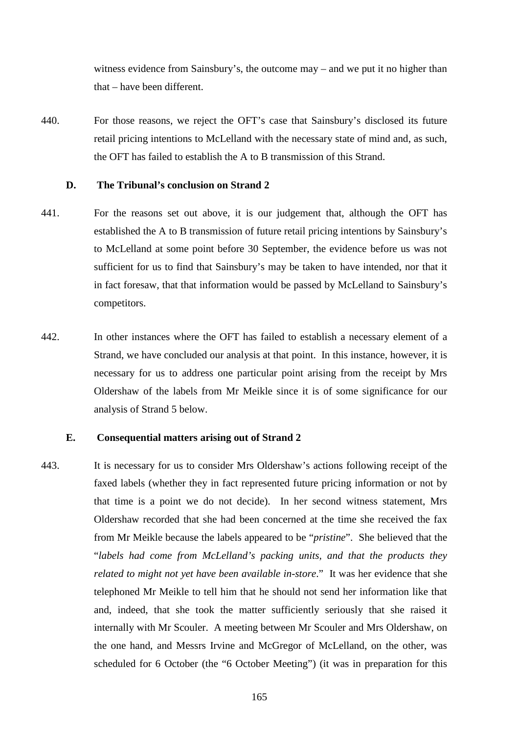witness evidence from Sainsbury's, the outcome may – and we put it no higher than that – have been different.

440. For those reasons, we reject the OFT's case that Sainsbury's disclosed its future retail pricing intentions to McLelland with the necessary state of mind and, as such, the OFT has failed to establish the A to B transmission of this Strand.

### D. The Tribunal's conclusion on Strand 2

441. For the reasons set out above, it is our judgement that, although the OFT has established the A to B transmission of future retail pricing intentions by Sainsbury's to McLelland at some point before 30 September, the evidence before us was not sufficient for us to find that Sainsbury's may be taken to have intended, nor that it in fact foresaw, that that information would be passed by McLelland to Sainsbury's competitors.

442. In other instances where the OFT has failed to establish a necessary element of a Strand, we have concluded our analysis at that point. In this instance, however, it is necessary for us to address one particular point arising from the receipt by Mrs Oldershaw of the labels from Mr Meikle since it is of some significance for our analysis of Strand 5 below.

### E. Consequential matters arising out of Strand 2

443. It is necessary for us to consider Mrs Oldershaw's actions following receipt of the faxed labels (whether they in fact represented future pricing information or not by that time is a point we do not decide). In her second witness statement, Mrs Oldershaw recorded that she had been concerned at the time she received the fax from Mr Meikle because the labels appeared to be "*pristine*". She believed that the "*labels had come from McLelland's packing units, and that the products they related to might not yet have been available in-store*." It was her evidence that she telephoned Mr Meikle to tell him that he should not send her information like that and, indeed, that she took the matter sufficiently seriously that she raised it internally with Mr Scouler. A meeting between Mr Scouler and Mrs Oldershaw, on the one hand, and Messrs Irvine and McGregor of McLelland, on the other, was scheduled for 6 October (the "6 October Meeting") (it was in preparation for this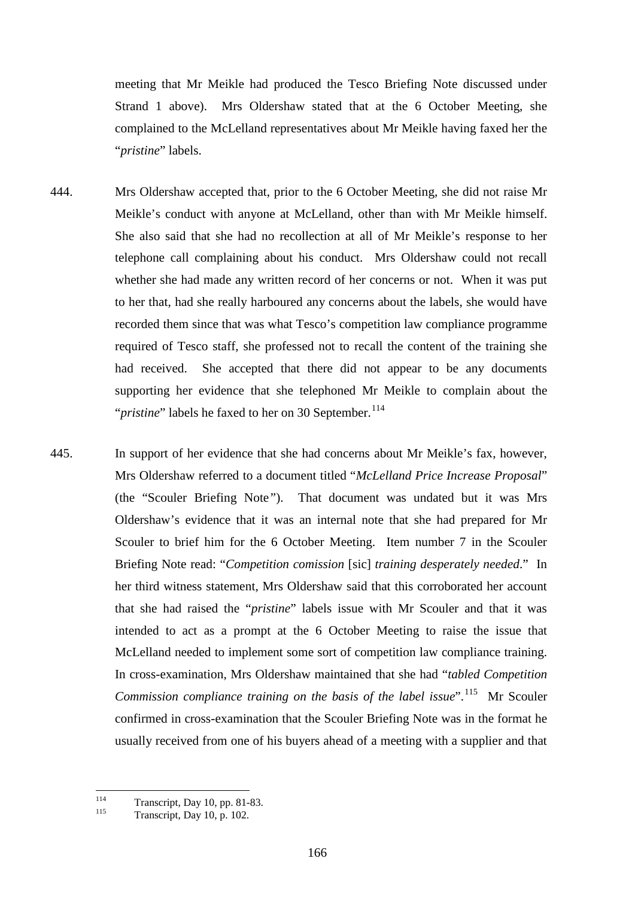meeting that Mr Meikle had produced the Tesco Briefing Note discussed under Strand 1 above). Mrs Oldershaw stated that at the 6 October Meeting, she complained to the McLelland representatives about Mr Meikle having faxed her the "*pristine*" labels.

444. Mrs Oldershaw accepted that, prior to the 6 October Meeting, she did not raise Mr Meikle's conduct with anyone at McLelland, other than with Mr Meikle himself. She also said that she had no recollection at all of Mr Meikle's response to her telephone call complaining about his conduct. Mrs Oldershaw could not recall whether she had made any written record of her concerns or not. When it was put to her that, had she really harboured any concerns about the labels, she would have recorded them since that was what Tesco's competition law compliance programme required of Tesco staff, she professed not to recall the content of the training she had received. She accepted that there did not appear to be any documents supporting her evidence that she telephoned Mr Meikle to complain about the "*pristine*" labels he faxed to her on 30 September.[114]

445. In support of her evidence that she had concerns about Mr Meikle's fax, however, Mrs Oldershaw referred to a document titled "*McLelland Price Increase Proposal*" (the "Scouler Briefing Note"). That document was undated but it was Mrs Oldershaw's evidence that it was an internal note that she had prepared for Mr Scouler to brief him for the 6 October Meeting. Item number 7 in the Scouler Briefing Note read: "*Competition comission* [sic] *training desperately needed*." In her third witness statement, Mrs Oldershaw said that this corroborated her account that she had raised the "*pristine*" labels issue with Mr Scouler and that it was intended to act as a prompt at the 6 October Meeting to raise the issue that McLelland needed to implement some sort of competition law compliance training. In cross-examination, Mrs Oldershaw maintained that she had "*tabled Competition Commission compliance training on the basis of the label issue*".[115] Mr Scouler confirmed in cross-examination that the Scouler Briefing Note was in the format he usually received from one of his buyers ahead of a meeting with a supplier and that

---

[114] Transcript, Day 10, pp. 81-83.

[115] Transcript, Day 10, p. 102.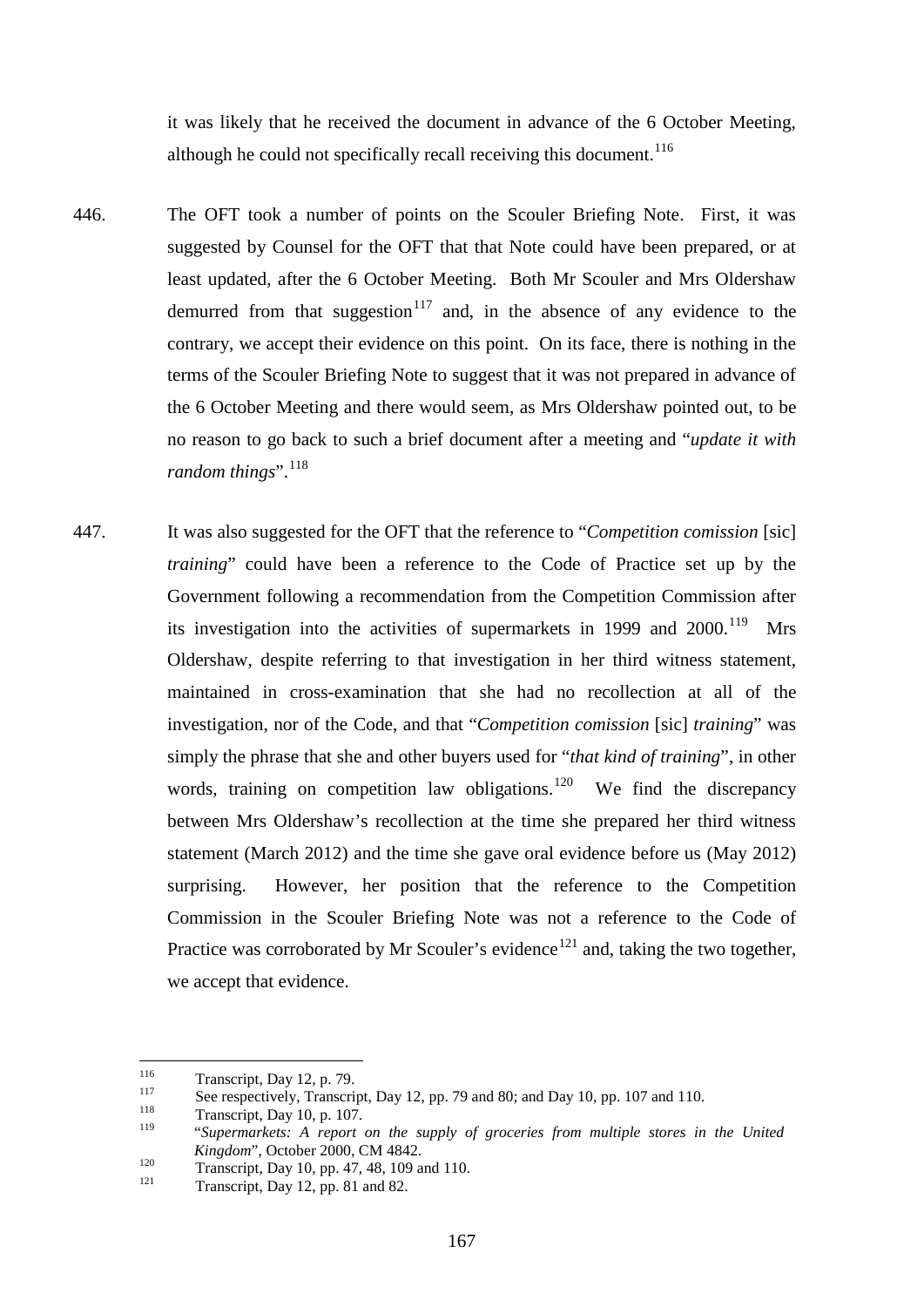it was likely that he received the document in advance of the 6 October Meeting, although he could not specifically recall receiving this document.[116]

446. The OFT took a number of points on the Scouler Briefing Note. First, it was suggested by Counsel for the OFT that that Note could have been prepared, or at least updated, after the 6 October Meeting. Both Mr Scouler and Mrs Oldershaw demurred from that suggestion[117] and, in the absence of any evidence to the contrary, we accept their evidence on this point. On its face, there is nothing in the terms of the Scouler Briefing Note to suggest that it was not prepared in advance of the 6 October Meeting and there would seem, as Mrs Oldershaw pointed out, to be no reason to go back to such a brief document after a meeting and "*update it with random things*".[118]

447. It was also suggested for the OFT that the reference to "*Competition comission* [sic] *training*" could have been a reference to the Code of Practice set up by the Government following a recommendation from the Competition Commission after its investigation into the activities of supermarkets in 1999 and 2000.[119] Mrs Oldershaw, despite referring to that investigation in her third witness statement, maintained in cross-examination that she had no recollection at all of the investigation, nor of the Code, and that "*Competition comission* [sic] *training*" was simply the phrase that she and other buyers used for "*that kind of training*", in other words, training on competition law obligations.[120] We find the discrepancy between Mrs Oldershaw's recollection at the time she prepared her third witness statement (March 2012) and the time she gave oral evidence before us (May 2012) surprising. However, her position that the reference to the Competition Commission in the Scouler Briefing Note was not a reference to the Code of Practice was corroborated by Mr Scouler's evidence[121] and, taking the two together, we accept that evidence.

---

[116] Transcript, Day 12, p. 79.

[117] See respectively, Transcript, Day 12, pp. 79 and 80; and Day 10, pp. 107 and 110.

[118] Transcript, Day 10, p. 107.

[119] "*Supermarkets: A report on the supply of groceries from multiple stores in the United Kingdom*", October 2000, CM 4842.

[120] Transcript, Day 10, pp. 47, 48, 109 and 110.

[121] Transcript, Day 12, pp. 81 and 82.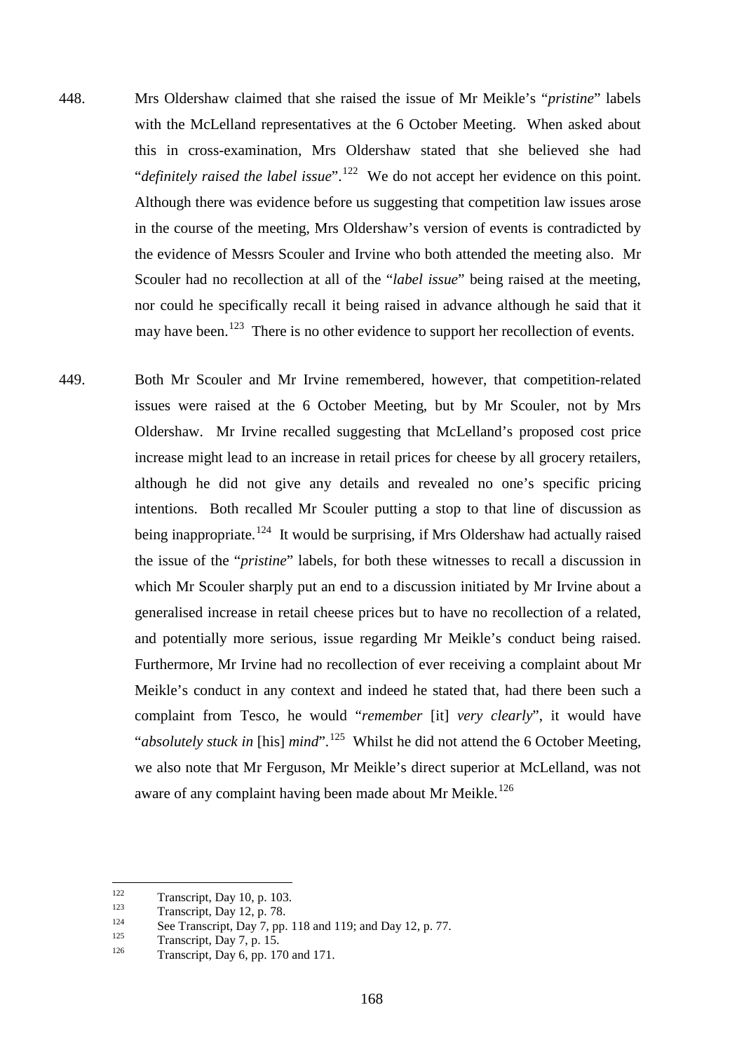448. Mrs Oldershaw claimed that she raised the issue of Mr Meikle's "*pristine*" labels with the McLelland representatives at the 6 October Meeting. When asked about this in cross-examination, Mrs Oldershaw stated that she believed she had "*definitely raised the label issue*".[122] We do not accept her evidence on this point. Although there was evidence before us suggesting that competition law issues arose in the course of the meeting, Mrs Oldershaw's version of events is contradicted by the evidence of Messrs Scouler and Irvine who both attended the meeting also. Mr Scouler had no recollection at all of the "*label issue*" being raised at the meeting, nor could he specifically recall it being raised in advance although he said that it may have been.[123] There is no other evidence to support her recollection of events.

449. Both Mr Scouler and Mr Irvine remembered, however, that competition-related issues were raised at the 6 October Meeting, but by Mr Scouler, not by Mrs Oldershaw. Mr Irvine recalled suggesting that McLelland's proposed cost price increase might lead to an increase in retail prices for cheese by all grocery retailers, although he did not give any details and revealed no one's specific pricing intentions. Both recalled Mr Scouler putting a stop to that line of discussion as being inappropriate.[124] It would be surprising, if Mrs Oldershaw had actually raised the issue of the "*pristine*" labels, for both these witnesses to recall a discussion in which Mr Scouler sharply put an end to a discussion initiated by Mr Irvine about a generalised increase in retail cheese prices but to have no recollection of a related, and potentially more serious, issue regarding Mr Meikle's conduct being raised. Furthermore, Mr Irvine had no recollection of ever receiving a complaint about Mr Meikle's conduct in any context and indeed he stated that, had there been such a complaint from Tesco, he would "*remember* [it] *very clearly*", it would have "*absolutely stuck in* [his] *mind*".[125] Whilst he did not attend the 6 October Meeting, we also note that Mr Ferguson, Mr Meikle's direct superior at McLelland, was not aware of any complaint having been made about Mr Meikle.[126]

---

[122] Transcript, Day 10, p. 103.

[123] Transcript, Day 12, p. 78.

[124] See Transcript, Day 7, pp. 118 and 119; and Day 12, p. 77.

[125] Transcript, Day 7, p. 15.

[126] Transcript, Day 6, pp. 170 and 171.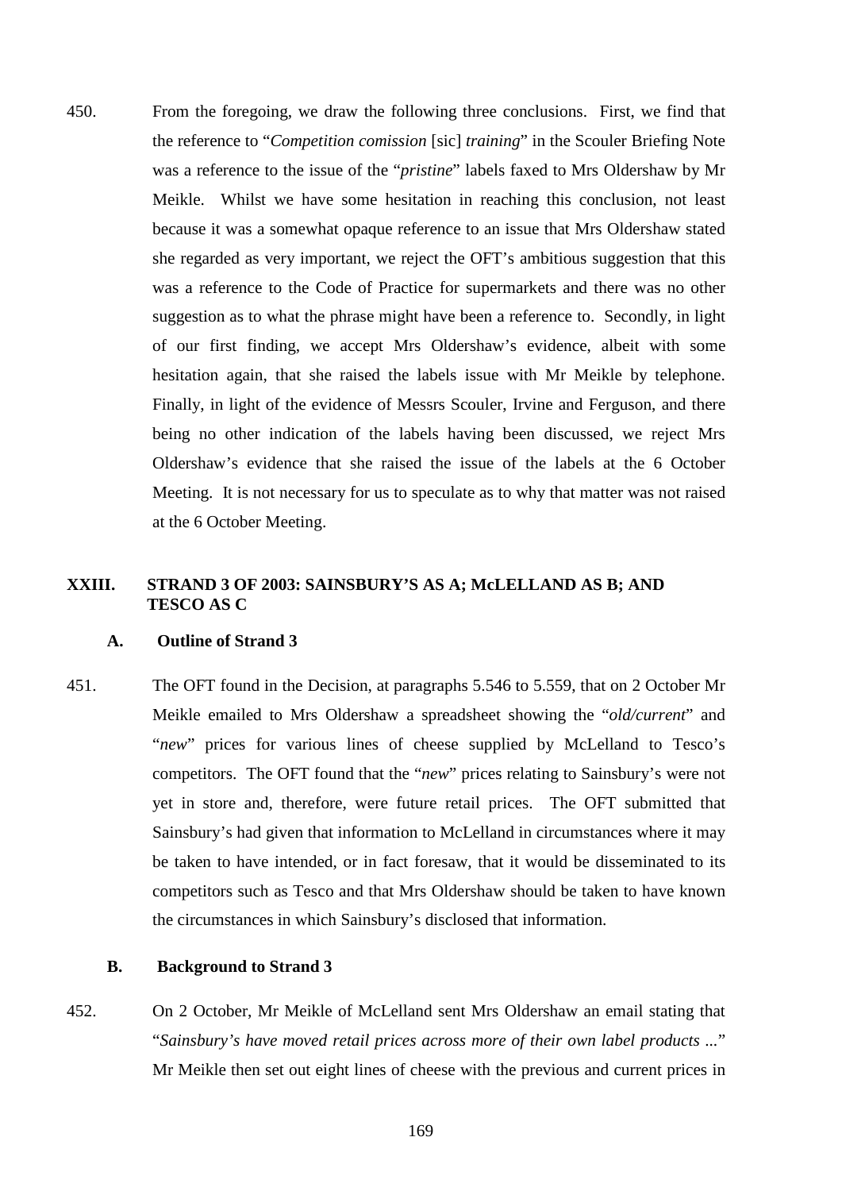450. From the foregoing, we draw the following three conclusions. First, we find that the reference to "*Competition comission* [sic] *training*" in the Scouler Briefing Note was a reference to the issue of the "*pristine*" labels faxed to Mrs Oldershaw by Mr Meikle. Whilst we have some hesitation in reaching this conclusion, not least because it was a somewhat opaque reference to an issue that Mrs Oldershaw stated she regarded as very important, we reject the OFT's ambitious suggestion that this was a reference to the Code of Practice for supermarkets and there was no other suggestion as to what the phrase might have been a reference to. Secondly, in light of our first finding, we accept Mrs Oldershaw's evidence, albeit with some hesitation again, that she raised the labels issue with Mr Meikle by telephone. Finally, in light of the evidence of Messrs Scouler, Irvine and Ferguson, and there being no other indication of the labels having been discussed, we reject Mrs Oldershaw's evidence that she raised the issue of the labels at the 6 October Meeting. It is not necessary for us to speculate as to why that matter was not raised at the 6 October Meeting.

## XXIII. STRAND 3 OF 2003: SAINSBURY'S AS A; McLELLAND AS B; AND TESCO AS C

### A. Outline of Strand 3

451. The OFT found in the Decision, at paragraphs 5.546 to 5.559, that on 2 October Mr Meikle emailed to Mrs Oldershaw a spreadsheet showing the "*old/current*" and "*new*" prices for various lines of cheese supplied by McLelland to Tesco's competitors. The OFT found that the "*new*" prices relating to Sainsbury's were not yet in store and, therefore, were future retail prices. The OFT submitted that Sainsbury's had given that information to McLelland in circumstances where it may be taken to have intended, or in fact foresaw, that it would be disseminated to its competitors such as Tesco and that Mrs Oldershaw should be taken to have known the circumstances in which Sainsbury's disclosed that information.

### B. Background to Strand 3

452. On 2 October, Mr Meikle of McLelland sent Mrs Oldershaw an email stating that "*Sainsbury's have moved retail prices across more of their own label products ...*" Mr Meikle then set out eight lines of cheese with the previous and current prices in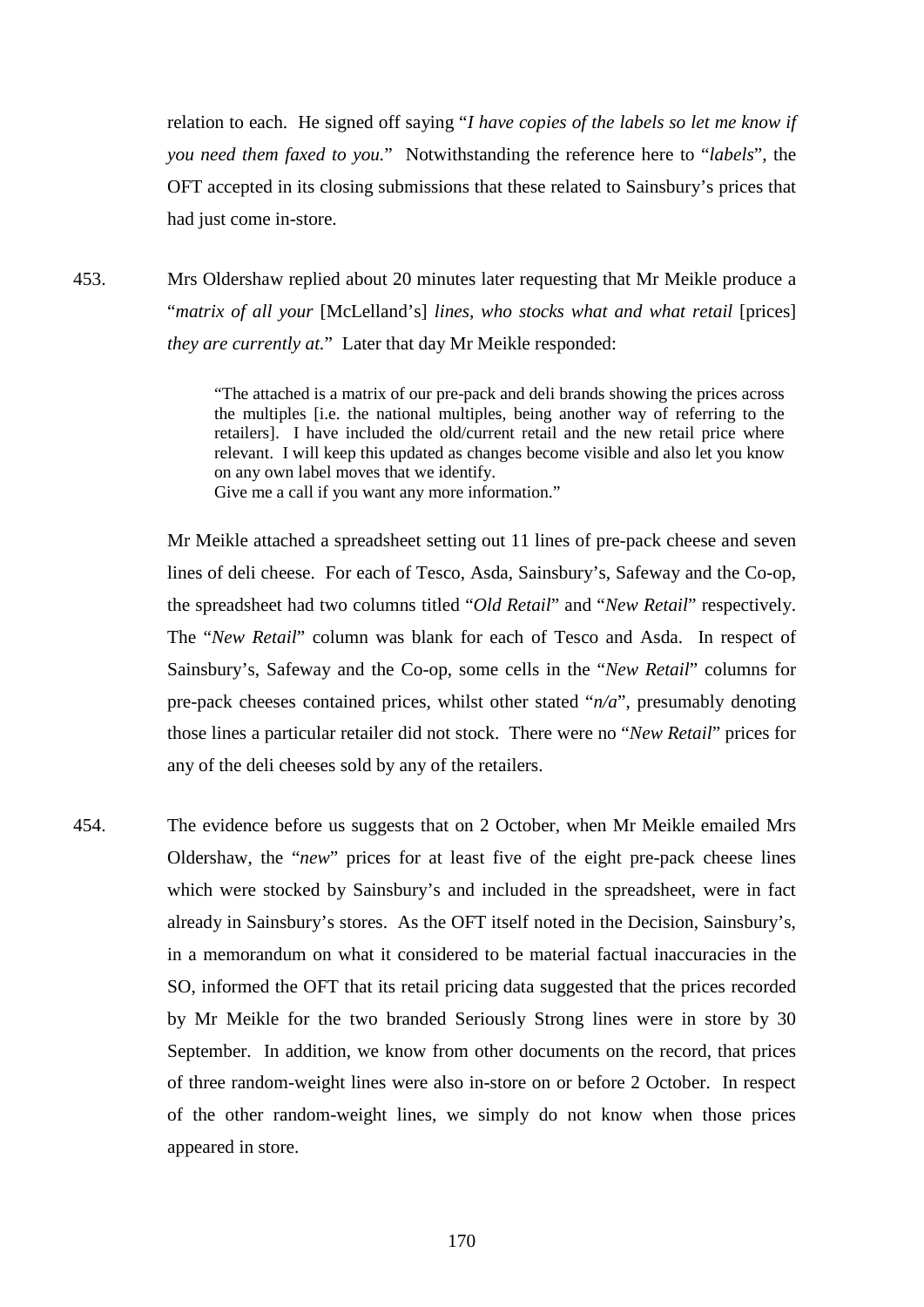relation to each. He signed off saying "*I have copies of the labels so let me know if you need them faxed to you.*" Notwithstanding the reference here to "*labels*", the OFT accepted in its closing submissions that these related to Sainsbury's prices that had just come in-store.

453. Mrs Oldershaw replied about 20 minutes later requesting that Mr Meikle produce a "*matrix of all your* [McLelland's] *lines, who stocks what and what retail* [prices] *they are currently at.*" Later that day Mr Meikle responded:

> "The attached is a matrix of our pre-pack and deli brands showing the prices across the multiples [i.e. the national multiples, being another way of referring to the retailers]. I have included the old/current retail and the new retail price where relevant. I will keep this updated as changes become visible and also let you know on any own label moves that we identify.
> Give me a call if you want any more information."

Mr Meikle attached a spreadsheet setting out 11 lines of pre-pack cheese and seven lines of deli cheese. For each of Tesco, Asda, Sainsbury's, Safeway and the Co-op, the spreadsheet had two columns titled "*Old Retail*" and "*New Retail*" respectively. The "*New Retail*" column was blank for each of Tesco and Asda. In respect of Sainsbury's, Safeway and the Co-op, some cells in the "*New Retail*" columns for pre-pack cheeses contained prices, whilst other stated "*n/a*", presumably denoting those lines a particular retailer did not stock. There were no "*New Retail*" prices for any of the deli cheeses sold by any of the retailers.

454. The evidence before us suggests that on 2 October, when Mr Meikle emailed Mrs Oldershaw, the "*new*" prices for at least five of the eight pre-pack cheese lines which were stocked by Sainsbury's and included in the spreadsheet, were in fact already in Sainsbury's stores. As the OFT itself noted in the Decision, Sainsbury's, in a memorandum on what it considered to be material factual inaccuracies in the SO, informed the OFT that its retail pricing data suggested that the prices recorded by Mr Meikle for the two branded Seriously Strong lines were in store by 30 September. In addition, we know from other documents on the record, that prices of three random-weight lines were also in-store on or before 2 October. In respect of the other random-weight lines, we simply do not know when those prices appeared in store.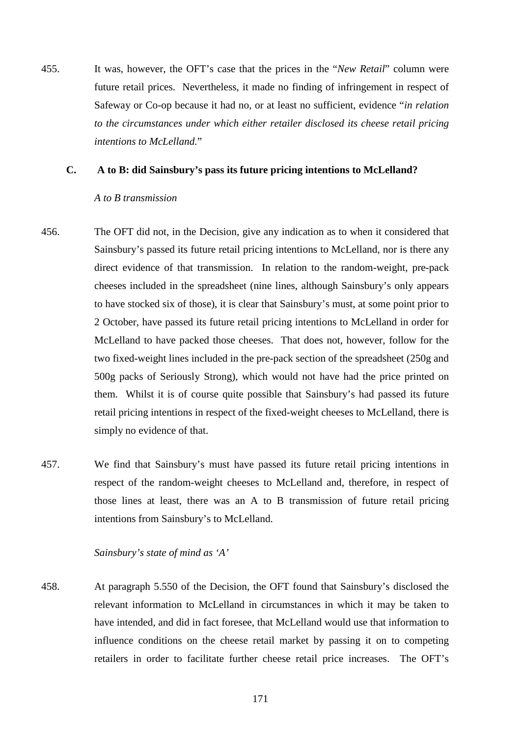455. It was, however, the OFT's case that the prices in the "*New Retail*" column were future retail prices. Nevertheless, it made no finding of infringement in respect of Safeway or Co-op because it had no, or at least no sufficient, evidence "*in relation to the circumstances under which either retailer disclosed its cheese retail pricing intentions to McLelland.*"

### C. A to B: did Sainsbury's pass its future pricing intentions to McLelland?

*A to B transmission*

456. The OFT did not, in the Decision, give any indication as to when it considered that Sainsbury's passed its future retail pricing intentions to McLelland, nor is there any direct evidence of that transmission. In relation to the random-weight, pre-pack cheeses included in the spreadsheet (nine lines, although Sainsbury's only appears to have stocked six of those), it is clear that Sainsbury's must, at some point prior to 2 October, have passed its future retail pricing intentions to McLelland in order for McLelland to have packed those cheeses. That does not, however, follow for the two fixed-weight lines included in the pre-pack section of the spreadsheet (250g and 500g packs of Seriously Strong), which would not have had the price printed on them. Whilst it is of course quite possible that Sainsbury's had passed its future retail pricing intentions in respect of the fixed-weight cheeses to McLelland, there is simply no evidence of that.

457. We find that Sainsbury's must have passed its future retail pricing intentions in respect of the random-weight cheeses to McLelland and, therefore, in respect of those lines at least, there was an A to B transmission of future retail pricing intentions from Sainsbury's to McLelland.

*Sainsbury's state of mind as 'A'*

458. At paragraph 5.550 of the Decision, the OFT found that Sainsbury's disclosed the relevant information to McLelland in circumstances in which it may be taken to have intended, and did in fact foresee, that McLelland would use that information to influence conditions on the cheese retail market by passing it on to competing retailers in order to facilitate further cheese retail price increases. The OFT's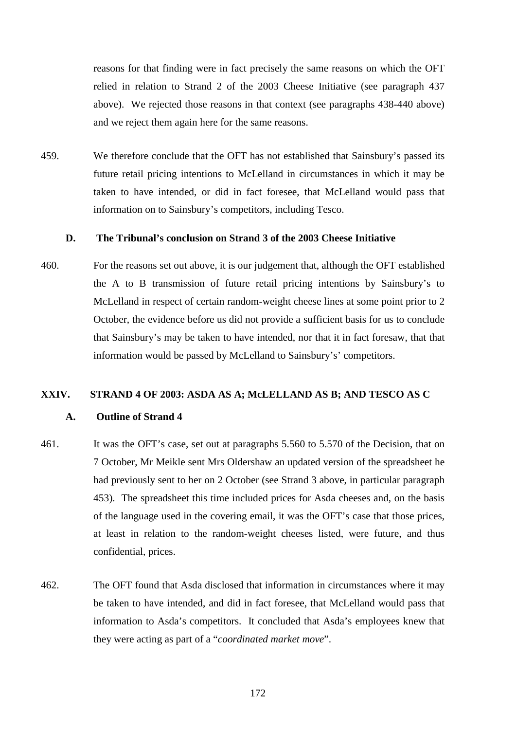reasons for that finding were in fact precisely the same reasons on which the OFT relied in relation to Strand 2 of the 2003 Cheese Initiative (see paragraph 437 above). We rejected those reasons in that context (see paragraphs 438-440 above) and we reject them again here for the same reasons.

459. We therefore conclude that the OFT has not established that Sainsbury's passed its future retail pricing intentions to McLelland in circumstances in which it may be taken to have intended, or did in fact foresee, that McLelland would pass that information on to Sainsbury's competitors, including Tesco.

### D. The Tribunal's conclusion on Strand 3 of the 2003 Cheese Initiative

460. For the reasons set out above, it is our judgement that, although the OFT established the A to B transmission of future retail pricing intentions by Sainsbury's to McLelland in respect of certain random-weight cheese lines at some point prior to 2 October, the evidence before us did not provide a sufficient basis for us to conclude that Sainsbury's may be taken to have intended, nor that it in fact foresaw, that that information would be passed by McLelland to Sainsbury's' competitors.

## XXIV. STRAND 4 OF 2003: ASDA AS A; McLELLAND AS B; AND TESCO AS C

### A. Outline of Strand 4

461. It was the OFT's case, set out at paragraphs 5.560 to 5.570 of the Decision, that on 7 October, Mr Meikle sent Mrs Oldershaw an updated version of the spreadsheet he had previously sent to her on 2 October (see Strand 3 above, in particular paragraph 453). The spreadsheet this time included prices for Asda cheeses and, on the basis of the language used in the covering email, it was the OFT's case that those prices, at least in relation to the random-weight cheeses listed, were future, and thus confidential, prices.

462. The OFT found that Asda disclosed that information in circumstances where it may be taken to have intended, and did in fact foresee, that McLelland would pass that information to Asda's competitors. It concluded that Asda's employees knew that they were acting as part of a "*coordinated market move*".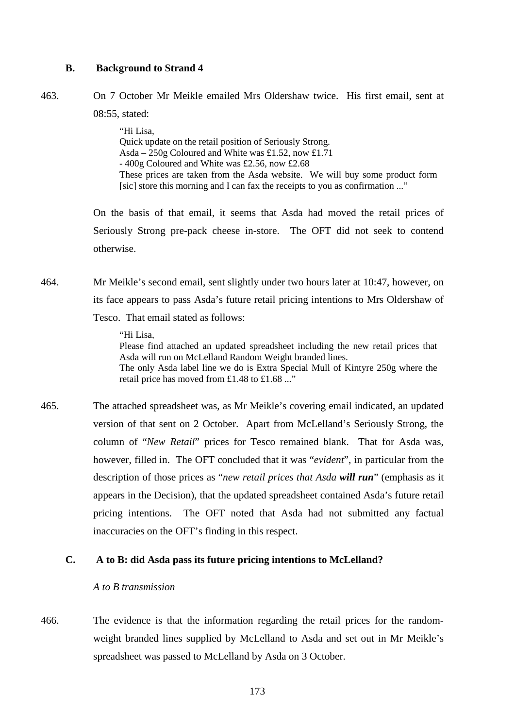## B. Background to Strand 4

463. On 7 October Mr Meikle emailed Mrs Oldershaw twice. His first email, sent at 08:55, stated:

> "Hi Lisa,
> Quick update on the retail position of Seriously Strong.
> Asda – 250g Coloured and White was £1.52, now £1.71
> - 400g Coloured and White was £2.56, now £2.68
> These prices are taken from the Asda website. We will buy some product form [sic] store this morning and I can fax the receipts to you as confirmation ..."

On the basis of that email, it seems that Asda had moved the retail prices of Seriously Strong pre-pack cheese in-store. The OFT did not seek to contend otherwise.

464. Mr Meikle's second email, sent slightly under two hours later at 10:47, however, on its face appears to pass Asda's future retail pricing intentions to Mrs Oldershaw of Tesco. That email stated as follows:

> "Hi Lisa,
> Please find attached an updated spreadsheet including the new retail prices that Asda will run on McLelland Random Weight branded lines.
> The only Asda label line we do is Extra Special Mull of Kintyre 250g where the retail price has moved from £1.48 to £1.68 ..."

465. The attached spreadsheet was, as Mr Meikle's covering email indicated, an updated version of that sent on 2 October. Apart from McLelland's Seriously Strong, the column of "*New Retail*" prices for Tesco remained blank. That for Asda was, however, filled in. The OFT concluded that it was "*evident*", in particular from the description of those prices as "*new retail prices that Asda **will run***" (emphasis as it appears in the Decision), that the updated spreadsheet contained Asda's future retail pricing intentions. The OFT noted that Asda had not submitted any factual inaccuracies on the OFT's finding in this respect.

## C. A to B: did Asda pass its future pricing intentions to McLelland?

*A to B transmission*

466. The evidence is that the information regarding the retail prices for the random-weight branded lines supplied by McLelland to Asda and set out in Mr Meikle's spreadsheet was passed to McLelland by Asda on 3 October.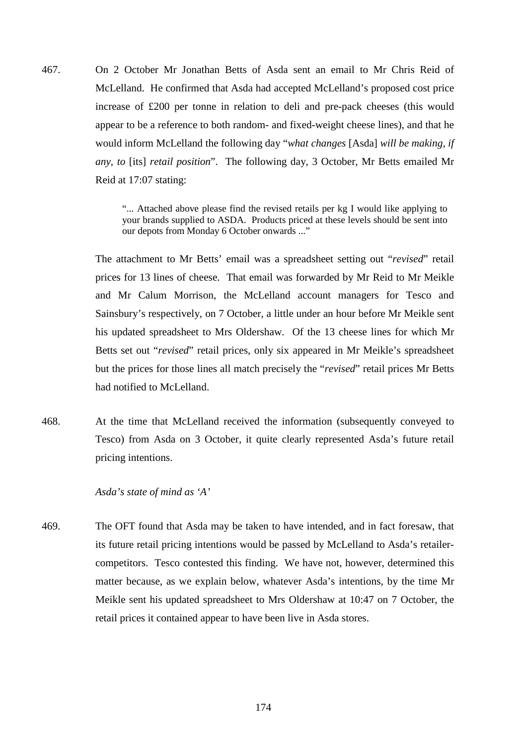467. On 2 October Mr Jonathan Betts of Asda sent an email to Mr Chris Reid of McLelland. He confirmed that Asda had accepted McLelland's proposed cost price increase of £200 per tonne in relation to deli and pre-pack cheeses (this would appear to be a reference to both random- and fixed-weight cheese lines), and that he would inform McLelland the following day "*what changes* [Asda] *will be making, if any, to* [its] *retail position*". The following day, 3 October, Mr Betts emailed Mr Reid at 17:07 stating:

> "... Attached above please find the revised retails per kg I would like applying to your brands supplied to ASDA. Products priced at these levels should be sent into our depots from Monday 6 October onwards ..."

The attachment to Mr Betts' email was a spreadsheet setting out "*revised*" retail prices for 13 lines of cheese. That email was forwarded by Mr Reid to Mr Meikle and Mr Calum Morrison, the McLelland account managers for Tesco and Sainsbury's respectively, on 7 October, a little under an hour before Mr Meikle sent his updated spreadsheet to Mrs Oldershaw. Of the 13 cheese lines for which Mr Betts set out "*revised*" retail prices, only six appeared in Mr Meikle's spreadsheet but the prices for those lines all match precisely the "*revised*" retail prices Mr Betts had notified to McLelland.

468. At the time that McLelland received the information (subsequently conveyed to Tesco) from Asda on 3 October, it quite clearly represented Asda's future retail pricing intentions.

*Asda's state of mind as 'A'*

469. The OFT found that Asda may be taken to have intended, and in fact foresaw, that its future retail pricing intentions would be passed by McLelland to Asda's retailer-competitors. Tesco contested this finding. We have not, however, determined this matter because, as we explain below, whatever Asda's intentions, by the time Mr Meikle sent his updated spreadsheet to Mrs Oldershaw at 10:47 on 7 October, the retail prices it contained appear to have been live in Asda stores.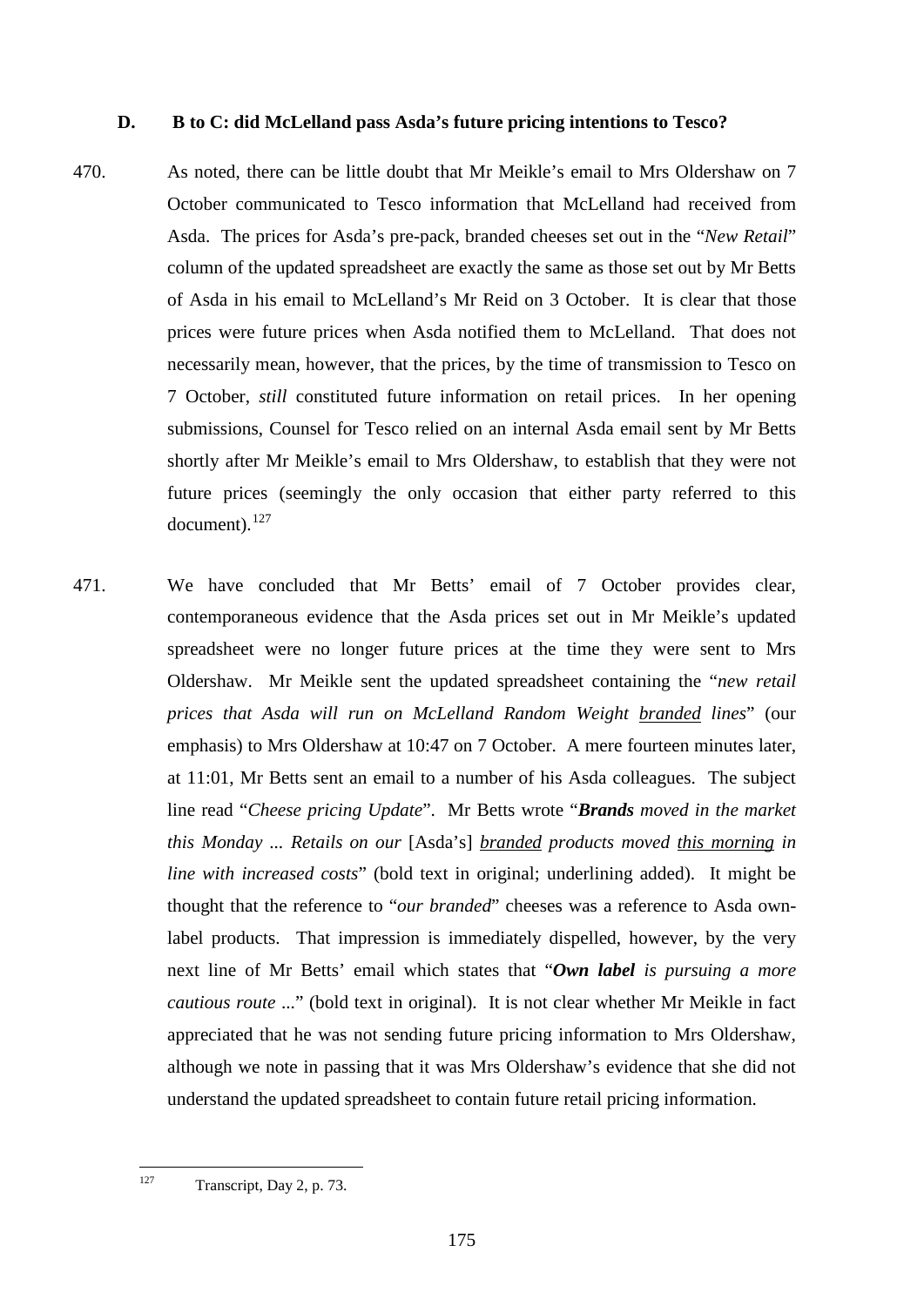### D. B to C: did McLelland pass Asda's future pricing intentions to Tesco?

470. As noted, there can be little doubt that Mr Meikle's email to Mrs Oldershaw on 7 October communicated to Tesco information that McLelland had received from Asda. The prices for Asda's pre-pack, branded cheeses set out in the "*New Retail*" column of the updated spreadsheet are exactly the same as those set out by Mr Betts of Asda in his email to McLelland's Mr Reid on 3 October. It is clear that those prices were future prices when Asda notified them to McLelland. That does not necessarily mean, however, that the prices, by the time of transmission to Tesco on 7 October, *still* constituted future information on retail prices. In her opening submissions, Counsel for Tesco relied on an internal Asda email sent by Mr Betts shortly after Mr Meikle's email to Mrs Oldershaw, to establish that they were not future prices (seemingly the only occasion that either party referred to this document).[127]

471. We have concluded that Mr Betts' email of 7 October provides clear, contemporaneous evidence that the Asda prices set out in Mr Meikle's updated spreadsheet were no longer future prices at the time they were sent to Mrs Oldershaw. Mr Meikle sent the updated spreadsheet containing the "*new retail prices that Asda will run on McLelland Random Weight <u>branded</u> lines*" (our emphasis) to Mrs Oldershaw at 10:47 on 7 October. A mere fourteen minutes later, at 11:01, Mr Betts sent an email to a number of his Asda colleagues. The subject line read "*Cheese pricing Update*". Mr Betts wrote "***Brands** moved in the market this Monday ... Retails on our* [Asda's] *<u>branded</u> products moved <u>this morning</u> in line with increased costs*" (bold text in original; underlining added). It might be thought that the reference to "*our branded*" cheeses was a reference to Asda own-label products. That impression is immediately dispelled, however, by the very next line of Mr Betts' email which states that "***Own label** is pursuing a more cautious route ...*" (bold text in original). It is not clear whether Mr Meikle in fact appreciated that he was not sending future pricing information to Mrs Oldershaw, although we note in passing that it was Mrs Oldershaw's evidence that she did not understand the updated spreadsheet to contain future retail pricing information.

---

[127] Transcript, Day 2, p. 73.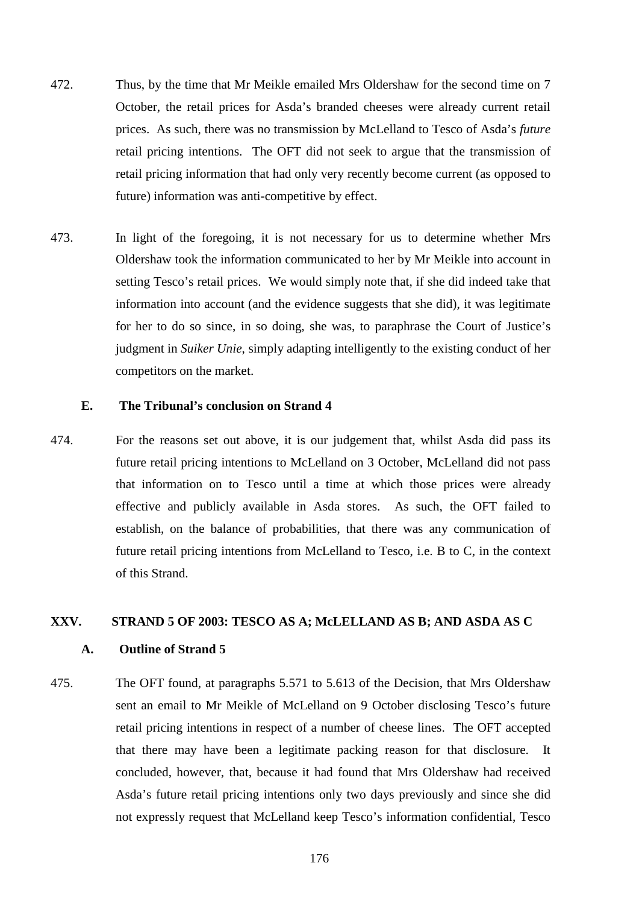472. Thus, by the time that Mr Meikle emailed Mrs Oldershaw for the second time on 7 October, the retail prices for Asda's branded cheeses were already current retail prices. As such, there was no transmission by McLelland to Tesco of Asda's *future* retail pricing intentions. The OFT did not seek to argue that the transmission of retail pricing information that had only very recently become current (as opposed to future) information was anti-competitive by effect.

473. In light of the foregoing, it is not necessary for us to determine whether Mrs Oldershaw took the information communicated to her by Mr Meikle into account in setting Tesco's retail prices. We would simply note that, if she did indeed take that information into account (and the evidence suggests that she did), it was legitimate for her to do so since, in so doing, she was, to paraphrase the Court of Justice's judgment in *Suiker Unie*, simply adapting intelligently to the existing conduct of her competitors on the market.

### E. The Tribunal's conclusion on Strand 4

474. For the reasons set out above, it is our judgement that, whilst Asda did pass its future retail pricing intentions to McLelland on 3 October, McLelland did not pass that information on to Tesco until a time at which those prices were already effective and publicly available in Asda stores. As such, the OFT failed to establish, on the balance of probabilities, that there was any communication of future retail pricing intentions from McLelland to Tesco, i.e. B to C, in the context of this Strand.

## XXV. STRAND 5 OF 2003: TESCO AS A; McLELLAND AS B; AND ASDA AS C

### A. Outline of Strand 5

475. The OFT found, at paragraphs 5.571 to 5.613 of the Decision, that Mrs Oldershaw sent an email to Mr Meikle of McLelland on 9 October disclosing Tesco's future retail pricing intentions in respect of a number of cheese lines. The OFT accepted that there may have been a legitimate packing reason for that disclosure. It concluded, however, that, because it had found that Mrs Oldershaw had received Asda's future retail pricing intentions only two days previously and since she did not expressly request that McLelland keep Tesco's information confidential, Tesco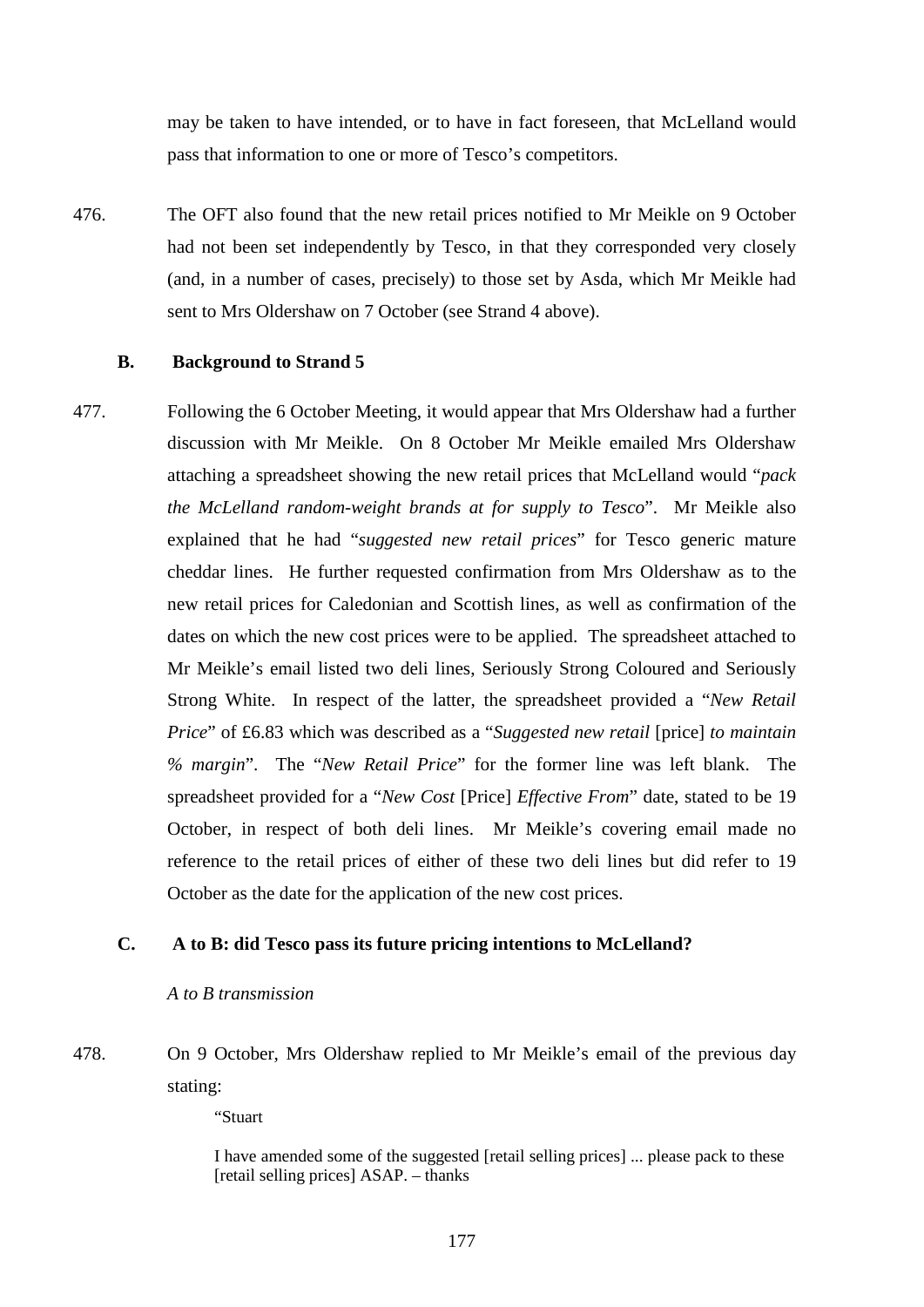may be taken to have intended, or to have in fact foreseen, that McLelland would pass that information to one or more of Tesco's competitors.

476. The OFT also found that the new retail prices notified to Mr Meikle on 9 October had not been set independently by Tesco, in that they corresponded very closely (and, in a number of cases, precisely) to those set by Asda, which Mr Meikle had sent to Mrs Oldershaw on 7 October (see Strand 4 above).

### B. Background to Strand 5

477. Following the 6 October Meeting, it would appear that Mrs Oldershaw had a further discussion with Mr Meikle. On 8 October Mr Meikle emailed Mrs Oldershaw attaching a spreadsheet showing the new retail prices that McLelland would "*pack the McLelland random-weight brands at for supply to Tesco*". Mr Meikle also explained that he had "*suggested new retail prices*" for Tesco generic mature cheddar lines. He further requested confirmation from Mrs Oldershaw as to the new retail prices for Caledonian and Scottish lines, as well as confirmation of the dates on which the new cost prices were to be applied. The spreadsheet attached to Mr Meikle's email listed two deli lines, Seriously Strong Coloured and Seriously Strong White. In respect of the latter, the spreadsheet provided a "*New Retail Price*" of £6.83 which was described as a "*Suggested new retail* [price] *to maintain % margin*". The "*New Retail Price*" for the former line was left blank. The spreadsheet provided for a "*New Cost* [Price] *Effective From*" date, stated to be 19 October, in respect of both deli lines. Mr Meikle's covering email made no reference to the retail prices of either of these two deli lines but did refer to 19 October as the date for the application of the new cost prices.

### C. A to B: did Tesco pass its future pricing intentions to McLelland?

*A to B transmission*

478. On 9 October, Mrs Oldershaw replied to Mr Meikle's email of the previous day stating:

> "Stuart
>
> I have amended some of the suggested [retail selling prices] ... please pack to these [retail selling prices] ASAP. – thanks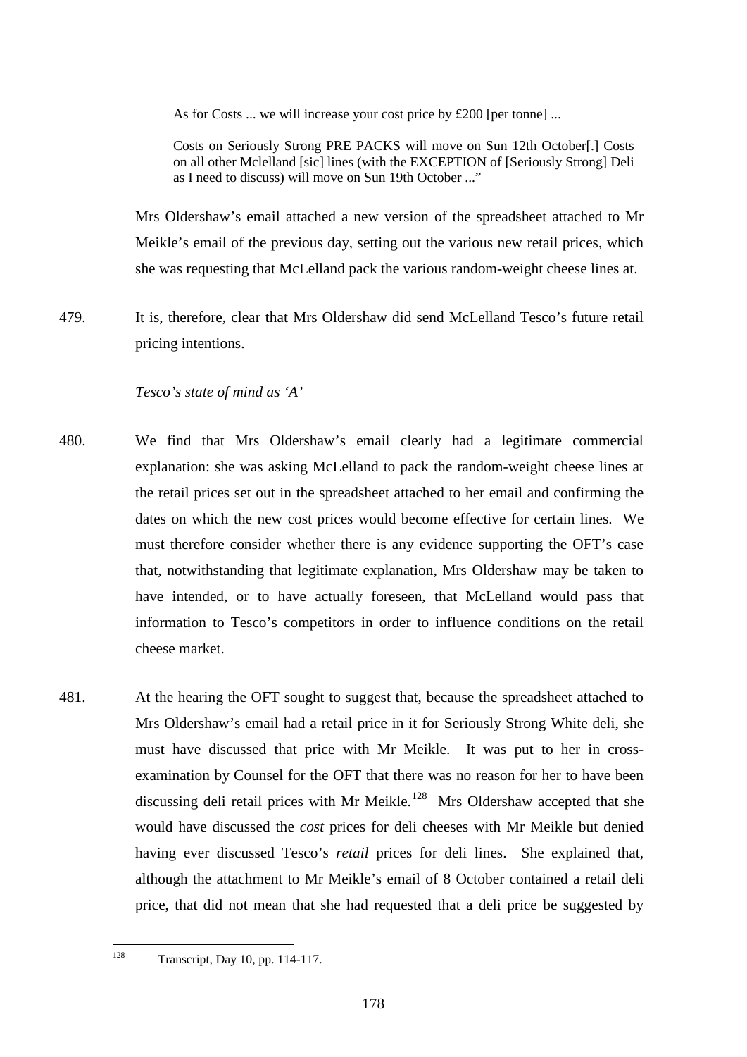> As for Costs ... we will increase your cost price by £200 [per tonne] ...
>
> Costs on Seriously Strong PRE PACKS will move on Sun 12th October[.] Costs on all other Mclelland [sic] lines (with the EXCEPTION of [Seriously Strong] Deli as I need to discuss) will move on Sun 19th October ..."

Mrs Oldershaw's email attached a new version of the spreadsheet attached to Mr Meikle's email of the previous day, setting out the various new retail prices, which she was requesting that McLelland pack the various random-weight cheese lines at.

479. It is, therefore, clear that Mrs Oldershaw did send McLelland Tesco's future retail pricing intentions.

*Tesco's state of mind as 'A'*

480. We find that Mrs Oldershaw's email clearly had a legitimate commercial explanation: she was asking McLelland to pack the random-weight cheese lines at the retail prices set out in the spreadsheet attached to her email and confirming the dates on which the new cost prices would become effective for certain lines. We must therefore consider whether there is any evidence supporting the OFT's case that, notwithstanding that legitimate explanation, Mrs Oldershaw may be taken to have intended, or to have actually foreseen, that McLelland would pass that information to Tesco's competitors in order to influence conditions on the retail cheese market.

481. At the hearing the OFT sought to suggest that, because the spreadsheet attached to Mrs Oldershaw's email had a retail price in it for Seriously Strong White deli, she must have discussed that price with Mr Meikle. It was put to her in cross-examination by Counsel for the OFT that there was no reason for her to have been discussing deli retail prices with Mr Meikle.[128] Mrs Oldershaw accepted that she would have discussed the *cost* prices for deli cheeses with Mr Meikle but denied having ever discussed Tesco's *retail* prices for deli lines. She explained that, although the attachment to Mr Meikle's email of 8 October contained a retail deli price, that did not mean that she had requested that a deli price be suggested by

---

[128] Transcript, Day 10, pp. 114-117.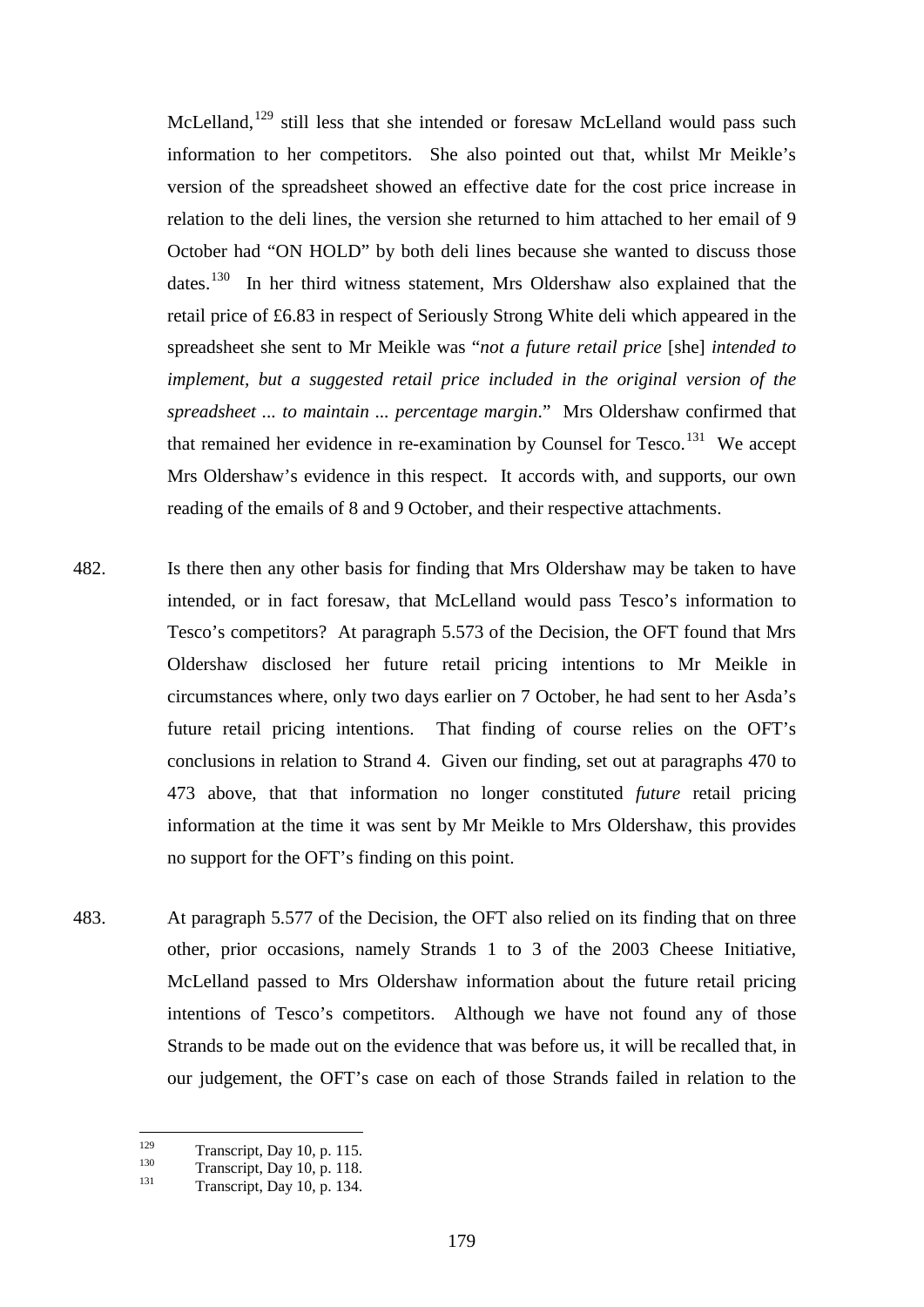McLelland,[129] still less that she intended or foresaw McLelland would pass such information to her competitors. She also pointed out that, whilst Mr Meikle's version of the spreadsheet showed an effective date for the cost price increase in relation to the deli lines, the version she returned to him attached to her email of 9 October had "ON HOLD" by both deli lines because she wanted to discuss those dates.[130] In her third witness statement, Mrs Oldershaw also explained that the retail price of £6.83 in respect of Seriously Strong White deli which appeared in the spreadsheet she sent to Mr Meikle was "*not a future retail price* [she] *intended to implement, but a suggested retail price included in the original version of the spreadsheet ... to maintain ... percentage margin*." Mrs Oldershaw confirmed that that remained her evidence in re-examination by Counsel for Tesco.[131] We accept Mrs Oldershaw's evidence in this respect. It accords with, and supports, our own reading of the emails of 8 and 9 October, and their respective attachments.

482. Is there then any other basis for finding that Mrs Oldershaw may be taken to have intended, or in fact foresaw, that McLelland would pass Tesco's information to Tesco's competitors? At paragraph 5.573 of the Decision, the OFT found that Mrs Oldershaw disclosed her future retail pricing intentions to Mr Meikle in circumstances where, only two days earlier on 7 October, he had sent to her Asda's future retail pricing intentions. That finding of course relies on the OFT's conclusions in relation to Strand 4. Given our finding, set out at paragraphs 470 to 473 above, that that information no longer constituted *future* retail pricing information at the time it was sent by Mr Meikle to Mrs Oldershaw, this provides no support for the OFT's finding on this point.

483. At paragraph 5.577 of the Decision, the OFT also relied on its finding that on three other, prior occasions, namely Strands 1 to 3 of the 2003 Cheese Initiative, McLelland passed to Mrs Oldershaw information about the future retail pricing intentions of Tesco's competitors. Although we have not found any of those Strands to be made out on the evidence that was before us, it will be recalled that, in our judgement, the OFT's case on each of those Strands failed in relation to the

---

[129] Transcript, Day 10, p. 115.

[130] Transcript, Day 10, p. 118.

[131] Transcript, Day 10, p. 134.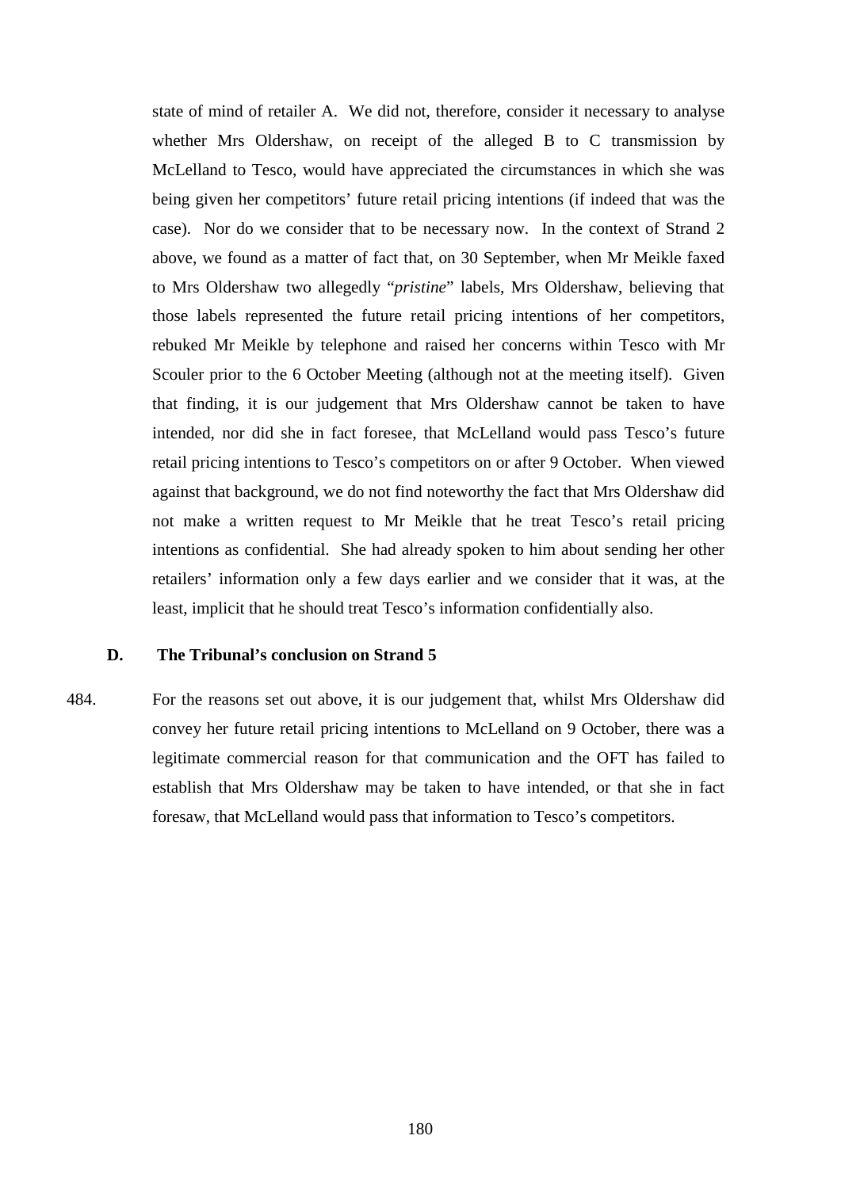state of mind of retailer A. We did not, therefore, consider it necessary to analyse whether Mrs Oldershaw, on receipt of the alleged B to C transmission by McLelland to Tesco, would have appreciated the circumstances in which she was being given her competitors' future retail pricing intentions (if indeed that was the case). Nor do we consider that to be necessary now. In the context of Strand 2 above, we found as a matter of fact that, on 30 September, when Mr Meikle faxed to Mrs Oldershaw two allegedly "*pristine*" labels, Mrs Oldershaw, believing that those labels represented the future retail pricing intentions of her competitors, rebuked Mr Meikle by telephone and raised her concerns within Tesco with Mr Scouler prior to the 6 October Meeting (although not at the meeting itself). Given that finding, it is our judgement that Mrs Oldershaw cannot be taken to have intended, nor did she in fact foresee, that McLelland would pass Tesco's future retail pricing intentions to Tesco's competitors on or after 9 October. When viewed against that background, we do not find noteworthy the fact that Mrs Oldershaw did not make a written request to Mr Meikle that he treat Tesco's retail pricing intentions as confidential. She had already spoken to him about sending her other retailers' information only a few days earlier and we consider that it was, at the least, implicit that he should treat Tesco's information confidentially also.

### D. The Tribunal's conclusion on Strand 5

484. For the reasons set out above, it is our judgement that, whilst Mrs Oldershaw did convey her future retail pricing intentions to McLelland on 9 October, there was a legitimate commercial reason for that communication and the OFT has failed to establish that Mrs Oldershaw may be taken to have intended, or that she in fact foresaw, that McLelland would pass that information to Tesco's competitors.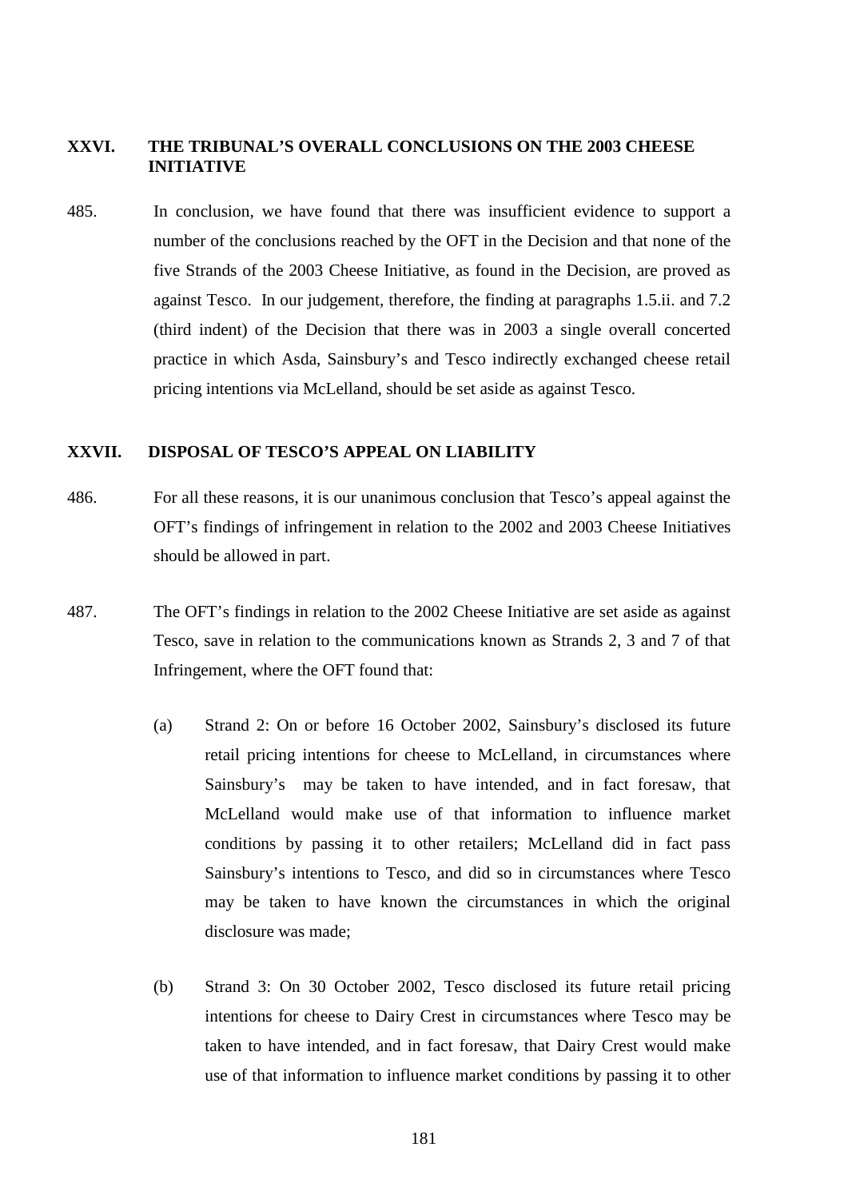## XXVI. THE TRIBUNAL'S OVERALL CONCLUSIONS ON THE 2003 CHEESE INITIATIVE

485. In conclusion, we have found that there was insufficient evidence to support a number of the conclusions reached by the OFT in the Decision and that none of the five Strands of the 2003 Cheese Initiative, as found in the Decision, are proved as against Tesco. In our judgement, therefore, the finding at paragraphs 1.5.ii. and 7.2 (third indent) of the Decision that there was in 2003 a single overall concerted practice in which Asda, Sainsbury's and Tesco indirectly exchanged cheese retail pricing intentions via McLelland, should be set aside as against Tesco.

## XXVII. DISPOSAL OF TESCO'S APPEAL ON LIABILITY

486. For all these reasons, it is our unanimous conclusion that Tesco's appeal against the OFT's findings of infringement in relation to the 2002 and 2003 Cheese Initiatives should be allowed in part.

487. The OFT's findings in relation to the 2002 Cheese Initiative are set aside as against Tesco, save in relation to the communications known as Strands 2, 3 and 7 of that Infringement, where the OFT found that:

(a) Strand 2: On or before 16 October 2002, Sainsbury's disclosed its future retail pricing intentions for cheese to McLelland, in circumstances where Sainsbury's may be taken to have intended, and in fact foresaw, that McLelland would make use of that information to influence market conditions by passing it to other retailers; McLelland did in fact pass Sainsbury's intentions to Tesco, and did so in circumstances where Tesco may be taken to have known the circumstances in which the original disclosure was made;

(b) Strand 3: On 30 October 2002, Tesco disclosed its future retail pricing intentions for cheese to Dairy Crest in circumstances where Tesco may be taken to have intended, and in fact foresaw, that Dairy Crest would make use of that information to influence market conditions by passing it to other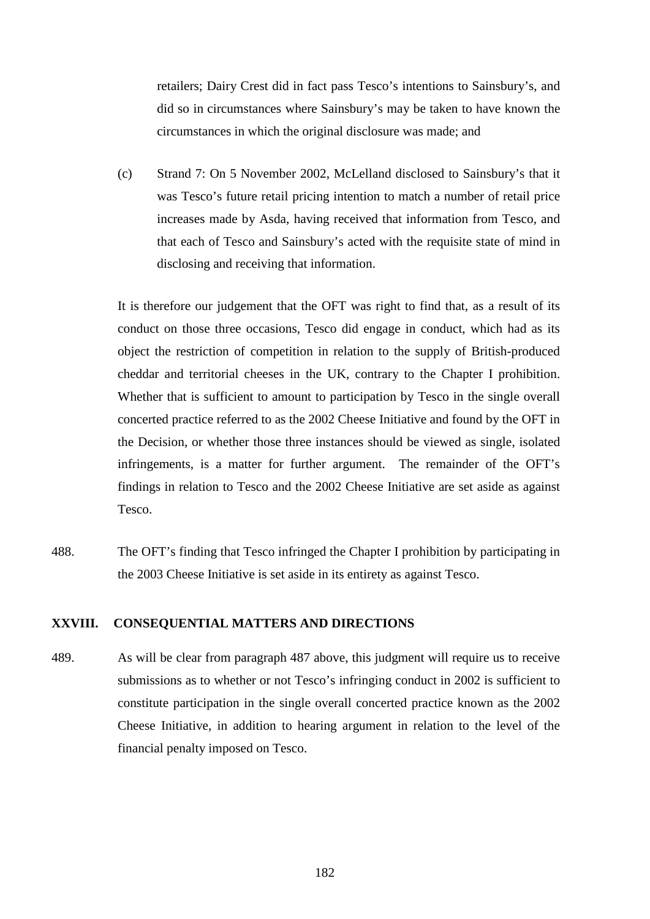retailers; Dairy Crest did in fact pass Tesco's intentions to Sainsbury's, and did so in circumstances where Sainsbury's may be taken to have known the circumstances in which the original disclosure was made; and

(c) Strand 7: On 5 November 2002, McLelland disclosed to Sainsbury's that it was Tesco's future retail pricing intention to match a number of retail price increases made by Asda, having received that information from Tesco, and that each of Tesco and Sainsbury's acted with the requisite state of mind in disclosing and receiving that information.

It is therefore our judgement that the OFT was right to find that, as a result of its conduct on those three occasions, Tesco did engage in conduct, which had as its object the restriction of competition in relation to the supply of British-produced cheddar and territorial cheeses in the UK, contrary to the Chapter I prohibition. Whether that is sufficient to amount to participation by Tesco in the single overall concerted practice referred to as the 2002 Cheese Initiative and found by the OFT in the Decision, or whether those three instances should be viewed as single, isolated infringements, is a matter for further argument. The remainder of the OFT's findings in relation to Tesco and the 2002 Cheese Initiative are set aside as against Tesco.

488. The OFT's finding that Tesco infringed the Chapter I prohibition by participating in the 2003 Cheese Initiative is set aside in its entirety as against Tesco.

## XXVIII. CONSEQUENTIAL MATTERS AND DIRECTIONS

489. As will be clear from paragraph 487 above, this judgment will require us to receive submissions as to whether or not Tesco's infringing conduct in 2002 is sufficient to constitute participation in the single overall concerted practice known as the 2002 Cheese Initiative, in addition to hearing argument in relation to the level of the financial penalty imposed on Tesco.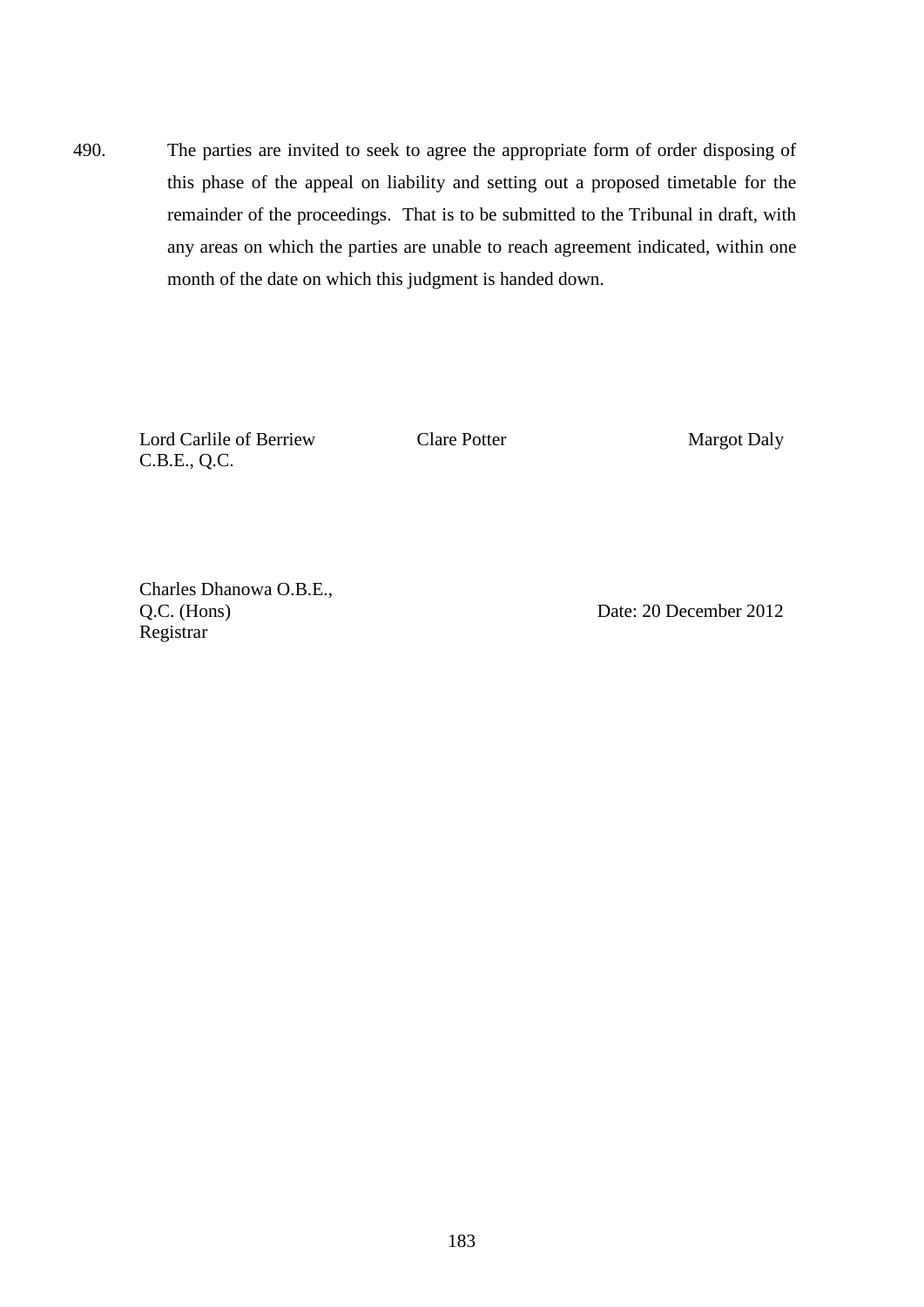490. The parties are invited to seek to agree the appropriate form of order disposing of this phase of the appeal on liability and setting out a proposed timetable for the remainder of the proceedings. That is to be submitted to the Tribunal in draft, with any areas on which the parties are unable to reach agreement indicated, within one month of the date on which this judgment is handed down.

Lord Carlile of Berriew C.B.E., Q.C. | Clare Potter | Margot Daly

Charles Dhanowa O.B.E., Q.C. (Hons)
Registrar

Date: 20 December 2012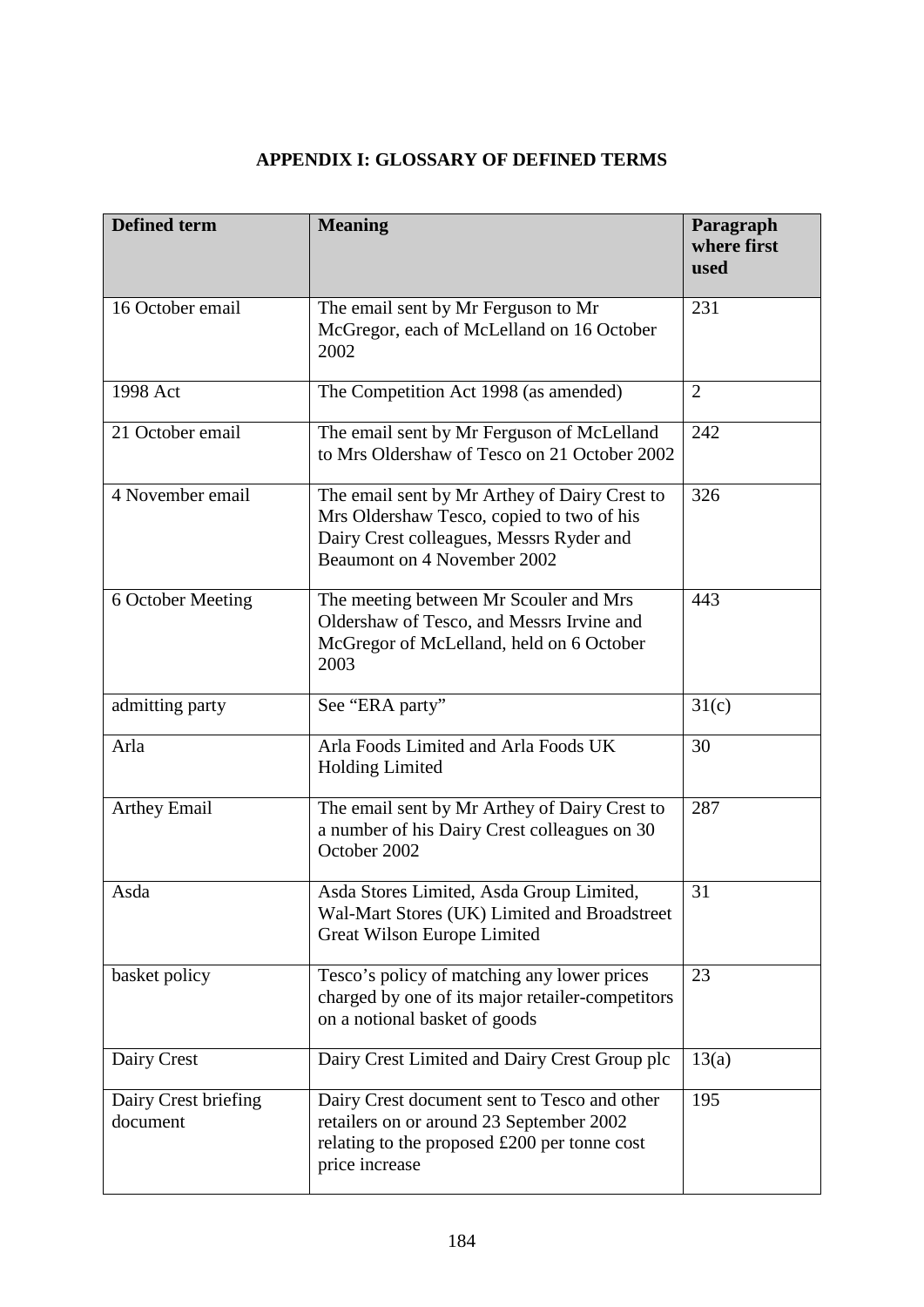## APPENDIX I: GLOSSARY OF DEFINED TERMS

| Defined term | Meaning | Paragraph where first used |
|---|---|---|
| 16 October email | The email sent by Mr Ferguson to Mr McGregor, each of McLelland on 16 October 2002 | 231 |
| 1998 Act | The Competition Act 1998 (as amended) | 2 |
| 21 October email | The email sent by Mr Ferguson of McLelland to Mrs Oldershaw of Tesco on 21 October 2002 | 242 |
| 4 November email | The email sent by Mr Arthey of Dairy Crest to Mrs Oldershaw Tesco, copied to two of his Dairy Crest colleagues, Messrs Ryder and Beaumont on 4 November 2002 | 326 |
| 6 October Meeting | The meeting between Mr Scouler and Mrs Oldershaw of Tesco, and Messrs Irvine and McGregor of McLelland, held on 6 October 2003 | 443 |
| admitting party | See "ERA party" | 31(c) |
| Arla | Arla Foods Limited and Arla Foods UK Holding Limited | 30 |
| Arthey Email | The email sent by Mr Arthey of Dairy Crest to a number of his Dairy Crest colleagues on 30 October 2002 | 287 |
| Asda | Asda Stores Limited, Asda Group Limited, Wal-Mart Stores (UK) Limited and Broadstreet Great Wilson Europe Limited | 31 |
| basket policy | Tesco's policy of matching any lower prices charged by one of its major retailer-competitors on a notional basket of goods | 23 |
| Dairy Crest | Dairy Crest Limited and Dairy Crest Group plc | 13(a) |
| Dairy Crest briefing document | Dairy Crest document sent to Tesco and other retailers on or around 23 September 2002 relating to the proposed £200 per tonne cost price increase | 195 |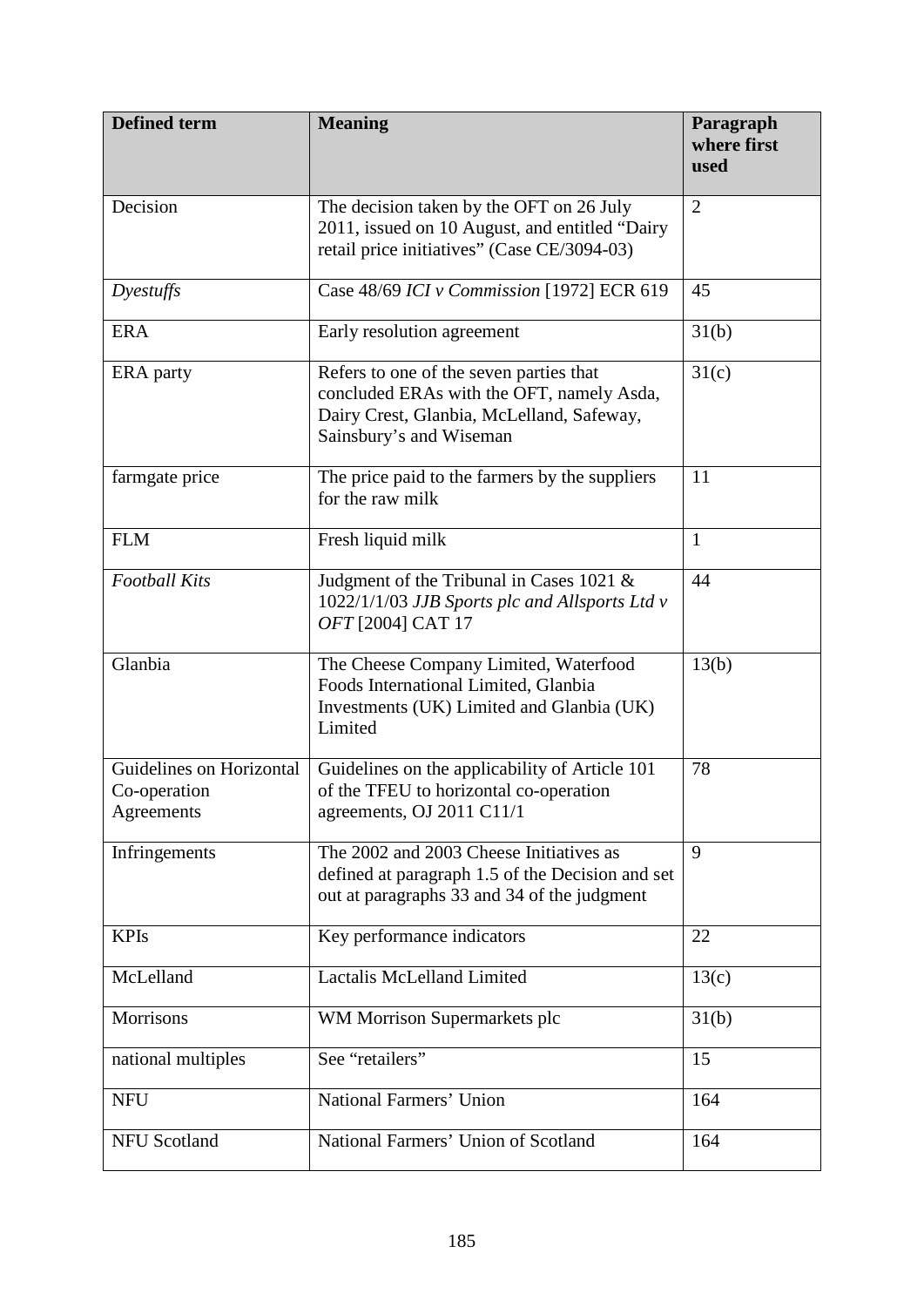| Defined term | Meaning | Paragraph where first used |
|---|---|---|
| Decision | The decision taken by the OFT on 26 July 2011, issued on 10 August, and entitled "Dairy retail price initiatives" (Case CE/3094-03) | 2 |
| *Dyestuffs* | Case 48/69 *ICI v Commission* [1972] ECR 619 | 45 |
| ERA | Early resolution agreement | 31(b) |
| ERA party | Refers to one of the seven parties that concluded ERAs with the OFT, namely Asda, Dairy Crest, Glanbia, McLelland, Safeway, Sainsbury's and Wiseman | 31(c) |
| farmgate price | The price paid to the farmers by the suppliers for the raw milk | 11 |
| FLM | Fresh liquid milk | 1 |
| *Football Kits* | Judgment of the Tribunal in Cases 1021 & 1022/1/1/03 *JJB Sports plc and Allsports Ltd v OFT* [2004] CAT 17 | 44 |
| Glanbia | The Cheese Company Limited, Waterfood Foods International Limited, Glanbia Investments (UK) Limited and Glanbia (UK) Limited | 13(b) |
| Guidelines on Horizontal Co-operation Agreements | Guidelines on the applicability of Article 101 of the TFEU to horizontal co-operation agreements, OJ 2011 C11/1 | 78 |
| Infringements | The 2002 and 2003 Cheese Initiatives as defined at paragraph 1.5 of the Decision and set out at paragraphs 33 and 34 of the judgment | 9 |
| KPIs | Key performance indicators | 22 |
| McLelland | Lactalis McLelland Limited | 13(c) |
| Morrisons | WM Morrison Supermarkets plc | 31(b) |
| national multiples | See "retailers" | 15 |
| NFU | National Farmers' Union | 164 |
| NFU Scotland | National Farmers' Union of Scotland | 164 |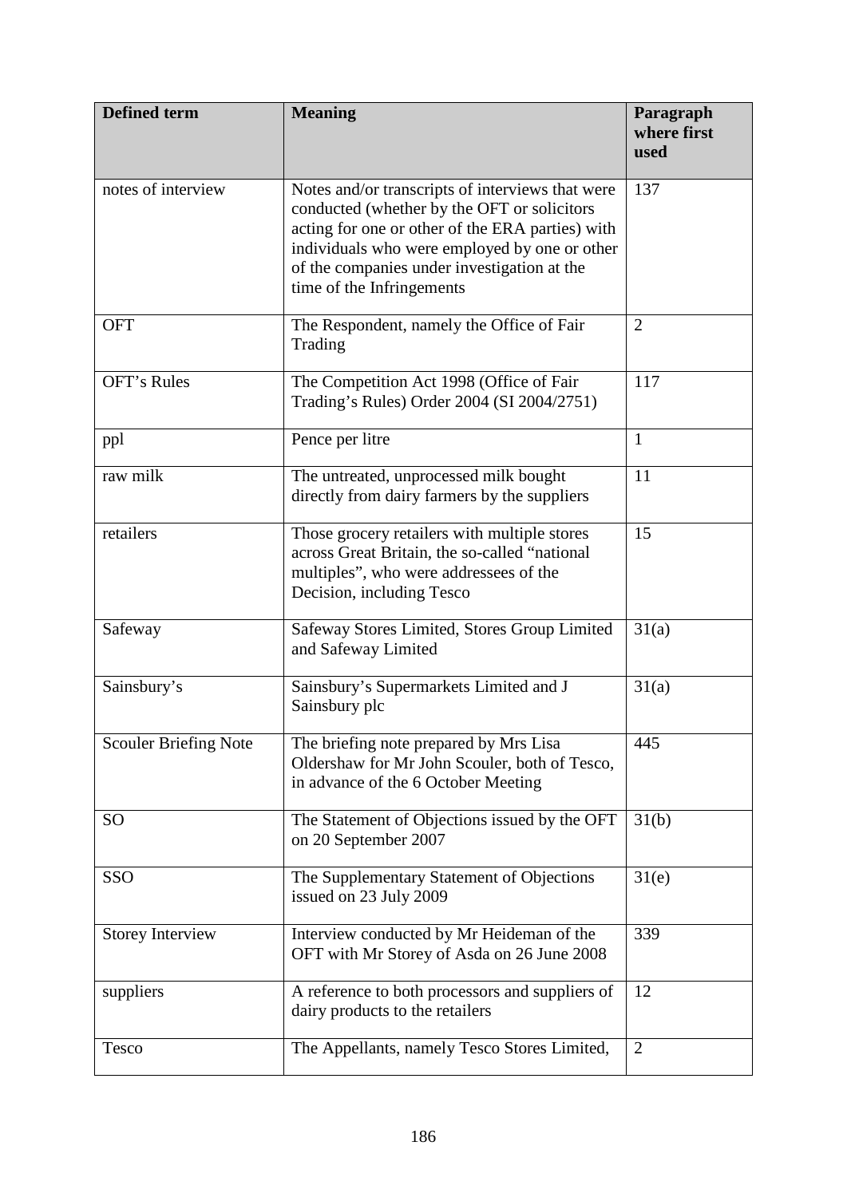| Defined term | Meaning | Paragraph where first used |
|---|---|---|
| notes of interview | Notes and/or transcripts of interviews that were conducted (whether by the OFT or solicitors acting for one or other of the ERA parties) with individuals who were employed by one or other of the companies under investigation at the time of the Infringements | 137 |
| OFT | The Respondent, namely the Office of Fair Trading | 2 |
| OFT's Rules | The Competition Act 1998 (Office of Fair Trading's Rules) Order 2004 (SI 2004/2751) | 117 |
| ppl | Pence per litre | 1 |
| raw milk | The untreated, unprocessed milk bought directly from dairy farmers by the suppliers | 11 |
| retailers | Those grocery retailers with multiple stores across Great Britain, the so-called "national multiples", who were addressees of the Decision, including Tesco | 15 |
| Safeway | Safeway Stores Limited, Stores Group Limited and Safeway Limited | 31(a) |
| Sainsbury's | Sainsbury's Supermarkets Limited and J Sainsbury plc | 31(a) |
| Scouler Briefing Note | The briefing note prepared by Mrs Lisa Oldershaw for Mr John Scouler, both of Tesco, in advance of the 6 October Meeting | 445 |
| SO | The Statement of Objections issued by the OFT on 20 September 2007 | 31(b) |
| SSO | The Supplementary Statement of Objections issued on 23 July 2009 | 31(e) |
| Storey Interview | Interview conducted by Mr Heideman of the OFT with Mr Storey of Asda on 26 June 2008 | 339 |
| suppliers | A reference to both processors and suppliers of dairy products to the retailers | 12 |
| Tesco | The Appellants, namely Tesco Stores Limited, | 2 |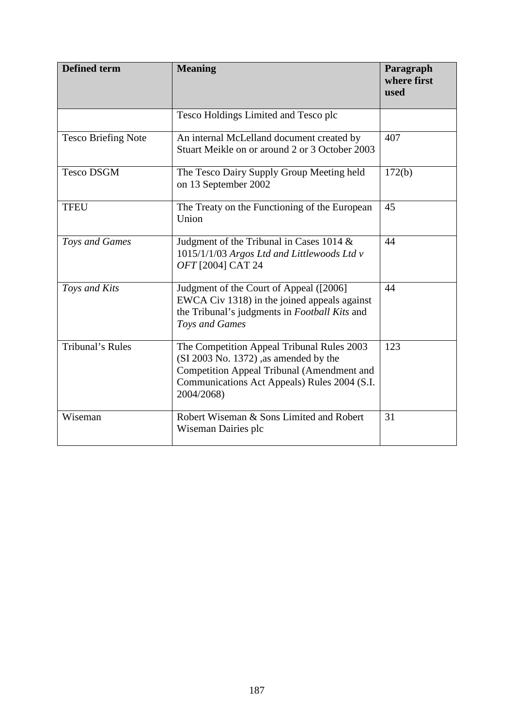| Defined term | Meaning | Paragraph where first used |
|---|---|---|
| | Tesco Holdings Limited and Tesco plc | |
| Tesco Briefing Note | An internal McLelland document created by Stuart Meikle on or around 2 or 3 October 2003 | 407 |
| Tesco DSGM | The Tesco Dairy Supply Group Meeting held on 13 September 2002 | 172(b) |
| TFEU | The Treaty on the Functioning of the European Union | 45 |
| *Toys and Games* | Judgment of the Tribunal in Cases 1014 & 1015/1/1/03 *Argos Ltd and Littlewoods Ltd v OFT* [2004] CAT 24 | 44 |
| *Toys and Kits* | Judgment of the Court of Appeal ([2006] EWCA Civ 1318) in the joined appeals against the Tribunal's judgments in *Football Kits* and *Toys and Games* | 44 |
| Tribunal's Rules | The Competition Appeal Tribunal Rules 2003 (SI 2003 No. 1372) ,as amended by the Competition Appeal Tribunal (Amendment and Communications Act Appeals) Rules 2004 (S.I. 2004/2068) | 123 |
| Wiseman | Robert Wiseman & Sons Limited and Robert Wiseman Dairies plc | 31 |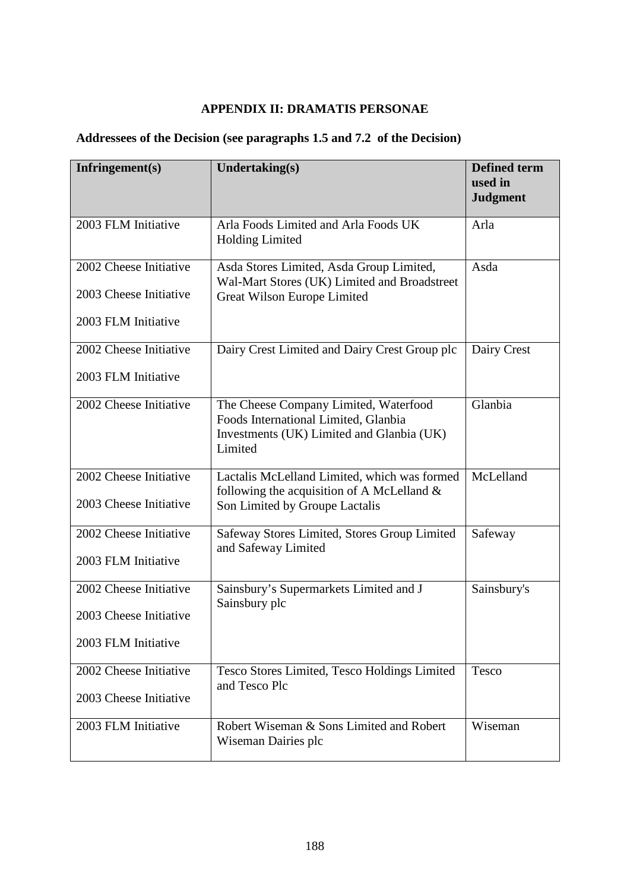# APPENDIX II: DRAMATIS PERSONAE

## Addressees of the Decision (see paragraphs 1.5 and 7.2 of the Decision)

| Infringement(s) | Undertaking(s) | Defined term used in Judgment |
|---|---|---|
| 2003 FLM Initiative | Arla Foods Limited and Arla Foods UK Holding Limited | Arla |
| 2002 Cheese Initiative<br><br>2003 Cheese Initiative<br><br>2003 FLM Initiative | Asda Stores Limited, Asda Group Limited, Wal-Mart Stores (UK) Limited and Broadstreet Great Wilson Europe Limited | Asda |
| 2002 Cheese Initiative<br><br>2003 FLM Initiative | Dairy Crest Limited and Dairy Crest Group plc | Dairy Crest |
| 2002 Cheese Initiative | The Cheese Company Limited, Waterfood Foods International Limited, Glanbia Investments (UK) Limited and Glanbia (UK) Limited | Glanbia |
| 2002 Cheese Initiative<br><br>2003 Cheese Initiative | Lactalis McLelland Limited, which was formed following the acquisition of A McLelland & Son Limited by Groupe Lactalis | McLelland |
| 2002 Cheese Initiative<br><br>2003 FLM Initiative | Safeway Stores Limited, Stores Group Limited and Safeway Limited | Safeway |
| 2002 Cheese Initiative<br><br>2003 Cheese Initiative<br><br>2003 FLM Initiative | Sainsbury's Supermarkets Limited and J Sainsbury plc | Sainsbury's |
| 2002 Cheese Initiative<br><br>2003 Cheese Initiative | Tesco Stores Limited, Tesco Holdings Limited and Tesco Plc | Tesco |
| 2003 FLM Initiative | Robert Wiseman & Sons Limited and Robert Wiseman Dairies plc | Wiseman |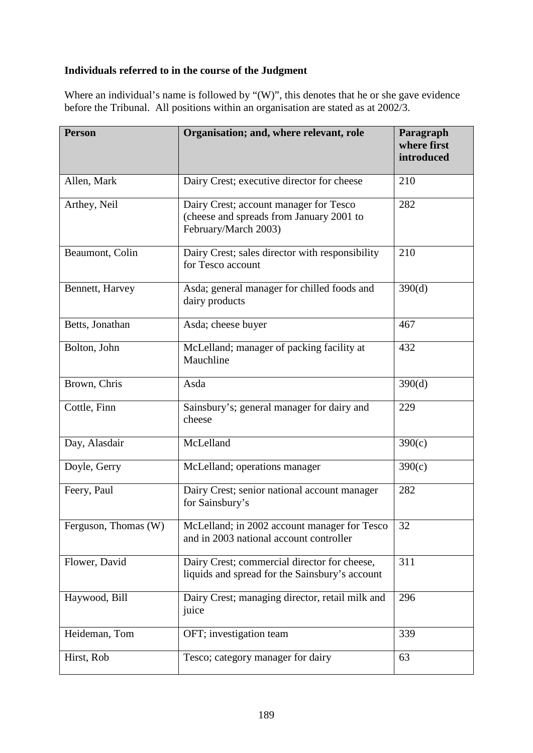**Individuals referred to in the course of the Judgment**

Where an individual's name is followed by "(W)", this denotes that he or she gave evidence before the Tribunal. All positions within an organisation are stated as at 2002/3.

| Person | Organisation; and, where relevant, role | Paragraph where first introduced |
|---|---|---|
| Allen, Mark | Dairy Crest; executive director for cheese | 210 |
| Arthey, Neil | Dairy Crest; account manager for Tesco (cheese and spreads from January 2001 to February/March 2003) | 282 |
| Beaumont, Colin | Dairy Crest; sales director with responsibility for Tesco account | 210 |
| Bennett, Harvey | Asda; general manager for chilled foods and dairy products | 390(d) |
| Betts, Jonathan | Asda; cheese buyer | 467 |
| Bolton, John | McLelland; manager of packing facility at Mauchline | 432 |
| Brown, Chris | Asda | 390(d) |
| Cottle, Finn | Sainsbury's; general manager for dairy and cheese | 229 |
| Day, Alasdair | McLelland | 390(c) |
| Doyle, Gerry | McLelland; operations manager | 390(c) |
| Feery, Paul | Dairy Crest; senior national account manager for Sainsbury's | 282 |
| Ferguson, Thomas (W) | McLelland; in 2002 account manager for Tesco and in 2003 national account controller | 32 |
| Flower, David | Dairy Crest; commercial director for cheese, liquids and spread for the Sainsbury's account | 311 |
| Haywood, Bill | Dairy Crest; managing director, retail milk and juice | 296 |
| Heideman, Tom | OFT; investigation team | 339 |
| Hirst, Rob | Tesco; category manager for dairy | 63 |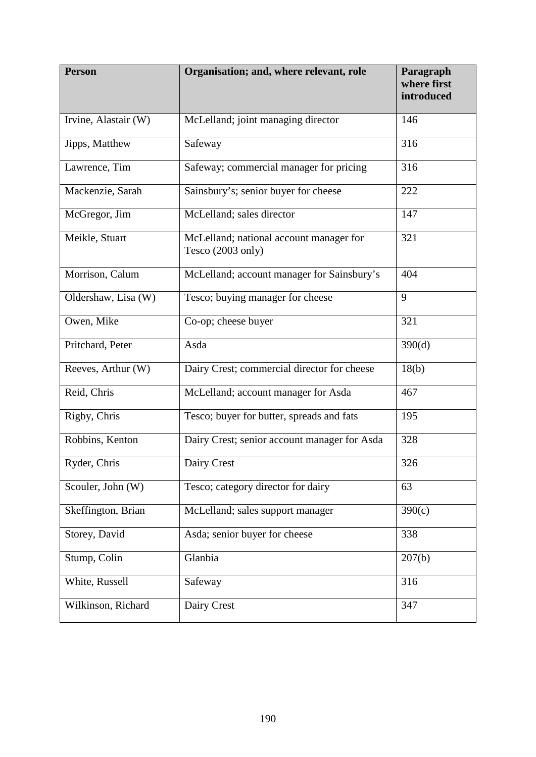| Person | Organisation; and, where relevant, role | Paragraph where first introduced |
|---|---|---|
| Irvine, Alastair (W) | McLelland; joint managing director | 146 |
| Jipps, Matthew | Safeway | 316 |
| Lawrence, Tim | Safeway; commercial manager for pricing | 316 |
| Mackenzie, Sarah | Sainsbury's; senior buyer for cheese | 222 |
| McGregor, Jim | McLelland; sales director | 147 |
| Meikle, Stuart | McLelland; national account manager for Tesco (2003 only) | 321 |
| Morrison, Calum | McLelland; account manager for Sainsbury's | 404 |
| Oldershaw, Lisa (W) | Tesco; buying manager for cheese | 9 |
| Owen, Mike | Co-op; cheese buyer | 321 |
| Pritchard, Peter | Asda | 390(d) |
| Reeves, Arthur (W) | Dairy Crest; commercial director for cheese | 18(b) |
| Reid, Chris | McLelland; account manager for Asda | 467 |
| Rigby, Chris | Tesco; buyer for butter, spreads and fats | 195 |
| Robbins, Kenton | Dairy Crest; senior account manager for Asda | 328 |
| Ryder, Chris | Dairy Crest | 326 |
| Scouler, John (W) | Tesco; category director for dairy | 63 |
| Skeffington, Brian | McLelland; sales support manager | 390(c) |
| Storey, David | Asda; senior buyer for cheese | 338 |
| Stump, Colin | Glanbia | 207(b) |
| White, Russell | Safeway | 316 |
| Wilkinson, Richard | Dairy Crest | 347 |